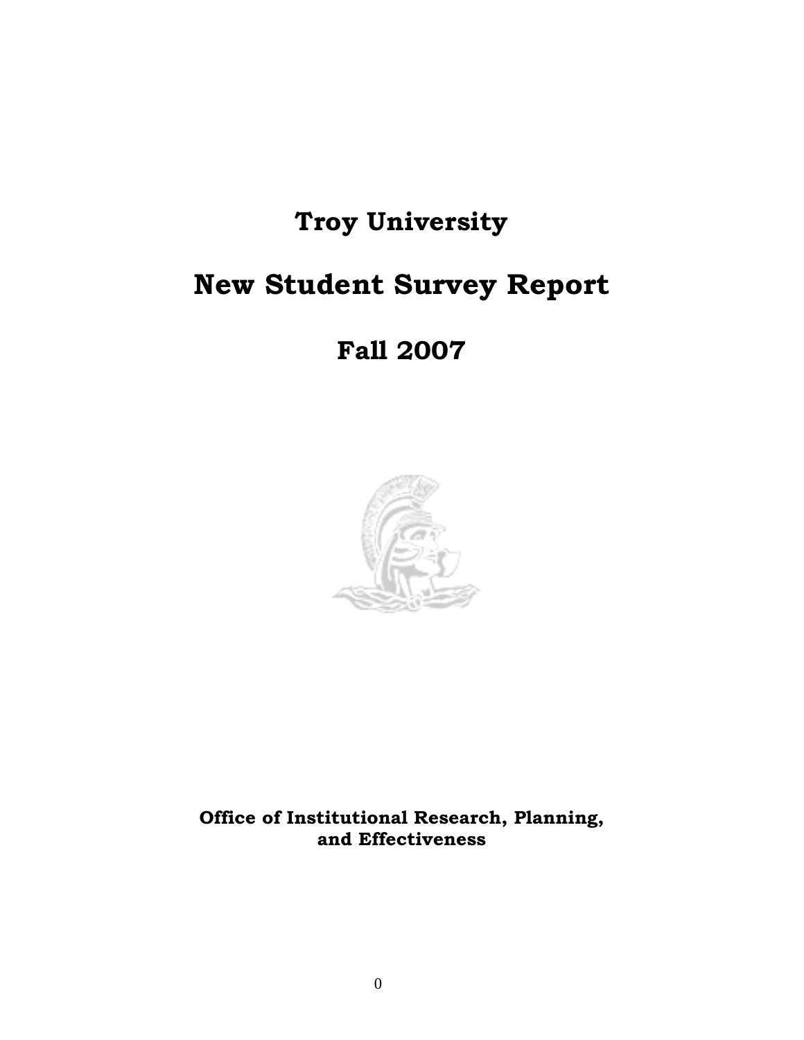# Troy University

# New Student Survey Report

# Fall 2007

**Office of Institutional Research, Planning, and Effectiveness**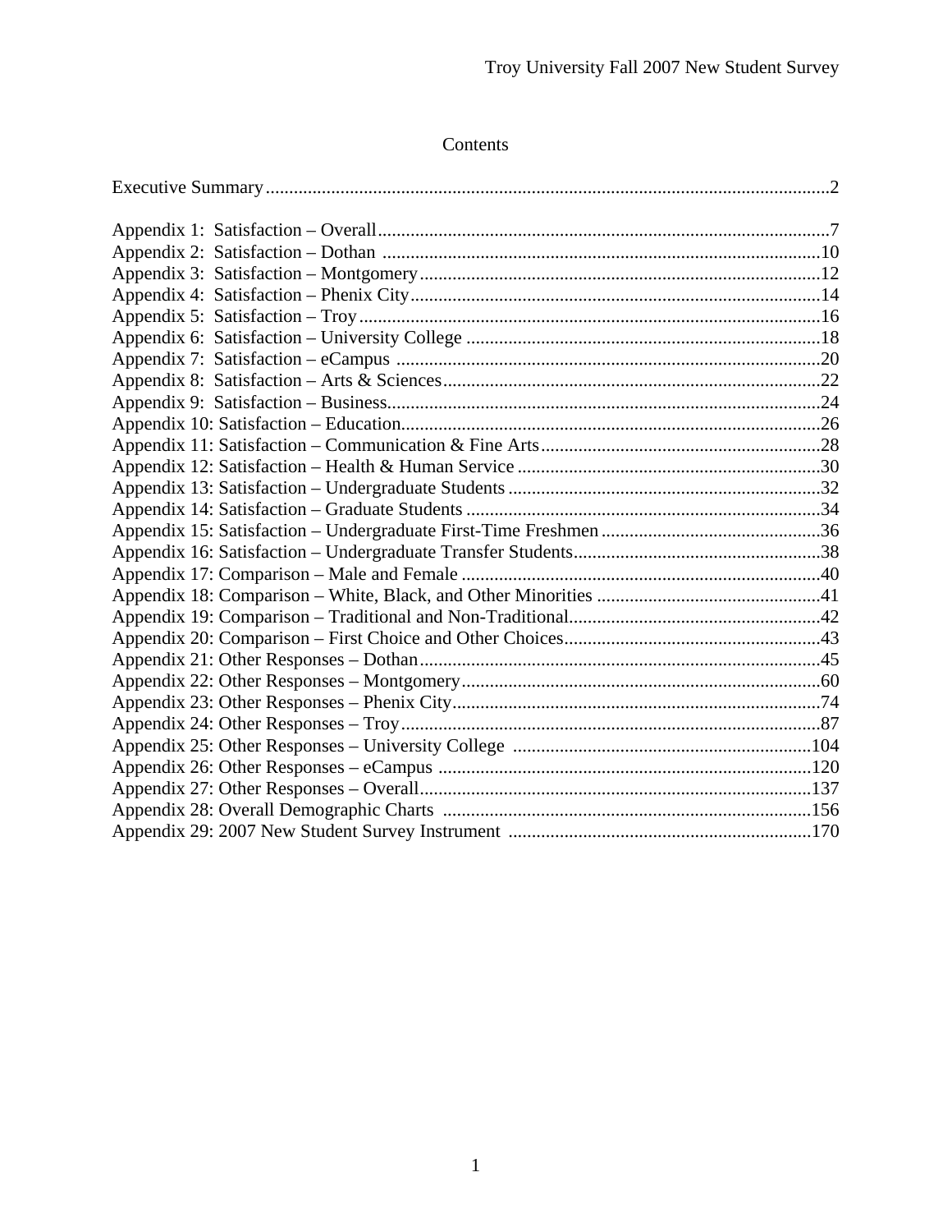# Contents

Executive Summary ........................................................................................................2

Appendix 1: Satisfaction – Overall ................................................................................7
Appendix 2: Satisfaction – Dothan ...............................................................................10
Appendix 3: Satisfaction – Montgomery .......................................................................12
Appendix 4: Satisfaction – Phenix City .........................................................................14
Appendix 5: Satisfaction – Troy ....................................................................................16
Appendix 6: Satisfaction – University College .............................................................18
Appendix 7: Satisfaction – eCampus ............................................................................20
Appendix 8: Satisfaction – Arts & Sciences ..................................................................22
Appendix 9: Satisfaction – Business .............................................................................24
Appendix 10: Satisfaction – Education .........................................................................26
Appendix 11: Satisfaction – Communication & Fine Arts ............................................28
Appendix 12: Satisfaction – Health & Human Service .................................................30
Appendix 13: Satisfaction – Undergraduate Students ...................................................32
Appendix 14: Satisfaction – Graduate Students ............................................................34
Appendix 15: Satisfaction – Undergraduate First-Time Freshmen ...............................36
Appendix 16: Satisfaction – Undergraduate Transfer Students .....................................38
Appendix 17: Comparison – Male and Female .............................................................40
Appendix 18: Comparison – White, Black, and Other Minorities ................................41
Appendix 19: Comparison – Traditional and Non-Traditional ......................................42
Appendix 20: Comparison – First Choice and Other Choices .......................................43
Appendix 21: Other Responses – Dothan ......................................................................45
Appendix 22: Other Responses – Montgomery .............................................................60
Appendix 23: Other Responses – Phenix City ...............................................................74
Appendix 24: Other Responses – Troy ..........................................................................87
Appendix 25: Other Responses – University College ..................................................104
Appendix 26: Other Responses – eCampus .................................................................120
Appendix 27: Other Responses – Overall ....................................................................137
Appendix 28: Overall Demographic Charts .................................................................156
Appendix 29: 2007 New Student Survey Instrument ...................................................170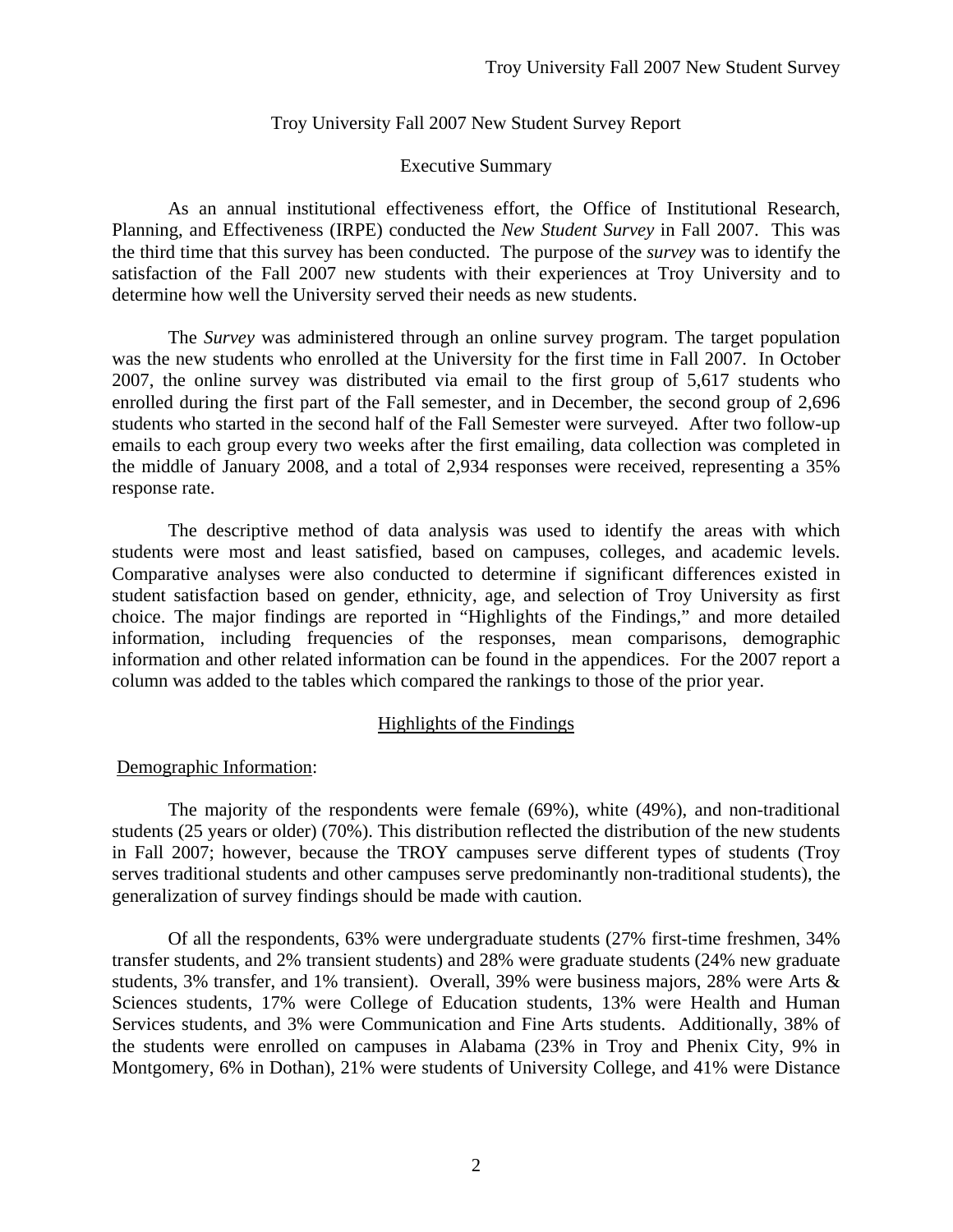Troy University Fall 2007 New Student Survey Report

Executive Summary

As an annual institutional effectiveness effort, the Office of Institutional Research, Planning, and Effectiveness (IRPE) conducted the *New Student Survey* in Fall 2007. This was the third time that this survey has been conducted. The purpose of the *survey* was to identify the satisfaction of the Fall 2007 new students with their experiences at Troy University and to determine how well the University served their needs as new students.

The *Survey* was administered through an online survey program. The target population was the new students who enrolled at the University for the first time in Fall 2007. In October 2007, the online survey was distributed via email to the first group of 5,617 students who enrolled during the first part of the Fall semester, and in December, the second group of 2,696 students who started in the second half of the Fall Semester were surveyed. After two follow-up emails to each group every two weeks after the first emailing, data collection was completed in the middle of January 2008, and a total of 2,934 responses were received, representing a 35% response rate.

The descriptive method of data analysis was used to identify the areas with which students were most and least satisfied, based on campuses, colleges, and academic levels. Comparative analyses were also conducted to determine if significant differences existed in student satisfaction based on gender, ethnicity, age, and selection of Troy University as first choice. The major findings are reported in "Highlights of the Findings," and more detailed information, including frequencies of the responses, mean comparisons, demographic information and other related information can be found in the appendices. For the 2007 report a column was added to the tables which compared the rankings to those of the prior year.

## Highlights of the Findings

Demographic Information:

The majority of the respondents were female (69%), white (49%), and non-traditional students (25 years or older) (70%). This distribution reflected the distribution of the new students in Fall 2007; however, because the TROY campuses serve different types of students (Troy serves traditional students and other campuses serve predominantly non-traditional students), the generalization of survey findings should be made with caution.

Of all the respondents, 63% were undergraduate students (27% first-time freshmen, 34% transfer students, and 2% transient students) and 28% were graduate students (24% new graduate students, 3% transfer, and 1% transient). Overall, 39% were business majors, 28% were Arts & Sciences students, 17% were College of Education students, 13% were Health and Human Services students, and 3% were Communication and Fine Arts students. Additionally, 38% of the students were enrolled on campuses in Alabama (23% in Troy and Phenix City, 9% in Montgomery, 6% in Dothan), 21% were students of University College, and 41% were Distance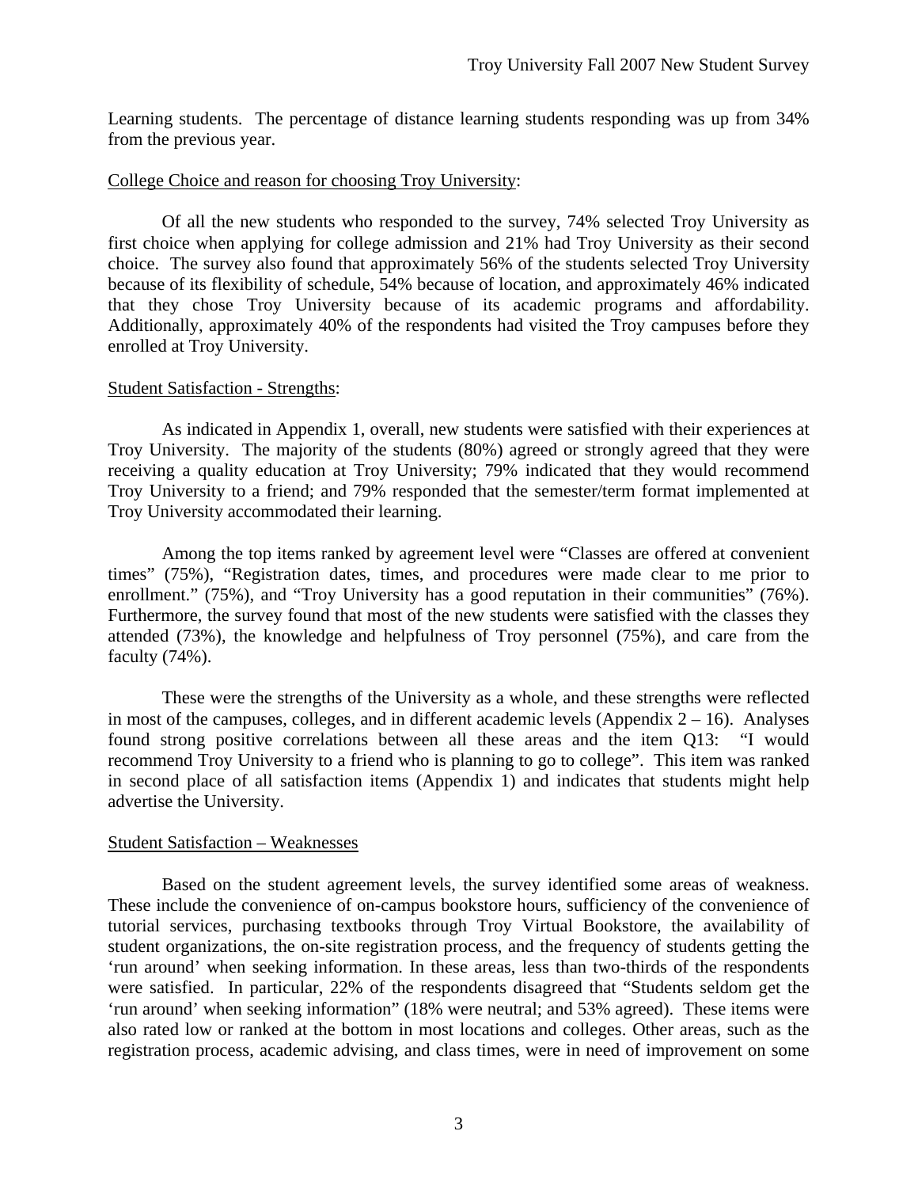Learning students. The percentage of distance learning students responding was up from 34% from the previous year.

College Choice and reason for choosing Troy University:

Of all the new students who responded to the survey, 74% selected Troy University as first choice when applying for college admission and 21% had Troy University as their second choice. The survey also found that approximately 56% of the students selected Troy University because of its flexibility of schedule, 54% because of location, and approximately 46% indicated that they chose Troy University because of its academic programs and affordability. Additionally, approximately 40% of the respondents had visited the Troy campuses before they enrolled at Troy University.

Student Satisfaction - Strengths:

As indicated in Appendix 1, overall, new students were satisfied with their experiences at Troy University. The majority of the students (80%) agreed or strongly agreed that they were receiving a quality education at Troy University; 79% indicated that they would recommend Troy University to a friend; and 79% responded that the semester/term format implemented at Troy University accommodated their learning.

Among the top items ranked by agreement level were "Classes are offered at convenient times" (75%), "Registration dates, times, and procedures were made clear to me prior to enrollment." (75%), and "Troy University has a good reputation in their communities" (76%). Furthermore, the survey found that most of the new students were satisfied with the classes they attended (73%), the knowledge and helpfulness of Troy personnel (75%), and care from the faculty (74%).

These were the strengths of the University as a whole, and these strengths were reflected in most of the campuses, colleges, and in different academic levels (Appendix 2 – 16). Analyses found strong positive correlations between all these areas and the item Q13: "I would recommend Troy University to a friend who is planning to go to college". This item was ranked in second place of all satisfaction items (Appendix 1) and indicates that students might help advertise the University.

Student Satisfaction – Weaknesses

Based on the student agreement levels, the survey identified some areas of weakness. These include the convenience of on-campus bookstore hours, sufficiency of the convenience of tutorial services, purchasing textbooks through Troy Virtual Bookstore, the availability of student organizations, the on-site registration process, and the frequency of students getting the 'run around' when seeking information. In these areas, less than two-thirds of the respondents were satisfied. In particular, 22% of the respondents disagreed that "Students seldom get the 'run around' when seeking information" (18% were neutral; and 53% agreed). These items were also rated low or ranked at the bottom in most locations and colleges. Other areas, such as the registration process, academic advising, and class times, were in need of improvement on some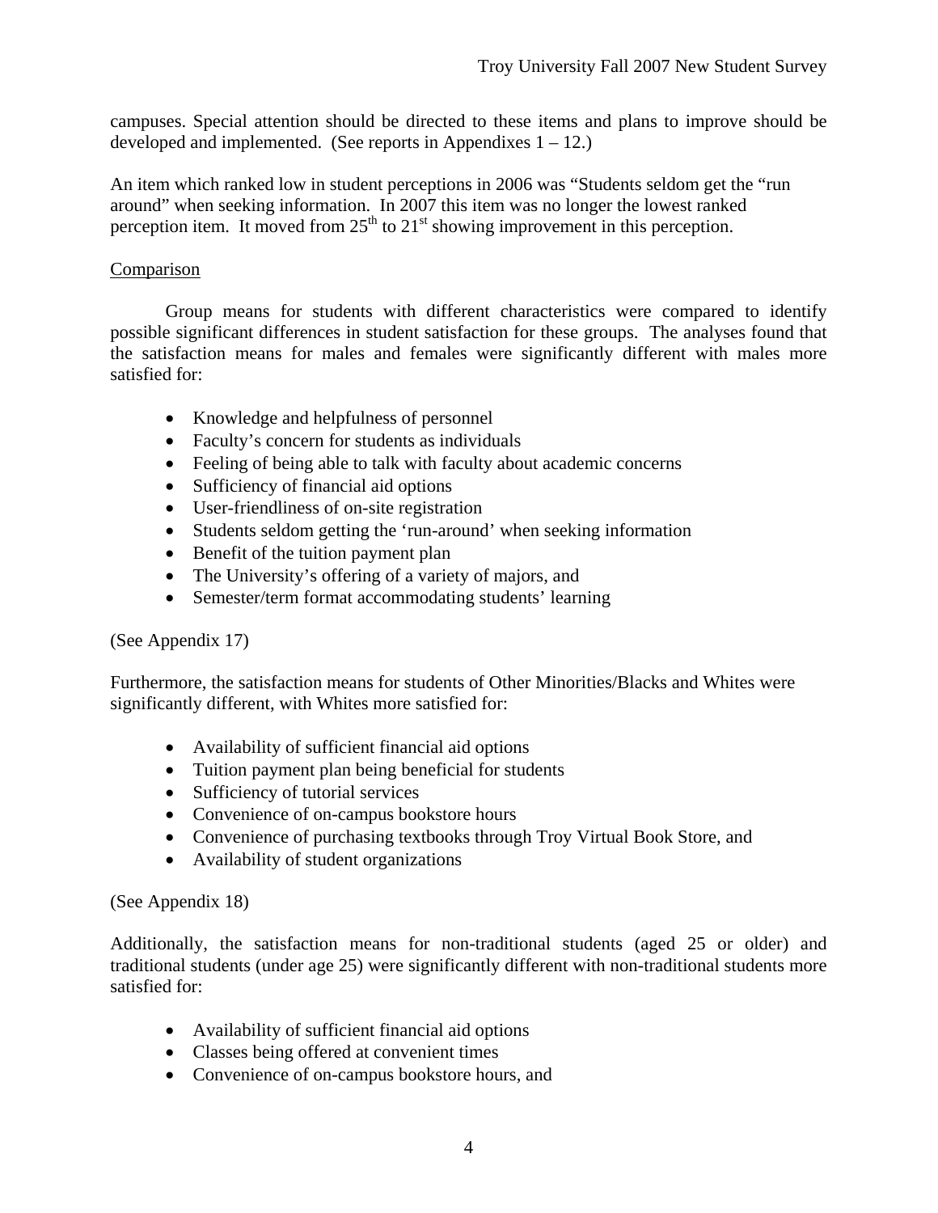campuses. Special attention should be directed to these items and plans to improve should be developed and implemented. (See reports in Appendixes 1 – 12.)

An item which ranked low in student perceptions in 2006 was "Students seldom get the "run around" when seeking information. In 2007 this item was no longer the lowest ranked perception item. It moved from 25th to 21st showing improvement in this perception.

Comparison

Group means for students with different characteristics were compared to identify possible significant differences in student satisfaction for these groups. The analyses found that the satisfaction means for males and females were significantly different with males more satisfied for:

- Knowledge and helpfulness of personnel
- Faculty's concern for students as individuals
- Feeling of being able to talk with faculty about academic concerns
- Sufficiency of financial aid options
- User-friendliness of on-site registration
- Students seldom getting the 'run-around' when seeking information
- Benefit of the tuition payment plan
- The University's offering of a variety of majors, and
- Semester/term format accommodating students' learning

(See Appendix 17)

Furthermore, the satisfaction means for students of Other Minorities/Blacks and Whites were significantly different, with Whites more satisfied for:

- Availability of sufficient financial aid options
- Tuition payment plan being beneficial for students
- Sufficiency of tutorial services
- Convenience of on-campus bookstore hours
- Convenience of purchasing textbooks through Troy Virtual Book Store, and
- Availability of student organizations

(See Appendix 18)

Additionally, the satisfaction means for non-traditional students (aged 25 or older) and traditional students (under age 25) were significantly different with non-traditional students more satisfied for:

- Availability of sufficient financial aid options
- Classes being offered at convenient times
- Convenience of on-campus bookstore hours, and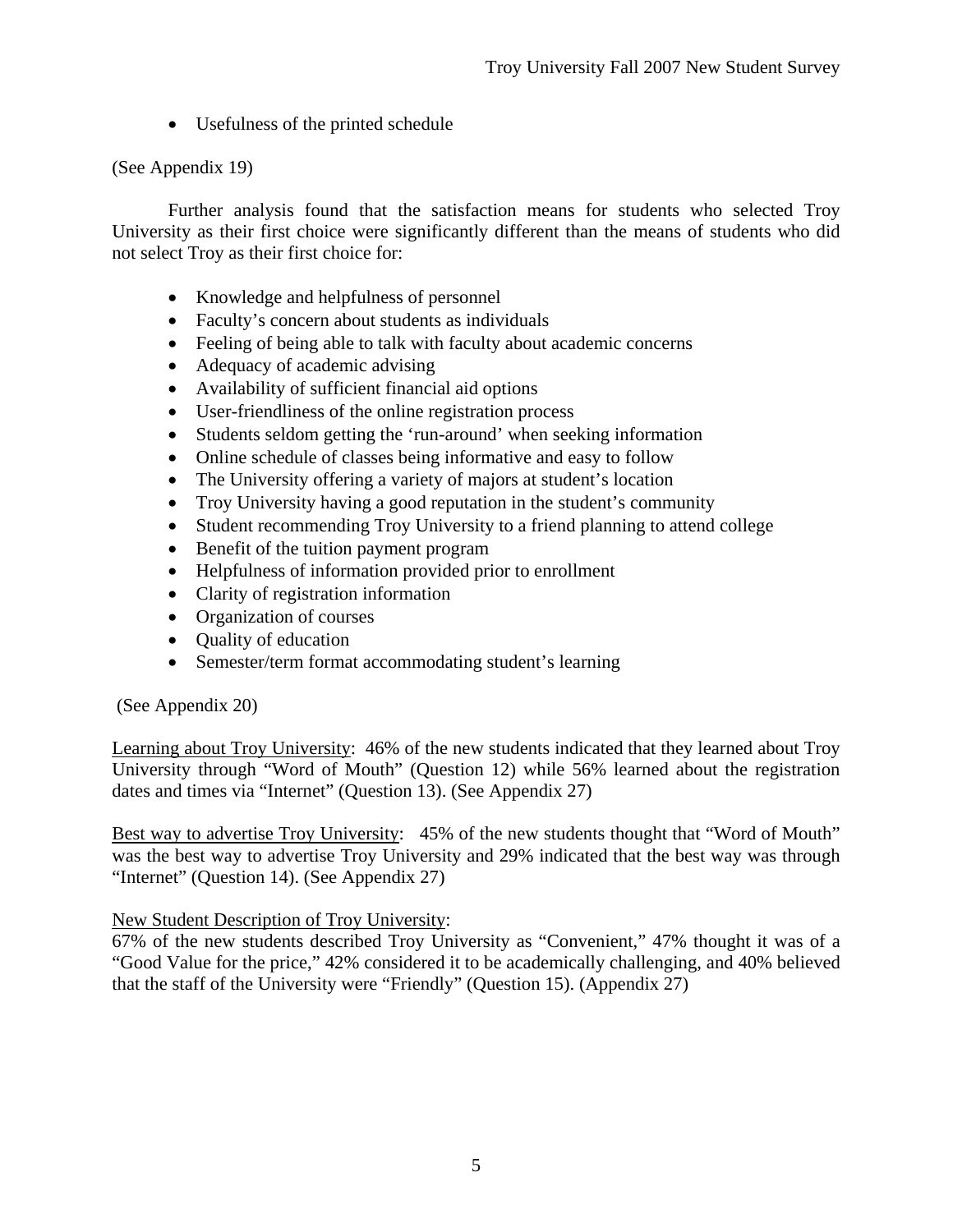- Usefulness of the printed schedule

(See Appendix 19)

Further analysis found that the satisfaction means for students who selected Troy University as their first choice were significantly different than the means of students who did not select Troy as their first choice for:

- Knowledge and helpfulness of personnel
- Faculty's concern about students as individuals
- Feeling of being able to talk with faculty about academic concerns
- Adequacy of academic advising
- Availability of sufficient financial aid options
- User-friendliness of the online registration process
- Students seldom getting the 'run-around' when seeking information
- Online schedule of classes being informative and easy to follow
- The University offering a variety of majors at student's location
- Troy University having a good reputation in the student's community
- Student recommending Troy University to a friend planning to attend college
- Benefit of the tuition payment program
- Helpfulness of information provided prior to enrollment
- Clarity of registration information
- Organization of courses
- Quality of education
- Semester/term format accommodating student's learning

(See Appendix 20)

<u>Learning about Troy University</u>: 46% of the new students indicated that they learned about Troy University through "Word of Mouth" (Question 12) while 56% learned about the registration dates and times via "Internet" (Question 13). (See Appendix 27)

<u>Best way to advertise Troy University</u>: 45% of the new students thought that "Word of Mouth" was the best way to advertise Troy University and 29% indicated that the best way was through "Internet" (Question 14). (See Appendix 27)

<u>New Student Description of Troy University</u>:
67% of the new students described Troy University as "Convenient," 47% thought it was of a "Good Value for the price," 42% considered it to be academically challenging, and 40% believed that the staff of the University were "Friendly" (Question 15). (Appendix 27)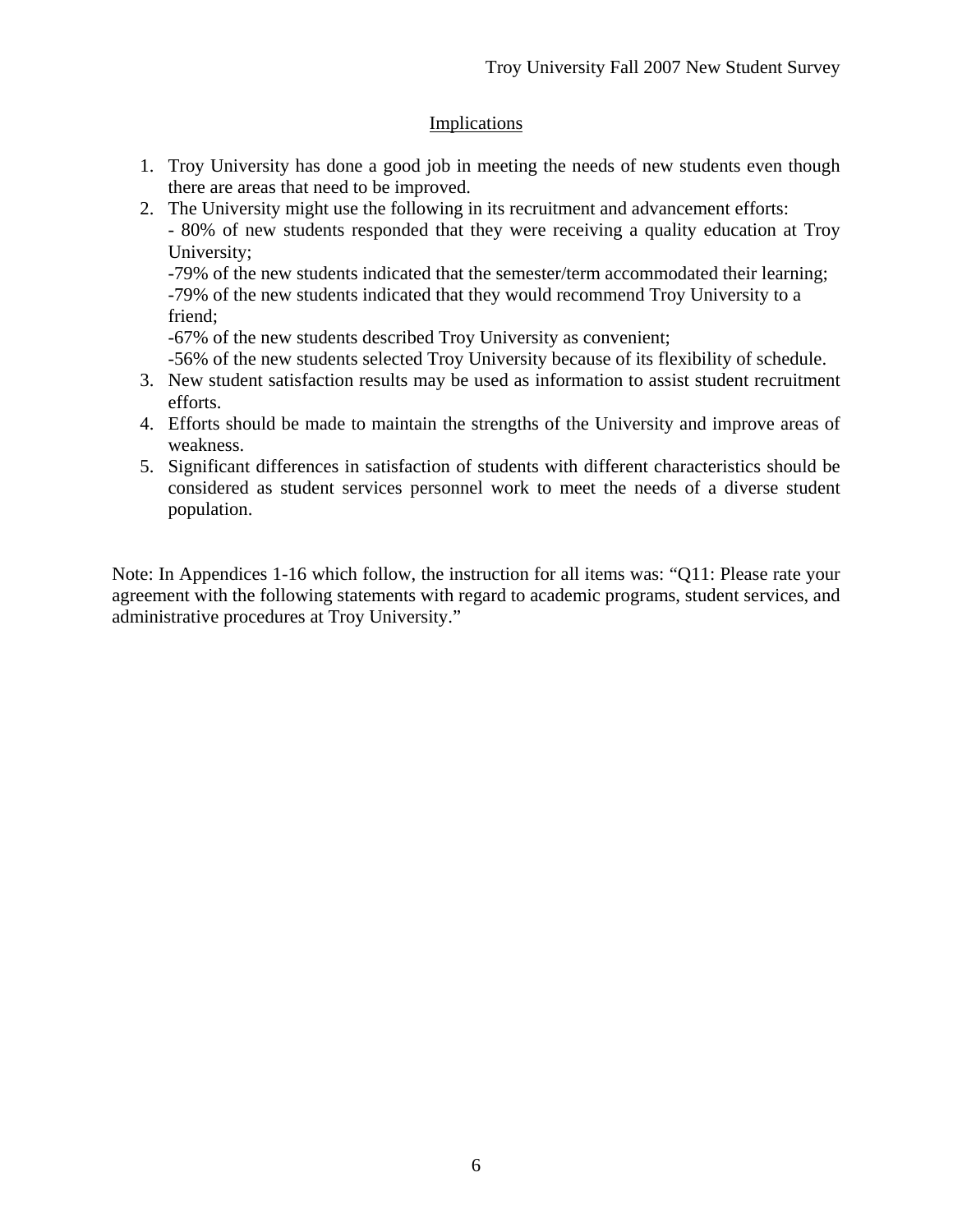## Implications

1. Troy University has done a good job in meeting the needs of new students even though there are areas that need to be improved.
2. The University might use the following in its recruitment and advancement efforts:
   - 80% of new students responded that they were receiving a quality education at Troy University;
   - 79% of the new students indicated that the semester/term accommodated their learning;
   - 79% of the new students indicated that they would recommend Troy University to a friend;
   - 67% of the new students described Troy University as convenient;
   - 56% of the new students selected Troy University because of its flexibility of schedule.
3. New student satisfaction results may be used as information to assist student recruitment efforts.
4. Efforts should be made to maintain the strengths of the University and improve areas of weakness.
5. Significant differences in satisfaction of students with different characteristics should be considered as student services personnel work to meet the needs of a diverse student population.

Note: In Appendices 1-16 which follow, the instruction for all items was: "Q11: Please rate your agreement with the following statements with regard to academic programs, student services, and administrative procedures at Troy University."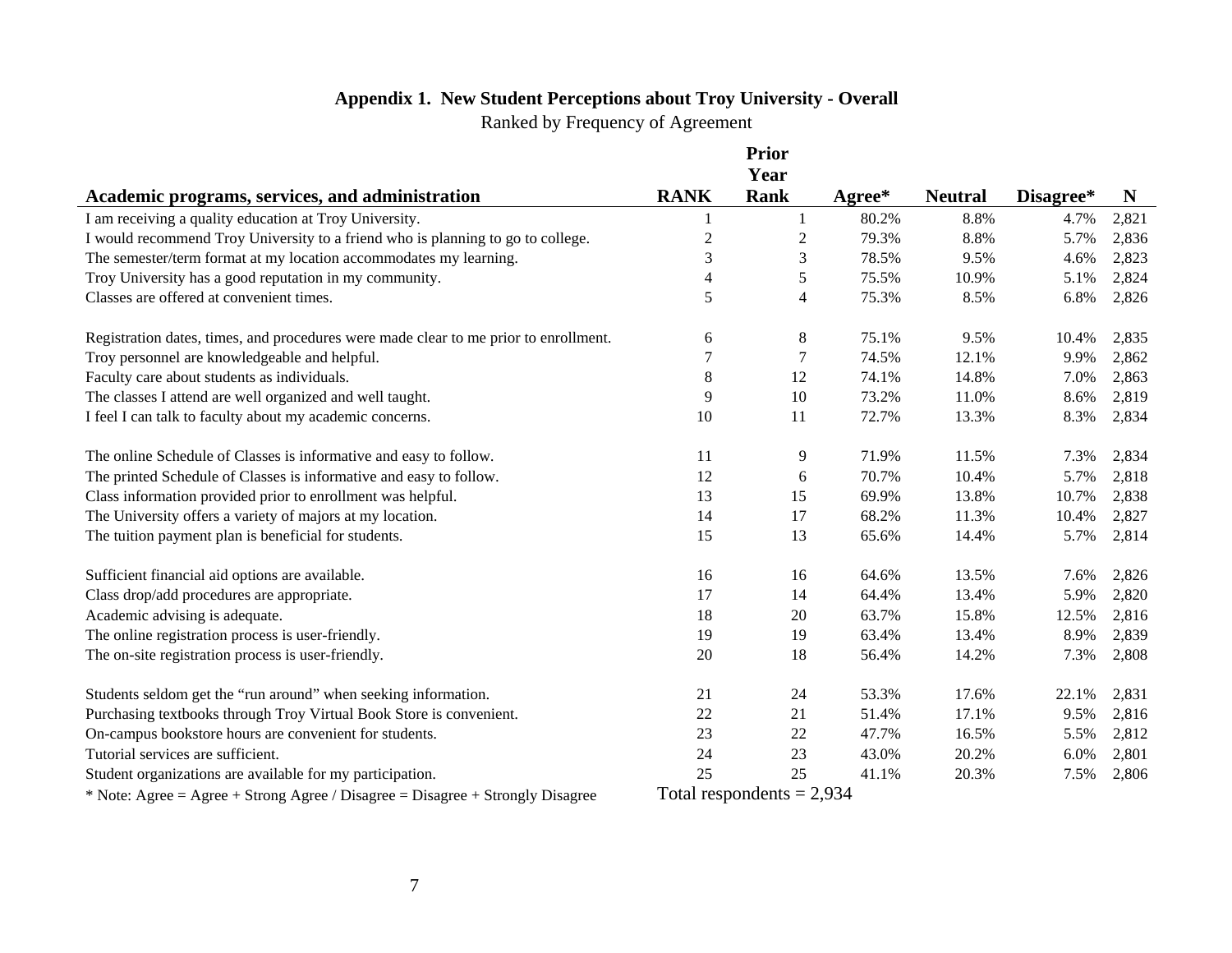## Appendix 1. New Student Perceptions about Troy University - Overall

Ranked by Frequency of Agreement

| Academic programs, services, and administration | RANK | Prior Year Rank | Agree* | Neutral | Disagree* | N |
|---|---|---|---|---|---|---|
| I am receiving a quality education at Troy University. | 1 | 1 | 80.2% | 8.8% | 4.7% | 2,821 |
| I would recommend Troy University to a friend who is planning to go to college. | 2 | 2 | 79.3% | 8.8% | 5.7% | 2,836 |
| The semester/term format at my location accommodates my learning. | 3 | 3 | 78.5% | 9.5% | 4.6% | 2,823 |
| Troy University has a good reputation in my community. | 4 | 5 | 75.5% | 10.9% | 5.1% | 2,824 |
| Classes are offered at convenient times. | 5 | 4 | 75.3% | 8.5% | 6.8% | 2,826 |
| Registration dates, times, and procedures were made clear to me prior to enrollment. | 6 | 8 | 75.1% | 9.5% | 10.4% | 2,835 |
| Troy personnel are knowledgeable and helpful. | 7 | 7 | 74.5% | 12.1% | 9.9% | 2,862 |
| Faculty care about students as individuals. | 8 | 12 | 74.1% | 14.8% | 7.0% | 2,863 |
| The classes I attend are well organized and well taught. | 9 | 10 | 73.2% | 11.0% | 8.6% | 2,819 |
| I feel I can talk to faculty about my academic concerns. | 10 | 11 | 72.7% | 13.3% | 8.3% | 2,834 |
| The online Schedule of Classes is informative and easy to follow. | 11 | 9 | 71.9% | 11.5% | 7.3% | 2,834 |
| The printed Schedule of Classes is informative and easy to follow. | 12 | 6 | 70.7% | 10.4% | 5.7% | 2,818 |
| Class information provided prior to enrollment was helpful. | 13 | 15 | 69.9% | 13.8% | 10.7% | 2,838 |
| The University offers a variety of majors at my location. | 14 | 17 | 68.2% | 11.3% | 10.4% | 2,827 |
| The tuition payment plan is beneficial for students. | 15 | 13 | 65.6% | 14.4% | 5.7% | 2,814 |
| Sufficient financial aid options are available. | 16 | 16 | 64.6% | 13.5% | 7.6% | 2,826 |
| Class drop/add procedures are appropriate. | 17 | 14 | 64.4% | 13.4% | 5.9% | 2,820 |
| Academic advising is adequate. | 18 | 20 | 63.7% | 15.8% | 12.5% | 2,816 |
| The online registration process is user-friendly. | 19 | 19 | 63.4% | 13.4% | 8.9% | 2,839 |
| The on-site registration process is user-friendly. | 20 | 18 | 56.4% | 14.2% | 7.3% | 2,808 |
| Students seldom get the "run around" when seeking information. | 21 | 24 | 53.3% | 17.6% | 22.1% | 2,831 |
| Purchasing textbooks through Troy Virtual Book Store is convenient. | 22 | 21 | 51.4% | 17.1% | 9.5% | 2,816 |
| On-campus bookstore hours are convenient for students. | 23 | 22 | 47.7% | 16.5% | 5.5% | 2,812 |
| Tutorial services are sufficient. | 24 | 23 | 43.0% | 20.2% | 6.0% | 2,801 |
| Student organizations are available for my participation. | 25 | 25 | 41.1% | 20.3% | 7.5% | 2,806 |

* Note: Agree = Agree + Strong Agree / Disagree = Disagree + Strongly Disagree

Total respondents = 2,934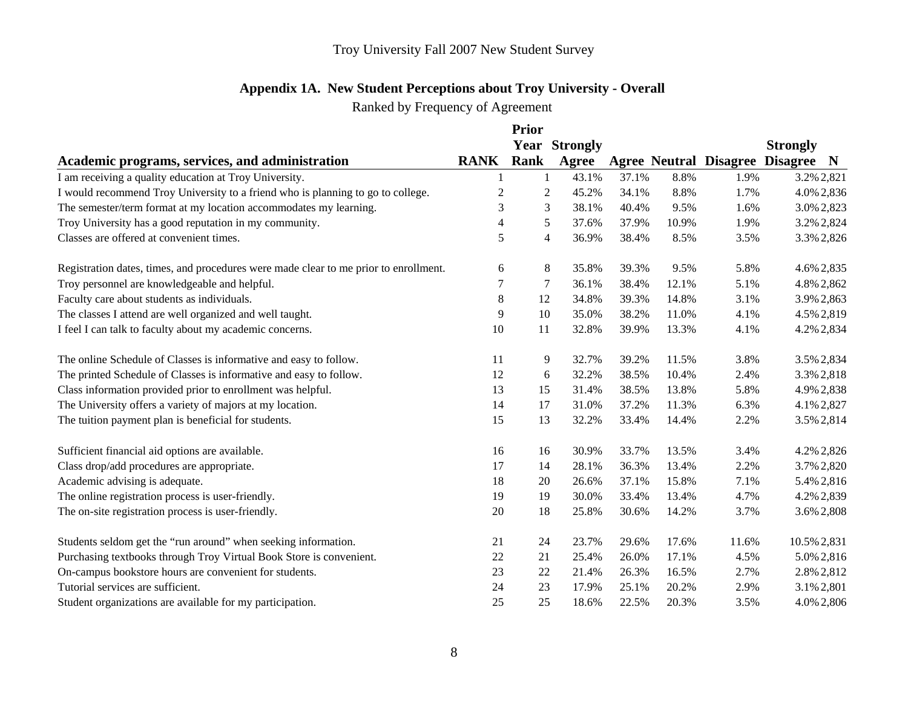Troy University Fall 2007 New Student Survey

## Appendix 1A. New Student Perceptions about Troy University - Overall

Ranked by Frequency of Agreement

| Academic programs, services, and administration | RANK | Prior Year Rank | Strongly Agree | Agree | Neutral | Disagree | Strongly Disagree | N |
|---|---|---|---|---|---|---|---|---|
| I am receiving a quality education at Troy University. | 1 | 1 | 43.1% | 37.1% | 8.8% | 1.9% | 3.2% | 2,821 |
| I would recommend Troy University to a friend who is planning to go to college. | 2 | 2 | 45.2% | 34.1% | 8.8% | 1.7% | 4.0% | 2,836 |
| The semester/term format at my location accommodates my learning. | 3 | 3 | 38.1% | 40.4% | 9.5% | 1.6% | 3.0% | 2,823 |
| Troy University has a good reputation in my community. | 4 | 5 | 37.6% | 37.9% | 10.9% | 1.9% | 3.2% | 2,824 |
| Classes are offered at convenient times. | 5 | 4 | 36.9% | 38.4% | 8.5% | 3.5% | 3.3% | 2,826 |
| Registration dates, times, and procedures were made clear to me prior to enrollment. | 6 | 8 | 35.8% | 39.3% | 9.5% | 5.8% | 4.6% | 2,835 |
| Troy personnel are knowledgeable and helpful. | 7 | 7 | 36.1% | 38.4% | 12.1% | 5.1% | 4.8% | 2,862 |
| Faculty care about students as individuals. | 8 | 12 | 34.8% | 39.3% | 14.8% | 3.1% | 3.9% | 2,863 |
| The classes I attend are well organized and well taught. | 9 | 10 | 35.0% | 38.2% | 11.0% | 4.1% | 4.5% | 2,819 |
| I feel I can talk to faculty about my academic concerns. | 10 | 11 | 32.8% | 39.9% | 13.3% | 4.1% | 4.2% | 2,834 |
| The online Schedule of Classes is informative and easy to follow. | 11 | 9 | 32.7% | 39.2% | 11.5% | 3.8% | 3.5% | 2,834 |
| The printed Schedule of Classes is informative and easy to follow. | 12 | 6 | 32.2% | 38.5% | 10.4% | 2.4% | 3.3% | 2,818 |
| Class information provided prior to enrollment was helpful. | 13 | 15 | 31.4% | 38.5% | 13.8% | 5.8% | 4.9% | 2,838 |
| The University offers a variety of majors at my location. | 14 | 17 | 31.0% | 37.2% | 11.3% | 6.3% | 4.1% | 2,827 |
| The tuition payment plan is beneficial for students. | 15 | 13 | 32.2% | 33.4% | 14.4% | 2.2% | 3.5% | 2,814 |
| Sufficient financial aid options are available. | 16 | 16 | 30.9% | 33.7% | 13.5% | 3.4% | 4.2% | 2,826 |
| Class drop/add procedures are appropriate. | 17 | 14 | 28.1% | 36.3% | 13.4% | 2.2% | 3.7% | 2,820 |
| Academic advising is adequate. | 18 | 20 | 26.6% | 37.1% | 15.8% | 7.1% | 5.4% | 2,816 |
| The online registration process is user-friendly. | 19 | 19 | 30.0% | 33.4% | 13.4% | 4.7% | 4.2% | 2,839 |
| The on-site registration process is user-friendly. | 20 | 18 | 25.8% | 30.6% | 14.2% | 3.7% | 3.6% | 2,808 |
| Students seldom get the "run around" when seeking information. | 21 | 24 | 23.7% | 29.6% | 17.6% | 11.6% | 10.5% | 2,831 |
| Purchasing textbooks through Troy Virtual Book Store is convenient. | 22 | 21 | 25.4% | 26.0% | 17.1% | 4.5% | 5.0% | 2,816 |
| On-campus bookstore hours are convenient for students. | 23 | 22 | 21.4% | 26.3% | 16.5% | 2.7% | 2.8% | 2,812 |
| Tutorial services are sufficient. | 24 | 23 | 17.9% | 25.1% | 20.2% | 2.9% | 3.1% | 2,801 |
| Student organizations are available for my participation. | 25 | 25 | 18.6% | 22.5% | 20.3% | 3.5% | 4.0% | 2,806 |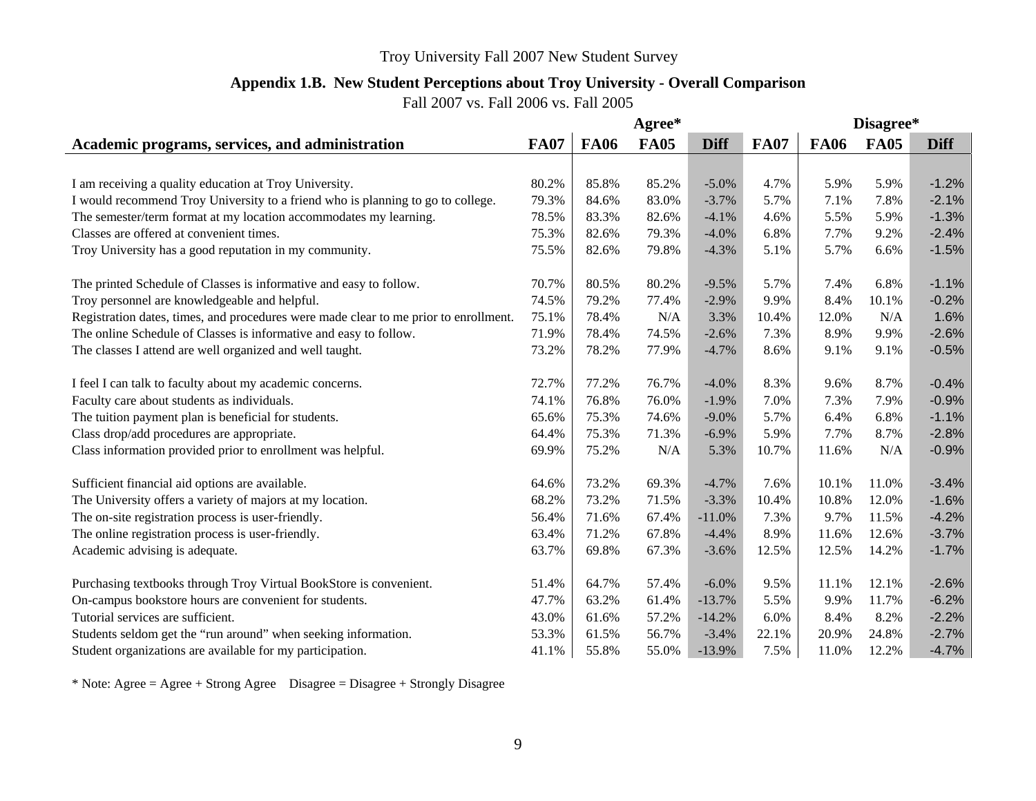Troy University Fall 2007 New Student Survey

## Appendix 1.B. New Student Perceptions about Troy University - Overall Comparison

Fall 2007 vs. Fall 2006 vs. Fall 2005

| | Agree* | | | | Disagree* | | | |
|---|---|---|---|---|---|---|---|---|
| **Academic programs, services, and administration** | **FA07** | **FA06** | **FA05** | **Diff** | **FA07** | **FA06** | **FA05** | **Diff** |
| I am receiving a quality education at Troy University. | 80.2% | 85.8% | 85.2% | -5.0% | 4.7% | 5.9% | 5.9% | -1.2% |
| I would recommend Troy University to a friend who is planning to go to college. | 79.3% | 84.6% | 83.0% | -3.7% | 5.7% | 7.1% | 7.8% | -2.1% |
| The semester/term format at my location accommodates my learning. | 78.5% | 83.3% | 82.6% | -4.1% | 4.6% | 5.5% | 5.9% | -1.3% |
| Classes are offered at convenient times. | 75.3% | 82.6% | 79.3% | -4.0% | 6.8% | 7.7% | 9.2% | -2.4% |
| Troy University has a good reputation in my community. | 75.5% | 82.6% | 79.8% | -4.3% | 5.1% | 5.7% | 6.6% | -1.5% |
| The printed Schedule of Classes is informative and easy to follow. | 70.7% | 80.5% | 80.2% | -9.5% | 5.7% | 7.4% | 6.8% | -1.1% |
| Troy personnel are knowledgeable and helpful. | 74.5% | 79.2% | 77.4% | -2.9% | 9.9% | 8.4% | 10.1% | -0.2% |
| Registration dates, times, and procedures were made clear to me prior to enrollment. | 75.1% | 78.4% | N/A | 3.3% | 10.4% | 12.0% | N/A | 1.6% |
| The online Schedule of Classes is informative and easy to follow. | 71.9% | 78.4% | 74.5% | -2.6% | 7.3% | 8.9% | 9.9% | -2.6% |
| The classes I attend are well organized and well taught. | 73.2% | 78.2% | 77.9% | -4.7% | 8.6% | 9.1% | 9.1% | -0.5% |
| I feel I can talk to faculty about my academic concerns. | 72.7% | 77.2% | 76.7% | -4.0% | 8.3% | 9.6% | 8.7% | -0.4% |
| Faculty care about students as individuals. | 74.1% | 76.8% | 76.0% | -1.9% | 7.0% | 7.3% | 7.9% | -0.9% |
| The tuition payment plan is beneficial for students. | 65.6% | 75.3% | 74.6% | -9.0% | 5.7% | 6.4% | 6.8% | -1.1% |
| Class drop/add procedures are appropriate. | 64.4% | 75.3% | 71.3% | -6.9% | 5.9% | 7.7% | 8.7% | -2.8% |
| Class information provided prior to enrollment was helpful. | 69.9% | 75.2% | N/A | 5.3% | 10.7% | 11.6% | N/A | -0.9% |
| Sufficient financial aid options are available. | 64.6% | 73.2% | 69.3% | -4.7% | 7.6% | 10.1% | 11.0% | -3.4% |
| The University offers a variety of majors at my location. | 68.2% | 73.2% | 71.5% | -3.3% | 10.4% | 10.8% | 12.0% | -1.6% |
| The on-site registration process is user-friendly. | 56.4% | 71.6% | 67.4% | -11.0% | 7.3% | 9.7% | 11.5% | -4.2% |
| The online registration process is user-friendly. | 63.4% | 71.2% | 67.8% | -4.4% | 8.9% | 11.6% | 12.6% | -3.7% |
| Academic advising is adequate. | 63.7% | 69.8% | 67.3% | -3.6% | 12.5% | 12.5% | 14.2% | -1.7% |
| Purchasing textbooks through Troy Virtual BookStore is convenient. | 51.4% | 64.7% | 57.4% | -6.0% | 9.5% | 11.1% | 12.1% | -2.6% |
| On-campus bookstore hours are convenient for students. | 47.7% | 63.2% | 61.4% | -13.7% | 5.5% | 9.9% | 11.7% | -6.2% |
| Tutorial services are sufficient. | 43.0% | 61.6% | 57.2% | -14.2% | 6.0% | 8.4% | 8.2% | -2.2% |
| Students seldom get the "run around" when seeking information. | 53.3% | 61.5% | 56.7% | -3.4% | 22.1% | 20.9% | 24.8% | -2.7% |
| Student organizations are available for my participation. | 41.1% | 55.8% | 55.0% | -13.9% | 7.5% | 11.0% | 12.2% | -4.7% |

* Note: Agree = Agree + Strong Agree    Disagree = Disagree + Strongly Disagree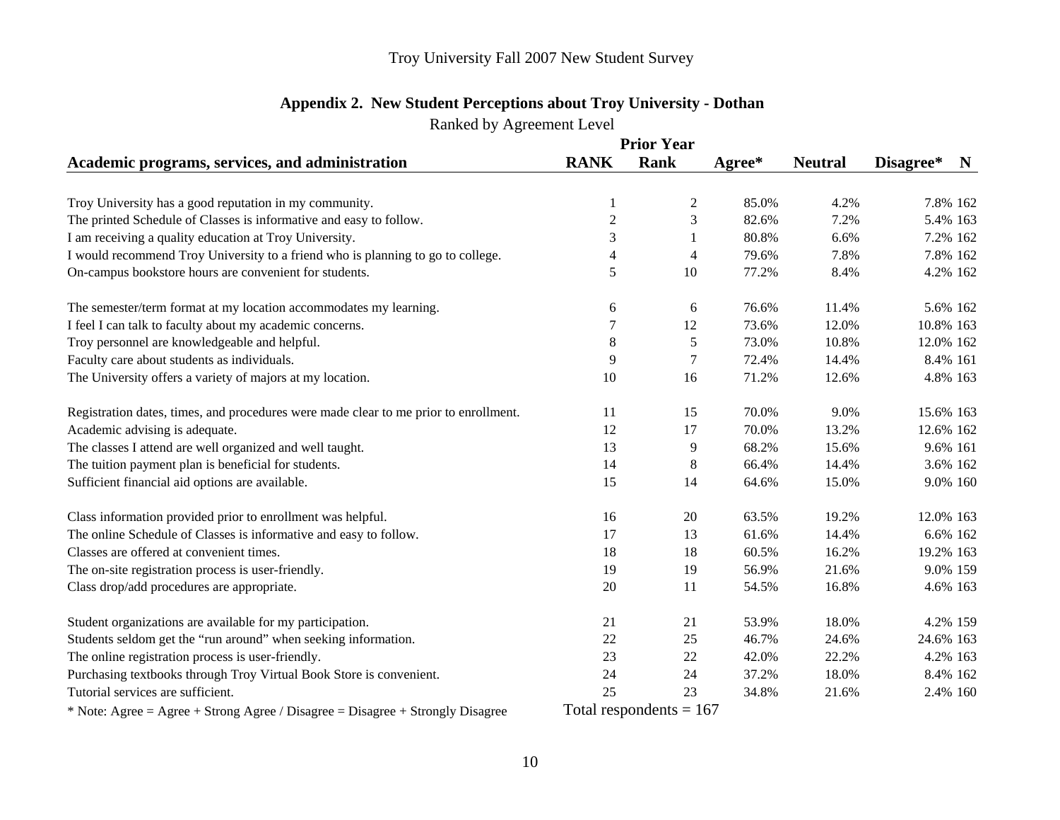Troy University Fall 2007 New Student Survey

## Appendix 2. New Student Perceptions about Troy University - Dothan

Ranked by Agreement Level

| Academic programs, services, and administration | RANK | Prior Year Rank | Agree* | Neutral | Disagree* | N |
|---|---|---|---|---|---|---|
| Troy University has a good reputation in my community. | 1 | 2 | 85.0% | 4.2% | 7.8% | 162 |
| The printed Schedule of Classes is informative and easy to follow. | 2 | 3 | 82.6% | 7.2% | 5.4% | 163 |
| I am receiving a quality education at Troy University. | 3 | 1 | 80.8% | 6.6% | 7.2% | 162 |
| I would recommend Troy University to a friend who is planning to go to college. | 4 | 4 | 79.6% | 7.8% | 7.8% | 162 |
| On-campus bookstore hours are convenient for students. | 5 | 10 | 77.2% | 8.4% | 4.2% | 162 |
| The semester/term format at my location accommodates my learning. | 6 | 6 | 76.6% | 11.4% | 5.6% | 162 |
| I feel I can talk to faculty about my academic concerns. | 7 | 12 | 73.6% | 12.0% | 10.8% | 163 |
| Troy personnel are knowledgeable and helpful. | 8 | 5 | 73.0% | 10.8% | 12.0% | 162 |
| Faculty care about students as individuals. | 9 | 7 | 72.4% | 14.4% | 8.4% | 161 |
| The University offers a variety of majors at my location. | 10 | 16 | 71.2% | 12.6% | 4.8% | 163 |
| Registration dates, times, and procedures were made clear to me prior to enrollment. | 11 | 15 | 70.0% | 9.0% | 15.6% | 163 |
| Academic advising is adequate. | 12 | 17 | 70.0% | 13.2% | 12.6% | 162 |
| The classes I attend are well organized and well taught. | 13 | 9 | 68.2% | 15.6% | 9.6% | 161 |
| The tuition payment plan is beneficial for students. | 14 | 8 | 66.4% | 14.4% | 3.6% | 162 |
| Sufficient financial aid options are available. | 15 | 14 | 64.6% | 15.0% | 9.0% | 160 |
| Class information provided prior to enrollment was helpful. | 16 | 20 | 63.5% | 19.2% | 12.0% | 163 |
| The online Schedule of Classes is informative and easy to follow. | 17 | 13 | 61.6% | 14.4% | 6.6% | 162 |
| Classes are offered at convenient times. | 18 | 18 | 60.5% | 16.2% | 19.2% | 163 |
| The on-site registration process is user-friendly. | 19 | 19 | 56.9% | 21.6% | 9.0% | 159 |
| Class drop/add procedures are appropriate. | 20 | 11 | 54.5% | 16.8% | 4.6% | 163 |
| Student organizations are available for my participation. | 21 | 21 | 53.9% | 18.0% | 4.2% | 159 |
| Students seldom get the "run around" when seeking information. | 22 | 25 | 46.7% | 24.6% | 24.6% | 163 |
| The online registration process is user-friendly. | 23 | 22 | 42.0% | 22.2% | 4.2% | 163 |
| Purchasing textbooks through Troy Virtual Book Store is convenient. | 24 | 24 | 37.2% | 18.0% | 8.4% | 162 |
| Tutorial services are sufficient. | 25 | 23 | 34.8% | 21.6% | 2.4% | 160 |

\* Note: Agree = Agree + Strong Agree / Disagree = Disagree + Strongly Disagree

Total respondents = 167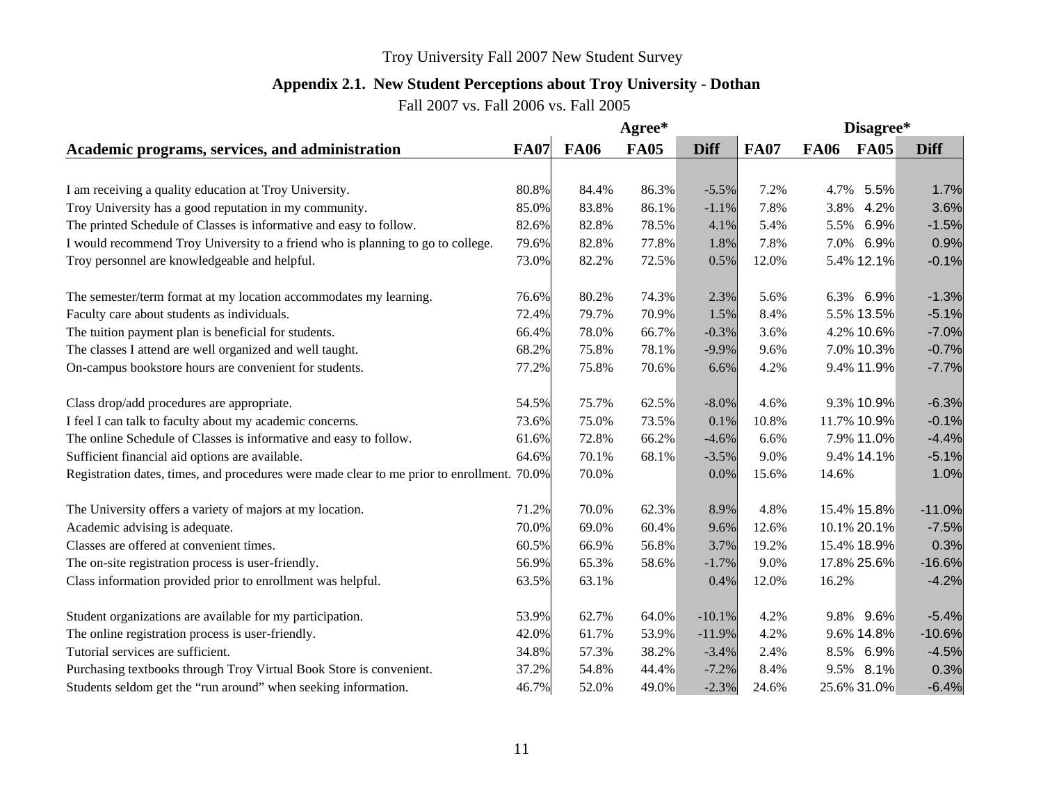Troy University Fall 2007 New Student Survey

## Appendix 2.1. New Student Perceptions about Troy University - Dothan

Fall 2007 vs. Fall 2006 vs. Fall 2005

| | Agree* | | | | Disagree* | | | |
|---|---|---|---|---|---|---|---|---|
| **Academic programs, services, and administration** | **FA07** | **FA06** | **FA05** | **Diff** | **FA07** | **FA06** | **FA05** | **Diff** |
| I am receiving a quality education at Troy University. | 80.8% | 84.4% | 86.3% | -5.5% | 7.2% | 4.7% | 5.5% | 1.7% |
| Troy University has a good reputation in my community. | 85.0% | 83.8% | 86.1% | -1.1% | 7.8% | 3.8% | 4.2% | 3.6% |
| The printed Schedule of Classes is informative and easy to follow. | 82.6% | 82.8% | 78.5% | 4.1% | 5.4% | 5.5% | 6.9% | -1.5% |
| I would recommend Troy University to a friend who is planning to go to college. | 79.6% | 82.8% | 77.8% | 1.8% | 7.8% | 7.0% | 6.9% | 0.9% |
| Troy personnel are knowledgeable and helpful. | 73.0% | 82.2% | 72.5% | 0.5% | 12.0% | 5.4% | 12.1% | -0.1% |
| The semester/term format at my location accommodates my learning. | 76.6% | 80.2% | 74.3% | 2.3% | 5.6% | 6.3% | 6.9% | -1.3% |
| Faculty care about students as individuals. | 72.4% | 79.7% | 70.9% | 1.5% | 8.4% | 5.5% | 13.5% | -5.1% |
| The tuition payment plan is beneficial for students. | 66.4% | 78.0% | 66.7% | -0.3% | 3.6% | 4.2% | 10.6% | -7.0% |
| The classes I attend are well organized and well taught. | 68.2% | 75.8% | 78.1% | -9.9% | 9.6% | 7.0% | 10.3% | -0.7% |
| On-campus bookstore hours are convenient for students. | 77.2% | 75.8% | 70.6% | 6.6% | 4.2% | 9.4% | 11.9% | -7.7% |
| Class drop/add procedures are appropriate. | 54.5% | 75.7% | 62.5% | -8.0% | 4.6% | 9.3% | 10.9% | -6.3% |
| I feel I can talk to faculty about my academic concerns. | 73.6% | 75.0% | 73.5% | 0.1% | 10.8% | 11.7% | 10.9% | -0.1% |
| The online Schedule of Classes is informative and easy to follow. | 61.6% | 72.8% | 66.2% | -4.6% | 6.6% | 7.9% | 11.0% | -4.4% |
| Sufficient financial aid options are available. | 64.6% | 70.1% | 68.1% | -3.5% | 9.0% | 9.4% | 14.1% | -5.1% |
| Registration dates, times, and procedures were made clear to me prior to enrollment. | 70.0% | 70.0% | | 0.0% | 15.6% | 14.6% | | 1.0% |
| The University offers a variety of majors at my location. | 71.2% | 70.0% | 62.3% | 8.9% | 4.8% | 15.4% | 15.8% | -11.0% |
| Academic advising is adequate. | 70.0% | 69.0% | 60.4% | 9.6% | 12.6% | 10.1% | 20.1% | -7.5% |
| Classes are offered at convenient times. | 60.5% | 66.9% | 56.8% | 3.7% | 19.2% | 15.4% | 18.9% | 0.3% |
| The on-site registration process is user-friendly. | 56.9% | 65.3% | 58.6% | -1.7% | 9.0% | 17.8% | 25.6% | -16.6% |
| Class information provided prior to enrollment was helpful. | 63.5% | 63.1% | | 0.4% | 12.0% | 16.2% | | -4.2% |
| Student organizations are available for my participation. | 53.9% | 62.7% | 64.0% | -10.1% | 4.2% | 9.8% | 9.6% | -5.4% |
| The online registration process is user-friendly. | 42.0% | 61.7% | 53.9% | -11.9% | 4.2% | 9.6% | 14.8% | -10.6% |
| Tutorial services are sufficient. | 34.8% | 57.3% | 38.2% | -3.4% | 2.4% | 8.5% | 6.9% | -4.5% |
| Purchasing textbooks through Troy Virtual Book Store is convenient. | 37.2% | 54.8% | 44.4% | -7.2% | 8.4% | 9.5% | 8.1% | 0.3% |
| Students seldom get the "run around" when seeking information. | 46.7% | 52.0% | 49.0% | -2.3% | 24.6% | 25.6% | 31.0% | -6.4% |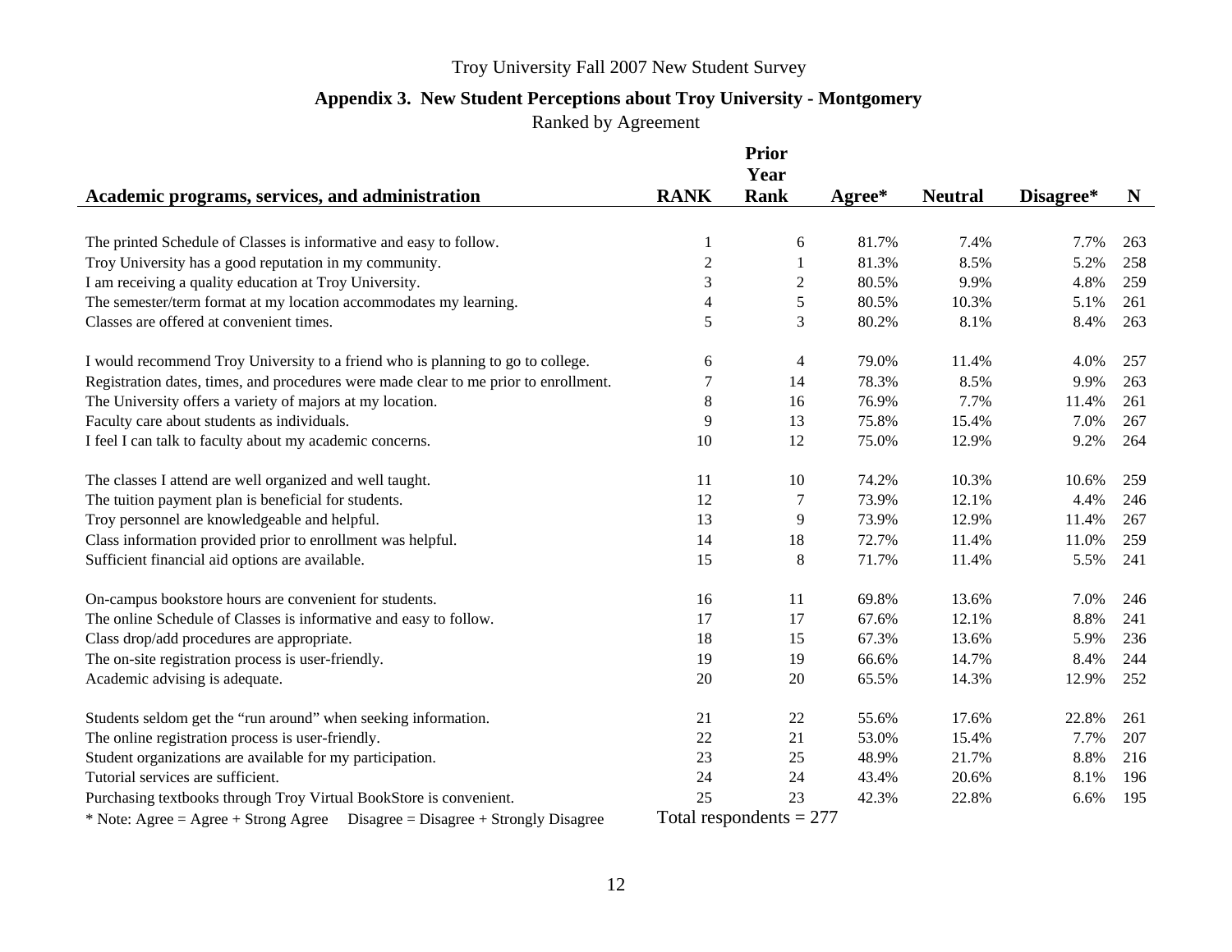Troy University Fall 2007 New Student Survey

## Appendix 3. New Student Perceptions about Troy University - Montgomery

Ranked by Agreement

| Academic programs, services, and administration | RANK | Prior Year Rank | Agree* | Neutral | Disagree* | N |
|---|---|---|---|---|---|---|
| The printed Schedule of Classes is informative and easy to follow. | 1 | 6 | 81.7% | 7.4% | 7.7% | 263 |
| Troy University has a good reputation in my community. | 2 | 1 | 81.3% | 8.5% | 5.2% | 258 |
| I am receiving a quality education at Troy University. | 3 | 2 | 80.5% | 9.9% | 4.8% | 259 |
| The semester/term format at my location accommodates my learning. | 4 | 5 | 80.5% | 10.3% | 5.1% | 261 |
| Classes are offered at convenient times. | 5 | 3 | 80.2% | 8.1% | 8.4% | 263 |
| I would recommend Troy University to a friend who is planning to go to college. | 6 | 4 | 79.0% | 11.4% | 4.0% | 257 |
| Registration dates, times, and procedures were made clear to me prior to enrollment. | 7 | 14 | 78.3% | 8.5% | 9.9% | 263 |
| The University offers a variety of majors at my location. | 8 | 16 | 76.9% | 7.7% | 11.4% | 261 |
| Faculty care about students as individuals. | 9 | 13 | 75.8% | 15.4% | 7.0% | 267 |
| I feel I can talk to faculty about my academic concerns. | 10 | 12 | 75.0% | 12.9% | 9.2% | 264 |
| The classes I attend are well organized and well taught. | 11 | 10 | 74.2% | 10.3% | 10.6% | 259 |
| The tuition payment plan is beneficial for students. | 12 | 7 | 73.9% | 12.1% | 4.4% | 246 |
| Troy personnel are knowledgeable and helpful. | 13 | 9 | 73.9% | 12.9% | 11.4% | 267 |
| Class information provided prior to enrollment was helpful. | 14 | 18 | 72.7% | 11.4% | 11.0% | 259 |
| Sufficient financial aid options are available. | 15 | 8 | 71.7% | 11.4% | 5.5% | 241 |
| On-campus bookstore hours are convenient for students. | 16 | 11 | 69.8% | 13.6% | 7.0% | 246 |
| The online Schedule of Classes is informative and easy to follow. | 17 | 17 | 67.6% | 12.1% | 8.8% | 241 |
| Class drop/add procedures are appropriate. | 18 | 15 | 67.3% | 13.6% | 5.9% | 236 |
| The on-site registration process is user-friendly. | 19 | 19 | 66.6% | 14.7% | 8.4% | 244 |
| Academic advising is adequate. | 20 | 20 | 65.5% | 14.3% | 12.9% | 252 |
| Students seldom get the "run around" when seeking information. | 21 | 22 | 55.6% | 17.6% | 22.8% | 261 |
| The online registration process is user-friendly. | 22 | 21 | 53.0% | 15.4% | 7.7% | 207 |
| Student organizations are available for my participation. | 23 | 25 | 48.9% | 21.7% | 8.8% | 216 |
| Tutorial services are sufficient. | 24 | 24 | 43.4% | 20.6% | 8.1% | 196 |
| Purchasing textbooks through Troy Virtual BookStore is convenient. | 25 | 23 | 42.3% | 22.8% | 6.6% | 195 |

* Note: Agree = Agree + Strong Agree    Disagree = Disagree + Strongly Disagree

Total respondents = 277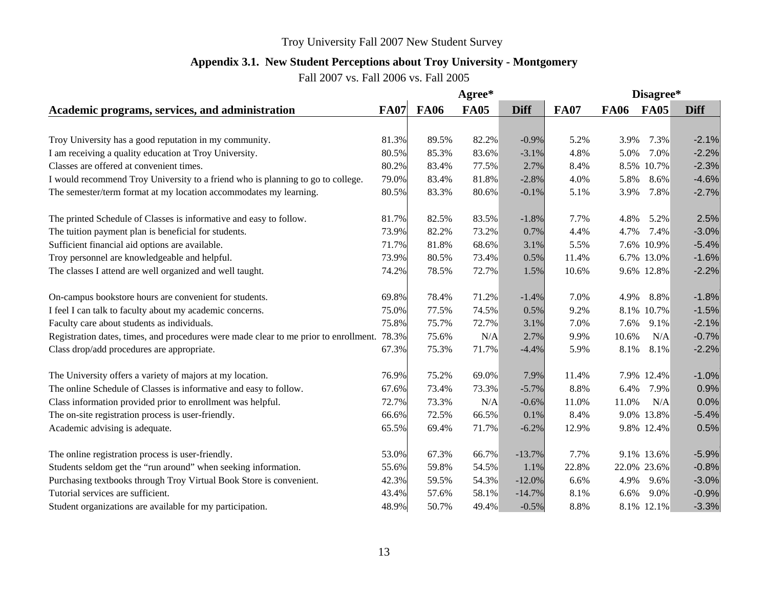Troy University Fall 2007 New Student Survey

## Appendix 3.1. New Student Perceptions about Troy University - Montgomery

Fall 2007 vs. Fall 2006 vs. Fall 2005

| | Agree* | | | | Disagree* | | | |
|---|---|---|---|---|---|---|---|---|
| **Academic programs, services, and administration** | **FA07** | **FA06** | **FA05** | **Diff** | **FA07** | **FA06** | **FA05** | **Diff** |
| Troy University has a good reputation in my community. | 81.3% | 89.5% | 82.2% | -0.9% | 5.2% | 3.9% | 7.3% | -2.1% |
| I am receiving a quality education at Troy University. | 80.5% | 85.3% | 83.6% | -3.1% | 4.8% | 5.0% | 7.0% | -2.2% |
| Classes are offered at convenient times. | 80.2% | 83.4% | 77.5% | 2.7% | 8.4% | 8.5% | 10.7% | -2.3% |
| I would recommend Troy University to a friend who is planning to go to college. | 79.0% | 83.4% | 81.8% | -2.8% | 4.0% | 5.8% | 8.6% | -4.6% |
| The semester/term format at my location accommodates my learning. | 80.5% | 83.3% | 80.6% | -0.1% | 5.1% | 3.9% | 7.8% | -2.7% |
| The printed Schedule of Classes is informative and easy to follow. | 81.7% | 82.5% | 83.5% | -1.8% | 7.7% | 4.8% | 5.2% | 2.5% |
| The tuition payment plan is beneficial for students. | 73.9% | 82.2% | 73.2% | 0.7% | 4.4% | 4.7% | 7.4% | -3.0% |
| Sufficient financial aid options are available. | 71.7% | 81.8% | 68.6% | 3.1% | 5.5% | 7.6% | 10.9% | -5.4% |
| Troy personnel are knowledgeable and helpful. | 73.9% | 80.5% | 73.4% | 0.5% | 11.4% | 6.7% | 13.0% | -1.6% |
| The classes I attend are well organized and well taught. | 74.2% | 78.5% | 72.7% | 1.5% | 10.6% | 9.6% | 12.8% | -2.2% |
| On-campus bookstore hours are convenient for students. | 69.8% | 78.4% | 71.2% | -1.4% | 7.0% | 4.9% | 8.8% | -1.8% |
| I feel I can talk to faculty about my academic concerns. | 75.0% | 77.5% | 74.5% | 0.5% | 9.2% | 8.1% | 10.7% | -1.5% |
| Faculty care about students as individuals. | 75.8% | 75.7% | 72.7% | 3.1% | 7.0% | 7.6% | 9.1% | -2.1% |
| Registration dates, times, and procedures were made clear to me prior to enrollment. | 78.3% | 75.6% | N/A | 2.7% | 9.9% | 10.6% | N/A | -0.7% |
| Class drop/add procedures are appropriate. | 67.3% | 75.3% | 71.7% | -4.4% | 5.9% | 8.1% | 8.1% | -2.2% |
| The University offers a variety of majors at my location. | 76.9% | 75.2% | 69.0% | 7.9% | 11.4% | 7.9% | 12.4% | -1.0% |
| The online Schedule of Classes is informative and easy to follow. | 67.6% | 73.4% | 73.3% | -5.7% | 8.8% | 6.4% | 7.9% | 0.9% |
| Class information provided prior to enrollment was helpful. | 72.7% | 73.3% | N/A | -0.6% | 11.0% | 11.0% | N/A | 0.0% |
| The on-site registration process is user-friendly. | 66.6% | 72.5% | 66.5% | 0.1% | 8.4% | 9.0% | 13.8% | -5.4% |
| Academic advising is adequate. | 65.5% | 69.4% | 71.7% | -6.2% | 12.9% | 9.8% | 12.4% | 0.5% |
| The online registration process is user-friendly. | 53.0% | 67.3% | 66.7% | -13.7% | 7.7% | 9.1% | 13.6% | -5.9% |
| Students seldom get the "run around" when seeking information. | 55.6% | 59.8% | 54.5% | 1.1% | 22.8% | 22.0% | 23.6% | -0.8% |
| Purchasing textbooks through Troy Virtual Book Store is convenient. | 42.3% | 59.5% | 54.3% | -12.0% | 6.6% | 4.9% | 9.6% | -3.0% |
| Tutorial services are sufficient. | 43.4% | 57.6% | 58.1% | -14.7% | 8.1% | 6.6% | 9.0% | -0.9% |
| Student organizations are available for my participation. | 48.9% | 50.7% | 49.4% | -0.5% | 8.8% | 8.1% | 12.1% | -3.3% |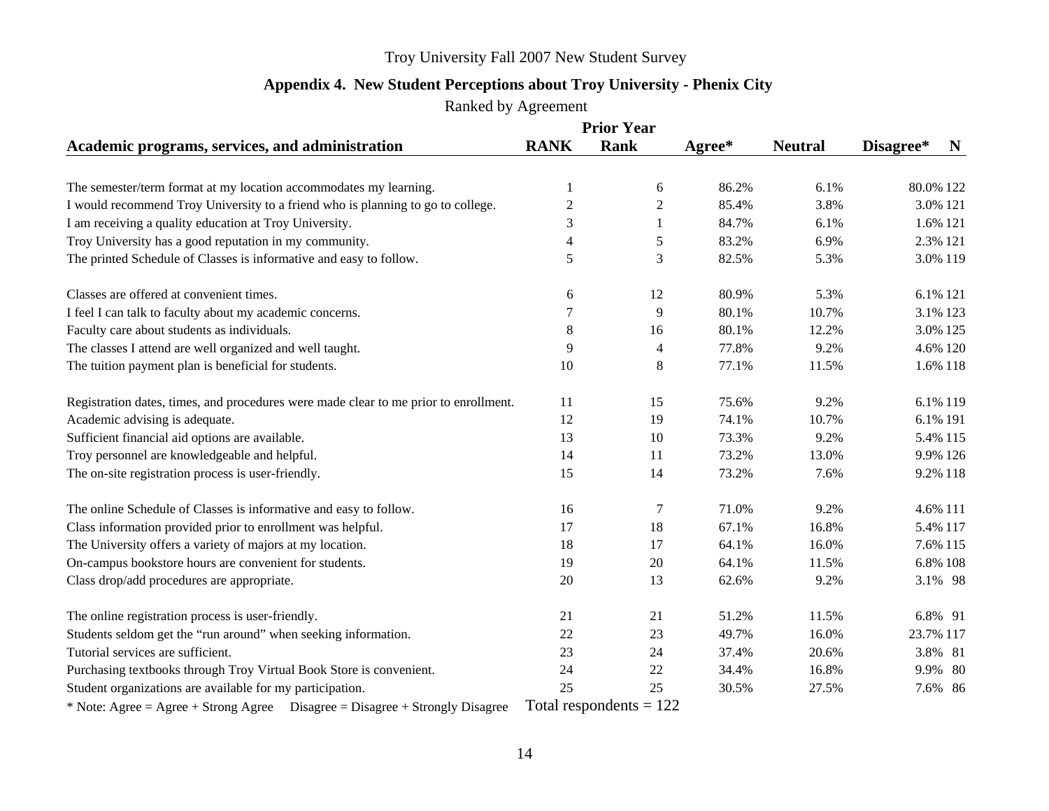Troy University Fall 2007 New Student Survey

## Appendix 4. New Student Perceptions about Troy University - Phenix City

Ranked by Agreement

| Academic programs, services, and administration | RANK | Prior Year Rank | Agree* | Neutral | Disagree* | N |
|---|---|---|---|---|---|---|
| The semester/term format at my location accommodates my learning. | 1 | 6 | 86.2% | 6.1% | 80.0% | 122 |
| I would recommend Troy University to a friend who is planning to go to college. | 2 | 2 | 85.4% | 3.8% | 3.0% | 121 |
| I am receiving a quality education at Troy University. | 3 | 1 | 84.7% | 6.1% | 1.6% | 121 |
| Troy University has a good reputation in my community. | 4 | 5 | 83.2% | 6.9% | 2.3% | 121 |
| The printed Schedule of Classes is informative and easy to follow. | 5 | 3 | 82.5% | 5.3% | 3.0% | 119 |
| Classes are offered at convenient times. | 6 | 12 | 80.9% | 5.3% | 6.1% | 121 |
| I feel I can talk to faculty about my academic concerns. | 7 | 9 | 80.1% | 10.7% | 3.1% | 123 |
| Faculty care about students as individuals. | 8 | 16 | 80.1% | 12.2% | 3.0% | 125 |
| The classes I attend are well organized and well taught. | 9 | 4 | 77.8% | 9.2% | 4.6% | 120 |
| The tuition payment plan is beneficial for students. | 10 | 8 | 77.1% | 11.5% | 1.6% | 118 |
| Registration dates, times, and procedures were made clear to me prior to enrollment. | 11 | 15 | 75.6% | 9.2% | 6.1% | 119 |
| Academic advising is adequate. | 12 | 19 | 74.1% | 10.7% | 6.1% | 191 |
| Sufficient financial aid options are available. | 13 | 10 | 73.3% | 9.2% | 5.4% | 115 |
| Troy personnel are knowledgeable and helpful. | 14 | 11 | 73.2% | 13.0% | 9.9% | 126 |
| The on-site registration process is user-friendly. | 15 | 14 | 73.2% | 7.6% | 9.2% | 118 |
| The online Schedule of Classes is informative and easy to follow. | 16 | 7 | 71.0% | 9.2% | 4.6% | 111 |
| Class information provided prior to enrollment was helpful. | 17 | 18 | 67.1% | 16.8% | 5.4% | 117 |
| The University offers a variety of majors at my location. | 18 | 17 | 64.1% | 16.0% | 7.6% | 115 |
| On-campus bookstore hours are convenient for students. | 19 | 20 | 64.1% | 11.5% | 6.8% | 108 |
| Class drop/add procedures are appropriate. | 20 | 13 | 62.6% | 9.2% | 3.1% | 98 |
| The online registration process is user-friendly. | 21 | 21 | 51.2% | 11.5% | 6.8% | 91 |
| Students seldom get the "run around" when seeking information. | 22 | 23 | 49.7% | 16.0% | 23.7% | 117 |
| Tutorial services are sufficient. | 23 | 24 | 37.4% | 20.6% | 3.8% | 81 |
| Purchasing textbooks through Troy Virtual Book Store is convenient. | 24 | 22 | 34.4% | 16.8% | 9.9% | 80 |
| Student organizations are available for my participation. | 25 | 25 | 30.5% | 27.5% | 7.6% | 86 |

\* Note: Agree = Agree + Strong Agree    Disagree = Disagree + Strongly Disagree    Total respondents = 122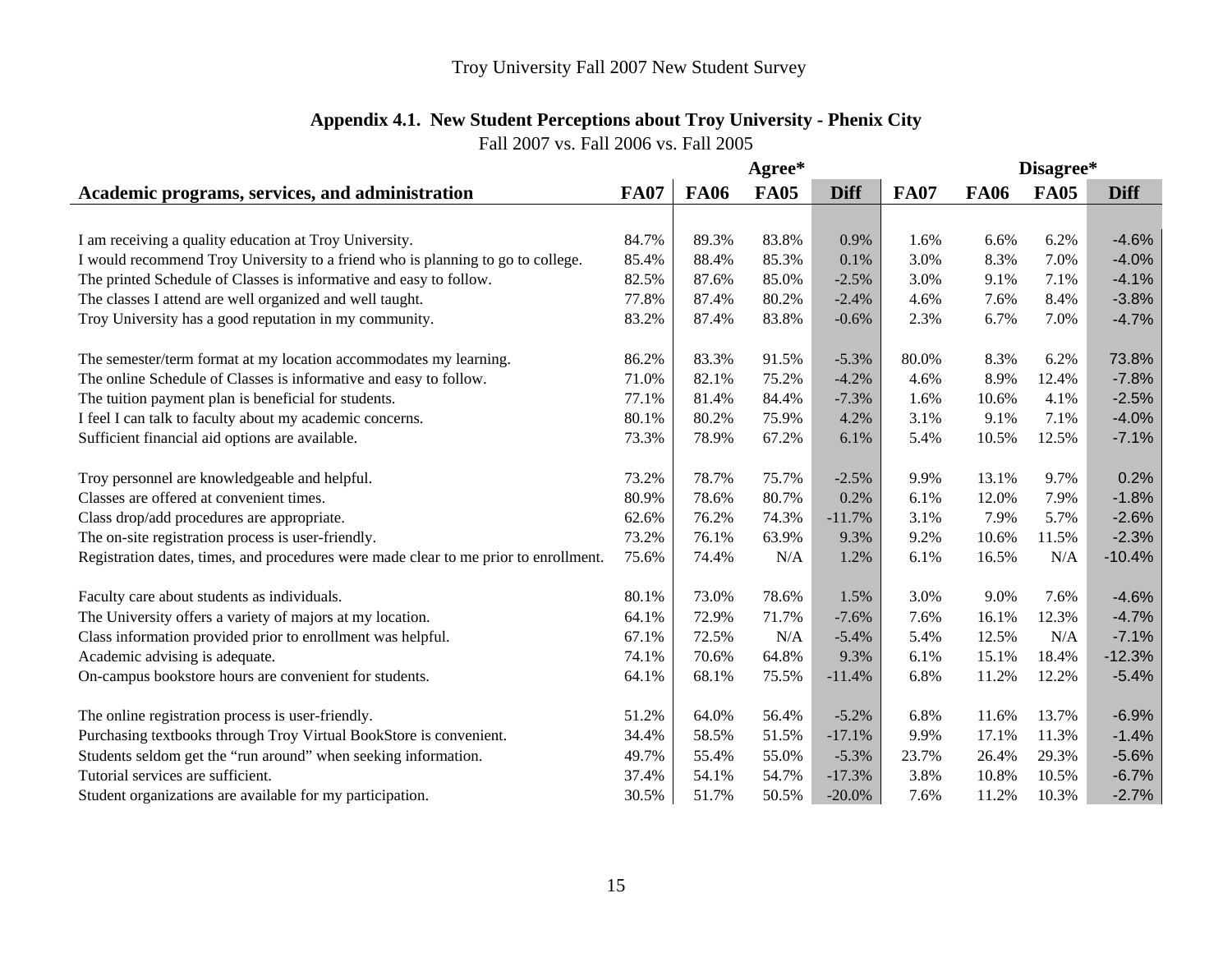### Appendix 4.1. New Student Perceptions about Troy University - Phenix City

Fall 2007 vs. Fall 2006 vs. Fall 2005

| | Agree* | | | | Disagree* | | | |
|---|---|---|---|---|---|---|---|---|
| **Academic programs, services, and administration** | **FA07** | **FA06** | **FA05** | **Diff** | **FA07** | **FA06** | **FA05** | **Diff** |
| I am receiving a quality education at Troy University. | 84.7% | 89.3% | 83.8% | 0.9% | 1.6% | 6.6% | 6.2% | -4.6% |
| I would recommend Troy University to a friend who is planning to go to college. | 85.4% | 88.4% | 85.3% | 0.1% | 3.0% | 8.3% | 7.0% | -4.0% |
| The printed Schedule of Classes is informative and easy to follow. | 82.5% | 87.6% | 85.0% | -2.5% | 3.0% | 9.1% | 7.1% | -4.1% |
| The classes I attend are well organized and well taught. | 77.8% | 87.4% | 80.2% | -2.4% | 4.6% | 7.6% | 8.4% | -3.8% |
| Troy University has a good reputation in my community. | 83.2% | 87.4% | 83.8% | -0.6% | 2.3% | 6.7% | 7.0% | -4.7% |
| The semester/term format at my location accommodates my learning. | 86.2% | 83.3% | 91.5% | -5.3% | 80.0% | 8.3% | 6.2% | 73.8% |
| The online Schedule of Classes is informative and easy to follow. | 71.0% | 82.1% | 75.2% | -4.2% | 4.6% | 8.9% | 12.4% | -7.8% |
| The tuition payment plan is beneficial for students. | 77.1% | 81.4% | 84.4% | -7.3% | 1.6% | 10.6% | 4.1% | -2.5% |
| I feel I can talk to faculty about my academic concerns. | 80.1% | 80.2% | 75.9% | 4.2% | 3.1% | 9.1% | 7.1% | -4.0% |
| Sufficient financial aid options are available. | 73.3% | 78.9% | 67.2% | 6.1% | 5.4% | 10.5% | 12.5% | -7.1% |
| Troy personnel are knowledgeable and helpful. | 73.2% | 78.7% | 75.7% | -2.5% | 9.9% | 13.1% | 9.7% | 0.2% |
| Classes are offered at convenient times. | 80.9% | 78.6% | 80.7% | 0.2% | 6.1% | 12.0% | 7.9% | -1.8% |
| Class drop/add procedures are appropriate. | 62.6% | 76.2% | 74.3% | -11.7% | 3.1% | 7.9% | 5.7% | -2.6% |
| The on-site registration process is user-friendly. | 73.2% | 76.1% | 63.9% | 9.3% | 9.2% | 10.6% | 11.5% | -2.3% |
| Registration dates, times, and procedures were made clear to me prior to enrollment. | 75.6% | 74.4% | N/A | 1.2% | 6.1% | 16.5% | N/A | -10.4% |
| Faculty care about students as individuals. | 80.1% | 73.0% | 78.6% | 1.5% | 3.0% | 9.0% | 7.6% | -4.6% |
| The University offers a variety of majors at my location. | 64.1% | 72.9% | 71.7% | -7.6% | 7.6% | 16.1% | 12.3% | -4.7% |
| Class information provided prior to enrollment was helpful. | 67.1% | 72.5% | N/A | -5.4% | 5.4% | 12.5% | N/A | -7.1% |
| Academic advising is adequate. | 74.1% | 70.6% | 64.8% | 9.3% | 6.1% | 15.1% | 18.4% | -12.3% |
| On-campus bookstore hours are convenient for students. | 64.1% | 68.1% | 75.5% | -11.4% | 6.8% | 11.2% | 12.2% | -5.4% |
| The online registration process is user-friendly. | 51.2% | 64.0% | 56.4% | -5.2% | 6.8% | 11.6% | 13.7% | -6.9% |
| Purchasing textbooks through Troy Virtual BookStore is convenient. | 34.4% | 58.5% | 51.5% | -17.1% | 9.9% | 17.1% | 11.3% | -1.4% |
| Students seldom get the "run around" when seeking information. | 49.7% | 55.4% | 55.0% | -5.3% | 23.7% | 26.4% | 29.3% | -5.6% |
| Tutorial services are sufficient. | 37.4% | 54.1% | 54.7% | -17.3% | 3.8% | 10.8% | 10.5% | -6.7% |
| Student organizations are available for my participation. | 30.5% | 51.7% | 50.5% | -20.0% | 7.6% | 11.2% | 10.3% | -2.7% |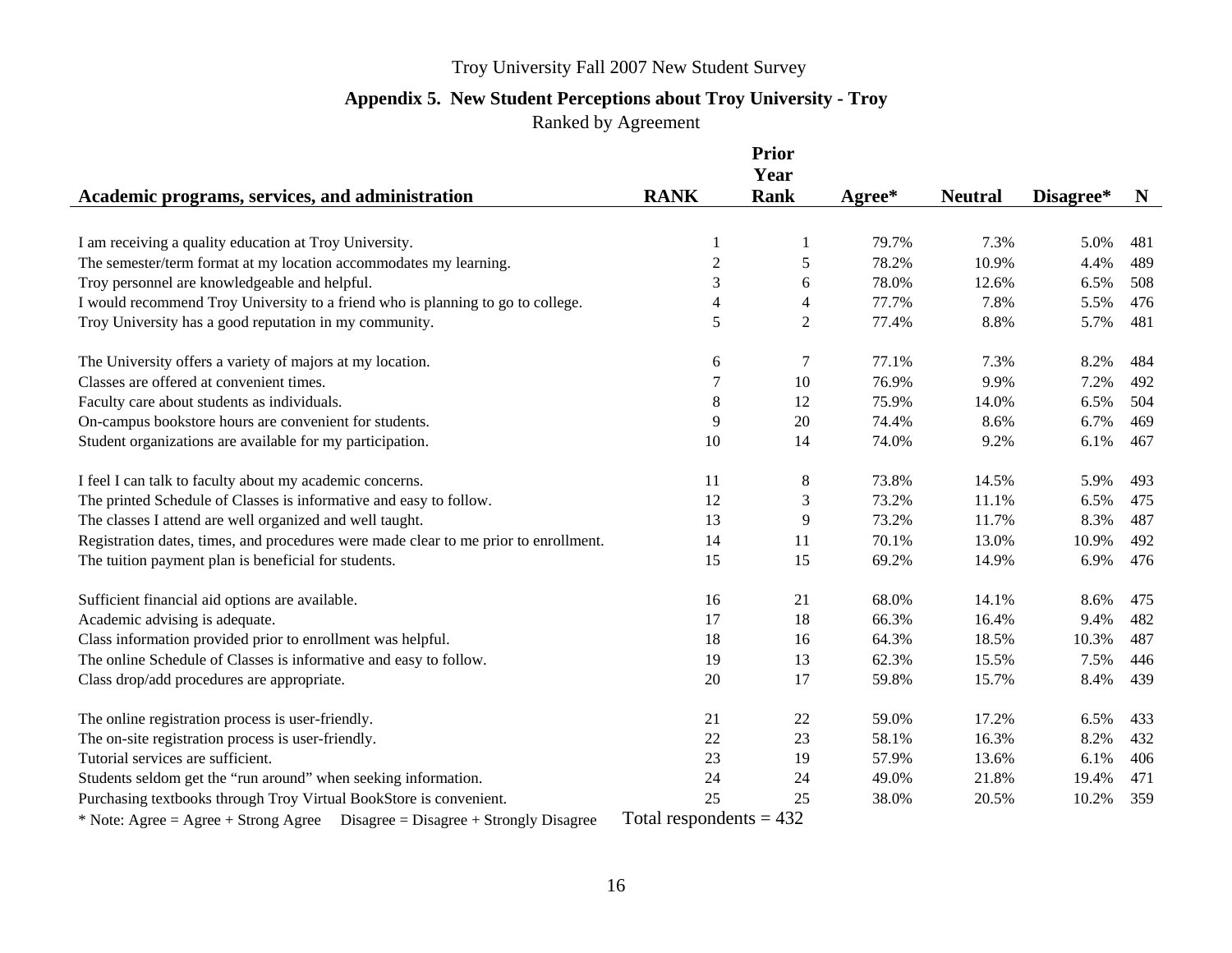Troy University Fall 2007 New Student Survey

## Appendix 5. New Student Perceptions about Troy University - Troy

Ranked by Agreement

| Academic programs, services, and administration | RANK | Prior Year Rank | Agree* | Neutral | Disagree* | N |
|---|---|---|---|---|---|---|
| I am receiving a quality education at Troy University. | 1 | 1 | 79.7% | 7.3% | 5.0% | 481 |
| The semester/term format at my location accommodates my learning. | 2 | 5 | 78.2% | 10.9% | 4.4% | 489 |
| Troy personnel are knowledgeable and helpful. | 3 | 6 | 78.0% | 12.6% | 6.5% | 508 |
| I would recommend Troy University to a friend who is planning to go to college. | 4 | 4 | 77.7% | 7.8% | 5.5% | 476 |
| Troy University has a good reputation in my community. | 5 | 2 | 77.4% | 8.8% | 5.7% | 481 |
| The University offers a variety of majors at my location. | 6 | 7 | 77.1% | 7.3% | 8.2% | 484 |
| Classes are offered at convenient times. | 7 | 10 | 76.9% | 9.9% | 7.2% | 492 |
| Faculty care about students as individuals. | 8 | 12 | 75.9% | 14.0% | 6.5% | 504 |
| On-campus bookstore hours are convenient for students. | 9 | 20 | 74.4% | 8.6% | 6.7% | 469 |
| Student organizations are available for my participation. | 10 | 14 | 74.0% | 9.2% | 6.1% | 467 |
| I feel I can talk to faculty about my academic concerns. | 11 | 8 | 73.8% | 14.5% | 5.9% | 493 |
| The printed Schedule of Classes is informative and easy to follow. | 12 | 3 | 73.2% | 11.1% | 6.5% | 475 |
| The classes I attend are well organized and well taught. | 13 | 9 | 73.2% | 11.7% | 8.3% | 487 |
| Registration dates, times, and procedures were made clear to me prior to enrollment. | 14 | 11 | 70.1% | 13.0% | 10.9% | 492 |
| The tuition payment plan is beneficial for students. | 15 | 15 | 69.2% | 14.9% | 6.9% | 476 |
| Sufficient financial aid options are available. | 16 | 21 | 68.0% | 14.1% | 8.6% | 475 |
| Academic advising is adequate. | 17 | 18 | 66.3% | 16.4% | 9.4% | 482 |
| Class information provided prior to enrollment was helpful. | 18 | 16 | 64.3% | 18.5% | 10.3% | 487 |
| The online Schedule of Classes is informative and easy to follow. | 19 | 13 | 62.3% | 15.5% | 7.5% | 446 |
| Class drop/add procedures are appropriate. | 20 | 17 | 59.8% | 15.7% | 8.4% | 439 |
| The online registration process is user-friendly. | 21 | 22 | 59.0% | 17.2% | 6.5% | 433 |
| The on-site registration process is user-friendly. | 22 | 23 | 58.1% | 16.3% | 8.2% | 432 |
| Tutorial services are sufficient. | 23 | 19 | 57.9% | 13.6% | 6.1% | 406 |
| Students seldom get the "run around" when seeking information. | 24 | 24 | 49.0% | 21.8% | 19.4% | 471 |
| Purchasing textbooks through Troy Virtual BookStore is convenient. | 25 | 25 | 38.0% | 20.5% | 10.2% | 359 |

* Note: Agree = Agree + Strong Agree  Disagree = Disagree + Strongly Disagree  Total respondents = 432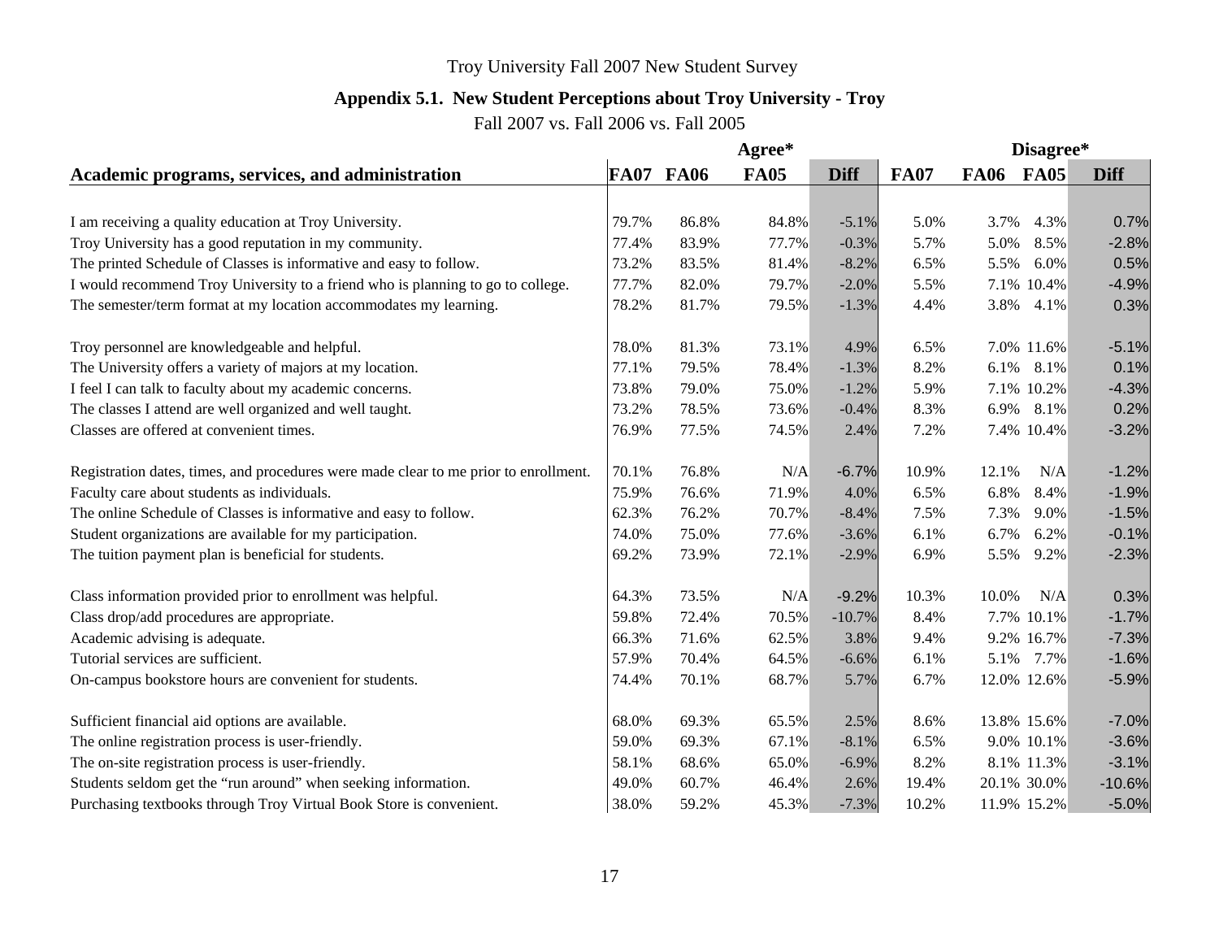Troy University Fall 2007 New Student Survey

## Appendix 5.1. New Student Perceptions about Troy University - Troy

Fall 2007 vs. Fall 2006 vs. Fall 2005

| | Agree* | | | | Disagree* | | | |
|---|---|---|---|---|---|---|---|---|
| **Academic programs, services, and administration** | **FA07** | **FA06** | **FA05** | **Diff** | **FA07** | **FA06** | **FA05** | **Diff** |
| I am receiving a quality education at Troy University. | 79.7% | 86.8% | 84.8% | -5.1% | 5.0% | 3.7% | 4.3% | 0.7% |
| Troy University has a good reputation in my community. | 77.4% | 83.9% | 77.7% | -0.3% | 5.7% | 5.0% | 8.5% | -2.8% |
| The printed Schedule of Classes is informative and easy to follow. | 73.2% | 83.5% | 81.4% | -8.2% | 6.5% | 5.5% | 6.0% | 0.5% |
| I would recommend Troy University to a friend who is planning to go to college. | 77.7% | 82.0% | 79.7% | -2.0% | 5.5% | 7.1% | 10.4% | -4.9% |
| The semester/term format at my location accommodates my learning. | 78.2% | 81.7% | 79.5% | -1.3% | 4.4% | 3.8% | 4.1% | 0.3% |
| Troy personnel are knowledgeable and helpful. | 78.0% | 81.3% | 73.1% | 4.9% | 6.5% | 7.0% | 11.6% | -5.1% |
| The University offers a variety of majors at my location. | 77.1% | 79.5% | 78.4% | -1.3% | 8.2% | 6.1% | 8.1% | 0.1% |
| I feel I can talk to faculty about my academic concerns. | 73.8% | 79.0% | 75.0% | -1.2% | 5.9% | 7.1% | 10.2% | -4.3% |
| The classes I attend are well organized and well taught. | 73.2% | 78.5% | 73.6% | -0.4% | 8.3% | 6.9% | 8.1% | 0.2% |
| Classes are offered at convenient times. | 76.9% | 77.5% | 74.5% | 2.4% | 7.2% | 7.4% | 10.4% | -3.2% |
| Registration dates, times, and procedures were made clear to me prior to enrollment. | 70.1% | 76.8% | N/A | -6.7% | 10.9% | 12.1% | N/A | -1.2% |
| Faculty care about students as individuals. | 75.9% | 76.6% | 71.9% | 4.0% | 6.5% | 6.8% | 8.4% | -1.9% |
| The online Schedule of Classes is informative and easy to follow. | 62.3% | 76.2% | 70.7% | -8.4% | 7.5% | 7.3% | 9.0% | -1.5% |
| Student organizations are available for my participation. | 74.0% | 75.0% | 77.6% | -3.6% | 6.1% | 6.7% | 6.2% | -0.1% |
| The tuition payment plan is beneficial for students. | 69.2% | 73.9% | 72.1% | -2.9% | 6.9% | 5.5% | 9.2% | -2.3% |
| Class information provided prior to enrollment was helpful. | 64.3% | 73.5% | N/A | -9.2% | 10.3% | 10.0% | N/A | 0.3% |
| Class drop/add procedures are appropriate. | 59.8% | 72.4% | 70.5% | -10.7% | 8.4% | 7.7% | 10.1% | -1.7% |
| Academic advising is adequate. | 66.3% | 71.6% | 62.5% | 3.8% | 9.4% | 9.2% | 16.7% | -7.3% |
| Tutorial services are sufficient. | 57.9% | 70.4% | 64.5% | -6.6% | 6.1% | 5.1% | 7.7% | -1.6% |
| On-campus bookstore hours are convenient for students. | 74.4% | 70.1% | 68.7% | 5.7% | 6.7% | 12.0% | 12.6% | -5.9% |
| Sufficient financial aid options are available. | 68.0% | 69.3% | 65.5% | 2.5% | 8.6% | 13.8% | 15.6% | -7.0% |
| The online registration process is user-friendly. | 59.0% | 69.3% | 67.1% | -8.1% | 6.5% | 9.0% | 10.1% | -3.6% |
| The on-site registration process is user-friendly. | 58.1% | 68.6% | 65.0% | -6.9% | 8.2% | 8.1% | 11.3% | -3.1% |
| Students seldom get the “run around” when seeking information. | 49.0% | 60.7% | 46.4% | 2.6% | 19.4% | 20.1% | 30.0% | -10.6% |
| Purchasing textbooks through Troy Virtual Book Store is convenient. | 38.0% | 59.2% | 45.3% | -7.3% | 10.2% | 11.9% | 15.2% | -5.0% |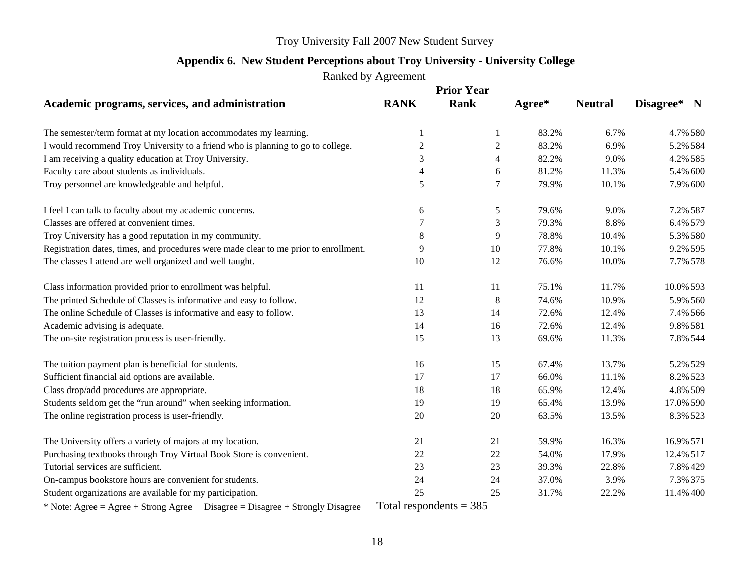Troy University Fall 2007 New Student Survey

## Appendix 6. New Student Perceptions about Troy University - University College

Ranked by Agreement

| Academic programs, services, and administration | RANK | Prior Year Rank | Agree* | Neutral | Disagree* | N |
|---|---|---|---|---|---|---|
| The semester/term format at my location accommodates my learning. | 1 | 1 | 83.2% | 6.7% | 4.7% | 580 |
| I would recommend Troy University to a friend who is planning to go to college. | 2 | 2 | 83.2% | 6.9% | 5.2% | 584 |
| I am receiving a quality education at Troy University. | 3 | 4 | 82.2% | 9.0% | 4.2% | 585 |
| Faculty care about students as individuals. | 4 | 6 | 81.2% | 11.3% | 5.4% | 600 |
| Troy personnel are knowledgeable and helpful. | 5 | 7 | 79.9% | 10.1% | 7.9% | 600 |
| I feel I can talk to faculty about my academic concerns. | 6 | 5 | 79.6% | 9.0% | 7.2% | 587 |
| Classes are offered at convenient times. | 7 | 3 | 79.3% | 8.8% | 6.4% | 579 |
| Troy University has a good reputation in my community. | 8 | 9 | 78.8% | 10.4% | 5.3% | 580 |
| Registration dates, times, and procedures were made clear to me prior to enrollment. | 9 | 10 | 77.8% | 10.1% | 9.2% | 595 |
| The classes I attend are well organized and well taught. | 10 | 12 | 76.6% | 10.0% | 7.7% | 578 |
| Class information provided prior to enrollment was helpful. | 11 | 11 | 75.1% | 11.7% | 10.0% | 593 |
| The printed Schedule of Classes is informative and easy to follow. | 12 | 8 | 74.6% | 10.9% | 5.9% | 560 |
| The online Schedule of Classes is informative and easy to follow. | 13 | 14 | 72.6% | 12.4% | 7.4% | 566 |
| Academic advising is adequate. | 14 | 16 | 72.6% | 12.4% | 9.8% | 581 |
| The on-site registration process is user-friendly. | 15 | 13 | 69.6% | 11.3% | 7.8% | 544 |
| The tuition payment plan is beneficial for students. | 16 | 15 | 67.4% | 13.7% | 5.2% | 529 |
| Sufficient financial aid options are available. | 17 | 17 | 66.0% | 11.1% | 8.2% | 523 |
| Class drop/add procedures are appropriate. | 18 | 18 | 65.9% | 12.4% | 4.8% | 509 |
| Students seldom get the "run around" when seeking information. | 19 | 19 | 65.4% | 13.9% | 17.0% | 590 |
| The online registration process is user-friendly. | 20 | 20 | 63.5% | 13.5% | 8.3% | 523 |
| The University offers a variety of majors at my location. | 21 | 21 | 59.9% | 16.3% | 16.9% | 571 |
| Purchasing textbooks through Troy Virtual Book Store is convenient. | 22 | 22 | 54.0% | 17.9% | 12.4% | 517 |
| Tutorial services are sufficient. | 23 | 23 | 39.3% | 22.8% | 7.8% | 429 |
| On-campus bookstore hours are convenient for students. | 24 | 24 | 37.0% | 3.9% | 7.3% | 375 |
| Student organizations are available for my participation. | 25 | 25 | 31.7% | 22.2% | 11.4% | 400 |

* Note: Agree = Agree + Strong Agree Disagree = Disagree + Strongly Disagree

Total respondents = 385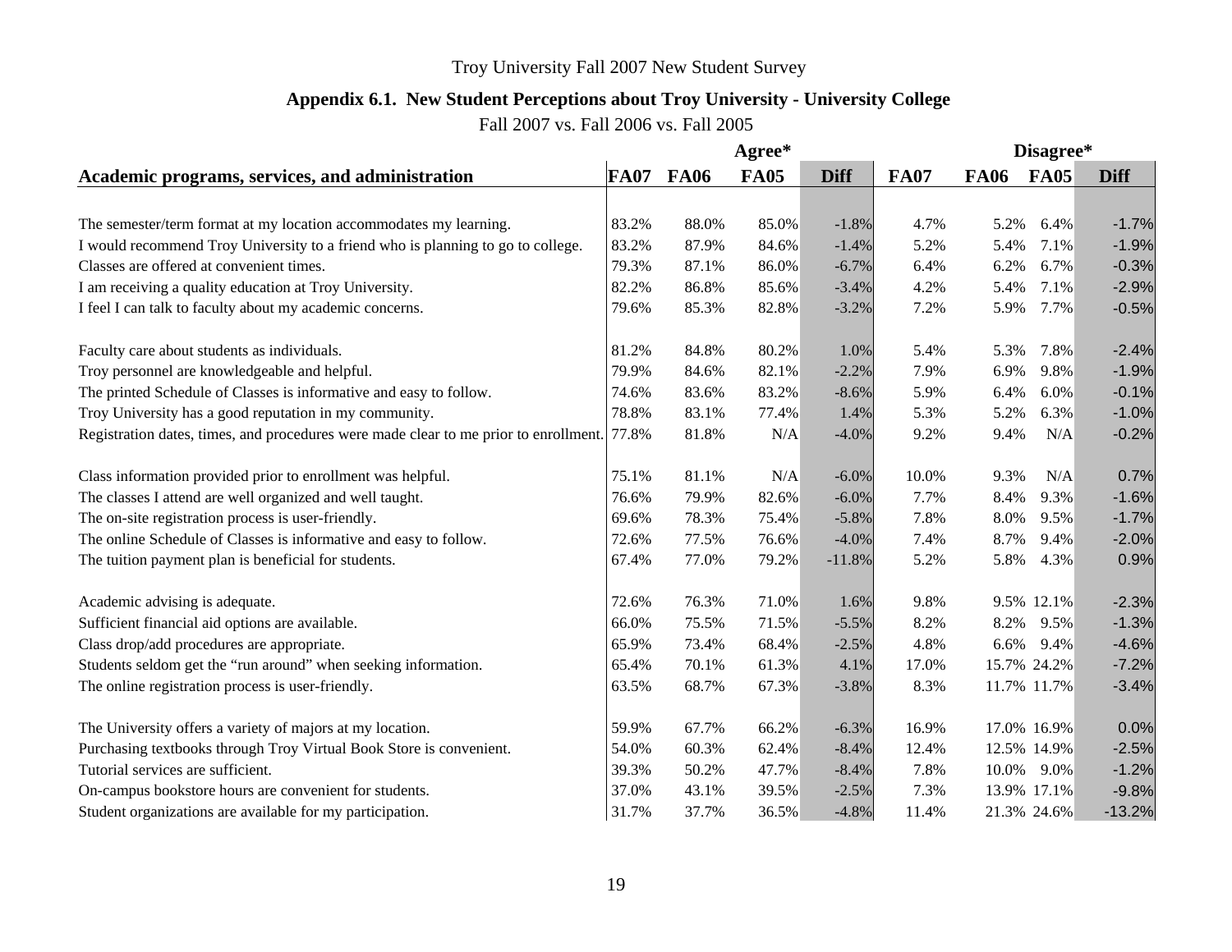Troy University Fall 2007 New Student Survey

## Appendix 6.1. New Student Perceptions about Troy University - University College

Fall 2007 vs. Fall 2006 vs. Fall 2005

| | Agree* | | | | Disagree* | | | |
|---|---|---|---|---|---|---|---|---|
| **Academic programs, services, and administration** | **FA07** | **FA06** | **FA05** | **Diff** | **FA07** | **FA06** | **FA05** | **Diff** |
| The semester/term format at my location accommodates my learning. | 83.2% | 88.0% | 85.0% | -1.8% | 4.7% | 5.2% | 6.4% | -1.7% |
| I would recommend Troy University to a friend who is planning to go to college. | 83.2% | 87.9% | 84.6% | -1.4% | 5.2% | 5.4% | 7.1% | -1.9% |
| Classes are offered at convenient times. | 79.3% | 87.1% | 86.0% | -6.7% | 6.4% | 6.2% | 6.7% | -0.3% |
| I am receiving a quality education at Troy University. | 82.2% | 86.8% | 85.6% | -3.4% | 4.2% | 5.4% | 7.1% | -2.9% |
| I feel I can talk to faculty about my academic concerns. | 79.6% | 85.3% | 82.8% | -3.2% | 7.2% | 5.9% | 7.7% | -0.5% |
| Faculty care about students as individuals. | 81.2% | 84.8% | 80.2% | 1.0% | 5.4% | 5.3% | 7.8% | -2.4% |
| Troy personnel are knowledgeable and helpful. | 79.9% | 84.6% | 82.1% | -2.2% | 7.9% | 6.9% | 9.8% | -1.9% |
| The printed Schedule of Classes is informative and easy to follow. | 74.6% | 83.6% | 83.2% | -8.6% | 5.9% | 6.4% | 6.0% | -0.1% |
| Troy University has a good reputation in my community. | 78.8% | 83.1% | 77.4% | 1.4% | 5.3% | 5.2% | 6.3% | -1.0% |
| Registration dates, times, and procedures were made clear to me prior to enrollment. | 77.8% | 81.8% | N/A | -4.0% | 9.2% | 9.4% | N/A | -0.2% |
| Class information provided prior to enrollment was helpful. | 75.1% | 81.1% | N/A | -6.0% | 10.0% | 9.3% | N/A | 0.7% |
| The classes I attend are well organized and well taught. | 76.6% | 79.9% | 82.6% | -6.0% | 7.7% | 8.4% | 9.3% | -1.6% |
| The on-site registration process is user-friendly. | 69.6% | 78.3% | 75.4% | -5.8% | 7.8% | 8.0% | 9.5% | -1.7% |
| The online Schedule of Classes is informative and easy to follow. | 72.6% | 77.5% | 76.6% | -4.0% | 7.4% | 8.7% | 9.4% | -2.0% |
| The tuition payment plan is beneficial for students. | 67.4% | 77.0% | 79.2% | -11.8% | 5.2% | 5.8% | 4.3% | 0.9% |
| Academic advising is adequate. | 72.6% | 76.3% | 71.0% | 1.6% | 9.8% | 9.5% | 12.1% | -2.3% |
| Sufficient financial aid options are available. | 66.0% | 75.5% | 71.5% | -5.5% | 8.2% | 8.2% | 9.5% | -1.3% |
| Class drop/add procedures are appropriate. | 65.9% | 73.4% | 68.4% | -2.5% | 4.8% | 6.6% | 9.4% | -4.6% |
| Students seldom get the "run around" when seeking information. | 65.4% | 70.1% | 61.3% | 4.1% | 17.0% | 15.7% | 24.2% | -7.2% |
| The online registration process is user-friendly. | 63.5% | 68.7% | 67.3% | -3.8% | 8.3% | 11.7% | 11.7% | -3.4% |
| The University offers a variety of majors at my location. | 59.9% | 67.7% | 66.2% | -6.3% | 16.9% | 17.0% | 16.9% | 0.0% |
| Purchasing textbooks through Troy Virtual Book Store is convenient. | 54.0% | 60.3% | 62.4% | -8.4% | 12.4% | 12.5% | 14.9% | -2.5% |
| Tutorial services are sufficient. | 39.3% | 50.2% | 47.7% | -8.4% | 7.8% | 10.0% | 9.0% | -1.2% |
| On-campus bookstore hours are convenient for students. | 37.0% | 43.1% | 39.5% | -2.5% | 7.3% | 13.9% | 17.1% | -9.8% |
| Student organizations are available for my participation. | 31.7% | 37.7% | 36.5% | -4.8% | 11.4% | 21.3% | 24.6% | -13.2% |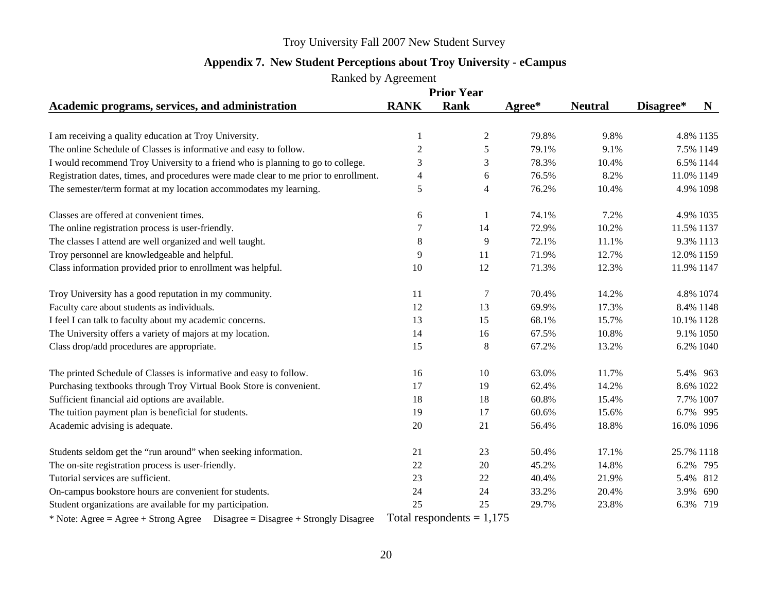Troy University Fall 2007 New Student Survey

## Appendix 7. New Student Perceptions about Troy University - eCampus

Ranked by Agreement

| Academic programs, services, and administration | RANK | Prior Year Rank | Agree* | Neutral | Disagree* | N |
|---|---|---|---|---|---|---|
| I am receiving a quality education at Troy University. | 1 | 2 | 79.8% | 9.8% | 4.8% | 1135 |
| The online Schedule of Classes is informative and easy to follow. | 2 | 5 | 79.1% | 9.1% | 7.5% | 1149 |
| I would recommend Troy University to a friend who is planning to go to college. | 3 | 3 | 78.3% | 10.4% | 6.5% | 1144 |
| Registration dates, times, and procedures were made clear to me prior to enrollment. | 4 | 6 | 76.5% | 8.2% | 11.0% | 1149 |
| The semester/term format at my location accommodates my learning. | 5 | 4 | 76.2% | 10.4% | 4.9% | 1098 |
| Classes are offered at convenient times. | 6 | 1 | 74.1% | 7.2% | 4.9% | 1035 |
| The online registration process is user-friendly. | 7 | 14 | 72.9% | 10.2% | 11.5% | 1137 |
| The classes I attend are well organized and well taught. | 8 | 9 | 72.1% | 11.1% | 9.3% | 1113 |
| Troy personnel are knowledgeable and helpful. | 9 | 11 | 71.9% | 12.7% | 12.0% | 1159 |
| Class information provided prior to enrollment was helpful. | 10 | 12 | 71.3% | 12.3% | 11.9% | 1147 |
| Troy University has a good reputation in my community. | 11 | 7 | 70.4% | 14.2% | 4.8% | 1074 |
| Faculty care about students as individuals. | 12 | 13 | 69.9% | 17.3% | 8.4% | 1148 |
| I feel I can talk to faculty about my academic concerns. | 13 | 15 | 68.1% | 15.7% | 10.1% | 1128 |
| The University offers a variety of majors at my location. | 14 | 16 | 67.5% | 10.8% | 9.1% | 1050 |
| Class drop/add procedures are appropriate. | 15 | 8 | 67.2% | 13.2% | 6.2% | 1040 |
| The printed Schedule of Classes is informative and easy to follow. | 16 | 10 | 63.0% | 11.7% | 5.4% | 963 |
| Purchasing textbooks through Troy Virtual Book Store is convenient. | 17 | 19 | 62.4% | 14.2% | 8.6% | 1022 |
| Sufficient financial aid options are available. | 18 | 18 | 60.8% | 15.4% | 7.7% | 1007 |
| The tuition payment plan is beneficial for students. | 19 | 17 | 60.6% | 15.6% | 6.7% | 995 |
| Academic advising is adequate. | 20 | 21 | 56.4% | 18.8% | 16.0% | 1096 |
| Students seldom get the “run around” when seeking information. | 21 | 23 | 50.4% | 17.1% | 25.7% | 1118 |
| The on-site registration process is user-friendly. | 22 | 20 | 45.2% | 14.8% | 6.2% | 795 |
| Tutorial services are sufficient. | 23 | 22 | 40.4% | 21.9% | 5.4% | 812 |
| On-campus bookstore hours are convenient for students. | 24 | 24 | 33.2% | 20.4% | 3.9% | 690 |
| Student organizations are available for my participation. | 25 | 25 | 29.7% | 23.8% | 6.3% | 719 |

\* Note: Agree = Agree + Strong Agree Disagree = Disagree + Strongly Disagree

Total respondents = 1,175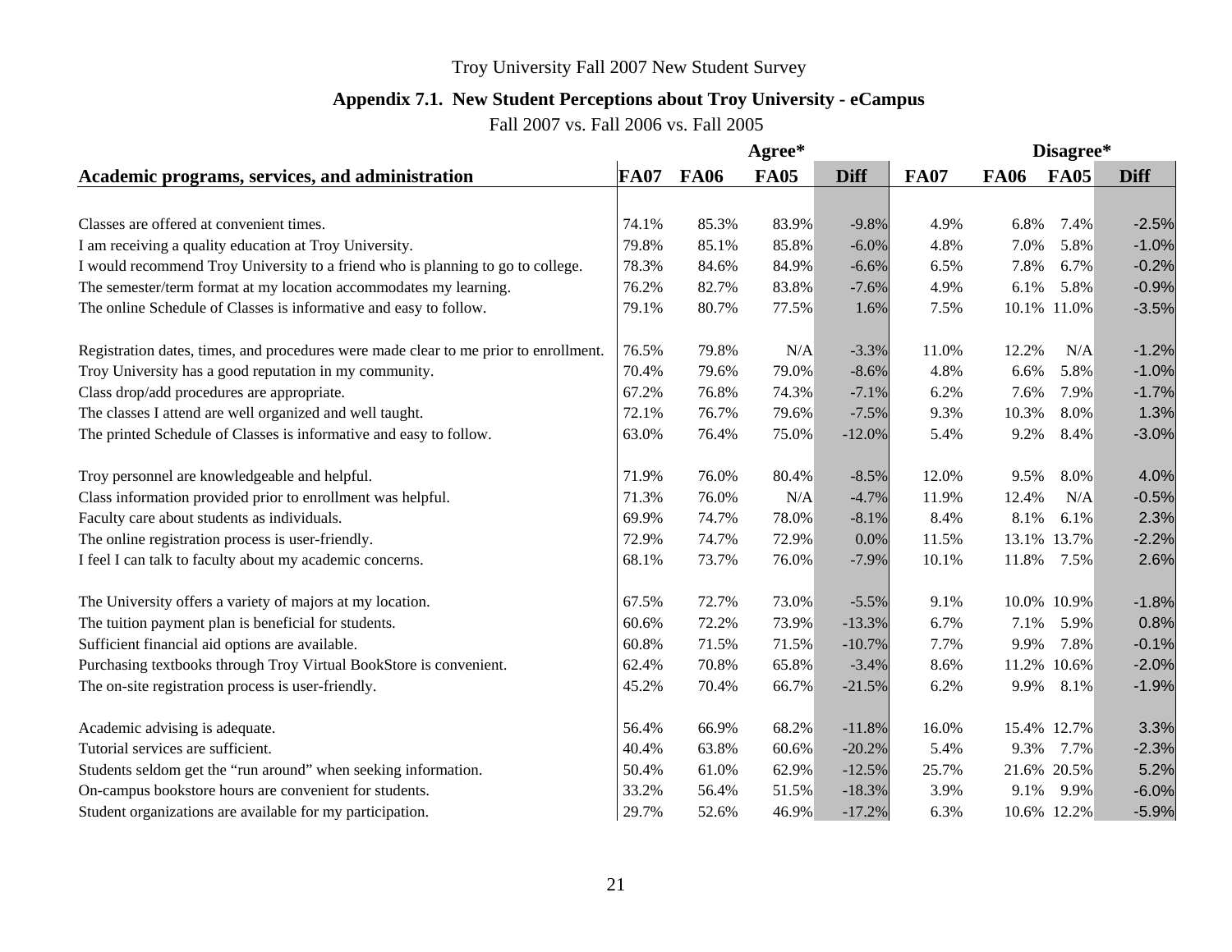Troy University Fall 2007 New Student Survey

## Appendix 7.1. New Student Perceptions about Troy University - eCampus

Fall 2007 vs. Fall 2006 vs. Fall 2005

| | Agree* | | | | Disagree* | | | |
|---|---|---|---|---|---|---|---|---|
| **Academic programs, services, and administration** | **FA07** | **FA06** | **FA05** | **Diff** | **FA07** | **FA06** | **FA05** | **Diff** |
| Classes are offered at convenient times. | 74.1% | 85.3% | 83.9% | -9.8% | 4.9% | 6.8% | 7.4% | -2.5% |
| I am receiving a quality education at Troy University. | 79.8% | 85.1% | 85.8% | -6.0% | 4.8% | 7.0% | 5.8% | -1.0% |
| I would recommend Troy University to a friend who is planning to go to college. | 78.3% | 84.6% | 84.9% | -6.6% | 6.5% | 7.8% | 6.7% | -0.2% |
| The semester/term format at my location accommodates my learning. | 76.2% | 82.7% | 83.8% | -7.6% | 4.9% | 6.1% | 5.8% | -0.9% |
| The online Schedule of Classes is informative and easy to follow. | 79.1% | 80.7% | 77.5% | 1.6% | 7.5% | 10.1% | 11.0% | -3.5% |
| Registration dates, times, and procedures were made clear to me prior to enrollment. | 76.5% | 79.8% | N/A | -3.3% | 11.0% | 12.2% | N/A | -1.2% |
| Troy University has a good reputation in my community. | 70.4% | 79.6% | 79.0% | -8.6% | 4.8% | 6.6% | 5.8% | -1.0% |
| Class drop/add procedures are appropriate. | 67.2% | 76.8% | 74.3% | -7.1% | 6.2% | 7.6% | 7.9% | -1.7% |
| The classes I attend are well organized and well taught. | 72.1% | 76.7% | 79.6% | -7.5% | 9.3% | 10.3% | 8.0% | 1.3% |
| The printed Schedule of Classes is informative and easy to follow. | 63.0% | 76.4% | 75.0% | -12.0% | 5.4% | 9.2% | 8.4% | -3.0% |
| Troy personnel are knowledgeable and helpful. | 71.9% | 76.0% | 80.4% | -8.5% | 12.0% | 9.5% | 8.0% | 4.0% |
| Class information provided prior to enrollment was helpful. | 71.3% | 76.0% | N/A | -4.7% | 11.9% | 12.4% | N/A | -0.5% |
| Faculty care about students as individuals. | 69.9% | 74.7% | 78.0% | -8.1% | 8.4% | 8.1% | 6.1% | 2.3% |
| The online registration process is user-friendly. | 72.9% | 74.7% | 72.9% | 0.0% | 11.5% | 13.1% | 13.7% | -2.2% |
| I feel I can talk to faculty about my academic concerns. | 68.1% | 73.7% | 76.0% | -7.9% | 10.1% | 11.8% | 7.5% | 2.6% |
| The University offers a variety of majors at my location. | 67.5% | 72.7% | 73.0% | -5.5% | 9.1% | 10.0% | 10.9% | -1.8% |
| The tuition payment plan is beneficial for students. | 60.6% | 72.2% | 73.9% | -13.3% | 6.7% | 7.1% | 5.9% | 0.8% |
| Sufficient financial aid options are available. | 60.8% | 71.5% | 71.5% | -10.7% | 7.7% | 9.9% | 7.8% | -0.1% |
| Purchasing textbooks through Troy Virtual BookStore is convenient. | 62.4% | 70.8% | 65.8% | -3.4% | 8.6% | 11.2% | 10.6% | -2.0% |
| The on-site registration process is user-friendly. | 45.2% | 70.4% | 66.7% | -21.5% | 6.2% | 9.9% | 8.1% | -1.9% |
| Academic advising is adequate. | 56.4% | 66.9% | 68.2% | -11.8% | 16.0% | 15.4% | 12.7% | 3.3% |
| Tutorial services are sufficient. | 40.4% | 63.8% | 60.6% | -20.2% | 5.4% | 9.3% | 7.7% | -2.3% |
| Students seldom get the "run around" when seeking information. | 50.4% | 61.0% | 62.9% | -12.5% | 25.7% | 21.6% | 20.5% | 5.2% |
| On-campus bookstore hours are convenient for students. | 33.2% | 56.4% | 51.5% | -18.3% | 3.9% | 9.1% | 9.9% | -6.0% |
| Student organizations are available for my participation. | 29.7% | 52.6% | 46.9% | -17.2% | 6.3% | 10.6% | 12.2% | -5.9% |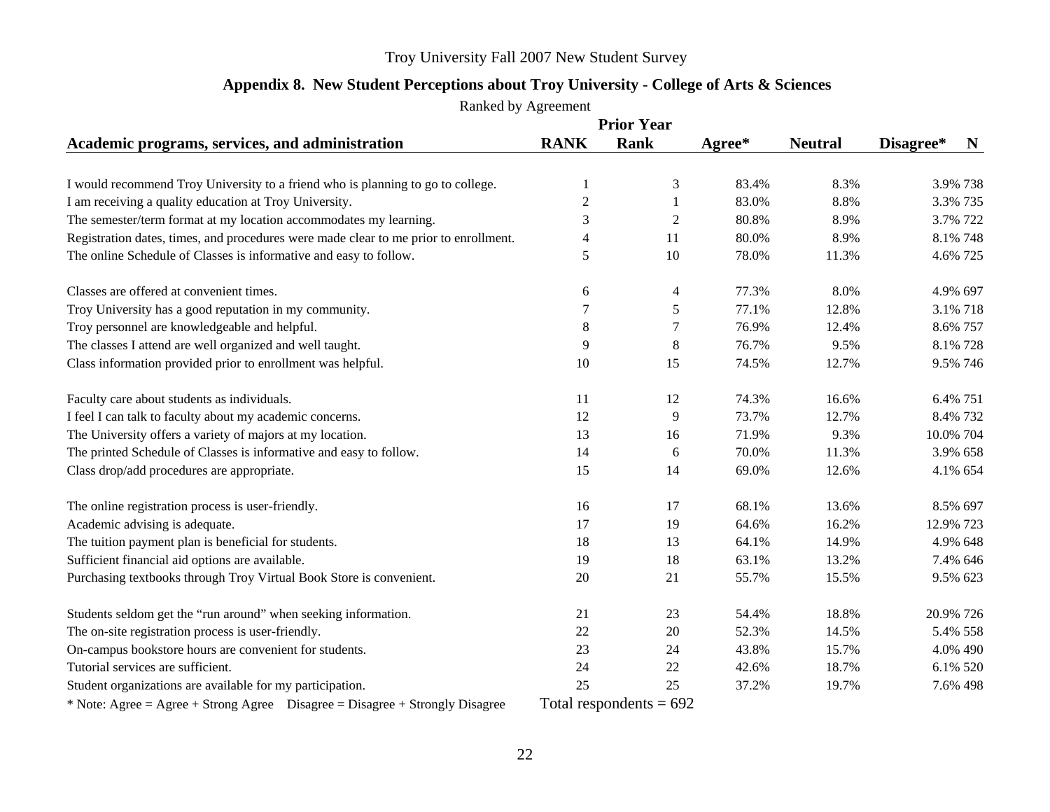Troy University Fall 2007 New Student Survey

## Appendix 8. New Student Perceptions about Troy University - College of Arts & Sciences

Ranked by Agreement

| Academic programs, services, and administration | RANK | Prior Year Rank | Agree* | Neutral | Disagree* | N |
|---|---|---|---|---|---|---|
| I would recommend Troy University to a friend who is planning to go to college. | 1 | 3 | 83.4% | 8.3% | 3.9% | 738 |
| I am receiving a quality education at Troy University. | 2 | 1 | 83.0% | 8.8% | 3.3% | 735 |
| The semester/term format at my location accommodates my learning. | 3 | 2 | 80.8% | 8.9% | 3.7% | 722 |
| Registration dates, times, and procedures were made clear to me prior to enrollment. | 4 | 11 | 80.0% | 8.9% | 8.1% | 748 |
| The online Schedule of Classes is informative and easy to follow. | 5 | 10 | 78.0% | 11.3% | 4.6% | 725 |
| Classes are offered at convenient times. | 6 | 4 | 77.3% | 8.0% | 4.9% | 697 |
| Troy University has a good reputation in my community. | 7 | 5 | 77.1% | 12.8% | 3.1% | 718 |
| Troy personnel are knowledgeable and helpful. | 8 | 7 | 76.9% | 12.4% | 8.6% | 757 |
| The classes I attend are well organized and well taught. | 9 | 8 | 76.7% | 9.5% | 8.1% | 728 |
| Class information provided prior to enrollment was helpful. | 10 | 15 | 74.5% | 12.7% | 9.5% | 746 |
| Faculty care about students as individuals. | 11 | 12 | 74.3% | 16.6% | 6.4% | 751 |
| I feel I can talk to faculty about my academic concerns. | 12 | 9 | 73.7% | 12.7% | 8.4% | 732 |
| The University offers a variety of majors at my location. | 13 | 16 | 71.9% | 9.3% | 10.0% | 704 |
| The printed Schedule of Classes is informative and easy to follow. | 14 | 6 | 70.0% | 11.3% | 3.9% | 658 |
| Class drop/add procedures are appropriate. | 15 | 14 | 69.0% | 12.6% | 4.1% | 654 |
| The online registration process is user-friendly. | 16 | 17 | 68.1% | 13.6% | 8.5% | 697 |
| Academic advising is adequate. | 17 | 19 | 64.6% | 16.2% | 12.9% | 723 |
| The tuition payment plan is beneficial for students. | 18 | 13 | 64.1% | 14.9% | 4.9% | 648 |
| Sufficient financial aid options are available. | 19 | 18 | 63.1% | 13.2% | 7.4% | 646 |
| Purchasing textbooks through Troy Virtual Book Store is convenient. | 20 | 21 | 55.7% | 15.5% | 9.5% | 623 |
| Students seldom get the "run around" when seeking information. | 21 | 23 | 54.4% | 18.8% | 20.9% | 726 |
| The on-site registration process is user-friendly. | 22 | 20 | 52.3% | 14.5% | 5.4% | 558 |
| On-campus bookstore hours are convenient for students. | 23 | 24 | 43.8% | 15.7% | 4.0% | 490 |
| Tutorial services are sufficient. | 24 | 22 | 42.6% | 18.7% | 6.1% | 520 |
| Student organizations are available for my participation. | 25 | 25 | 37.2% | 19.7% | 7.6% | 498 |

* Note: Agree = Agree + Strong Agree    Disagree = Disagree + Strongly Disagree    Total respondents = 692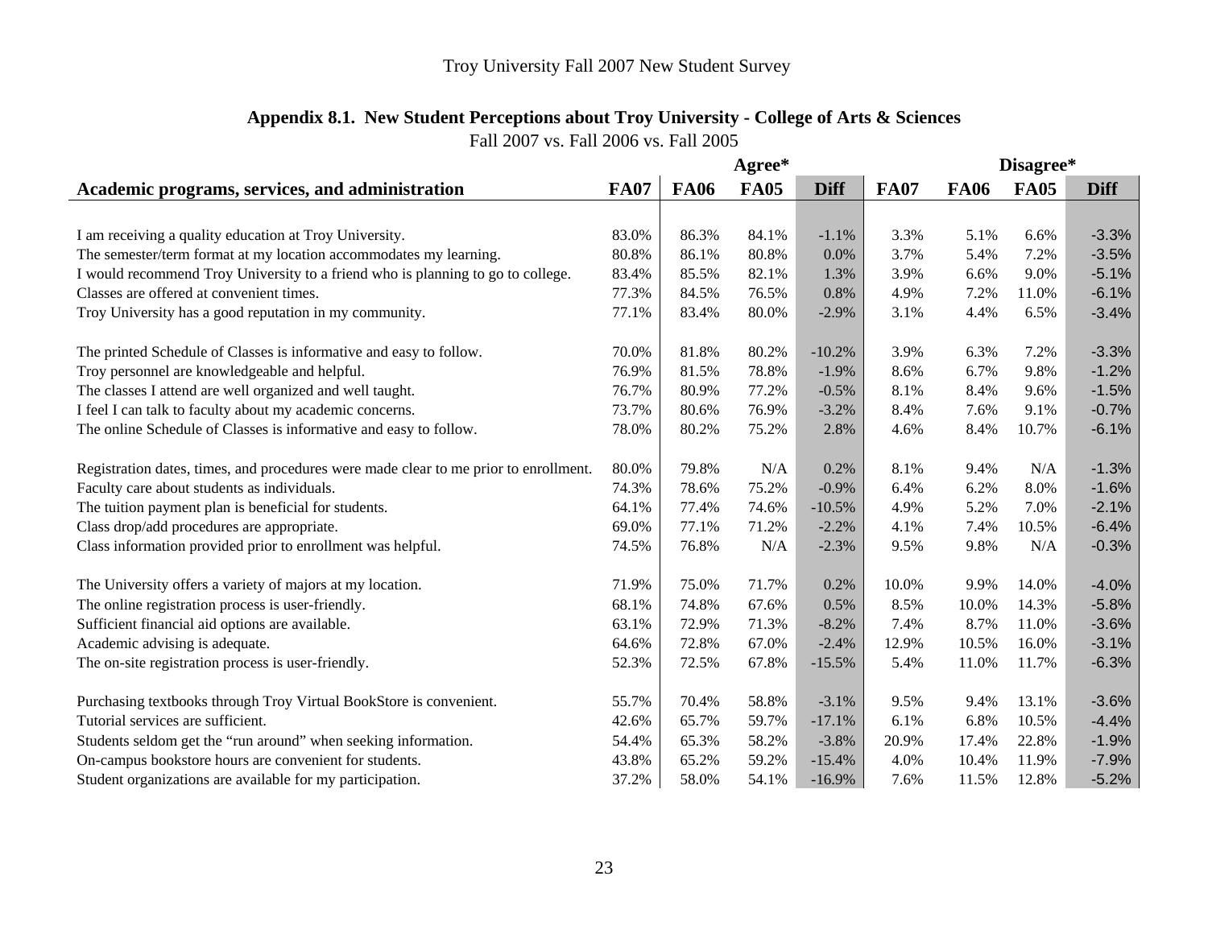## Appendix 8.1. New Student Perceptions about Troy University - College of Arts & Sciences

Fall 2007 vs. Fall 2006 vs. Fall 2005

| | Agree* | | | | Disagree* | | | |
|---|---|---|---|---|---|---|---|---|
| **Academic programs, services, and administration** | **FA07** | **FA06** | **FA05** | **Diff** | **FA07** | **FA06** | **FA05** | **Diff** |
| I am receiving a quality education at Troy University. | 83.0% | 86.3% | 84.1% | -1.1% | 3.3% | 5.1% | 6.6% | -3.3% |
| The semester/term format at my location accommodates my learning. | 80.8% | 86.1% | 80.8% | 0.0% | 3.7% | 5.4% | 7.2% | -3.5% |
| I would recommend Troy University to a friend who is planning to go to college. | 83.4% | 85.5% | 82.1% | 1.3% | 3.9% | 6.6% | 9.0% | -5.1% |
| Classes are offered at convenient times. | 77.3% | 84.5% | 76.5% | 0.8% | 4.9% | 7.2% | 11.0% | -6.1% |
| Troy University has a good reputation in my community. | 77.1% | 83.4% | 80.0% | -2.9% | 3.1% | 4.4% | 6.5% | -3.4% |
| The printed Schedule of Classes is informative and easy to follow. | 70.0% | 81.8% | 80.2% | -10.2% | 3.9% | 6.3% | 7.2% | -3.3% |
| Troy personnel are knowledgeable and helpful. | 76.9% | 81.5% | 78.8% | -1.9% | 8.6% | 6.7% | 9.8% | -1.2% |
| The classes I attend are well organized and well taught. | 76.7% | 80.9% | 77.2% | -0.5% | 8.1% | 8.4% | 9.6% | -1.5% |
| I feel I can talk to faculty about my academic concerns. | 73.7% | 80.6% | 76.9% | -3.2% | 8.4% | 7.6% | 9.1% | -0.7% |
| The online Schedule of Classes is informative and easy to follow. | 78.0% | 80.2% | 75.2% | 2.8% | 4.6% | 8.4% | 10.7% | -6.1% |
| Registration dates, times, and procedures were made clear to me prior to enrollment. | 80.0% | 79.8% | N/A | 0.2% | 8.1% | 9.4% | N/A | -1.3% |
| Faculty care about students as individuals. | 74.3% | 78.6% | 75.2% | -0.9% | 6.4% | 6.2% | 8.0% | -1.6% |
| The tuition payment plan is beneficial for students. | 64.1% | 77.4% | 74.6% | -10.5% | 4.9% | 5.2% | 7.0% | -2.1% |
| Class drop/add procedures are appropriate. | 69.0% | 77.1% | 71.2% | -2.2% | 4.1% | 7.4% | 10.5% | -6.4% |
| Class information provided prior to enrollment was helpful. | 74.5% | 76.8% | N/A | -2.3% | 9.5% | 9.8% | N/A | -0.3% |
| The University offers a variety of majors at my location. | 71.9% | 75.0% | 71.7% | 0.2% | 10.0% | 9.9% | 14.0% | -4.0% |
| The online registration process is user-friendly. | 68.1% | 74.8% | 67.6% | 0.5% | 8.5% | 10.0% | 14.3% | -5.8% |
| Sufficient financial aid options are available. | 63.1% | 72.9% | 71.3% | -8.2% | 7.4% | 8.7% | 11.0% | -3.6% |
| Academic advising is adequate. | 64.6% | 72.8% | 67.0% | -2.4% | 12.9% | 10.5% | 16.0% | -3.1% |
| The on-site registration process is user-friendly. | 52.3% | 72.5% | 67.8% | -15.5% | 5.4% | 11.0% | 11.7% | -6.3% |
| Purchasing textbooks through Troy Virtual BookStore is convenient. | 55.7% | 70.4% | 58.8% | -3.1% | 9.5% | 9.4% | 13.1% | -3.6% |
| Tutorial services are sufficient. | 42.6% | 65.7% | 59.7% | -17.1% | 6.1% | 6.8% | 10.5% | -4.4% |
| Students seldom get the "run around" when seeking information. | 54.4% | 65.3% | 58.2% | -3.8% | 20.9% | 17.4% | 22.8% | -1.9% |
| On-campus bookstore hours are convenient for students. | 43.8% | 65.2% | 59.2% | -15.4% | 4.0% | 10.4% | 11.9% | -7.9% |
| Student organizations are available for my participation. | 37.2% | 58.0% | 54.1% | -16.9% | 7.6% | 11.5% | 12.8% | -5.2% |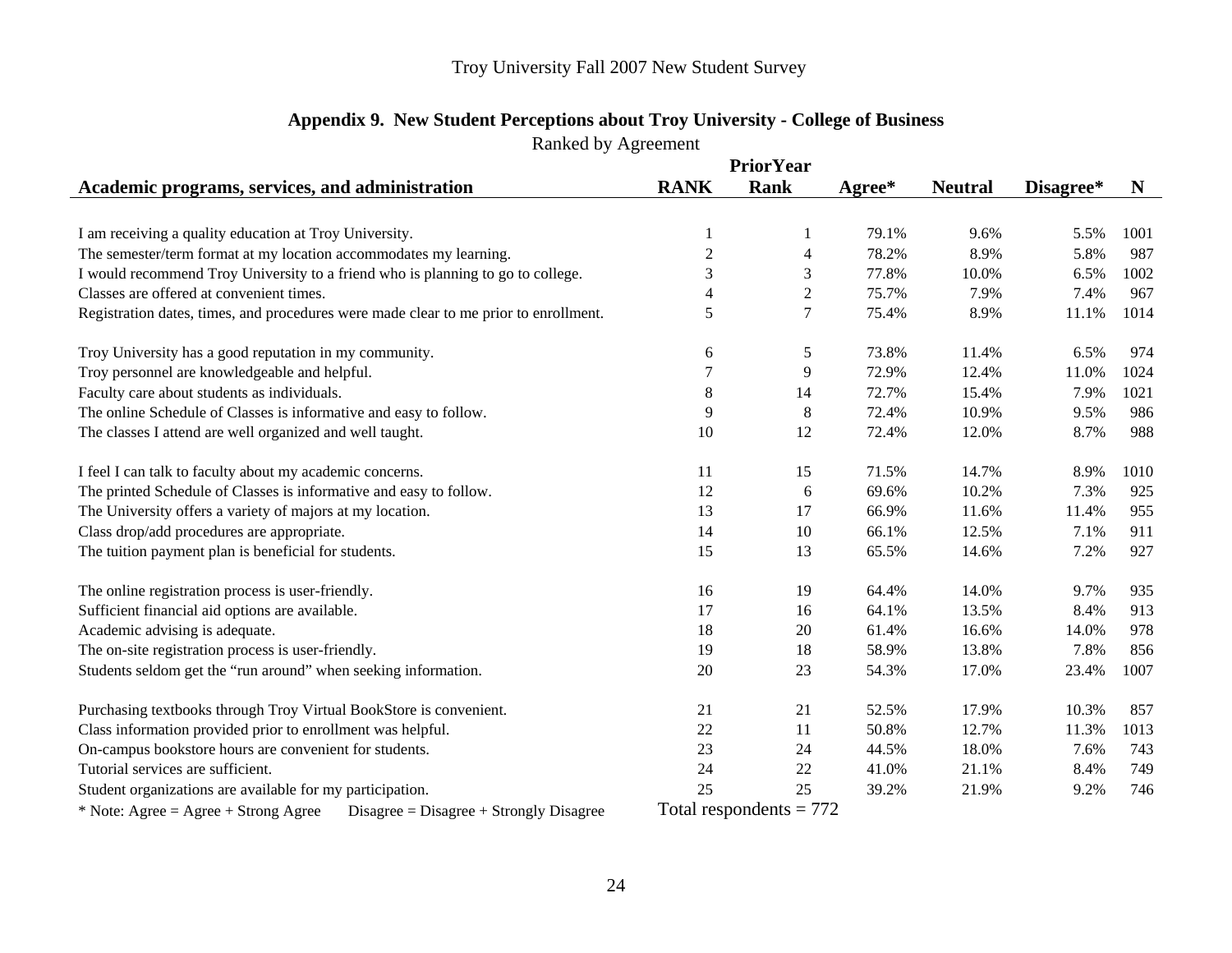Troy University Fall 2007 New Student Survey

## Appendix 9. New Student Perceptions about Troy University - College of Business

Ranked by Agreement

| Academic programs, services, and administration | RANK | PriorYear Rank | Agree* | Neutral | Disagree* | N |
|---|---|---|---|---|---|---|
| I am receiving a quality education at Troy University. | 1 | 1 | 79.1% | 9.6% | 5.5% | 1001 |
| The semester/term format at my location accommodates my learning. | 2 | 4 | 78.2% | 8.9% | 5.8% | 987 |
| I would recommend Troy University to a friend who is planning to go to college. | 3 | 3 | 77.8% | 10.0% | 6.5% | 1002 |
| Classes are offered at convenient times. | 4 | 2 | 75.7% | 7.9% | 7.4% | 967 |
| Registration dates, times, and procedures were made clear to me prior to enrollment. | 5 | 7 | 75.4% | 8.9% | 11.1% | 1014 |
| Troy University has a good reputation in my community. | 6 | 5 | 73.8% | 11.4% | 6.5% | 974 |
| Troy personnel are knowledgeable and helpful. | 7 | 9 | 72.9% | 12.4% | 11.0% | 1024 |
| Faculty care about students as individuals. | 8 | 14 | 72.7% | 15.4% | 7.9% | 1021 |
| The online Schedule of Classes is informative and easy to follow. | 9 | 8 | 72.4% | 10.9% | 9.5% | 986 |
| The classes I attend are well organized and well taught. | 10 | 12 | 72.4% | 12.0% | 8.7% | 988 |
| I feel I can talk to faculty about my academic concerns. | 11 | 15 | 71.5% | 14.7% | 8.9% | 1010 |
| The printed Schedule of Classes is informative and easy to follow. | 12 | 6 | 69.6% | 10.2% | 7.3% | 925 |
| The University offers a variety of majors at my location. | 13 | 17 | 66.9% | 11.6% | 11.4% | 955 |
| Class drop/add procedures are appropriate. | 14 | 10 | 66.1% | 12.5% | 7.1% | 911 |
| The tuition payment plan is beneficial for students. | 15 | 13 | 65.5% | 14.6% | 7.2% | 927 |
| The online registration process is user-friendly. | 16 | 19 | 64.4% | 14.0% | 9.7% | 935 |
| Sufficient financial aid options are available. | 17 | 16 | 64.1% | 13.5% | 8.4% | 913 |
| Academic advising is adequate. | 18 | 20 | 61.4% | 16.6% | 14.0% | 978 |
| The on-site registration process is user-friendly. | 19 | 18 | 58.9% | 13.8% | 7.8% | 856 |
| Students seldom get the “run around” when seeking information. | 20 | 23 | 54.3% | 17.0% | 23.4% | 1007 |
| Purchasing textbooks through Troy Virtual BookStore is convenient. | 21 | 21 | 52.5% | 17.9% | 10.3% | 857 |
| Class information provided prior to enrollment was helpful. | 22 | 11 | 50.8% | 12.7% | 11.3% | 1013 |
| On-campus bookstore hours are convenient for students. | 23 | 24 | 44.5% | 18.0% | 7.6% | 743 |
| Tutorial services are sufficient. | 24 | 22 | 41.0% | 21.1% | 8.4% | 749 |
| Student organizations are available for my participation. | 25 | 25 | 39.2% | 21.9% | 9.2% | 746 |

* Note: Agree = Agree + Strong Agree    Disagree = Disagree + Strongly Disagree

Total respondents = 772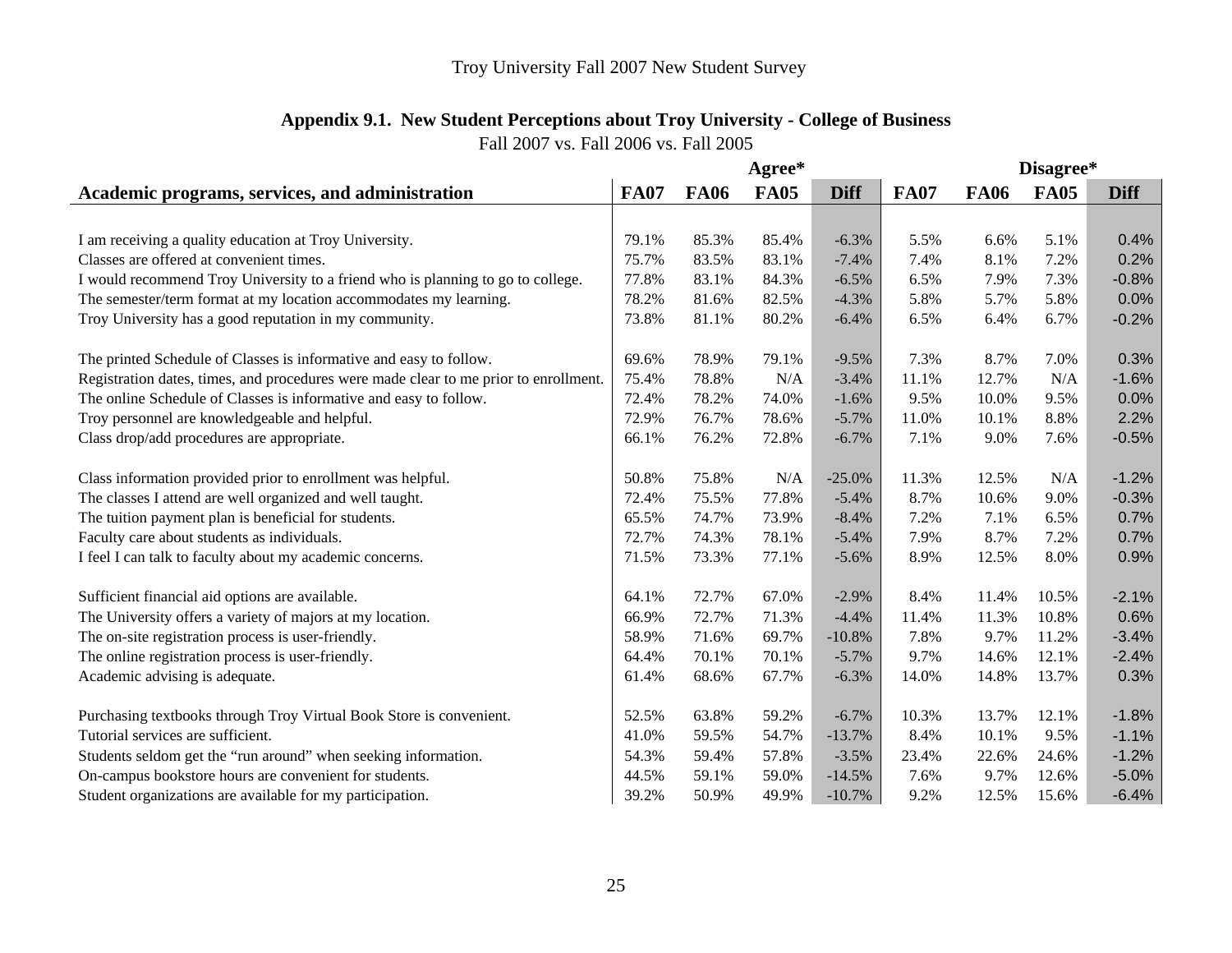Troy University Fall 2007 New Student Survey

## Appendix 9.1. New Student Perceptions about Troy University - College of Business

Fall 2007 vs. Fall 2006 vs. Fall 2005

| | Agree* | | | | Disagree* | | | |
|---|---|---|---|---|---|---|---|---|
| **Academic programs, services, and administration** | **FA07** | **FA06** | **FA05** | **Diff** | **FA07** | **FA06** | **FA05** | **Diff** |
| I am receiving a quality education at Troy University. | 79.1% | 85.3% | 85.4% | -6.3% | 5.5% | 6.6% | 5.1% | 0.4% |
| Classes are offered at convenient times. | 75.7% | 83.5% | 83.1% | -7.4% | 7.4% | 8.1% | 7.2% | 0.2% |
| I would recommend Troy University to a friend who is planning to go to college. | 77.8% | 83.1% | 84.3% | -6.5% | 6.5% | 7.9% | 7.3% | -0.8% |
| The semester/term format at my location accommodates my learning. | 78.2% | 81.6% | 82.5% | -4.3% | 5.8% | 5.7% | 5.8% | 0.0% |
| Troy University has a good reputation in my community. | 73.8% | 81.1% | 80.2% | -6.4% | 6.5% | 6.4% | 6.7% | -0.2% |
| The printed Schedule of Classes is informative and easy to follow. | 69.6% | 78.9% | 79.1% | -9.5% | 7.3% | 8.7% | 7.0% | 0.3% |
| Registration dates, times, and procedures were made clear to me prior to enrollment. | 75.4% | 78.8% | N/A | -3.4% | 11.1% | 12.7% | N/A | -1.6% |
| The online Schedule of Classes is informative and easy to follow. | 72.4% | 78.2% | 74.0% | -1.6% | 9.5% | 10.0% | 9.5% | 0.0% |
| Troy personnel are knowledgeable and helpful. | 72.9% | 76.7% | 78.6% | -5.7% | 11.0% | 10.1% | 8.8% | 2.2% |
| Class drop/add procedures are appropriate. | 66.1% | 76.2% | 72.8% | -6.7% | 7.1% | 9.0% | 7.6% | -0.5% |
| Class information provided prior to enrollment was helpful. | 50.8% | 75.8% | N/A | -25.0% | 11.3% | 12.5% | N/A | -1.2% |
| The classes I attend are well organized and well taught. | 72.4% | 75.5% | 77.8% | -5.4% | 8.7% | 10.6% | 9.0% | -0.3% |
| The tuition payment plan is beneficial for students. | 65.5% | 74.7% | 73.9% | -8.4% | 7.2% | 7.1% | 6.5% | 0.7% |
| Faculty care about students as individuals. | 72.7% | 74.3% | 78.1% | -5.4% | 7.9% | 8.7% | 7.2% | 0.7% |
| I feel I can talk to faculty about my academic concerns. | 71.5% | 73.3% | 77.1% | -5.6% | 8.9% | 12.5% | 8.0% | 0.9% |
| Sufficient financial aid options are available. | 64.1% | 72.7% | 67.0% | -2.9% | 8.4% | 11.4% | 10.5% | -2.1% |
| The University offers a variety of majors at my location. | 66.9% | 72.7% | 71.3% | -4.4% | 11.4% | 11.3% | 10.8% | 0.6% |
| The on-site registration process is user-friendly. | 58.9% | 71.6% | 69.7% | -10.8% | 7.8% | 9.7% | 11.2% | -3.4% |
| The online registration process is user-friendly. | 64.4% | 70.1% | 70.1% | -5.7% | 9.7% | 14.6% | 12.1% | -2.4% |
| Academic advising is adequate. | 61.4% | 68.6% | 67.7% | -6.3% | 14.0% | 14.8% | 13.7% | 0.3% |
| Purchasing textbooks through Troy Virtual Book Store is convenient. | 52.5% | 63.8% | 59.2% | -6.7% | 10.3% | 13.7% | 12.1% | -1.8% |
| Tutorial services are sufficient. | 41.0% | 59.5% | 54.7% | -13.7% | 8.4% | 10.1% | 9.5% | -1.1% |
| Students seldom get the "run around" when seeking information. | 54.3% | 59.4% | 57.8% | -3.5% | 23.4% | 22.6% | 24.6% | -1.2% |
| On-campus bookstore hours are convenient for students. | 44.5% | 59.1% | 59.0% | -14.5% | 7.6% | 9.7% | 12.6% | -5.0% |
| Student organizations are available for my participation. | 39.2% | 50.9% | 49.9% | -10.7% | 9.2% | 12.5% | 15.6% | -6.4% |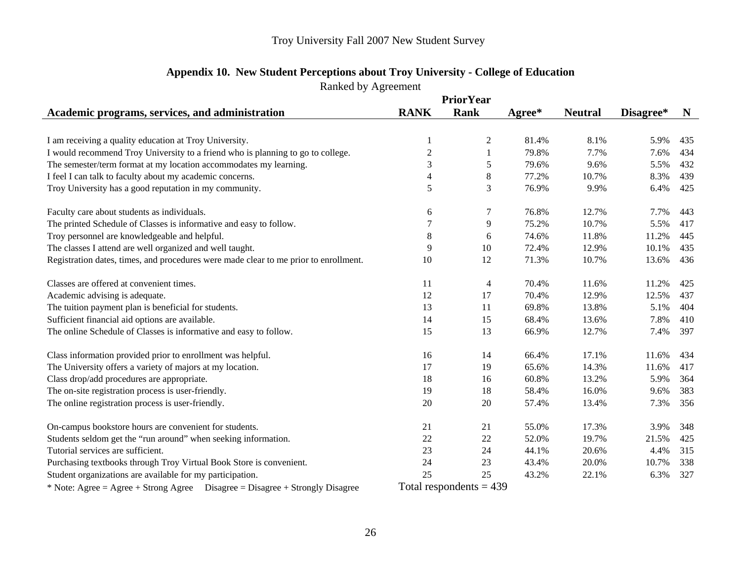Troy University Fall 2007 New Student Survey

## Appendix 10. New Student Perceptions about Troy University - College of Education

Ranked by Agreement

| Academic programs, services, and administration | RANK | PriorYear Rank | Agree* | Neutral | Disagree* | N |
|---|---|---|---|---|---|---|
| I am receiving a quality education at Troy University. | 1 | 2 | 81.4% | 8.1% | 5.9% | 435 |
| I would recommend Troy University to a friend who is planning to go to college. | 2 | 1 | 79.8% | 7.7% | 7.6% | 434 |
| The semester/term format at my location accommodates my learning. | 3 | 5 | 79.6% | 9.6% | 5.5% | 432 |
| I feel I can talk to faculty about my academic concerns. | 4 | 8 | 77.2% | 10.7% | 8.3% | 439 |
| Troy University has a good reputation in my community. | 5 | 3 | 76.9% | 9.9% | 6.4% | 425 |
| Faculty care about students as individuals. | 6 | 7 | 76.8% | 12.7% | 7.7% | 443 |
| The printed Schedule of Classes is informative and easy to follow. | 7 | 9 | 75.2% | 10.7% | 5.5% | 417 |
| Troy personnel are knowledgeable and helpful. | 8 | 6 | 74.6% | 11.8% | 11.2% | 445 |
| The classes I attend are well organized and well taught. | 9 | 10 | 72.4% | 12.9% | 10.1% | 435 |
| Registration dates, times, and procedures were made clear to me prior to enrollment. | 10 | 12 | 71.3% | 10.7% | 13.6% | 436 |
| Classes are offered at convenient times. | 11 | 4 | 70.4% | 11.6% | 11.2% | 425 |
| Academic advising is adequate. | 12 | 17 | 70.4% | 12.9% | 12.5% | 437 |
| The tuition payment plan is beneficial for students. | 13 | 11 | 69.8% | 13.8% | 5.1% | 404 |
| Sufficient financial aid options are available. | 14 | 15 | 68.4% | 13.6% | 7.8% | 410 |
| The online Schedule of Classes is informative and easy to follow. | 15 | 13 | 66.9% | 12.7% | 7.4% | 397 |
| Class information provided prior to enrollment was helpful. | 16 | 14 | 66.4% | 17.1% | 11.6% | 434 |
| The University offers a variety of majors at my location. | 17 | 19 | 65.6% | 14.3% | 11.6% | 417 |
| Class drop/add procedures are appropriate. | 18 | 16 | 60.8% | 13.2% | 5.9% | 364 |
| The on-site registration process is user-friendly. | 19 | 18 | 58.4% | 16.0% | 9.6% | 383 |
| The online registration process is user-friendly. | 20 | 20 | 57.4% | 13.4% | 7.3% | 356 |
| On-campus bookstore hours are convenient for students. | 21 | 21 | 55.0% | 17.3% | 3.9% | 348 |
| Students seldom get the "run around" when seeking information. | 22 | 22 | 52.0% | 19.7% | 21.5% | 425 |
| Tutorial services are sufficient. | 23 | 24 | 44.1% | 20.6% | 4.4% | 315 |
| Purchasing textbooks through Troy Virtual Book Store is convenient. | 24 | 23 | 43.4% | 20.0% | 10.7% | 338 |
| Student organizations are available for my participation. | 25 | 25 | 43.2% | 22.1% | 6.3% | 327 |

* Note: Agree = Agree + Strong Agree Disagree = Disagree + Strongly Disagree

Total respondents = 439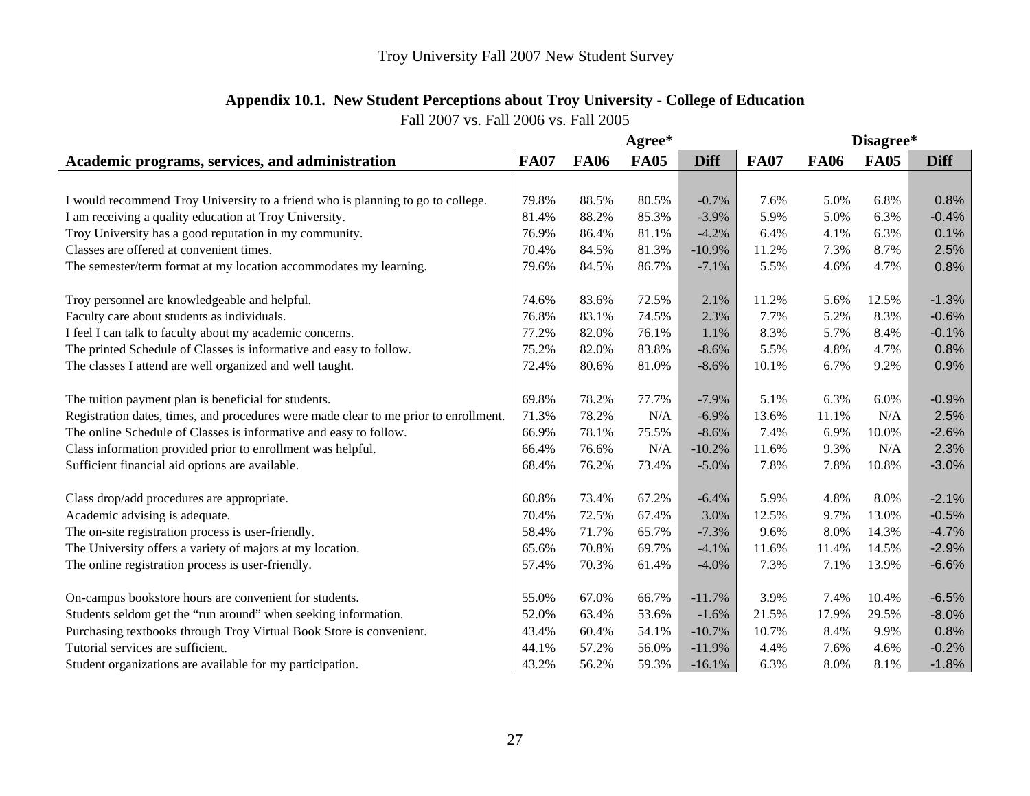Troy University Fall 2007 New Student Survey

## Appendix 10.1. New Student Perceptions about Troy University - College of Education

Fall 2007 vs. Fall 2006 vs. Fall 2005

| | Agree* | | | | Disagree* | | | |
|---|---|---|---|---|---|---|---|---|
| **Academic programs, services, and administration** | **FA07** | **FA06** | **FA05** | **Diff** | **FA07** | **FA06** | **FA05** | **Diff** |
| I would recommend Troy University to a friend who is planning to go to college. | 79.8% | 88.5% | 80.5% | -0.7% | 7.6% | 5.0% | 6.8% | 0.8% |
| I am receiving a quality education at Troy University. | 81.4% | 88.2% | 85.3% | -3.9% | 5.9% | 5.0% | 6.3% | -0.4% |
| Troy University has a good reputation in my community. | 76.9% | 86.4% | 81.1% | -4.2% | 6.4% | 4.1% | 6.3% | 0.1% |
| Classes are offered at convenient times. | 70.4% | 84.5% | 81.3% | -10.9% | 11.2% | 7.3% | 8.7% | 2.5% |
| The semester/term format at my location accommodates my learning. | 79.6% | 84.5% | 86.7% | -7.1% | 5.5% | 4.6% | 4.7% | 0.8% |
| Troy personnel are knowledgeable and helpful. | 74.6% | 83.6% | 72.5% | 2.1% | 11.2% | 5.6% | 12.5% | -1.3% |
| Faculty care about students as individuals. | 76.8% | 83.1% | 74.5% | 2.3% | 7.7% | 5.2% | 8.3% | -0.6% |
| I feel I can talk to faculty about my academic concerns. | 77.2% | 82.0% | 76.1% | 1.1% | 8.3% | 5.7% | 8.4% | -0.1% |
| The printed Schedule of Classes is informative and easy to follow. | 75.2% | 82.0% | 83.8% | -8.6% | 5.5% | 4.8% | 4.7% | 0.8% |
| The classes I attend are well organized and well taught. | 72.4% | 80.6% | 81.0% | -8.6% | 10.1% | 6.7% | 9.2% | 0.9% |
| The tuition payment plan is beneficial for students. | 69.8% | 78.2% | 77.7% | -7.9% | 5.1% | 6.3% | 6.0% | -0.9% |
| Registration dates, times, and procedures were made clear to me prior to enrollment. | 71.3% | 78.2% | N/A | -6.9% | 13.6% | 11.1% | N/A | 2.5% |
| The online Schedule of Classes is informative and easy to follow. | 66.9% | 78.1% | 75.5% | -8.6% | 7.4% | 6.9% | 10.0% | -2.6% |
| Class information provided prior to enrollment was helpful. | 66.4% | 76.6% | N/A | -10.2% | 11.6% | 9.3% | N/A | 2.3% |
| Sufficient financial aid options are available. | 68.4% | 76.2% | 73.4% | -5.0% | 7.8% | 7.8% | 10.8% | -3.0% |
| Class drop/add procedures are appropriate. | 60.8% | 73.4% | 67.2% | -6.4% | 5.9% | 4.8% | 8.0% | -2.1% |
| Academic advising is adequate. | 70.4% | 72.5% | 67.4% | 3.0% | 12.5% | 9.7% | 13.0% | -0.5% |
| The on-site registration process is user-friendly. | 58.4% | 71.7% | 65.7% | -7.3% | 9.6% | 8.0% | 14.3% | -4.7% |
| The University offers a variety of majors at my location. | 65.6% | 70.8% | 69.7% | -4.1% | 11.6% | 11.4% | 14.5% | -2.9% |
| The online registration process is user-friendly. | 57.4% | 70.3% | 61.4% | -4.0% | 7.3% | 7.1% | 13.9% | -6.6% |
| On-campus bookstore hours are convenient for students. | 55.0% | 67.0% | 66.7% | -11.7% | 3.9% | 7.4% | 10.4% | -6.5% |
| Students seldom get the “run around” when seeking information. | 52.0% | 63.4% | 53.6% | -1.6% | 21.5% | 17.9% | 29.5% | -8.0% |
| Purchasing textbooks through Troy Virtual Book Store is convenient. | 43.4% | 60.4% | 54.1% | -10.7% | 10.7% | 8.4% | 9.9% | 0.8% |
| Tutorial services are sufficient. | 44.1% | 57.2% | 56.0% | -11.9% | 4.4% | 7.6% | 4.6% | -0.2% |
| Student organizations are available for my participation. | 43.2% | 56.2% | 59.3% | -16.1% | 6.3% | 8.0% | 8.1% | -1.8% |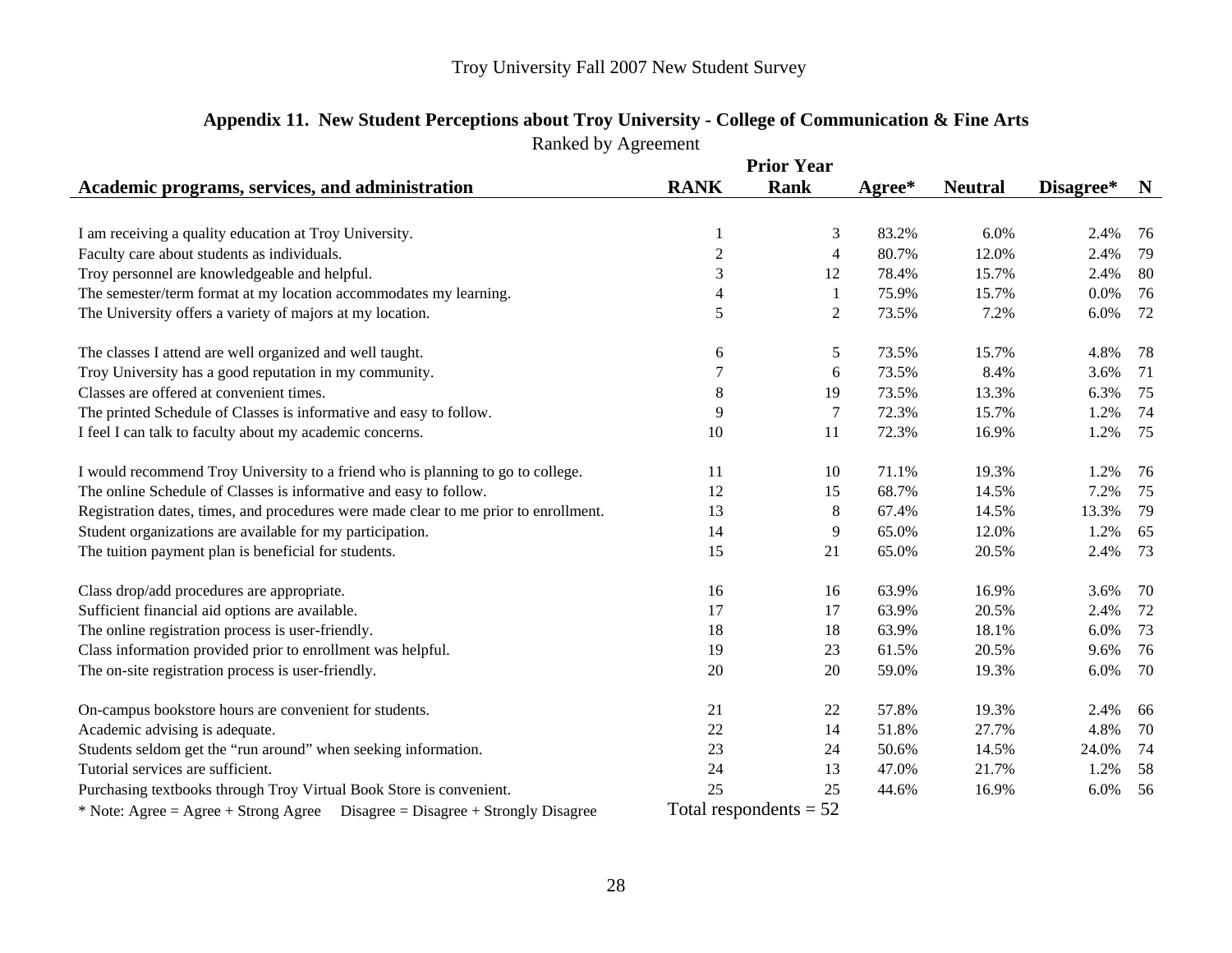Troy University Fall 2007 New Student Survey

## Appendix 11. New Student Perceptions about Troy University - College of Communication & Fine Arts

Ranked by Agreement

| Academic programs, services, and administration | RANK | Prior Year Rank | Agree* | Neutral | Disagree* | N |
|---|---|---|---|---|---|---|
| I am receiving a quality education at Troy University. | 1 | 3 | 83.2% | 6.0% | 2.4% | 76 |
| Faculty care about students as individuals. | 2 | 4 | 80.7% | 12.0% | 2.4% | 79 |
| Troy personnel are knowledgeable and helpful. | 3 | 12 | 78.4% | 15.7% | 2.4% | 80 |
| The semester/term format at my location accommodates my learning. | 4 | 1 | 75.9% | 15.7% | 0.0% | 76 |
| The University offers a variety of majors at my location. | 5 | 2 | 73.5% | 7.2% | 6.0% | 72 |
| The classes I attend are well organized and well taught. | 6 | 5 | 73.5% | 15.7% | 4.8% | 78 |
| Troy University has a good reputation in my community. | 7 | 6 | 73.5% | 8.4% | 3.6% | 71 |
| Classes are offered at convenient times. | 8 | 19 | 73.5% | 13.3% | 6.3% | 75 |
| The printed Schedule of Classes is informative and easy to follow. | 9 | 7 | 72.3% | 15.7% | 1.2% | 74 |
| I feel I can talk to faculty about my academic concerns. | 10 | 11 | 72.3% | 16.9% | 1.2% | 75 |
| I would recommend Troy University to a friend who is planning to go to college. | 11 | 10 | 71.1% | 19.3% | 1.2% | 76 |
| The online Schedule of Classes is informative and easy to follow. | 12 | 15 | 68.7% | 14.5% | 7.2% | 75 |
| Registration dates, times, and procedures were made clear to me prior to enrollment. | 13 | 8 | 67.4% | 14.5% | 13.3% | 79 |
| Student organizations are available for my participation. | 14 | 9 | 65.0% | 12.0% | 1.2% | 65 |
| The tuition payment plan is beneficial for students. | 15 | 21 | 65.0% | 20.5% | 2.4% | 73 |
| Class drop/add procedures are appropriate. | 16 | 16 | 63.9% | 16.9% | 3.6% | 70 |
| Sufficient financial aid options are available. | 17 | 17 | 63.9% | 20.5% | 2.4% | 72 |
| The online registration process is user-friendly. | 18 | 18 | 63.9% | 18.1% | 6.0% | 73 |
| Class information provided prior to enrollment was helpful. | 19 | 23 | 61.5% | 20.5% | 9.6% | 76 |
| The on-site registration process is user-friendly. | 20 | 20 | 59.0% | 19.3% | 6.0% | 70 |
| On-campus bookstore hours are convenient for students. | 21 | 22 | 57.8% | 19.3% | 2.4% | 66 |
| Academic advising is adequate. | 22 | 14 | 51.8% | 27.7% | 4.8% | 70 |
| Students seldom get the "run around" when seeking information. | 23 | 24 | 50.6% | 14.5% | 24.0% | 74 |
| Tutorial services are sufficient. | 24 | 13 | 47.0% | 21.7% | 1.2% | 58 |
| Purchasing textbooks through Troy Virtual Book Store is convenient. | 25 | 25 | 44.6% | 16.9% | 6.0% | 56 |

* Note: Agree = Agree + Strong Agree    Disagree = Disagree + Strongly Disagree

Total respondents = 52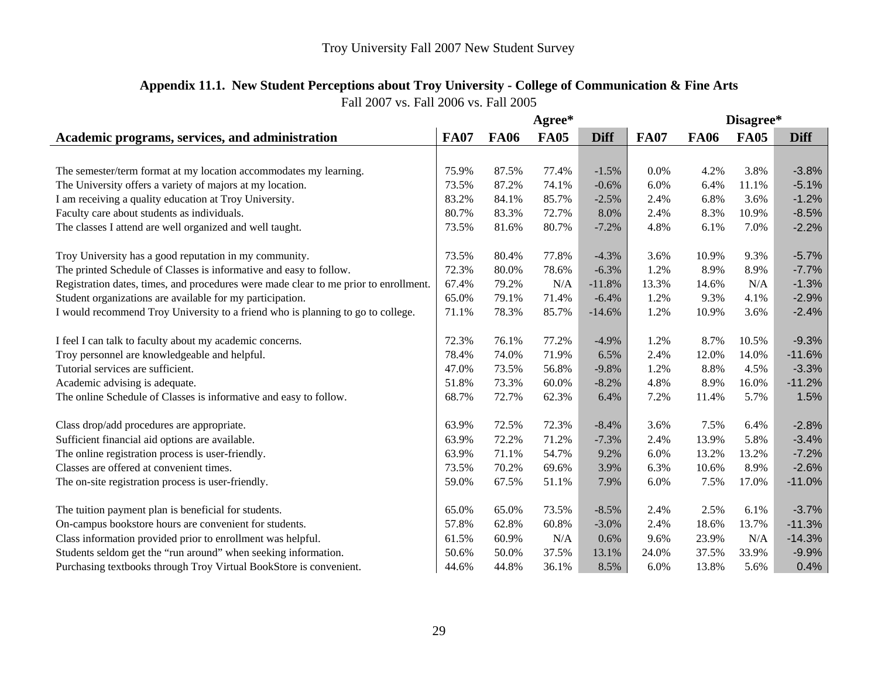Troy University Fall 2007 New Student Survey

## Appendix 11.1. New Student Perceptions about Troy University - College of Communication & Fine Arts

Fall 2007 vs. Fall 2006 vs. Fall 2005

| | Agree* | | | | Disagree* | | | |
|---|---|---|---|---|---|---|---|---|
| **Academic programs, services, and administration** | **FA07** | **FA06** | **FA05** | **Diff** | **FA07** | **FA06** | **FA05** | **Diff** |
| The semester/term format at my location accommodates my learning. | 75.9% | 87.5% | 77.4% | -1.5% | 0.0% | 4.2% | 3.8% | -3.8% |
| The University offers a variety of majors at my location. | 73.5% | 87.2% | 74.1% | -0.6% | 6.0% | 6.4% | 11.1% | -5.1% |
| I am receiving a quality education at Troy University. | 83.2% | 84.1% | 85.7% | -2.5% | 2.4% | 6.8% | 3.6% | -1.2% |
| Faculty care about students as individuals. | 80.7% | 83.3% | 72.7% | 8.0% | 2.4% | 8.3% | 10.9% | -8.5% |
| The classes I attend are well organized and well taught. | 73.5% | 81.6% | 80.7% | -7.2% | 4.8% | 6.1% | 7.0% | -2.2% |
| Troy University has a good reputation in my community. | 73.5% | 80.4% | 77.8% | -4.3% | 3.6% | 10.9% | 9.3% | -5.7% |
| The printed Schedule of Classes is informative and easy to follow. | 72.3% | 80.0% | 78.6% | -6.3% | 1.2% | 8.9% | 8.9% | -7.7% |
| Registration dates, times, and procedures were made clear to me prior to enrollment. | 67.4% | 79.2% | N/A | -11.8% | 13.3% | 14.6% | N/A | -1.3% |
| Student organizations are available for my participation. | 65.0% | 79.1% | 71.4% | -6.4% | 1.2% | 9.3% | 4.1% | -2.9% |
| I would recommend Troy University to a friend who is planning to go to college. | 71.1% | 78.3% | 85.7% | -14.6% | 1.2% | 10.9% | 3.6% | -2.4% |
| I feel I can talk to faculty about my academic concerns. | 72.3% | 76.1% | 77.2% | -4.9% | 1.2% | 8.7% | 10.5% | -9.3% |
| Troy personnel are knowledgeable and helpful. | 78.4% | 74.0% | 71.9% | 6.5% | 2.4% | 12.0% | 14.0% | -11.6% |
| Tutorial services are sufficient. | 47.0% | 73.5% | 56.8% | -9.8% | 1.2% | 8.8% | 4.5% | -3.3% |
| Academic advising is adequate. | 51.8% | 73.3% | 60.0% | -8.2% | 4.8% | 8.9% | 16.0% | -11.2% |
| The online Schedule of Classes is informative and easy to follow. | 68.7% | 72.7% | 62.3% | 6.4% | 7.2% | 11.4% | 5.7% | 1.5% |
| Class drop/add procedures are appropriate. | 63.9% | 72.5% | 72.3% | -8.4% | 3.6% | 7.5% | 6.4% | -2.8% |
| Sufficient financial aid options are available. | 63.9% | 72.2% | 71.2% | -7.3% | 2.4% | 13.9% | 5.8% | -3.4% |
| The online registration process is user-friendly. | 63.9% | 71.1% | 54.7% | 9.2% | 6.0% | 13.2% | 13.2% | -7.2% |
| Classes are offered at convenient times. | 73.5% | 70.2% | 69.6% | 3.9% | 6.3% | 10.6% | 8.9% | -2.6% |
| The on-site registration process is user-friendly. | 59.0% | 67.5% | 51.1% | 7.9% | 6.0% | 7.5% | 17.0% | -11.0% |
| The tuition payment plan is beneficial for students. | 65.0% | 65.0% | 73.5% | -8.5% | 2.4% | 2.5% | 6.1% | -3.7% |
| On-campus bookstore hours are convenient for students. | 57.8% | 62.8% | 60.8% | -3.0% | 2.4% | 18.6% | 13.7% | -11.3% |
| Class information provided prior to enrollment was helpful. | 61.5% | 60.9% | N/A | 0.6% | 9.6% | 23.9% | N/A | -14.3% |
| Students seldom get the "run around" when seeking information. | 50.6% | 50.0% | 37.5% | 13.1% | 24.0% | 37.5% | 33.9% | -9.9% |
| Purchasing textbooks through Troy Virtual BookStore is convenient. | 44.6% | 44.8% | 36.1% | 8.5% | 6.0% | 13.8% | 5.6% | 0.4% |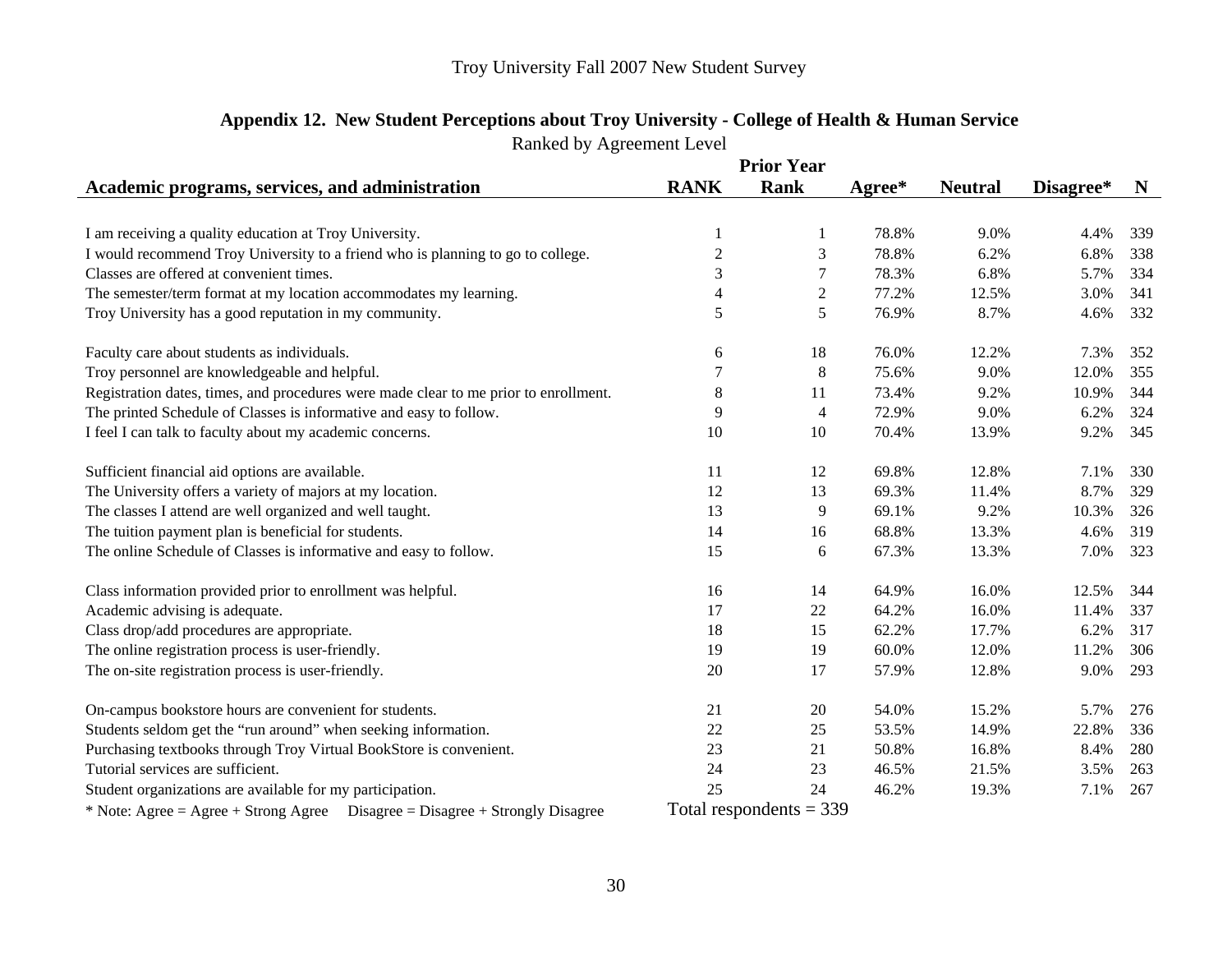Troy University Fall 2007 New Student Survey

## Appendix 12. New Student Perceptions about Troy University - College of Health & Human Service

Ranked by Agreement Level

| Academic programs, services, and administration | RANK | Prior Year Rank | Agree* | Neutral | Disagree* | N |
|---|---|---|---|---|---|---|
| I am receiving a quality education at Troy University. | 1 | 1 | 78.8% | 9.0% | 4.4% | 339 |
| I would recommend Troy University to a friend who is planning to go to college. | 2 | 3 | 78.8% | 6.2% | 6.8% | 338 |
| Classes are offered at convenient times. | 3 | 7 | 78.3% | 6.8% | 5.7% | 334 |
| The semester/term format at my location accommodates my learning. | 4 | 2 | 77.2% | 12.5% | 3.0% | 341 |
| Troy University has a good reputation in my community. | 5 | 5 | 76.9% | 8.7% | 4.6% | 332 |
| Faculty care about students as individuals. | 6 | 18 | 76.0% | 12.2% | 7.3% | 352 |
| Troy personnel are knowledgeable and helpful. | 7 | 8 | 75.6% | 9.0% | 12.0% | 355 |
| Registration dates, times, and procedures were made clear to me prior to enrollment. | 8 | 11 | 73.4% | 9.2% | 10.9% | 344 |
| The printed Schedule of Classes is informative and easy to follow. | 9 | 4 | 72.9% | 9.0% | 6.2% | 324 |
| I feel I can talk to faculty about my academic concerns. | 10 | 10 | 70.4% | 13.9% | 9.2% | 345 |
| Sufficient financial aid options are available. | 11 | 12 | 69.8% | 12.8% | 7.1% | 330 |
| The University offers a variety of majors at my location. | 12 | 13 | 69.3% | 11.4% | 8.7% | 329 |
| The classes I attend are well organized and well taught. | 13 | 9 | 69.1% | 9.2% | 10.3% | 326 |
| The tuition payment plan is beneficial for students. | 14 | 16 | 68.8% | 13.3% | 4.6% | 319 |
| The online Schedule of Classes is informative and easy to follow. | 15 | 6 | 67.3% | 13.3% | 7.0% | 323 |
| Class information provided prior to enrollment was helpful. | 16 | 14 | 64.9% | 16.0% | 12.5% | 344 |
| Academic advising is adequate. | 17 | 22 | 64.2% | 16.0% | 11.4% | 337 |
| Class drop/add procedures are appropriate. | 18 | 15 | 62.2% | 17.7% | 6.2% | 317 |
| The online registration process is user-friendly. | 19 | 19 | 60.0% | 12.0% | 11.2% | 306 |
| The on-site registration process is user-friendly. | 20 | 17 | 57.9% | 12.8% | 9.0% | 293 |
| On-campus bookstore hours are convenient for students. | 21 | 20 | 54.0% | 15.2% | 5.7% | 276 |
| Students seldom get the "run around" when seeking information. | 22 | 25 | 53.5% | 14.9% | 22.8% | 336 |
| Purchasing textbooks through Troy Virtual BookStore is convenient. | 23 | 21 | 50.8% | 16.8% | 8.4% | 280 |
| Tutorial services are sufficient. | 24 | 23 | 46.5% | 21.5% | 3.5% | 263 |
| Student organizations are available for my participation. | 25 | 24 | 46.2% | 19.3% | 7.1% | 267 |

* Note: Agree = Agree + Strong Agree    Disagree = Disagree + Strongly Disagree

Total respondents = 339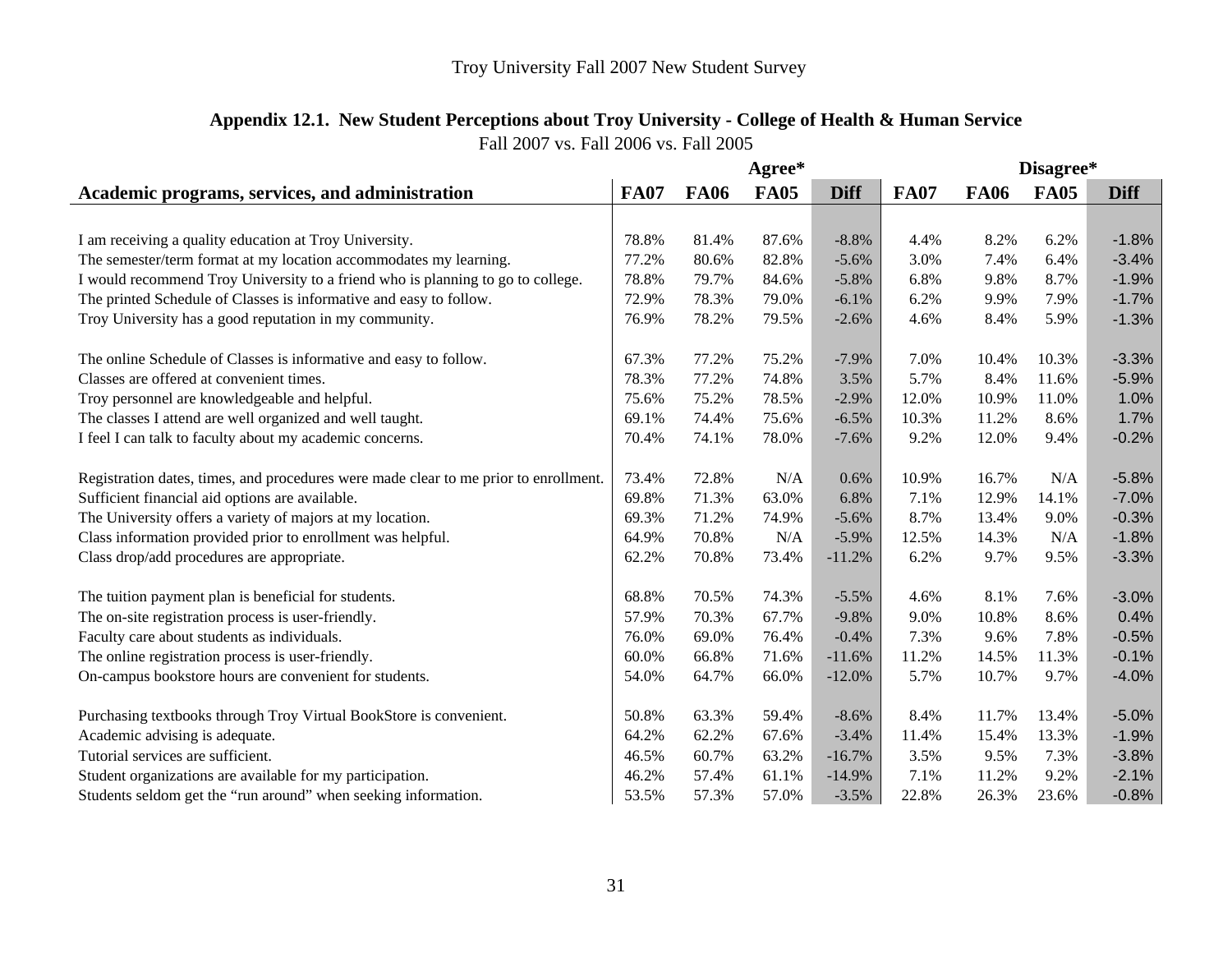Troy University Fall 2007 New Student Survey

## Appendix 12.1. New Student Perceptions about Troy University - College of Health & Human Service

Fall 2007 vs. Fall 2006 vs. Fall 2005

| | Agree* | | | | Disagree* | | | |
|---|---|---|---|---|---|---|---|---|
| **Academic programs, services, and administration** | **FA07** | **FA06** | **FA05** | **Diff** | **FA07** | **FA06** | **FA05** | **Diff** |
| I am receiving a quality education at Troy University. | 78.8% | 81.4% | 87.6% | -8.8% | 4.4% | 8.2% | 6.2% | -1.8% |
| The semester/term format at my location accommodates my learning. | 77.2% | 80.6% | 82.8% | -5.6% | 3.0% | 7.4% | 6.4% | -3.4% |
| I would recommend Troy University to a friend who is planning to go to college. | 78.8% | 79.7% | 84.6% | -5.8% | 6.8% | 9.8% | 8.7% | -1.9% |
| The printed Schedule of Classes is informative and easy to follow. | 72.9% | 78.3% | 79.0% | -6.1% | 6.2% | 9.9% | 7.9% | -1.7% |
| Troy University has a good reputation in my community. | 76.9% | 78.2% | 79.5% | -2.6% | 4.6% | 8.4% | 5.9% | -1.3% |
| The online Schedule of Classes is informative and easy to follow. | 67.3% | 77.2% | 75.2% | -7.9% | 7.0% | 10.4% | 10.3% | -3.3% |
| Classes are offered at convenient times. | 78.3% | 77.2% | 74.8% | 3.5% | 5.7% | 8.4% | 11.6% | -5.9% |
| Troy personnel are knowledgeable and helpful. | 75.6% | 75.2% | 78.5% | -2.9% | 12.0% | 10.9% | 11.0% | 1.0% |
| The classes I attend are well organized and well taught. | 69.1% | 74.4% | 75.6% | -6.5% | 10.3% | 11.2% | 8.6% | 1.7% |
| I feel I can talk to faculty about my academic concerns. | 70.4% | 74.1% | 78.0% | -7.6% | 9.2% | 12.0% | 9.4% | -0.2% |
| Registration dates, times, and procedures were made clear to me prior to enrollment. | 73.4% | 72.8% | N/A | 0.6% | 10.9% | 16.7% | N/A | -5.8% |
| Sufficient financial aid options are available. | 69.8% | 71.3% | 63.0% | 6.8% | 7.1% | 12.9% | 14.1% | -7.0% |
| The University offers a variety of majors at my location. | 69.3% | 71.2% | 74.9% | -5.6% | 8.7% | 13.4% | 9.0% | -0.3% |
| Class information provided prior to enrollment was helpful. | 64.9% | 70.8% | N/A | -5.9% | 12.5% | 14.3% | N/A | -1.8% |
| Class drop/add procedures are appropriate. | 62.2% | 70.8% | 73.4% | -11.2% | 6.2% | 9.7% | 9.5% | -3.3% |
| The tuition payment plan is beneficial for students. | 68.8% | 70.5% | 74.3% | -5.5% | 4.6% | 8.1% | 7.6% | -3.0% |
| The on-site registration process is user-friendly. | 57.9% | 70.3% | 67.7% | -9.8% | 9.0% | 10.8% | 8.6% | 0.4% |
| Faculty care about students as individuals. | 76.0% | 69.0% | 76.4% | -0.4% | 7.3% | 9.6% | 7.8% | -0.5% |
| The online registration process is user-friendly. | 60.0% | 66.8% | 71.6% | -11.6% | 11.2% | 14.5% | 11.3% | -0.1% |
| On-campus bookstore hours are convenient for students. | 54.0% | 64.7% | 66.0% | -12.0% | 5.7% | 10.7% | 9.7% | -4.0% |
| Purchasing textbooks through Troy Virtual BookStore is convenient. | 50.8% | 63.3% | 59.4% | -8.6% | 8.4% | 11.7% | 13.4% | -5.0% |
| Academic advising is adequate. | 64.2% | 62.2% | 67.6% | -3.4% | 11.4% | 15.4% | 13.3% | -1.9% |
| Tutorial services are sufficient. | 46.5% | 60.7% | 63.2% | -16.7% | 3.5% | 9.5% | 7.3% | -3.8% |
| Student organizations are available for my participation. | 46.2% | 57.4% | 61.1% | -14.9% | 7.1% | 11.2% | 9.2% | -2.1% |
| Students seldom get the "run around" when seeking information. | 53.5% | 57.3% | 57.0% | -3.5% | 22.8% | 26.3% | 23.6% | -0.8% |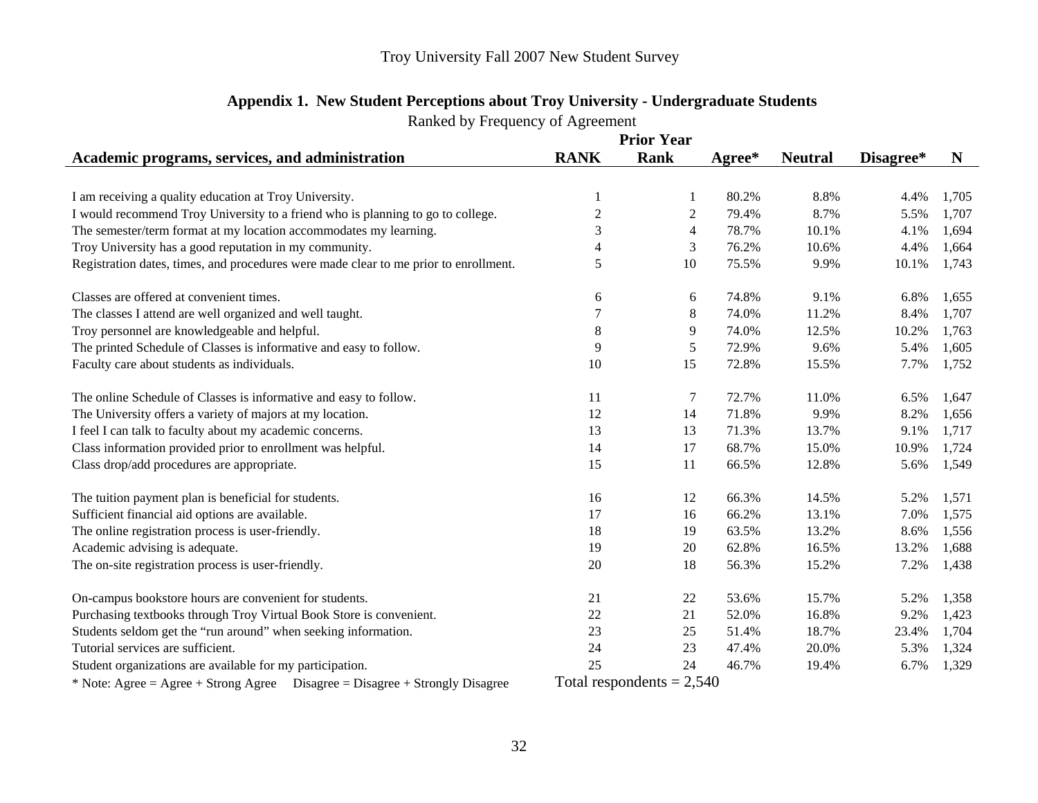Troy University Fall 2007 New Student Survey

## Appendix 1. New Student Perceptions about Troy University - Undergraduate Students

Ranked by Frequency of Agreement

| Academic programs, services, and administration | RANK | Prior Year Rank | Agree* | Neutral | Disagree* | N |
|---|---|---|---|---|---|---|
| I am receiving a quality education at Troy University. | 1 | 1 | 80.2% | 8.8% | 4.4% | 1,705 |
| I would recommend Troy University to a friend who is planning to go to college. | 2 | 2 | 79.4% | 8.7% | 5.5% | 1,707 |
| The semester/term format at my location accommodates my learning. | 3 | 4 | 78.7% | 10.1% | 4.1% | 1,694 |
| Troy University has a good reputation in my community. | 4 | 3 | 76.2% | 10.6% | 4.4% | 1,664 |
| Registration dates, times, and procedures were made clear to me prior to enrollment. | 5 | 10 | 75.5% | 9.9% | 10.1% | 1,743 |
| Classes are offered at convenient times. | 6 | 6 | 74.8% | 9.1% | 6.8% | 1,655 |
| The classes I attend are well organized and well taught. | 7 | 8 | 74.0% | 11.2% | 8.4% | 1,707 |
| Troy personnel are knowledgeable and helpful. | 8 | 9 | 74.0% | 12.5% | 10.2% | 1,763 |
| The printed Schedule of Classes is informative and easy to follow. | 9 | 5 | 72.9% | 9.6% | 5.4% | 1,605 |
| Faculty care about students as individuals. | 10 | 15 | 72.8% | 15.5% | 7.7% | 1,752 |
| The online Schedule of Classes is informative and easy to follow. | 11 | 7 | 72.7% | 11.0% | 6.5% | 1,647 |
| The University offers a variety of majors at my location. | 12 | 14 | 71.8% | 9.9% | 8.2% | 1,656 |
| I feel I can talk to faculty about my academic concerns. | 13 | 13 | 71.3% | 13.7% | 9.1% | 1,717 |
| Class information provided prior to enrollment was helpful. | 14 | 17 | 68.7% | 15.0% | 10.9% | 1,724 |
| Class drop/add procedures are appropriate. | 15 | 11 | 66.5% | 12.8% | 5.6% | 1,549 |
| The tuition payment plan is beneficial for students. | 16 | 12 | 66.3% | 14.5% | 5.2% | 1,571 |
| Sufficient financial aid options are available. | 17 | 16 | 66.2% | 13.1% | 7.0% | 1,575 |
| The online registration process is user-friendly. | 18 | 19 | 63.5% | 13.2% | 8.6% | 1,556 |
| Academic advising is adequate. | 19 | 20 | 62.8% | 16.5% | 13.2% | 1,688 |
| The on-site registration process is user-friendly. | 20 | 18 | 56.3% | 15.2% | 7.2% | 1,438 |
| On-campus bookstore hours are convenient for students. | 21 | 22 | 53.6% | 15.7% | 5.2% | 1,358 |
| Purchasing textbooks through Troy Virtual Book Store is convenient. | 22 | 21 | 52.0% | 16.8% | 9.2% | 1,423 |
| Students seldom get the "run around" when seeking information. | 23 | 25 | 51.4% | 18.7% | 23.4% | 1,704 |
| Tutorial services are sufficient. | 24 | 23 | 47.4% | 20.0% | 5.3% | 1,324 |
| Student organizations are available for my participation. | 25 | 24 | 46.7% | 19.4% | 6.7% | 1,329 |

* Note: Agree = Agree + Strong Agree    Disagree = Disagree + Strongly Disagree

Total respondents = 2,540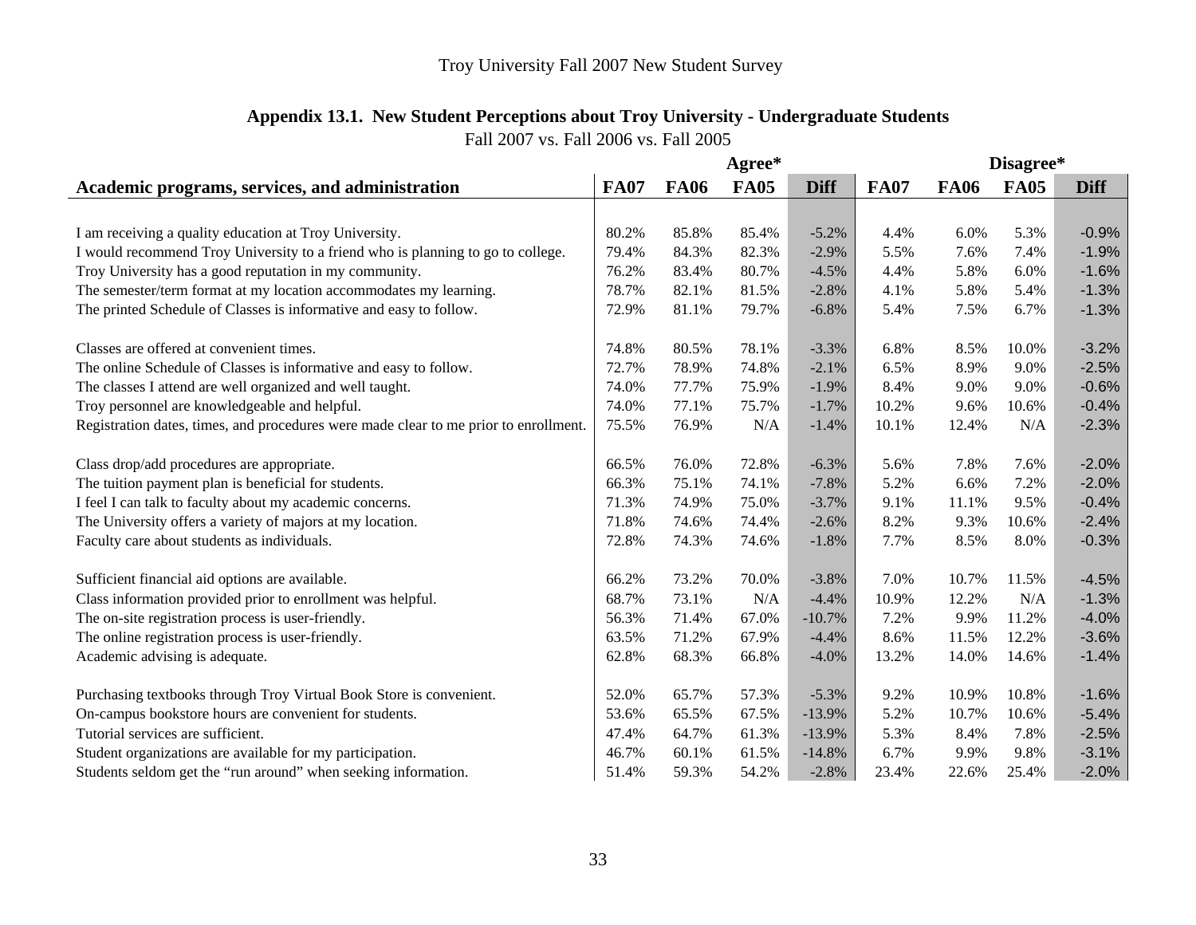Troy University Fall 2007 New Student Survey

## Appendix 13.1. New Student Perceptions about Troy University - Undergraduate Students

Fall 2007 vs. Fall 2006 vs. Fall 2005

| | Agree* | | | | Disagree* | | | |
|---|---|---|---|---|---|---|---|---|
| **Academic programs, services, and administration** | **FA07** | **FA06** | **FA05** | **Diff** | **FA07** | **FA06** | **FA05** | **Diff** |
| I am receiving a quality education at Troy University. | 80.2% | 85.8% | 85.4% | -5.2% | 4.4% | 6.0% | 5.3% | -0.9% |
| I would recommend Troy University to a friend who is planning to go to college. | 79.4% | 84.3% | 82.3% | -2.9% | 5.5% | 7.6% | 7.4% | -1.9% |
| Troy University has a good reputation in my community. | 76.2% | 83.4% | 80.7% | -4.5% | 4.4% | 5.8% | 6.0% | -1.6% |
| The semester/term format at my location accommodates my learning. | 78.7% | 82.1% | 81.5% | -2.8% | 4.1% | 5.8% | 5.4% | -1.3% |
| The printed Schedule of Classes is informative and easy to follow. | 72.9% | 81.1% | 79.7% | -6.8% | 5.4% | 7.5% | 6.7% | -1.3% |
| Classes are offered at convenient times. | 74.8% | 80.5% | 78.1% | -3.3% | 6.8% | 8.5% | 10.0% | -3.2% |
| The online Schedule of Classes is informative and easy to follow. | 72.7% | 78.9% | 74.8% | -2.1% | 6.5% | 8.9% | 9.0% | -2.5% |
| The classes I attend are well organized and well taught. | 74.0% | 77.7% | 75.9% | -1.9% | 8.4% | 9.0% | 9.0% | -0.6% |
| Troy personnel are knowledgeable and helpful. | 74.0% | 77.1% | 75.7% | -1.7% | 10.2% | 9.6% | 10.6% | -0.4% |
| Registration dates, times, and procedures were made clear to me prior to enrollment. | 75.5% | 76.9% | N/A | -1.4% | 10.1% | 12.4% | N/A | -2.3% |
| Class drop/add procedures are appropriate. | 66.5% | 76.0% | 72.8% | -6.3% | 5.6% | 7.8% | 7.6% | -2.0% |
| The tuition payment plan is beneficial for students. | 66.3% | 75.1% | 74.1% | -7.8% | 5.2% | 6.6% | 7.2% | -2.0% |
| I feel I can talk to faculty about my academic concerns. | 71.3% | 74.9% | 75.0% | -3.7% | 9.1% | 11.1% | 9.5% | -0.4% |
| The University offers a variety of majors at my location. | 71.8% | 74.6% | 74.4% | -2.6% | 8.2% | 9.3% | 10.6% | -2.4% |
| Faculty care about students as individuals. | 72.8% | 74.3% | 74.6% | -1.8% | 7.7% | 8.5% | 8.0% | -0.3% |
| Sufficient financial aid options are available. | 66.2% | 73.2% | 70.0% | -3.8% | 7.0% | 10.7% | 11.5% | -4.5% |
| Class information provided prior to enrollment was helpful. | 68.7% | 73.1% | N/A | -4.4% | 10.9% | 12.2% | N/A | -1.3% |
| The on-site registration process is user-friendly. | 56.3% | 71.4% | 67.0% | -10.7% | 7.2% | 9.9% | 11.2% | -4.0% |
| The online registration process is user-friendly. | 63.5% | 71.2% | 67.9% | -4.4% | 8.6% | 11.5% | 12.2% | -3.6% |
| Academic advising is adequate. | 62.8% | 68.3% | 66.8% | -4.0% | 13.2% | 14.0% | 14.6% | -1.4% |
| Purchasing textbooks through Troy Virtual Book Store is convenient. | 52.0% | 65.7% | 57.3% | -5.3% | 9.2% | 10.9% | 10.8% | -1.6% |
| On-campus bookstore hours are convenient for students. | 53.6% | 65.5% | 67.5% | -13.9% | 5.2% | 10.7% | 10.6% | -5.4% |
| Tutorial services are sufficient. | 47.4% | 64.7% | 61.3% | -13.9% | 5.3% | 8.4% | 7.8% | -2.5% |
| Student organizations are available for my participation. | 46.7% | 60.1% | 61.5% | -14.8% | 6.7% | 9.9% | 9.8% | -3.1% |
| Students seldom get the "run around" when seeking information. | 51.4% | 59.3% | 54.2% | -2.8% | 23.4% | 22.6% | 25.4% | -2.0% |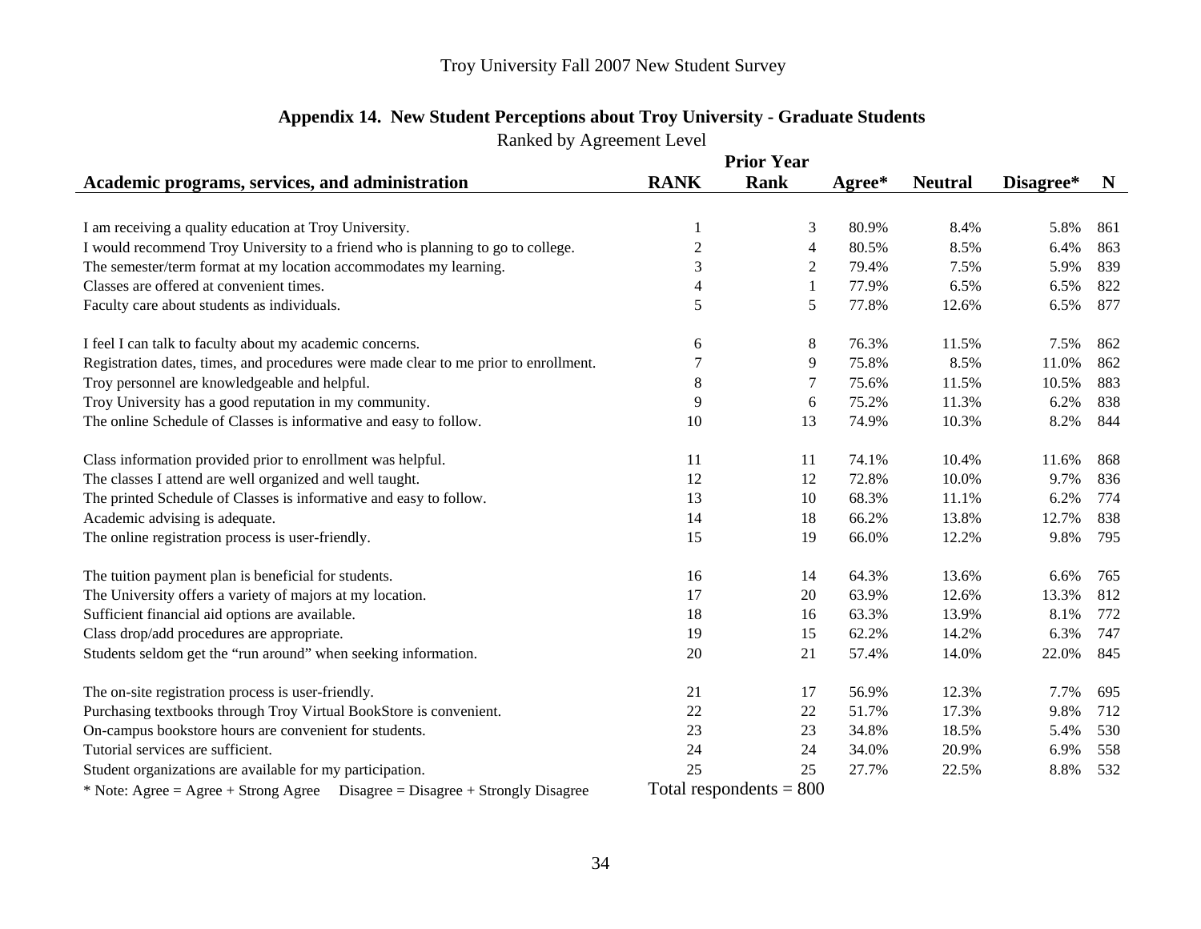Troy University Fall 2007 New Student Survey

## Appendix 14. New Student Perceptions about Troy University - Graduate Students

Ranked by Agreement Level

| Academic programs, services, and administration | RANK | Prior Year Rank | Agree* | Neutral | Disagree* | N |
|---|---|---|---|---|---|---|
| I am receiving a quality education at Troy University. | 1 | 3 | 80.9% | 8.4% | 5.8% | 861 |
| I would recommend Troy University to a friend who is planning to go to college. | 2 | 4 | 80.5% | 8.5% | 6.4% | 863 |
| The semester/term format at my location accommodates my learning. | 3 | 2 | 79.4% | 7.5% | 5.9% | 839 |
| Classes are offered at convenient times. | 4 | 1 | 77.9% | 6.5% | 6.5% | 822 |
| Faculty care about students as individuals. | 5 | 5 | 77.8% | 12.6% | 6.5% | 877 |
| I feel I can talk to faculty about my academic concerns. | 6 | 8 | 76.3% | 11.5% | 7.5% | 862 |
| Registration dates, times, and procedures were made clear to me prior to enrollment. | 7 | 9 | 75.8% | 8.5% | 11.0% | 862 |
| Troy personnel are knowledgeable and helpful. | 8 | 7 | 75.6% | 11.5% | 10.5% | 883 |
| Troy University has a good reputation in my community. | 9 | 6 | 75.2% | 11.3% | 6.2% | 838 |
| The online Schedule of Classes is informative and easy to follow. | 10 | 13 | 74.9% | 10.3% | 8.2% | 844 |
| Class information provided prior to enrollment was helpful. | 11 | 11 | 74.1% | 10.4% | 11.6% | 868 |
| The classes I attend are well organized and well taught. | 12 | 12 | 72.8% | 10.0% | 9.7% | 836 |
| The printed Schedule of Classes is informative and easy to follow. | 13 | 10 | 68.3% | 11.1% | 6.2% | 774 |
| Academic advising is adequate. | 14 | 18 | 66.2% | 13.8% | 12.7% | 838 |
| The online registration process is user-friendly. | 15 | 19 | 66.0% | 12.2% | 9.8% | 795 |
| The tuition payment plan is beneficial for students. | 16 | 14 | 64.3% | 13.6% | 6.6% | 765 |
| The University offers a variety of majors at my location. | 17 | 20 | 63.9% | 12.6% | 13.3% | 812 |
| Sufficient financial aid options are available. | 18 | 16 | 63.3% | 13.9% | 8.1% | 772 |
| Class drop/add procedures are appropriate. | 19 | 15 | 62.2% | 14.2% | 6.3% | 747 |
| Students seldom get the "run around" when seeking information. | 20 | 21 | 57.4% | 14.0% | 22.0% | 845 |
| The on-site registration process is user-friendly. | 21 | 17 | 56.9% | 12.3% | 7.7% | 695 |
| Purchasing textbooks through Troy Virtual BookStore is convenient. | 22 | 22 | 51.7% | 17.3% | 9.8% | 712 |
| On-campus bookstore hours are convenient for students. | 23 | 23 | 34.8% | 18.5% | 5.4% | 530 |
| Tutorial services are sufficient. | 24 | 24 | 34.0% | 20.9% | 6.9% | 558 |
| Student organizations are available for my participation. | 25 | 25 | 27.7% | 22.5% | 8.8% | 532 |

* Note: Agree = Agree + Strong Agree Disagree = Disagree + Strongly Disagree

Total respondents = 800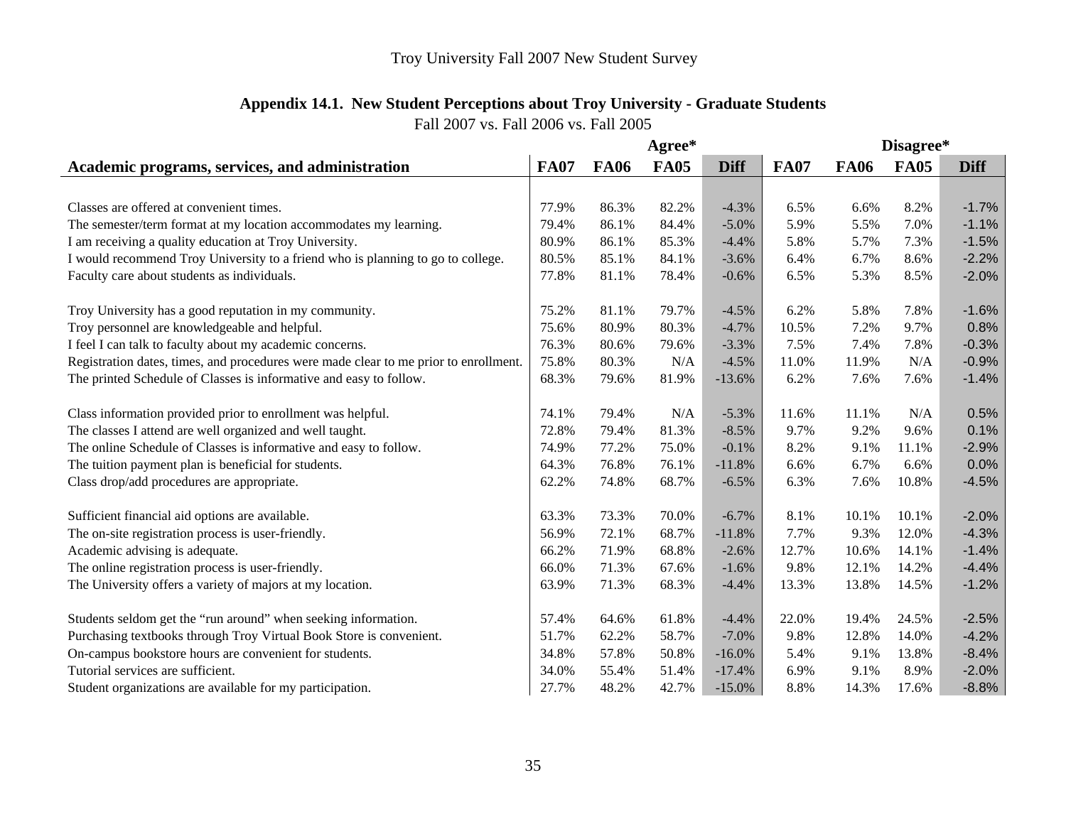Troy University Fall 2007 New Student Survey

## Appendix 14.1. New Student Perceptions about Troy University - Graduate Students

Fall 2007 vs. Fall 2006 vs. Fall 2005

| Academic programs, services, and administration | Agree* | | | | Disagree* | | | |
|---|---|---|---|---|---|---|---|---|
| | **FA07** | **FA06** | **FA05** | **Diff** | **FA07** | **FA06** | **FA05** | **Diff** |
| Classes are offered at convenient times. | 77.9% | 86.3% | 82.2% | -4.3% | 6.5% | 6.6% | 8.2% | -1.7% |
| The semester/term format at my location accommodates my learning. | 79.4% | 86.1% | 84.4% | -5.0% | 5.9% | 5.5% | 7.0% | -1.1% |
| I am receiving a quality education at Troy University. | 80.9% | 86.1% | 85.3% | -4.4% | 5.8% | 5.7% | 7.3% | -1.5% |
| I would recommend Troy University to a friend who is planning to go to college. | 80.5% | 85.1% | 84.1% | -3.6% | 6.4% | 6.7% | 8.6% | -2.2% |
| Faculty care about students as individuals. | 77.8% | 81.1% | 78.4% | -0.6% | 6.5% | 5.3% | 8.5% | -2.0% |
| Troy University has a good reputation in my community. | 75.2% | 81.1% | 79.7% | -4.5% | 6.2% | 5.8% | 7.8% | -1.6% |
| Troy personnel are knowledgeable and helpful. | 75.6% | 80.9% | 80.3% | -4.7% | 10.5% | 7.2% | 9.7% | 0.8% |
| I feel I can talk to faculty about my academic concerns. | 76.3% | 80.6% | 79.6% | -3.3% | 7.5% | 7.4% | 7.8% | -0.3% |
| Registration dates, times, and procedures were made clear to me prior to enrollment. | 75.8% | 80.3% | N/A | -4.5% | 11.0% | 11.9% | N/A | -0.9% |
| The printed Schedule of Classes is informative and easy to follow. | 68.3% | 79.6% | 81.9% | -13.6% | 6.2% | 7.6% | 7.6% | -1.4% |
| Class information provided prior to enrollment was helpful. | 74.1% | 79.4% | N/A | -5.3% | 11.6% | 11.1% | N/A | 0.5% |
| The classes I attend are well organized and well taught. | 72.8% | 79.4% | 81.3% | -8.5% | 9.7% | 9.2% | 9.6% | 0.1% |
| The online Schedule of Classes is informative and easy to follow. | 74.9% | 77.2% | 75.0% | -0.1% | 8.2% | 9.1% | 11.1% | -2.9% |
| The tuition payment plan is beneficial for students. | 64.3% | 76.8% | 76.1% | -11.8% | 6.6% | 6.7% | 6.6% | 0.0% |
| Class drop/add procedures are appropriate. | 62.2% | 74.8% | 68.7% | -6.5% | 6.3% | 7.6% | 10.8% | -4.5% |
| Sufficient financial aid options are available. | 63.3% | 73.3% | 70.0% | -6.7% | 8.1% | 10.1% | 10.1% | -2.0% |
| The on-site registration process is user-friendly. | 56.9% | 72.1% | 68.7% | -11.8% | 7.7% | 9.3% | 12.0% | -4.3% |
| Academic advising is adequate. | 66.2% | 71.9% | 68.8% | -2.6% | 12.7% | 10.6% | 14.1% | -1.4% |
| The online registration process is user-friendly. | 66.0% | 71.3% | 67.6% | -1.6% | 9.8% | 12.1% | 14.2% | -4.4% |
| The University offers a variety of majors at my location. | 63.9% | 71.3% | 68.3% | -4.4% | 13.3% | 13.8% | 14.5% | -1.2% |
| Students seldom get the "run around" when seeking information. | 57.4% | 64.6% | 61.8% | -4.4% | 22.0% | 19.4% | 24.5% | -2.5% |
| Purchasing textbooks through Troy Virtual Book Store is convenient. | 51.7% | 62.2% | 58.7% | -7.0% | 9.8% | 12.8% | 14.0% | -4.2% |
| On-campus bookstore hours are convenient for students. | 34.8% | 57.8% | 50.8% | -16.0% | 5.4% | 9.1% | 13.8% | -8.4% |
| Tutorial services are sufficient. | 34.0% | 55.4% | 51.4% | -17.4% | 6.9% | 9.1% | 8.9% | -2.0% |
| Student organizations are available for my participation. | 27.7% | 48.2% | 42.7% | -15.0% | 8.8% | 14.3% | 17.6% | -8.8% |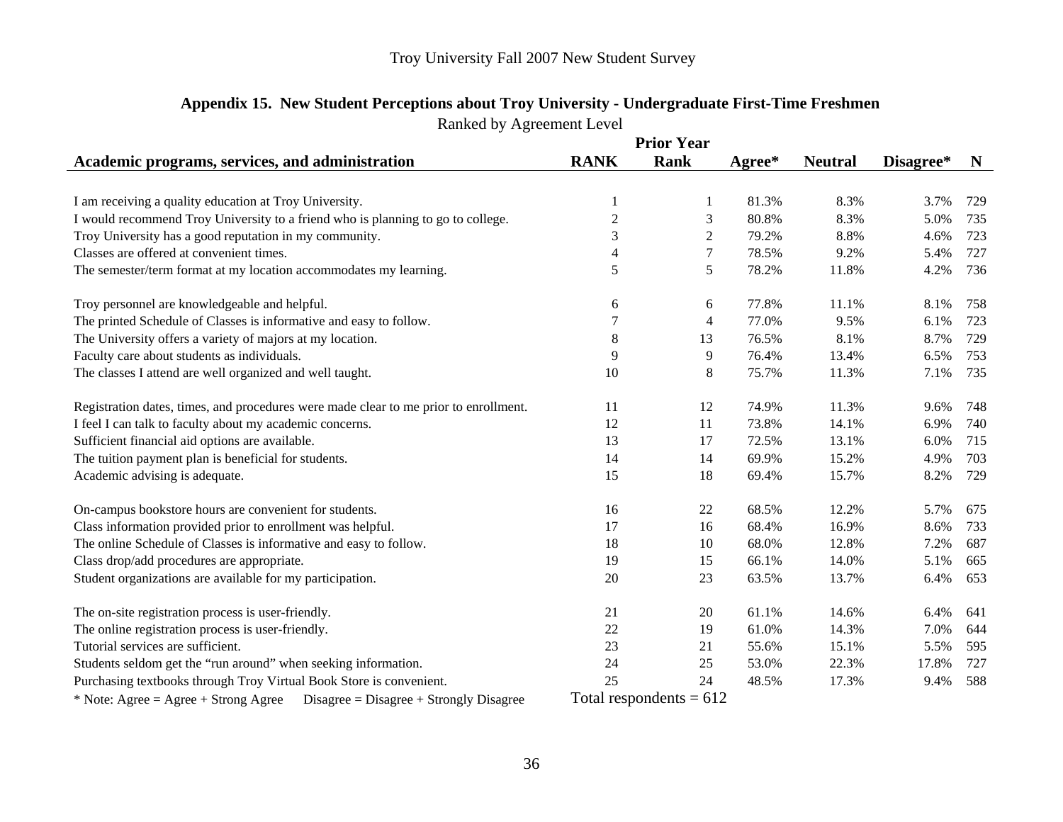Troy University Fall 2007 New Student Survey

## Appendix 15. New Student Perceptions about Troy University - Undergraduate First-Time Freshmen

Ranked by Agreement Level

| Academic programs, services, and administration | RANK | Prior Year Rank | Agree* | Neutral | Disagree* | N |
|---|---|---|---|---|---|---|
| I am receiving a quality education at Troy University. | 1 | 1 | 81.3% | 8.3% | 3.7% | 729 |
| I would recommend Troy University to a friend who is planning to go to college. | 2 | 3 | 80.8% | 8.3% | 5.0% | 735 |
| Troy University has a good reputation in my community. | 3 | 2 | 79.2% | 8.8% | 4.6% | 723 |
| Classes are offered at convenient times. | 4 | 7 | 78.5% | 9.2% | 5.4% | 727 |
| The semester/term format at my location accommodates my learning. | 5 | 5 | 78.2% | 11.8% | 4.2% | 736 |
| Troy personnel are knowledgeable and helpful. | 6 | 6 | 77.8% | 11.1% | 8.1% | 758 |
| The printed Schedule of Classes is informative and easy to follow. | 7 | 4 | 77.0% | 9.5% | 6.1% | 723 |
| The University offers a variety of majors at my location. | 8 | 13 | 76.5% | 8.1% | 8.7% | 729 |
| Faculty care about students as individuals. | 9 | 9 | 76.4% | 13.4% | 6.5% | 753 |
| The classes I attend are well organized and well taught. | 10 | 8 | 75.7% | 11.3% | 7.1% | 735 |
| Registration dates, times, and procedures were made clear to me prior to enrollment. | 11 | 12 | 74.9% | 11.3% | 9.6% | 748 |
| I feel I can talk to faculty about my academic concerns. | 12 | 11 | 73.8% | 14.1% | 6.9% | 740 |
| Sufficient financial aid options are available. | 13 | 17 | 72.5% | 13.1% | 6.0% | 715 |
| The tuition payment plan is beneficial for students. | 14 | 14 | 69.9% | 15.2% | 4.9% | 703 |
| Academic advising is adequate. | 15 | 18 | 69.4% | 15.7% | 8.2% | 729 |
| On-campus bookstore hours are convenient for students. | 16 | 22 | 68.5% | 12.2% | 5.7% | 675 |
| Class information provided prior to enrollment was helpful. | 17 | 16 | 68.4% | 16.9% | 8.6% | 733 |
| The online Schedule of Classes is informative and easy to follow. | 18 | 10 | 68.0% | 12.8% | 7.2% | 687 |
| Class drop/add procedures are appropriate. | 19 | 15 | 66.1% | 14.0% | 5.1% | 665 |
| Student organizations are available for my participation. | 20 | 23 | 63.5% | 13.7% | 6.4% | 653 |
| The on-site registration process is user-friendly. | 21 | 20 | 61.1% | 14.6% | 6.4% | 641 |
| The online registration process is user-friendly. | 22 | 19 | 61.0% | 14.3% | 7.0% | 644 |
| Tutorial services are sufficient. | 23 | 21 | 55.6% | 15.1% | 5.5% | 595 |
| Students seldom get the "run around" when seeking information. | 24 | 25 | 53.0% | 22.3% | 17.8% | 727 |
| Purchasing textbooks through Troy Virtual Book Store is convenient. | 25 | 24 | 48.5% | 17.3% | 9.4% | 588 |

* Note: Agree = Agree + Strong Agree    Disagree = Disagree + Strongly Disagree

Total respondents = 612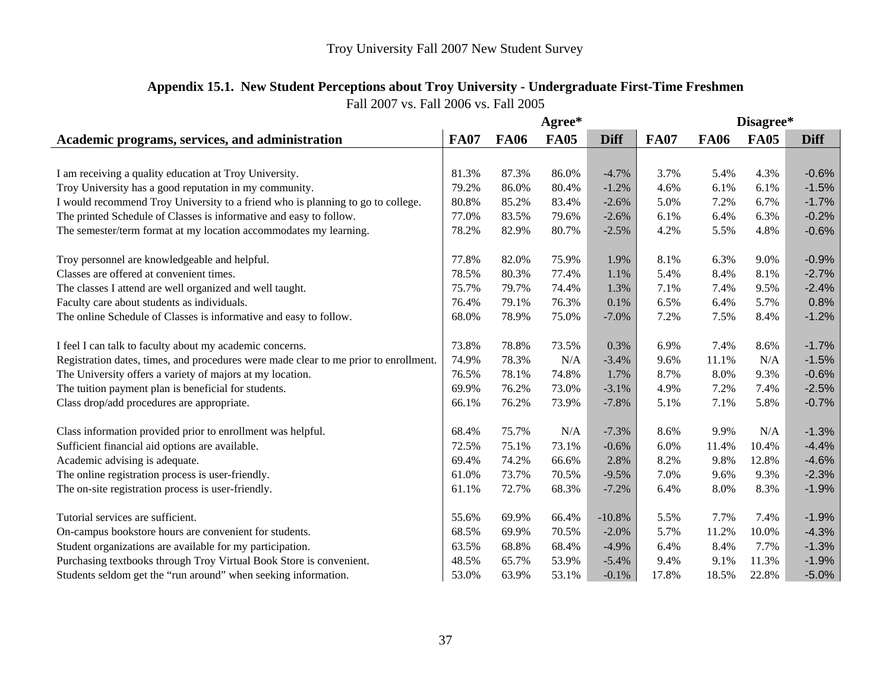Troy University Fall 2007 New Student Survey

## Appendix 15.1. New Student Perceptions about Troy University - Undergraduate First-Time Freshmen

Fall 2007 vs. Fall 2006 vs. Fall 2005

| | Agree* | | | | Disagree* | | | |
|---|---|---|---|---|---|---|---|---|
| **Academic programs, services, and administration** | **FA07** | **FA06** | **FA05** | **Diff** | **FA07** | **FA06** | **FA05** | **Diff** |
| I am receiving a quality education at Troy University. | 81.3% | 87.3% | 86.0% | -4.7% | 3.7% | 5.4% | 4.3% | -0.6% |
| Troy University has a good reputation in my community. | 79.2% | 86.0% | 80.4% | -1.2% | 4.6% | 6.1% | 6.1% | -1.5% |
| I would recommend Troy University to a friend who is planning to go to college. | 80.8% | 85.2% | 83.4% | -2.6% | 5.0% | 7.2% | 6.7% | -1.7% |
| The printed Schedule of Classes is informative and easy to follow. | 77.0% | 83.5% | 79.6% | -2.6% | 6.1% | 6.4% | 6.3% | -0.2% |
| The semester/term format at my location accommodates my learning. | 78.2% | 82.9% | 80.7% | -2.5% | 4.2% | 5.5% | 4.8% | -0.6% |
| Troy personnel are knowledgeable and helpful. | 77.8% | 82.0% | 75.9% | 1.9% | 8.1% | 6.3% | 9.0% | -0.9% |
| Classes are offered at convenient times. | 78.5% | 80.3% | 77.4% | 1.1% | 5.4% | 8.4% | 8.1% | -2.7% |
| The classes I attend are well organized and well taught. | 75.7% | 79.7% | 74.4% | 1.3% | 7.1% | 7.4% | 9.5% | -2.4% |
| Faculty care about students as individuals. | 76.4% | 79.1% | 76.3% | 0.1% | 6.5% | 6.4% | 5.7% | 0.8% |
| The online Schedule of Classes is informative and easy to follow. | 68.0% | 78.9% | 75.0% | -7.0% | 7.2% | 7.5% | 8.4% | -1.2% |
| I feel I can talk to faculty about my academic concerns. | 73.8% | 78.8% | 73.5% | 0.3% | 6.9% | 7.4% | 8.6% | -1.7% |
| Registration dates, times, and procedures were made clear to me prior to enrollment. | 74.9% | 78.3% | N/A | -3.4% | 9.6% | 11.1% | N/A | -1.5% |
| The University offers a variety of majors at my location. | 76.5% | 78.1% | 74.8% | 1.7% | 8.7% | 8.0% | 9.3% | -0.6% |
| The tuition payment plan is beneficial for students. | 69.9% | 76.2% | 73.0% | -3.1% | 4.9% | 7.2% | 7.4% | -2.5% |
| Class drop/add procedures are appropriate. | 66.1% | 76.2% | 73.9% | -7.8% | 5.1% | 7.1% | 5.8% | -0.7% |
| Class information provided prior to enrollment was helpful. | 68.4% | 75.7% | N/A | -7.3% | 8.6% | 9.9% | N/A | -1.3% |
| Sufficient financial aid options are available. | 72.5% | 75.1% | 73.1% | -0.6% | 6.0% | 11.4% | 10.4% | -4.4% |
| Academic advising is adequate. | 69.4% | 74.2% | 66.6% | 2.8% | 8.2% | 9.8% | 12.8% | -4.6% |
| The online registration process is user-friendly. | 61.0% | 73.7% | 70.5% | -9.5% | 7.0% | 9.6% | 9.3% | -2.3% |
| The on-site registration process is user-friendly. | 61.1% | 72.7% | 68.3% | -7.2% | 6.4% | 8.0% | 8.3% | -1.9% |
| Tutorial services are sufficient. | 55.6% | 69.9% | 66.4% | -10.8% | 5.5% | 7.7% | 7.4% | -1.9% |
| On-campus bookstore hours are convenient for students. | 68.5% | 69.9% | 70.5% | -2.0% | 5.7% | 11.2% | 10.0% | -4.3% |
| Student organizations are available for my participation. | 63.5% | 68.8% | 68.4% | -4.9% | 6.4% | 8.4% | 7.7% | -1.3% |
| Purchasing textbooks through Troy Virtual Book Store is convenient. | 48.5% | 65.7% | 53.9% | -5.4% | 9.4% | 9.1% | 11.3% | -1.9% |
| Students seldom get the "run around" when seeking information. | 53.0% | 63.9% | 53.1% | -0.1% | 17.8% | 18.5% | 22.8% | -5.0% |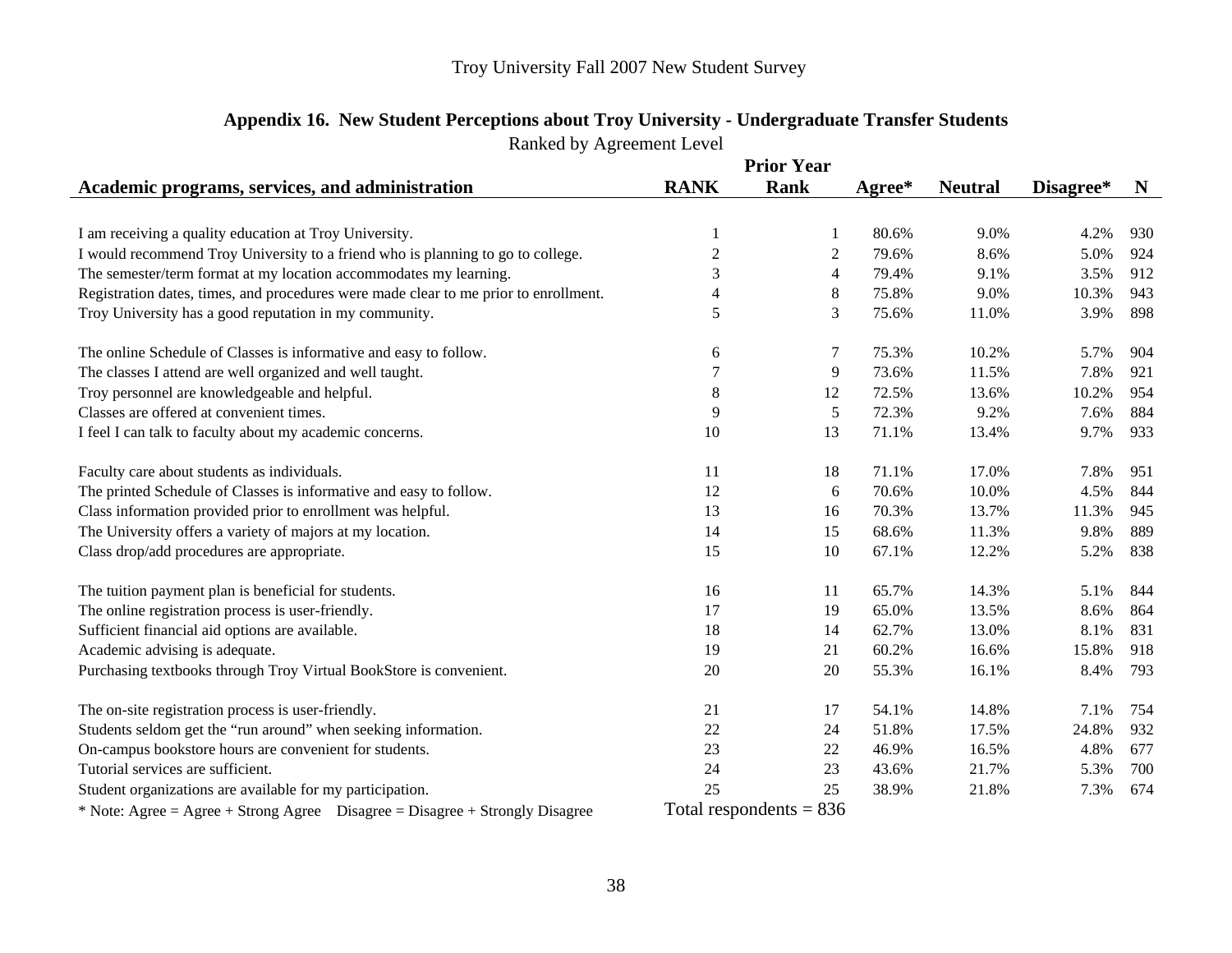Troy University Fall 2007 New Student Survey

## Appendix 16. New Student Perceptions about Troy University - Undergraduate Transfer Students

Ranked by Agreement Level

| Academic programs, services, and administration | RANK | Prior Year Rank | Agree* | Neutral | Disagree* | N |
|---|---|---|---|---|---|---|
| I am receiving a quality education at Troy University. | 1 | 1 | 80.6% | 9.0% | 4.2% | 930 |
| I would recommend Troy University to a friend who is planning to go to college. | 2 | 2 | 79.6% | 8.6% | 5.0% | 924 |
| The semester/term format at my location accommodates my learning. | 3 | 4 | 79.4% | 9.1% | 3.5% | 912 |
| Registration dates, times, and procedures were made clear to me prior to enrollment. | 4 | 8 | 75.8% | 9.0% | 10.3% | 943 |
| Troy University has a good reputation in my community. | 5 | 3 | 75.6% | 11.0% | 3.9% | 898 |
| The online Schedule of Classes is informative and easy to follow. | 6 | 7 | 75.3% | 10.2% | 5.7% | 904 |
| The classes I attend are well organized and well taught. | 7 | 9 | 73.6% | 11.5% | 7.8% | 921 |
| Troy personnel are knowledgeable and helpful. | 8 | 12 | 72.5% | 13.6% | 10.2% | 954 |
| Classes are offered at convenient times. | 9 | 5 | 72.3% | 9.2% | 7.6% | 884 |
| I feel I can talk to faculty about my academic concerns. | 10 | 13 | 71.1% | 13.4% | 9.7% | 933 |
| Faculty care about students as individuals. | 11 | 18 | 71.1% | 17.0% | 7.8% | 951 |
| The printed Schedule of Classes is informative and easy to follow. | 12 | 6 | 70.6% | 10.0% | 4.5% | 844 |
| Class information provided prior to enrollment was helpful. | 13 | 16 | 70.3% | 13.7% | 11.3% | 945 |
| The University offers a variety of majors at my location. | 14 | 15 | 68.6% | 11.3% | 9.8% | 889 |
| Class drop/add procedures are appropriate. | 15 | 10 | 67.1% | 12.2% | 5.2% | 838 |
| The tuition payment plan is beneficial for students. | 16 | 11 | 65.7% | 14.3% | 5.1% | 844 |
| The online registration process is user-friendly. | 17 | 19 | 65.0% | 13.5% | 8.6% | 864 |
| Sufficient financial aid options are available. | 18 | 14 | 62.7% | 13.0% | 8.1% | 831 |
| Academic advising is adequate. | 19 | 21 | 60.2% | 16.6% | 15.8% | 918 |
| Purchasing textbooks through Troy Virtual BookStore is convenient. | 20 | 20 | 55.3% | 16.1% | 8.4% | 793 |
| The on-site registration process is user-friendly. | 21 | 17 | 54.1% | 14.8% | 7.1% | 754 |
| Students seldom get the "run around" when seeking information. | 22 | 24 | 51.8% | 17.5% | 24.8% | 932 |
| On-campus bookstore hours are convenient for students. | 23 | 22 | 46.9% | 16.5% | 4.8% | 677 |
| Tutorial services are sufficient. | 24 | 23 | 43.6% | 21.7% | 5.3% | 700 |
| Student organizations are available for my participation. | 25 | 25 | 38.9% | 21.8% | 7.3% | 674 |

* Note: Agree = Agree + Strong Agree    Disagree = Disagree + Strongly Disagree

Total respondents = 836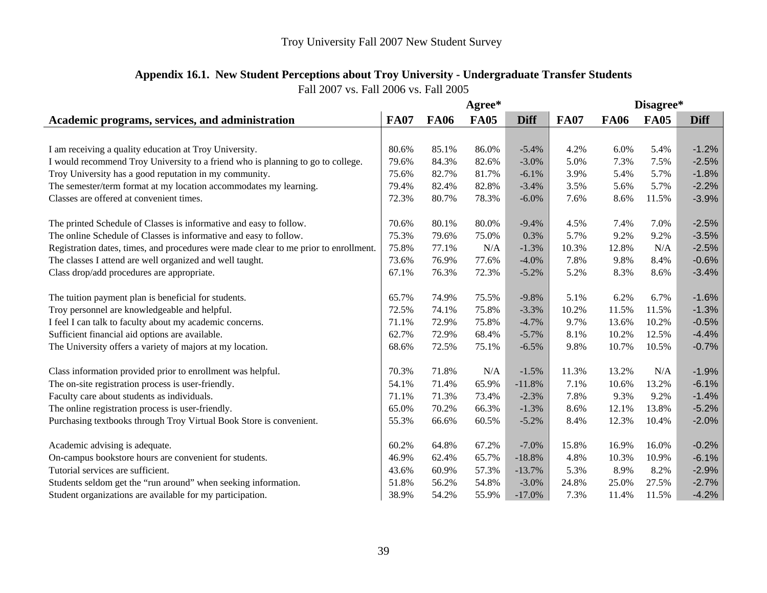Troy University Fall 2007 New Student Survey

## Appendix 16.1. New Student Perceptions about Troy University - Undergraduate Transfer Students

Fall 2007 vs. Fall 2006 vs. Fall 2005

| | Agree* | | | | Disagree* | | | |
|---|---|---|---|---|---|---|---|---|
| **Academic programs, services, and administration** | **FA07** | **FA06** | **FA05** | **Diff** | **FA07** | **FA06** | **FA05** | **Diff** |
| I am receiving a quality education at Troy University. | 80.6% | 85.1% | 86.0% | -5.4% | 4.2% | 6.0% | 5.4% | -1.2% |
| I would recommend Troy University to a friend who is planning to go to college. | 79.6% | 84.3% | 82.6% | -3.0% | 5.0% | 7.3% | 7.5% | -2.5% |
| Troy University has a good reputation in my community. | 75.6% | 82.7% | 81.7% | -6.1% | 3.9% | 5.4% | 5.7% | -1.8% |
| The semester/term format at my location accommodates my learning. | 79.4% | 82.4% | 82.8% | -3.4% | 3.5% | 5.6% | 5.7% | -2.2% |
| Classes are offered at convenient times. | 72.3% | 80.7% | 78.3% | -6.0% | 7.6% | 8.6% | 11.5% | -3.9% |
| The printed Schedule of Classes is informative and easy to follow. | 70.6% | 80.1% | 80.0% | -9.4% | 4.5% | 7.4% | 7.0% | -2.5% |
| The online Schedule of Classes is informative and easy to follow. | 75.3% | 79.6% | 75.0% | 0.3% | 5.7% | 9.2% | 9.2% | -3.5% |
| Registration dates, times, and procedures were made clear to me prior to enrollment. | 75.8% | 77.1% | N/A | -1.3% | 10.3% | 12.8% | N/A | -2.5% |
| The classes I attend are well organized and well taught. | 73.6% | 76.9% | 77.6% | -4.0% | 7.8% | 9.8% | 8.4% | -0.6% |
| Class drop/add procedures are appropriate. | 67.1% | 76.3% | 72.3% | -5.2% | 5.2% | 8.3% | 8.6% | -3.4% |
| The tuition payment plan is beneficial for students. | 65.7% | 74.9% | 75.5% | -9.8% | 5.1% | 6.2% | 6.7% | -1.6% |
| Troy personnel are knowledgeable and helpful. | 72.5% | 74.1% | 75.8% | -3.3% | 10.2% | 11.5% | 11.5% | -1.3% |
| I feel I can talk to faculty about my academic concerns. | 71.1% | 72.9% | 75.8% | -4.7% | 9.7% | 13.6% | 10.2% | -0.5% |
| Sufficient financial aid options are available. | 62.7% | 72.9% | 68.4% | -5.7% | 8.1% | 10.2% | 12.5% | -4.4% |
| The University offers a variety of majors at my location. | 68.6% | 72.5% | 75.1% | -6.5% | 9.8% | 10.7% | 10.5% | -0.7% |
| Class information provided prior to enrollment was helpful. | 70.3% | 71.8% | N/A | -1.5% | 11.3% | 13.2% | N/A | -1.9% |
| The on-site registration process is user-friendly. | 54.1% | 71.4% | 65.9% | -11.8% | 7.1% | 10.6% | 13.2% | -6.1% |
| Faculty care about students as individuals. | 71.1% | 71.3% | 73.4% | -2.3% | 7.8% | 9.3% | 9.2% | -1.4% |
| The online registration process is user-friendly. | 65.0% | 70.2% | 66.3% | -1.3% | 8.6% | 12.1% | 13.8% | -5.2% |
| Purchasing textbooks through Troy Virtual Book Store is convenient. | 55.3% | 66.6% | 60.5% | -5.2% | 8.4% | 12.3% | 10.4% | -2.0% |
| Academic advising is adequate. | 60.2% | 64.8% | 67.2% | -7.0% | 15.8% | 16.9% | 16.0% | -0.2% |
| On-campus bookstore hours are convenient for students. | 46.9% | 62.4% | 65.7% | -18.8% | 4.8% | 10.3% | 10.9% | -6.1% |
| Tutorial services are sufficient. | 43.6% | 60.9% | 57.3% | -13.7% | 5.3% | 8.9% | 8.2% | -2.9% |
| Students seldom get the "run around" when seeking information. | 51.8% | 56.2% | 54.8% | -3.0% | 24.8% | 25.0% | 27.5% | -2.7% |
| Student organizations are available for my participation. | 38.9% | 54.2% | 55.9% | -17.0% | 7.3% | 11.4% | 11.5% | -4.2% |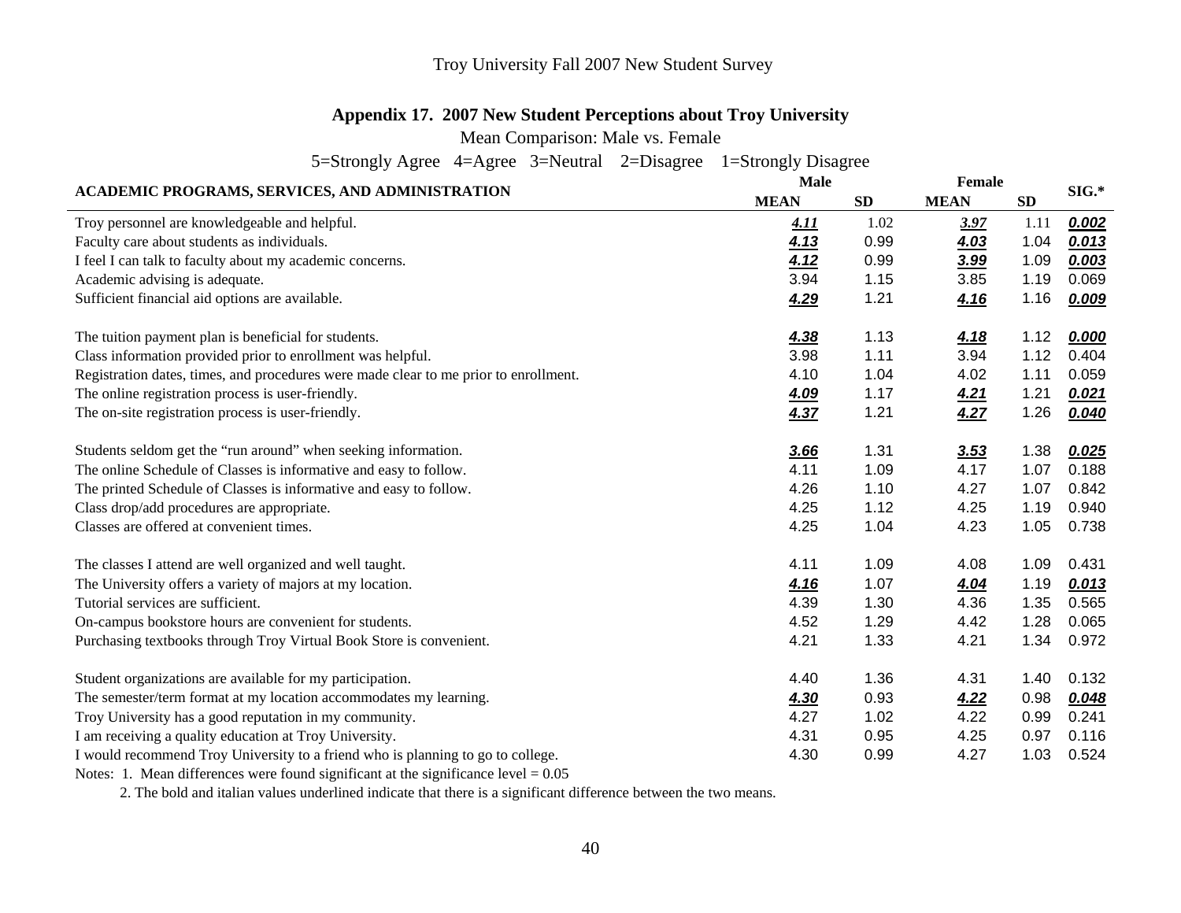Troy University Fall 2007 New Student Survey

## Appendix 17. 2007 New Student Perceptions about Troy University

Mean Comparison: Male vs. Female

5=Strongly Agree 4=Agree 3=Neutral 2=Disagree 1=Strongly Disagree

| ACADEMIC PROGRAMS, SERVICES, AND ADMINISTRATION | Male | | Female | | SIG.* |
|---|---|---|---|---|---|
| | MEAN | SD | MEAN | SD | |
| Troy personnel are knowledgeable and helpful. | ***4.11*** | 1.02 | ***3.97*** | 1.11 | ***0.002*** |
| Faculty care about students as individuals. | ***4.13*** | 0.99 | ***4.03*** | 1.04 | ***0.013*** |
| I feel I can talk to faculty about my academic concerns. | ***4.12*** | 0.99 | ***3.99*** | 1.09 | ***0.003*** |
| Academic advising is adequate. | 3.94 | 1.15 | 3.85 | 1.19 | 0.069 |
| Sufficient financial aid options are available. | ***4.29*** | 1.21 | ***4.16*** | 1.16 | ***0.009*** |
| The tuition payment plan is beneficial for students. | ***4.38*** | 1.13 | ***4.18*** | 1.12 | ***0.000*** |
| Class information provided prior to enrollment was helpful. | 3.98 | 1.11 | 3.94 | 1.12 | 0.404 |
| Registration dates, times, and procedures were made clear to me prior to enrollment. | 4.10 | 1.04 | 4.02 | 1.11 | 0.059 |
| The online registration process is user-friendly. | ***4.09*** | 1.17 | ***4.21*** | 1.21 | ***0.021*** |
| The on-site registration process is user-friendly. | ***4.37*** | 1.21 | ***4.27*** | 1.26 | ***0.040*** |
| Students seldom get the "run around" when seeking information. | ***3.66*** | 1.31 | ***3.53*** | 1.38 | ***0.025*** |
| The online Schedule of Classes is informative and easy to follow. | 4.11 | 1.09 | 4.17 | 1.07 | 0.188 |
| The printed Schedule of Classes is informative and easy to follow. | 4.26 | 1.10 | 4.27 | 1.07 | 0.842 |
| Class drop/add procedures are appropriate. | 4.25 | 1.12 | 4.25 | 1.19 | 0.940 |
| Classes are offered at convenient times. | 4.25 | 1.04 | 4.23 | 1.05 | 0.738 |
| The classes I attend are well organized and well taught. | 4.11 | 1.09 | 4.08 | 1.09 | 0.431 |
| The University offers a variety of majors at my location. | ***4.16*** | 1.07 | ***4.04*** | 1.19 | ***0.013*** |
| Tutorial services are sufficient. | 4.39 | 1.30 | 4.36 | 1.35 | 0.565 |
| On-campus bookstore hours are convenient for students. | 4.52 | 1.29 | 4.42 | 1.28 | 0.065 |
| Purchasing textbooks through Troy Virtual Book Store is convenient. | 4.21 | 1.33 | 4.21 | 1.34 | 0.972 |
| Student organizations are available for my participation. | 4.40 | 1.36 | 4.31 | 1.40 | 0.132 |
| The semester/term format at my location accommodates my learning. | ***4.30*** | 0.93 | ***4.22*** | 0.98 | ***0.048*** |
| Troy University has a good reputation in my community. | 4.27 | 1.02 | 4.22 | 0.99 | 0.241 |
| I am receiving a quality education at Troy University. | 4.31 | 0.95 | 4.25 | 0.97 | 0.116 |
| I would recommend Troy University to a friend who is planning to go to college. | 4.30 | 0.99 | 4.27 | 1.03 | 0.524 |

Notes: 1. Mean differences were found significant at the significance level = 0.05

2. The bold and italian values underlined indicate that there is a significant difference between the two means.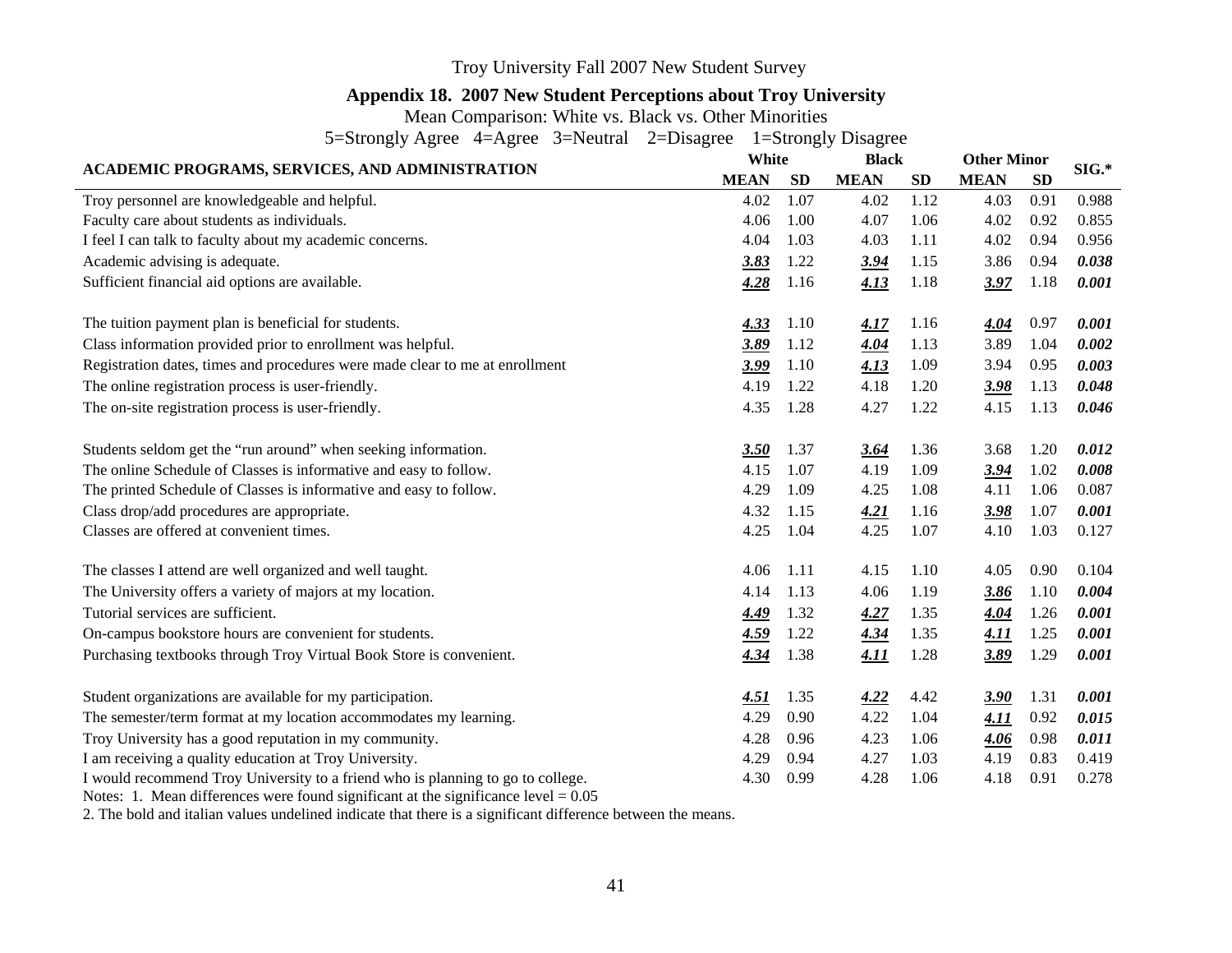Troy University Fall 2007 New Student Survey

## Appendix 18. 2007 New Student Perceptions about Troy University

Mean Comparison: White vs. Black vs. Other Minorities

5=Strongly Agree 4=Agree 3=Neutral 2=Disagree 1=Strongly Disagree

| ACADEMIC PROGRAMS, SERVICES, AND ADMINISTRATION | White | | Black | | Other Minor | | SIG.* |
|---|---|---|---|---|---|---|---|
| | MEAN | SD | MEAN | SD | MEAN | SD | |
| Troy personnel are knowledgeable and helpful. | 4.02 | 1.07 | 4.02 | 1.12 | 4.03 | 0.91 | 0.988 |
| Faculty care about students as individuals. | 4.06 | 1.00 | 4.07 | 1.06 | 4.02 | 0.92 | 0.855 |
| I feel I can talk to faculty about my academic concerns. | 4.04 | 1.03 | 4.03 | 1.11 | 4.02 | 0.94 | 0.956 |
| Academic advising is adequate. | ***3.83*** | 1.22 | ***3.94*** | 1.15 | 3.86 | 0.94 | ***0.038*** |
| Sufficient financial aid options are available. | ***4.28*** | 1.16 | ***4.13*** | 1.18 | ***3.97*** | 1.18 | ***0.001*** |
| The tuition payment plan is beneficial for students. | ***4.33*** | 1.10 | ***4.17*** | 1.16 | ***4.04*** | 0.97 | ***0.001*** |
| Class information provided prior to enrollment was helpful. | ***3.89*** | 1.12 | ***4.04*** | 1.13 | 3.89 | 1.04 | ***0.002*** |
| Registration dates, times and procedures were made clear to me at enrollment | ***3.99*** | 1.10 | ***4.13*** | 1.09 | 3.94 | 0.95 | ***0.003*** |
| The online registration process is user-friendly. | 4.19 | 1.22 | 4.18 | 1.20 | ***3.98*** | 1.13 | ***0.048*** |
| The on-site registration process is user-friendly. | 4.35 | 1.28 | 4.27 | 1.22 | 4.15 | 1.13 | ***0.046*** |
| Students seldom get the "run around" when seeking information. | ***3.50*** | 1.37 | ***3.64*** | 1.36 | 3.68 | 1.20 | ***0.012*** |
| The online Schedule of Classes is informative and easy to follow. | 4.15 | 1.07 | 4.19 | 1.09 | ***3.94*** | 1.02 | ***0.008*** |
| The printed Schedule of Classes is informative and easy to follow. | 4.29 | 1.09 | 4.25 | 1.08 | 4.11 | 1.06 | 0.087 |
| Class drop/add procedures are appropriate. | 4.32 | 1.15 | ***4.21*** | 1.16 | ***3.98*** | 1.07 | ***0.001*** |
| Classes are offered at convenient times. | 4.25 | 1.04 | 4.25 | 1.07 | 4.10 | 1.03 | 0.127 |
| The classes I attend are well organized and well taught. | 4.06 | 1.11 | 4.15 | 1.10 | 4.05 | 0.90 | 0.104 |
| The University offers a variety of majors at my location. | 4.14 | 1.13 | 4.06 | 1.19 | ***3.86*** | 1.10 | ***0.004*** |
| Tutorial services are sufficient. | ***4.49*** | 1.32 | ***4.27*** | 1.35 | ***4.04*** | 1.26 | ***0.001*** |
| On-campus bookstore hours are convenient for students. | ***4.59*** | 1.22 | ***4.34*** | 1.35 | ***4.11*** | 1.25 | ***0.001*** |
| Purchasing textbooks through Troy Virtual Book Store is convenient. | ***4.34*** | 1.38 | ***4.11*** | 1.28 | ***3.89*** | 1.29 | ***0.001*** |
| Student organizations are available for my participation. | ***4.51*** | 1.35 | ***4.22*** | 4.42 | ***3.90*** | 1.31 | ***0.001*** |
| The semester/term format at my location accommodates my learning. | 4.29 | 0.90 | 4.22 | 1.04 | ***4.11*** | 0.92 | ***0.015*** |
| Troy University has a good reputation in my community. | 4.28 | 0.96 | 4.23 | 1.06 | ***4.06*** | 0.98 | ***0.011*** |
| I am receiving a quality education at Troy University. | 4.29 | 0.94 | 4.27 | 1.03 | 4.19 | 0.83 | 0.419 |
| I would recommend Troy University to a friend who is planning to go to college. | 4.30 | 0.99 | 4.28 | 1.06 | 4.18 | 0.91 | 0.278 |

Notes: 1. Mean differences were found significant at the significance level = 0.05

2. The bold and italian values undelined indicate that there is a significant difference between the means.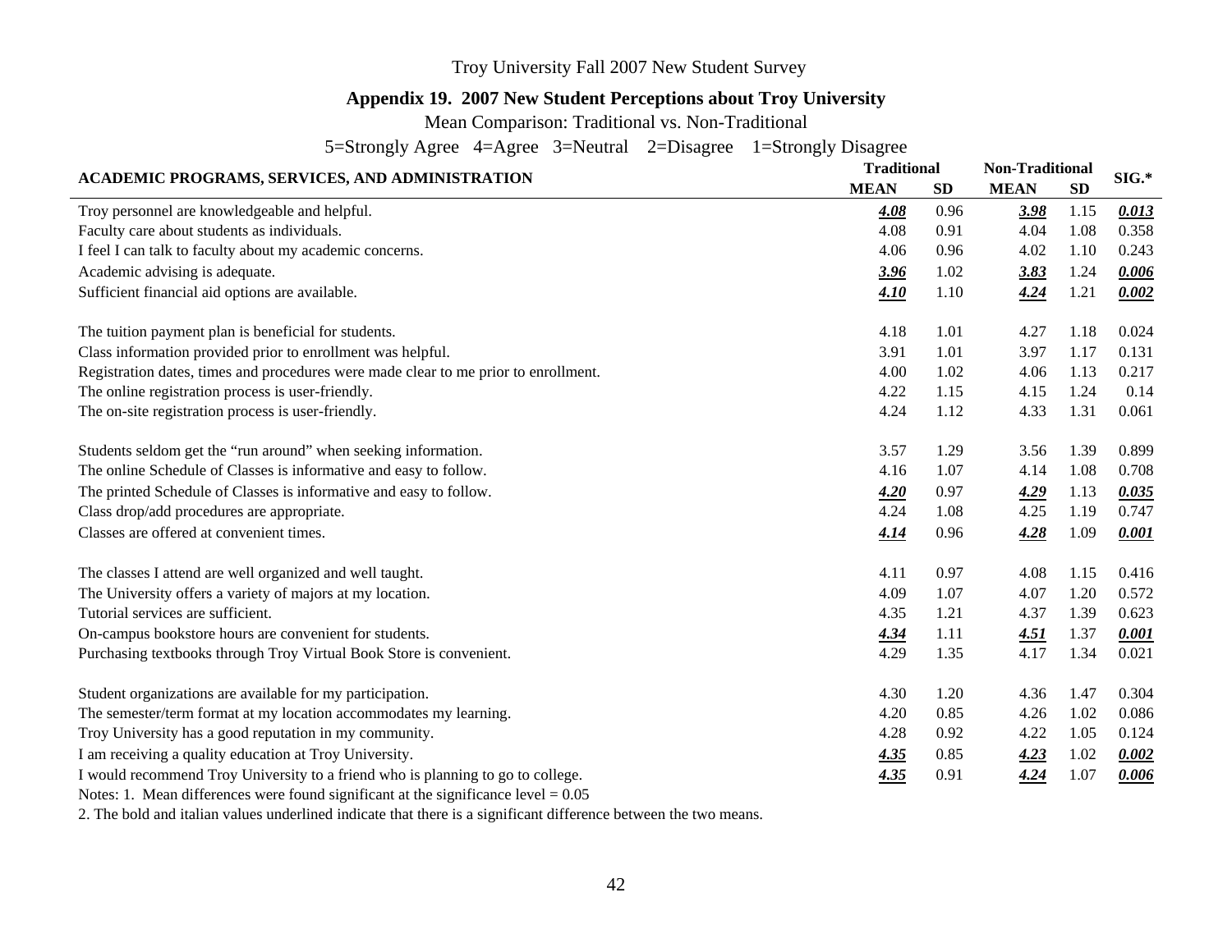Troy University Fall 2007 New Student Survey

**Appendix 19. 2007 New Student Perceptions about Troy University**

Mean Comparison: Traditional vs. Non-Traditional

5=Strongly Agree 4=Agree 3=Neutral 2=Disagree 1=Strongly Disagree

| ACADEMIC PROGRAMS, SERVICES, AND ADMINISTRATION | Traditional | | Non-Traditional | | SIG.* |
|---|---|---|---|---|---|
| | MEAN | SD | MEAN | SD | |
| Troy personnel are knowledgeable and helpful. | ***4.08*** | 0.96 | ***3.98*** | 1.15 | ***0.013*** |
| Faculty care about students as individuals. | 4.08 | 0.91 | 4.04 | 1.08 | 0.358 |
| I feel I can talk to faculty about my academic concerns. | 4.06 | 0.96 | 4.02 | 1.10 | 0.243 |
| Academic advising is adequate. | ***3.96*** | 1.02 | ***3.83*** | 1.24 | ***0.006*** |
| Sufficient financial aid options are available. | ***4.10*** | 1.10 | ***4.24*** | 1.21 | ***0.002*** |
| The tuition payment plan is beneficial for students. | 4.18 | 1.01 | 4.27 | 1.18 | 0.024 |
| Class information provided prior to enrollment was helpful. | 3.91 | 1.01 | 3.97 | 1.17 | 0.131 |
| Registration dates, times and procedures were made clear to me prior to enrollment. | 4.00 | 1.02 | 4.06 | 1.13 | 0.217 |
| The online registration process is user-friendly. | 4.22 | 1.15 | 4.15 | 1.24 | 0.14 |
| The on-site registration process is user-friendly. | 4.24 | 1.12 | 4.33 | 1.31 | 0.061 |
| Students seldom get the "run around" when seeking information. | 3.57 | 1.29 | 3.56 | 1.39 | 0.899 |
| The online Schedule of Classes is informative and easy to follow. | 4.16 | 1.07 | 4.14 | 1.08 | 0.708 |
| The printed Schedule of Classes is informative and easy to follow. | ***4.20*** | 0.97 | ***4.29*** | 1.13 | ***0.035*** |
| Class drop/add procedures are appropriate. | 4.24 | 1.08 | 4.25 | 1.19 | 0.747 |
| Classes are offered at convenient times. | ***4.14*** | 0.96 | ***4.28*** | 1.09 | ***0.001*** |
| The classes I attend are well organized and well taught. | 4.11 | 0.97 | 4.08 | 1.15 | 0.416 |
| The University offers a variety of majors at my location. | 4.09 | 1.07 | 4.07 | 1.20 | 0.572 |
| Tutorial services are sufficient. | 4.35 | 1.21 | 4.37 | 1.39 | 0.623 |
| On-campus bookstore hours are convenient for students. | ***4.34*** | 1.11 | ***4.51*** | 1.37 | ***0.001*** |
| Purchasing textbooks through Troy Virtual Book Store is convenient. | 4.29 | 1.35 | 4.17 | 1.34 | 0.021 |
| Student organizations are available for my participation. | 4.30 | 1.20 | 4.36 | 1.47 | 0.304 |
| The semester/term format at my location accommodates my learning. | 4.20 | 0.85 | 4.26 | 1.02 | 0.086 |
| Troy University has a good reputation in my community. | 4.28 | 0.92 | 4.22 | 1.05 | 0.124 |
| I am receiving a quality education at Troy University. | ***4.35*** | 0.85 | ***4.23*** | 1.02 | ***0.002*** |
| I would recommend Troy University to a friend who is planning to go to college. | ***4.35*** | 0.91 | ***4.24*** | 1.07 | ***0.006*** |

Notes: 1. Mean differences were found significant at the significance level = 0.05

2. The bold and italian values underlined indicate that there is a significant difference between the two means.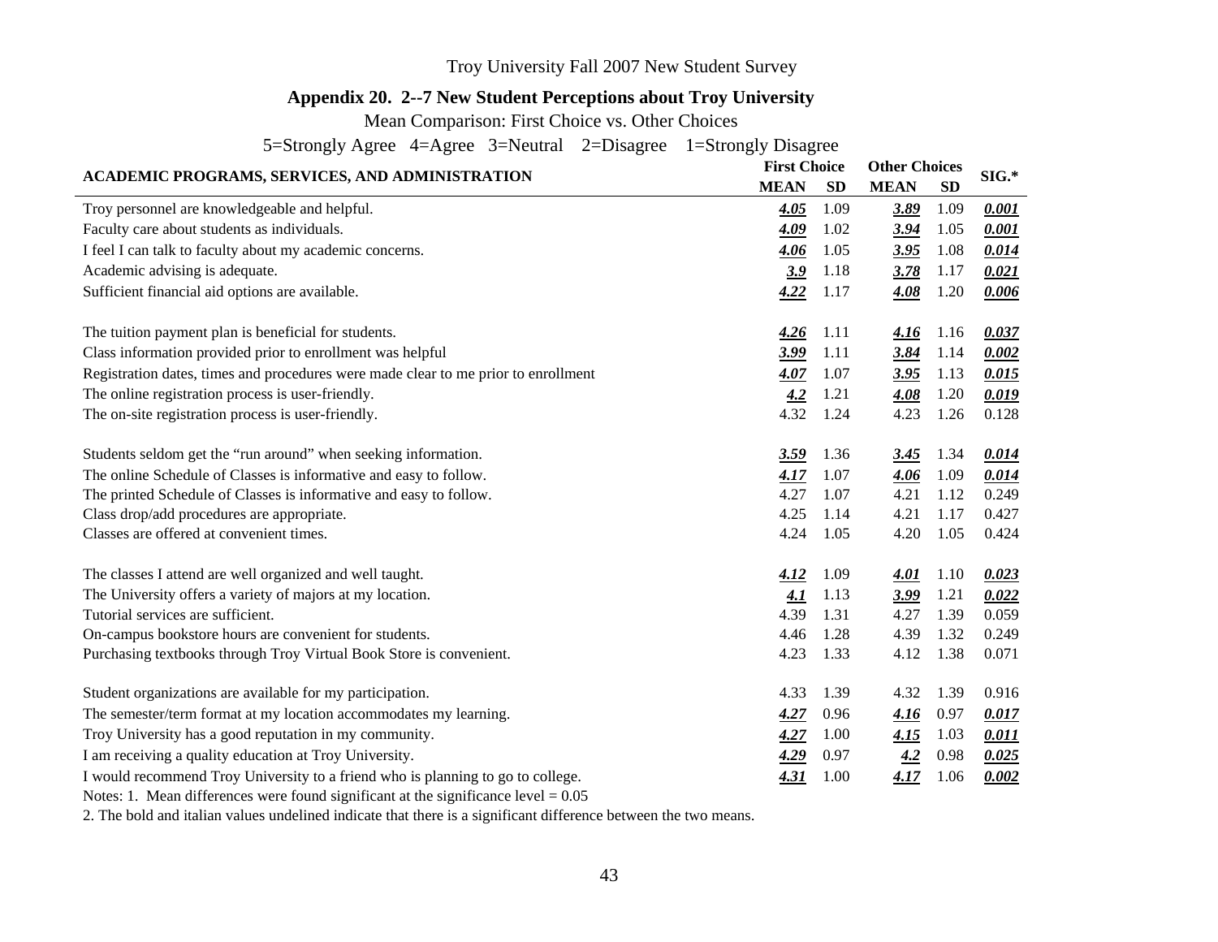Troy University Fall 2007 New Student Survey

## Appendix 20. 2--7 New Student Perceptions about Troy University

Mean Comparison: First Choice vs. Other Choices

5=Strongly Agree 4=Agree 3=Neutral 2=Disagree 1=Strongly Disagree

| ACADEMIC PROGRAMS, SERVICES, AND ADMINISTRATION | First Choice | | Other Choices | | SIG.* |
|---|---|---|---|---|---|
| | MEAN | SD | MEAN | SD | |
| Troy personnel are knowledgeable and helpful. | ***4.05*** | 1.09 | ***3.89*** | 1.09 | ***0.001*** |
| Faculty care about students as individuals. | ***4.09*** | 1.02 | ***3.94*** | 1.05 | ***0.001*** |
| I feel I can talk to faculty about my academic concerns. | ***4.06*** | 1.05 | ***3.95*** | 1.08 | ***0.014*** |
| Academic advising is adequate. | ***3.9*** | 1.18 | ***3.78*** | 1.17 | ***0.021*** |
| Sufficient financial aid options are available. | ***4.22*** | 1.17 | ***4.08*** | 1.20 | ***0.006*** |
| The tuition payment plan is beneficial for students. | ***4.26*** | 1.11 | ***4.16*** | 1.16 | ***0.037*** |
| Class information provided prior to enrollment was helpful | ***3.99*** | 1.11 | ***3.84*** | 1.14 | ***0.002*** |
| Registration dates, times and procedures were made clear to me prior to enrollment | ***4.07*** | 1.07 | ***3.95*** | 1.13 | ***0.015*** |
| The online registration process is user-friendly. | ***4.2*** | 1.21 | ***4.08*** | 1.20 | ***0.019*** |
| The on-site registration process is user-friendly. | 4.32 | 1.24 | 4.23 | 1.26 | 0.128 |
| Students seldom get the "run around" when seeking information. | ***3.59*** | 1.36 | ***3.45*** | 1.34 | ***0.014*** |
| The online Schedule of Classes is informative and easy to follow. | ***4.17*** | 1.07 | ***4.06*** | 1.09 | ***0.014*** |
| The printed Schedule of Classes is informative and easy to follow. | 4.27 | 1.07 | 4.21 | 1.12 | 0.249 |
| Class drop/add procedures are appropriate. | 4.25 | 1.14 | 4.21 | 1.17 | 0.427 |
| Classes are offered at convenient times. | 4.24 | 1.05 | 4.20 | 1.05 | 0.424 |
| The classes I attend are well organized and well taught. | ***4.12*** | 1.09 | ***4.01*** | 1.10 | ***0.023*** |
| The University offers a variety of majors at my location. | ***4.1*** | 1.13 | ***3.99*** | 1.21 | ***0.022*** |
| Tutorial services are sufficient. | 4.39 | 1.31 | 4.27 | 1.39 | 0.059 |
| On-campus bookstore hours are convenient for students. | 4.46 | 1.28 | 4.39 | 1.32 | 0.249 |
| Purchasing textbooks through Troy Virtual Book Store is convenient. | 4.23 | 1.33 | 4.12 | 1.38 | 0.071 |
| Student organizations are available for my participation. | 4.33 | 1.39 | 4.32 | 1.39 | 0.916 |
| The semester/term format at my location accommodates my learning. | ***4.27*** | 0.96 | ***4.16*** | 0.97 | ***0.017*** |
| Troy University has a good reputation in my community. | ***4.27*** | 1.00 | ***4.15*** | 1.03 | ***0.011*** |
| I am receiving a quality education at Troy University. | ***4.29*** | 0.97 | ***4.2*** | 0.98 | ***0.025*** |
| I would recommend Troy University to a friend who is planning to go to college. | ***4.31*** | 1.00 | ***4.17*** | 1.06 | ***0.002*** |

Notes: 1. Mean differences were found significant at the significance level = 0.05

2. The bold and italian values undelined indicate that there is a significant difference between the two means.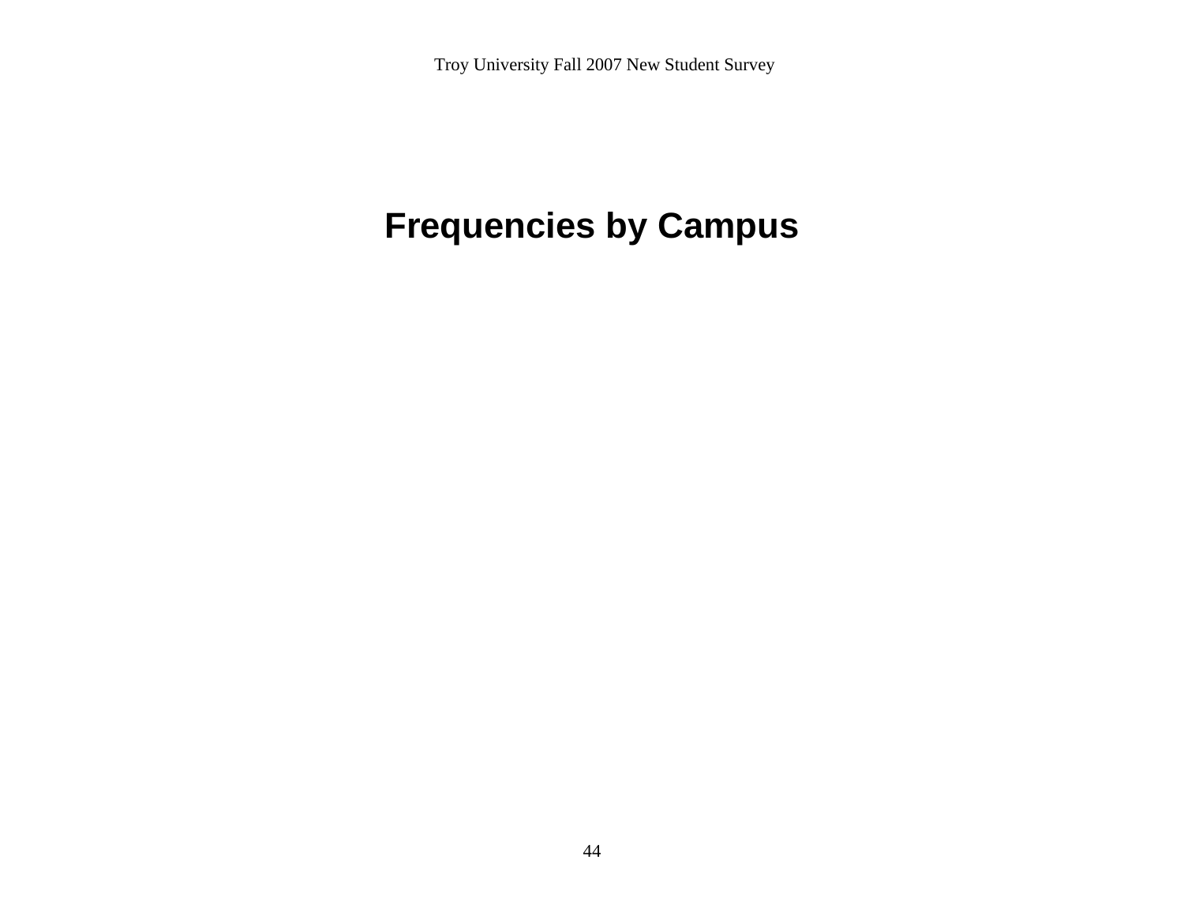# Frequencies by Campus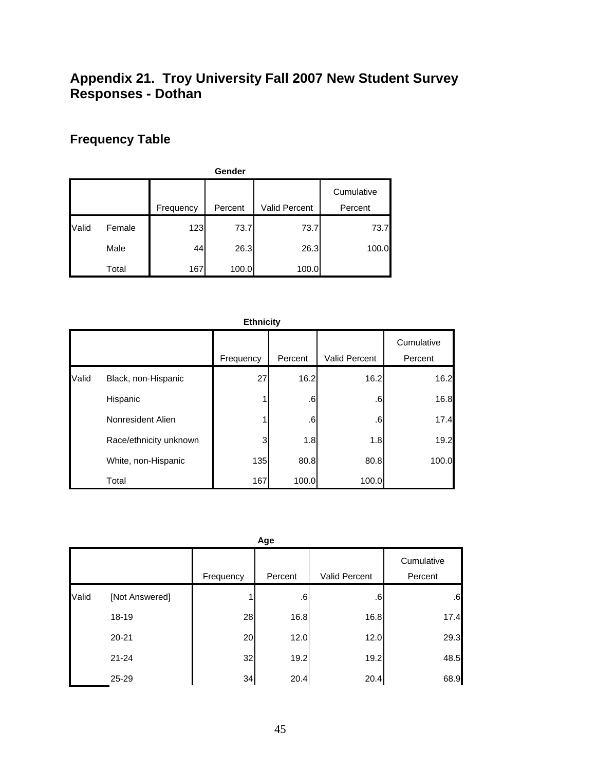# Appendix 21. Troy University Fall 2007 New Student Survey Responses - Dothan

## Frequency Table

**Gender**

| | | Frequency | Percent | Valid Percent | Cumulative Percent |
|---|---|---|---|---|---|
| Valid | Female | 123 | 73.7 | 73.7 | 73.7 |
| | Male | 44 | 26.3 | 26.3 | 100.0 |
| | Total | 167 | 100.0 | 100.0 | |

**Ethnicity**

| | | Frequency | Percent | Valid Percent | Cumulative Percent |
|---|---|---|---|---|---|
| Valid | Black, non-Hispanic | 27 | 16.2 | 16.2 | 16.2 |
| | Hispanic | 1 | .6 | .6 | 16.8 |
| | Nonresident Alien | 1 | .6 | .6 | 17.4 |
| | Race/ethnicity unknown | 3 | 1.8 | 1.8 | 19.2 |
| | White, non-Hispanic | 135 | 80.8 | 80.8 | 100.0 |
| | Total | 167 | 100.0 | 100.0 | |

**Age**

| | | Frequency | Percent | Valid Percent | Cumulative Percent |
|---|---|---|---|---|---|
| Valid | [Not Answered] | 1 | .6 | .6 | .6 |
| | 18-19 | 28 | 16.8 | 16.8 | 17.4 |
| | 20-21 | 20 | 12.0 | 12.0 | 29.3 |
| | 21-24 | 32 | 19.2 | 19.2 | 48.5 |
| | 25-29 | 34 | 20.4 | 20.4 | 68.9 |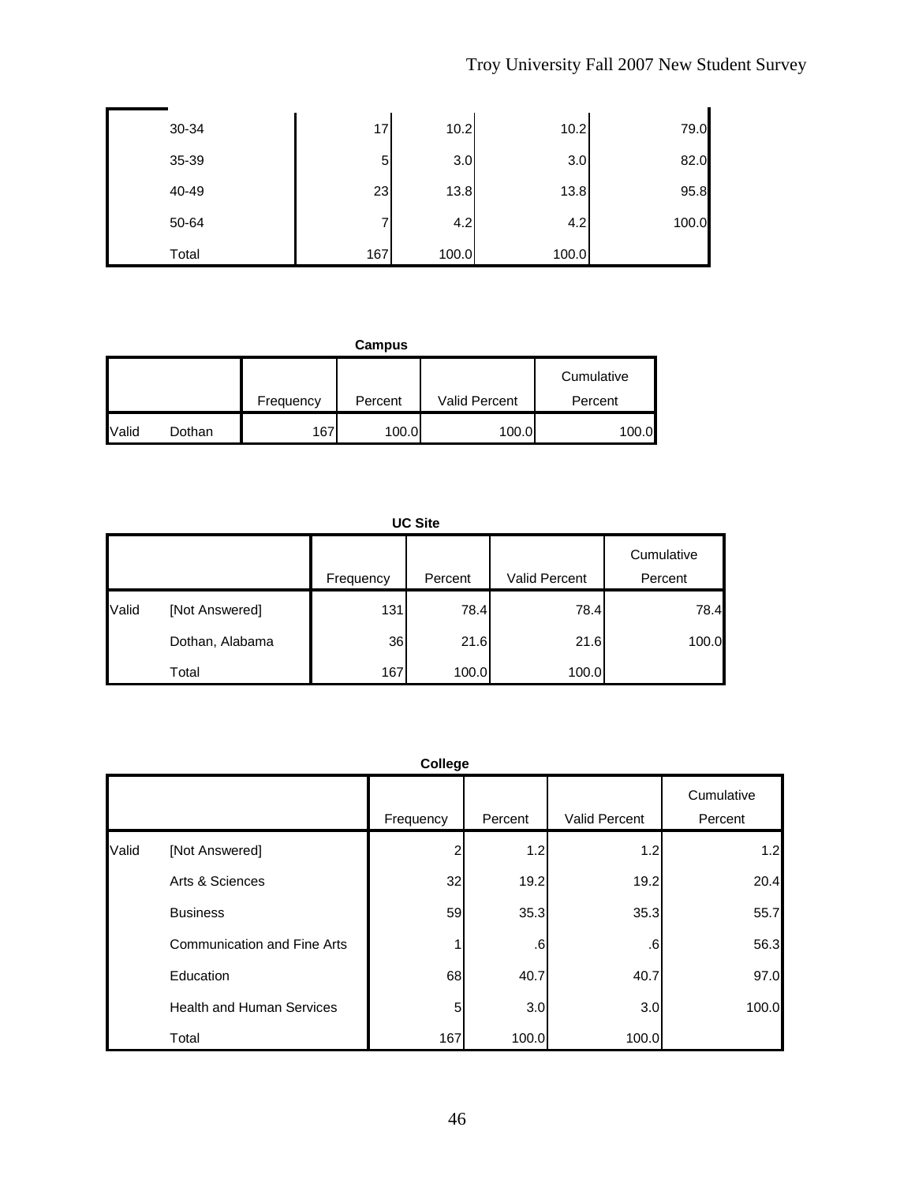| | | | | | |
|---|---|---|---|---|---|
| | 30-34 | 17 | 10.2 | 10.2 | 79.0 |
| | 35-39 | 5 | 3.0 | 3.0 | 82.0 |
| | 40-49 | 23 | 13.8 | 13.8 | 95.8 |
| | 50-64 | 7 | 4.2 | 4.2 | 100.0 |
| | Total | 167 | 100.0 | 100.0 | |

**Campus**

| | | Frequency | Percent | Valid Percent | Cumulative Percent |
|---|---|---|---|---|---|
| Valid | Dothan | 167 | 100.0 | 100.0 | 100.0 |

**UC Site**

| | | Frequency | Percent | Valid Percent | Cumulative Percent |
|---|---|---|---|---|---|
| Valid | [Not Answered] | 131 | 78.4 | 78.4 | 78.4 |
| | Dothan, Alabama | 36 | 21.6 | 21.6 | 100.0 |
| | Total | 167 | 100.0 | 100.0 | |

**College**

| | | Frequency | Percent | Valid Percent | Cumulative Percent |
|---|---|---|---|---|---|
| Valid | [Not Answered] | 2 | 1.2 | 1.2 | 1.2 |
| | Arts & Sciences | 32 | 19.2 | 19.2 | 20.4 |
| | Business | 59 | 35.3 | 35.3 | 55.7 |
| | Communication and Fine Arts | 1 | .6 | .6 | 56.3 |
| | Education | 68 | 40.7 | 40.7 | 97.0 |
| | Health and Human Services | 5 | 3.0 | 3.0 | 100.0 |
| | Total | 167 | 100.0 | 100.0 | |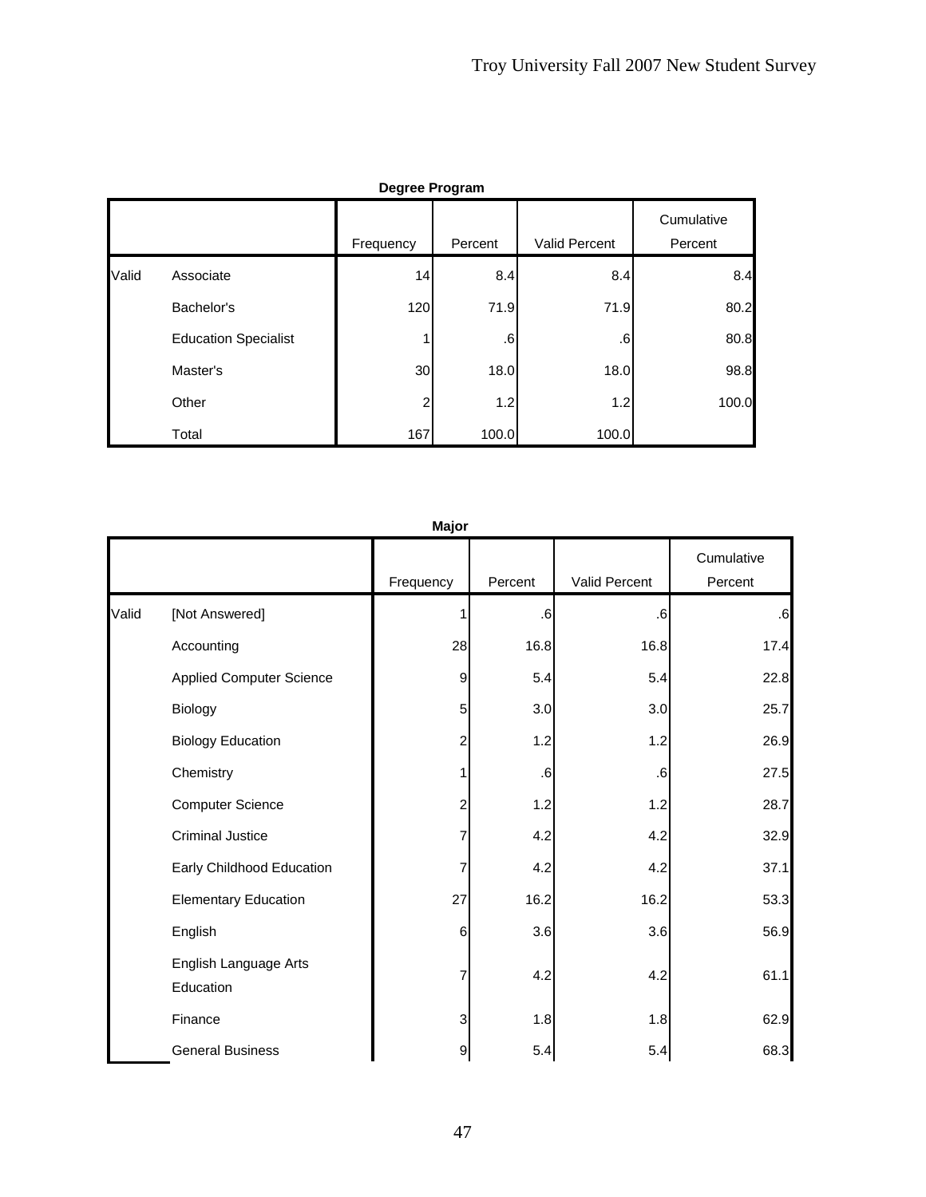**Degree Program**

| | | Frequency | Percent | Valid Percent | Cumulative Percent |
|---|---|---|---|---|---|
| Valid | Associate | 14 | 8.4 | 8.4 | 8.4 |
| | Bachelor's | 120 | 71.9 | 71.9 | 80.2 |
| | Education Specialist | 1 | .6 | .6 | 80.8 |
| | Master's | 30 | 18.0 | 18.0 | 98.8 |
| | Other | 2 | 1.2 | 1.2 | 100.0 |
| | Total | 167 | 100.0 | 100.0 | |

**Major**

| | | Frequency | Percent | Valid Percent | Cumulative Percent |
|---|---|---|---|---|---|
| Valid | [Not Answered] | 1 | .6 | .6 | .6 |
| | Accounting | 28 | 16.8 | 16.8 | 17.4 |
| | Applied Computer Science | 9 | 5.4 | 5.4 | 22.8 |
| | Biology | 5 | 3.0 | 3.0 | 25.7 |
| | Biology Education | 2 | 1.2 | 1.2 | 26.9 |
| | Chemistry | 1 | .6 | .6 | 27.5 |
| | Computer Science | 2 | 1.2 | 1.2 | 28.7 |
| | Criminal Justice | 7 | 4.2 | 4.2 | 32.9 |
| | Early Childhood Education | 7 | 4.2 | 4.2 | 37.1 |
| | Elementary Education | 27 | 16.2 | 16.2 | 53.3 |
| | English | 6 | 3.6 | 3.6 | 56.9 |
| | English Language Arts Education | 7 | 4.2 | 4.2 | 61.1 |
| | Finance | 3 | 1.8 | 1.8 | 62.9 |
| | General Business | 9 | 5.4 | 5.4 | 68.3 |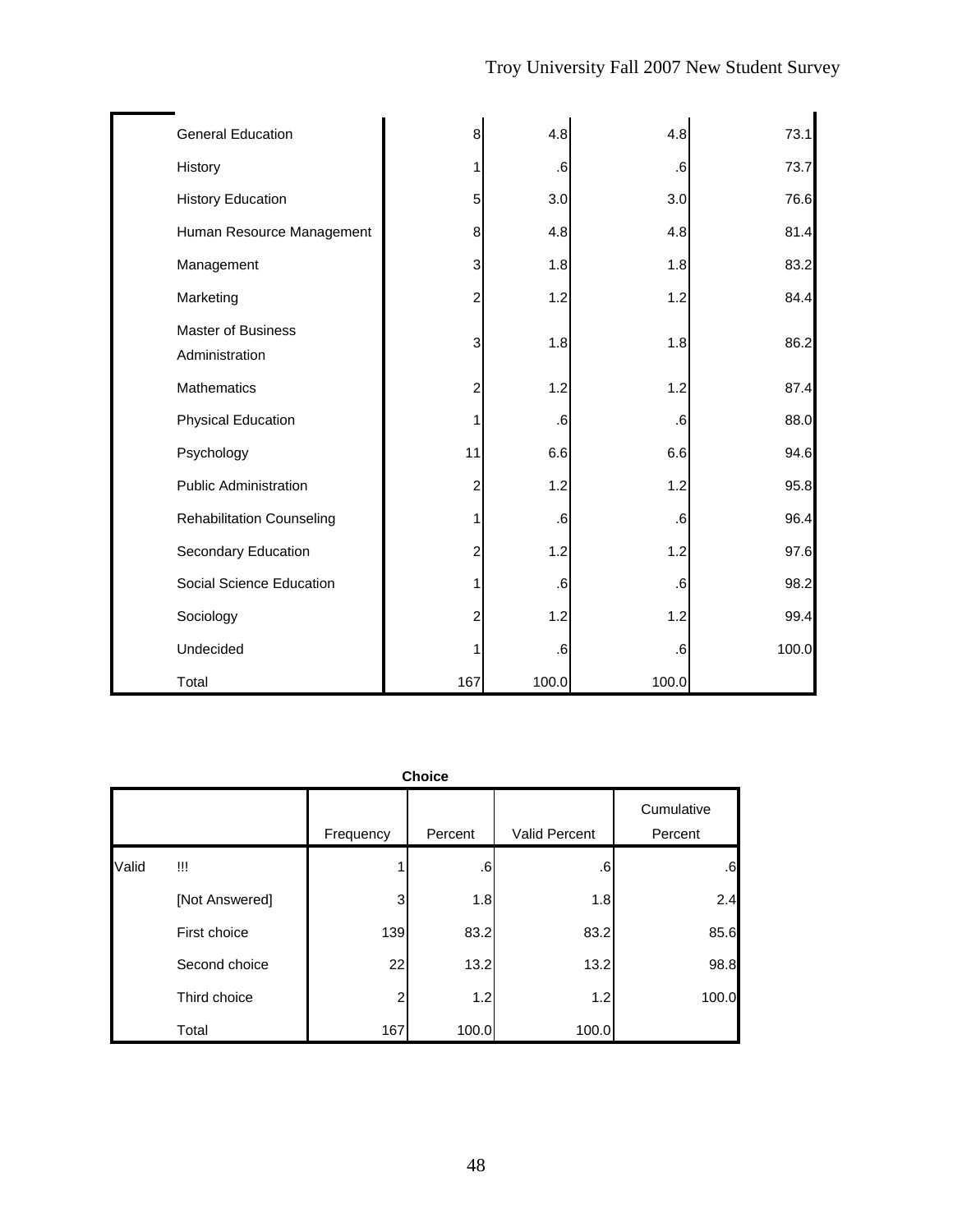| | | | | | |
|---|---|---|---|---|---|
| | General Education | 8 | 4.8 | 4.8 | 73.1 |
| | History | 1 | .6 | .6 | 73.7 |
| | History Education | 5 | 3.0 | 3.0 | 76.6 |
| | Human Resource Management | 8 | 4.8 | 4.8 | 81.4 |
| | Management | 3 | 1.8 | 1.8 | 83.2 |
| | Marketing | 2 | 1.2 | 1.2 | 84.4 |
| | Master of Business Administration | 3 | 1.8 | 1.8 | 86.2 |
| | Mathematics | 2 | 1.2 | 1.2 | 87.4 |
| | Physical Education | 1 | .6 | .6 | 88.0 |
| | Psychology | 11 | 6.6 | 6.6 | 94.6 |
| | Public Administration | 2 | 1.2 | 1.2 | 95.8 |
| | Rehabilitation Counseling | 1 | .6 | .6 | 96.4 |
| | Secondary Education | 2 | 1.2 | 1.2 | 97.6 |
| | Social Science Education | 1 | .6 | .6 | 98.2 |
| | Sociology | 2 | 1.2 | 1.2 | 99.4 |
| | Undecided | 1 | .6 | .6 | 100.0 |
| | Total | 167 | 100.0 | 100.0 | |

**Choice**

| | | Frequency | Percent | Valid Percent | Cumulative Percent |
|---|---|---|---|---|---|
| Valid | !!! | 1 | .6 | .6 | .6 |
| | [Not Answered] | 3 | 1.8 | 1.8 | 2.4 |
| | First choice | 139 | 83.2 | 83.2 | 85.6 |
| | Second choice | 22 | 13.2 | 13.2 | 98.8 |
| | Third choice | 2 | 1.2 | 1.2 | 100.0 |
| | Total | 167 | 100.0 | 100.0 | |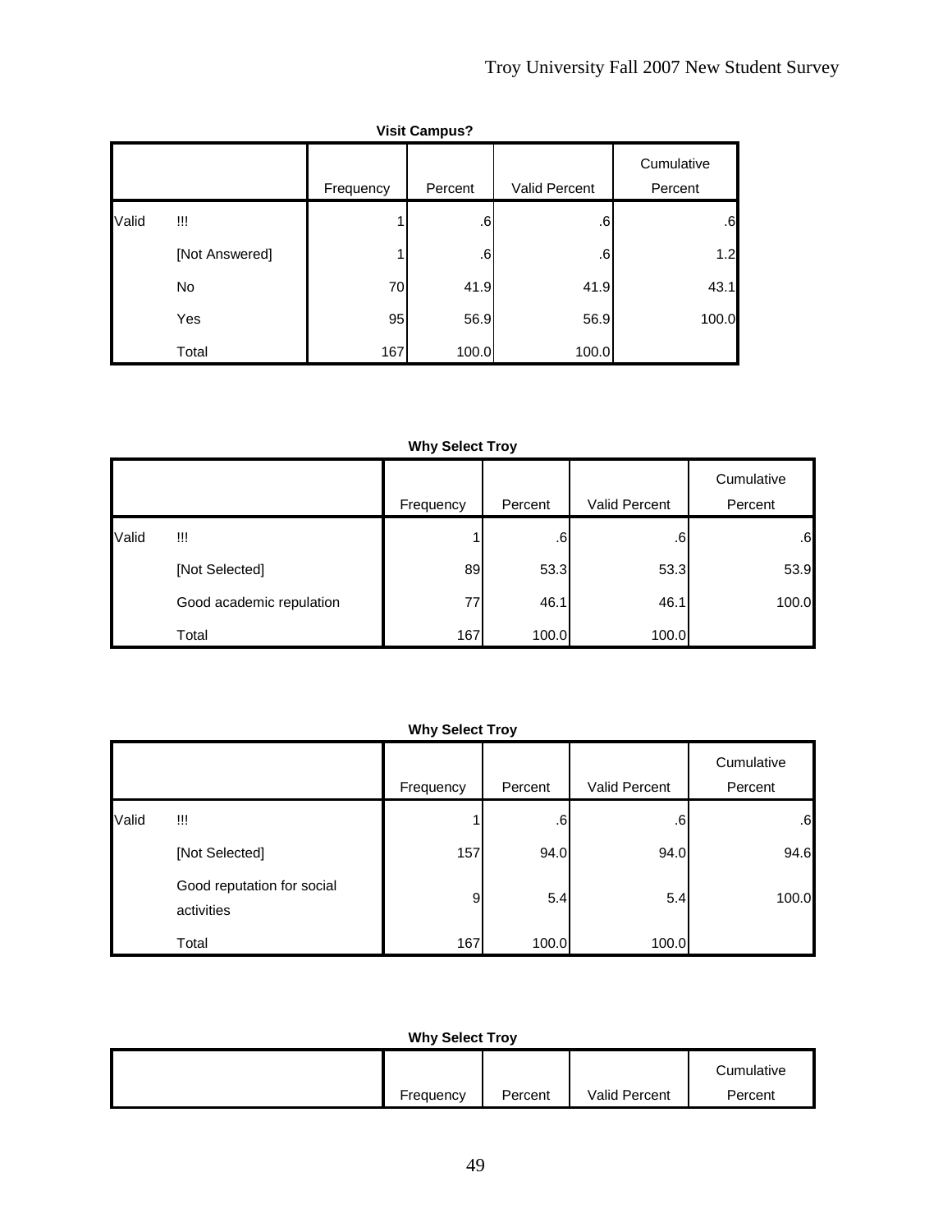**Visit Campus?**

| | | Frequency | Percent | Valid Percent | Cumulative Percent |
|---|---|---|---|---|---|
| Valid | !!! | 1 | .6 | .6 | .6 |
| | [Not Answered] | 1 | .6 | .6 | 1.2 |
| | No | 70 | 41.9 | 41.9 | 43.1 |
| | Yes | 95 | 56.9 | 56.9 | 100.0 |
| | Total | 167 | 100.0 | 100.0 | |

**Why Select Troy**

| | | Frequency | Percent | Valid Percent | Cumulative Percent |
|---|---|---|---|---|---|
| Valid | !!! | 1 | .6 | .6 | .6 |
| | [Not Selected] | 89 | 53.3 | 53.3 | 53.9 |
| | Good academic repulation | 77 | 46.1 | 46.1 | 100.0 |
| | Total | 167 | 100.0 | 100.0 | |

**Why Select Troy**

| | | Frequency | Percent | Valid Percent | Cumulative Percent |
|---|---|---|---|---|---|
| Valid | !!! | 1 | .6 | .6 | .6 |
| | [Not Selected] | 157 | 94.0 | 94.0 | 94.6 |
| | Good reputation for social activities | 9 | 5.4 | 5.4 | 100.0 |
| | Total | 167 | 100.0 | 100.0 | |

**Why Select Troy**

| | Frequency | Percent | Valid Percent | Cumulative Percent |
|---|---|---|---|---|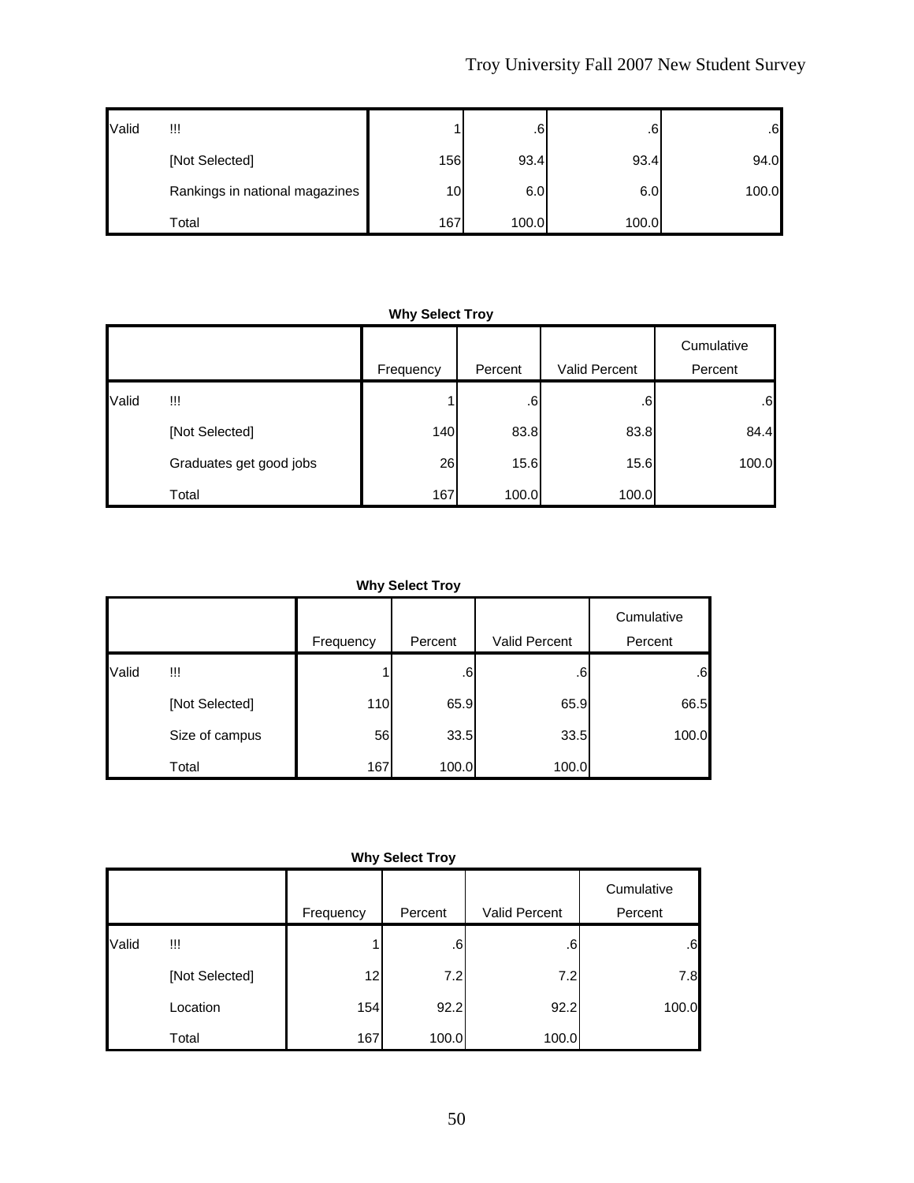| | | Frequency | Percent | Valid Percent | Cumulative Percent |
|---|---|---|---|---|---|
| Valid | !!! | 1 | .6 | .6 | .6 |
| | [Not Selected] | 156 | 93.4 | 93.4 | 94.0 |
| | Rankings in national magazines | 10 | 6.0 | 6.0 | 100.0 |
| | Total | 167 | 100.0 | 100.0 | |

**Why Select Troy**

| | | Frequency | Percent | Valid Percent | Cumulative Percent |
|---|---|---|---|---|---|
| Valid | !!! | 1 | .6 | .6 | .6 |
| | [Not Selected] | 140 | 83.8 | 83.8 | 84.4 |
| | Graduates get good jobs | 26 | 15.6 | 15.6 | 100.0 |
| | Total | 167 | 100.0 | 100.0 | |

**Why Select Troy**

| | | Frequency | Percent | Valid Percent | Cumulative Percent |
|---|---|---|---|---|---|
| Valid | !!! | 1 | .6 | .6 | .6 |
| | [Not Selected] | 110 | 65.9 | 65.9 | 66.5 |
| | Size of campus | 56 | 33.5 | 33.5 | 100.0 |
| | Total | 167 | 100.0 | 100.0 | |

**Why Select Troy**

| | | Frequency | Percent | Valid Percent | Cumulative Percent |
|---|---|---|---|---|---|
| Valid | !!! | 1 | .6 | .6 | .6 |
| | [Not Selected] | 12 | 7.2 | 7.2 | 7.8 |
| | Location | 154 | 92.2 | 92.2 | 100.0 |
| | Total | 167 | 100.0 | 100.0 | |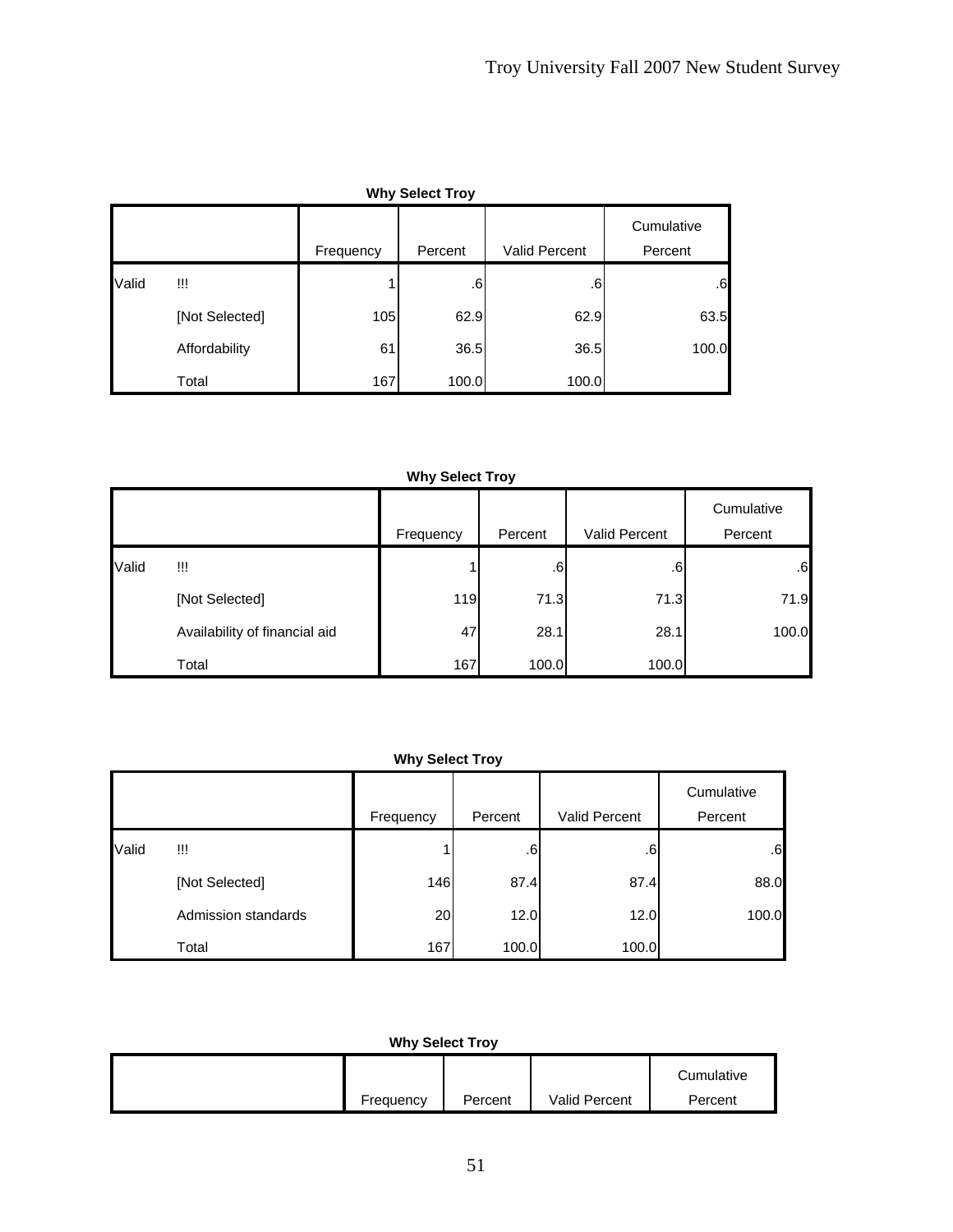**Why Select Troy**

| | | Frequency | Percent | Valid Percent | Cumulative Percent |
|---|---|---|---|---|---|
| Valid | !!! | 1 | .6 | .6 | .6 |
| | [Not Selected] | 105 | 62.9 | 62.9 | 63.5 |
| | Affordability | 61 | 36.5 | 36.5 | 100.0 |
| | Total | 167 | 100.0 | 100.0 | |

**Why Select Troy**

| | | Frequency | Percent | Valid Percent | Cumulative Percent |
|---|---|---|---|---|---|
| Valid | !!! | 1 | .6 | .6 | .6 |
| | [Not Selected] | 119 | 71.3 | 71.3 | 71.9 |
| | Availability of financial aid | 47 | 28.1 | 28.1 | 100.0 |
| | Total | 167 | 100.0 | 100.0 | |

**Why Select Troy**

| | | Frequency | Percent | Valid Percent | Cumulative Percent |
|---|---|---|---|---|---|
| Valid | !!! | 1 | .6 | .6 | .6 |
| | [Not Selected] | 146 | 87.4 | 87.4 | 88.0 |
| | Admission standards | 20 | 12.0 | 12.0 | 100.0 |
| | Total | 167 | 100.0 | 100.0 | |

**Why Select Troy**

| | Frequency | Percent | Valid Percent | Cumulative Percent |
|---|---|---|---|---|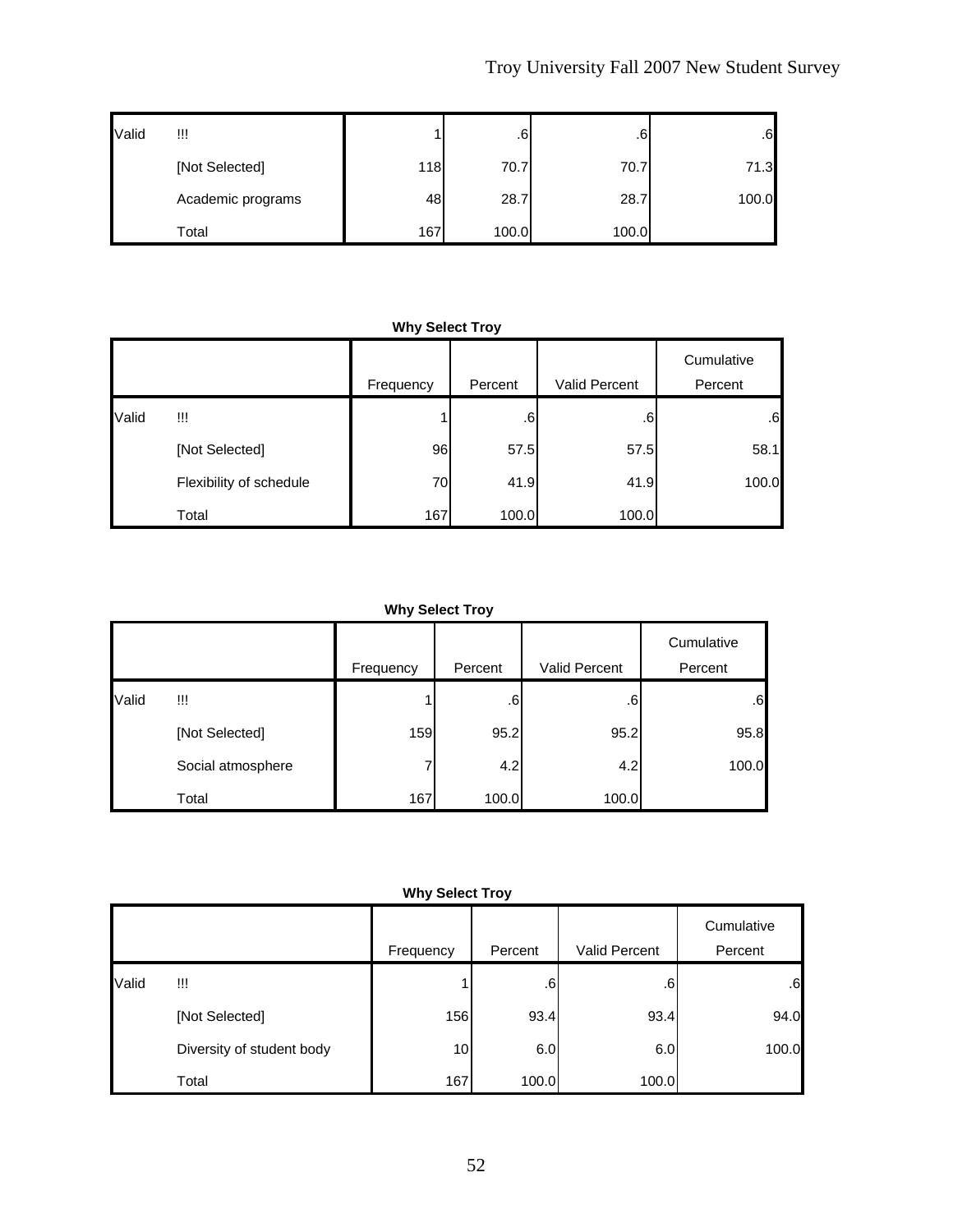| | | Frequency | Percent | Valid Percent | Cumulative Percent |
|---|---|---|---|---|---|
| Valid | !!! | 1 | .6 | .6 | .6 |
| | [Not Selected] | 118 | 70.7 | 70.7 | 71.3 |
| | Academic programs | 48 | 28.7 | 28.7 | 100.0 |
| | Total | 167 | 100.0 | 100.0 | |

**Why Select Troy**

| | | Frequency | Percent | Valid Percent | Cumulative Percent |
|---|---|---|---|---|---|
| Valid | !!! | 1 | .6 | .6 | .6 |
| | [Not Selected] | 96 | 57.5 | 57.5 | 58.1 |
| | Flexibility of schedule | 70 | 41.9 | 41.9 | 100.0 |
| | Total | 167 | 100.0 | 100.0 | |

**Why Select Troy**

| | | Frequency | Percent | Valid Percent | Cumulative Percent |
|---|---|---|---|---|---|
| Valid | !!! | 1 | .6 | .6 | .6 |
| | [Not Selected] | 159 | 95.2 | 95.2 | 95.8 |
| | Social atmosphere | 7 | 4.2 | 4.2 | 100.0 |
| | Total | 167 | 100.0 | 100.0 | |

**Why Select Troy**

| | | Frequency | Percent | Valid Percent | Cumulative Percent |
|---|---|---|---|---|---|
| Valid | !!! | 1 | .6 | .6 | .6 |
| | [Not Selected] | 156 | 93.4 | 93.4 | 94.0 |
| | Diversity of student body | 10 | 6.0 | 6.0 | 100.0 |
| | Total | 167 | 100.0 | 100.0 | |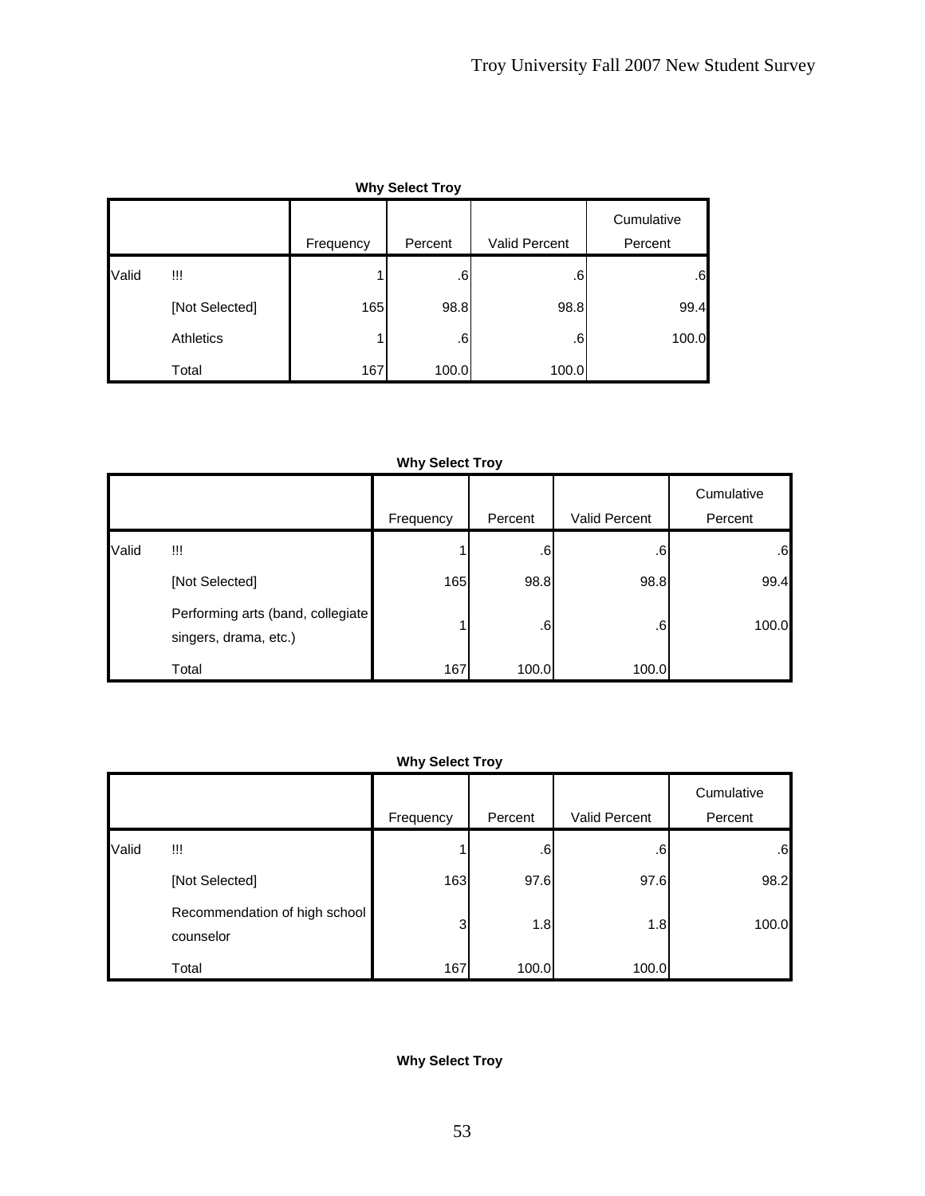**Why Select Troy**

| | | Frequency | Percent | Valid Percent | Cumulative Percent |
|---|---|---|---|---|---|
| Valid | !!! | 1 | .6 | .6 | .6 |
| | [Not Selected] | 165 | 98.8 | 98.8 | 99.4 |
| | Athletics | 1 | .6 | .6 | 100.0 |
| | Total | 167 | 100.0 | 100.0 | |

**Why Select Troy**

| | | Frequency | Percent | Valid Percent | Cumulative Percent |
|---|---|---|---|---|---|
| Valid | !!! | 1 | .6 | .6 | .6 |
| | [Not Selected] | 165 | 98.8 | 98.8 | 99.4 |
| | Performing arts (band, collegiate singers, drama, etc.) | 1 | .6 | .6 | 100.0 |
| | Total | 167 | 100.0 | 100.0 | |

**Why Select Troy**

| | | Frequency | Percent | Valid Percent | Cumulative Percent |
|---|---|---|---|---|---|
| Valid | !!! | 1 | .6 | .6 | .6 |
| | [Not Selected] | 163 | 97.6 | 97.6 | 98.2 |
| | Recommendation of high school counselor | 3 | 1.8 | 1.8 | 100.0 |
| | Total | 167 | 100.0 | 100.0 | |

**Why Select Troy**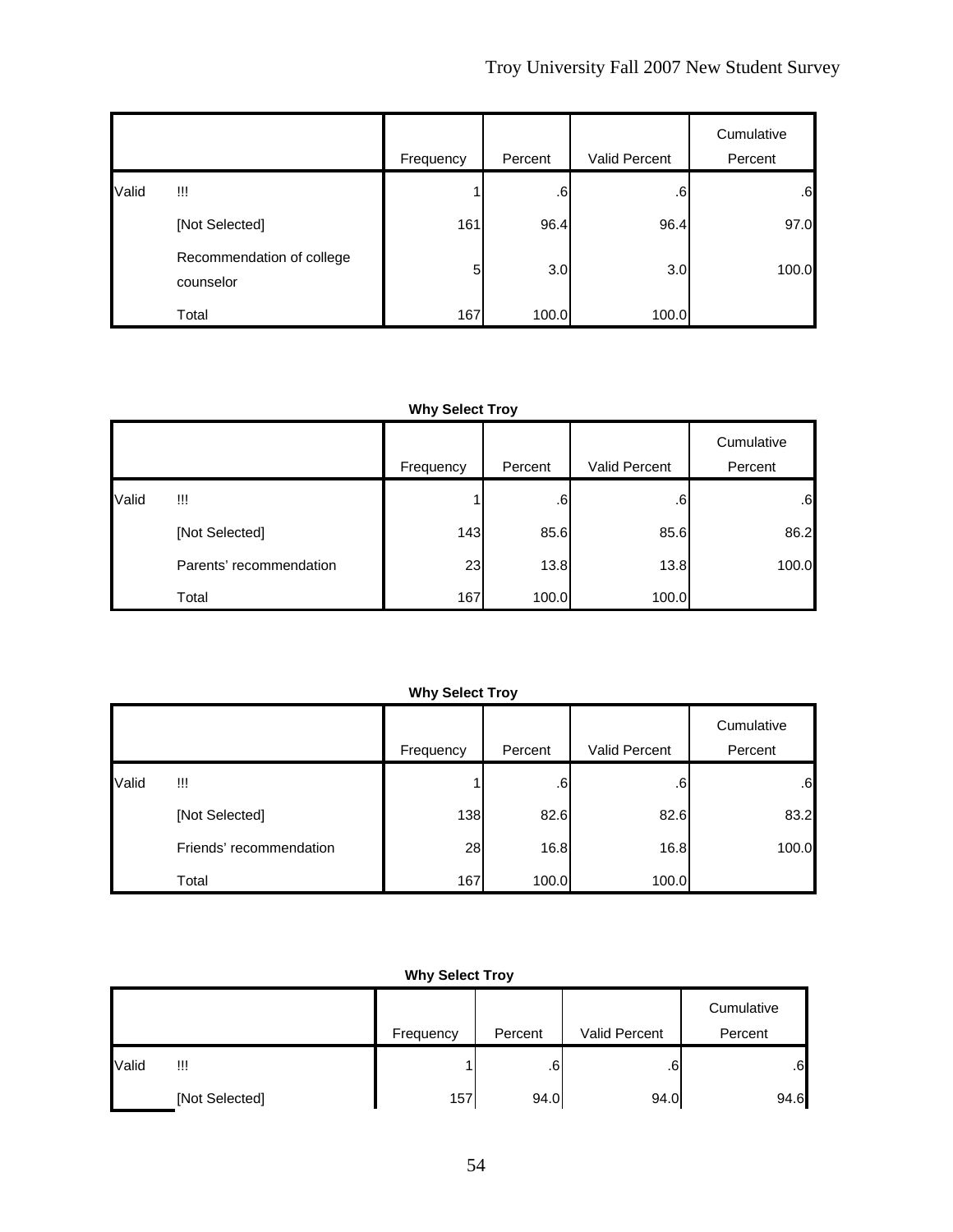| | | Frequency | Percent | Valid Percent | Cumulative Percent |
|---|---|---|---|---|---|
| Valid | !!! | 1 | .6 | .6 | .6 |
| | [Not Selected] | 161 | 96.4 | 96.4 | 97.0 |
| | Recommendation of college counselor | 5 | 3.0 | 3.0 | 100.0 |
| | Total | 167 | 100.0 | 100.0 | |

**Why Select Troy**

| | | Frequency | Percent | Valid Percent | Cumulative Percent |
|---|---|---|---|---|---|
| Valid | !!! | 1 | .6 | .6 | .6 |
| | [Not Selected] | 143 | 85.6 | 85.6 | 86.2 |
| | Parents' recommendation | 23 | 13.8 | 13.8 | 100.0 |
| | Total | 167 | 100.0 | 100.0 | |

**Why Select Troy**

| | | Frequency | Percent | Valid Percent | Cumulative Percent |
|---|---|---|---|---|---|
| Valid | !!! | 1 | .6 | .6 | .6 |
| | [Not Selected] | 138 | 82.6 | 82.6 | 83.2 |
| | Friends' recommendation | 28 | 16.8 | 16.8 | 100.0 |
| | Total | 167 | 100.0 | 100.0 | |

**Why Select Troy**

| | | Frequency | Percent | Valid Percent | Cumulative Percent |
|---|---|---|---|---|---|
| Valid | !!! | 1 | .6 | .6 | .6 |
| | [Not Selected] | 157 | 94.0 | 94.0 | 94.6 |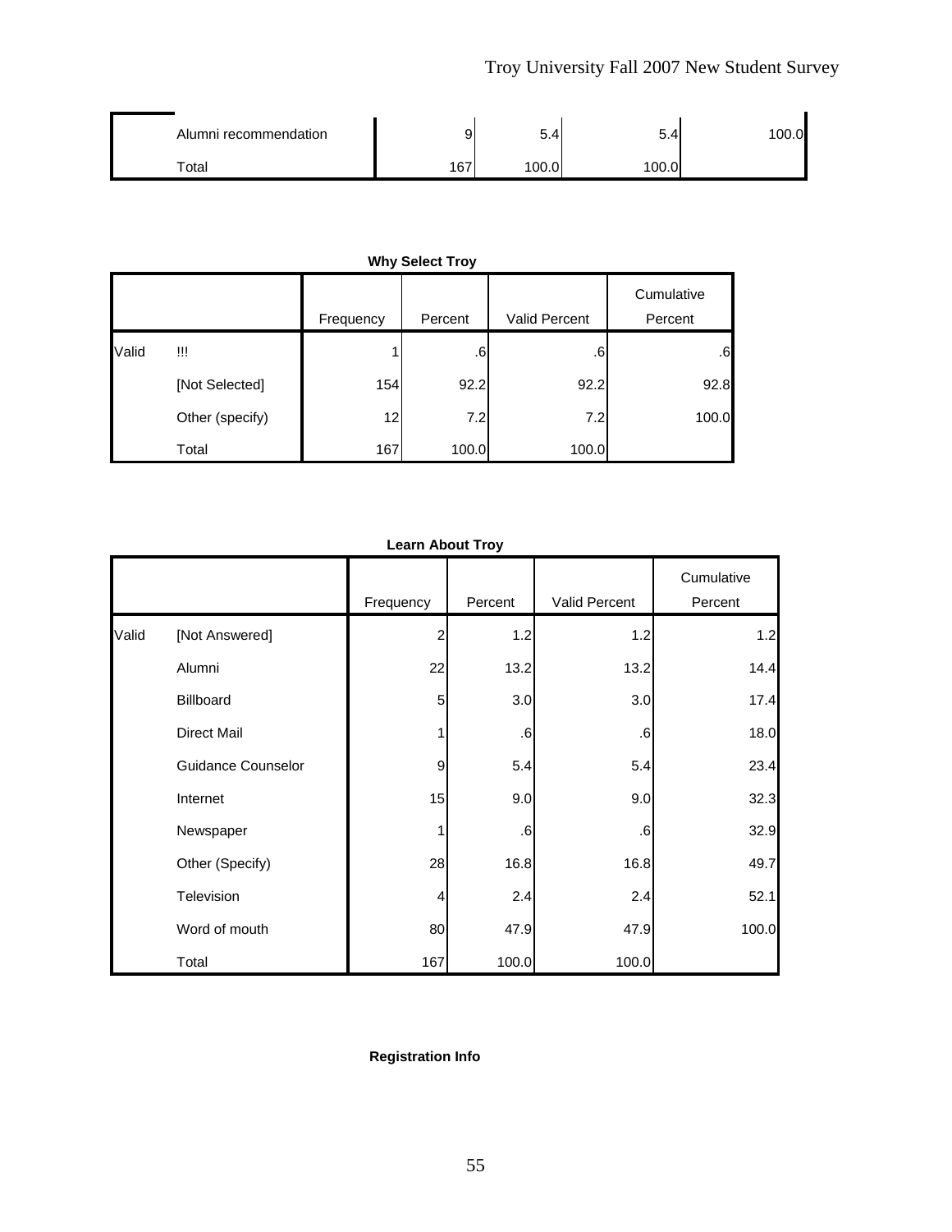| | | | | | |
|---|---|---|---|---|---|
| | Alumni recommendation | 9 | 5.4 | 5.4 | 100.0 |
| | Total | 167 | 100.0 | 100.0 | |

**Why Select Troy**

| | | Frequency | Percent | Valid Percent | Cumulative Percent |
|---|---|---|---|---|---|
| Valid | !!! | 1 | .6 | .6 | .6 |
| | [Not Selected] | 154 | 92.2 | 92.2 | 92.8 |
| | Other (specify) | 12 | 7.2 | 7.2 | 100.0 |
| | Total | 167 | 100.0 | 100.0 | |

**Learn About Troy**

| | | Frequency | Percent | Valid Percent | Cumulative Percent |
|---|---|---|---|---|---|
| Valid | [Not Answered] | 2 | 1.2 | 1.2 | 1.2 |
| | Alumni | 22 | 13.2 | 13.2 | 14.4 |
| | Billboard | 5 | 3.0 | 3.0 | 17.4 |
| | Direct Mail | 1 | .6 | .6 | 18.0 |
| | Guidance Counselor | 9 | 5.4 | 5.4 | 23.4 |
| | Internet | 15 | 9.0 | 9.0 | 32.3 |
| | Newspaper | 1 | .6 | .6 | 32.9 |
| | Other (Specify) | 28 | 16.8 | 16.8 | 49.7 |
| | Television | 4 | 2.4 | 2.4 | 52.1 |
| | Word of mouth | 80 | 47.9 | 47.9 | 100.0 |
| | Total | 167 | 100.0 | 100.0 | |

**Registration Info**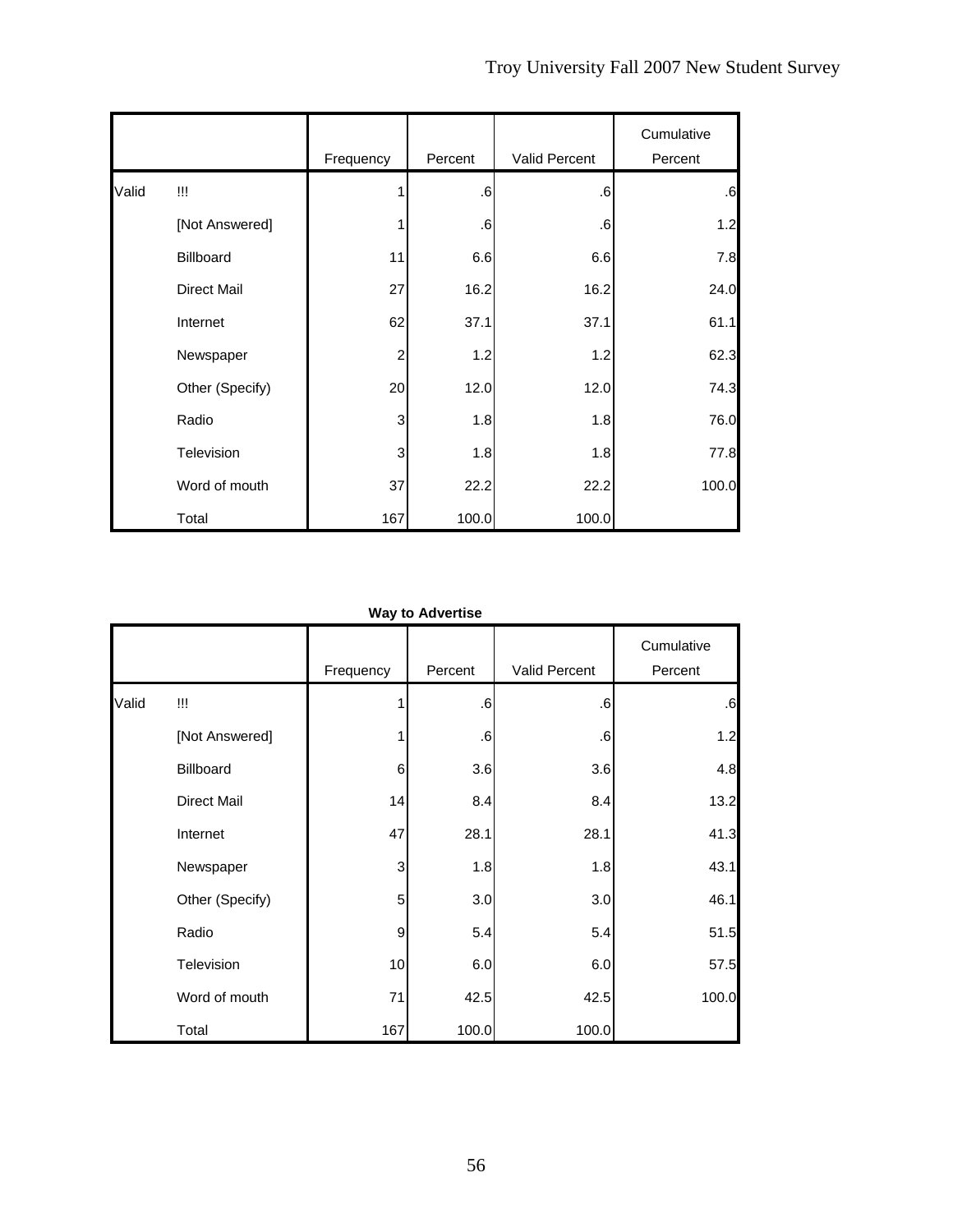| | | Frequency | Percent | Valid Percent | Cumulative Percent |
|---|---|---|---|---|---|
| Valid | !!! | 1 | .6 | .6 | .6 |
| | [Not Answered] | 1 | .6 | .6 | 1.2 |
| | Billboard | 11 | 6.6 | 6.6 | 7.8 |
| | Direct Mail | 27 | 16.2 | 16.2 | 24.0 |
| | Internet | 62 | 37.1 | 37.1 | 61.1 |
| | Newspaper | 2 | 1.2 | 1.2 | 62.3 |
| | Other (Specify) | 20 | 12.0 | 12.0 | 74.3 |
| | Radio | 3 | 1.8 | 1.8 | 76.0 |
| | Television | 3 | 1.8 | 1.8 | 77.8 |
| | Word of mouth | 37 | 22.2 | 22.2 | 100.0 |
| | Total | 167 | 100.0 | 100.0 | |

**Way to Advertise**

| | | Frequency | Percent | Valid Percent | Cumulative Percent |
|---|---|---|---|---|---|
| Valid | !!! | 1 | .6 | .6 | .6 |
| | [Not Answered] | 1 | .6 | .6 | 1.2 |
| | Billboard | 6 | 3.6 | 3.6 | 4.8 |
| | Direct Mail | 14 | 8.4 | 8.4 | 13.2 |
| | Internet | 47 | 28.1 | 28.1 | 41.3 |
| | Newspaper | 3 | 1.8 | 1.8 | 43.1 |
| | Other (Specify) | 5 | 3.0 | 3.0 | 46.1 |
| | Radio | 9 | 5.4 | 5.4 | 51.5 |
| | Television | 10 | 6.0 | 6.0 | 57.5 |
| | Word of mouth | 71 | 42.5 | 42.5 | 100.0 |
| | Total | 167 | 100.0 | 100.0 | |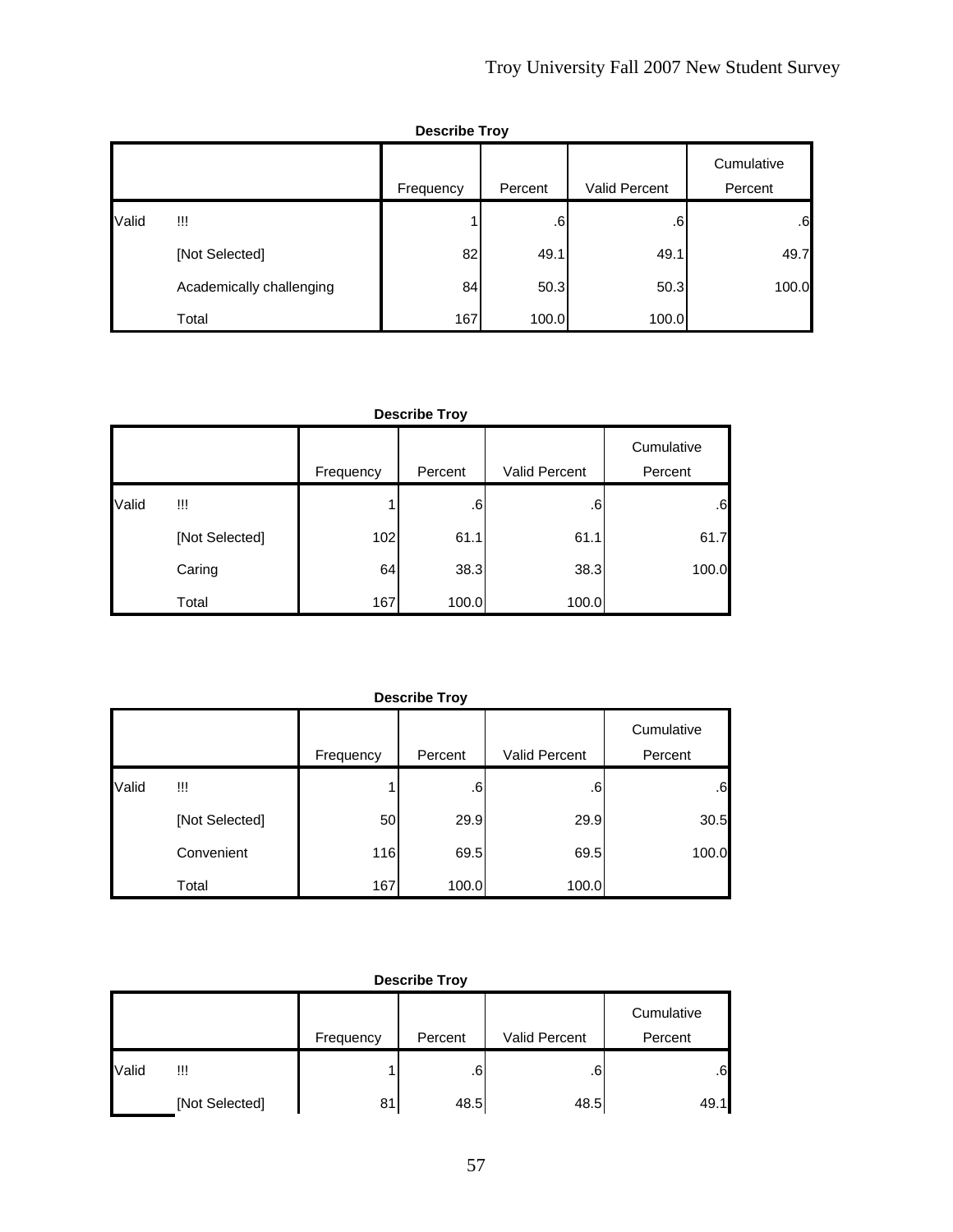**Describe Troy**

| | | Frequency | Percent | Valid Percent | Cumulative Percent |
|---|---|---|---|---|---|
| Valid | !!! | 1 | .6 | .6 | .6 |
| | [Not Selected] | 82 | 49.1 | 49.1 | 49.7 |
| | Academically challenging | 84 | 50.3 | 50.3 | 100.0 |
| | Total | 167 | 100.0 | 100.0 | |

**Describe Troy**

| | | Frequency | Percent | Valid Percent | Cumulative Percent |
|---|---|---|---|---|---|
| Valid | !!! | 1 | .6 | .6 | .6 |
| | [Not Selected] | 102 | 61.1 | 61.1 | 61.7 |
| | Caring | 64 | 38.3 | 38.3 | 100.0 |
| | Total | 167 | 100.0 | 100.0 | |

**Describe Troy**

| | | Frequency | Percent | Valid Percent | Cumulative Percent |
|---|---|---|---|---|---|
| Valid | !!! | 1 | .6 | .6 | .6 |
| | [Not Selected] | 50 | 29.9 | 29.9 | 30.5 |
| | Convenient | 116 | 69.5 | 69.5 | 100.0 |
| | Total | 167 | 100.0 | 100.0 | |

**Describe Troy**

| | | Frequency | Percent | Valid Percent | Cumulative Percent |
|---|---|---|---|---|---|
| Valid | !!! | 1 | .6 | .6 | .6 |
| | [Not Selected] | 81 | 48.5 | 48.5 | 49.1 |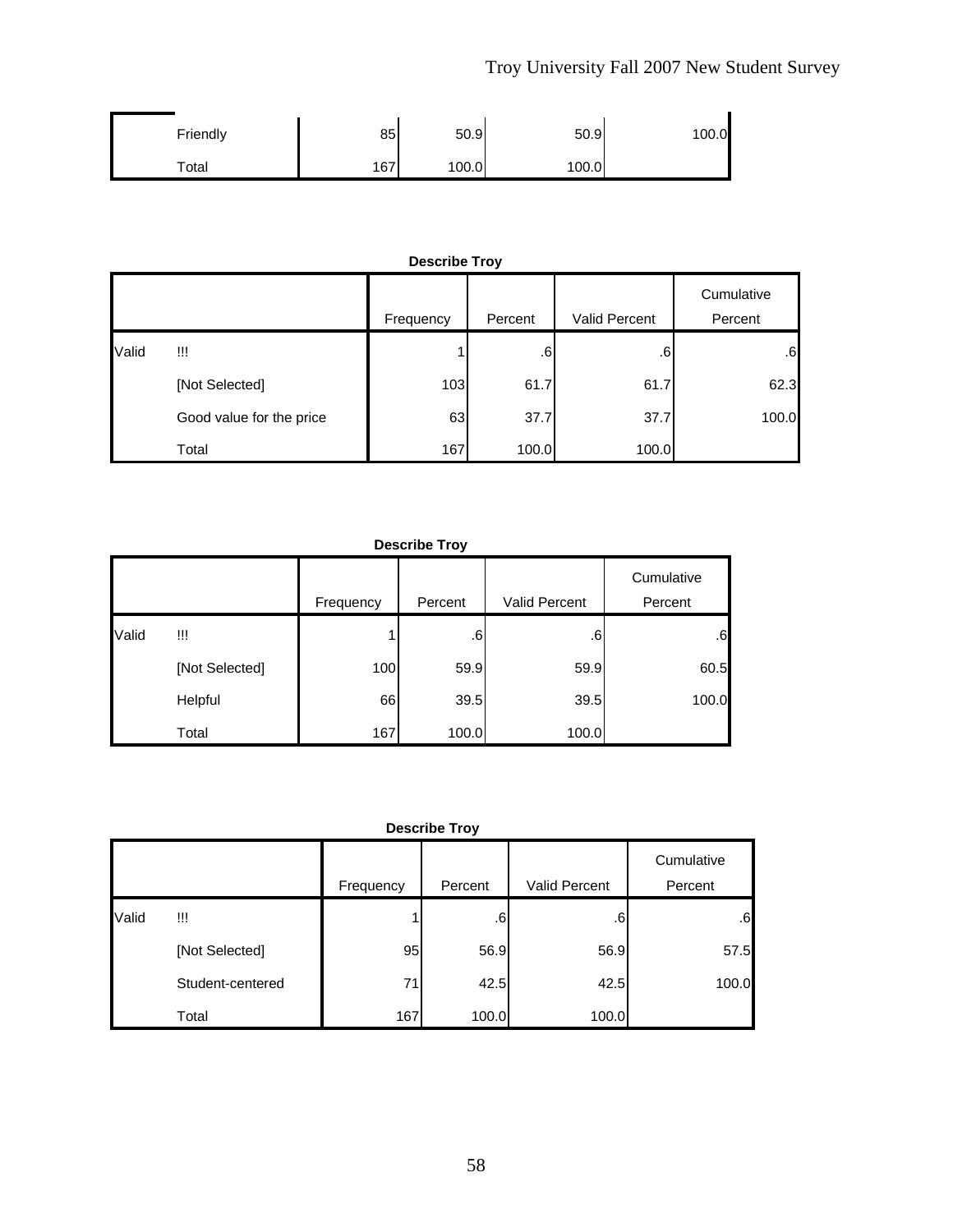| | | Frequency | Percent | Valid Percent | Cumulative Percent |
|---|---|---|---|---|---|
| | Friendly | 85 | 50.9 | 50.9 | 100.0 |
| | Total | 167 | 100.0 | 100.0 | |

**Describe Troy**

| | | Frequency | Percent | Valid Percent | Cumulative Percent |
|---|---|---|---|---|---|
| Valid | !!! | 1 | .6 | .6 | .6 |
| | [Not Selected] | 103 | 61.7 | 61.7 | 62.3 |
| | Good value for the price | 63 | 37.7 | 37.7 | 100.0 |
| | Total | 167 | 100.0 | 100.0 | |

**Describe Troy**

| | | Frequency | Percent | Valid Percent | Cumulative Percent |
|---|---|---|---|---|---|
| Valid | !!! | 1 | .6 | .6 | .6 |
| | [Not Selected] | 100 | 59.9 | 59.9 | 60.5 |
| | Helpful | 66 | 39.5 | 39.5 | 100.0 |
| | Total | 167 | 100.0 | 100.0 | |

**Describe Troy**

| | | Frequency | Percent | Valid Percent | Cumulative Percent |
|---|---|---|---|---|---|
| Valid | !!! | 1 | .6 | .6 | .6 |
| | [Not Selected] | 95 | 56.9 | 56.9 | 57.5 |
| | Student-centered | 71 | 42.5 | 42.5 | 100.0 |
| | Total | 167 | 100.0 | 100.0 | |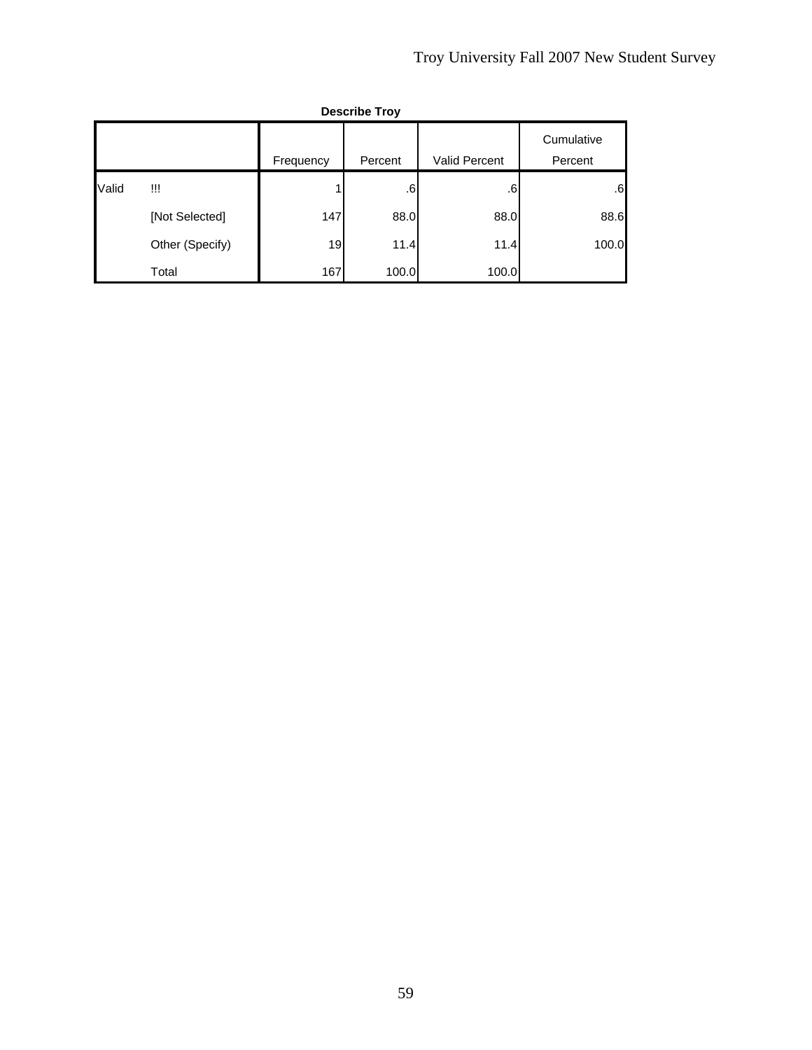**Describe Troy**

| | | Frequency | Percent | Valid Percent | Cumulative Percent |
|---|---|---|---|---|---|
| Valid | !!! | 1 | .6 | .6 | .6 |
| | [Not Selected] | 147 | 88.0 | 88.0 | 88.6 |
| | Other (Specify) | 19 | 11.4 | 11.4 | 100.0 |
| | Total | 167 | 100.0 | 100.0 | |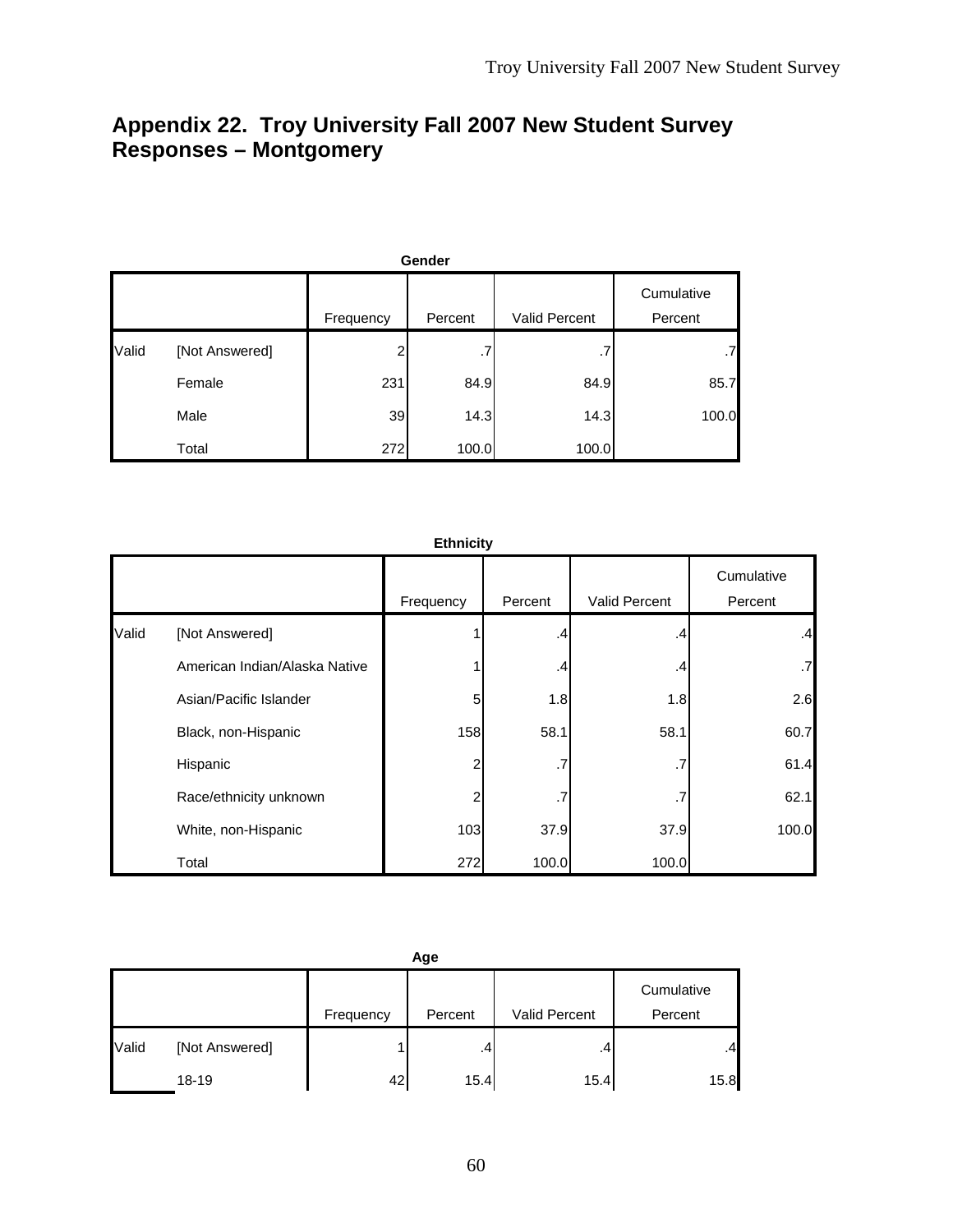## Appendix 22. Troy University Fall 2007 New Student Survey Responses – Montgomery

**Gender**

| | | Frequency | Percent | Valid Percent | Cumulative Percent |
|---|---|---|---|---|---|
| Valid | [Not Answered] | 2 | .7 | .7 | .7 |
| | Female | 231 | 84.9 | 84.9 | 85.7 |
| | Male | 39 | 14.3 | 14.3 | 100.0 |
| | Total | 272 | 100.0 | 100.0 | |

**Ethnicity**

| | | Frequency | Percent | Valid Percent | Cumulative Percent |
|---|---|---|---|---|---|
| Valid | [Not Answered] | 1 | .4 | .4 | .4 |
| | American Indian/Alaska Native | 1 | .4 | .4 | .7 |
| | Asian/Pacific Islander | 5 | 1.8 | 1.8 | 2.6 |
| | Black, non-Hispanic | 158 | 58.1 | 58.1 | 60.7 |
| | Hispanic | 2 | .7 | .7 | 61.4 |
| | Race/ethnicity unknown | 2 | .7 | .7 | 62.1 |
| | White, non-Hispanic | 103 | 37.9 | 37.9 | 100.0 |
| | Total | 272 | 100.0 | 100.0 | |

**Age**

| | | Frequency | Percent | Valid Percent | Cumulative Percent |
|---|---|---|---|---|---|
| Valid | [Not Answered] | 1 | .4 | .4 | .4 |
| | 18-19 | 42 | 15.4 | 15.4 | 15.8 |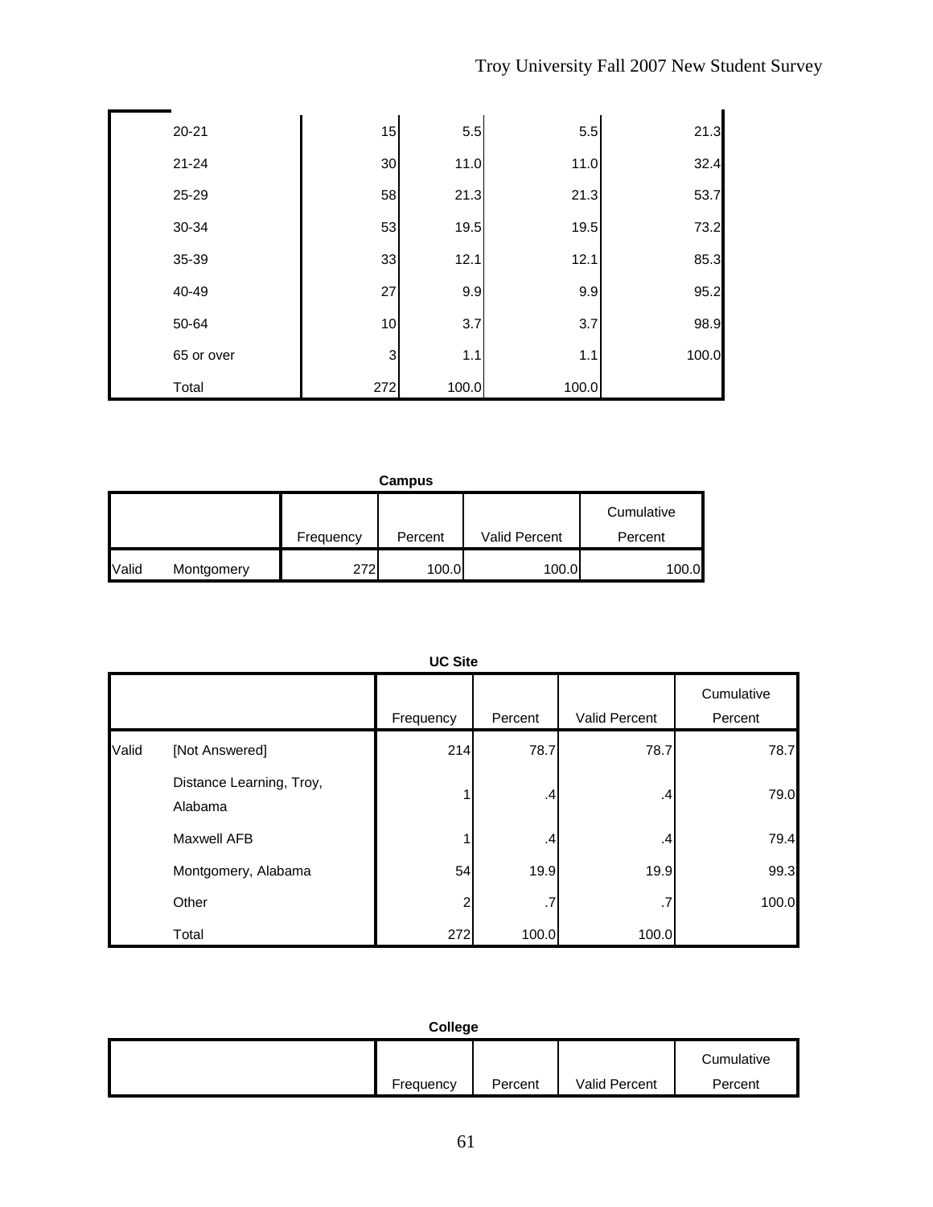| | | | | | |
|---|---|---|---|---|---|
| | 20-21 | 15 | 5.5 | 5.5 | 21.3 |
| | 21-24 | 30 | 11.0 | 11.0 | 32.4 |
| | 25-29 | 58 | 21.3 | 21.3 | 53.7 |
| | 30-34 | 53 | 19.5 | 19.5 | 73.2 |
| | 35-39 | 33 | 12.1 | 12.1 | 85.3 |
| | 40-49 | 27 | 9.9 | 9.9 | 95.2 |
| | 50-64 | 10 | 3.7 | 3.7 | 98.9 |
| | 65 or over | 3 | 1.1 | 1.1 | 100.0 |
| | Total | 272 | 100.0 | 100.0 | |

**Campus**

| | | Frequency | Percent | Valid Percent | Cumulative Percent |
|---|---|---|---|---|---|
| Valid | Montgomery | 272 | 100.0 | 100.0 | 100.0 |

**UC Site**

| | | Frequency | Percent | Valid Percent | Cumulative Percent |
|---|---|---|---|---|---|
| Valid | [Not Answered] | 214 | 78.7 | 78.7 | 78.7 |
| | Distance Learning, Troy, Alabama | 1 | .4 | .4 | 79.0 |
| | Maxwell AFB | 1 | .4 | .4 | 79.4 |
| | Montgomery, Alabama | 54 | 19.9 | 19.9 | 99.3 |
| | Other | 2 | .7 | .7 | 100.0 |
| | Total | 272 | 100.0 | 100.0 | |

**College**

| | Frequency | Percent | Valid Percent | Cumulative Percent |
|---|---|---|---|---|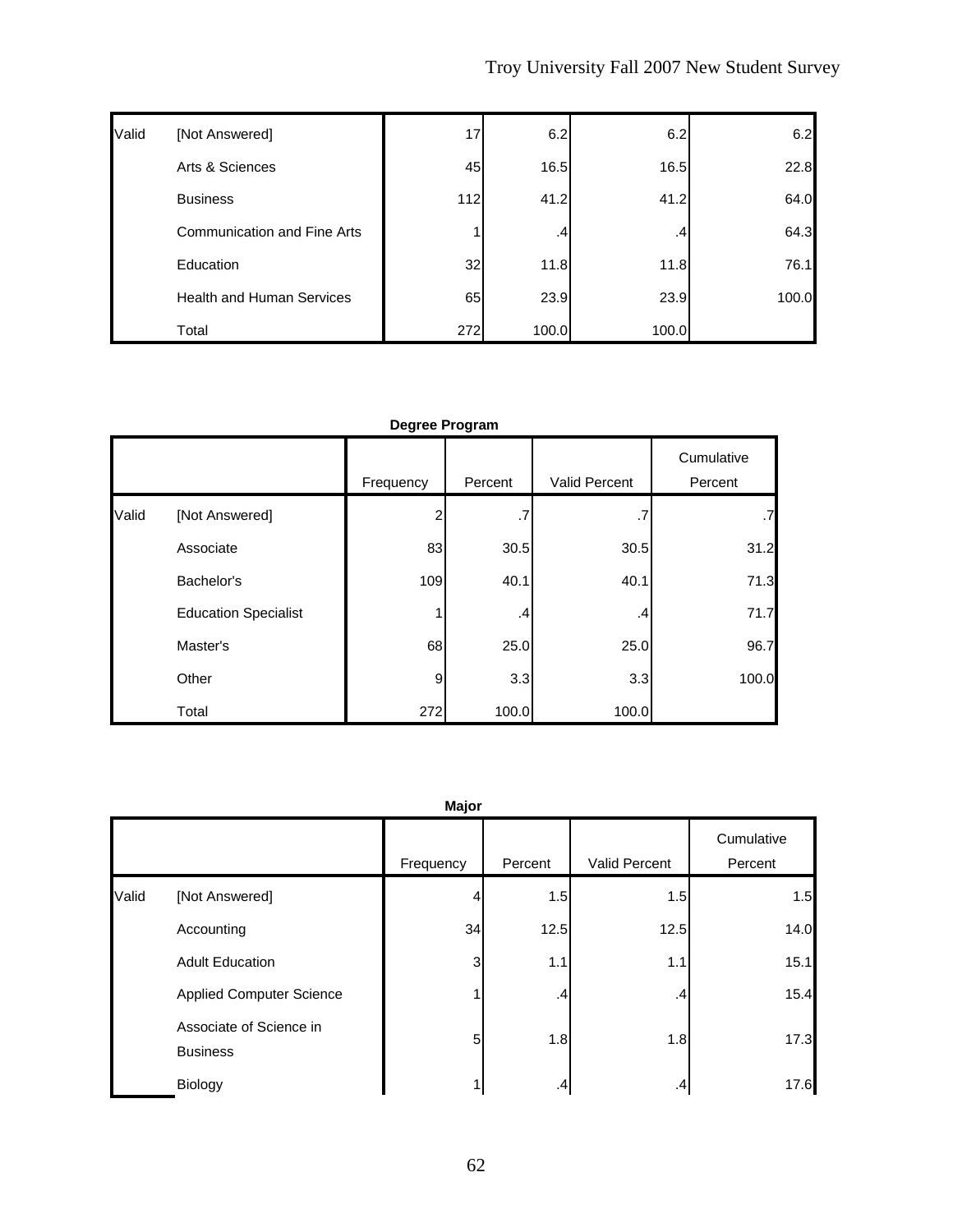| | | | | | |
|---|---|---|---|---|---|
| Valid | [Not Answered] | 17 | 6.2 | 6.2 | 6.2 |
| | Arts & Sciences | 45 | 16.5 | 16.5 | 22.8 |
| | Business | 112 | 41.2 | 41.2 | 64.0 |
| | Communication and Fine Arts | 1 | .4 | .4 | 64.3 |
| | Education | 32 | 11.8 | 11.8 | 76.1 |
| | Health and Human Services | 65 | 23.9 | 23.9 | 100.0 |
| | Total | 272 | 100.0 | 100.0 | |

**Degree Program**

| | | Frequency | Percent | Valid Percent | Cumulative Percent |
|---|---|---|---|---|---|
| Valid | [Not Answered] | 2 | .7 | .7 | .7 |
| | Associate | 83 | 30.5 | 30.5 | 31.2 |
| | Bachelor's | 109 | 40.1 | 40.1 | 71.3 |
| | Education Specialist | 1 | .4 | .4 | 71.7 |
| | Master's | 68 | 25.0 | 25.0 | 96.7 |
| | Other | 9 | 3.3 | 3.3 | 100.0 |
| | Total | 272 | 100.0 | 100.0 | |

**Major**

| | | Frequency | Percent | Valid Percent | Cumulative Percent |
|---|---|---|---|---|---|
| Valid | [Not Answered] | 4 | 1.5 | 1.5 | 1.5 |
| | Accounting | 34 | 12.5 | 12.5 | 14.0 |
| | Adult Education | 3 | 1.1 | 1.1 | 15.1 |
| | Applied Computer Science | 1 | .4 | .4 | 15.4 |
| | Associate of Science in Business | 5 | 1.8 | 1.8 | 17.3 |
| | Biology | 1 | .4 | .4 | 17.6 |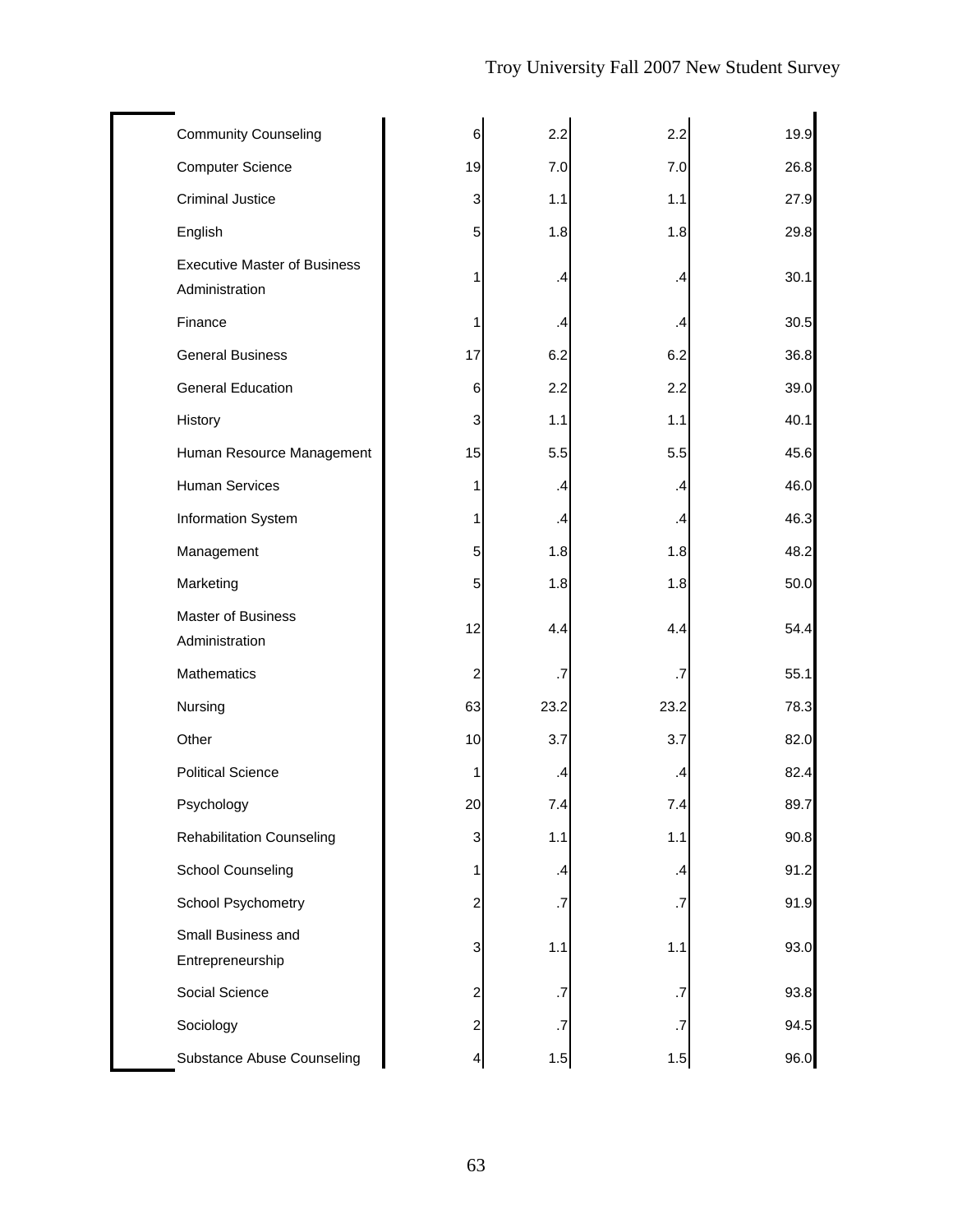| | | | | | |
|---|---|---|---|---|---|
| | Community Counseling | 6 | 2.2 | 2.2 | 19.9 |
| | Computer Science | 19 | 7.0 | 7.0 | 26.8 |
| | Criminal Justice | 3 | 1.1 | 1.1 | 27.9 |
| | English | 5 | 1.8 | 1.8 | 29.8 |
| | Executive Master of Business Administration | 1 | .4 | .4 | 30.1 |
| | Finance | 1 | .4 | .4 | 30.5 |
| | General Business | 17 | 6.2 | 6.2 | 36.8 |
| | General Education | 6 | 2.2 | 2.2 | 39.0 |
| | History | 3 | 1.1 | 1.1 | 40.1 |
| | Human Resource Management | 15 | 5.5 | 5.5 | 45.6 |
| | Human Services | 1 | .4 | .4 | 46.0 |
| | Information System | 1 | .4 | .4 | 46.3 |
| | Management | 5 | 1.8 | 1.8 | 48.2 |
| | Marketing | 5 | 1.8 | 1.8 | 50.0 |
| | Master of Business Administration | 12 | 4.4 | 4.4 | 54.4 |
| | Mathematics | 2 | .7 | .7 | 55.1 |
| | Nursing | 63 | 23.2 | 23.2 | 78.3 |
| | Other | 10 | 3.7 | 3.7 | 82.0 |
| | Political Science | 1 | .4 | .4 | 82.4 |
| | Psychology | 20 | 7.4 | 7.4 | 89.7 |
| | Rehabilitation Counseling | 3 | 1.1 | 1.1 | 90.8 |
| | School Counseling | 1 | .4 | .4 | 91.2 |
| | School Psychometry | 2 | .7 | .7 | 91.9 |
| | Small Business and Entrepreneurship | 3 | 1.1 | 1.1 | 93.0 |
| | Social Science | 2 | .7 | .7 | 93.8 |
| | Sociology | 2 | .7 | .7 | 94.5 |
| | Substance Abuse Counseling | 4 | 1.5 | 1.5 | 96.0 |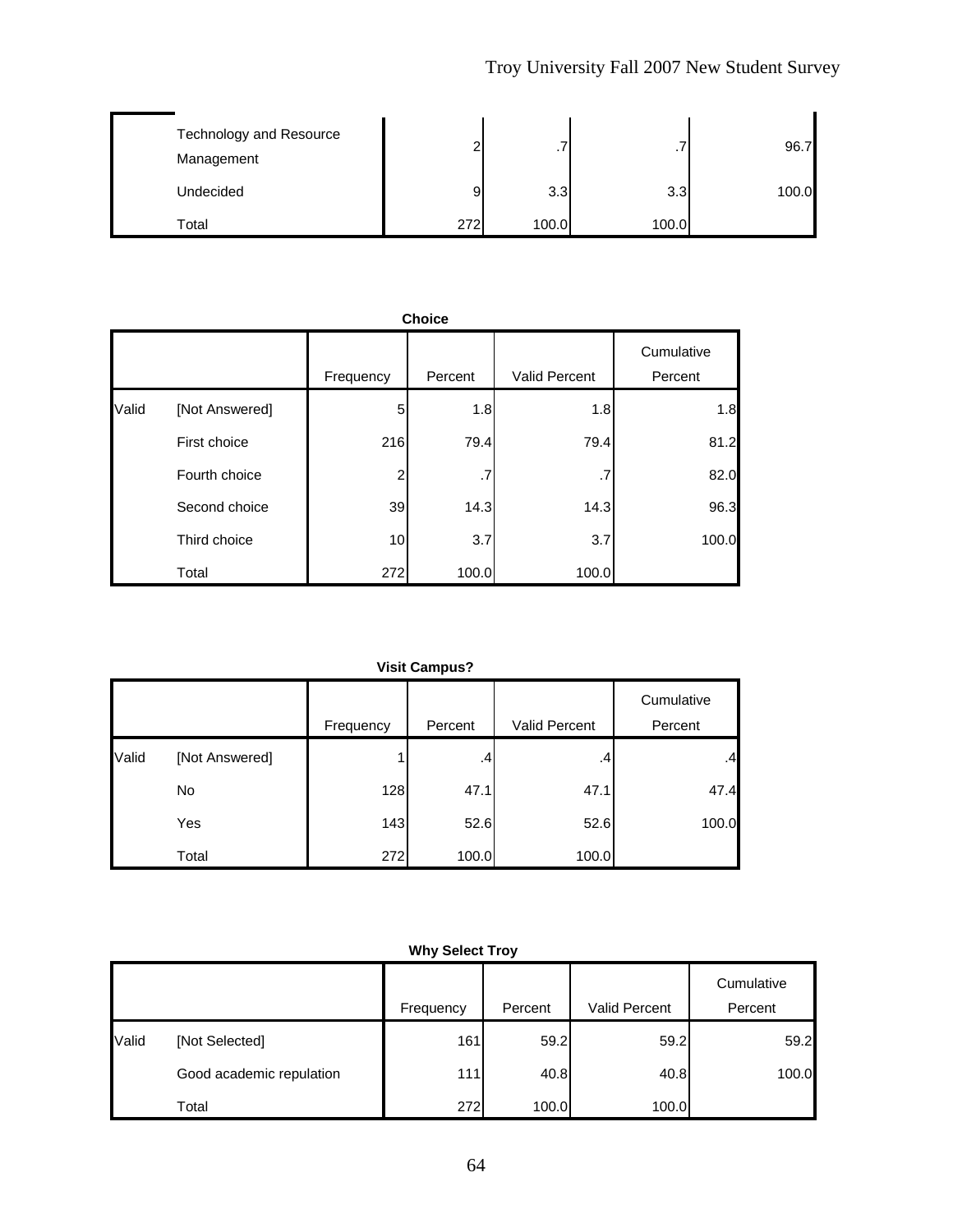| | | Frequency | Percent | Valid Percent | Cumulative Percent |
|---|---|---|---|---|---|
| | Technology and Resource Management | 2 | .7 | .7 | 96.7 |
| | Undecided | 9 | 3.3 | 3.3 | 100.0 |
| | Total | 272 | 100.0 | 100.0 | |

**Choice**

| | | Frequency | Percent | Valid Percent | Cumulative Percent |
|---|---|---|---|---|---|
| Valid | [Not Answered] | 5 | 1.8 | 1.8 | 1.8 |
| | First choice | 216 | 79.4 | 79.4 | 81.2 |
| | Fourth choice | 2 | .7 | .7 | 82.0 |
| | Second choice | 39 | 14.3 | 14.3 | 96.3 |
| | Third choice | 10 | 3.7 | 3.7 | 100.0 |
| | Total | 272 | 100.0 | 100.0 | |

**Visit Campus?**

| | | Frequency | Percent | Valid Percent | Cumulative Percent |
|---|---|---|---|---|---|
| Valid | [Not Answered] | 1 | .4 | .4 | .4 |
| | No | 128 | 47.1 | 47.1 | 47.4 |
| | Yes | 143 | 52.6 | 52.6 | 100.0 |
| | Total | 272 | 100.0 | 100.0 | |

**Why Select Troy**

| | | Frequency | Percent | Valid Percent | Cumulative Percent |
|---|---|---|---|---|---|
| Valid | [Not Selected] | 161 | 59.2 | 59.2 | 59.2 |
| | Good academic repulation | 111 | 40.8 | 40.8 | 100.0 |
| | Total | 272 | 100.0 | 100.0 | |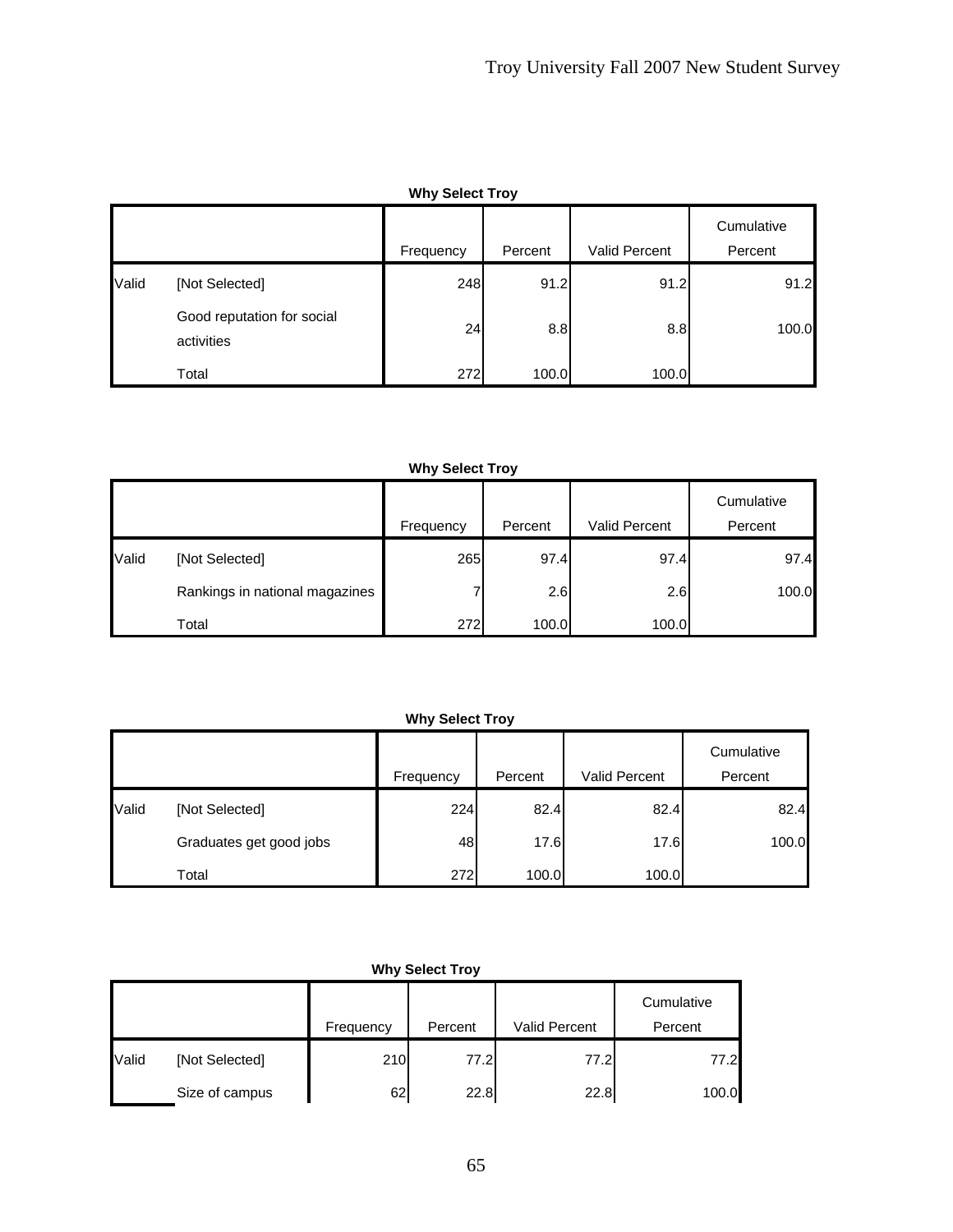**Why Select Troy**

| | | Frequency | Percent | Valid Percent | Cumulative Percent |
|---|---|---|---|---|---|
| Valid | [Not Selected] | 248 | 91.2 | 91.2 | 91.2 |
| | Good reputation for social activities | 24 | 8.8 | 8.8 | 100.0 |
| | Total | 272 | 100.0 | 100.0 | |

**Why Select Troy**

| | | Frequency | Percent | Valid Percent | Cumulative Percent |
|---|---|---|---|---|---|
| Valid | [Not Selected] | 265 | 97.4 | 97.4 | 97.4 |
| | Rankings in national magazines | 7 | 2.6 | 2.6 | 100.0 |
| | Total | 272 | 100.0 | 100.0 | |

**Why Select Troy**

| | | Frequency | Percent | Valid Percent | Cumulative Percent |
|---|---|---|---|---|---|
| Valid | [Not Selected] | 224 | 82.4 | 82.4 | 82.4 |
| | Graduates get good jobs | 48 | 17.6 | 17.6 | 100.0 |
| | Total | 272 | 100.0 | 100.0 | |

**Why Select Troy**

| | | Frequency | Percent | Valid Percent | Cumulative Percent |
|---|---|---|---|---|---|
| Valid | [Not Selected] | 210 | 77.2 | 77.2 | 77.2 |
| | Size of campus | 62 | 22.8 | 22.8 | 100.0 |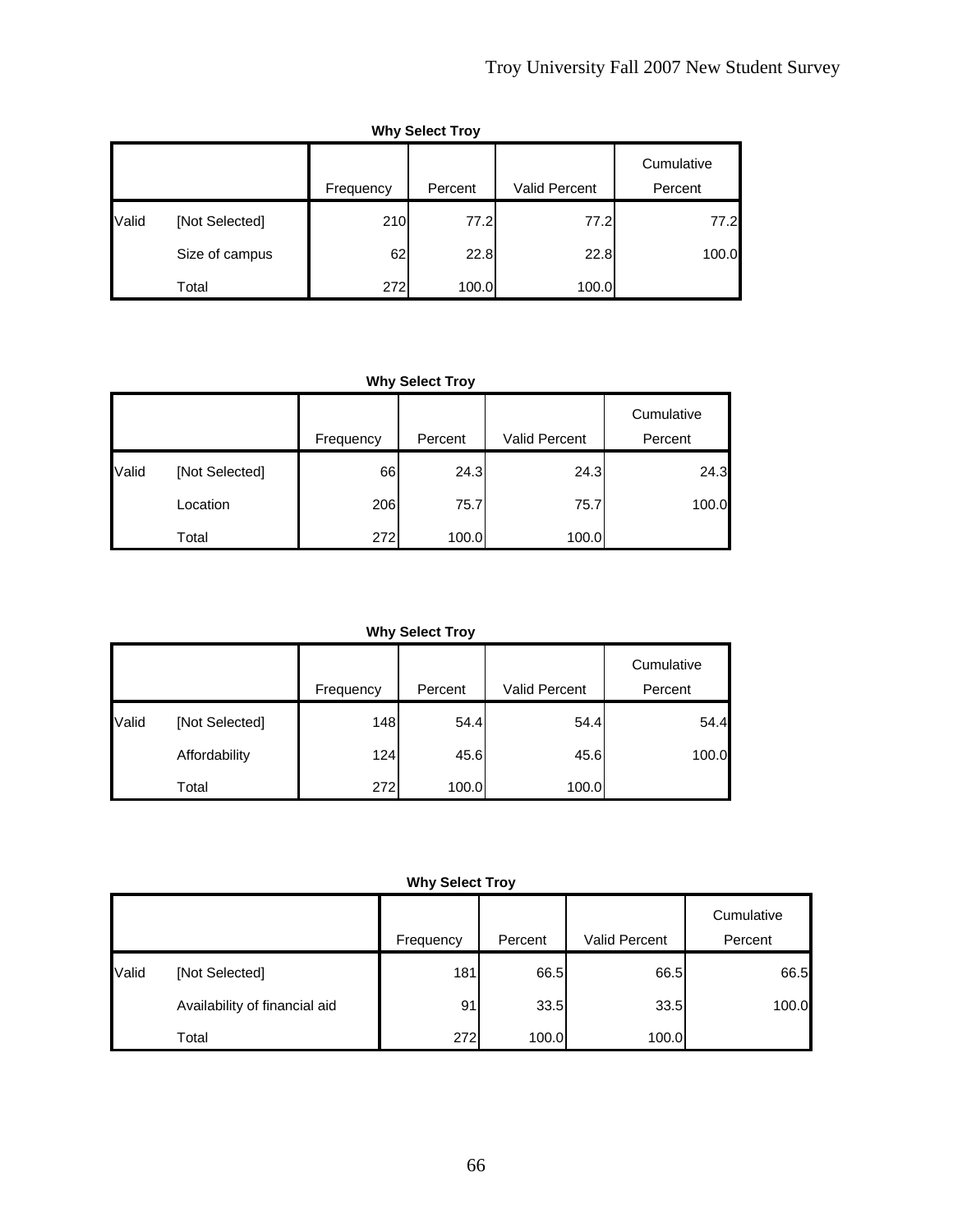**Why Select Troy**

| | | Frequency | Percent | Valid Percent | Cumulative Percent |
|---|---|---|---|---|---|
| Valid | [Not Selected] | 210 | 77.2 | 77.2 | 77.2 |
| | Size of campus | 62 | 22.8 | 22.8 | 100.0 |
| | Total | 272 | 100.0 | 100.0 | |

**Why Select Troy**

| | | Frequency | Percent | Valid Percent | Cumulative Percent |
|---|---|---|---|---|---|
| Valid | [Not Selected] | 66 | 24.3 | 24.3 | 24.3 |
| | Location | 206 | 75.7 | 75.7 | 100.0 |
| | Total | 272 | 100.0 | 100.0 | |

**Why Select Troy**

| | | Frequency | Percent | Valid Percent | Cumulative Percent |
|---|---|---|---|---|---|
| Valid | [Not Selected] | 148 | 54.4 | 54.4 | 54.4 |
| | Affordability | 124 | 45.6 | 45.6 | 100.0 |
| | Total | 272 | 100.0 | 100.0 | |

**Why Select Troy**

| | | Frequency | Percent | Valid Percent | Cumulative Percent |
|---|---|---|---|---|---|
| Valid | [Not Selected] | 181 | 66.5 | 66.5 | 66.5 |
| | Availability of financial aid | 91 | 33.5 | 33.5 | 100.0 |
| | Total | 272 | 100.0 | 100.0 | |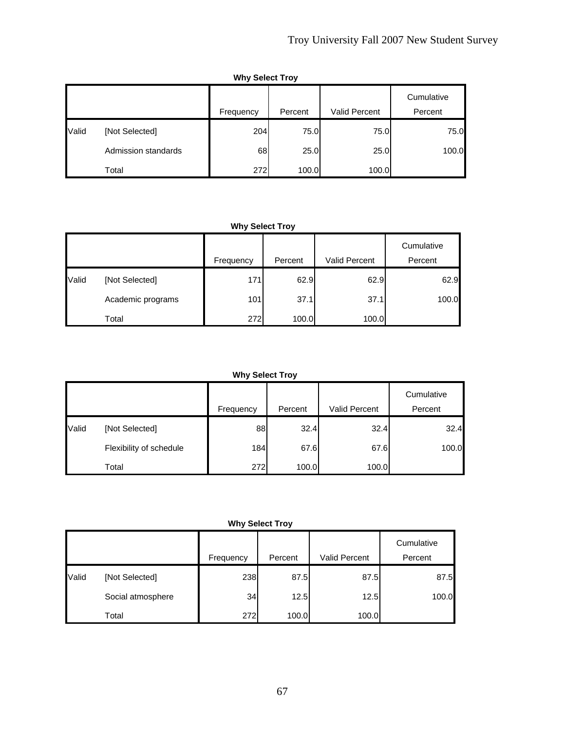**Why Select Troy**

| | | Frequency | Percent | Valid Percent | Cumulative Percent |
|---|---|---|---|---|---|
| Valid | [Not Selected] | 204 | 75.0 | 75.0 | 75.0 |
| | Admission standards | 68 | 25.0 | 25.0 | 100.0 |
| | Total | 272 | 100.0 | 100.0 | |

**Why Select Troy**

| | | Frequency | Percent | Valid Percent | Cumulative Percent |
|---|---|---|---|---|---|
| Valid | [Not Selected] | 171 | 62.9 | 62.9 | 62.9 |
| | Academic programs | 101 | 37.1 | 37.1 | 100.0 |
| | Total | 272 | 100.0 | 100.0 | |

**Why Select Troy**

| | | Frequency | Percent | Valid Percent | Cumulative Percent |
|---|---|---|---|---|---|
| Valid | [Not Selected] | 88 | 32.4 | 32.4 | 32.4 |
| | Flexibility of schedule | 184 | 67.6 | 67.6 | 100.0 |
| | Total | 272 | 100.0 | 100.0 | |

**Why Select Troy**

| | | Frequency | Percent | Valid Percent | Cumulative Percent |
|---|---|---|---|---|---|
| Valid | [Not Selected] | 238 | 87.5 | 87.5 | 87.5 |
| | Social atmosphere | 34 | 12.5 | 12.5 | 100.0 |
| | Total | 272 | 100.0 | 100.0 | |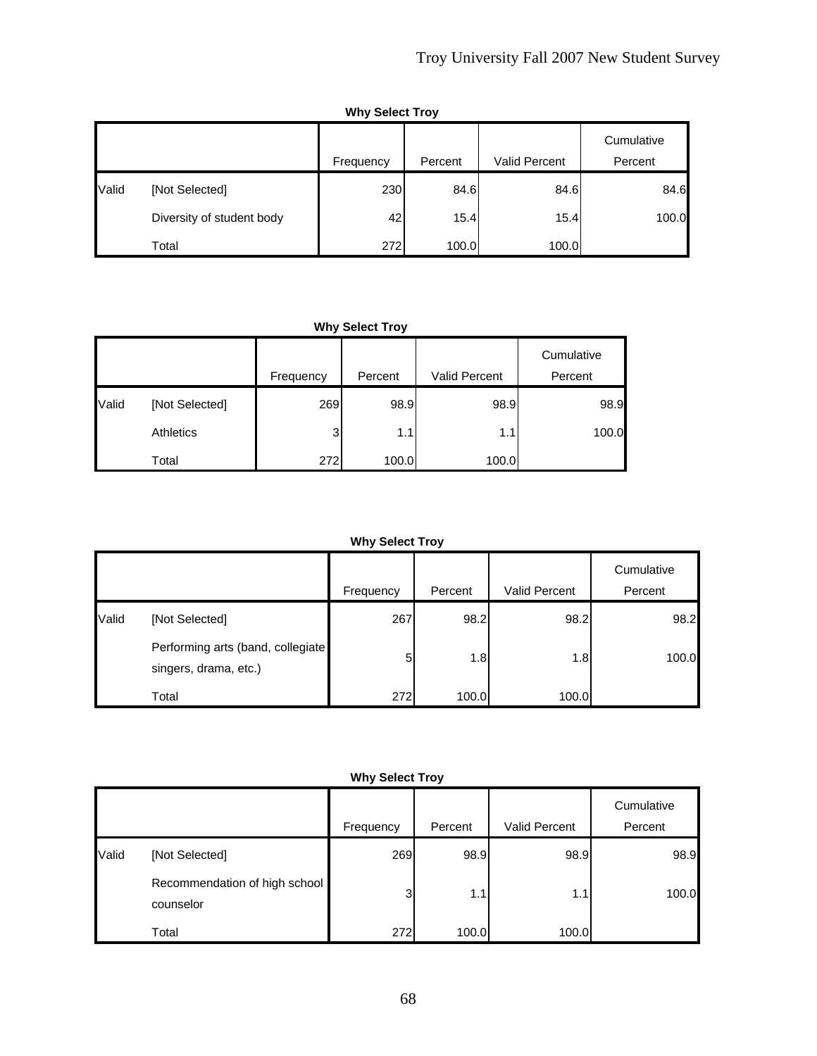**Why Select Troy**

| | | Frequency | Percent | Valid Percent | Cumulative Percent |
|---|---|---|---|---|---|
| Valid | [Not Selected] | 230 | 84.6 | 84.6 | 84.6 |
| | Diversity of student body | 42 | 15.4 | 15.4 | 100.0 |
| | Total | 272 | 100.0 | 100.0 | |

**Why Select Troy**

| | | Frequency | Percent | Valid Percent | Cumulative Percent |
|---|---|---|---|---|---|
| Valid | [Not Selected] | 269 | 98.9 | 98.9 | 98.9 |
| | Athletics | 3 | 1.1 | 1.1 | 100.0 |
| | Total | 272 | 100.0 | 100.0 | |

**Why Select Troy**

| | | Frequency | Percent | Valid Percent | Cumulative Percent |
|---|---|---|---|---|---|
| Valid | [Not Selected] | 267 | 98.2 | 98.2 | 98.2 |
| | Performing arts (band, collegiate singers, drama, etc.) | 5 | 1.8 | 1.8 | 100.0 |
| | Total | 272 | 100.0 | 100.0 | |

**Why Select Troy**

| | | Frequency | Percent | Valid Percent | Cumulative Percent |
|---|---|---|---|---|---|
| Valid | [Not Selected] | 269 | 98.9 | 98.9 | 98.9 |
| | Recommendation of high school counselor | 3 | 1.1 | 1.1 | 100.0 |
| | Total | 272 | 100.0 | 100.0 | |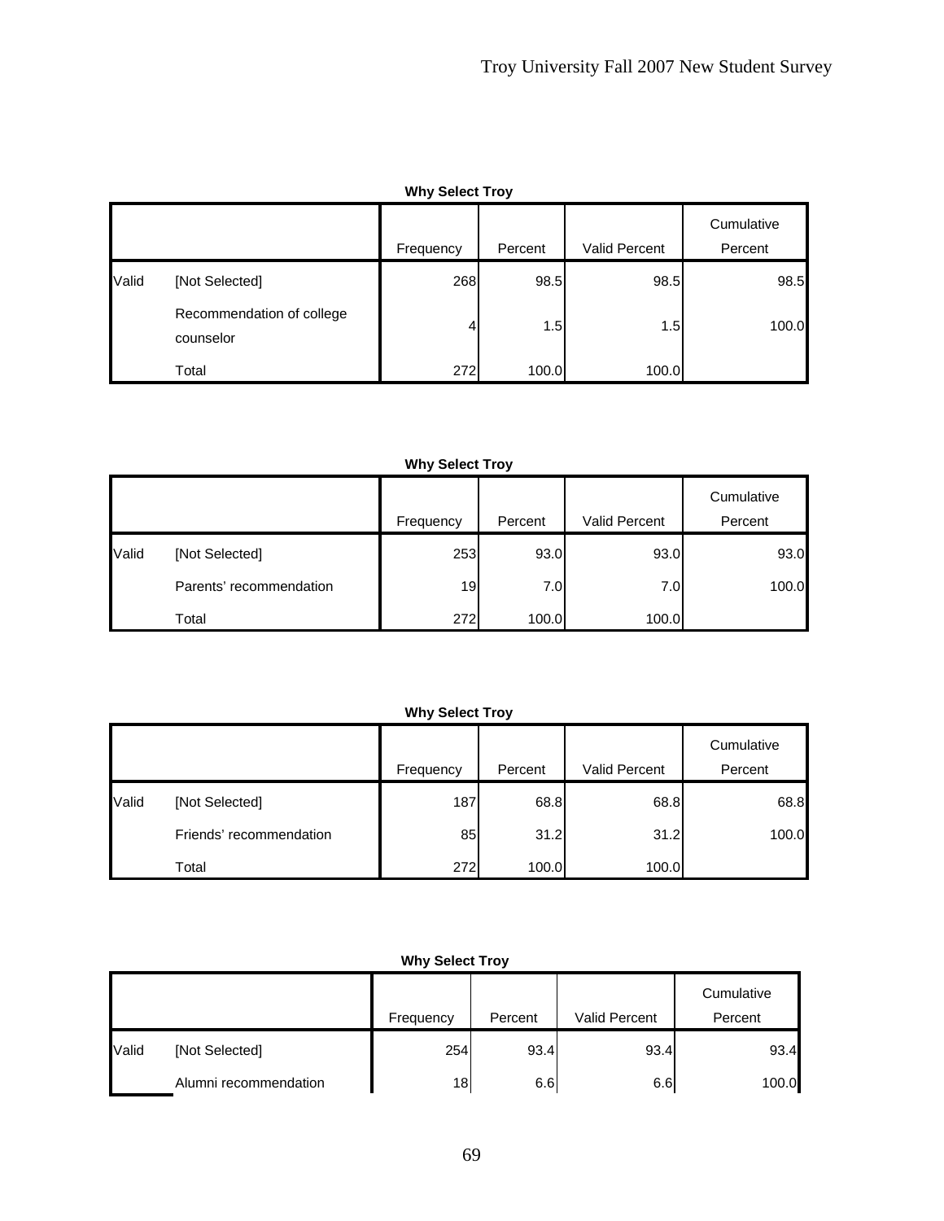**Why Select Troy**

| | | Frequency | Percent | Valid Percent | Cumulative Percent |
|---|---|---|---|---|---|
| Valid | [Not Selected] | 268 | 98.5 | 98.5 | 98.5 |
| | Recommendation of college counselor | 4 | 1.5 | 1.5 | 100.0 |
| | Total | 272 | 100.0 | 100.0 | |

**Why Select Troy**

| | | Frequency | Percent | Valid Percent | Cumulative Percent |
|---|---|---|---|---|---|
| Valid | [Not Selected] | 253 | 93.0 | 93.0 | 93.0 |
| | Parents' recommendation | 19 | 7.0 | 7.0 | 100.0 |
| | Total | 272 | 100.0 | 100.0 | |

**Why Select Troy**

| | | Frequency | Percent | Valid Percent | Cumulative Percent |
|---|---|---|---|---|---|
| Valid | [Not Selected] | 187 | 68.8 | 68.8 | 68.8 |
| | Friends' recommendation | 85 | 31.2 | 31.2 | 100.0 |
| | Total | 272 | 100.0 | 100.0 | |

**Why Select Troy**

| | | Frequency | Percent | Valid Percent | Cumulative Percent |
|---|---|---|---|---|---|
| Valid | [Not Selected] | 254 | 93.4 | 93.4 | 93.4 |
| | Alumni recommendation | 18 | 6.6 | 6.6 | 100.0 |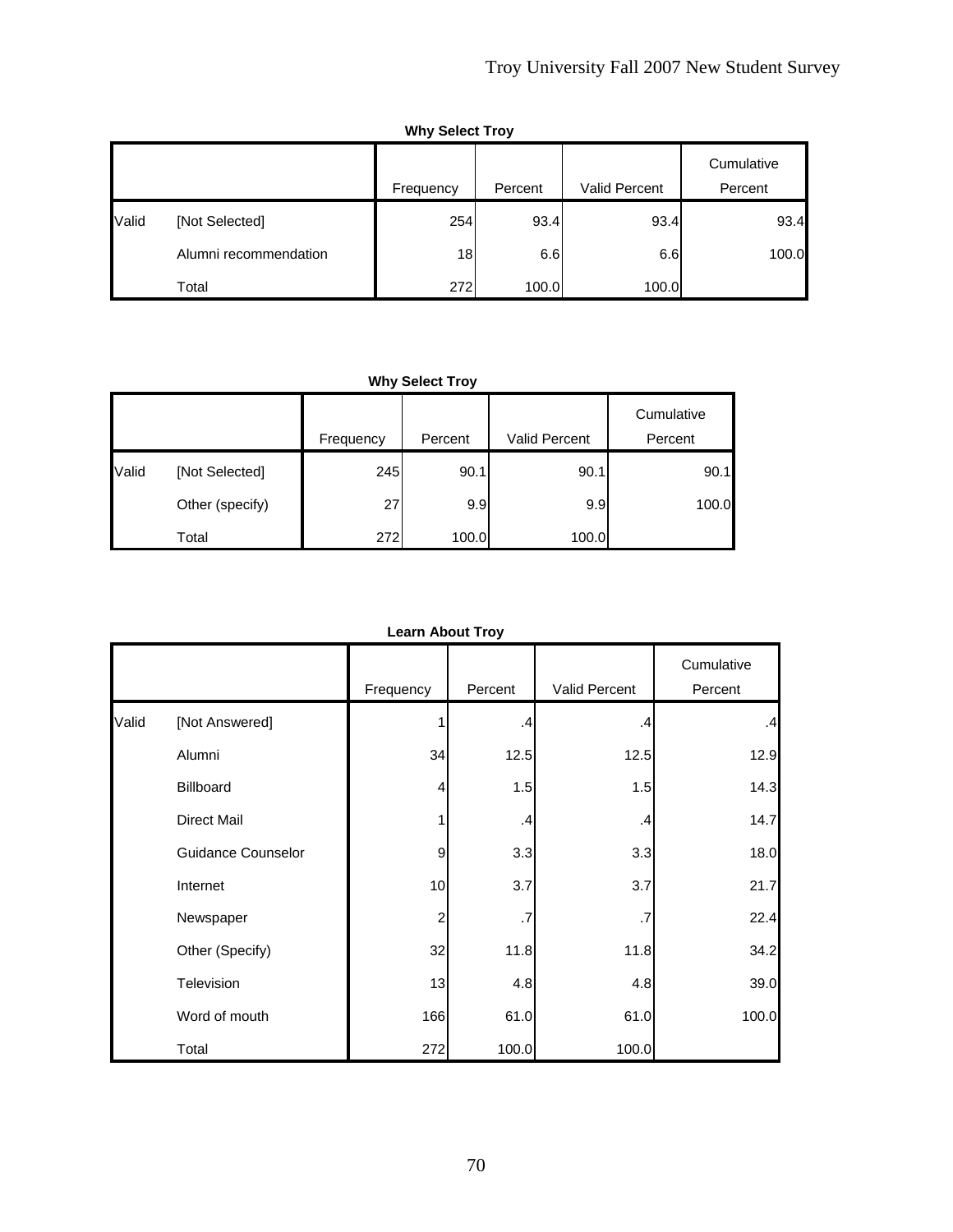**Why Select Troy**

| | | Frequency | Percent | Valid Percent | Cumulative Percent |
|---|---|---|---|---|---|
| Valid | [Not Selected] | 254 | 93.4 | 93.4 | 93.4 |
| | Alumni recommendation | 18 | 6.6 | 6.6 | 100.0 |
| | Total | 272 | 100.0 | 100.0 | |

**Why Select Troy**

| | | Frequency | Percent | Valid Percent | Cumulative Percent |
|---|---|---|---|---|---|
| Valid | [Not Selected] | 245 | 90.1 | 90.1 | 90.1 |
| | Other (specify) | 27 | 9.9 | 9.9 | 100.0 |
| | Total | 272 | 100.0 | 100.0 | |

**Learn About Troy**

| | | Frequency | Percent | Valid Percent | Cumulative Percent |
|---|---|---|---|---|---|
| Valid | [Not Answered] | 1 | .4 | .4 | .4 |
| | Alumni | 34 | 12.5 | 12.5 | 12.9 |
| | Billboard | 4 | 1.5 | 1.5 | 14.3 |
| | Direct Mail | 1 | .4 | .4 | 14.7 |
| | Guidance Counselor | 9 | 3.3 | 3.3 | 18.0 |
| | Internet | 10 | 3.7 | 3.7 | 21.7 |
| | Newspaper | 2 | .7 | .7 | 22.4 |
| | Other (Specify) | 32 | 11.8 | 11.8 | 34.2 |
| | Television | 13 | 4.8 | 4.8 | 39.0 |
| | Word of mouth | 166 | 61.0 | 61.0 | 100.0 |
| | Total | 272 | 100.0 | 100.0 | |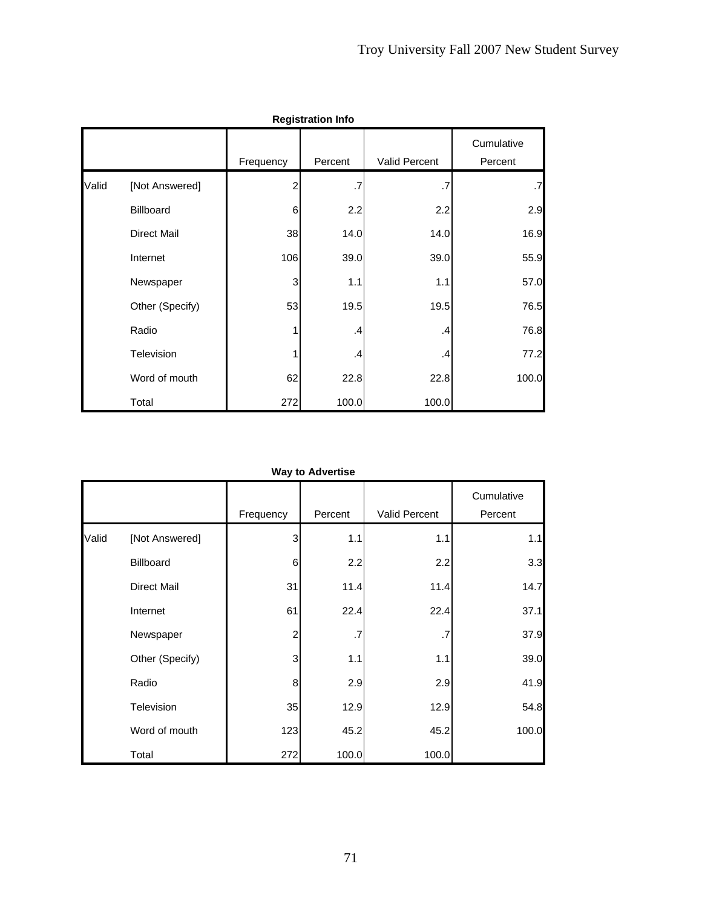**Registration Info**

| | | Frequency | Percent | Valid Percent | Cumulative Percent |
|---|---|---|---|---|---|
| Valid | [Not Answered] | 2 | .7 | .7 | .7 |
| | Billboard | 6 | 2.2 | 2.2 | 2.9 |
| | Direct Mail | 38 | 14.0 | 14.0 | 16.9 |
| | Internet | 106 | 39.0 | 39.0 | 55.9 |
| | Newspaper | 3 | 1.1 | 1.1 | 57.0 |
| | Other (Specify) | 53 | 19.5 | 19.5 | 76.5 |
| | Radio | 1 | .4 | .4 | 76.8 |
| | Television | 1 | .4 | .4 | 77.2 |
| | Word of mouth | 62 | 22.8 | 22.8 | 100.0 |
| | Total | 272 | 100.0 | 100.0 | |

**Way to Advertise**

| | | Frequency | Percent | Valid Percent | Cumulative Percent |
|---|---|---|---|---|---|
| Valid | [Not Answered] | 3 | 1.1 | 1.1 | 1.1 |
| | Billboard | 6 | 2.2 | 2.2 | 3.3 |
| | Direct Mail | 31 | 11.4 | 11.4 | 14.7 |
| | Internet | 61 | 22.4 | 22.4 | 37.1 |
| | Newspaper | 2 | .7 | .7 | 37.9 |
| | Other (Specify) | 3 | 1.1 | 1.1 | 39.0 |
| | Radio | 8 | 2.9 | 2.9 | 41.9 |
| | Television | 35 | 12.9 | 12.9 | 54.8 |
| | Word of mouth | 123 | 45.2 | 45.2 | 100.0 |
| | Total | 272 | 100.0 | 100.0 | |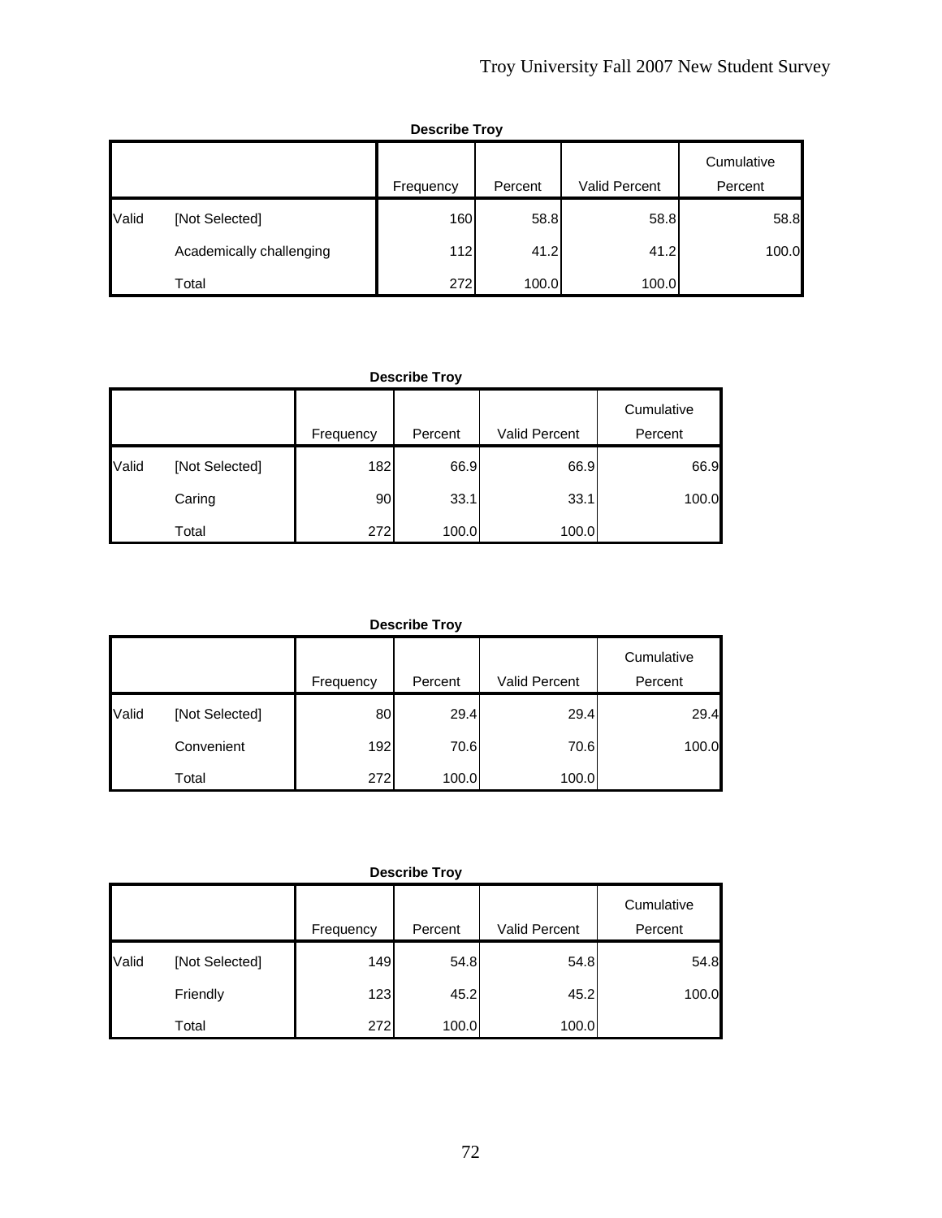**Describe Troy**

| | | Frequency | Percent | Valid Percent | Cumulative Percent |
|---|---|---|---|---|---|
| Valid | [Not Selected] | 160 | 58.8 | 58.8 | 58.8 |
| | Academically challenging | 112 | 41.2 | 41.2 | 100.0 |
| | Total | 272 | 100.0 | 100.0 | |

**Describe Troy**

| | | Frequency | Percent | Valid Percent | Cumulative Percent |
|---|---|---|---|---|---|
| Valid | [Not Selected] | 182 | 66.9 | 66.9 | 66.9 |
| | Caring | 90 | 33.1 | 33.1 | 100.0 |
| | Total | 272 | 100.0 | 100.0 | |

**Describe Troy**

| | | Frequency | Percent | Valid Percent | Cumulative Percent |
|---|---|---|---|---|---|
| Valid | [Not Selected] | 80 | 29.4 | 29.4 | 29.4 |
| | Convenient | 192 | 70.6 | 70.6 | 100.0 |
| | Total | 272 | 100.0 | 100.0 | |

**Describe Troy**

| | | Frequency | Percent | Valid Percent | Cumulative Percent |
|---|---|---|---|---|---|
| Valid | [Not Selected] | 149 | 54.8 | 54.8 | 54.8 |
| | Friendly | 123 | 45.2 | 45.2 | 100.0 |
| | Total | 272 | 100.0 | 100.0 | |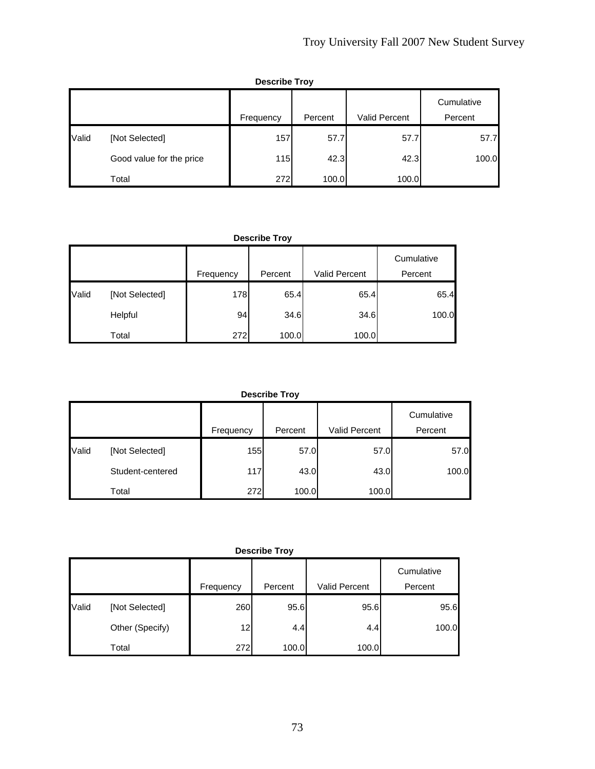**Describe Troy**

| | | Frequency | Percent | Valid Percent | Cumulative Percent |
|---|---|---|---|---|---|
| Valid | [Not Selected] | 157 | 57.7 | 57.7 | 57.7 |
| | Good value for the price | 115 | 42.3 | 42.3 | 100.0 |
| | Total | 272 | 100.0 | 100.0 | |

**Describe Troy**

| | | Frequency | Percent | Valid Percent | Cumulative Percent |
|---|---|---|---|---|---|
| Valid | [Not Selected] | 178 | 65.4 | 65.4 | 65.4 |
| | Helpful | 94 | 34.6 | 34.6 | 100.0 |
| | Total | 272 | 100.0 | 100.0 | |

**Describe Troy**

| | | Frequency | Percent | Valid Percent | Cumulative Percent |
|---|---|---|---|---|---|
| Valid | [Not Selected] | 155 | 57.0 | 57.0 | 57.0 |
| | Student-centered | 117 | 43.0 | 43.0 | 100.0 |
| | Total | 272 | 100.0 | 100.0 | |

**Describe Troy**

| | | Frequency | Percent | Valid Percent | Cumulative Percent |
|---|---|---|---|---|---|
| Valid | [Not Selected] | 260 | 95.6 | 95.6 | 95.6 |
| | Other (Specify) | 12 | 4.4 | 4.4 | 100.0 |
| | Total | 272 | 100.0 | 100.0 | |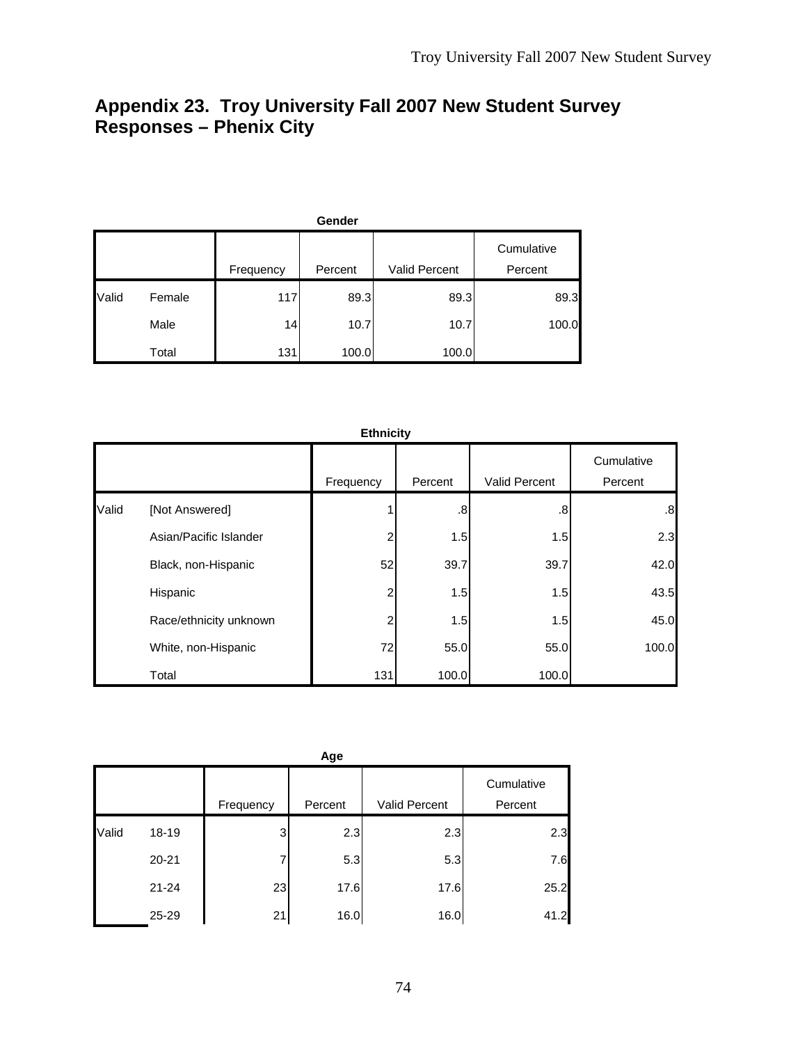# Appendix 23. Troy University Fall 2007 New Student Survey Responses – Phenix City

**Gender**

| | | Frequency | Percent | Valid Percent | Cumulative Percent |
|---|---|---|---|---|---|
| Valid | Female | 117 | 89.3 | 89.3 | 89.3 |
| | Male | 14 | 10.7 | 10.7 | 100.0 |
| | Total | 131 | 100.0 | 100.0 | |

**Ethnicity**

| | | Frequency | Percent | Valid Percent | Cumulative Percent |
|---|---|---|---|---|---|
| Valid | [Not Answered] | 1 | .8 | .8 | .8 |
| | Asian/Pacific Islander | 2 | 1.5 | 1.5 | 2.3 |
| | Black, non-Hispanic | 52 | 39.7 | 39.7 | 42.0 |
| | Hispanic | 2 | 1.5 | 1.5 | 43.5 |
| | Race/ethnicity unknown | 2 | 1.5 | 1.5 | 45.0 |
| | White, non-Hispanic | 72 | 55.0 | 55.0 | 100.0 |
| | Total | 131 | 100.0 | 100.0 | |

**Age**

| | | Frequency | Percent | Valid Percent | Cumulative Percent |
|---|---|---|---|---|---|
| Valid | 18-19 | 3 | 2.3 | 2.3 | 2.3 |
| | 20-21 | 7 | 5.3 | 5.3 | 7.6 |
| | 21-24 | 23 | 17.6 | 17.6 | 25.2 |
| | 25-29 | 21 | 16.0 | 16.0 | 41.2 |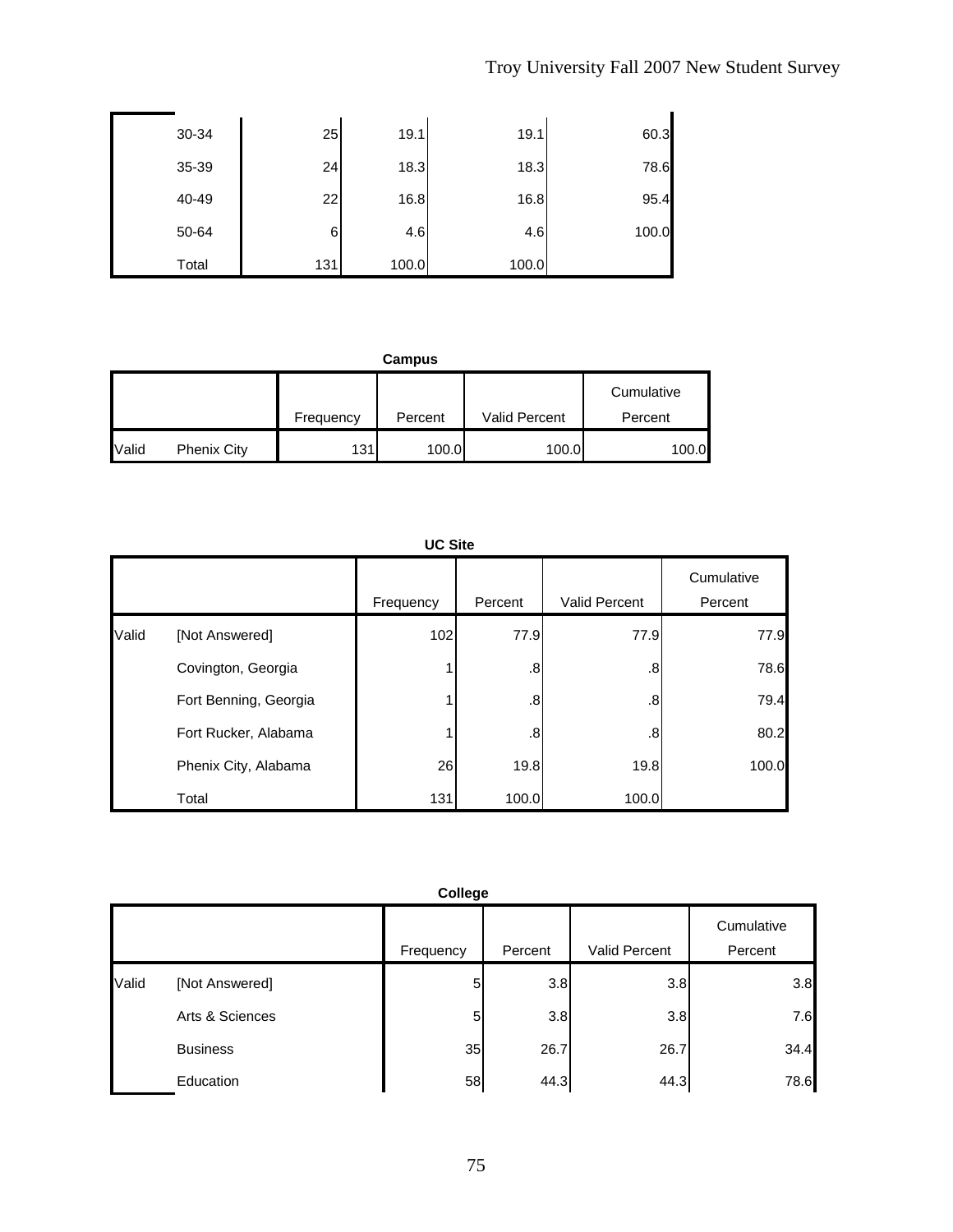| | | Frequency | Percent | Valid Percent | Cumulative Percent |
|---|---|---|---|---|---|
| | 30-34 | 25 | 19.1 | 19.1 | 60.3 |
| | 35-39 | 24 | 18.3 | 18.3 | 78.6 |
| | 40-49 | 22 | 16.8 | 16.8 | 95.4 |
| | 50-64 | 6 | 4.6 | 4.6 | 100.0 |
| | Total | 131 | 100.0 | 100.0 | |

**Campus**

| | | Frequency | Percent | Valid Percent | Cumulative Percent |
|---|---|---|---|---|---|
| Valid | Phenix City | 131 | 100.0 | 100.0 | 100.0 |

**UC Site**

| | | Frequency | Percent | Valid Percent | Cumulative Percent |
|---|---|---|---|---|---|
| Valid | [Not Answered] | 102 | 77.9 | 77.9 | 77.9 |
| | Covington, Georgia | 1 | .8 | .8 | 78.6 |
| | Fort Benning, Georgia | 1 | .8 | .8 | 79.4 |
| | Fort Rucker, Alabama | 1 | .8 | .8 | 80.2 |
| | Phenix City, Alabama | 26 | 19.8 | 19.8 | 100.0 |
| | Total | 131 | 100.0 | 100.0 | |

**College**

| | | Frequency | Percent | Valid Percent | Cumulative Percent |
|---|---|---|---|---|---|
| Valid | [Not Answered] | 5 | 3.8 | 3.8 | 3.8 |
| | Arts & Sciences | 5 | 3.8 | 3.8 | 7.6 |
| | Business | 35 | 26.7 | 26.7 | 34.4 |
| | Education | 58 | 44.3 | 44.3 | 78.6 |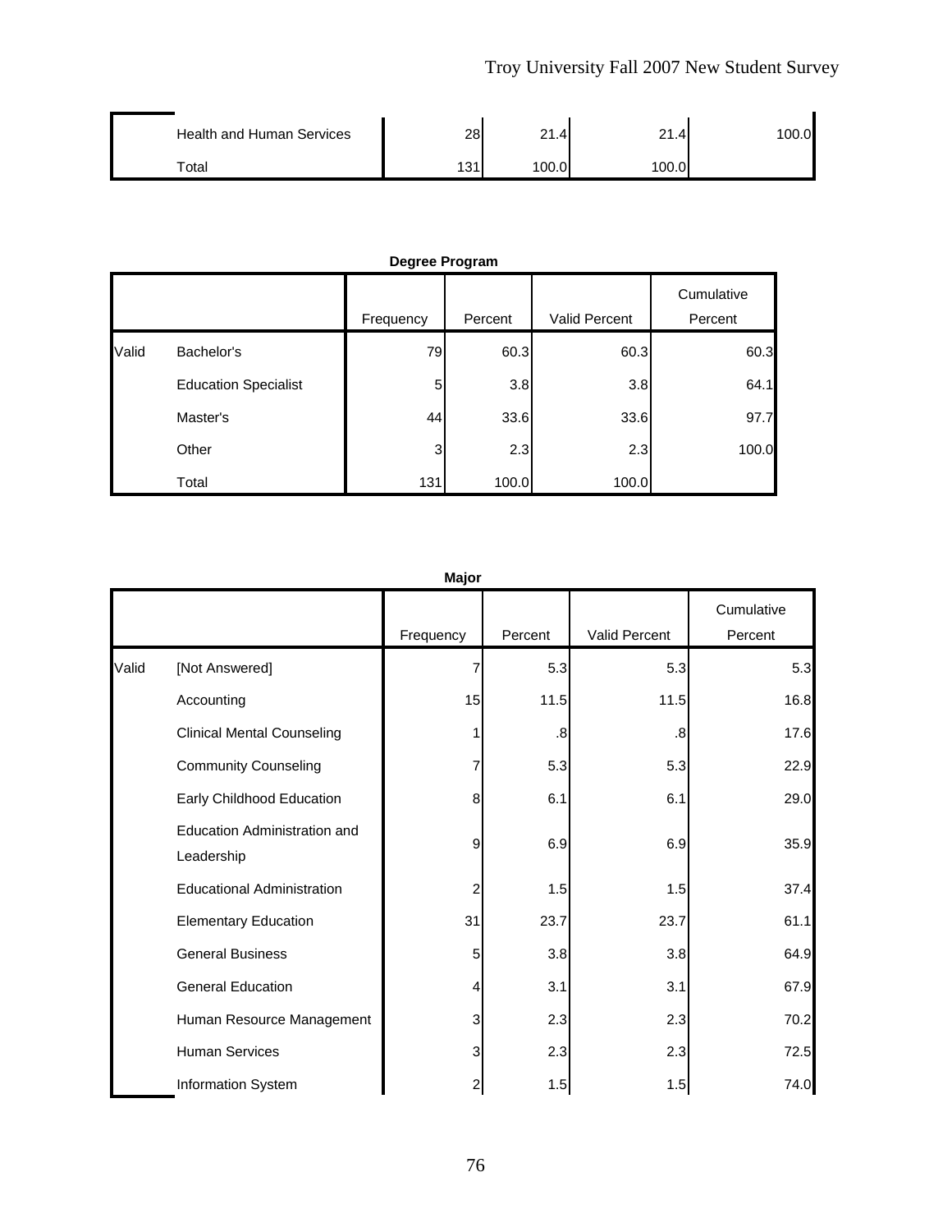| | | Frequency | Percent | Valid Percent | Cumulative Percent |
|---|---|---|---|---|---|
| | Health and Human Services | 28 | 21.4 | 21.4 | 100.0 |
| | Total | 131 | 100.0 | 100.0 | |

**Degree Program**

| | | Frequency | Percent | Valid Percent | Cumulative Percent |
|---|---|---|---|---|---|
| Valid | Bachelor's | 79 | 60.3 | 60.3 | 60.3 |
| | Education Specialist | 5 | 3.8 | 3.8 | 64.1 |
| | Master's | 44 | 33.6 | 33.6 | 97.7 |
| | Other | 3 | 2.3 | 2.3 | 100.0 |
| | Total | 131 | 100.0 | 100.0 | |

**Major**

| | | Frequency | Percent | Valid Percent | Cumulative Percent |
|---|---|---|---|---|---|
| Valid | [Not Answered] | 7 | 5.3 | 5.3 | 5.3 |
| | Accounting | 15 | 11.5 | 11.5 | 16.8 |
| | Clinical Mental Counseling | 1 | .8 | .8 | 17.6 |
| | Community Counseling | 7 | 5.3 | 5.3 | 22.9 |
| | Early Childhood Education | 8 | 6.1 | 6.1 | 29.0 |
| | Education Administration and Leadership | 9 | 6.9 | 6.9 | 35.9 |
| | Educational Administration | 2 | 1.5 | 1.5 | 37.4 |
| | Elementary Education | 31 | 23.7 | 23.7 | 61.1 |
| | General Business | 5 | 3.8 | 3.8 | 64.9 |
| | General Education | 4 | 3.1 | 3.1 | 67.9 |
| | Human Resource Management | 3 | 2.3 | 2.3 | 70.2 |
| | Human Services | 3 | 2.3 | 2.3 | 72.5 |
| | Information System | 2 | 1.5 | 1.5 | 74.0 |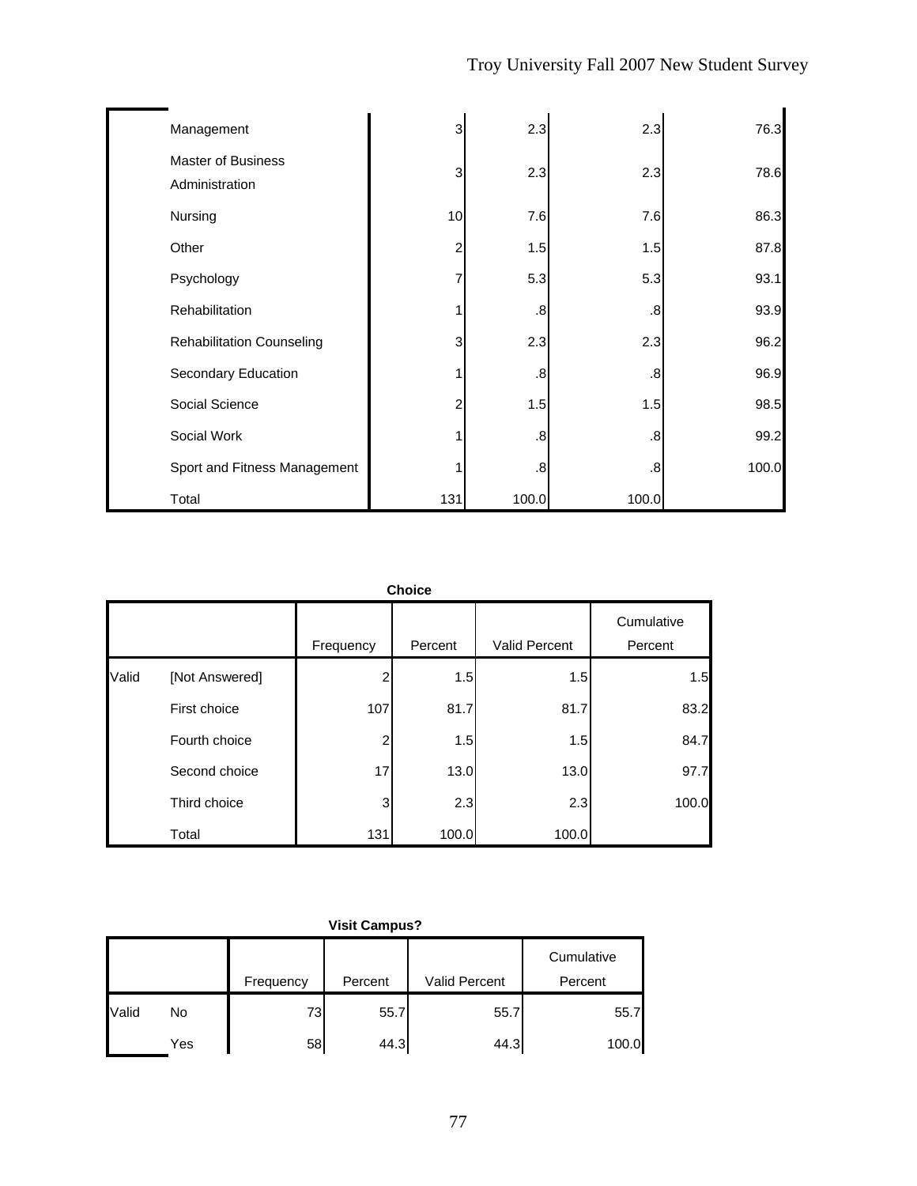| | | Frequency | Percent | Valid Percent | Cumulative Percent |
|---|---|---|---|---|---|
| | Management | 3 | 2.3 | 2.3 | 76.3 |
| | Master of Business Administration | 3 | 2.3 | 2.3 | 78.6 |
| | Nursing | 10 | 7.6 | 7.6 | 86.3 |
| | Other | 2 | 1.5 | 1.5 | 87.8 |
| | Psychology | 7 | 5.3 | 5.3 | 93.1 |
| | Rehabilitation | 1 | .8 | .8 | 93.9 |
| | Rehabilitation Counseling | 3 | 2.3 | 2.3 | 96.2 |
| | Secondary Education | 1 | .8 | .8 | 96.9 |
| | Social Science | 2 | 1.5 | 1.5 | 98.5 |
| | Social Work | 1 | .8 | .8 | 99.2 |
| | Sport and Fitness Management | 1 | .8 | .8 | 100.0 |
| | Total | 131 | 100.0 | 100.0 | |

**Choice**

| | | Frequency | Percent | Valid Percent | Cumulative Percent |
|---|---|---|---|---|---|
| Valid | [Not Answered] | 2 | 1.5 | 1.5 | 1.5 |
| | First choice | 107 | 81.7 | 81.7 | 83.2 |
| | Fourth choice | 2 | 1.5 | 1.5 | 84.7 |
| | Second choice | 17 | 13.0 | 13.0 | 97.7 |
| | Third choice | 3 | 2.3 | 2.3 | 100.0 |
| | Total | 131 | 100.0 | 100.0 | |

**Visit Campus?**

| | | Frequency | Percent | Valid Percent | Cumulative Percent |
|---|---|---|---|---|---|
| Valid | No | 73 | 55.7 | 55.7 | 55.7 |
| | Yes | 58 | 44.3 | 44.3 | 100.0 |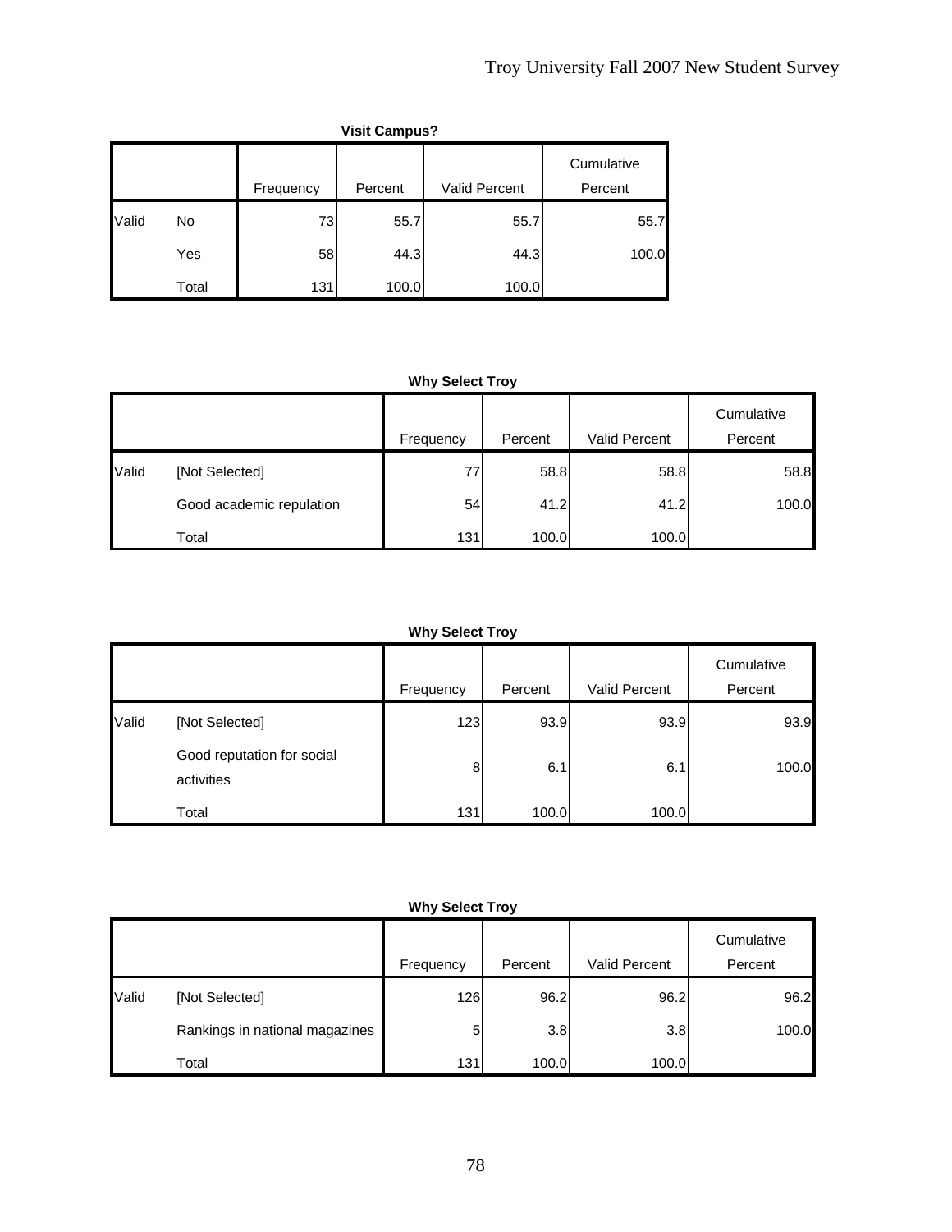**Visit Campus?**

| | | Frequency | Percent | Valid Percent | Cumulative Percent |
|---|---|---|---|---|---|
| Valid | No | 73 | 55.7 | 55.7 | 55.7 |
| | Yes | 58 | 44.3 | 44.3 | 100.0 |
| | Total | 131 | 100.0 | 100.0 | |

**Why Select Troy**

| | | Frequency | Percent | Valid Percent | Cumulative Percent |
|---|---|---|---|---|---|
| Valid | [Not Selected] | 77 | 58.8 | 58.8 | 58.8 |
| | Good academic repulation | 54 | 41.2 | 41.2 | 100.0 |
| | Total | 131 | 100.0 | 100.0 | |

**Why Select Troy**

| | | Frequency | Percent | Valid Percent | Cumulative Percent |
|---|---|---|---|---|---|
| Valid | [Not Selected] | 123 | 93.9 | 93.9 | 93.9 |
| | Good reputation for social activities | 8 | 6.1 | 6.1 | 100.0 |
| | Total | 131 | 100.0 | 100.0 | |

**Why Select Troy**

| | | Frequency | Percent | Valid Percent | Cumulative Percent |
|---|---|---|---|---|---|
| Valid | [Not Selected] | 126 | 96.2 | 96.2 | 96.2 |
| | Rankings in national magazines | 5 | 3.8 | 3.8 | 100.0 |
| | Total | 131 | 100.0 | 100.0 | |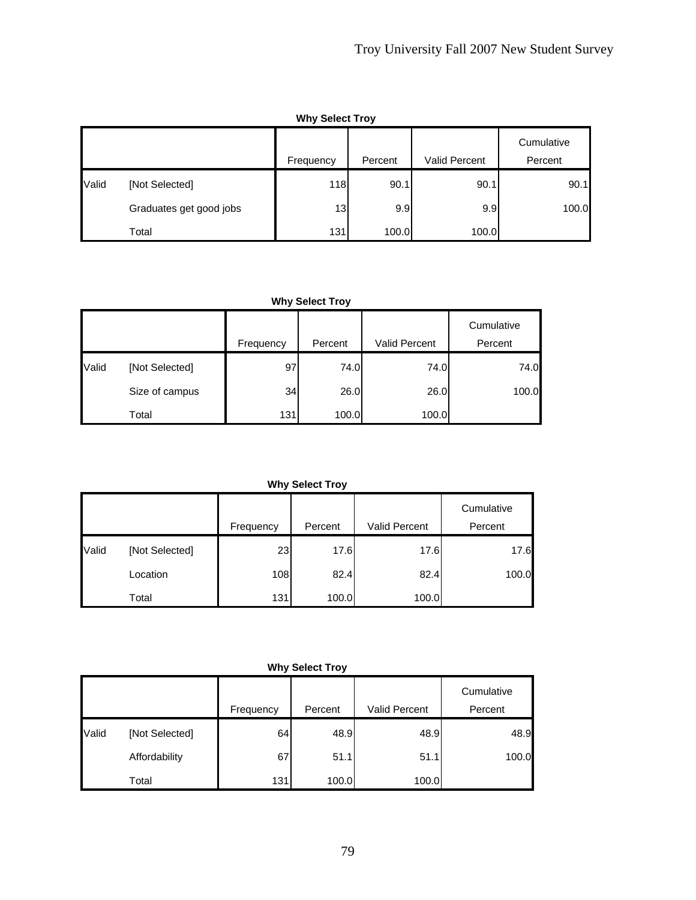**Why Select Troy**

| | | Frequency | Percent | Valid Percent | Cumulative Percent |
|---|---|---|---|---|---|
| Valid | [Not Selected] | 118 | 90.1 | 90.1 | 90.1 |
| | Graduates get good jobs | 13 | 9.9 | 9.9 | 100.0 |
| | Total | 131 | 100.0 | 100.0 | |

**Why Select Troy**

| | | Frequency | Percent | Valid Percent | Cumulative Percent |
|---|---|---|---|---|---|
| Valid | [Not Selected] | 97 | 74.0 | 74.0 | 74.0 |
| | Size of campus | 34 | 26.0 | 26.0 | 100.0 |
| | Total | 131 | 100.0 | 100.0 | |

**Why Select Troy**

| | | Frequency | Percent | Valid Percent | Cumulative Percent |
|---|---|---|---|---|---|
| Valid | [Not Selected] | 23 | 17.6 | 17.6 | 17.6 |
| | Location | 108 | 82.4 | 82.4 | 100.0 |
| | Total | 131 | 100.0 | 100.0 | |

**Why Select Troy**

| | | Frequency | Percent | Valid Percent | Cumulative Percent |
|---|---|---|---|---|---|
| Valid | [Not Selected] | 64 | 48.9 | 48.9 | 48.9 |
| | Affordability | 67 | 51.1 | 51.1 | 100.0 |
| | Total | 131 | 100.0 | 100.0 | |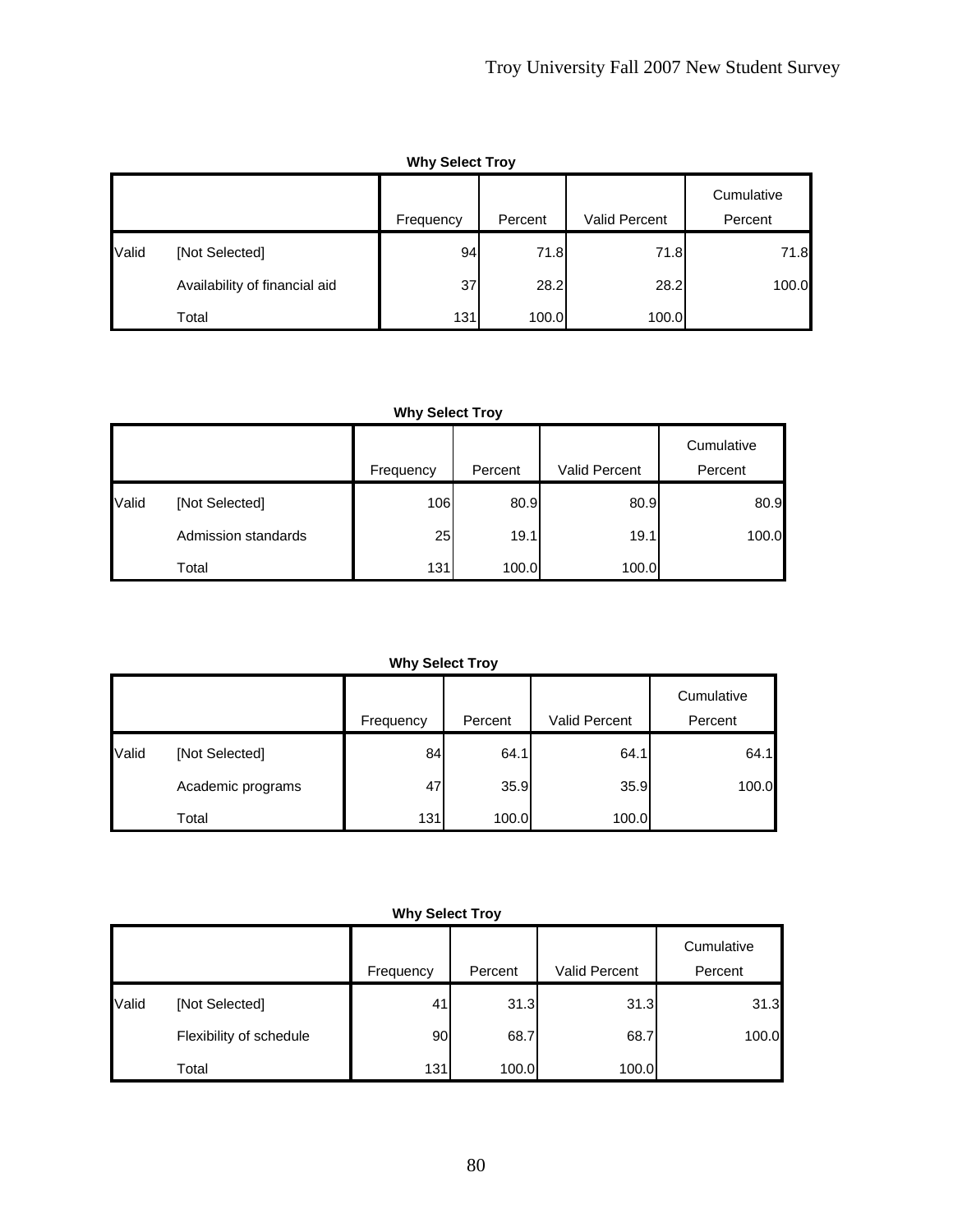**Why Select Troy**

| | | Frequency | Percent | Valid Percent | Cumulative Percent |
|---|---|---|---|---|---|
| Valid | [Not Selected] | 94 | 71.8 | 71.8 | 71.8 |
| | Availability of financial aid | 37 | 28.2 | 28.2 | 100.0 |
| | Total | 131 | 100.0 | 100.0 | |

**Why Select Troy**

| | | Frequency | Percent | Valid Percent | Cumulative Percent |
|---|---|---|---|---|---|
| Valid | [Not Selected] | 106 | 80.9 | 80.9 | 80.9 |
| | Admission standards | 25 | 19.1 | 19.1 | 100.0 |
| | Total | 131 | 100.0 | 100.0 | |

**Why Select Troy**

| | | Frequency | Percent | Valid Percent | Cumulative Percent |
|---|---|---|---|---|---|
| Valid | [Not Selected] | 84 | 64.1 | 64.1 | 64.1 |
| | Academic programs | 47 | 35.9 | 35.9 | 100.0 |
| | Total | 131 | 100.0 | 100.0 | |

**Why Select Troy**

| | | Frequency | Percent | Valid Percent | Cumulative Percent |
|---|---|---|---|---|---|
| Valid | [Not Selected] | 41 | 31.3 | 31.3 | 31.3 |
| | Flexibility of schedule | 90 | 68.7 | 68.7 | 100.0 |
| | Total | 131 | 100.0 | 100.0 | |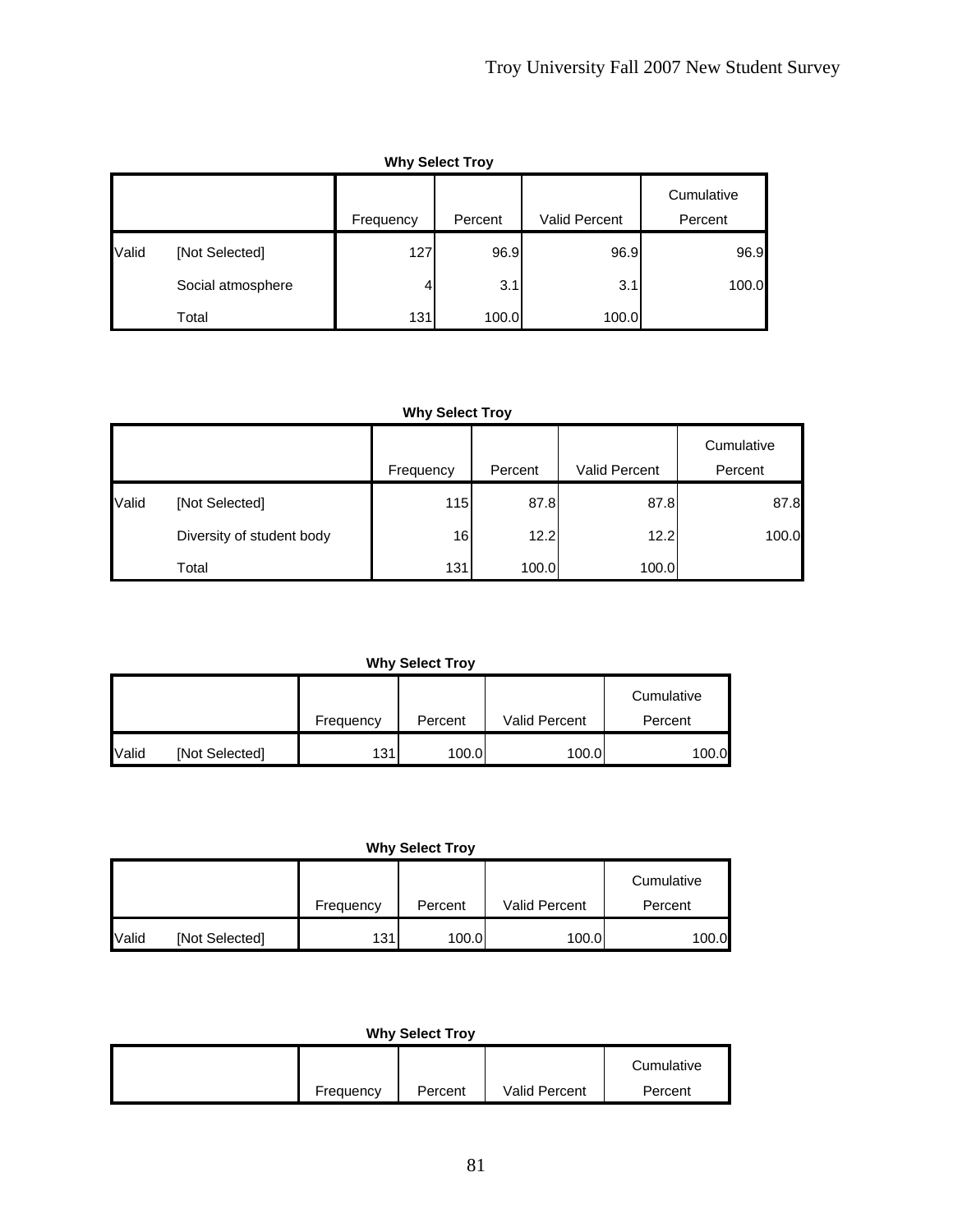**Why Select Troy**

| | | Frequency | Percent | Valid Percent | Cumulative Percent |
|---|---|---|---|---|---|
| Valid | [Not Selected] | 127 | 96.9 | 96.9 | 96.9 |
| | Social atmosphere | 4 | 3.1 | 3.1 | 100.0 |
| | Total | 131 | 100.0 | 100.0 | |

**Why Select Troy**

| | | Frequency | Percent | Valid Percent | Cumulative Percent |
|---|---|---|---|---|---|
| Valid | [Not Selected] | 115 | 87.8 | 87.8 | 87.8 |
| | Diversity of student body | 16 | 12.2 | 12.2 | 100.0 |
| | Total | 131 | 100.0 | 100.0 | |

**Why Select Troy**

| | | Frequency | Percent | Valid Percent | Cumulative Percent |
|---|---|---|---|---|---|
| Valid | [Not Selected] | 131 | 100.0 | 100.0 | 100.0 |

**Why Select Troy**

| | | Frequency | Percent | Valid Percent | Cumulative Percent |
|---|---|---|---|---|---|
| Valid | [Not Selected] | 131 | 100.0 | 100.0 | 100.0 |

**Why Select Troy**

| | Frequency | Percent | Valid Percent | Cumulative Percent |
|---|---|---|---|---|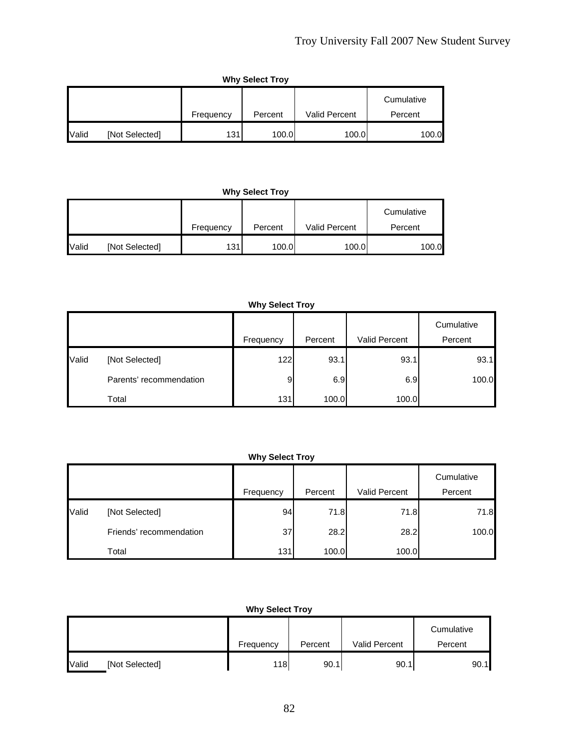**Why Select Troy**

| | | Frequency | Percent | Valid Percent | Cumulative Percent |
|---|---|---|---|---|---|
| Valid | [Not Selected] | 131 | 100.0 | 100.0 | 100.0 |

**Why Select Troy**

| | | Frequency | Percent | Valid Percent | Cumulative Percent |
|---|---|---|---|---|---|
| Valid | [Not Selected] | 131 | 100.0 | 100.0 | 100.0 |

**Why Select Troy**

| | | Frequency | Percent | Valid Percent | Cumulative Percent |
|---|---|---|---|---|---|
| Valid | [Not Selected] | 122 | 93.1 | 93.1 | 93.1 |
| | Parents' recommendation | 9 | 6.9 | 6.9 | 100.0 |
| | Total | 131 | 100.0 | 100.0 | |

**Why Select Troy**

| | | Frequency | Percent | Valid Percent | Cumulative Percent |
|---|---|---|---|---|---|
| Valid | [Not Selected] | 94 | 71.8 | 71.8 | 71.8 |
| | Friends' recommendation | 37 | 28.2 | 28.2 | 100.0 |
| | Total | 131 | 100.0 | 100.0 | |

**Why Select Troy**

| | | Frequency | Percent | Valid Percent | Cumulative Percent |
|---|---|---|---|---|---|
| Valid | [Not Selected] | 118 | 90.1 | 90.1 | 90.1 |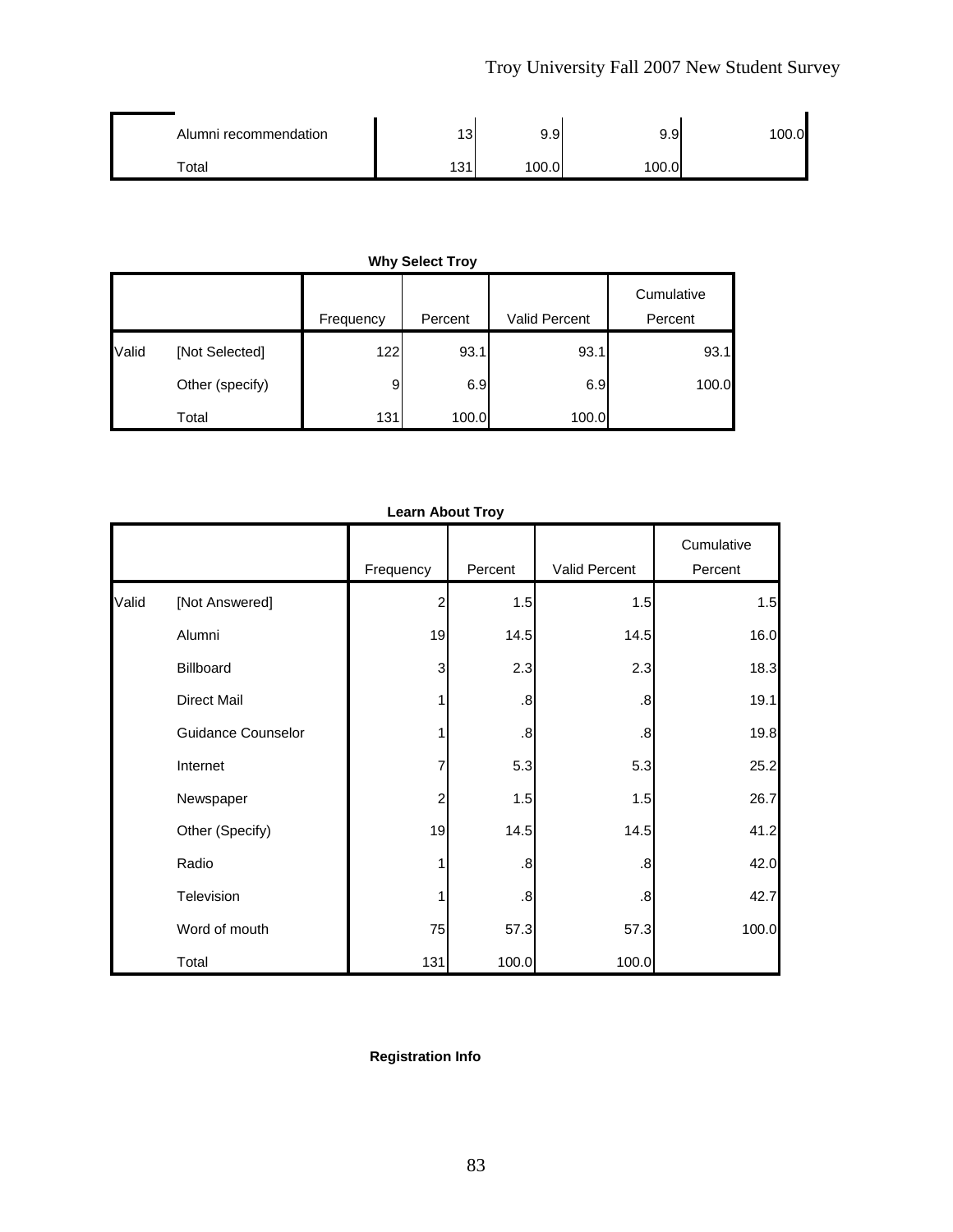| | | | | | |
|---|---|---|---|---|---|
| | Alumni recommendation | 13 | 9.9 | 9.9 | 100.0 |
| | Total | 131 | 100.0 | 100.0 | |

**Why Select Troy**

| | | Frequency | Percent | Valid Percent | Cumulative Percent |
|---|---|---|---|---|---|
| Valid | [Not Selected] | 122 | 93.1 | 93.1 | 93.1 |
| | Other (specify) | 9 | 6.9 | 6.9 | 100.0 |
| | Total | 131 | 100.0 | 100.0 | |

**Learn About Troy**

| | | Frequency | Percent | Valid Percent | Cumulative Percent |
|---|---|---|---|---|---|
| Valid | [Not Answered] | 2 | 1.5 | 1.5 | 1.5 |
| | Alumni | 19 | 14.5 | 14.5 | 16.0 |
| | Billboard | 3 | 2.3 | 2.3 | 18.3 |
| | Direct Mail | 1 | .8 | .8 | 19.1 |
| | Guidance Counselor | 1 | .8 | .8 | 19.8 |
| | Internet | 7 | 5.3 | 5.3 | 25.2 |
| | Newspaper | 2 | 1.5 | 1.5 | 26.7 |
| | Other (Specify) | 19 | 14.5 | 14.5 | 41.2 |
| | Radio | 1 | .8 | .8 | 42.0 |
| | Television | 1 | .8 | .8 | 42.7 |
| | Word of mouth | 75 | 57.3 | 57.3 | 100.0 |
| | Total | 131 | 100.0 | 100.0 | |

**Registration Info**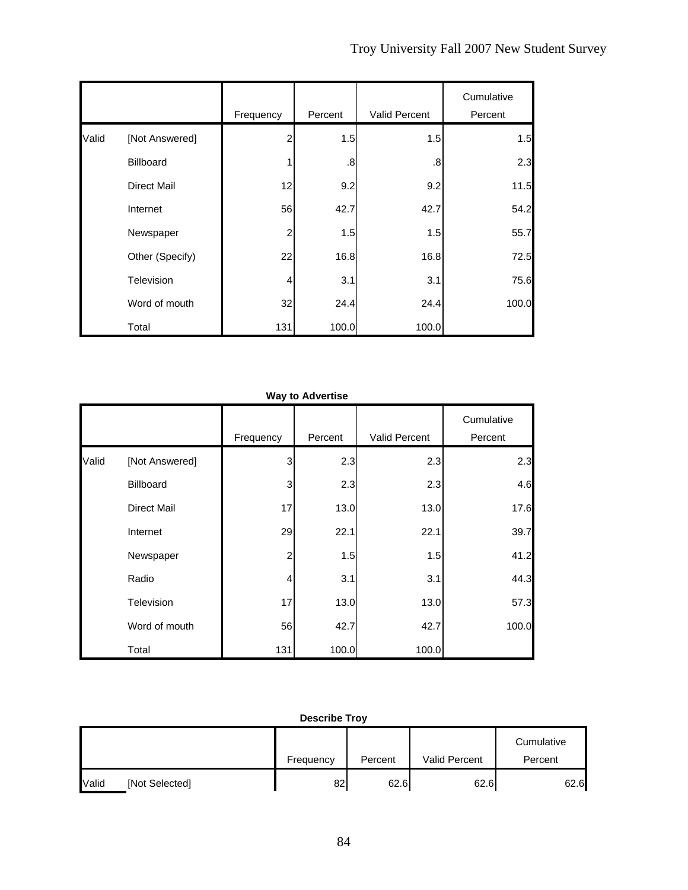| | | Frequency | Percent | Valid Percent | Cumulative Percent |
|---|---|---|---|---|---|
| Valid | [Not Answered] | 2 | 1.5 | 1.5 | 1.5 |
| | Billboard | 1 | .8 | .8 | 2.3 |
| | Direct Mail | 12 | 9.2 | 9.2 | 11.5 |
| | Internet | 56 | 42.7 | 42.7 | 54.2 |
| | Newspaper | 2 | 1.5 | 1.5 | 55.7 |
| | Other (Specify) | 22 | 16.8 | 16.8 | 72.5 |
| | Television | 4 | 3.1 | 3.1 | 75.6 |
| | Word of mouth | 32 | 24.4 | 24.4 | 100.0 |
| | Total | 131 | 100.0 | 100.0 | |

**Way to Advertise**

| | | Frequency | Percent | Valid Percent | Cumulative Percent |
|---|---|---|---|---|---|
| Valid | [Not Answered] | 3 | 2.3 | 2.3 | 2.3 |
| | Billboard | 3 | 2.3 | 2.3 | 4.6 |
| | Direct Mail | 17 | 13.0 | 13.0 | 17.6 |
| | Internet | 29 | 22.1 | 22.1 | 39.7 |
| | Newspaper | 2 | 1.5 | 1.5 | 41.2 |
| | Radio | 4 | 3.1 | 3.1 | 44.3 |
| | Television | 17 | 13.0 | 13.0 | 57.3 |
| | Word of mouth | 56 | 42.7 | 42.7 | 100.0 |
| | Total | 131 | 100.0 | 100.0 | |

**Describe Troy**

| | | Frequency | Percent | Valid Percent | Cumulative Percent |
|---|---|---|---|---|---|
| Valid | [Not Selected] | 82 | 62.6 | 62.6 | 62.6 |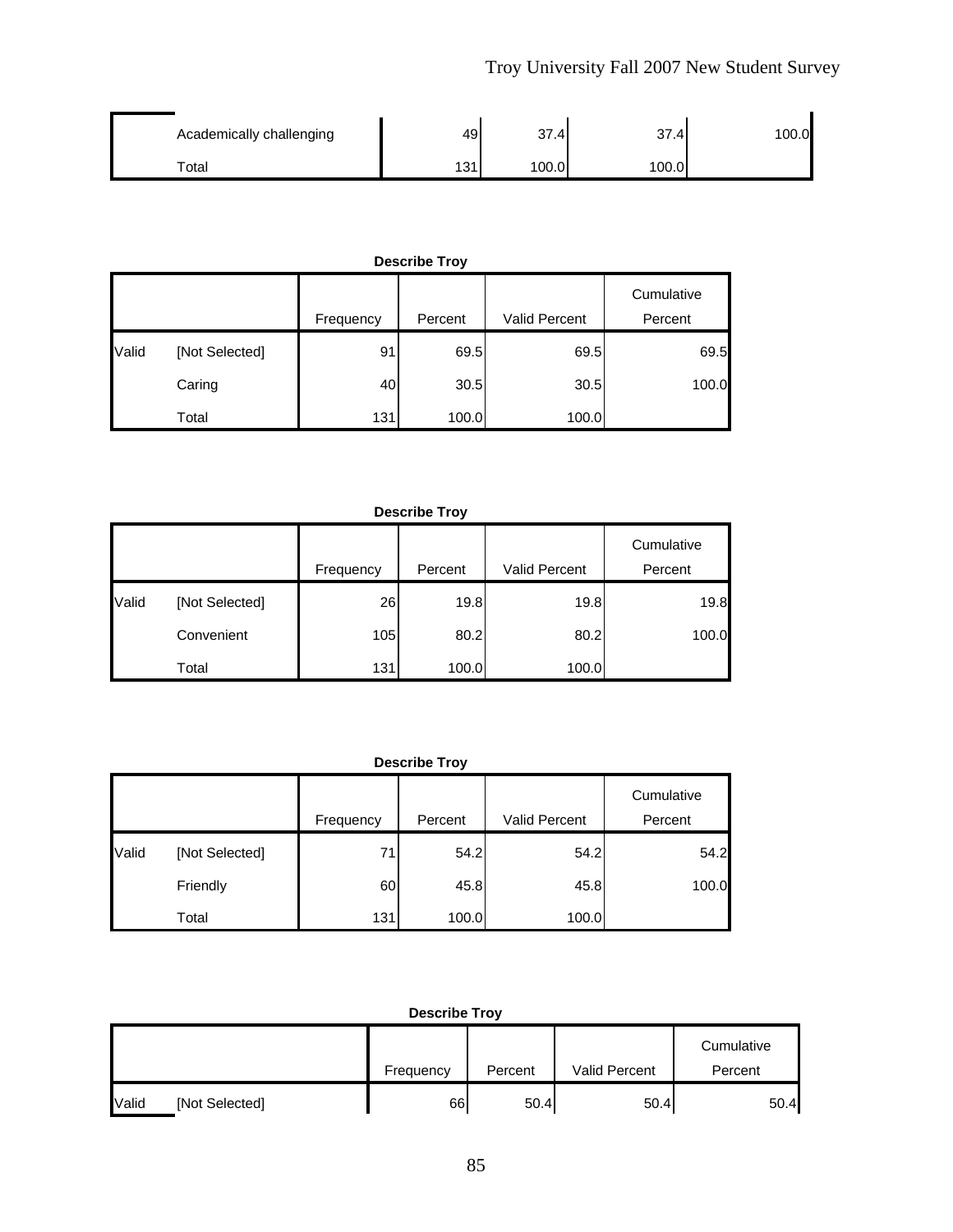| | | | | | |
|---|---|---|---|---|---|
| | Academically challenging | 49 | 37.4 | 37.4 | 100.0 |
| | Total | 131 | 100.0 | 100.0 | |

**Describe Troy**

| | | Frequency | Percent | Valid Percent | Cumulative Percent |
|---|---|---|---|---|---|
| Valid | [Not Selected] | 91 | 69.5 | 69.5 | 69.5 |
| | Caring | 40 | 30.5 | 30.5 | 100.0 |
| | Total | 131 | 100.0 | 100.0 | |

**Describe Troy**

| | | Frequency | Percent | Valid Percent | Cumulative Percent |
|---|---|---|---|---|---|
| Valid | [Not Selected] | 26 | 19.8 | 19.8 | 19.8 |
| | Convenient | 105 | 80.2 | 80.2 | 100.0 |
| | Total | 131 | 100.0 | 100.0 | |

**Describe Troy**

| | | Frequency | Percent | Valid Percent | Cumulative Percent |
|---|---|---|---|---|---|
| Valid | [Not Selected] | 71 | 54.2 | 54.2 | 54.2 |
| | Friendly | 60 | 45.8 | 45.8 | 100.0 |
| | Total | 131 | 100.0 | 100.0 | |

**Describe Troy**

| | | Frequency | Percent | Valid Percent | Cumulative Percent |
|---|---|---|---|---|---|
| Valid | [Not Selected] | 66 | 50.4 | 50.4 | 50.4 |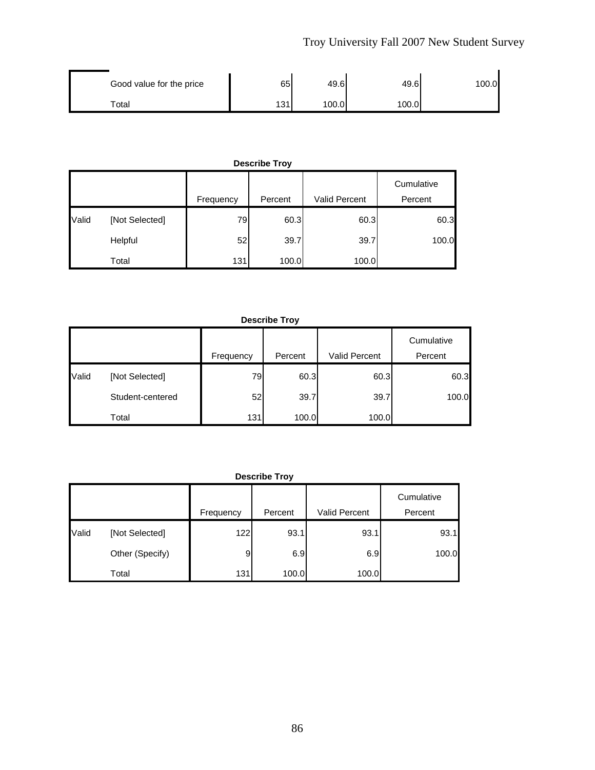| | | | | | |
|---|---|---|---|---|---|
| | Good value for the price | 65 | 49.6 | 49.6 | 100.0 |
| | Total | 131 | 100.0 | 100.0 | |

**Describe Troy**

| | | Frequency | Percent | Valid Percent | Cumulative Percent |
|---|---|---|---|---|---|
| Valid | [Not Selected] | 79 | 60.3 | 60.3 | 60.3 |
| | Helpful | 52 | 39.7 | 39.7 | 100.0 |
| | Total | 131 | 100.0 | 100.0 | |

**Describe Troy**

| | | Frequency | Percent | Valid Percent | Cumulative Percent |
|---|---|---|---|---|---|
| Valid | [Not Selected] | 79 | 60.3 | 60.3 | 60.3 |
| | Student-centered | 52 | 39.7 | 39.7 | 100.0 |
| | Total | 131 | 100.0 | 100.0 | |

**Describe Troy**

| | | Frequency | Percent | Valid Percent | Cumulative Percent |
|---|---|---|---|---|---|
| Valid | [Not Selected] | 122 | 93.1 | 93.1 | 93.1 |
| | Other (Specify) | 9 | 6.9 | 6.9 | 100.0 |
| | Total | 131 | 100.0 | 100.0 | |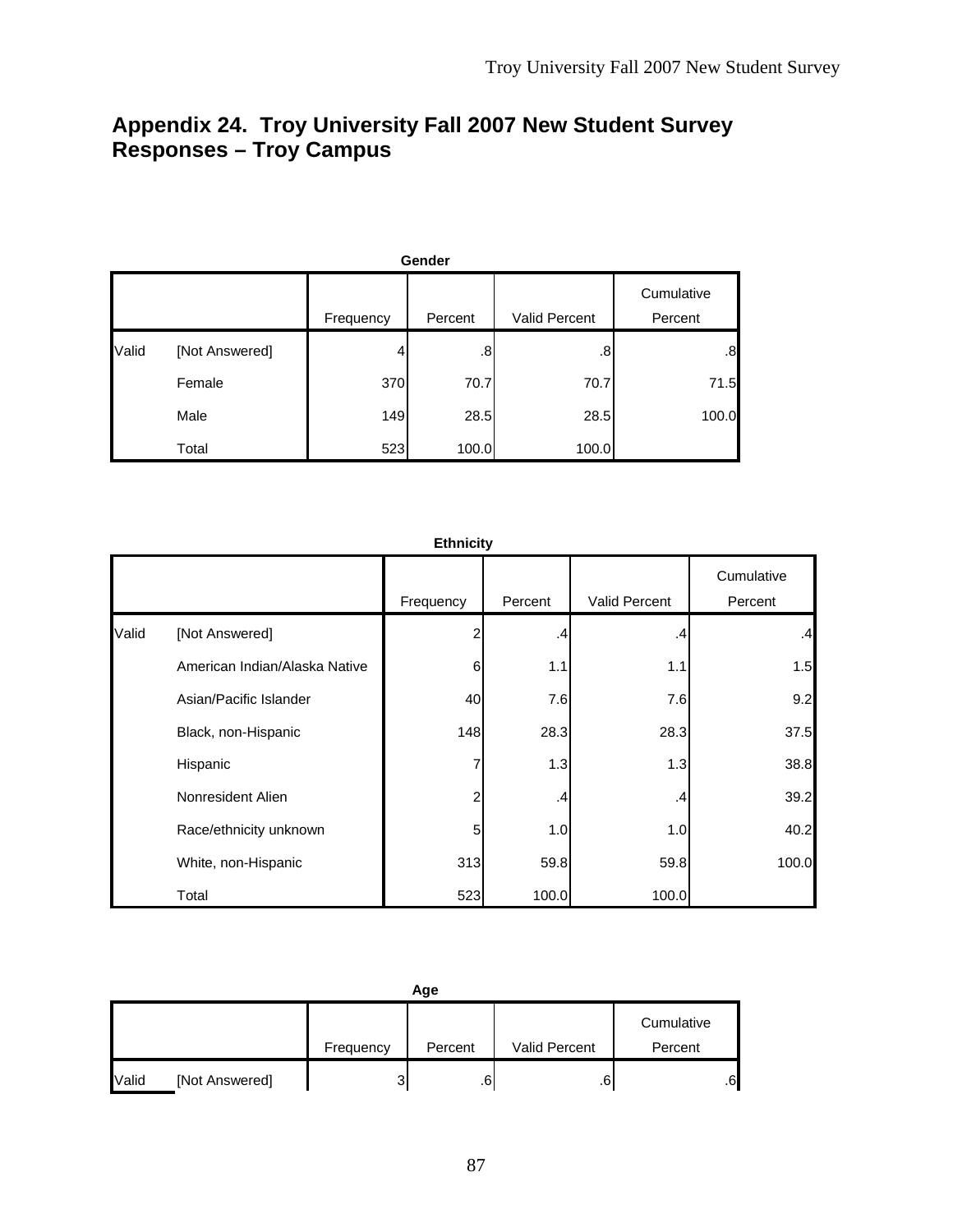# Appendix 24. Troy University Fall 2007 New Student Survey Responses – Troy Campus

**Gender**

| | | Frequency | Percent | Valid Percent | Cumulative Percent |
|---|---|---|---|---|---|
| Valid | [Not Answered] | 4 | .8 | .8 | .8 |
| | Female | 370 | 70.7 | 70.7 | 71.5 |
| | Male | 149 | 28.5 | 28.5 | 100.0 |
| | Total | 523 | 100.0 | 100.0 | |

**Ethnicity**

| | | Frequency | Percent | Valid Percent | Cumulative Percent |
|---|---|---|---|---|---|
| Valid | [Not Answered] | 2 | .4 | .4 | .4 |
| | American Indian/Alaska Native | 6 | 1.1 | 1.1 | 1.5 |
| | Asian/Pacific Islander | 40 | 7.6 | 7.6 | 9.2 |
| | Black, non-Hispanic | 148 | 28.3 | 28.3 | 37.5 |
| | Hispanic | 7 | 1.3 | 1.3 | 38.8 |
| | Nonresident Alien | 2 | .4 | .4 | 39.2 |
| | Race/ethnicity unknown | 5 | 1.0 | 1.0 | 40.2 |
| | White, non-Hispanic | 313 | 59.8 | 59.8 | 100.0 |
| | Total | 523 | 100.0 | 100.0 | |

**Age**

| | | Frequency | Percent | Valid Percent | Cumulative Percent |
|---|---|---|---|---|---|
| Valid | [Not Answered] | 3 | .6 | .6 | .6 |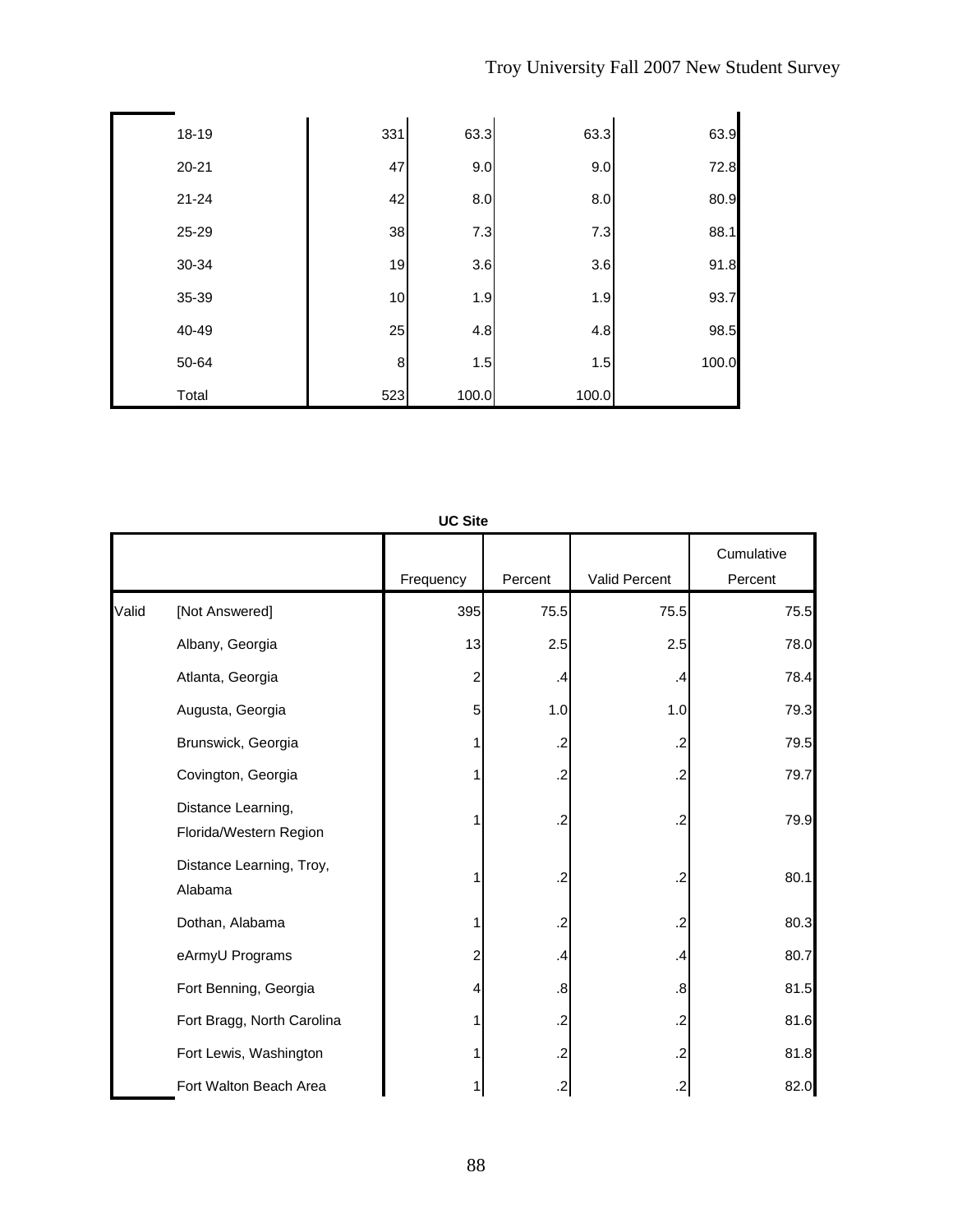| | | | | | |
|---|---|---|---|---|---|
| | 18-19 | 331 | 63.3 | 63.3 | 63.9 |
| | 20-21 | 47 | 9.0 | 9.0 | 72.8 |
| | 21-24 | 42 | 8.0 | 8.0 | 80.9 |
| | 25-29 | 38 | 7.3 | 7.3 | 88.1 |
| | 30-34 | 19 | 3.6 | 3.6 | 91.8 |
| | 35-39 | 10 | 1.9 | 1.9 | 93.7 |
| | 40-49 | 25 | 4.8 | 4.8 | 98.5 |
| | 50-64 | 8 | 1.5 | 1.5 | 100.0 |
| | Total | 523 | 100.0 | 100.0 | |

**UC Site**

| | | Frequency | Percent | Valid Percent | Cumulative Percent |
|---|---|---|---|---|---|
| Valid | [Not Answered] | 395 | 75.5 | 75.5 | 75.5 |
| | Albany, Georgia | 13 | 2.5 | 2.5 | 78.0 |
| | Atlanta, Georgia | 2 | .4 | .4 | 78.4 |
| | Augusta, Georgia | 5 | 1.0 | 1.0 | 79.3 |
| | Brunswick, Georgia | 1 | .2 | .2 | 79.5 |
| | Covington, Georgia | 1 | .2 | .2 | 79.7 |
| | Distance Learning, Florida/Western Region | 1 | .2 | .2 | 79.9 |
| | Distance Learning, Troy, Alabama | 1 | .2 | .2 | 80.1 |
| | Dothan, Alabama | 1 | .2 | .2 | 80.3 |
| | eArmyU Programs | 2 | .4 | .4 | 80.7 |
| | Fort Benning, Georgia | 4 | .8 | .8 | 81.5 |
| | Fort Bragg, North Carolina | 1 | .2 | .2 | 81.6 |
| | Fort Lewis, Washington | 1 | .2 | .2 | 81.8 |
| | Fort Walton Beach Area | 1 | .2 | .2 | 82.0 |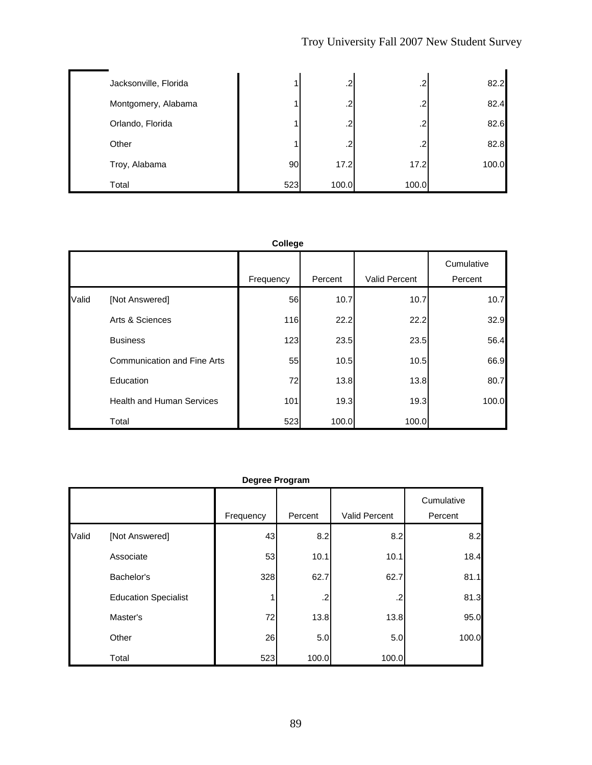| | | Frequency | Percent | Valid Percent | Cumulative Percent |
|---|---|---|---|---|---|
| | Jacksonville, Florida | 1 | .2 | .2 | 82.2 |
| | Montgomery, Alabama | 1 | .2 | .2 | 82.4 |
| | Orlando, Florida | 1 | .2 | .2 | 82.6 |
| | Other | 1 | .2 | .2 | 82.8 |
| | Troy, Alabama | 90 | 17.2 | 17.2 | 100.0 |
| | Total | 523 | 100.0 | 100.0 | |

**College**

| | | Frequency | Percent | Valid Percent | Cumulative Percent |
|---|---|---|---|---|---|
| Valid | [Not Answered] | 56 | 10.7 | 10.7 | 10.7 |
| | Arts & Sciences | 116 | 22.2 | 22.2 | 32.9 |
| | Business | 123 | 23.5 | 23.5 | 56.4 |
| | Communication and Fine Arts | 55 | 10.5 | 10.5 | 66.9 |
| | Education | 72 | 13.8 | 13.8 | 80.7 |
| | Health and Human Services | 101 | 19.3 | 19.3 | 100.0 |
| | Total | 523 | 100.0 | 100.0 | |

**Degree Program**

| | | Frequency | Percent | Valid Percent | Cumulative Percent |
|---|---|---|---|---|---|
| Valid | [Not Answered] | 43 | 8.2 | 8.2 | 8.2 |
| | Associate | 53 | 10.1 | 10.1 | 18.4 |
| | Bachelor's | 328 | 62.7 | 62.7 | 81.1 |
| | Education Specialist | 1 | .2 | .2 | 81.3 |
| | Master's | 72 | 13.8 | 13.8 | 95.0 |
| | Other | 26 | 5.0 | 5.0 | 100.0 |
| | Total | 523 | 100.0 | 100.0 | |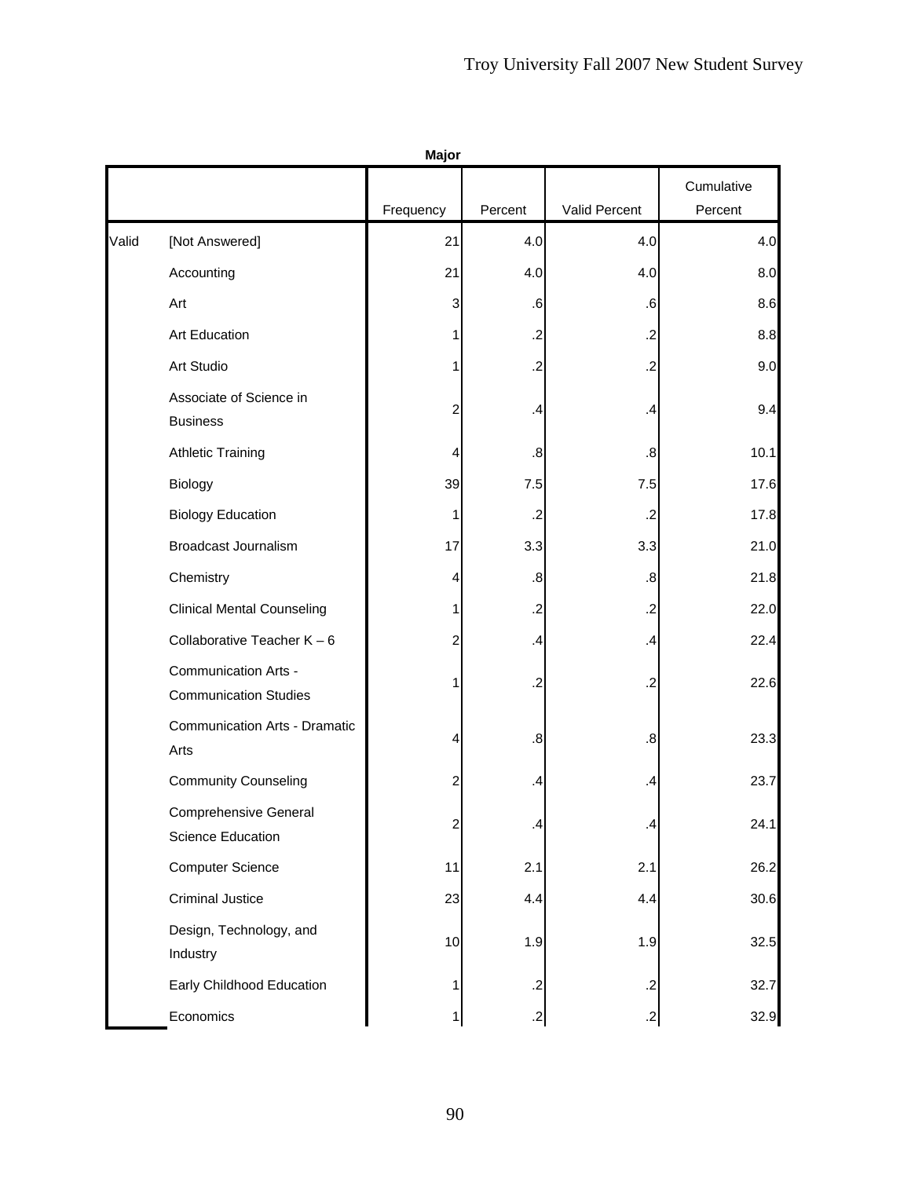**Major**

| | | Frequency | Percent | Valid Percent | Cumulative Percent |
|---|---|---|---|---|---|
| Valid | [Not Answered] | 21 | 4.0 | 4.0 | 4.0 |
| | Accounting | 21 | 4.0 | 4.0 | 8.0 |
| | Art | 3 | .6 | .6 | 8.6 |
| | Art Education | 1 | .2 | .2 | 8.8 |
| | Art Studio | 1 | .2 | .2 | 9.0 |
| | Associate of Science in Business | 2 | .4 | .4 | 9.4 |
| | Athletic Training | 4 | .8 | .8 | 10.1 |
| | Biology | 39 | 7.5 | 7.5 | 17.6 |
| | Biology Education | 1 | .2 | .2 | 17.8 |
| | Broadcast Journalism | 17 | 3.3 | 3.3 | 21.0 |
| | Chemistry | 4 | .8 | .8 | 21.8 |
| | Clinical Mental Counseling | 1 | .2 | .2 | 22.0 |
| | Collaborative Teacher K – 6 | 2 | .4 | .4 | 22.4 |
| | Communication Arts - Communication Studies | 1 | .2 | .2 | 22.6 |
| | Communication Arts - Dramatic Arts | 4 | .8 | .8 | 23.3 |
| | Community Counseling | 2 | .4 | .4 | 23.7 |
| | Comprehensive General Science Education | 2 | .4 | .4 | 24.1 |
| | Computer Science | 11 | 2.1 | 2.1 | 26.2 |
| | Criminal Justice | 23 | 4.4 | 4.4 | 30.6 |
| | Design, Technology, and Industry | 10 | 1.9 | 1.9 | 32.5 |
| | Early Childhood Education | 1 | .2 | .2 | 32.7 |
| | Economics | 1 | .2 | .2 | 32.9 |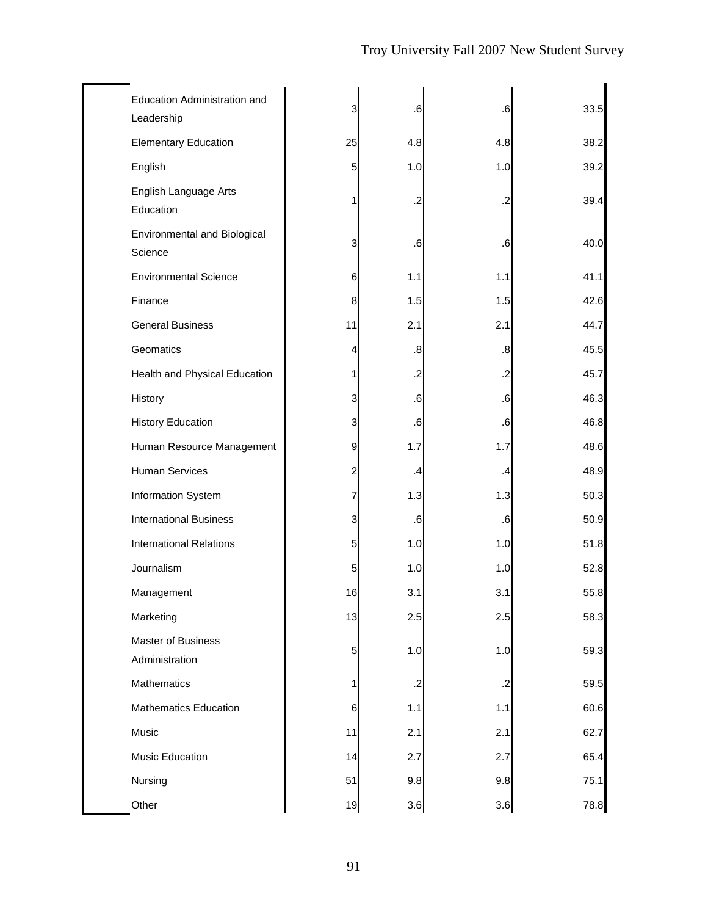| | | | | | |
|---|---|---|---|---|---|
| | Education Administration and Leadership | 3 | .6 | .6 | 33.5 |
| | Elementary Education | 25 | 4.8 | 4.8 | 38.2 |
| | English | 5 | 1.0 | 1.0 | 39.2 |
| | English Language Arts Education | 1 | .2 | .2 | 39.4 |
| | Environmental and Biological Science | 3 | .6 | .6 | 40.0 |
| | Environmental Science | 6 | 1.1 | 1.1 | 41.1 |
| | Finance | 8 | 1.5 | 1.5 | 42.6 |
| | General Business | 11 | 2.1 | 2.1 | 44.7 |
| | Geomatics | 4 | .8 | .8 | 45.5 |
| | Health and Physical Education | 1 | .2 | .2 | 45.7 |
| | History | 3 | .6 | .6 | 46.3 |
| | History Education | 3 | .6 | .6 | 46.8 |
| | Human Resource Management | 9 | 1.7 | 1.7 | 48.6 |
| | Human Services | 2 | .4 | .4 | 48.9 |
| | Information System | 7 | 1.3 | 1.3 | 50.3 |
| | International Business | 3 | .6 | .6 | 50.9 |
| | International Relations | 5 | 1.0 | 1.0 | 51.8 |
| | Journalism | 5 | 1.0 | 1.0 | 52.8 |
| | Management | 16 | 3.1 | 3.1 | 55.8 |
| | Marketing | 13 | 2.5 | 2.5 | 58.3 |
| | Master of Business Administration | 5 | 1.0 | 1.0 | 59.3 |
| | Mathematics | 1 | .2 | .2 | 59.5 |
| | Mathematics Education | 6 | 1.1 | 1.1 | 60.6 |
| | Music | 11 | 2.1 | 2.1 | 62.7 |
| | Music Education | 14 | 2.7 | 2.7 | 65.4 |
| | Nursing | 51 | 9.8 | 9.8 | 75.1 |
| | Other | 19 | 3.6 | 3.6 | 78.8 |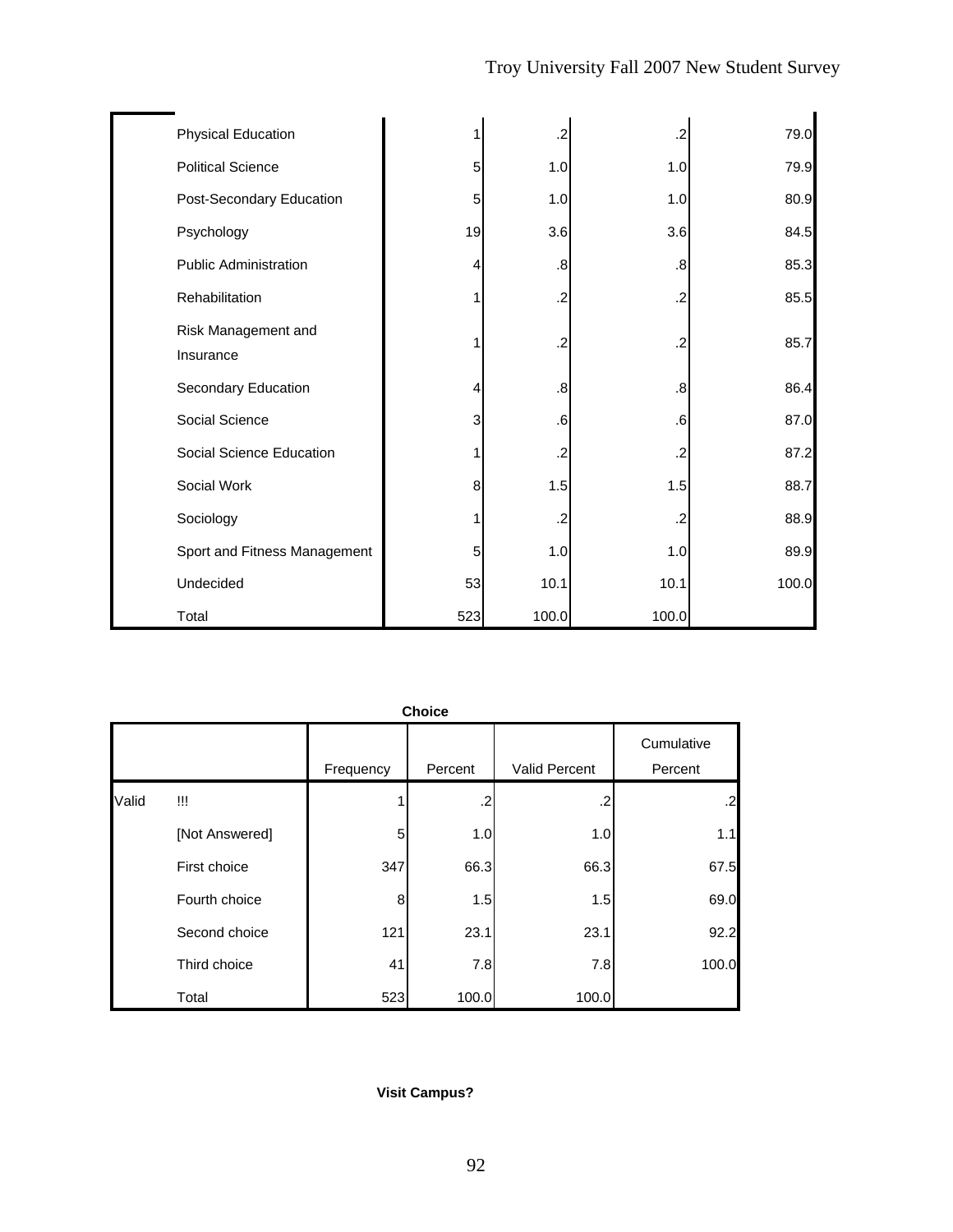| | | | | |
|---|---|---|---|---|
| Physical Education | 1 | .2 | .2 | 79.0 |
| Political Science | 5 | 1.0 | 1.0 | 79.9 |
| Post-Secondary Education | 5 | 1.0 | 1.0 | 80.9 |
| Psychology | 19 | 3.6 | 3.6 | 84.5 |
| Public Administration | 4 | .8 | .8 | 85.3 |
| Rehabilitation | 1 | .2 | .2 | 85.5 |
| Risk Management and Insurance | 1 | .2 | .2 | 85.7 |
| Secondary Education | 4 | .8 | .8 | 86.4 |
| Social Science | 3 | .6 | .6 | 87.0 |
| Social Science Education | 1 | .2 | .2 | 87.2 |
| Social Work | 8 | 1.5 | 1.5 | 88.7 |
| Sociology | 1 | .2 | .2 | 88.9 |
| Sport and Fitness Management | 5 | 1.0 | 1.0 | 89.9 |
| Undecided | 53 | 10.1 | 10.1 | 100.0 |
| Total | 523 | 100.0 | 100.0 | |

**Choice**

| | | Frequency | Percent | Valid Percent | Cumulative Percent |
|---|---|---|---|---|---|
| Valid | !!! | 1 | .2 | .2 | .2 |
| | [Not Answered] | 5 | 1.0 | 1.0 | 1.1 |
| | First choice | 347 | 66.3 | 66.3 | 67.5 |
| | Fourth choice | 8 | 1.5 | 1.5 | 69.0 |
| | Second choice | 121 | 23.1 | 23.1 | 92.2 |
| | Third choice | 41 | 7.8 | 7.8 | 100.0 |
| | Total | 523 | 100.0 | 100.0 | |

**Visit Campus?**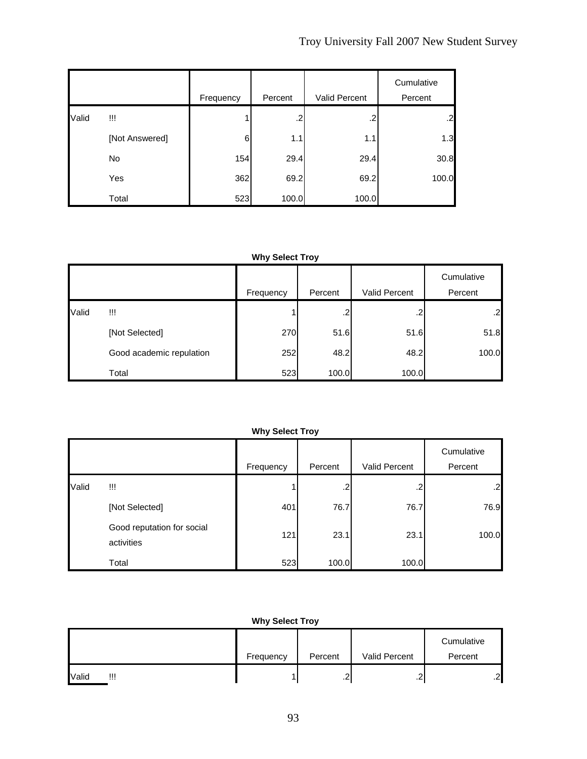| | | Frequency | Percent | Valid Percent | Cumulative Percent |
|---|---|---|---|---|---|
| Valid | !!! | 1 | .2 | .2 | .2 |
| | [Not Answered] | 6 | 1.1 | 1.1 | 1.3 |
| | No | 154 | 29.4 | 29.4 | 30.8 |
| | Yes | 362 | 69.2 | 69.2 | 100.0 |
| | Total | 523 | 100.0 | 100.0 | |

**Why Select Troy**

| | | Frequency | Percent | Valid Percent | Cumulative Percent |
|---|---|---|---|---|---|
| Valid | !!! | 1 | .2 | .2 | .2 |
| | [Not Selected] | 270 | 51.6 | 51.6 | 51.8 |
| | Good academic repulation | 252 | 48.2 | 48.2 | 100.0 |
| | Total | 523 | 100.0 | 100.0 | |

**Why Select Troy**

| | | Frequency | Percent | Valid Percent | Cumulative Percent |
|---|---|---|---|---|---|
| Valid | !!! | 1 | .2 | .2 | .2 |
| | [Not Selected] | 401 | 76.7 | 76.7 | 76.9 |
| | Good reputation for social activities | 121 | 23.1 | 23.1 | 100.0 |
| | Total | 523 | 100.0 | 100.0 | |

**Why Select Troy**

| | | Frequency | Percent | Valid Percent | Cumulative Percent |
|---|---|---|---|---|---|
| Valid | !!! | 1 | .2 | .2 | .2 |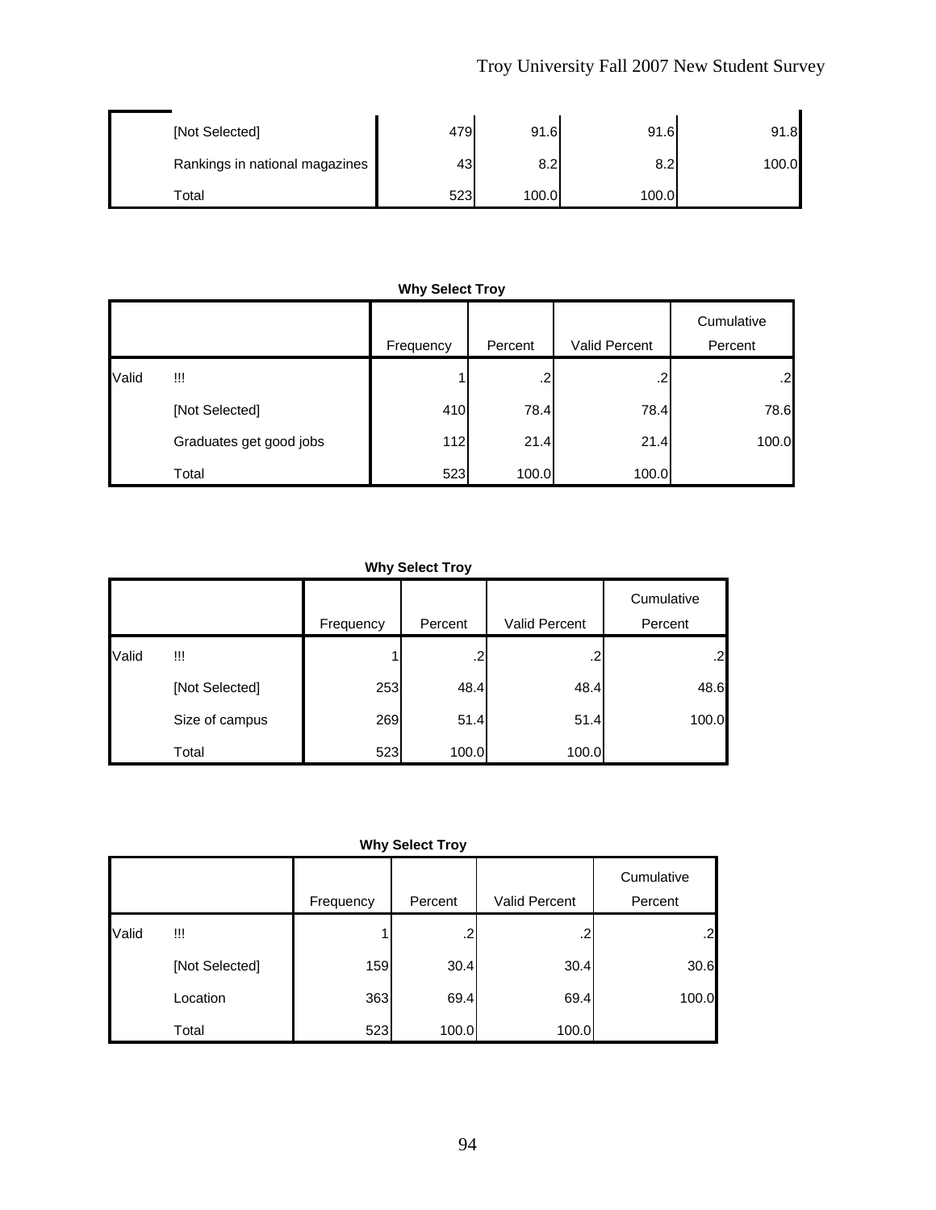| | | Frequency | Percent | Valid Percent | Cumulative Percent |
|---|---|---|---|---|---|
| | [Not Selected] | 479 | 91.6 | 91.6 | 91.8 |
| | Rankings in national magazines | 43 | 8.2 | 8.2 | 100.0 |
| | Total | 523 | 100.0 | 100.0 | |

**Why Select Troy**

| | | Frequency | Percent | Valid Percent | Cumulative Percent |
|---|---|---|---|---|---|
| Valid | !!! | 1 | .2 | .2 | .2 |
| | [Not Selected] | 410 | 78.4 | 78.4 | 78.6 |
| | Graduates get good jobs | 112 | 21.4 | 21.4 | 100.0 |
| | Total | 523 | 100.0 | 100.0 | |

**Why Select Troy**

| | | Frequency | Percent | Valid Percent | Cumulative Percent |
|---|---|---|---|---|---|
| Valid | !!! | 1 | .2 | .2 | .2 |
| | [Not Selected] | 253 | 48.4 | 48.4 | 48.6 |
| | Size of campus | 269 | 51.4 | 51.4 | 100.0 |
| | Total | 523 | 100.0 | 100.0 | |

**Why Select Troy**

| | | Frequency | Percent | Valid Percent | Cumulative Percent |
|---|---|---|---|---|---|
| Valid | !!! | 1 | .2 | .2 | .2 |
| | [Not Selected] | 159 | 30.4 | 30.4 | 30.6 |
| | Location | 363 | 69.4 | 69.4 | 100.0 |
| | Total | 523 | 100.0 | 100.0 | |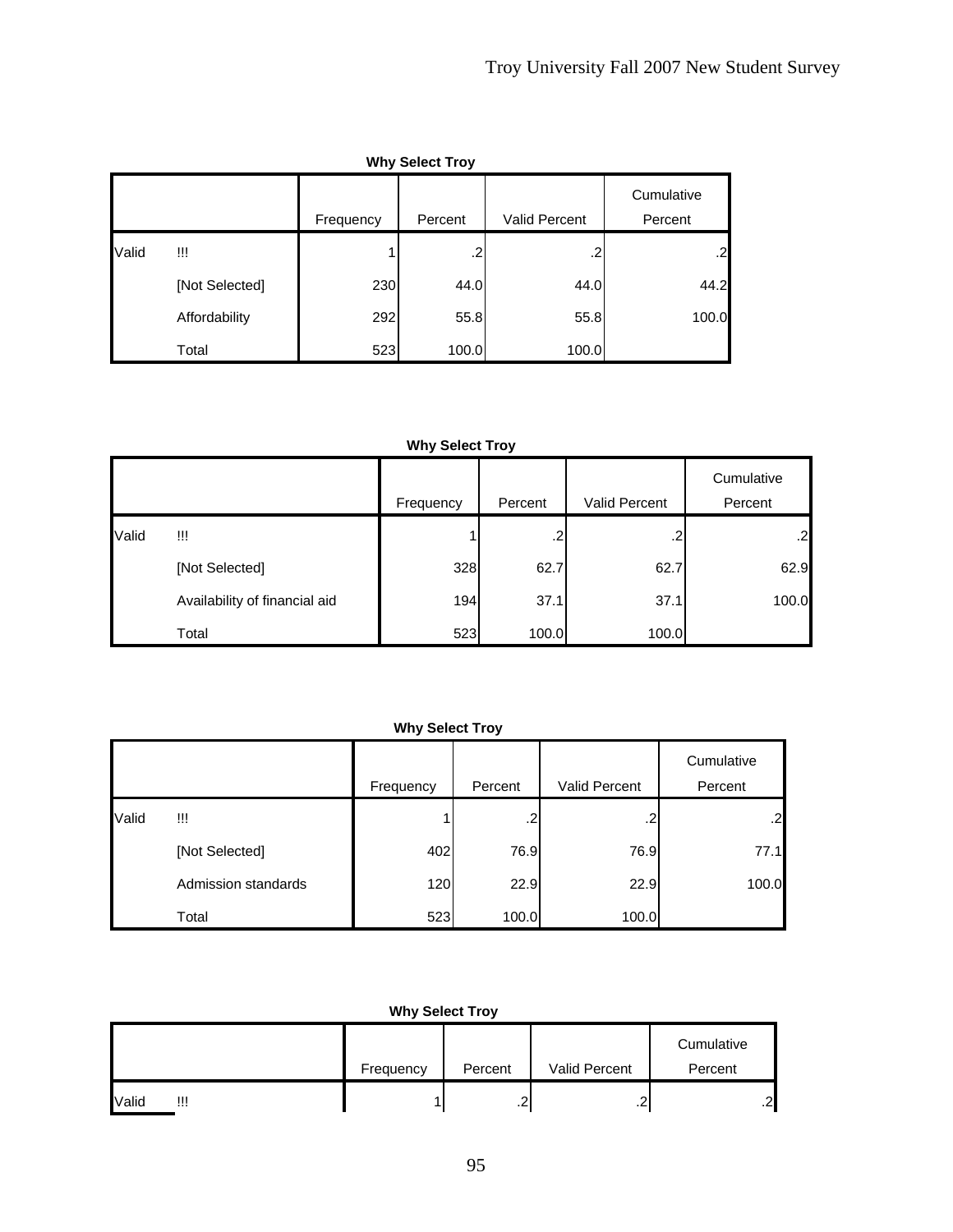**Why Select Troy**

| | | Frequency | Percent | Valid Percent | Cumulative Percent |
|---|---|---|---|---|---|
| Valid | !!! | 1 | .2 | .2 | .2 |
| | [Not Selected] | 230 | 44.0 | 44.0 | 44.2 |
| | Affordability | 292 | 55.8 | 55.8 | 100.0 |
| | Total | 523 | 100.0 | 100.0 | |

**Why Select Troy**

| | | Frequency | Percent | Valid Percent | Cumulative Percent |
|---|---|---|---|---|---|
| Valid | !!! | 1 | .2 | .2 | .2 |
| | [Not Selected] | 328 | 62.7 | 62.7 | 62.9 |
| | Availability of financial aid | 194 | 37.1 | 37.1 | 100.0 |
| | Total | 523 | 100.0 | 100.0 | |

**Why Select Troy**

| | | Frequency | Percent | Valid Percent | Cumulative Percent |
|---|---|---|---|---|---|
| Valid | !!! | 1 | .2 | .2 | .2 |
| | [Not Selected] | 402 | 76.9 | 76.9 | 77.1 |
| | Admission standards | 120 | 22.9 | 22.9 | 100.0 |
| | Total | 523 | 100.0 | 100.0 | |

**Why Select Troy**

| | | Frequency | Percent | Valid Percent | Cumulative Percent |
|---|---|---|---|---|---|
| Valid | !!! | 1 | .2 | .2 | .2 |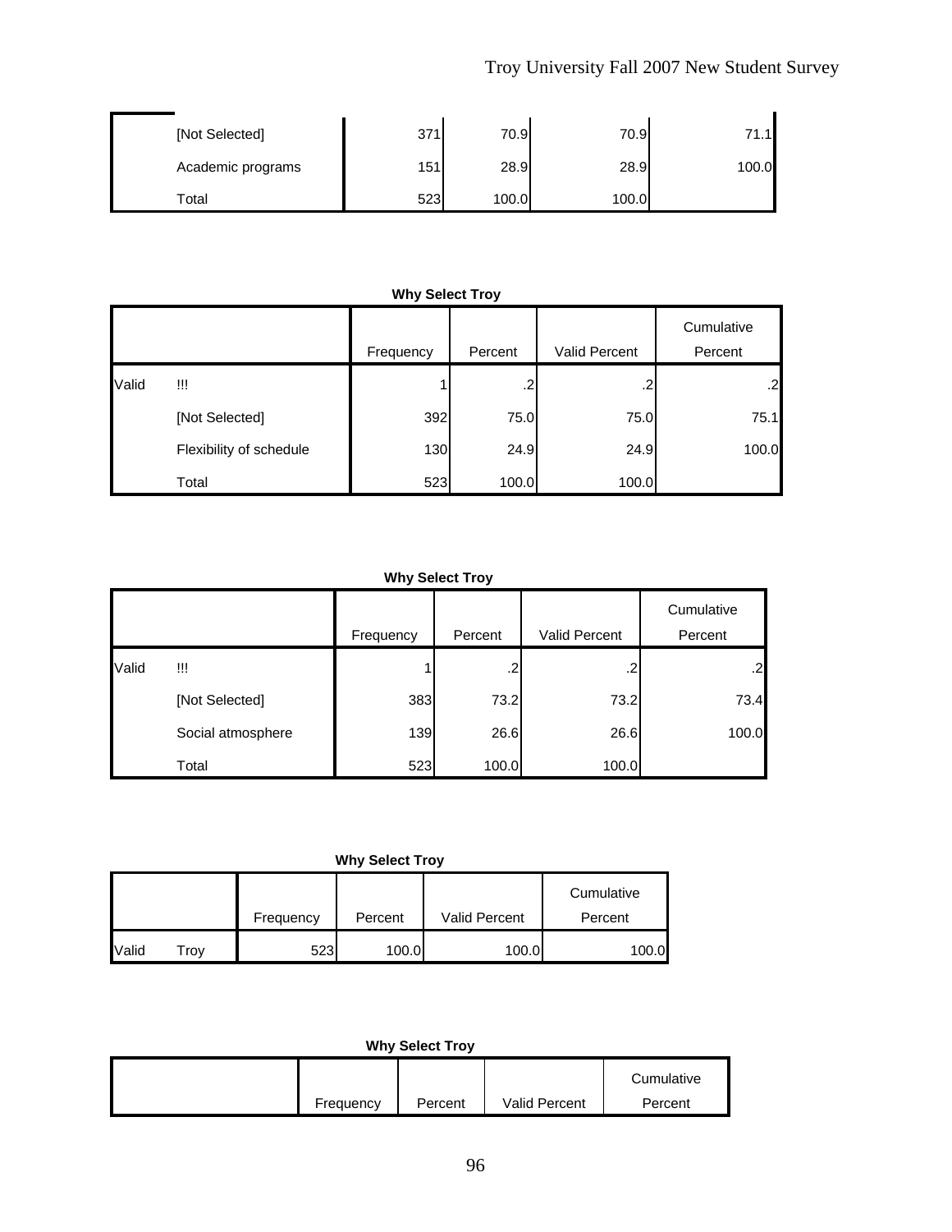| | | Frequency | Percent | Valid Percent | Cumulative Percent |
|---|---|---|---|---|---|
| | [Not Selected] | 371 | 70.9 | 70.9 | 71.1 |
| | Academic programs | 151 | 28.9 | 28.9 | 100.0 |
| | Total | 523 | 100.0 | 100.0 | |

**Why Select Troy**

| | | Frequency | Percent | Valid Percent | Cumulative Percent |
|---|---|---|---|---|---|
| Valid | !!! | 1 | .2 | .2 | .2 |
| | [Not Selected] | 392 | 75.0 | 75.0 | 75.1 |
| | Flexibility of schedule | 130 | 24.9 | 24.9 | 100.0 |
| | Total | 523 | 100.0 | 100.0 | |

**Why Select Troy**

| | | Frequency | Percent | Valid Percent | Cumulative Percent |
|---|---|---|---|---|---|
| Valid | !!! | 1 | .2 | .2 | .2 |
| | [Not Selected] | 383 | 73.2 | 73.2 | 73.4 |
| | Social atmosphere | 139 | 26.6 | 26.6 | 100.0 |
| | Total | 523 | 100.0 | 100.0 | |

**Why Select Troy**

| | | Frequency | Percent | Valid Percent | Cumulative Percent |
|---|---|---|---|---|---|
| Valid | Troy | 523 | 100.0 | 100.0 | 100.0 |

**Why Select Troy**

| | Frequency | Percent | Valid Percent | Cumulative Percent |
|---|---|---|---|---|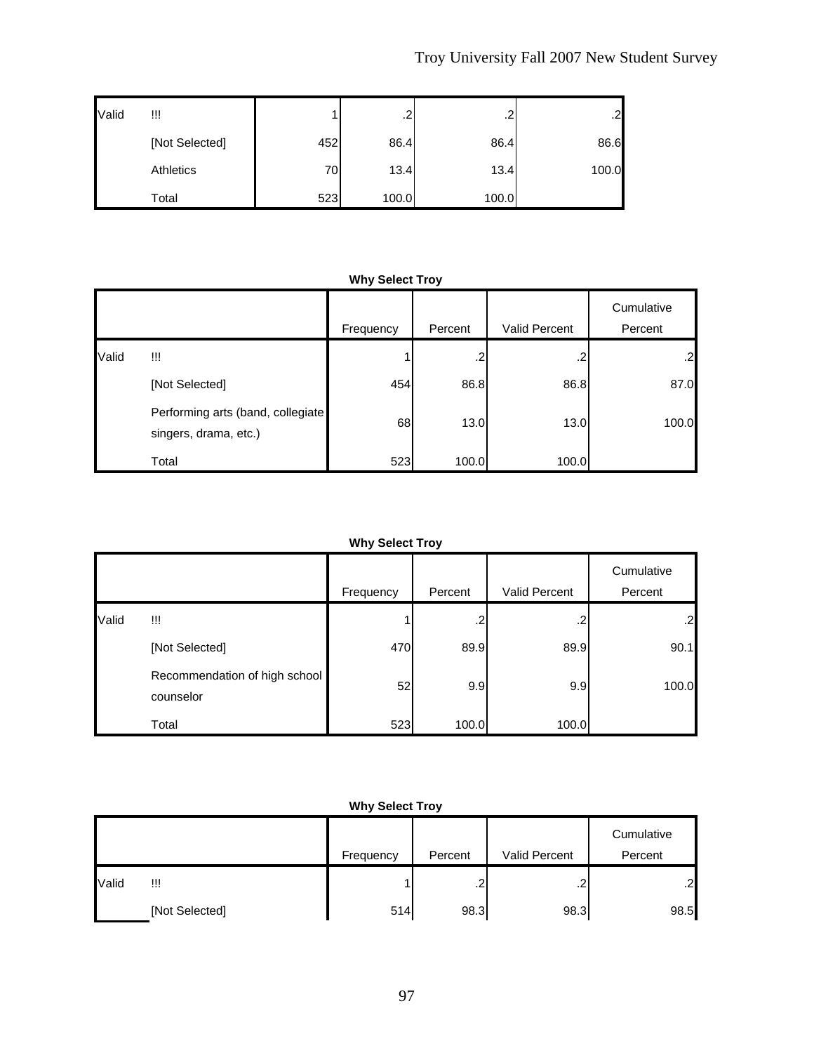| | | Frequency | Percent | Valid Percent | Cumulative Percent |
|---|---|---|---|---|---|
| Valid | !!! | 1 | .2 | .2 | .2 |
| | [Not Selected] | 452 | 86.4 | 86.4 | 86.6 |
| | Athletics | 70 | 13.4 | 13.4 | 100.0 |
| | Total | 523 | 100.0 | 100.0 | |

**Why Select Troy**

| | | Frequency | Percent | Valid Percent | Cumulative Percent |
|---|---|---|---|---|---|
| Valid | !!! | 1 | .2 | .2 | .2 |
| | [Not Selected] | 454 | 86.8 | 86.8 | 87.0 |
| | Performing arts (band, collegiate singers, drama, etc.) | 68 | 13.0 | 13.0 | 100.0 |
| | Total | 523 | 100.0 | 100.0 | |

**Why Select Troy**

| | | Frequency | Percent | Valid Percent | Cumulative Percent |
|---|---|---|---|---|---|
| Valid | !!! | 1 | .2 | .2 | .2 |
| | [Not Selected] | 470 | 89.9 | 89.9 | 90.1 |
| | Recommendation of high school counselor | 52 | 9.9 | 9.9 | 100.0 |
| | Total | 523 | 100.0 | 100.0 | |

**Why Select Troy**

| | | Frequency | Percent | Valid Percent | Cumulative Percent |
|---|---|---|---|---|---|
| Valid | !!! | 1 | .2 | .2 | .2 |
| | [Not Selected] | 514 | 98.3 | 98.3 | 98.5 |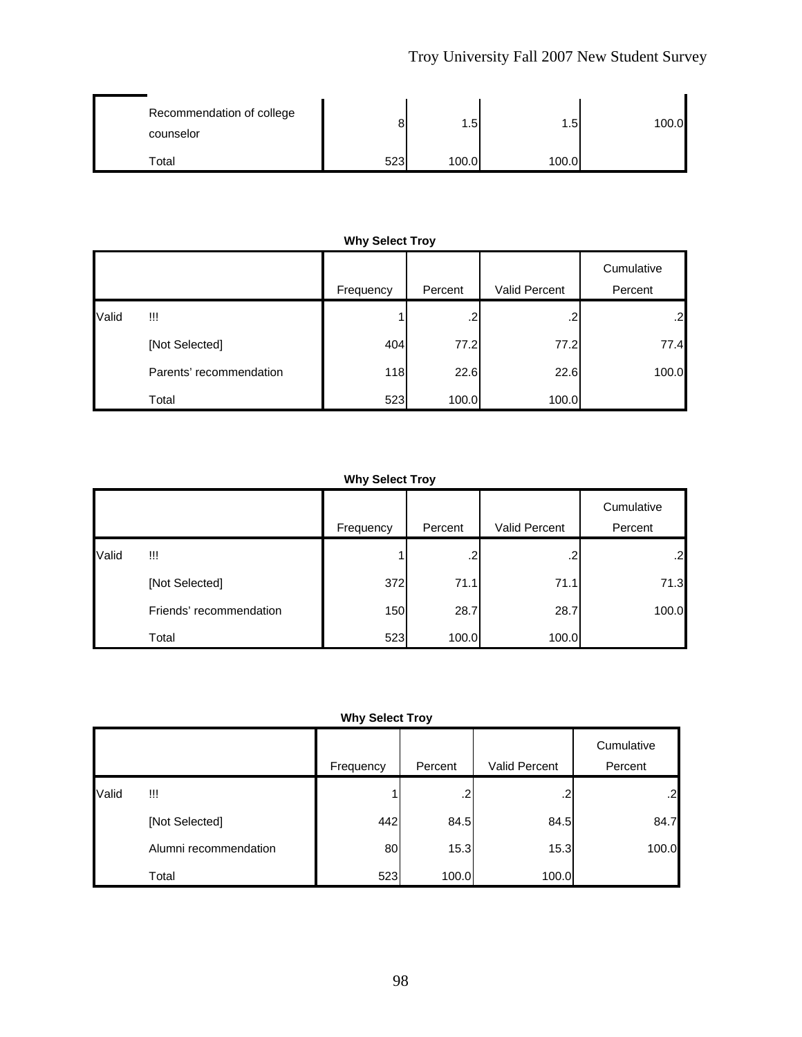| | | | | | |
|---|---|---|---|---|---|
| | Recommendation of college counselor | 8 | 1.5 | 1.5 | 100.0 |
| | Total | 523 | 100.0 | 100.0 | |

**Why Select Troy**

| | | Frequency | Percent | Valid Percent | Cumulative Percent |
|---|---|---|---|---|---|
| Valid | !!! | 1 | .2 | .2 | .2 |
| | [Not Selected] | 404 | 77.2 | 77.2 | 77.4 |
| | Parents' recommendation | 118 | 22.6 | 22.6 | 100.0 |
| | Total | 523 | 100.0 | 100.0 | |

**Why Select Troy**

| | | Frequency | Percent | Valid Percent | Cumulative Percent |
|---|---|---|---|---|---|
| Valid | !!! | 1 | .2 | .2 | .2 |
| | [Not Selected] | 372 | 71.1 | 71.1 | 71.3 |
| | Friends' recommendation | 150 | 28.7 | 28.7 | 100.0 |
| | Total | 523 | 100.0 | 100.0 | |

**Why Select Troy**

| | | Frequency | Percent | Valid Percent | Cumulative Percent |
|---|---|---|---|---|---|
| Valid | !!! | 1 | .2 | .2 | .2 |
| | [Not Selected] | 442 | 84.5 | 84.5 | 84.7 |
| | Alumni recommendation | 80 | 15.3 | 15.3 | 100.0 |
| | Total | 523 | 100.0 | 100.0 | |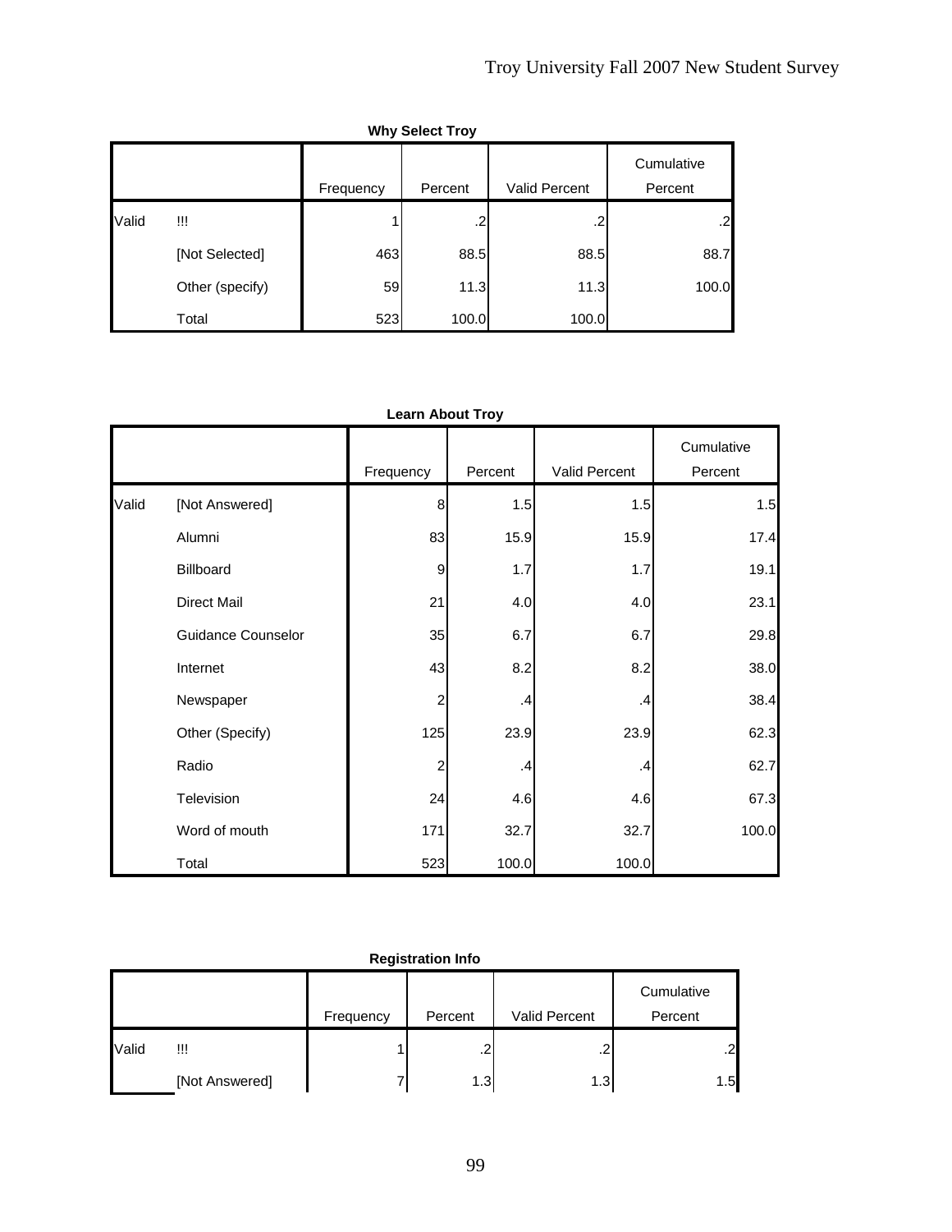**Why Select Troy**

| | | Frequency | Percent | Valid Percent | Cumulative Percent |
|---|---|---|---|---|---|
| Valid | !!! | 1 | .2 | .2 | .2 |
| | [Not Selected] | 463 | 88.5 | 88.5 | 88.7 |
| | Other (specify) | 59 | 11.3 | 11.3 | 100.0 |
| | Total | 523 | 100.0 | 100.0 | |

**Learn About Troy**

| | | Frequency | Percent | Valid Percent | Cumulative Percent |
|---|---|---|---|---|---|
| Valid | [Not Answered] | 8 | 1.5 | 1.5 | 1.5 |
| | Alumni | 83 | 15.9 | 15.9 | 17.4 |
| | Billboard | 9 | 1.7 | 1.7 | 19.1 |
| | Direct Mail | 21 | 4.0 | 4.0 | 23.1 |
| | Guidance Counselor | 35 | 6.7 | 6.7 | 29.8 |
| | Internet | 43 | 8.2 | 8.2 | 38.0 |
| | Newspaper | 2 | .4 | .4 | 38.4 |
| | Other (Specify) | 125 | 23.9 | 23.9 | 62.3 |
| | Radio | 2 | .4 | .4 | 62.7 |
| | Television | 24 | 4.6 | 4.6 | 67.3 |
| | Word of mouth | 171 | 32.7 | 32.7 | 100.0 |
| | Total | 523 | 100.0 | 100.0 | |

**Registration Info**

| | | Frequency | Percent | Valid Percent | Cumulative Percent |
|---|---|---|---|---|---|
| Valid | !!! | 1 | .2 | .2 | .2 |
| | [Not Answered] | 7 | 1.3 | 1.3 | 1.5 |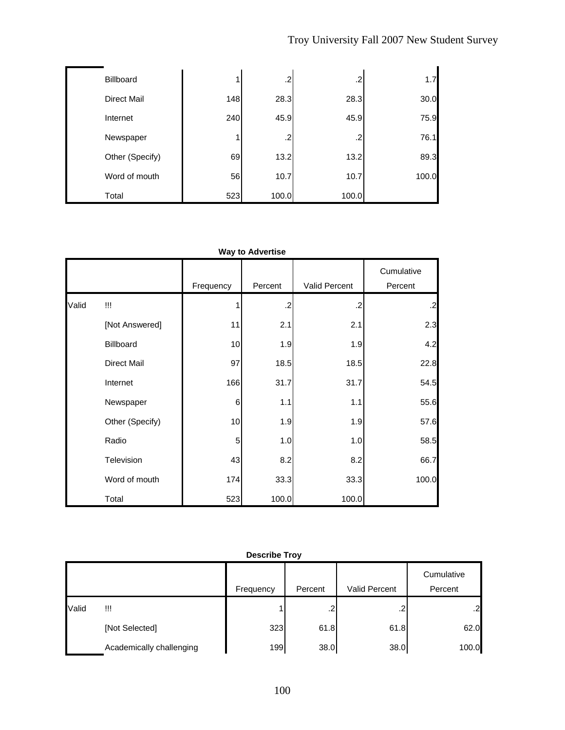| | | Frequency | Percent | Valid Percent | Cumulative Percent |
|---|---|---|---|---|---|
| | Billboard | 1 | .2 | .2 | 1.7 |
| | Direct Mail | 148 | 28.3 | 28.3 | 30.0 |
| | Internet | 240 | 45.9 | 45.9 | 75.9 |
| | Newspaper | 1 | .2 | .2 | 76.1 |
| | Other (Specify) | 69 | 13.2 | 13.2 | 89.3 |
| | Word of mouth | 56 | 10.7 | 10.7 | 100.0 |
| | Total | 523 | 100.0 | 100.0 | |

**Way to Advertise**

| | | Frequency | Percent | Valid Percent | Cumulative Percent |
|---|---|---|---|---|---|
| Valid | !!! | 1 | .2 | .2 | .2 |
| | [Not Answered] | 11 | 2.1 | 2.1 | 2.3 |
| | Billboard | 10 | 1.9 | 1.9 | 4.2 |
| | Direct Mail | 97 | 18.5 | 18.5 | 22.8 |
| | Internet | 166 | 31.7 | 31.7 | 54.5 |
| | Newspaper | 6 | 1.1 | 1.1 | 55.6 |
| | Other (Specify) | 10 | 1.9 | 1.9 | 57.6 |
| | Radio | 5 | 1.0 | 1.0 | 58.5 |
| | Television | 43 | 8.2 | 8.2 | 66.7 |
| | Word of mouth | 174 | 33.3 | 33.3 | 100.0 |
| | Total | 523 | 100.0 | 100.0 | |

**Describe Troy**

| | | Frequency | Percent | Valid Percent | Cumulative Percent |
|---|---|---|---|---|---|
| Valid | !!! | 1 | .2 | .2 | .2 |
| | [Not Selected] | 323 | 61.8 | 61.8 | 62.0 |
| | Academically challenging | 199 | 38.0 | 38.0 | 100.0 |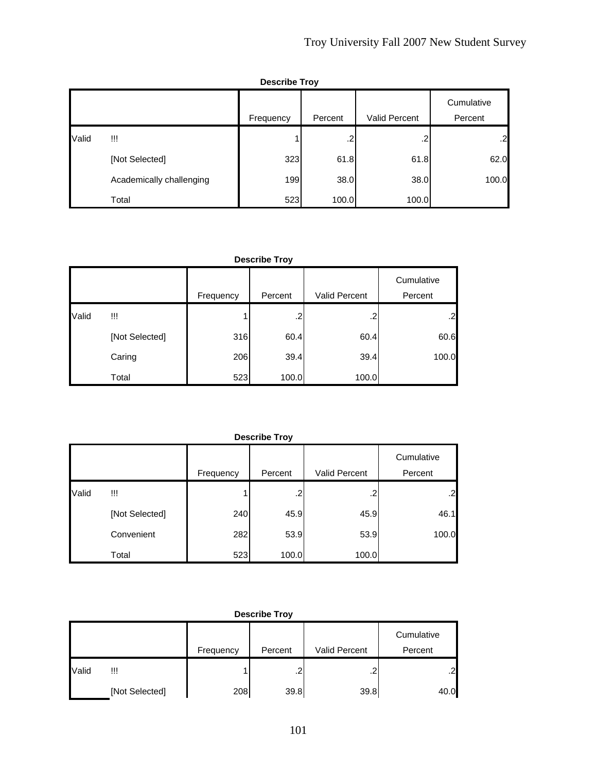**Describe Troy**

| | | Frequency | Percent | Valid Percent | Cumulative Percent |
|---|---|---|---|---|---|
| Valid | !!! | 1 | .2 | .2 | .2 |
| | [Not Selected] | 323 | 61.8 | 61.8 | 62.0 |
| | Academically challenging | 199 | 38.0 | 38.0 | 100.0 |
| | Total | 523 | 100.0 | 100.0 | |

**Describe Troy**

| | | Frequency | Percent | Valid Percent | Cumulative Percent |
|---|---|---|---|---|---|
| Valid | !!! | 1 | .2 | .2 | .2 |
| | [Not Selected] | 316 | 60.4 | 60.4 | 60.6 |
| | Caring | 206 | 39.4 | 39.4 | 100.0 |
| | Total | 523 | 100.0 | 100.0 | |

**Describe Troy**

| | | Frequency | Percent | Valid Percent | Cumulative Percent |
|---|---|---|---|---|---|
| Valid | !!! | 1 | .2 | .2 | .2 |
| | [Not Selected] | 240 | 45.9 | 45.9 | 46.1 |
| | Convenient | 282 | 53.9 | 53.9 | 100.0 |
| | Total | 523 | 100.0 | 100.0 | |

**Describe Troy**

| | | Frequency | Percent | Valid Percent | Cumulative Percent |
|---|---|---|---|---|---|
| Valid | !!! | 1 | .2 | .2 | .2 |
| | [Not Selected] | 208 | 39.8 | 39.8 | 40.0 |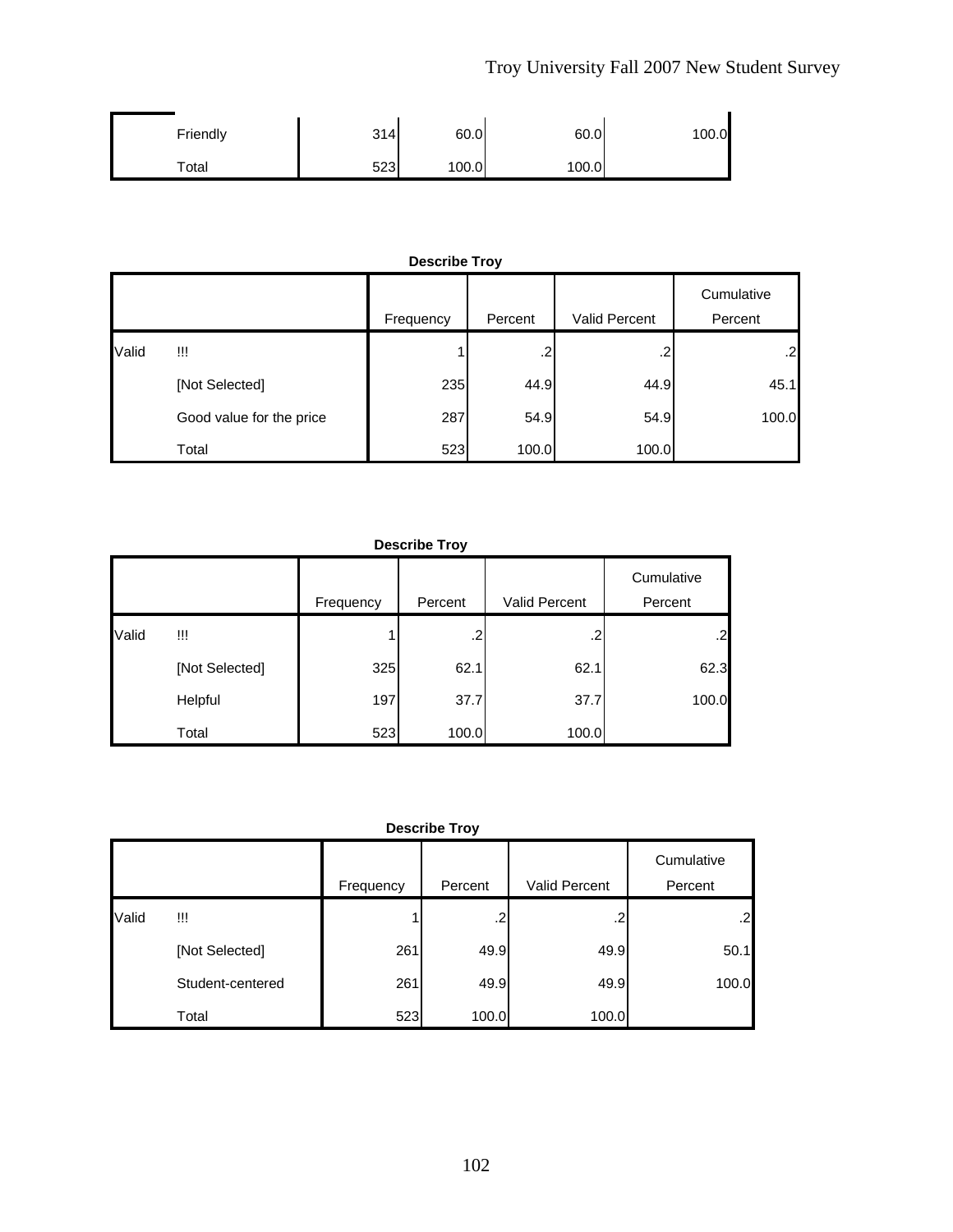| | | Frequency | Percent | Valid Percent | Cumulative Percent |
|---|---|---|---|---|---|
| | Friendly | 314 | 60.0 | 60.0 | 100.0 |
| | Total | 523 | 100.0 | 100.0 | |

**Describe Troy**

| | | Frequency | Percent | Valid Percent | Cumulative Percent |
|---|---|---|---|---|---|
| Valid | !!! | 1 | .2 | .2 | .2 |
| | [Not Selected] | 235 | 44.9 | 44.9 | 45.1 |
| | Good value for the price | 287 | 54.9 | 54.9 | 100.0 |
| | Total | 523 | 100.0 | 100.0 | |

**Describe Troy**

| | | Frequency | Percent | Valid Percent | Cumulative Percent |
|---|---|---|---|---|---|
| Valid | !!! | 1 | .2 | .2 | .2 |
| | [Not Selected] | 325 | 62.1 | 62.1 | 62.3 |
| | Helpful | 197 | 37.7 | 37.7 | 100.0 |
| | Total | 523 | 100.0 | 100.0 | |

**Describe Troy**

| | | Frequency | Percent | Valid Percent | Cumulative Percent |
|---|---|---|---|---|---|
| Valid | !!! | 1 | .2 | .2 | .2 |
| | [Not Selected] | 261 | 49.9 | 49.9 | 50.1 |
| | Student-centered | 261 | 49.9 | 49.9 | 100.0 |
| | Total | 523 | 100.0 | 100.0 | |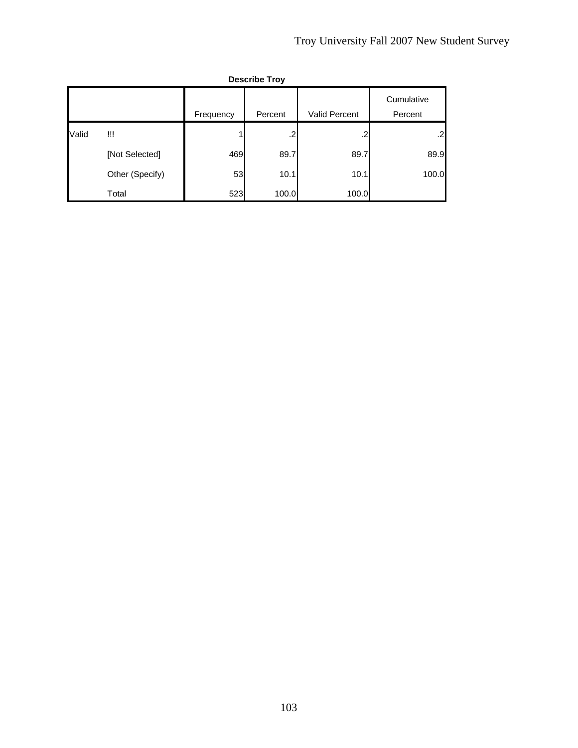**Describe Troy**

| | | Frequency | Percent | Valid Percent | Cumulative Percent |
|---|---|---|---|---|---|
| Valid | !!! | 1 | .2 | .2 | .2 |
| | [Not Selected] | 469 | 89.7 | 89.7 | 89.9 |
| | Other (Specify) | 53 | 10.1 | 10.1 | 100.0 |
| | Total | 523 | 100.0 | 100.0 | |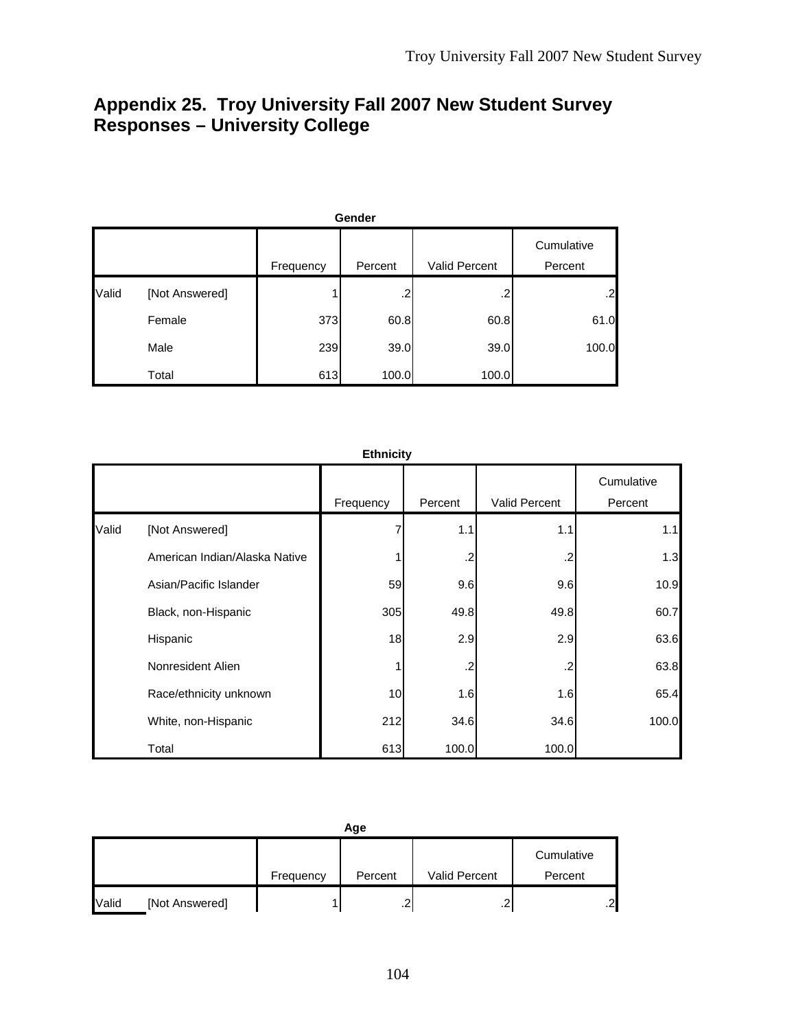# Appendix 25. Troy University Fall 2007 New Student Survey Responses – University College

**Gender**

| | | Frequency | Percent | Valid Percent | Cumulative Percent |
|---|---|---|---|---|---|
| Valid | [Not Answered] | 1 | .2 | .2 | .2 |
| | Female | 373 | 60.8 | 60.8 | 61.0 |
| | Male | 239 | 39.0 | 39.0 | 100.0 |
| | Total | 613 | 100.0 | 100.0 | |

**Ethnicity**

| | | Frequency | Percent | Valid Percent | Cumulative Percent |
|---|---|---|---|---|---|
| Valid | [Not Answered] | 7 | 1.1 | 1.1 | 1.1 |
| | American Indian/Alaska Native | 1 | .2 | .2 | 1.3 |
| | Asian/Pacific Islander | 59 | 9.6 | 9.6 | 10.9 |
| | Black, non-Hispanic | 305 | 49.8 | 49.8 | 60.7 |
| | Hispanic | 18 | 2.9 | 2.9 | 63.6 |
| | Nonresident Alien | 1 | .2 | .2 | 63.8 |
| | Race/ethnicity unknown | 10 | 1.6 | 1.6 | 65.4 |
| | White, non-Hispanic | 212 | 34.6 | 34.6 | 100.0 |
| | Total | 613 | 100.0 | 100.0 | |

**Age**

| | | Frequency | Percent | Valid Percent | Cumulative Percent |
|---|---|---|---|---|---|
| Valid | [Not Answered] | 1 | .2 | .2 | .2 |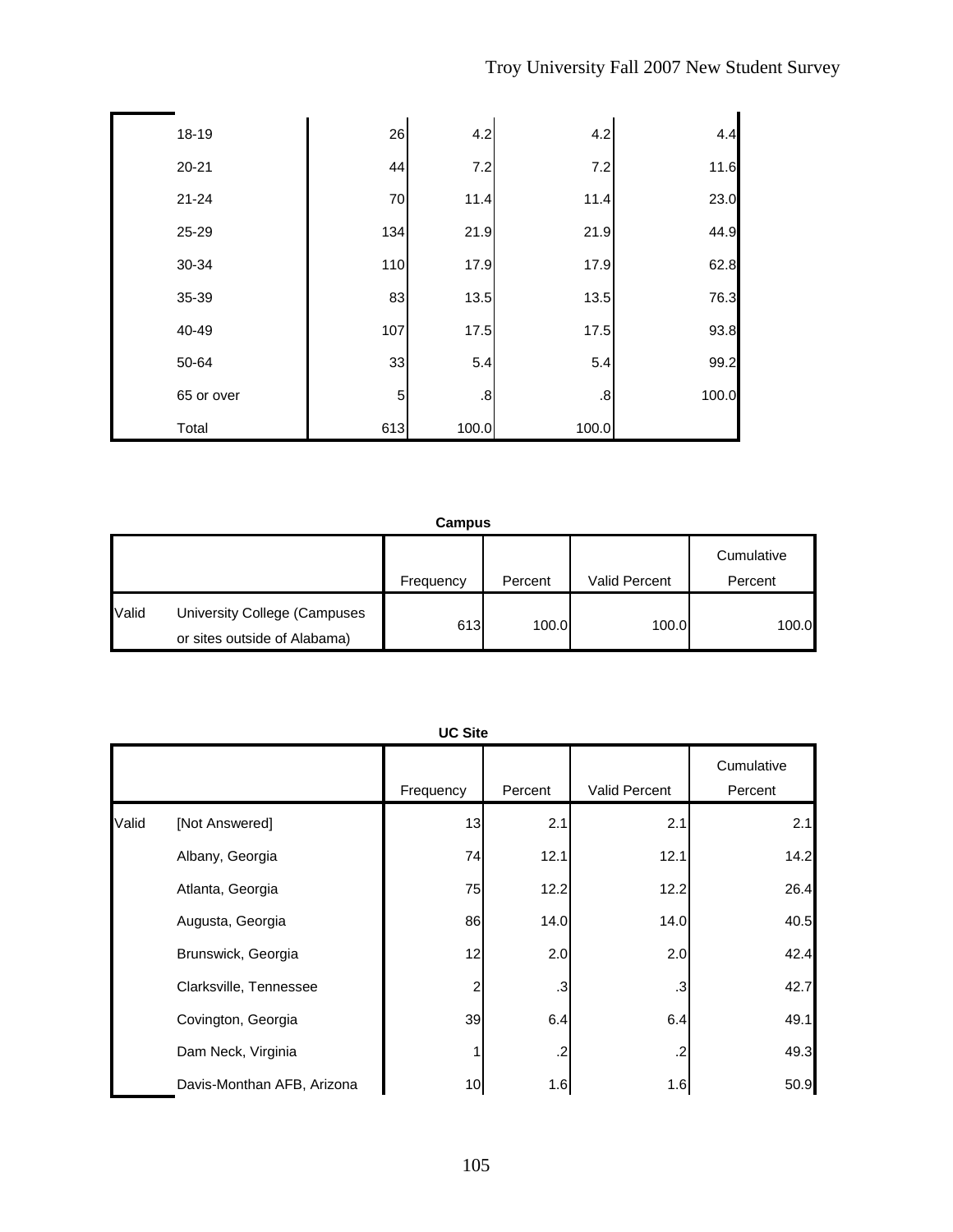| | | Frequency | Percent | Valid Percent | Cumulative Percent |
|---|---|---|---|---|---|
| | 18-19 | 26 | 4.2 | 4.2 | 4.4 |
| | 20-21 | 44 | 7.2 | 7.2 | 11.6 |
| | 21-24 | 70 | 11.4 | 11.4 | 23.0 |
| | 25-29 | 134 | 21.9 | 21.9 | 44.9 |
| | 30-34 | 110 | 17.9 | 17.9 | 62.8 |
| | 35-39 | 83 | 13.5 | 13.5 | 76.3 |
| | 40-49 | 107 | 17.5 | 17.5 | 93.8 |
| | 50-64 | 33 | 5.4 | 5.4 | 99.2 |
| | 65 or over | 5 | .8 | .8 | 100.0 |
| | Total | 613 | 100.0 | 100.0 | |

**Campus**

| | | Frequency | Percent | Valid Percent | Cumulative Percent |
|---|---|---|---|---|---|
| Valid | University College (Campuses or sites outside of Alabama) | 613 | 100.0 | 100.0 | 100.0 |

**UC Site**

| | | Frequency | Percent | Valid Percent | Cumulative Percent |
|---|---|---|---|---|---|
| Valid | [Not Answered] | 13 | 2.1 | 2.1 | 2.1 |
| | Albany, Georgia | 74 | 12.1 | 12.1 | 14.2 |
| | Atlanta, Georgia | 75 | 12.2 | 12.2 | 26.4 |
| | Augusta, Georgia | 86 | 14.0 | 14.0 | 40.5 |
| | Brunswick, Georgia | 12 | 2.0 | 2.0 | 42.4 |
| | Clarksville, Tennessee | 2 | .3 | .3 | 42.7 |
| | Covington, Georgia | 39 | 6.4 | 6.4 | 49.1 |
| | Dam Neck, Virginia | 1 | .2 | .2 | 49.3 |
| | Davis-Monthan AFB, Arizona | 10 | 1.6 | 1.6 | 50.9 |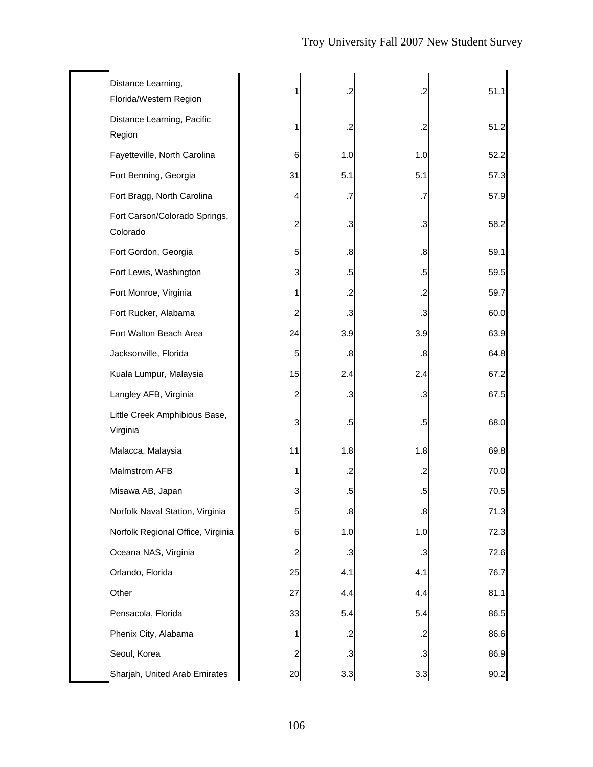| | | | | | |
|---|---|---|---|---|---|
| | Distance Learning, Florida/Western Region | 1 | .2 | .2 | 51.1 |
| | Distance Learning, Pacific Region | 1 | .2 | .2 | 51.2 |
| | Fayetteville, North Carolina | 6 | 1.0 | 1.0 | 52.2 |
| | Fort Benning, Georgia | 31 | 5.1 | 5.1 | 57.3 |
| | Fort Bragg, North Carolina | 4 | .7 | .7 | 57.9 |
| | Fort Carson/Colorado Springs, Colorado | 2 | .3 | .3 | 58.2 |
| | Fort Gordon, Georgia | 5 | .8 | .8 | 59.1 |
| | Fort Lewis, Washington | 3 | .5 | .5 | 59.5 |
| | Fort Monroe, Virginia | 1 | .2 | .2 | 59.7 |
| | Fort Rucker, Alabama | 2 | .3 | .3 | 60.0 |
| | Fort Walton Beach Area | 24 | 3.9 | 3.9 | 63.9 |
| | Jacksonville, Florida | 5 | .8 | .8 | 64.8 |
| | Kuala Lumpur, Malaysia | 15 | 2.4 | 2.4 | 67.2 |
| | Langley AFB, Virginia | 2 | .3 | .3 | 67.5 |
| | Little Creek Amphibious Base, Virginia | 3 | .5 | .5 | 68.0 |
| | Malacca, Malaysia | 11 | 1.8 | 1.8 | 69.8 |
| | Malmstrom AFB | 1 | .2 | .2 | 70.0 |
| | Misawa AB, Japan | 3 | .5 | .5 | 70.5 |
| | Norfolk Naval Station, Virginia | 5 | .8 | .8 | 71.3 |
| | Norfolk Regional Office, Virginia | 6 | 1.0 | 1.0 | 72.3 |
| | Oceana NAS, Virginia | 2 | .3 | .3 | 72.6 |
| | Orlando, Florida | 25 | 4.1 | 4.1 | 76.7 |
| | Other | 27 | 4.4 | 4.4 | 81.1 |
| | Pensacola, Florida | 33 | 5.4 | 5.4 | 86.5 |
| | Phenix City, Alabama | 1 | .2 | .2 | 86.6 |
| | Seoul, Korea | 2 | .3 | .3 | 86.9 |
| | Sharjah, United Arab Emirates | 20 | 3.3 | 3.3 | 90.2 |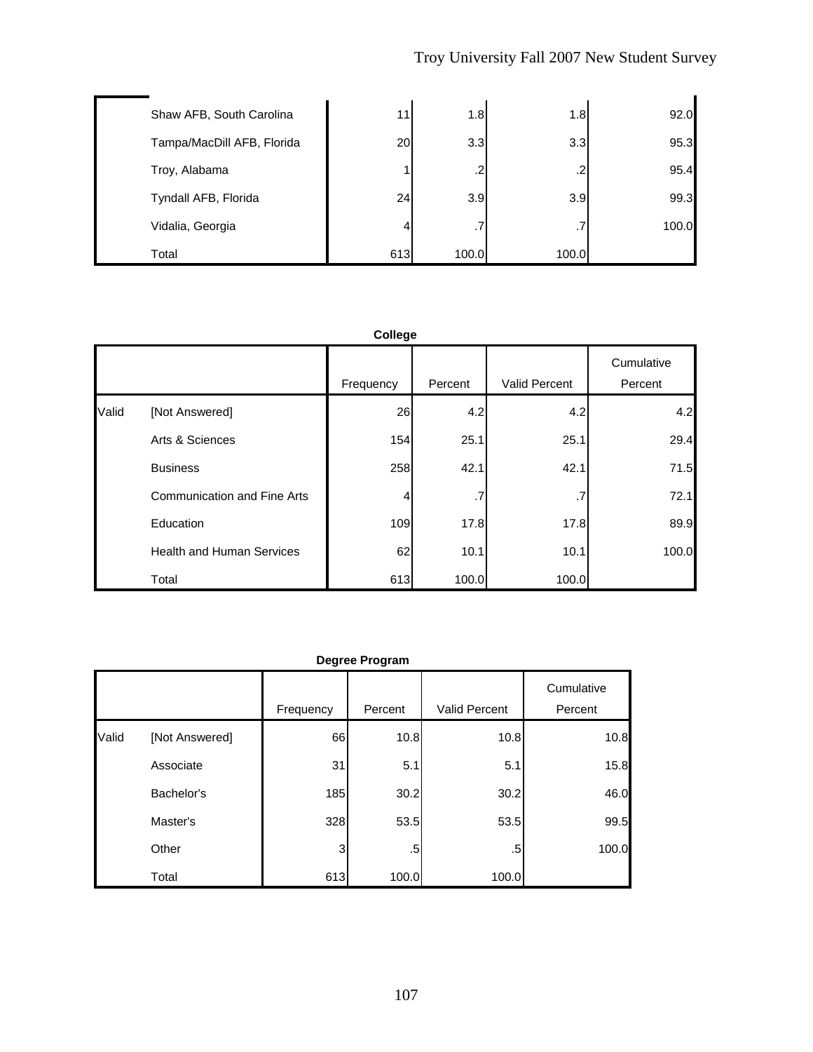| | | Frequency | Percent | Valid Percent | Cumulative Percent |
|---|---|---|---|---|---|
| | Shaw AFB, South Carolina | 11 | 1.8 | 1.8 | 92.0 |
| | Tampa/MacDill AFB, Florida | 20 | 3.3 | 3.3 | 95.3 |
| | Troy, Alabama | 1 | .2 | .2 | 95.4 |
| | Tyndall AFB, Florida | 24 | 3.9 | 3.9 | 99.3 |
| | Vidalia, Georgia | 4 | .7 | .7 | 100.0 |
| | Total | 613 | 100.0 | 100.0 | |

**College**

| | | Frequency | Percent | Valid Percent | Cumulative Percent |
|---|---|---|---|---|---|
| Valid | [Not Answered] | 26 | 4.2 | 4.2 | 4.2 |
| | Arts & Sciences | 154 | 25.1 | 25.1 | 29.4 |
| | Business | 258 | 42.1 | 42.1 | 71.5 |
| | Communication and Fine Arts | 4 | .7 | .7 | 72.1 |
| | Education | 109 | 17.8 | 17.8 | 89.9 |
| | Health and Human Services | 62 | 10.1 | 10.1 | 100.0 |
| | Total | 613 | 100.0 | 100.0 | |

**Degree Program**

| | | Frequency | Percent | Valid Percent | Cumulative Percent |
|---|---|---|---|---|---|
| Valid | [Not Answered] | 66 | 10.8 | 10.8 | 10.8 |
| | Associate | 31 | 5.1 | 5.1 | 15.8 |
| | Bachelor's | 185 | 30.2 | 30.2 | 46.0 |
| | Master's | 328 | 53.5 | 53.5 | 99.5 |
| | Other | 3 | .5 | .5 | 100.0 |
| | Total | 613 | 100.0 | 100.0 | |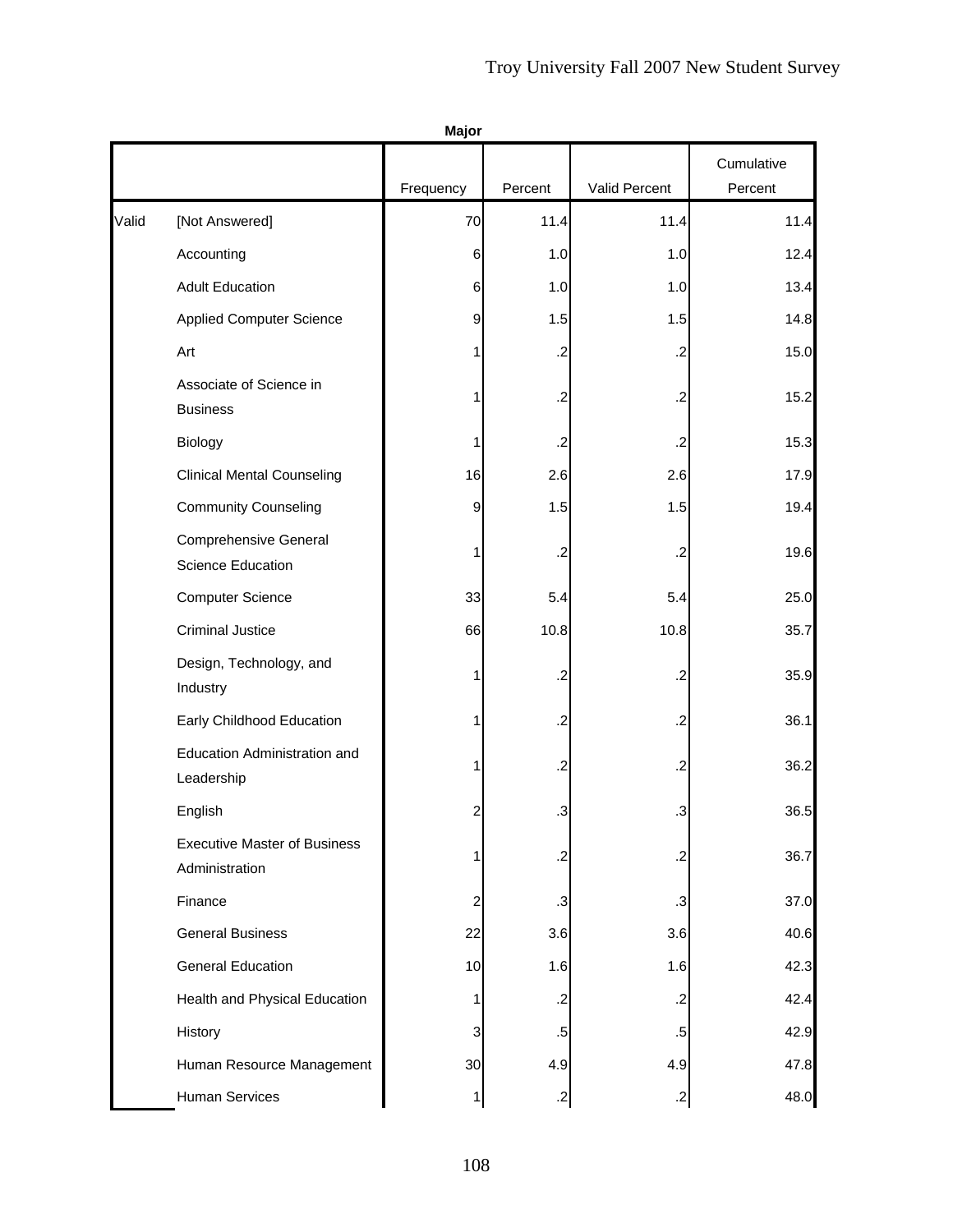**Major**

| | | Frequency | Percent | Valid Percent | Cumulative Percent |
|---|---|---|---|---|---|
| Valid | [Not Answered] | 70 | 11.4 | 11.4 | 11.4 |
| | Accounting | 6 | 1.0 | 1.0 | 12.4 |
| | Adult Education | 6 | 1.0 | 1.0 | 13.4 |
| | Applied Computer Science | 9 | 1.5 | 1.5 | 14.8 |
| | Art | 1 | .2 | .2 | 15.0 |
| | Associate of Science in Business | 1 | .2 | .2 | 15.2 |
| | Biology | 1 | .2 | .2 | 15.3 |
| | Clinical Mental Counseling | 16 | 2.6 | 2.6 | 17.9 |
| | Community Counseling | 9 | 1.5 | 1.5 | 19.4 |
| | Comprehensive General Science Education | 1 | .2 | .2 | 19.6 |
| | Computer Science | 33 | 5.4 | 5.4 | 25.0 |
| | Criminal Justice | 66 | 10.8 | 10.8 | 35.7 |
| | Design, Technology, and Industry | 1 | .2 | .2 | 35.9 |
| | Early Childhood Education | 1 | .2 | .2 | 36.1 |
| | Education Administration and Leadership | 1 | .2 | .2 | 36.2 |
| | English | 2 | .3 | .3 | 36.5 |
| | Executive Master of Business Administration | 1 | .2 | .2 | 36.7 |
| | Finance | 2 | .3 | .3 | 37.0 |
| | General Business | 22 | 3.6 | 3.6 | 40.6 |
| | General Education | 10 | 1.6 | 1.6 | 42.3 |
| | Health and Physical Education | 1 | .2 | .2 | 42.4 |
| | History | 3 | .5 | .5 | 42.9 |
| | Human Resource Management | 30 | 4.9 | 4.9 | 47.8 |
| | Human Services | 1 | .2 | .2 | 48.0 |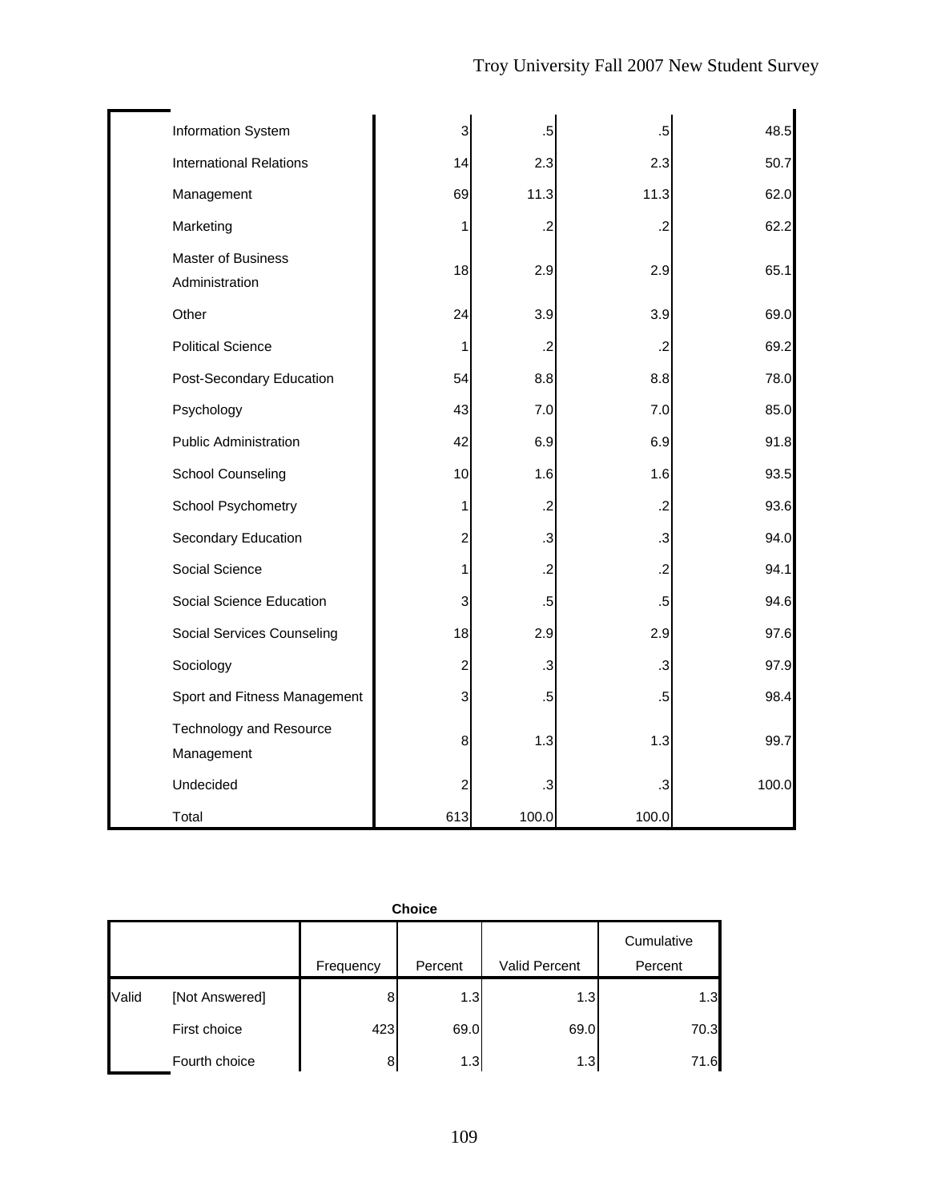| | | Frequency | Percent | Valid Percent | Cumulative Percent |
|---|---|---|---|---|---|
| | Information System | 3 | .5 | .5 | 48.5 |
| | International Relations | 14 | 2.3 | 2.3 | 50.7 |
| | Management | 69 | 11.3 | 11.3 | 62.0 |
| | Marketing | 1 | .2 | .2 | 62.2 |
| | Master of Business Administration | 18 | 2.9 | 2.9 | 65.1 |
| | Other | 24 | 3.9 | 3.9 | 69.0 |
| | Political Science | 1 | .2 | .2 | 69.2 |
| | Post-Secondary Education | 54 | 8.8 | 8.8 | 78.0 |
| | Psychology | 43 | 7.0 | 7.0 | 85.0 |
| | Public Administration | 42 | 6.9 | 6.9 | 91.8 |
| | School Counseling | 10 | 1.6 | 1.6 | 93.5 |
| | School Psychometry | 1 | .2 | .2 | 93.6 |
| | Secondary Education | 2 | .3 | .3 | 94.0 |
| | Social Science | 1 | .2 | .2 | 94.1 |
| | Social Science Education | 3 | .5 | .5 | 94.6 |
| | Social Services Counseling | 18 | 2.9 | 2.9 | 97.6 |
| | Sociology | 2 | .3 | .3 | 97.9 |
| | Sport and Fitness Management | 3 | .5 | .5 | 98.4 |
| | Technology and Resource Management | 8 | 1.3 | 1.3 | 99.7 |
| | Undecided | 2 | .3 | .3 | 100.0 |
| | Total | 613 | 100.0 | 100.0 | |

**Choice**

| | | Frequency | Percent | Valid Percent | Cumulative Percent |
|---|---|---|---|---|---|
| Valid | [Not Answered] | 8 | 1.3 | 1.3 | 1.3 |
| | First choice | 423 | 69.0 | 69.0 | 70.3 |
| | Fourth choice | 8 | 1.3 | 1.3 | 71.6 |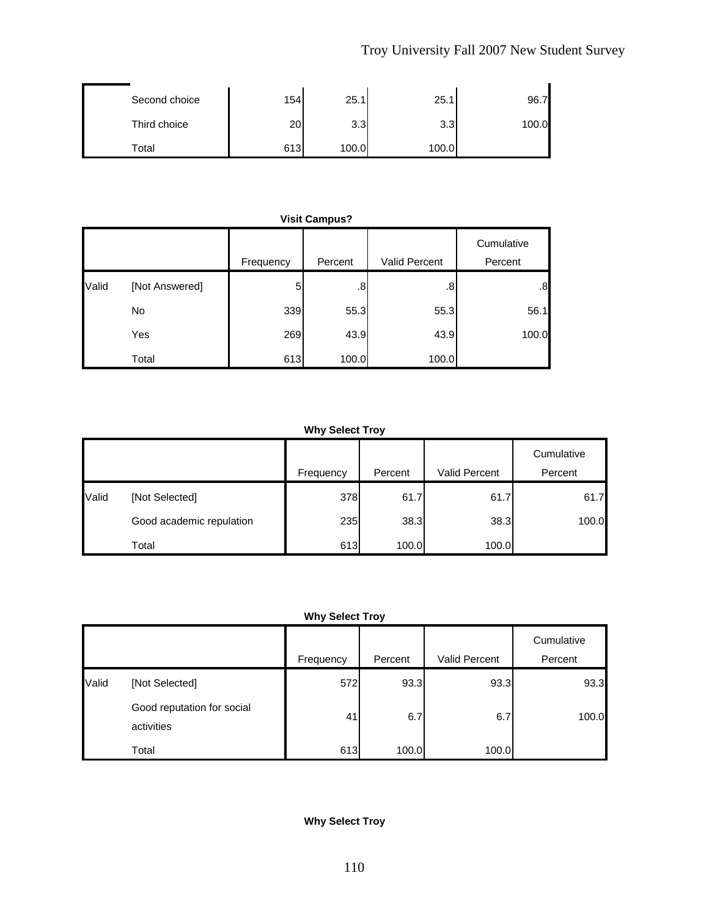| | | Frequency | Percent | Valid Percent | Cumulative Percent |
|---|---|---|---|---|---|
| | Second choice | 154 | 25.1 | 25.1 | 96.7 |
| | Third choice | 20 | 3.3 | 3.3 | 100.0 |
| | Total | 613 | 100.0 | 100.0 | |

**Visit Campus?**

| | | Frequency | Percent | Valid Percent | Cumulative Percent |
|---|---|---|---|---|---|
| Valid | [Not Answered] | 5 | .8 | .8 | .8 |
| | No | 339 | 55.3 | 55.3 | 56.1 |
| | Yes | 269 | 43.9 | 43.9 | 100.0 |
| | Total | 613 | 100.0 | 100.0 | |

**Why Select Troy**

| | | Frequency | Percent | Valid Percent | Cumulative Percent |
|---|---|---|---|---|---|
| Valid | [Not Selected] | 378 | 61.7 | 61.7 | 61.7 |
| | Good academic repulation | 235 | 38.3 | 38.3 | 100.0 |
| | Total | 613 | 100.0 | 100.0 | |

**Why Select Troy**

| | | Frequency | Percent | Valid Percent | Cumulative Percent |
|---|---|---|---|---|---|
| Valid | [Not Selected] | 572 | 93.3 | 93.3 | 93.3 |
| | Good reputation for social activities | 41 | 6.7 | 6.7 | 100.0 |
| | Total | 613 | 100.0 | 100.0 | |

**Why Select Troy**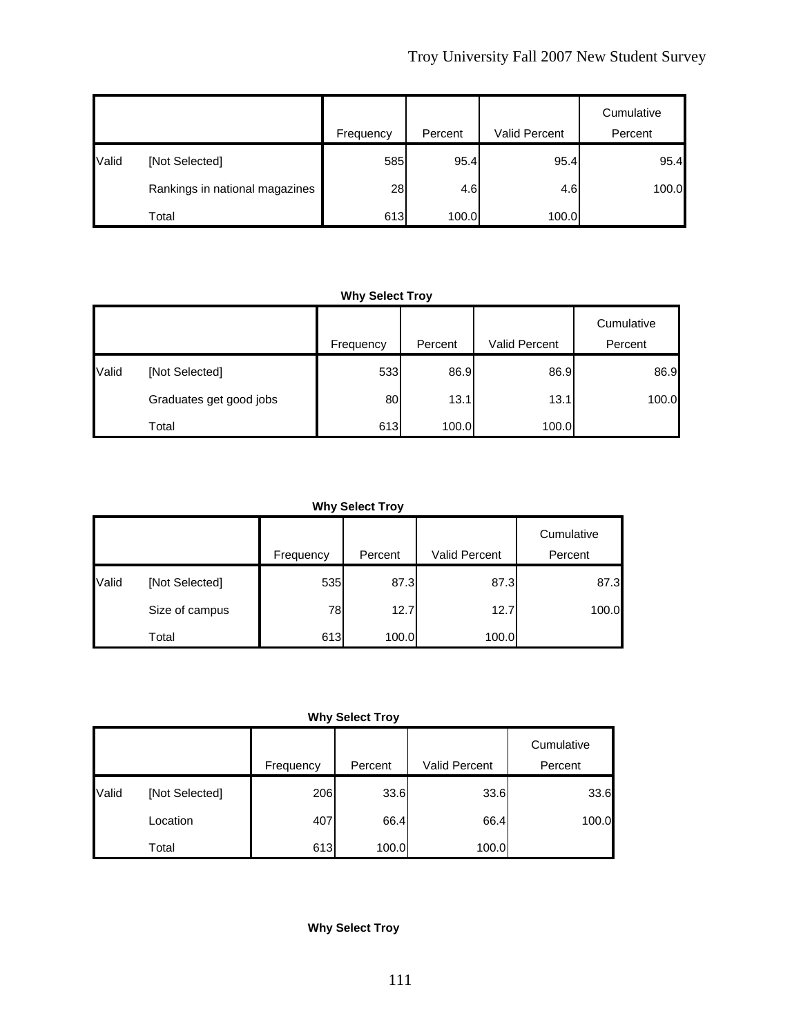| | | Frequency | Percent | Valid Percent | Cumulative Percent |
|---|---|---|---|---|---|
| Valid | [Not Selected] | 585 | 95.4 | 95.4 | 95.4 |
| | Rankings in national magazines | 28 | 4.6 | 4.6 | 100.0 |
| | Total | 613 | 100.0 | 100.0 | |

**Why Select Troy**

| | | Frequency | Percent | Valid Percent | Cumulative Percent |
|---|---|---|---|---|---|
| Valid | [Not Selected] | 533 | 86.9 | 86.9 | 86.9 |
| | Graduates get good jobs | 80 | 13.1 | 13.1 | 100.0 |
| | Total | 613 | 100.0 | 100.0 | |

**Why Select Troy**

| | | Frequency | Percent | Valid Percent | Cumulative Percent |
|---|---|---|---|---|---|
| Valid | [Not Selected] | 535 | 87.3 | 87.3 | 87.3 |
| | Size of campus | 78 | 12.7 | 12.7 | 100.0 |
| | Total | 613 | 100.0 | 100.0 | |

**Why Select Troy**

| | | Frequency | Percent | Valid Percent | Cumulative Percent |
|---|---|---|---|---|---|
| Valid | [Not Selected] | 206 | 33.6 | 33.6 | 33.6 |
| | Location | 407 | 66.4 | 66.4 | 100.0 |
| | Total | 613 | 100.0 | 100.0 | |

**Why Select Troy**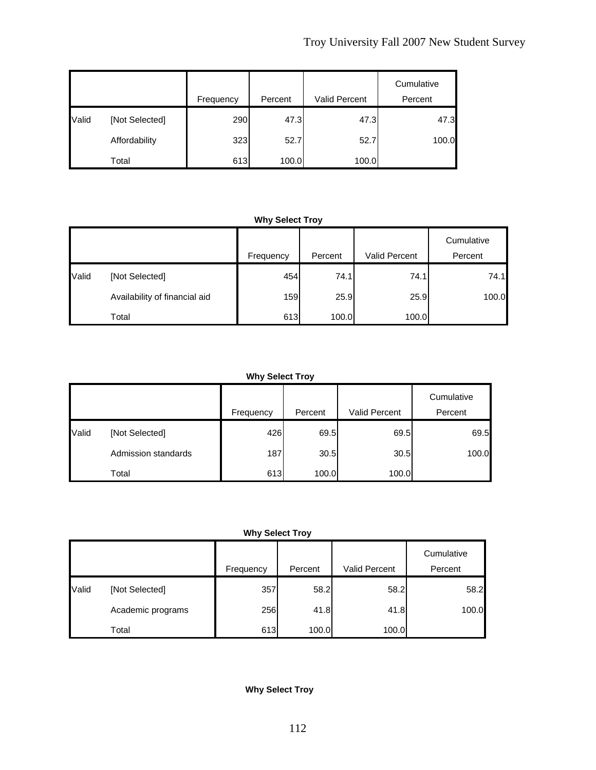| | | Frequency | Percent | Valid Percent | Cumulative Percent |
|---|---|---|---|---|---|
| Valid | [Not Selected] | 290 | 47.3 | 47.3 | 47.3 |
| | Affordability | 323 | 52.7 | 52.7 | 100.0 |
| | Total | 613 | 100.0 | 100.0 | |

**Why Select Troy**

| | | Frequency | Percent | Valid Percent | Cumulative Percent |
|---|---|---|---|---|---|
| Valid | [Not Selected] | 454 | 74.1 | 74.1 | 74.1 |
| | Availability of financial aid | 159 | 25.9 | 25.9 | 100.0 |
| | Total | 613 | 100.0 | 100.0 | |

**Why Select Troy**

| | | Frequency | Percent | Valid Percent | Cumulative Percent |
|---|---|---|---|---|---|
| Valid | [Not Selected] | 426 | 69.5 | 69.5 | 69.5 |
| | Admission standards | 187 | 30.5 | 30.5 | 100.0 |
| | Total | 613 | 100.0 | 100.0 | |

**Why Select Troy**

| | | Frequency | Percent | Valid Percent | Cumulative Percent |
|---|---|---|---|---|---|
| Valid | [Not Selected] | 357 | 58.2 | 58.2 | 58.2 |
| | Academic programs | 256 | 41.8 | 41.8 | 100.0 |
| | Total | 613 | 100.0 | 100.0 | |

**Why Select Troy**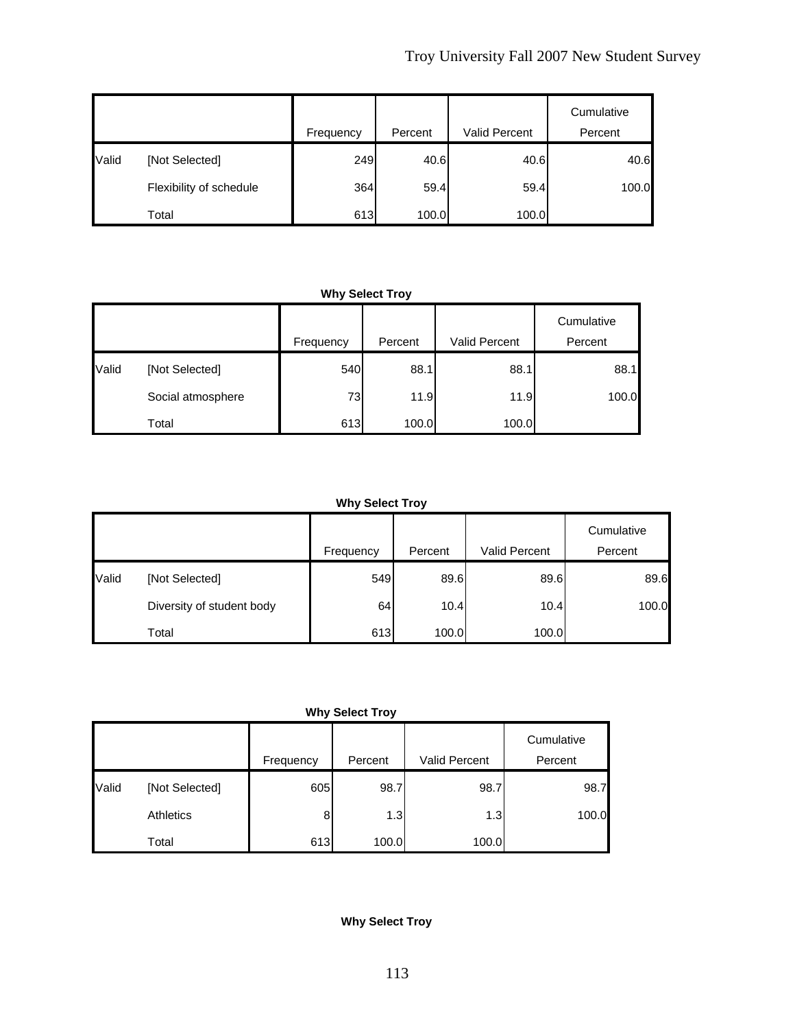| | | Frequency | Percent | Valid Percent | Cumulative Percent |
|---|---|---|---|---|---|
| Valid | [Not Selected] | 249 | 40.6 | 40.6 | 40.6 |
| | Flexibility of schedule | 364 | 59.4 | 59.4 | 100.0 |
| | Total | 613 | 100.0 | 100.0 | |

**Why Select Troy**

| | | Frequency | Percent | Valid Percent | Cumulative Percent |
|---|---|---|---|---|---|
| Valid | [Not Selected] | 540 | 88.1 | 88.1 | 88.1 |
| | Social atmosphere | 73 | 11.9 | 11.9 | 100.0 |
| | Total | 613 | 100.0 | 100.0 | |

**Why Select Troy**

| | | Frequency | Percent | Valid Percent | Cumulative Percent |
|---|---|---|---|---|---|
| Valid | [Not Selected] | 549 | 89.6 | 89.6 | 89.6 |
| | Diversity of student body | 64 | 10.4 | 10.4 | 100.0 |
| | Total | 613 | 100.0 | 100.0 | |

**Why Select Troy**

| | | Frequency | Percent | Valid Percent | Cumulative Percent |
|---|---|---|---|---|---|
| Valid | [Not Selected] | 605 | 98.7 | 98.7 | 98.7 |
| | Athletics | 8 | 1.3 | 1.3 | 100.0 |
| | Total | 613 | 100.0 | 100.0 | |

**Why Select Troy**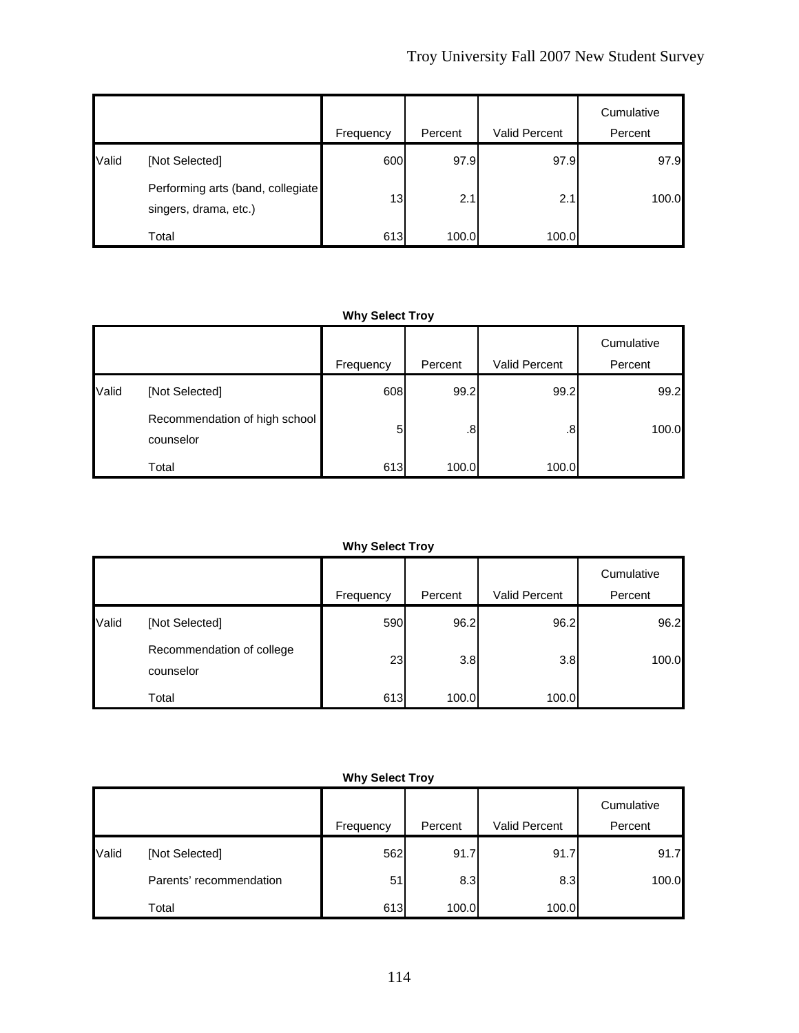| | | Frequency | Percent | Valid Percent | Cumulative Percent |
|---|---|---|---|---|---|
| Valid | [Not Selected] | 600 | 97.9 | 97.9 | 97.9 |
| | Performing arts (band, collegiate singers, drama, etc.) | 13 | 2.1 | 2.1 | 100.0 |
| | Total | 613 | 100.0 | 100.0 | |

**Why Select Troy**

| | | Frequency | Percent | Valid Percent | Cumulative Percent |
|---|---|---|---|---|---|
| Valid | [Not Selected] | 608 | 99.2 | 99.2 | 99.2 |
| | Recommendation of high school counselor | 5 | .8 | .8 | 100.0 |
| | Total | 613 | 100.0 | 100.0 | |

**Why Select Troy**

| | | Frequency | Percent | Valid Percent | Cumulative Percent |
|---|---|---|---|---|---|
| Valid | [Not Selected] | 590 | 96.2 | 96.2 | 96.2 |
| | Recommendation of college counselor | 23 | 3.8 | 3.8 | 100.0 |
| | Total | 613 | 100.0 | 100.0 | |

**Why Select Troy**

| | | Frequency | Percent | Valid Percent | Cumulative Percent |
|---|---|---|---|---|---|
| Valid | [Not Selected] | 562 | 91.7 | 91.7 | 91.7 |
| | Parents' recommendation | 51 | 8.3 | 8.3 | 100.0 |
| | Total | 613 | 100.0 | 100.0 | |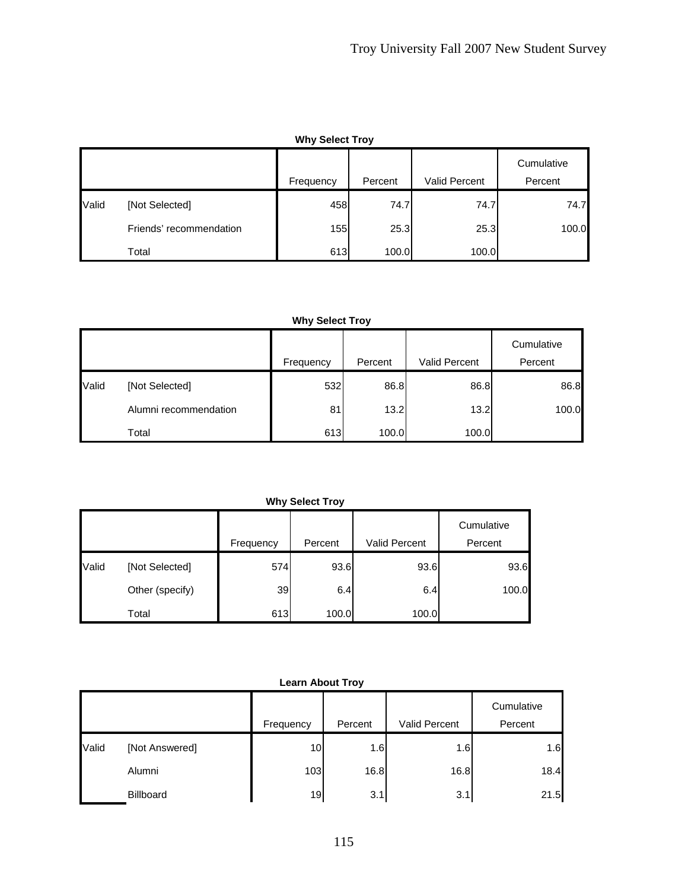**Why Select Troy**

| | | Frequency | Percent | Valid Percent | Cumulative Percent |
|---|---|---|---|---|---|
| Valid | [Not Selected] | 458 | 74.7 | 74.7 | 74.7 |
| | Friends' recommendation | 155 | 25.3 | 25.3 | 100.0 |
| | Total | 613 | 100.0 | 100.0 | |

**Why Select Troy**

| | | Frequency | Percent | Valid Percent | Cumulative Percent |
|---|---|---|---|---|---|
| Valid | [Not Selected] | 532 | 86.8 | 86.8 | 86.8 |
| | Alumni recommendation | 81 | 13.2 | 13.2 | 100.0 |
| | Total | 613 | 100.0 | 100.0 | |

**Why Select Troy**

| | | Frequency | Percent | Valid Percent | Cumulative Percent |
|---|---|---|---|---|---|
| Valid | [Not Selected] | 574 | 93.6 | 93.6 | 93.6 |
| | Other (specify) | 39 | 6.4 | 6.4 | 100.0 |
| | Total | 613 | 100.0 | 100.0 | |

**Learn About Troy**

| | | Frequency | Percent | Valid Percent | Cumulative Percent |
|---|---|---|---|---|---|
| Valid | [Not Answered] | 10 | 1.6 | 1.6 | 1.6 |
| | Alumni | 103 | 16.8 | 16.8 | 18.4 |
| | Billboard | 19 | 3.1 | 3.1 | 21.5 |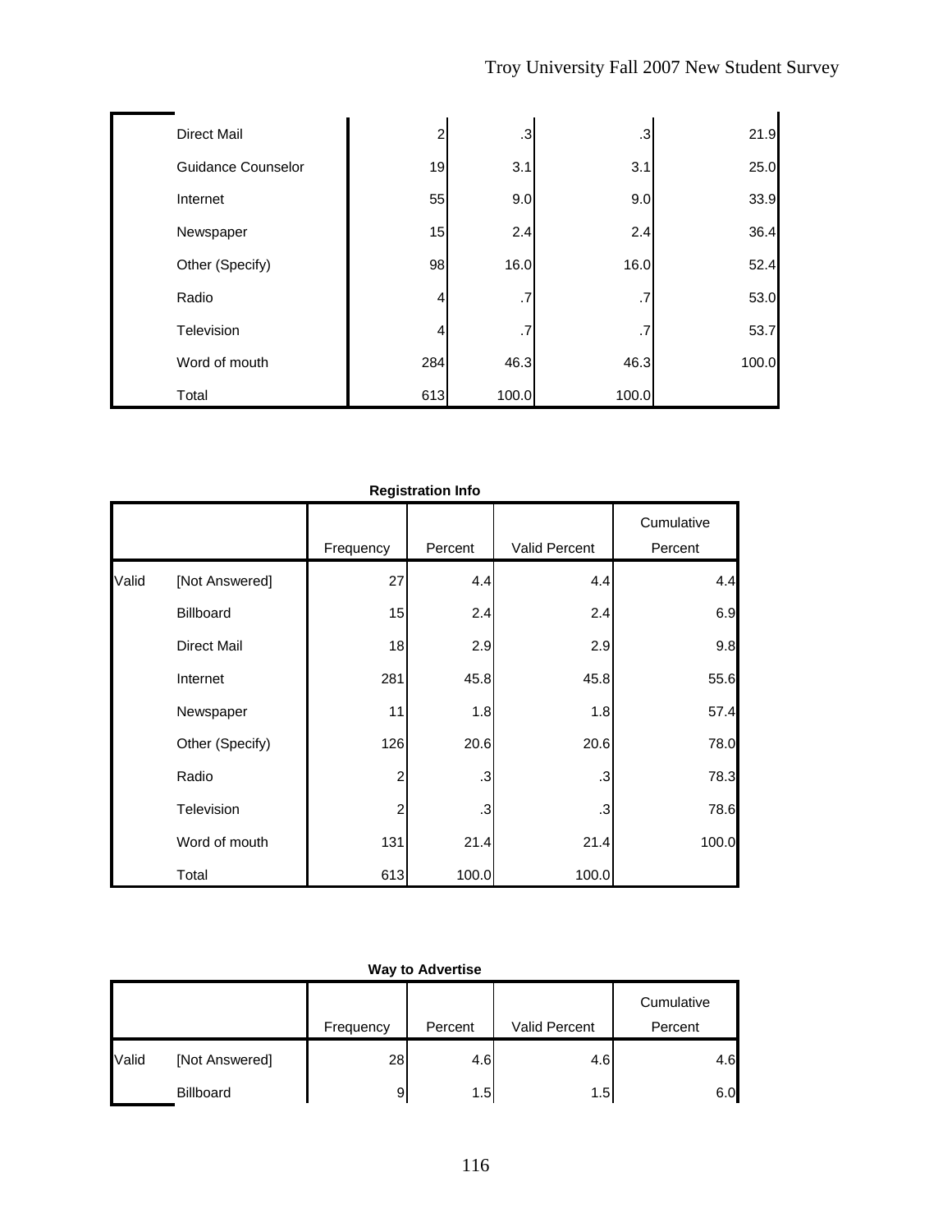| | | | | | |
|---|---|---|---|---|---|
| | Direct Mail | 2 | .3 | .3 | 21.9 |
| | Guidance Counselor | 19 | 3.1 | 3.1 | 25.0 |
| | Internet | 55 | 9.0 | 9.0 | 33.9 |
| | Newspaper | 15 | 2.4 | 2.4 | 36.4 |
| | Other (Specify) | 98 | 16.0 | 16.0 | 52.4 |
| | Radio | 4 | .7 | .7 | 53.0 |
| | Television | 4 | .7 | .7 | 53.7 |
| | Word of mouth | 284 | 46.3 | 46.3 | 100.0 |
| | Total | 613 | 100.0 | 100.0 | |

**Registration Info**

| | | Frequency | Percent | Valid Percent | Cumulative Percent |
|---|---|---|---|---|---|
| Valid | [Not Answered] | 27 | 4.4 | 4.4 | 4.4 |
| | Billboard | 15 | 2.4 | 2.4 | 6.9 |
| | Direct Mail | 18 | 2.9 | 2.9 | 9.8 |
| | Internet | 281 | 45.8 | 45.8 | 55.6 |
| | Newspaper | 11 | 1.8 | 1.8 | 57.4 |
| | Other (Specify) | 126 | 20.6 | 20.6 | 78.0 |
| | Radio | 2 | .3 | .3 | 78.3 |
| | Television | 2 | .3 | .3 | 78.6 |
| | Word of mouth | 131 | 21.4 | 21.4 | 100.0 |
| | Total | 613 | 100.0 | 100.0 | |

**Way to Advertise**

| | | Frequency | Percent | Valid Percent | Cumulative Percent |
|---|---|---|---|---|---|
| Valid | [Not Answered] | 28 | 4.6 | 4.6 | 4.6 |
| | Billboard | 9 | 1.5 | 1.5 | 6.0 |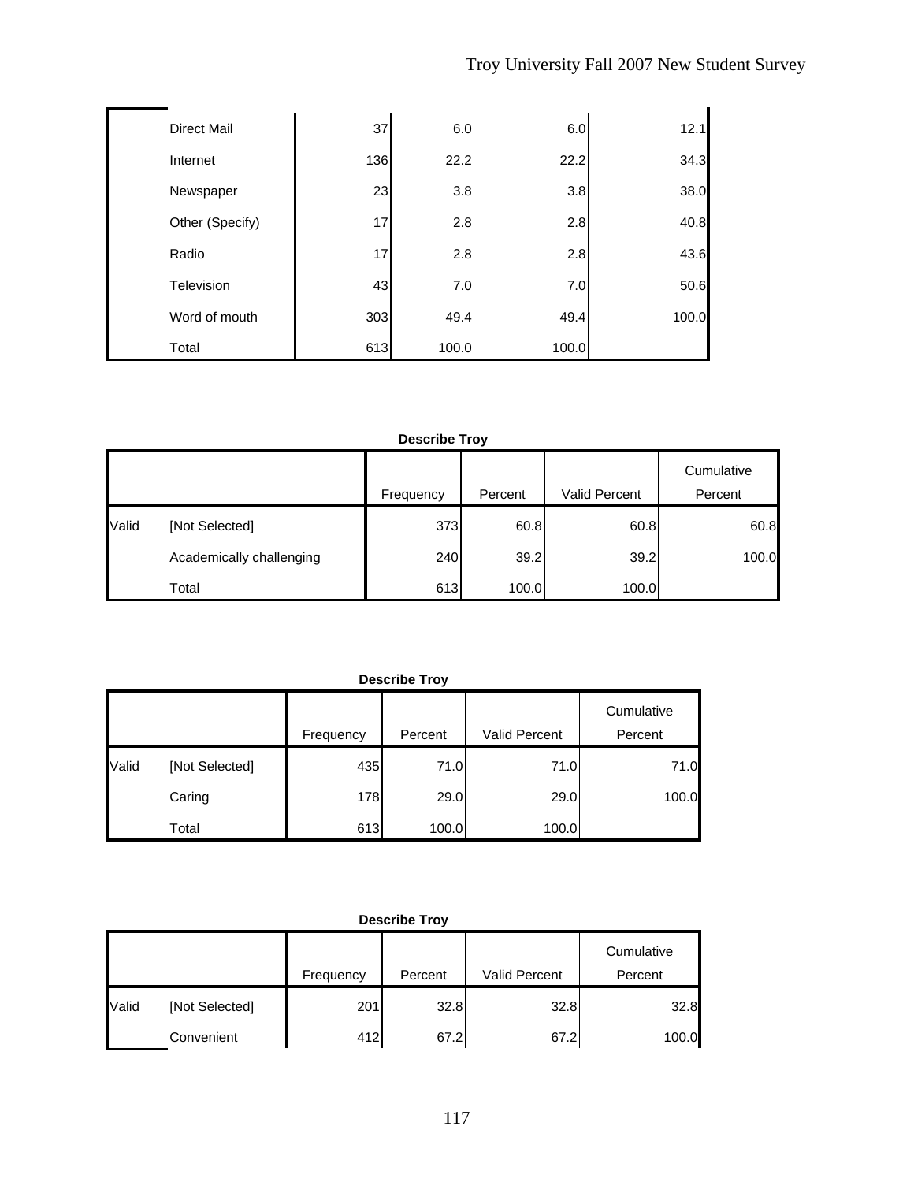| | | | | | |
|---|---|---|---|---|---|
| | Direct Mail | 37 | 6.0 | 6.0 | 12.1 |
| | Internet | 136 | 22.2 | 22.2 | 34.3 |
| | Newspaper | 23 | 3.8 | 3.8 | 38.0 |
| | Other (Specify) | 17 | 2.8 | 2.8 | 40.8 |
| | Radio | 17 | 2.8 | 2.8 | 43.6 |
| | Television | 43 | 7.0 | 7.0 | 50.6 |
| | Word of mouth | 303 | 49.4 | 49.4 | 100.0 |
| | Total | 613 | 100.0 | 100.0 | |

**Describe Troy**

| | | Frequency | Percent | Valid Percent | Cumulative Percent |
|---|---|---|---|---|---|
| Valid | [Not Selected] | 373 | 60.8 | 60.8 | 60.8 |
| | Academically challenging | 240 | 39.2 | 39.2 | 100.0 |
| | Total | 613 | 100.0 | 100.0 | |

**Describe Troy**

| | | Frequency | Percent | Valid Percent | Cumulative Percent |
|---|---|---|---|---|---|
| Valid | [Not Selected] | 435 | 71.0 | 71.0 | 71.0 |
| | Caring | 178 | 29.0 | 29.0 | 100.0 |
| | Total | 613 | 100.0 | 100.0 | |

**Describe Troy**

| | | Frequency | Percent | Valid Percent | Cumulative Percent |
|---|---|---|---|---|---|
| Valid | [Not Selected] | 201 | 32.8 | 32.8 | 32.8 |
| | Convenient | 412 | 67.2 | 67.2 | 100.0 |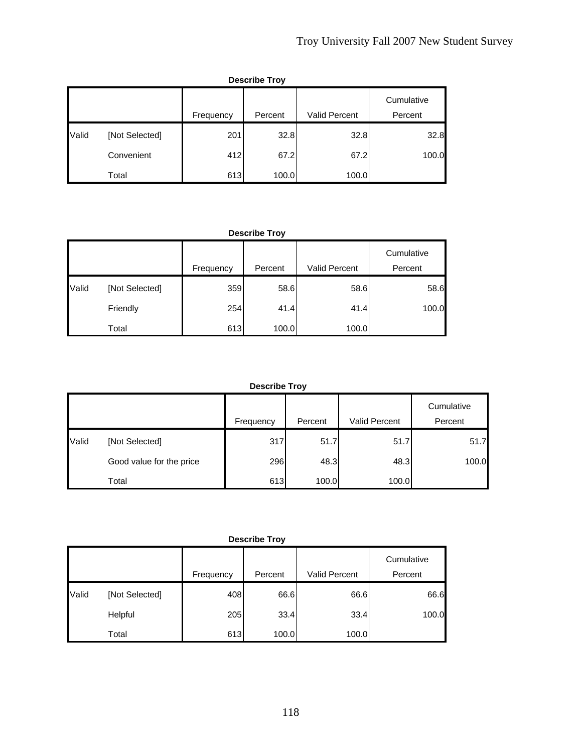**Describe Troy**

| | | Frequency | Percent | Valid Percent | Cumulative Percent |
|---|---|---|---|---|---|
| Valid | [Not Selected] | 201 | 32.8 | 32.8 | 32.8 |
| | Convenient | 412 | 67.2 | 67.2 | 100.0 |
| | Total | 613 | 100.0 | 100.0 | |

**Describe Troy**

| | | Frequency | Percent | Valid Percent | Cumulative Percent |
|---|---|---|---|---|---|
| Valid | [Not Selected] | 359 | 58.6 | 58.6 | 58.6 |
| | Friendly | 254 | 41.4 | 41.4 | 100.0 |
| | Total | 613 | 100.0 | 100.0 | |

**Describe Troy**

| | | Frequency | Percent | Valid Percent | Cumulative Percent |
|---|---|---|---|---|---|
| Valid | [Not Selected] | 317 | 51.7 | 51.7 | 51.7 |
| | Good value for the price | 296 | 48.3 | 48.3 | 100.0 |
| | Total | 613 | 100.0 | 100.0 | |

**Describe Troy**

| | | Frequency | Percent | Valid Percent | Cumulative Percent |
|---|---|---|---|---|---|
| Valid | [Not Selected] | 408 | 66.6 | 66.6 | 66.6 |
| | Helpful | 205 | 33.4 | 33.4 | 100.0 |
| | Total | 613 | 100.0 | 100.0 | |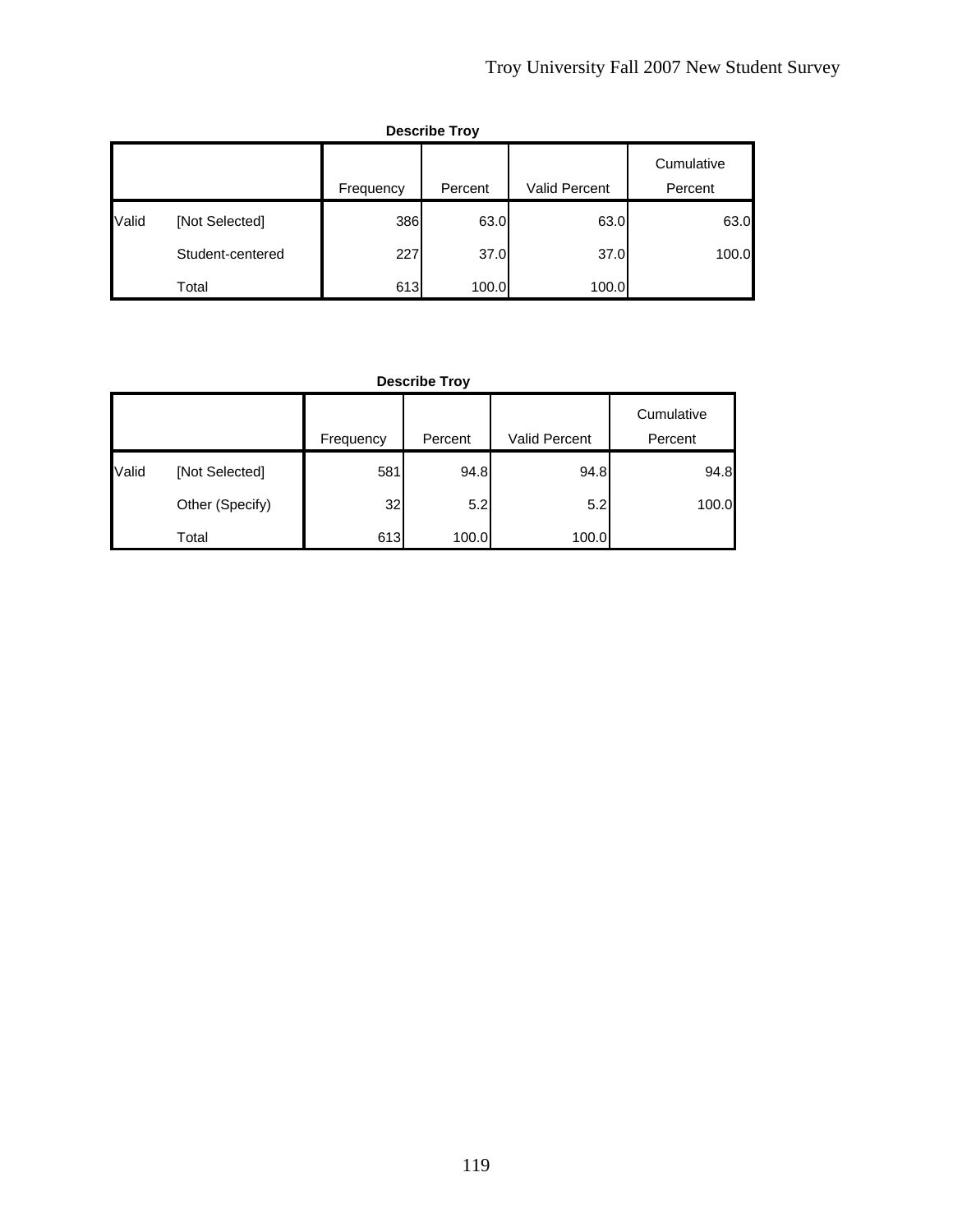**Describe Troy**

| | | Frequency | Percent | Valid Percent | Cumulative Percent |
|---|---|---|---|---|---|
| Valid | [Not Selected] | 386 | 63.0 | 63.0 | 63.0 |
| | Student-centered | 227 | 37.0 | 37.0 | 100.0 |
| | Total | 613 | 100.0 | 100.0 | |

**Describe Troy**

| | | Frequency | Percent | Valid Percent | Cumulative Percent |
|---|---|---|---|---|---|
| Valid | [Not Selected] | 581 | 94.8 | 94.8 | 94.8 |
| | Other (Specify) | 32 | 5.2 | 5.2 | 100.0 |
| | Total | 613 | 100.0 | 100.0 | |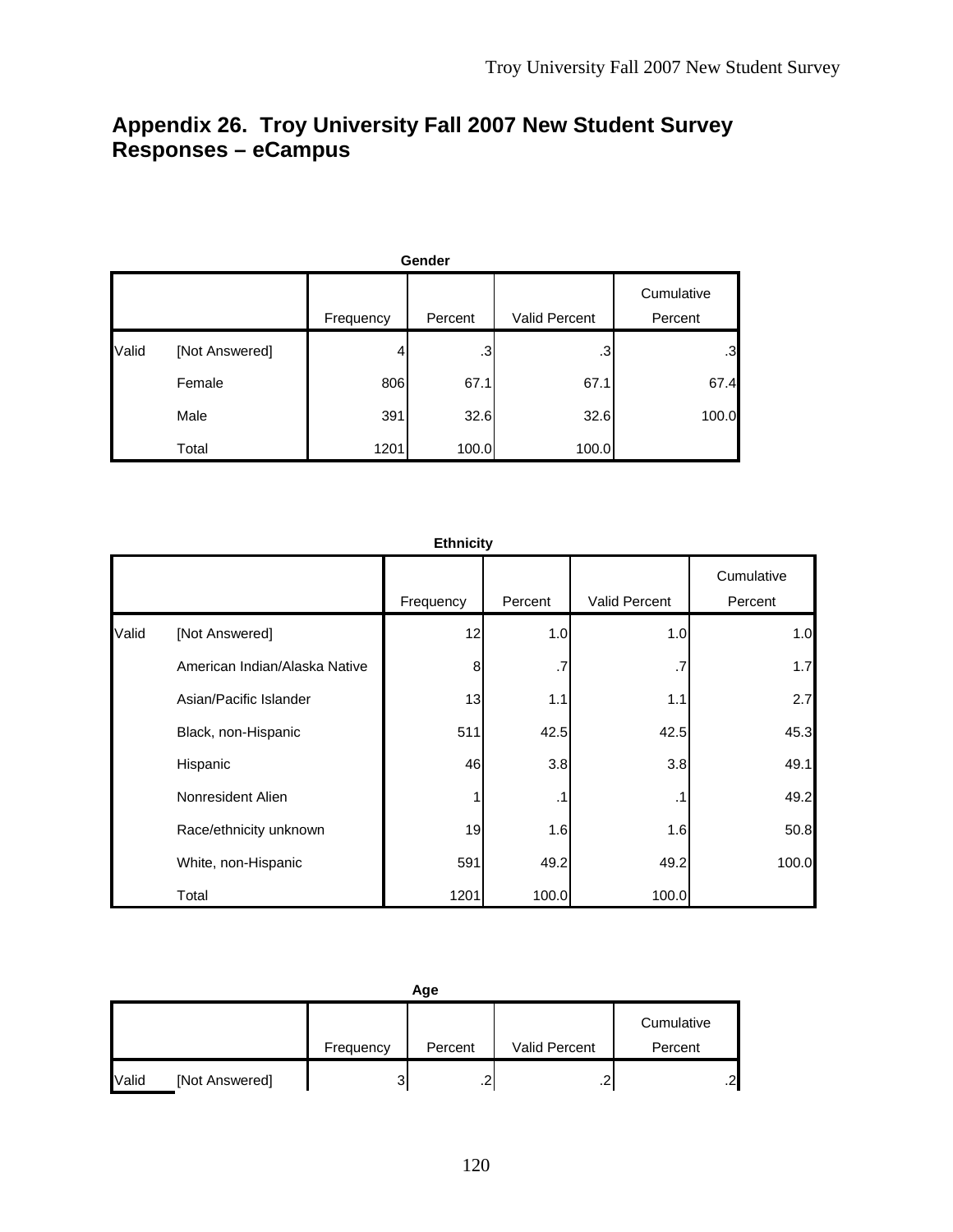## Appendix 26. Troy University Fall 2007 New Student Survey Responses – eCampus

**Gender**

| | | Frequency | Percent | Valid Percent | Cumulative Percent |
|---|---|---|---|---|---|
| Valid | [Not Answered] | 4 | .3 | .3 | .3 |
| | Female | 806 | 67.1 | 67.1 | 67.4 |
| | Male | 391 | 32.6 | 32.6 | 100.0 |
| | Total | 1201 | 100.0 | 100.0 | |

**Ethnicity**

| | | Frequency | Percent | Valid Percent | Cumulative Percent |
|---|---|---|---|---|---|
| Valid | [Not Answered] | 12 | 1.0 | 1.0 | 1.0 |
| | American Indian/Alaska Native | 8 | .7 | .7 | 1.7 |
| | Asian/Pacific Islander | 13 | 1.1 | 1.1 | 2.7 |
| | Black, non-Hispanic | 511 | 42.5 | 42.5 | 45.3 |
| | Hispanic | 46 | 3.8 | 3.8 | 49.1 |
| | Nonresident Alien | 1 | .1 | .1 | 49.2 |
| | Race/ethnicity unknown | 19 | 1.6 | 1.6 | 50.8 |
| | White, non-Hispanic | 591 | 49.2 | 49.2 | 100.0 |
| | Total | 1201 | 100.0 | 100.0 | |

**Age**

| | | Frequency | Percent | Valid Percent | Cumulative Percent |
|---|---|---|---|---|---|
| Valid | [Not Answered] | 3 | .2 | .2 | .2 |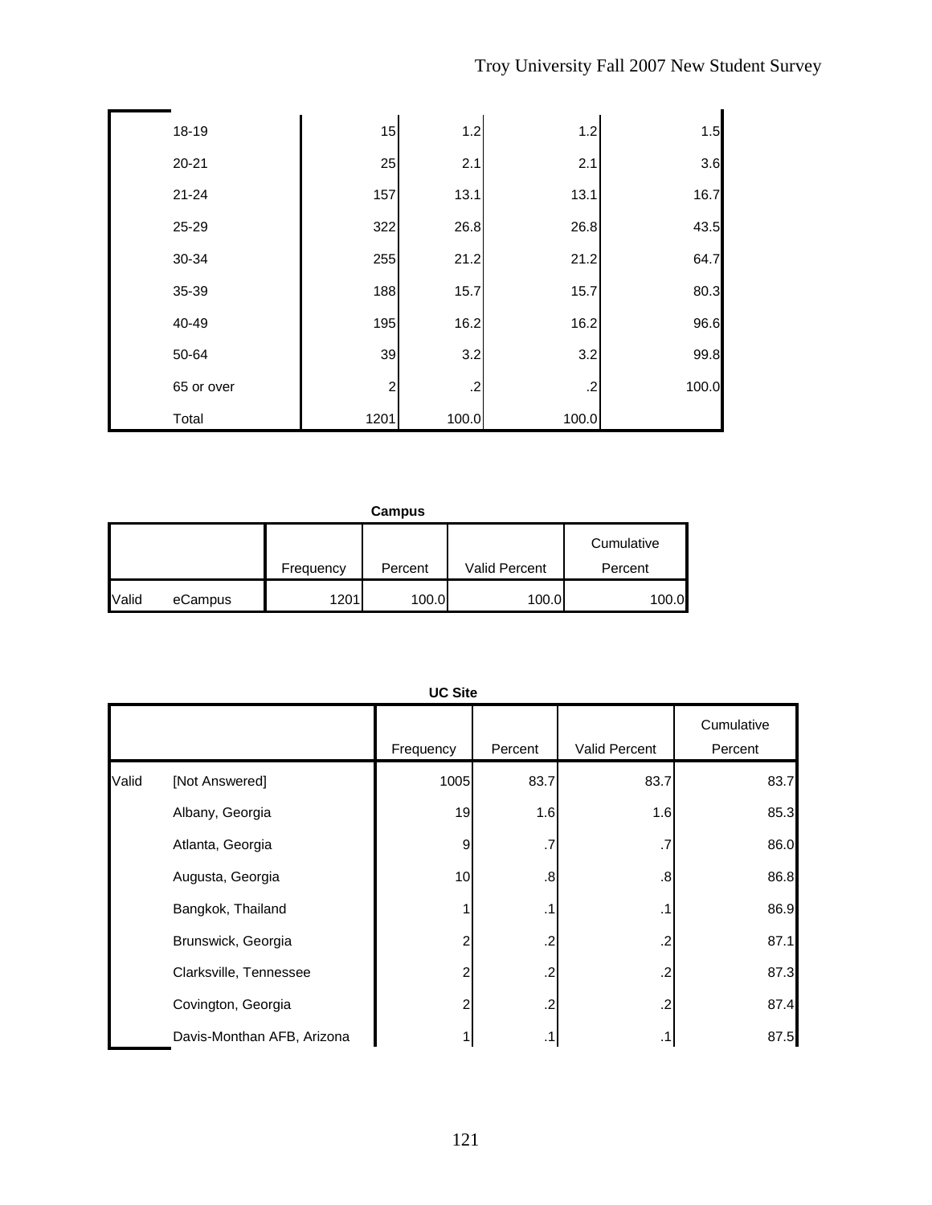| | | | | |
|---|---|---|---|---|
| 18-19 | 15 | 1.2 | 1.2 | 1.5 |
| 20-21 | 25 | 2.1 | 2.1 | 3.6 |
| 21-24 | 157 | 13.1 | 13.1 | 16.7 |
| 25-29 | 322 | 26.8 | 26.8 | 43.5 |
| 30-34 | 255 | 21.2 | 21.2 | 64.7 |
| 35-39 | 188 | 15.7 | 15.7 | 80.3 |
| 40-49 | 195 | 16.2 | 16.2 | 96.6 |
| 50-64 | 39 | 3.2 | 3.2 | 99.8 |
| 65 or over | 2 | .2 | .2 | 100.0 |
| Total | 1201 | 100.0 | 100.0 | |

**Campus**

| | | Frequency | Percent | Valid Percent | Cumulative Percent |
|---|---|---|---|---|---|
| Valid | eCampus | 1201 | 100.0 | 100.0 | 100.0 |

**UC Site**

| | | Frequency | Percent | Valid Percent | Cumulative Percent |
|---|---|---|---|---|---|
| Valid | [Not Answered] | 1005 | 83.7 | 83.7 | 83.7 |
| | Albany, Georgia | 19 | 1.6 | 1.6 | 85.3 |
| | Atlanta, Georgia | 9 | .7 | .7 | 86.0 |
| | Augusta, Georgia | 10 | .8 | .8 | 86.8 |
| | Bangkok, Thailand | 1 | .1 | .1 | 86.9 |
| | Brunswick, Georgia | 2 | .2 | .2 | 87.1 |
| | Clarksville, Tennessee | 2 | .2 | .2 | 87.3 |
| | Covington, Georgia | 2 | .2 | .2 | 87.4 |
| | Davis-Monthan AFB, Arizona | 1 | .1 | .1 | 87.5 |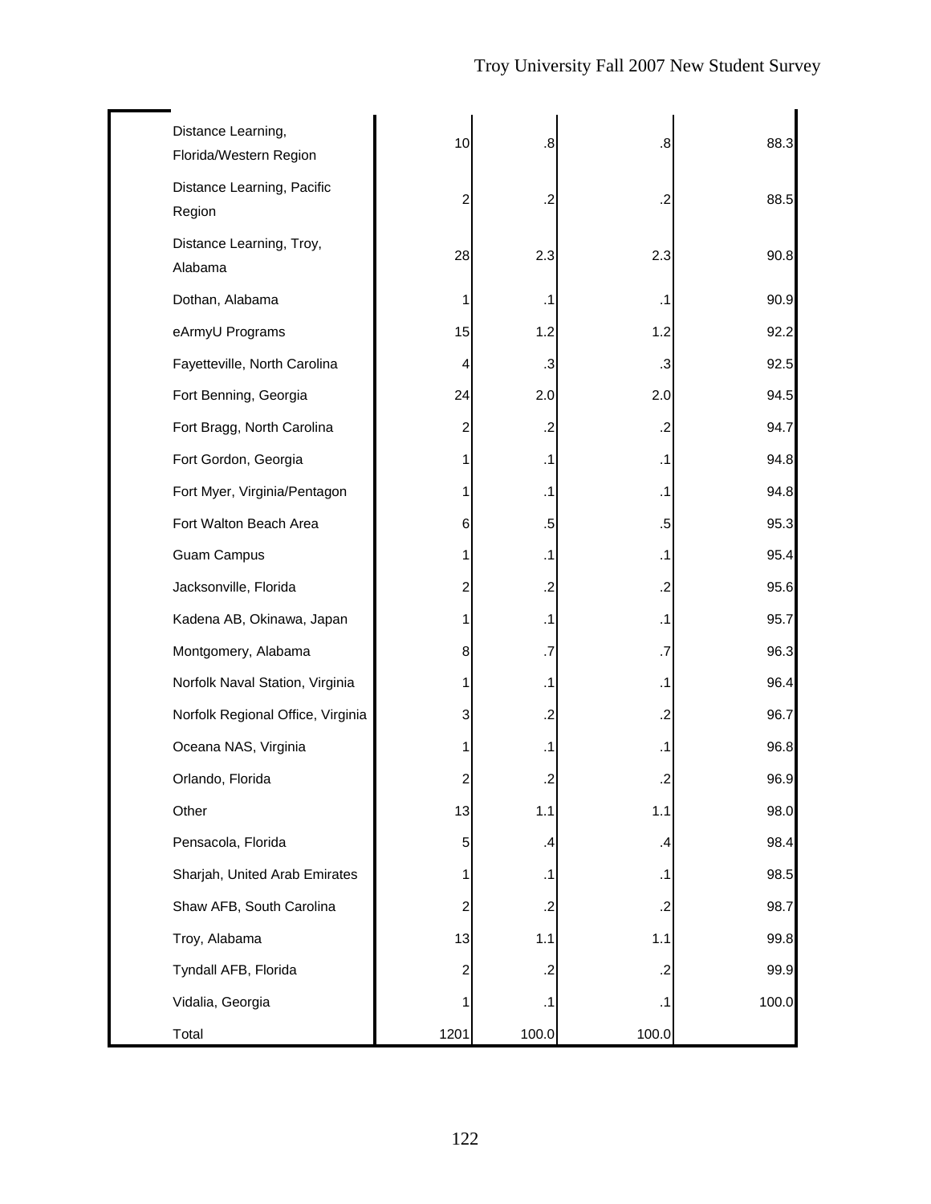| | | | | | |
|---|---|---|---|---|---|
| | Distance Learning, Florida/Western Region | 10 | .8 | .8 | 88.3 |
| | Distance Learning, Pacific Region | 2 | .2 | .2 | 88.5 |
| | Distance Learning, Troy, Alabama | 28 | 2.3 | 2.3 | 90.8 |
| | Dothan, Alabama | 1 | .1 | .1 | 90.9 |
| | eArmyU Programs | 15 | 1.2 | 1.2 | 92.2 |
| | Fayetteville, North Carolina | 4 | .3 | .3 | 92.5 |
| | Fort Benning, Georgia | 24 | 2.0 | 2.0 | 94.5 |
| | Fort Bragg, North Carolina | 2 | .2 | .2 | 94.7 |
| | Fort Gordon, Georgia | 1 | .1 | .1 | 94.8 |
| | Fort Myer, Virginia/Pentagon | 1 | .1 | .1 | 94.8 |
| | Fort Walton Beach Area | 6 | .5 | .5 | 95.3 |
| | Guam Campus | 1 | .1 | .1 | 95.4 |
| | Jacksonville, Florida | 2 | .2 | .2 | 95.6 |
| | Kadena AB, Okinawa, Japan | 1 | .1 | .1 | 95.7 |
| | Montgomery, Alabama | 8 | .7 | .7 | 96.3 |
| | Norfolk Naval Station, Virginia | 1 | .1 | .1 | 96.4 |
| | Norfolk Regional Office, Virginia | 3 | .2 | .2 | 96.7 |
| | Oceana NAS, Virginia | 1 | .1 | .1 | 96.8 |
| | Orlando, Florida | 2 | .2 | .2 | 96.9 |
| | Other | 13 | 1.1 | 1.1 | 98.0 |
| | Pensacola, Florida | 5 | .4 | .4 | 98.4 |
| | Sharjah, United Arab Emirates | 1 | .1 | .1 | 98.5 |
| | Shaw AFB, South Carolina | 2 | .2 | .2 | 98.7 |
| | Troy, Alabama | 13 | 1.1 | 1.1 | 99.8 |
| | Tyndall AFB, Florida | 2 | .2 | .2 | 99.9 |
| | Vidalia, Georgia | 1 | .1 | .1 | 100.0 |
| | Total | 1201 | 100.0 | 100.0 | |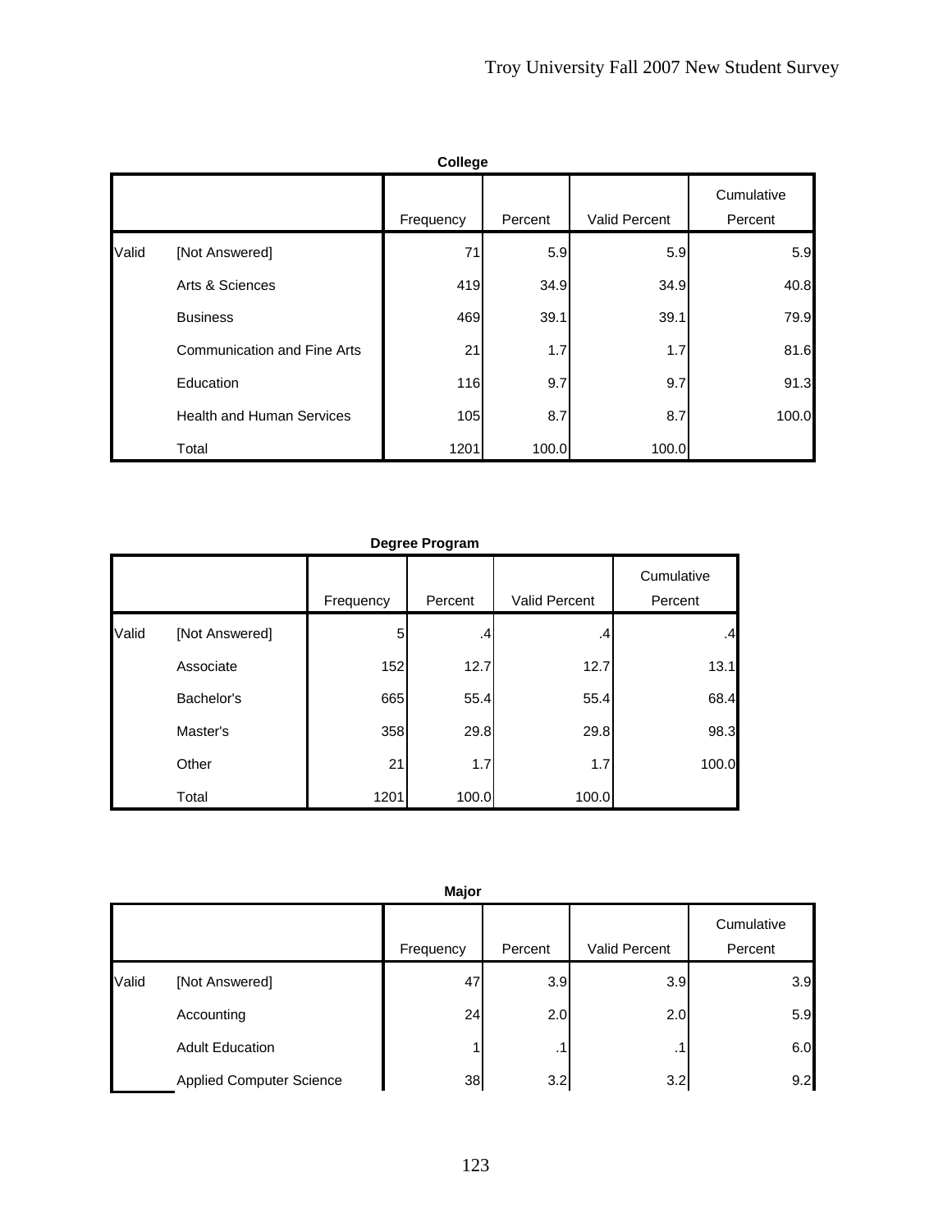**College**

| | | Frequency | Percent | Valid Percent | Cumulative Percent |
|---|---|---|---|---|---|
| Valid | [Not Answered] | 71 | 5.9 | 5.9 | 5.9 |
| | Arts & Sciences | 419 | 34.9 | 34.9 | 40.8 |
| | Business | 469 | 39.1 | 39.1 | 79.9 |
| | Communication and Fine Arts | 21 | 1.7 | 1.7 | 81.6 |
| | Education | 116 | 9.7 | 9.7 | 91.3 |
| | Health and Human Services | 105 | 8.7 | 8.7 | 100.0 |
| | Total | 1201 | 100.0 | 100.0 | |

**Degree Program**

| | | Frequency | Percent | Valid Percent | Cumulative Percent |
|---|---|---|---|---|---|
| Valid | [Not Answered] | 5 | .4 | .4 | .4 |
| | Associate | 152 | 12.7 | 12.7 | 13.1 |
| | Bachelor's | 665 | 55.4 | 55.4 | 68.4 |
| | Master's | 358 | 29.8 | 29.8 | 98.3 |
| | Other | 21 | 1.7 | 1.7 | 100.0 |
| | Total | 1201 | 100.0 | 100.0 | |

**Major**

| | | Frequency | Percent | Valid Percent | Cumulative Percent |
|---|---|---|---|---|---|
| Valid | [Not Answered] | 47 | 3.9 | 3.9 | 3.9 |
| | Accounting | 24 | 2.0 | 2.0 | 5.9 |
| | Adult Education | 1 | .1 | .1 | 6.0 |
| | Applied Computer Science | 38 | 3.2 | 3.2 | 9.2 |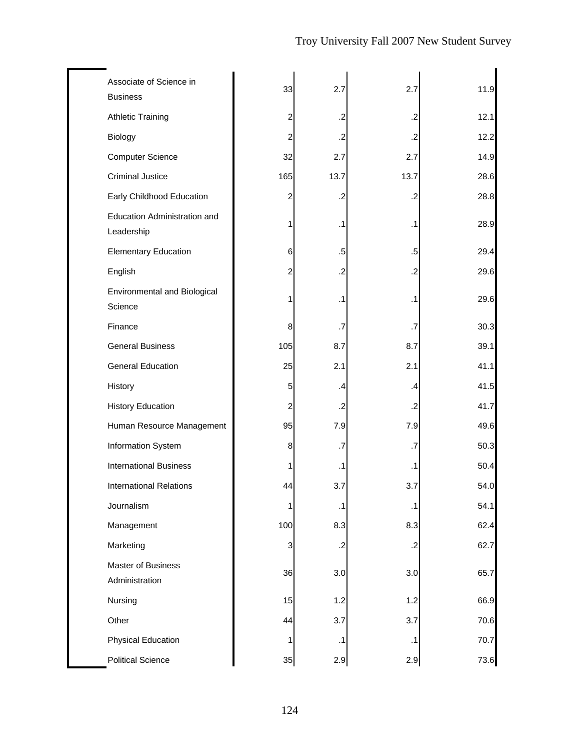| | | | | | |
|---|---|---|---|---|---|
| | Associate of Science in Business | 33 | 2.7 | 2.7 | 11.9 |
| | Athletic Training | 2 | .2 | .2 | 12.1 |
| | Biology | 2 | .2 | .2 | 12.2 |
| | Computer Science | 32 | 2.7 | 2.7 | 14.9 |
| | Criminal Justice | 165 | 13.7 | 13.7 | 28.6 |
| | Early Childhood Education | 2 | .2 | .2 | 28.8 |
| | Education Administration and Leadership | 1 | .1 | .1 | 28.9 |
| | Elementary Education | 6 | .5 | .5 | 29.4 |
| | English | 2 | .2 | .2 | 29.6 |
| | Environmental and Biological Science | 1 | .1 | .1 | 29.6 |
| | Finance | 8 | .7 | .7 | 30.3 |
| | General Business | 105 | 8.7 | 8.7 | 39.1 |
| | General Education | 25 | 2.1 | 2.1 | 41.1 |
| | History | 5 | .4 | .4 | 41.5 |
| | History Education | 2 | .2 | .2 | 41.7 |
| | Human Resource Management | 95 | 7.9 | 7.9 | 49.6 |
| | Information System | 8 | .7 | .7 | 50.3 |
| | International Business | 1 | .1 | .1 | 50.4 |
| | International Relations | 44 | 3.7 | 3.7 | 54.0 |
| | Journalism | 1 | .1 | .1 | 54.1 |
| | Management | 100 | 8.3 | 8.3 | 62.4 |
| | Marketing | 3 | .2 | .2 | 62.7 |
| | Master of Business Administration | 36 | 3.0 | 3.0 | 65.7 |
| | Nursing | 15 | 1.2 | 1.2 | 66.9 |
| | Other | 44 | 3.7 | 3.7 | 70.6 |
| | Physical Education | 1 | .1 | .1 | 70.7 |
| | Political Science | 35 | 2.9 | 2.9 | 73.6 |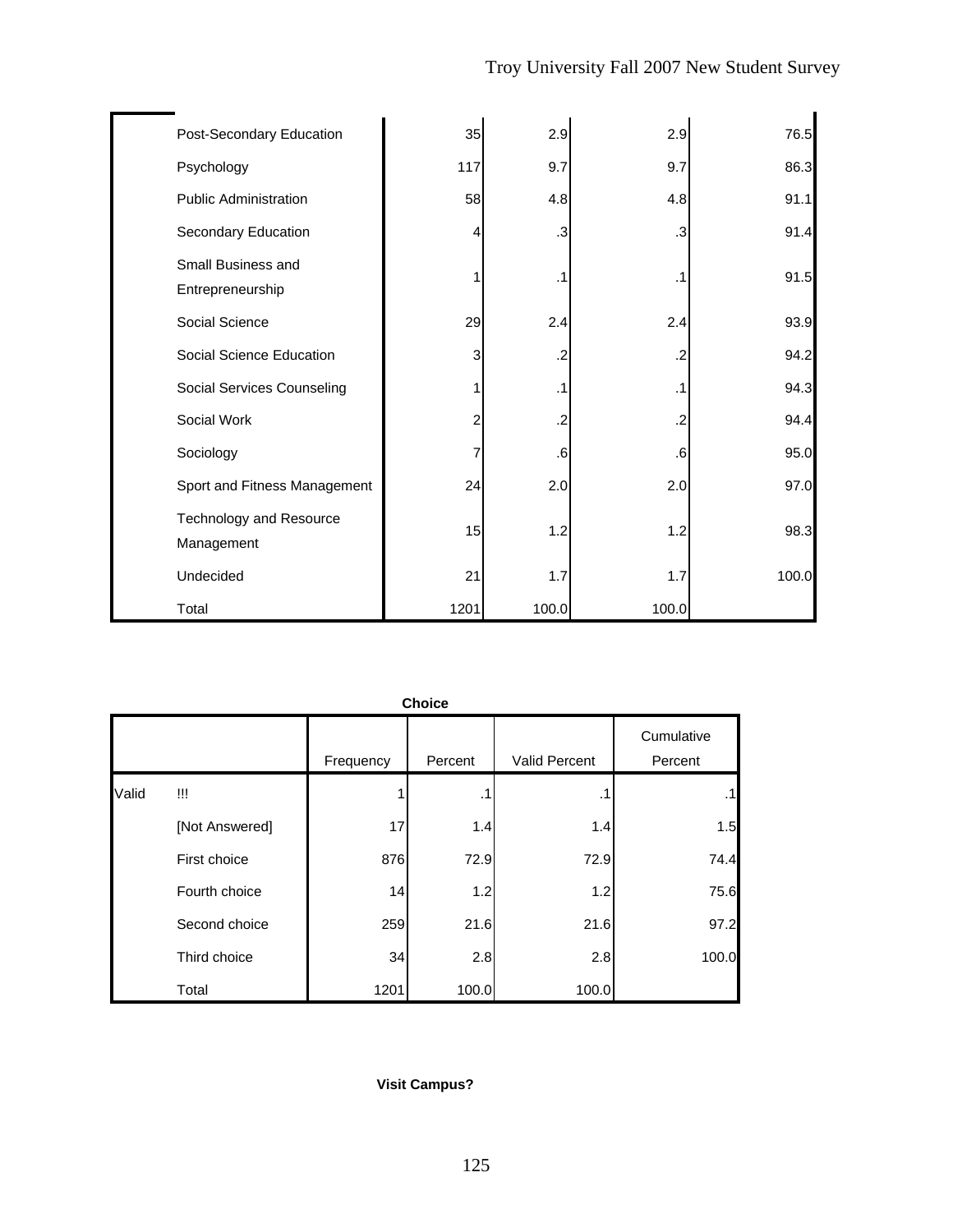| | Frequency | Percent | Valid Percent | Cumulative Percent |
|---|---|---|---|---|
| Post-Secondary Education | 35 | 2.9 | 2.9 | 76.5 |
| Psychology | 117 | 9.7 | 9.7 | 86.3 |
| Public Administration | 58 | 4.8 | 4.8 | 91.1 |
| Secondary Education | 4 | .3 | .3 | 91.4 |
| Small Business and Entrepreneurship | 1 | .1 | .1 | 91.5 |
| Social Science | 29 | 2.4 | 2.4 | 93.9 |
| Social Science Education | 3 | .2 | .2 | 94.2 |
| Social Services Counseling | 1 | .1 | .1 | 94.3 |
| Social Work | 2 | .2 | .2 | 94.4 |
| Sociology | 7 | .6 | .6 | 95.0 |
| Sport and Fitness Management | 24 | 2.0 | 2.0 | 97.0 |
| Technology and Resource Management | 15 | 1.2 | 1.2 | 98.3 |
| Undecided | 21 | 1.7 | 1.7 | 100.0 |
| Total | 1201 | 100.0 | 100.0 | |

**Choice**

| | | Frequency | Percent | Valid Percent | Cumulative Percent |
|---|---|---|---|---|---|
| Valid | !!! | 1 | .1 | .1 | .1 |
| | [Not Answered] | 17 | 1.4 | 1.4 | 1.5 |
| | First choice | 876 | 72.9 | 72.9 | 74.4 |
| | Fourth choice | 14 | 1.2 | 1.2 | 75.6 |
| | Second choice | 259 | 21.6 | 21.6 | 97.2 |
| | Third choice | 34 | 2.8 | 2.8 | 100.0 |
| | Total | 1201 | 100.0 | 100.0 | |

**Visit Campus?**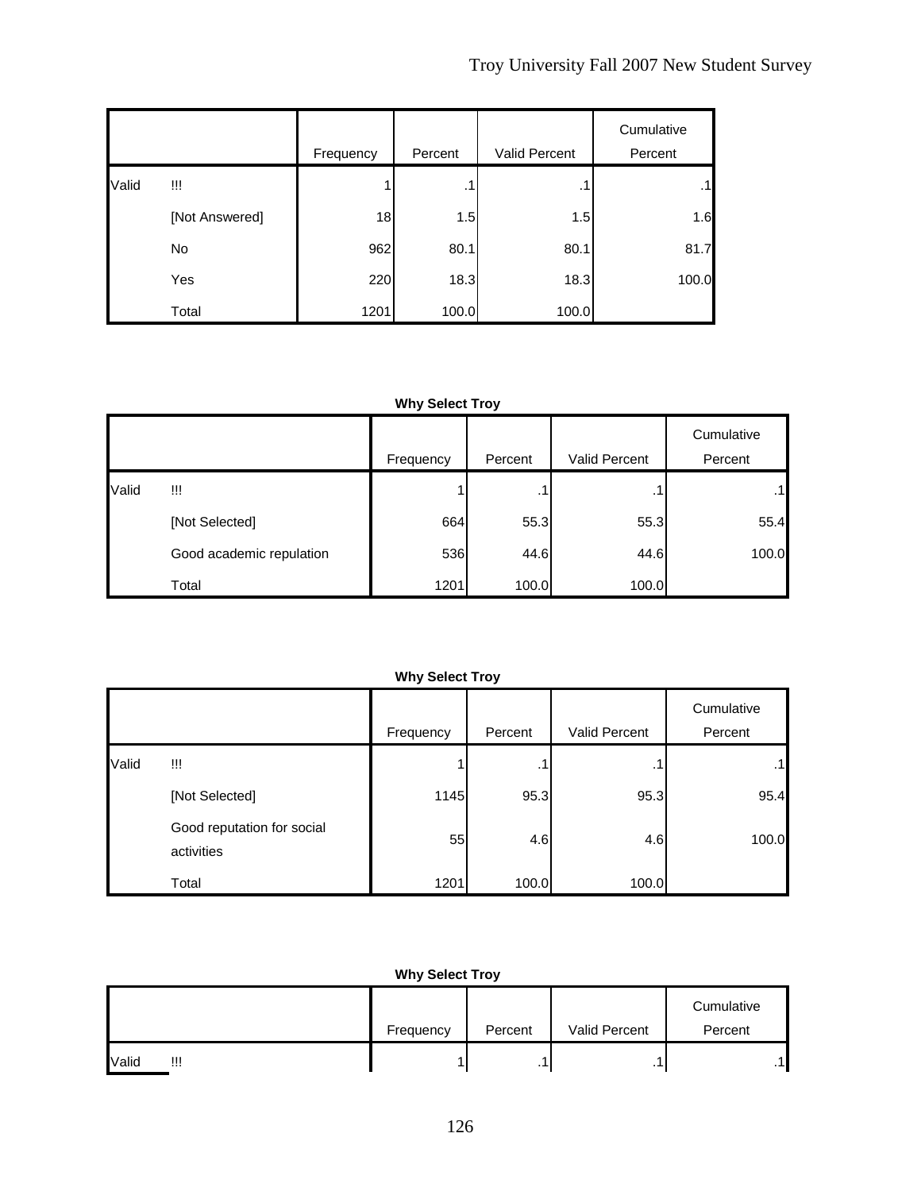| | | Frequency | Percent | Valid Percent | Cumulative Percent |
|---|---|---|---|---|---|
| Valid | !!! | 1 | .1 | .1 | .1 |
| | [Not Answered] | 18 | 1.5 | 1.5 | 1.6 |
| | No | 962 | 80.1 | 80.1 | 81.7 |
| | Yes | 220 | 18.3 | 18.3 | 100.0 |
| | Total | 1201 | 100.0 | 100.0 | |

**Why Select Troy**

| | | Frequency | Percent | Valid Percent | Cumulative Percent |
|---|---|---|---|---|---|
| Valid | !!! | 1 | .1 | .1 | .1 |
| | [Not Selected] | 664 | 55.3 | 55.3 | 55.4 |
| | Good academic repulation | 536 | 44.6 | 44.6 | 100.0 |
| | Total | 1201 | 100.0 | 100.0 | |

**Why Select Troy**

| | | Frequency | Percent | Valid Percent | Cumulative Percent |
|---|---|---|---|---|---|
| Valid | !!! | 1 | .1 | .1 | .1 |
| | [Not Selected] | 1145 | 95.3 | 95.3 | 95.4 |
| | Good reputation for social activities | 55 | 4.6 | 4.6 | 100.0 |
| | Total | 1201 | 100.0 | 100.0 | |

**Why Select Troy**

| | | Frequency | Percent | Valid Percent | Cumulative Percent |
|---|---|---|---|---|---|
| Valid | !!! | 1 | .1 | .1 | .1 |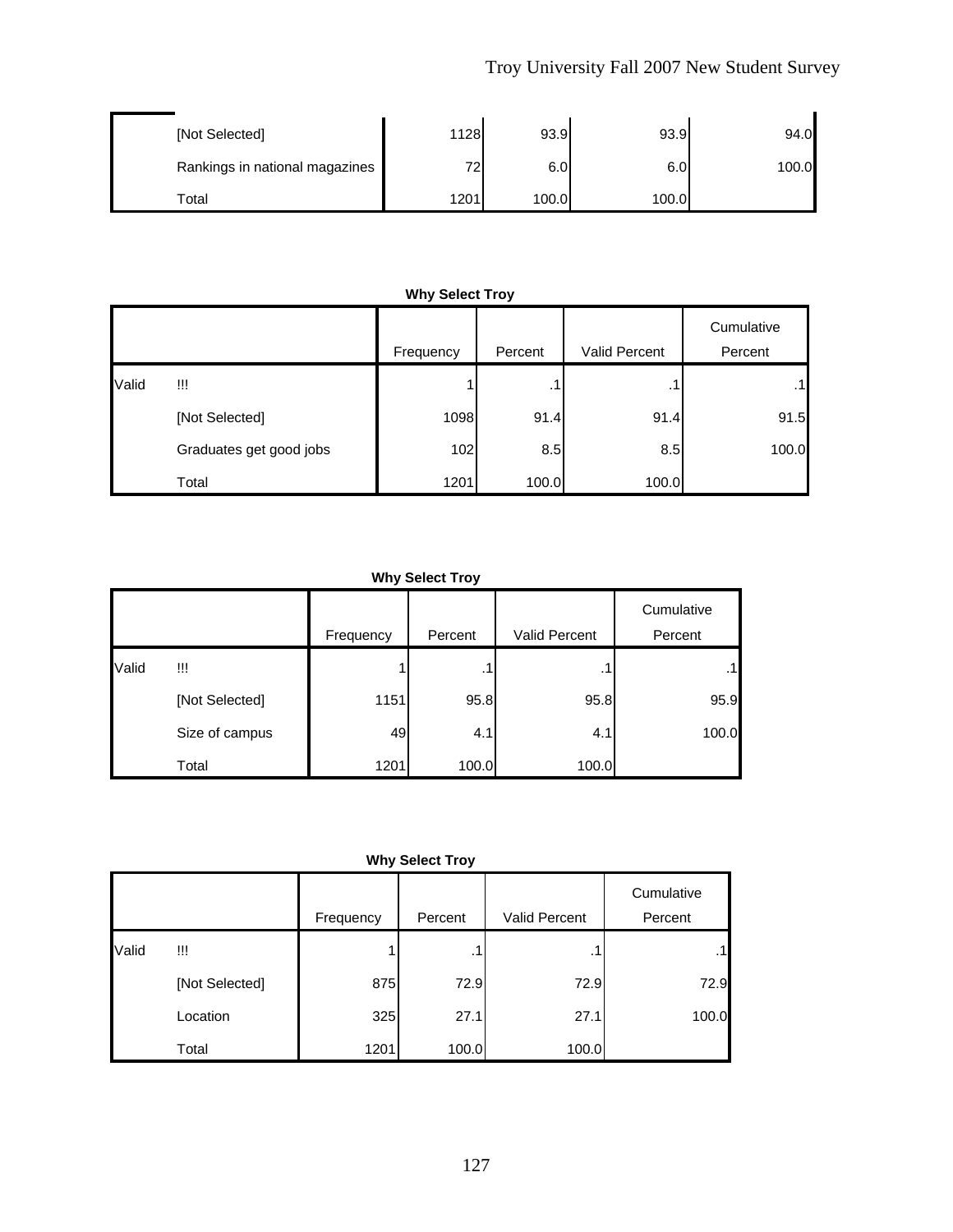| | | Frequency | Percent | Valid Percent | Cumulative Percent |
|---|---|---|---|---|---|
| | [Not Selected] | 1128 | 93.9 | 93.9 | 94.0 |
| | Rankings in national magazines | 72 | 6.0 | 6.0 | 100.0 |
| | Total | 1201 | 100.0 | 100.0 | |

**Why Select Troy**

| | | Frequency | Percent | Valid Percent | Cumulative Percent |
|---|---|---|---|---|---|
| Valid | !!! | 1 | .1 | .1 | .1 |
| | [Not Selected] | 1098 | 91.4 | 91.4 | 91.5 |
| | Graduates get good jobs | 102 | 8.5 | 8.5 | 100.0 |
| | Total | 1201 | 100.0 | 100.0 | |

**Why Select Troy**

| | | Frequency | Percent | Valid Percent | Cumulative Percent |
|---|---|---|---|---|---|
| Valid | !!! | 1 | .1 | .1 | .1 |
| | [Not Selected] | 1151 | 95.8 | 95.8 | 95.9 |
| | Size of campus | 49 | 4.1 | 4.1 | 100.0 |
| | Total | 1201 | 100.0 | 100.0 | |

**Why Select Troy**

| | | Frequency | Percent | Valid Percent | Cumulative Percent |
|---|---|---|---|---|---|
| Valid | !!! | 1 | .1 | .1 | .1 |
| | [Not Selected] | 875 | 72.9 | 72.9 | 72.9 |
| | Location | 325 | 27.1 | 27.1 | 100.0 |
| | Total | 1201 | 100.0 | 100.0 | |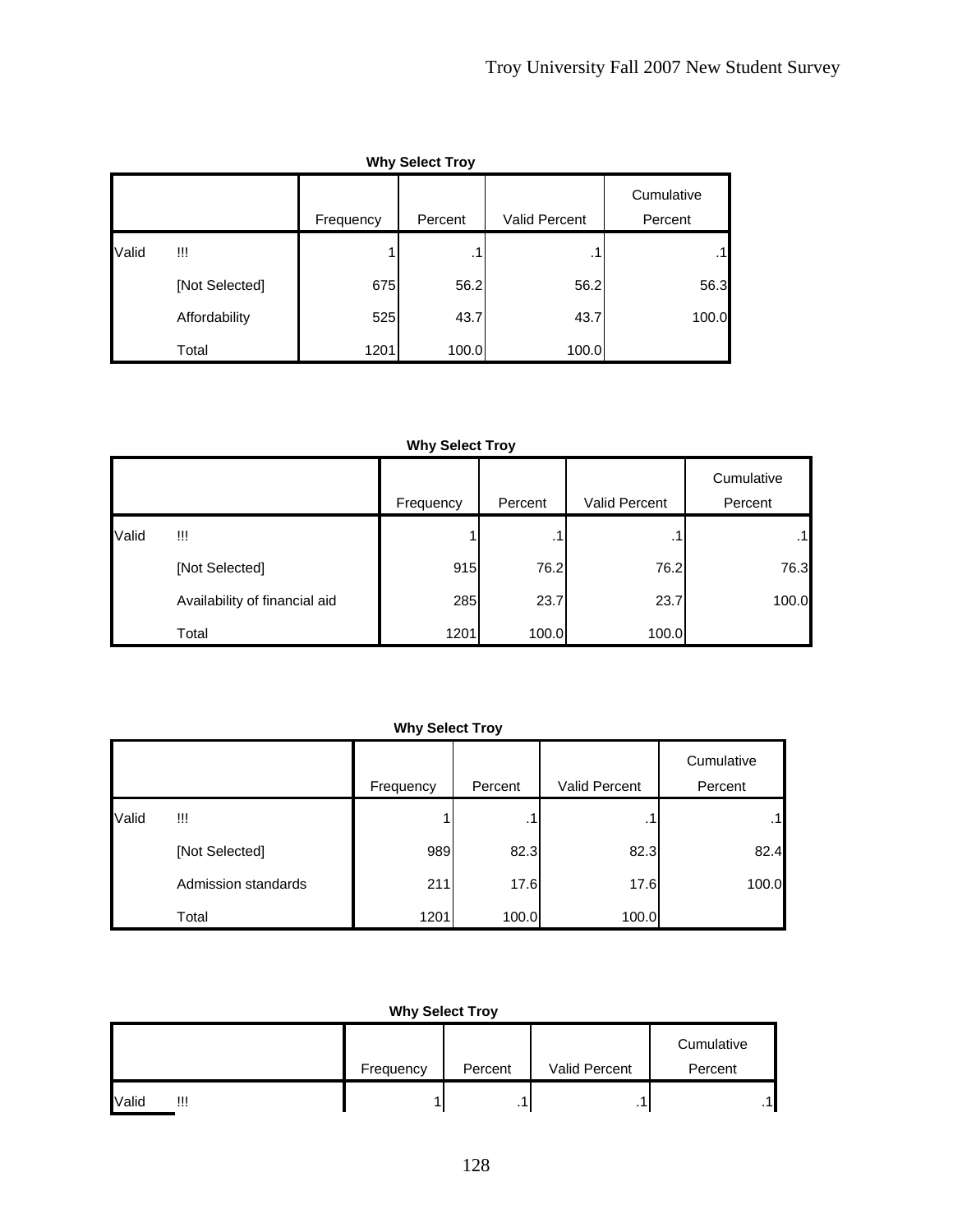**Why Select Troy**

| | | Frequency | Percent | Valid Percent | Cumulative Percent |
|---|---|---|---|---|---|
| Valid | !!! | 1 | .1 | .1 | .1 |
| | [Not Selected] | 675 | 56.2 | 56.2 | 56.3 |
| | Affordability | 525 | 43.7 | 43.7 | 100.0 |
| | Total | 1201 | 100.0 | 100.0 | |

**Why Select Troy**

| | | Frequency | Percent | Valid Percent | Cumulative Percent |
|---|---|---|---|---|---|
| Valid | !!! | 1 | .1 | .1 | .1 |
| | [Not Selected] | 915 | 76.2 | 76.2 | 76.3 |
| | Availability of financial aid | 285 | 23.7 | 23.7 | 100.0 |
| | Total | 1201 | 100.0 | 100.0 | |

**Why Select Troy**

| | | Frequency | Percent | Valid Percent | Cumulative Percent |
|---|---|---|---|---|---|
| Valid | !!! | 1 | .1 | .1 | .1 |
| | [Not Selected] | 989 | 82.3 | 82.3 | 82.4 |
| | Admission standards | 211 | 17.6 | 17.6 | 100.0 |
| | Total | 1201 | 100.0 | 100.0 | |

**Why Select Troy**

| | | Frequency | Percent | Valid Percent | Cumulative Percent |
|---|---|---|---|---|---|
| Valid | !!! | 1 | .1 | .1 | .1 |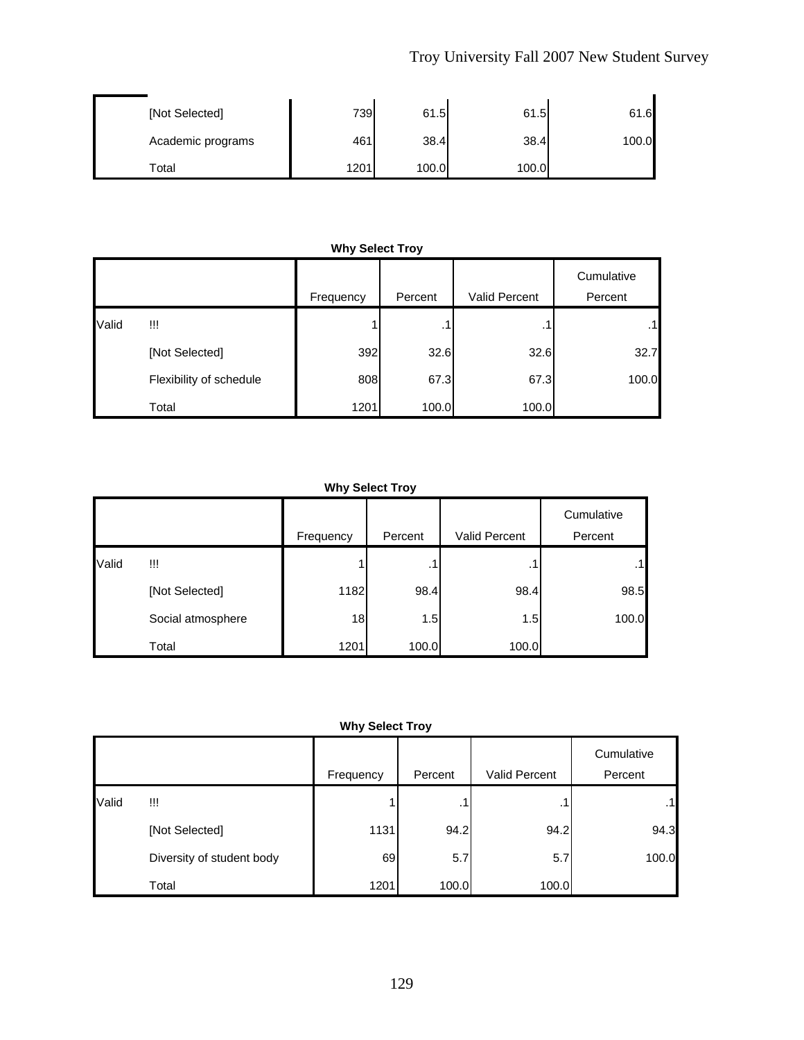| | | Frequency | Percent | Valid Percent | Cumulative Percent |
|---|---|---|---|---|---|
| | [Not Selected] | 739 | 61.5 | 61.5 | 61.6 |
| | Academic programs | 461 | 38.4 | 38.4 | 100.0 |
| | Total | 1201 | 100.0 | 100.0 | |

**Why Select Troy**

| | | Frequency | Percent | Valid Percent | Cumulative Percent |
|---|---|---|---|---|---|
| Valid | !!! | 1 | .1 | .1 | .1 |
| | [Not Selected] | 392 | 32.6 | 32.6 | 32.7 |
| | Flexibility of schedule | 808 | 67.3 | 67.3 | 100.0 |
| | Total | 1201 | 100.0 | 100.0 | |

**Why Select Troy**

| | | Frequency | Percent | Valid Percent | Cumulative Percent |
|---|---|---|---|---|---|
| Valid | !!! | 1 | .1 | .1 | .1 |
| | [Not Selected] | 1182 | 98.4 | 98.4 | 98.5 |
| | Social atmosphere | 18 | 1.5 | 1.5 | 100.0 |
| | Total | 1201 | 100.0 | 100.0 | |

**Why Select Troy**

| | | Frequency | Percent | Valid Percent | Cumulative Percent |
|---|---|---|---|---|---|
| Valid | !!! | 1 | .1 | .1 | .1 |
| | [Not Selected] | 1131 | 94.2 | 94.2 | 94.3 |
| | Diversity of student body | 69 | 5.7 | 5.7 | 100.0 |
| | Total | 1201 | 100.0 | 100.0 | |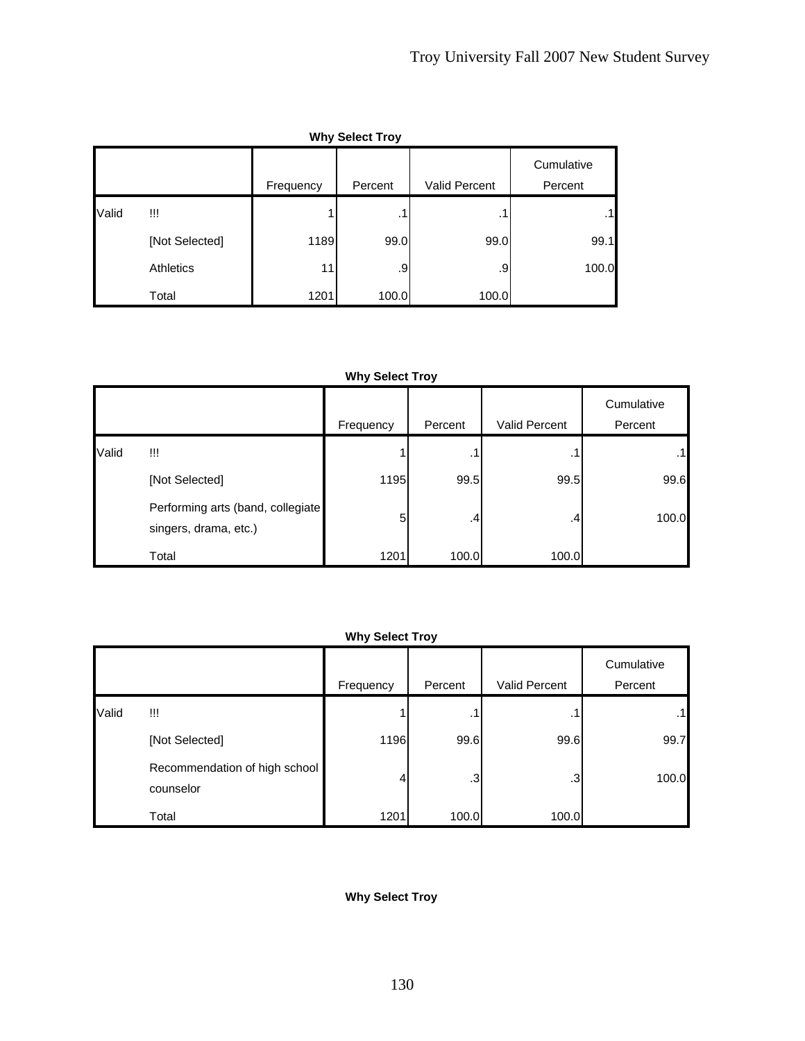**Why Select Troy**

| | | Frequency | Percent | Valid Percent | Cumulative Percent |
|---|---|---|---|---|---|
| Valid | !!! | 1 | .1 | .1 | .1 |
| | [Not Selected] | 1189 | 99.0 | 99.0 | 99.1 |
| | Athletics | 11 | .9 | .9 | 100.0 |
| | Total | 1201 | 100.0 | 100.0 | |

**Why Select Troy**

| | | Frequency | Percent | Valid Percent | Cumulative Percent |
|---|---|---|---|---|---|
| Valid | !!! | 1 | .1 | .1 | .1 |
| | [Not Selected] | 1195 | 99.5 | 99.5 | 99.6 |
| | Performing arts (band, collegiate singers, drama, etc.) | 5 | .4 | .4 | 100.0 |
| | Total | 1201 | 100.0 | 100.0 | |

**Why Select Troy**

| | | Frequency | Percent | Valid Percent | Cumulative Percent |
|---|---|---|---|---|---|
| Valid | !!! | 1 | .1 | .1 | .1 |
| | [Not Selected] | 1196 | 99.6 | 99.6 | 99.7 |
| | Recommendation of high school counselor | 4 | .3 | .3 | 100.0 |
| | Total | 1201 | 100.0 | 100.0 | |

**Why Select Troy**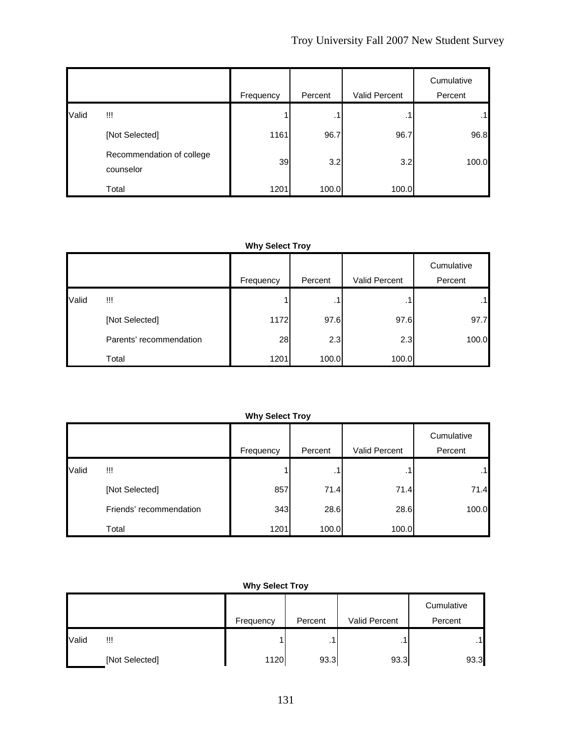| | | Frequency | Percent | Valid Percent | Cumulative Percent |
|---|---|---|---|---|---|
| Valid | !!! | 1 | .1 | .1 | .1 |
| | [Not Selected] | 1161 | 96.7 | 96.7 | 96.8 |
| | Recommendation of college counselor | 39 | 3.2 | 3.2 | 100.0 |
| | Total | 1201 | 100.0 | 100.0 | |

**Why Select Troy**

| | | Frequency | Percent | Valid Percent | Cumulative Percent |
|---|---|---|---|---|---|
| Valid | !!! | 1 | .1 | .1 | .1 |
| | [Not Selected] | 1172 | 97.6 | 97.6 | 97.7 |
| | Parents' recommendation | 28 | 2.3 | 2.3 | 100.0 |
| | Total | 1201 | 100.0 | 100.0 | |

**Why Select Troy**

| | | Frequency | Percent | Valid Percent | Cumulative Percent |
|---|---|---|---|---|---|
| Valid | !!! | 1 | .1 | .1 | .1 |
| | [Not Selected] | 857 | 71.4 | 71.4 | 71.4 |
| | Friends' recommendation | 343 | 28.6 | 28.6 | 100.0 |
| | Total | 1201 | 100.0 | 100.0 | |

**Why Select Troy**

| | | Frequency | Percent | Valid Percent | Cumulative Percent |
|---|---|---|---|---|---|
| Valid | !!! | 1 | .1 | .1 | .1 |
| | [Not Selected] | 1120 | 93.3 | 93.3 | 93.3 |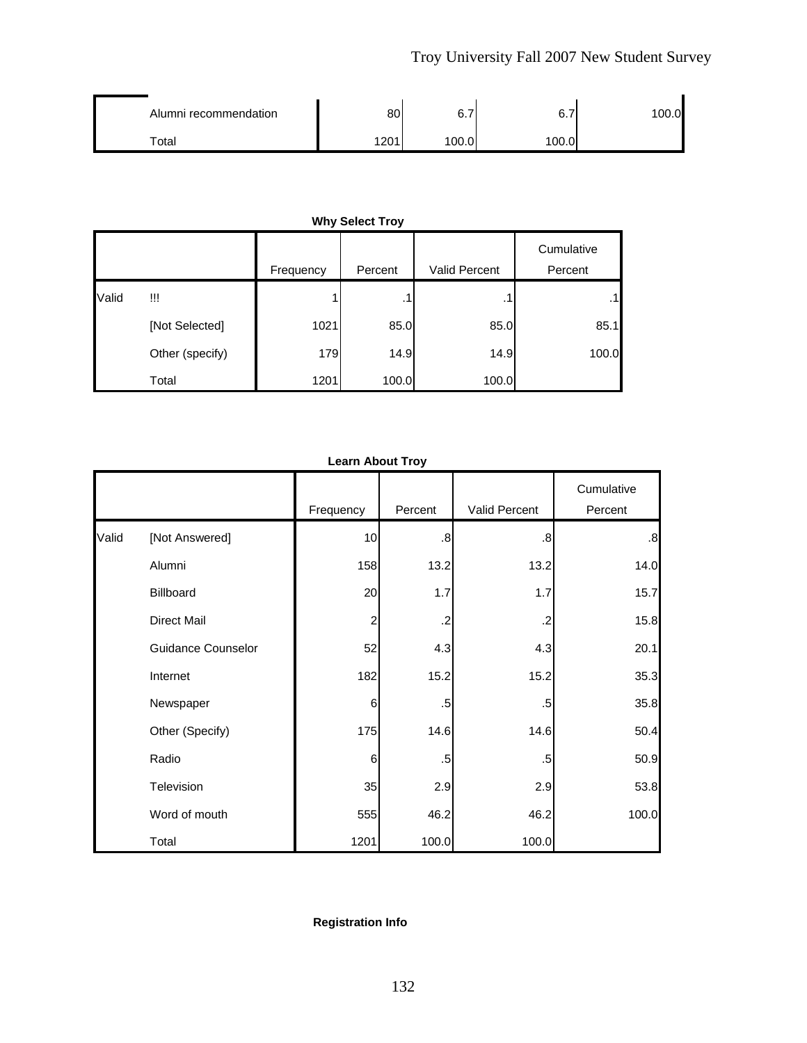| | | Frequency | Percent | Valid Percent | Cumulative Percent |
|---|---|---|---|---|---|
| | Alumni recommendation | 80 | 6.7 | 6.7 | 100.0 |
| | Total | 1201 | 100.0 | 100.0 | |

**Why Select Troy**

| | | Frequency | Percent | Valid Percent | Cumulative Percent |
|---|---|---|---|---|---|
| Valid | !!! | 1 | .1 | .1 | .1 |
| | [Not Selected] | 1021 | 85.0 | 85.0 | 85.1 |
| | Other (specify) | 179 | 14.9 | 14.9 | 100.0 |
| | Total | 1201 | 100.0 | 100.0 | |

**Learn About Troy**

| | | Frequency | Percent | Valid Percent | Cumulative Percent |
|---|---|---|---|---|---|
| Valid | [Not Answered] | 10 | .8 | .8 | .8 |
| | Alumni | 158 | 13.2 | 13.2 | 14.0 |
| | Billboard | 20 | 1.7 | 1.7 | 15.7 |
| | Direct Mail | 2 | .2 | .2 | 15.8 |
| | Guidance Counselor | 52 | 4.3 | 4.3 | 20.1 |
| | Internet | 182 | 15.2 | 15.2 | 35.3 |
| | Newspaper | 6 | .5 | .5 | 35.8 |
| | Other (Specify) | 175 | 14.6 | 14.6 | 50.4 |
| | Radio | 6 | .5 | .5 | 50.9 |
| | Television | 35 | 2.9 | 2.9 | 53.8 |
| | Word of mouth | 555 | 46.2 | 46.2 | 100.0 |
| | Total | 1201 | 100.0 | 100.0 | |

**Registration Info**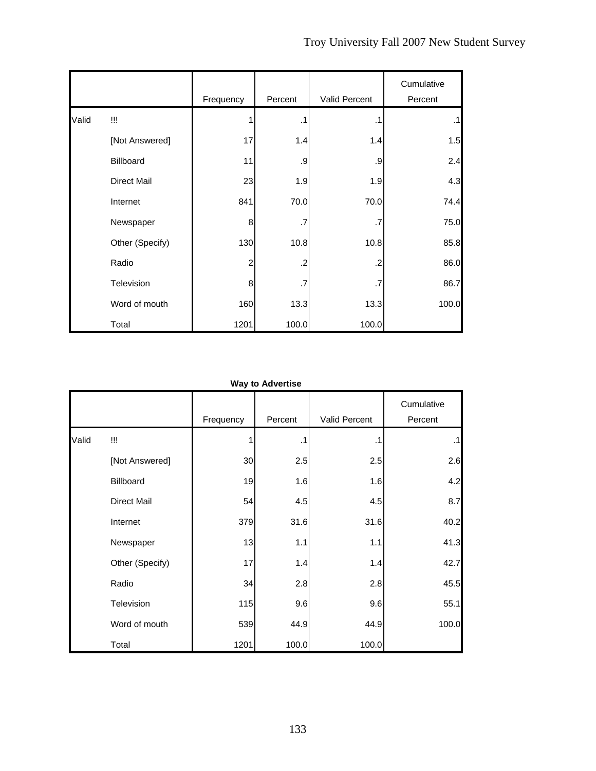| | | Frequency | Percent | Valid Percent | Cumulative Percent |
|---|---|---|---|---|---|
| Valid | !!! | 1 | .1 | .1 | .1 |
| | [Not Answered] | 17 | 1.4 | 1.4 | 1.5 |
| | Billboard | 11 | .9 | .9 | 2.4 |
| | Direct Mail | 23 | 1.9 | 1.9 | 4.3 |
| | Internet | 841 | 70.0 | 70.0 | 74.4 |
| | Newspaper | 8 | .7 | .7 | 75.0 |
| | Other (Specify) | 130 | 10.8 | 10.8 | 85.8 |
| | Radio | 2 | .2 | .2 | 86.0 |
| | Television | 8 | .7 | .7 | 86.7 |
| | Word of mouth | 160 | 13.3 | 13.3 | 100.0 |
| | Total | 1201 | 100.0 | 100.0 | |

**Way to Advertise**

| | | Frequency | Percent | Valid Percent | Cumulative Percent |
|---|---|---|---|---|---|
| Valid | !!! | 1 | .1 | .1 | .1 |
| | [Not Answered] | 30 | 2.5 | 2.5 | 2.6 |
| | Billboard | 19 | 1.6 | 1.6 | 4.2 |
| | Direct Mail | 54 | 4.5 | 4.5 | 8.7 |
| | Internet | 379 | 31.6 | 31.6 | 40.2 |
| | Newspaper | 13 | 1.1 | 1.1 | 41.3 |
| | Other (Specify) | 17 | 1.4 | 1.4 | 42.7 |
| | Radio | 34 | 2.8 | 2.8 | 45.5 |
| | Television | 115 | 9.6 | 9.6 | 55.1 |
| | Word of mouth | 539 | 44.9 | 44.9 | 100.0 |
| | Total | 1201 | 100.0 | 100.0 | |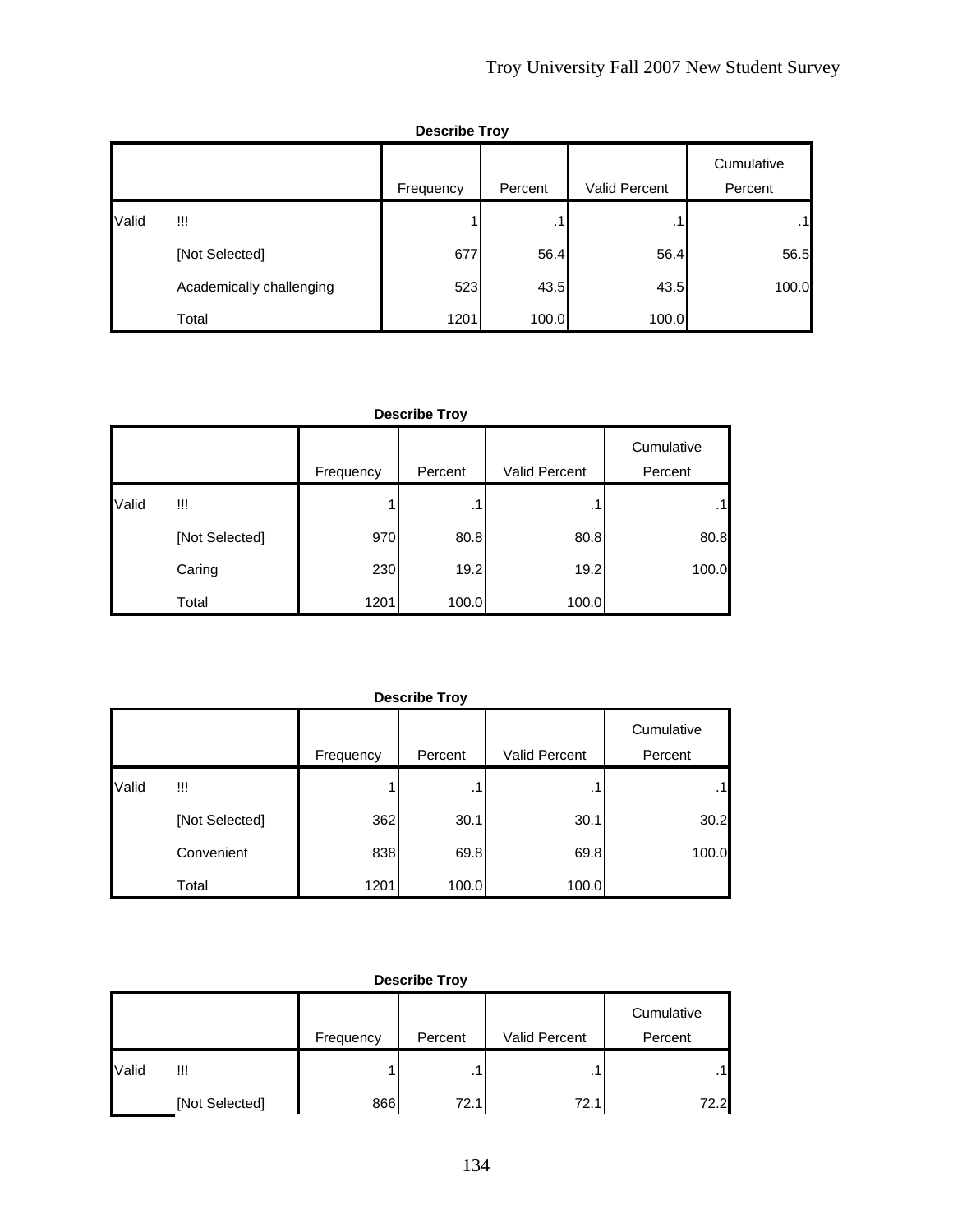**Describe Troy**

| | | Frequency | Percent | Valid Percent | Cumulative Percent |
|---|---|---|---|---|---|
| Valid | !!! | 1 | .1 | .1 | .1 |
| | [Not Selected] | 677 | 56.4 | 56.4 | 56.5 |
| | Academically challenging | 523 | 43.5 | 43.5 | 100.0 |
| | Total | 1201 | 100.0 | 100.0 | |

**Describe Troy**

| | | Frequency | Percent | Valid Percent | Cumulative Percent |
|---|---|---|---|---|---|
| Valid | !!! | 1 | .1 | .1 | .1 |
| | [Not Selected] | 970 | 80.8 | 80.8 | 80.8 |
| | Caring | 230 | 19.2 | 19.2 | 100.0 |
| | Total | 1201 | 100.0 | 100.0 | |

**Describe Troy**

| | | Frequency | Percent | Valid Percent | Cumulative Percent |
|---|---|---|---|---|---|
| Valid | !!! | 1 | .1 | .1 | .1 |
| | [Not Selected] | 362 | 30.1 | 30.1 | 30.2 |
| | Convenient | 838 | 69.8 | 69.8 | 100.0 |
| | Total | 1201 | 100.0 | 100.0 | |

**Describe Troy**

| | | Frequency | Percent | Valid Percent | Cumulative Percent |
|---|---|---|---|---|---|
| Valid | !!! | 1 | .1 | .1 | .1 |
| | [Not Selected] | 866 | 72.1 | 72.1 | 72.2 |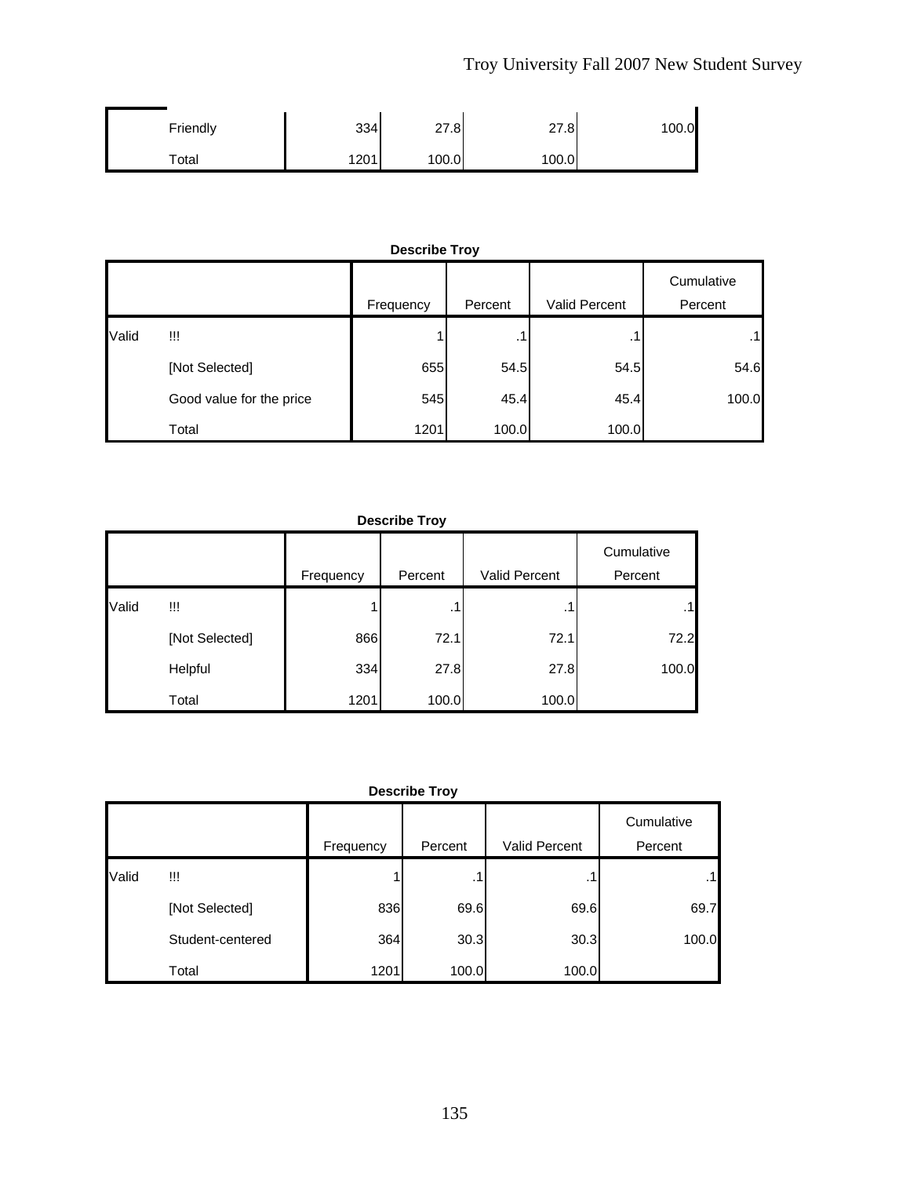| | | | | | |
|---|---|---|---|---|---|
| | Friendly | 334 | 27.8 | 27.8 | 100.0 |
| | Total | 1201 | 100.0 | 100.0 | |

**Describe Troy**

| | | Frequency | Percent | Valid Percent | Cumulative Percent |
|---|---|---|---|---|---|
| Valid | !!! | 1 | .1 | .1 | .1 |
| | [Not Selected] | 655 | 54.5 | 54.5 | 54.6 |
| | Good value for the price | 545 | 45.4 | 45.4 | 100.0 |
| | Total | 1201 | 100.0 | 100.0 | |

**Describe Troy**

| | | Frequency | Percent | Valid Percent | Cumulative Percent |
|---|---|---|---|---|---|
| Valid | !!! | 1 | .1 | .1 | .1 |
| | [Not Selected] | 866 | 72.1 | 72.1 | 72.2 |
| | Helpful | 334 | 27.8 | 27.8 | 100.0 |
| | Total | 1201 | 100.0 | 100.0 | |

**Describe Troy**

| | | Frequency | Percent | Valid Percent | Cumulative Percent |
|---|---|---|---|---|---|
| Valid | !!! | 1 | .1 | .1 | .1 |
| | [Not Selected] | 836 | 69.6 | 69.6 | 69.7 |
| | Student-centered | 364 | 30.3 | 30.3 | 100.0 |
| | Total | 1201 | 100.0 | 100.0 | |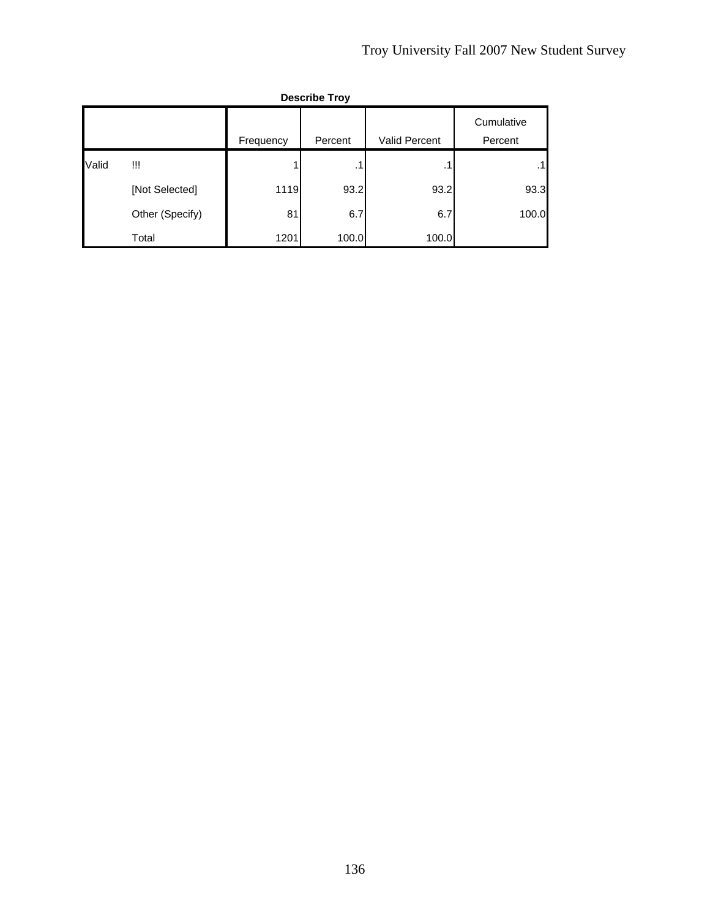**Describe Troy**

| | | Frequency | Percent | Valid Percent | Cumulative Percent |
|---|---|---|---|---|---|
| Valid | !!! | 1 | .1 | .1 | .1 |
| | [Not Selected] | 1119 | 93.2 | 93.2 | 93.3 |
| | Other (Specify) | 81 | 6.7 | 6.7 | 100.0 |
| | Total | 1201 | 100.0 | 100.0 | |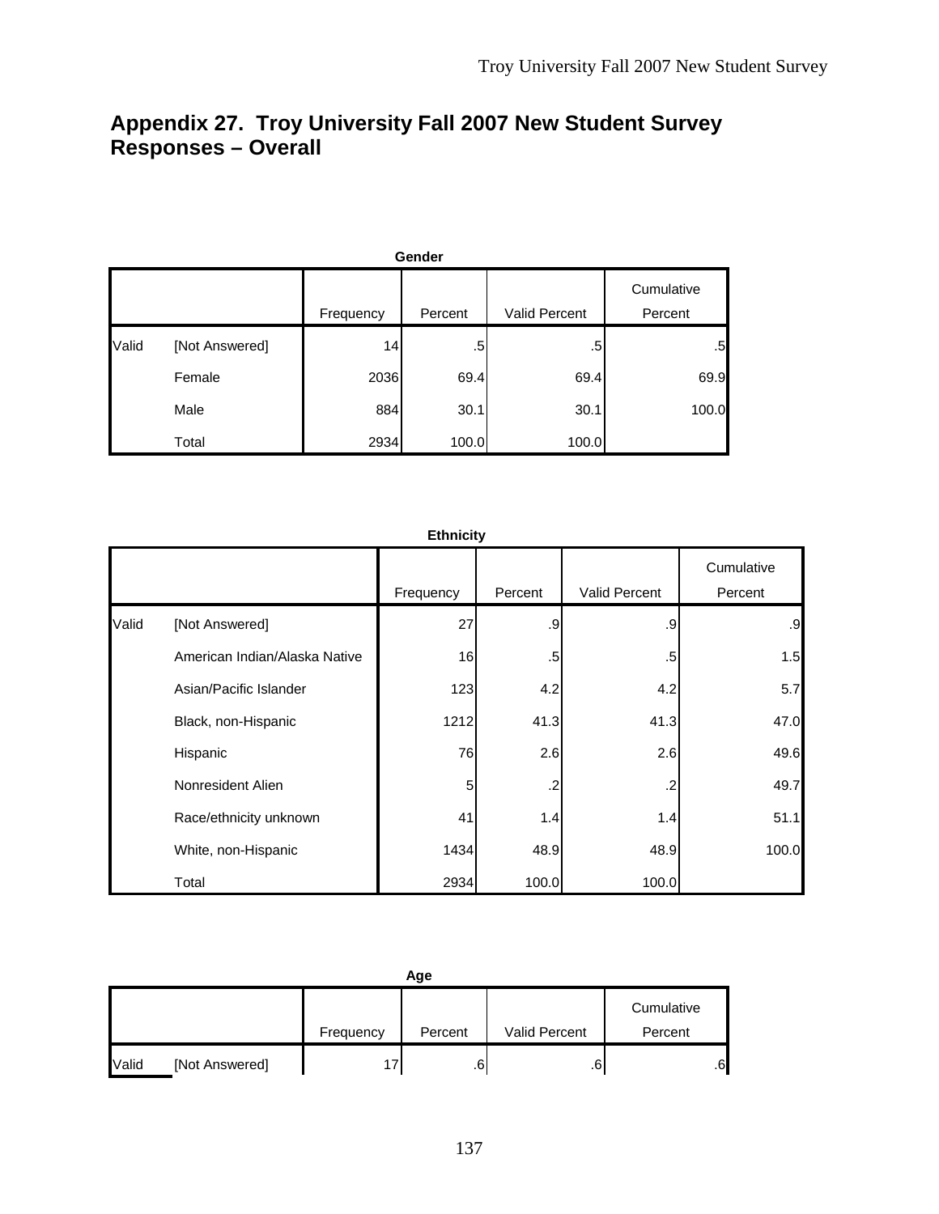# Appendix 27. Troy University Fall 2007 New Student Survey Responses – Overall

**Gender**

| | | Frequency | Percent | Valid Percent | Cumulative Percent |
|---|---|---|---|---|---|
| Valid | [Not Answered] | 14 | .5 | .5 | .5 |
| | Female | 2036 | 69.4 | 69.4 | 69.9 |
| | Male | 884 | 30.1 | 30.1 | 100.0 |
| | Total | 2934 | 100.0 | 100.0 | |

**Ethnicity**

| | | Frequency | Percent | Valid Percent | Cumulative Percent |
|---|---|---|---|---|---|
| Valid | [Not Answered] | 27 | .9 | .9 | .9 |
| | American Indian/Alaska Native | 16 | .5 | .5 | 1.5 |
| | Asian/Pacific Islander | 123 | 4.2 | 4.2 | 5.7 |
| | Black, non-Hispanic | 1212 | 41.3 | 41.3 | 47.0 |
| | Hispanic | 76 | 2.6 | 2.6 | 49.6 |
| | Nonresident Alien | 5 | .2 | .2 | 49.7 |
| | Race/ethnicity unknown | 41 | 1.4 | 1.4 | 51.1 |
| | White, non-Hispanic | 1434 | 48.9 | 48.9 | 100.0 |
| | Total | 2934 | 100.0 | 100.0 | |

**Age**

| | | Frequency | Percent | Valid Percent | Cumulative Percent |
|---|---|---|---|---|---|
| Valid | [Not Answered] | 17 | .6 | .6 | .6 |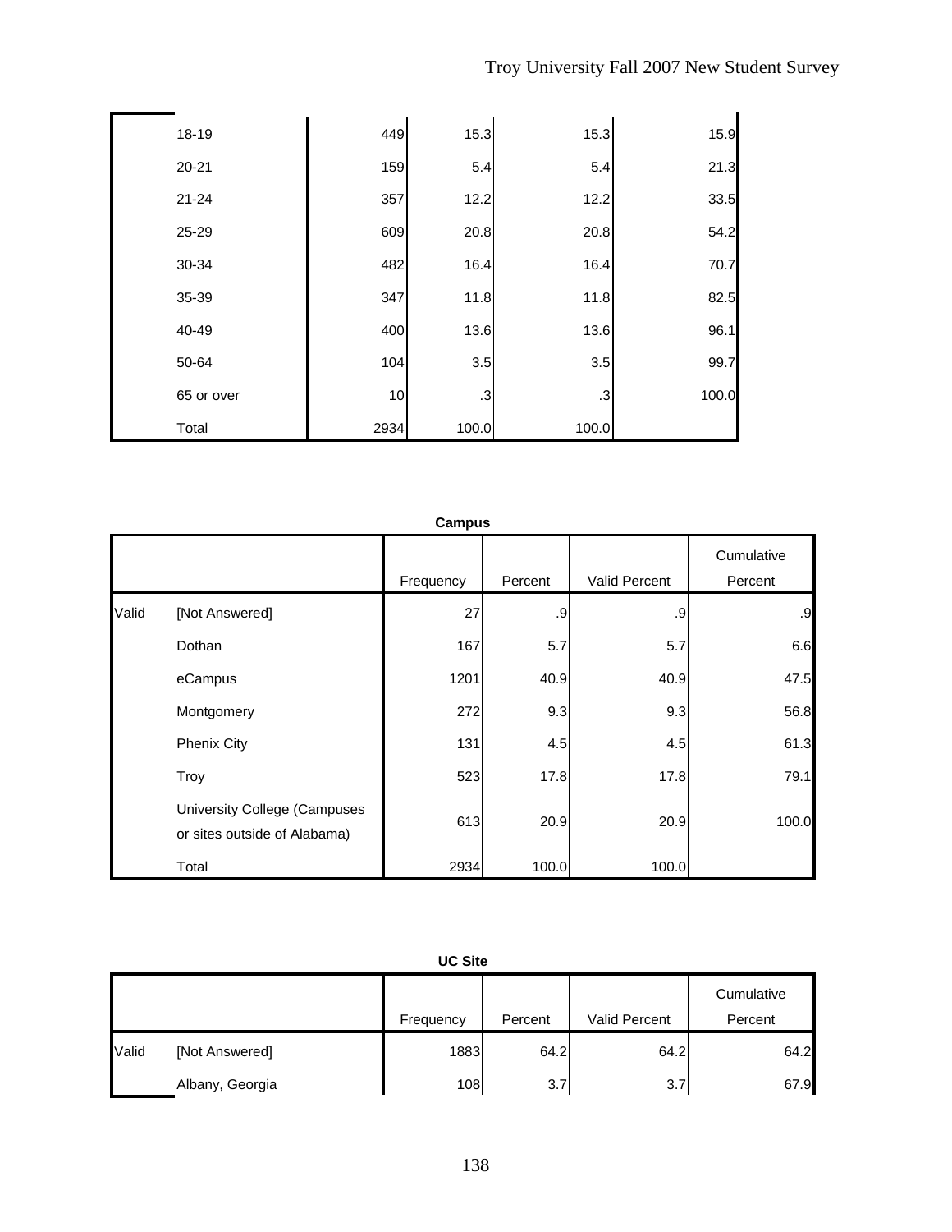| | | | | |
|---|---|---|---|---|
| 18-19 | 449 | 15.3 | 15.3 | 15.9 |
| 20-21 | 159 | 5.4 | 5.4 | 21.3 |
| 21-24 | 357 | 12.2 | 12.2 | 33.5 |
| 25-29 | 609 | 20.8 | 20.8 | 54.2 |
| 30-34 | 482 | 16.4 | 16.4 | 70.7 |
| 35-39 | 347 | 11.8 | 11.8 | 82.5 |
| 40-49 | 400 | 13.6 | 13.6 | 96.1 |
| 50-64 | 104 | 3.5 | 3.5 | 99.7 |
| 65 or over | 10 | .3 | .3 | 100.0 |
| Total | 2934 | 100.0 | 100.0 | |

**Campus**

| | | Frequency | Percent | Valid Percent | Cumulative Percent |
|---|---|---|---|---|---|
| Valid | [Not Answered] | 27 | .9 | .9 | .9 |
| | Dothan | 167 | 5.7 | 5.7 | 6.6 |
| | eCampus | 1201 | 40.9 | 40.9 | 47.5 |
| | Montgomery | 272 | 9.3 | 9.3 | 56.8 |
| | Phenix City | 131 | 4.5 | 4.5 | 61.3 |
| | Troy | 523 | 17.8 | 17.8 | 79.1 |
| | University College (Campuses or sites outside of Alabama) | 613 | 20.9 | 20.9 | 100.0 |
| | Total | 2934 | 100.0 | 100.0 | |

**UC Site**

| | | Frequency | Percent | Valid Percent | Cumulative Percent |
|---|---|---|---|---|---|
| Valid | [Not Answered] | 1883 | 64.2 | 64.2 | 64.2 |
| | Albany, Georgia | 108 | 3.7 | 3.7 | 67.9 |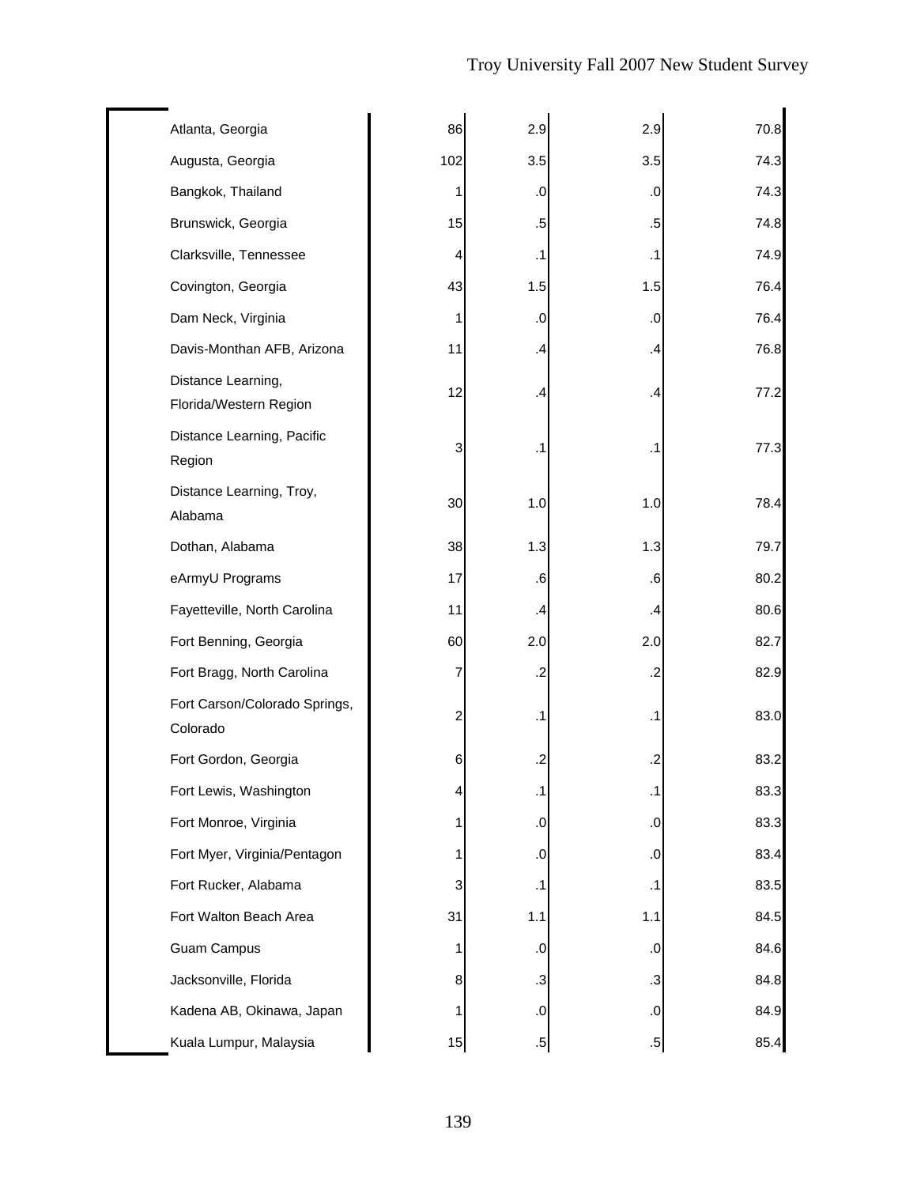| | | | | |
|---|---|---|---|---|
| Atlanta, Georgia | 86 | 2.9 | 2.9 | 70.8 |
| Augusta, Georgia | 102 | 3.5 | 3.5 | 74.3 |
| Bangkok, Thailand | 1 | .0 | .0 | 74.3 |
| Brunswick, Georgia | 15 | .5 | .5 | 74.8 |
| Clarksville, Tennessee | 4 | .1 | .1 | 74.9 |
| Covington, Georgia | 43 | 1.5 | 1.5 | 76.4 |
| Dam Neck, Virginia | 1 | .0 | .0 | 76.4 |
| Davis-Monthan AFB, Arizona | 11 | .4 | .4 | 76.8 |
| Distance Learning, Florida/Western Region | 12 | .4 | .4 | 77.2 |
| Distance Learning, Pacific Region | 3 | .1 | .1 | 77.3 |
| Distance Learning, Troy, Alabama | 30 | 1.0 | 1.0 | 78.4 |
| Dothan, Alabama | 38 | 1.3 | 1.3 | 79.7 |
| eArmyU Programs | 17 | .6 | .6 | 80.2 |
| Fayetteville, North Carolina | 11 | .4 | .4 | 80.6 |
| Fort Benning, Georgia | 60 | 2.0 | 2.0 | 82.7 |
| Fort Bragg, North Carolina | 7 | .2 | .2 | 82.9 |
| Fort Carson/Colorado Springs, Colorado | 2 | .1 | .1 | 83.0 |
| Fort Gordon, Georgia | 6 | .2 | .2 | 83.2 |
| Fort Lewis, Washington | 4 | .1 | .1 | 83.3 |
| Fort Monroe, Virginia | 1 | .0 | .0 | 83.3 |
| Fort Myer, Virginia/Pentagon | 1 | .0 | .0 | 83.4 |
| Fort Rucker, Alabama | 3 | .1 | .1 | 83.5 |
| Fort Walton Beach Area | 31 | 1.1 | 1.1 | 84.5 |
| Guam Campus | 1 | .0 | .0 | 84.6 |
| Jacksonville, Florida | 8 | .3 | .3 | 84.8 |
| Kadena AB, Okinawa, Japan | 1 | .0 | .0 | 84.9 |
| Kuala Lumpur, Malaysia | 15 | .5 | .5 | 85.4 |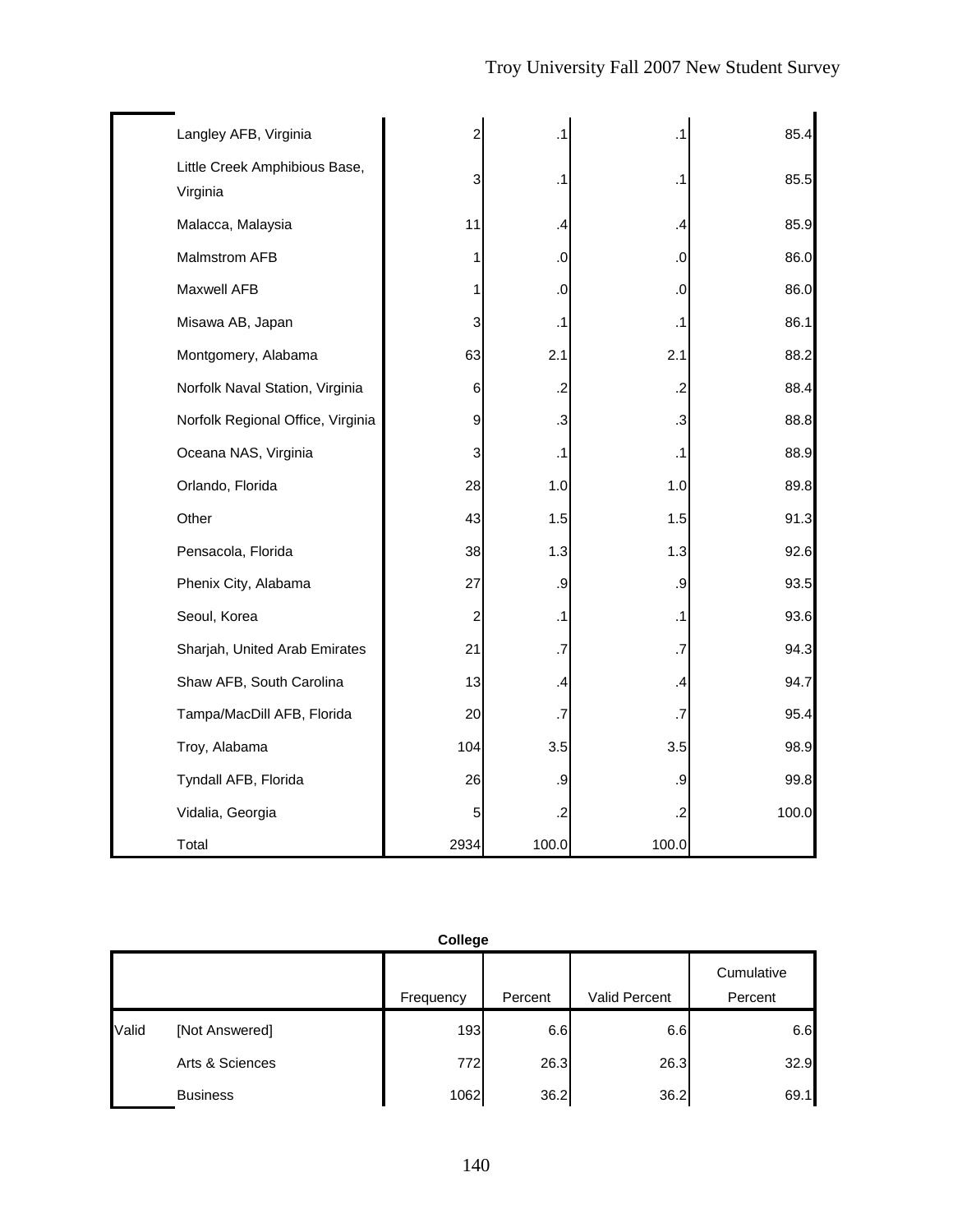| | | Frequency | Percent | Valid Percent | Cumulative Percent |
|---|---|---|---|---|---|
| | Langley AFB, Virginia | 2 | .1 | .1 | 85.4 |
| | Little Creek Amphibious Base, Virginia | 3 | .1 | .1 | 85.5 |
| | Malacca, Malaysia | 11 | .4 | .4 | 85.9 |
| | Malmstrom AFB | 1 | .0 | .0 | 86.0 |
| | Maxwell AFB | 1 | .0 | .0 | 86.0 |
| | Misawa AB, Japan | 3 | .1 | .1 | 86.1 |
| | Montgomery, Alabama | 63 | 2.1 | 2.1 | 88.2 |
| | Norfolk Naval Station, Virginia | 6 | .2 | .2 | 88.4 |
| | Norfolk Regional Office, Virginia | 9 | .3 | .3 | 88.8 |
| | Oceana NAS, Virginia | 3 | .1 | .1 | 88.9 |
| | Orlando, Florida | 28 | 1.0 | 1.0 | 89.8 |
| | Other | 43 | 1.5 | 1.5 | 91.3 |
| | Pensacola, Florida | 38 | 1.3 | 1.3 | 92.6 |
| | Phenix City, Alabama | 27 | .9 | .9 | 93.5 |
| | Seoul, Korea | 2 | .1 | .1 | 93.6 |
| | Sharjah, United Arab Emirates | 21 | .7 | .7 | 94.3 |
| | Shaw AFB, South Carolina | 13 | .4 | .4 | 94.7 |
| | Tampa/MacDill AFB, Florida | 20 | .7 | .7 | 95.4 |
| | Troy, Alabama | 104 | 3.5 | 3.5 | 98.9 |
| | Tyndall AFB, Florida | 26 | .9 | .9 | 99.8 |
| | Vidalia, Georgia | 5 | .2 | .2 | 100.0 |
| | Total | 2934 | 100.0 | 100.0 | |

**College**

| | | Frequency | Percent | Valid Percent | Cumulative Percent |
|---|---|---|---|---|---|
| Valid | [Not Answered] | 193 | 6.6 | 6.6 | 6.6 |
| | Arts & Sciences | 772 | 26.3 | 26.3 | 32.9 |
| | Business | 1062 | 36.2 | 36.2 | 69.1 |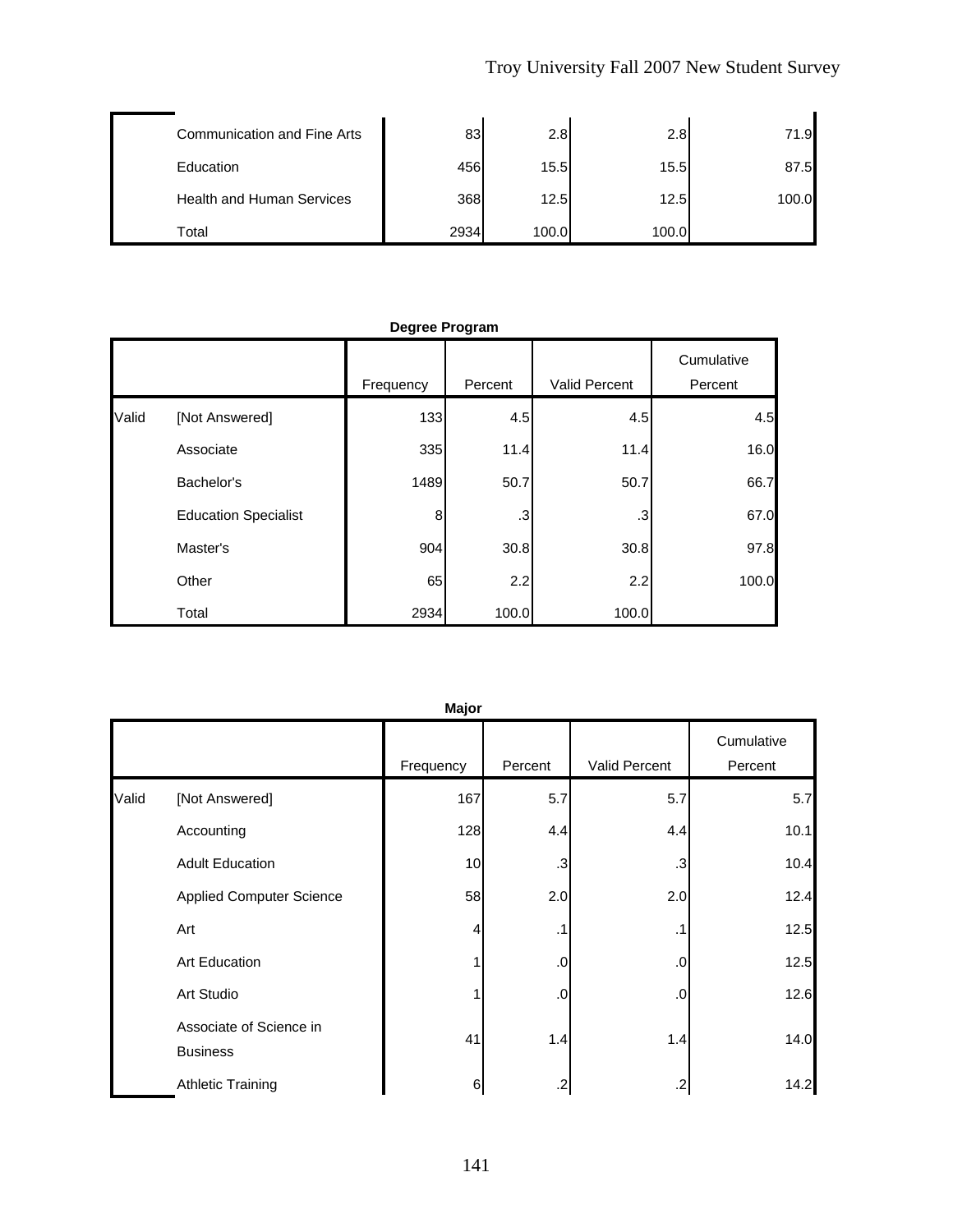| | | | | | |
|---|---|---|---|---|---|
| | Communication and Fine Arts | 83 | 2.8 | 2.8 | 71.9 |
| | Education | 456 | 15.5 | 15.5 | 87.5 |
| | Health and Human Services | 368 | 12.5 | 12.5 | 100.0 |
| | Total | 2934 | 100.0 | 100.0 | |

**Degree Program**

| | | Frequency | Percent | Valid Percent | Cumulative Percent |
|---|---|---|---|---|---|
| Valid | [Not Answered] | 133 | 4.5 | 4.5 | 4.5 |
| | Associate | 335 | 11.4 | 11.4 | 16.0 |
| | Bachelor's | 1489 | 50.7 | 50.7 | 66.7 |
| | Education Specialist | 8 | .3 | .3 | 67.0 |
| | Master's | 904 | 30.8 | 30.8 | 97.8 |
| | Other | 65 | 2.2 | 2.2 | 100.0 |
| | Total | 2934 | 100.0 | 100.0 | |

**Major**

| | | Frequency | Percent | Valid Percent | Cumulative Percent |
|---|---|---|---|---|---|
| Valid | [Not Answered] | 167 | 5.7 | 5.7 | 5.7 |
| | Accounting | 128 | 4.4 | 4.4 | 10.1 |
| | Adult Education | 10 | .3 | .3 | 10.4 |
| | Applied Computer Science | 58 | 2.0 | 2.0 | 12.4 |
| | Art | 4 | .1 | .1 | 12.5 |
| | Art Education | 1 | .0 | .0 | 12.5 |
| | Art Studio | 1 | .0 | .0 | 12.6 |
| | Associate of Science in Business | 41 | 1.4 | 1.4 | 14.0 |
| | Athletic Training | 6 | .2 | .2 | 14.2 |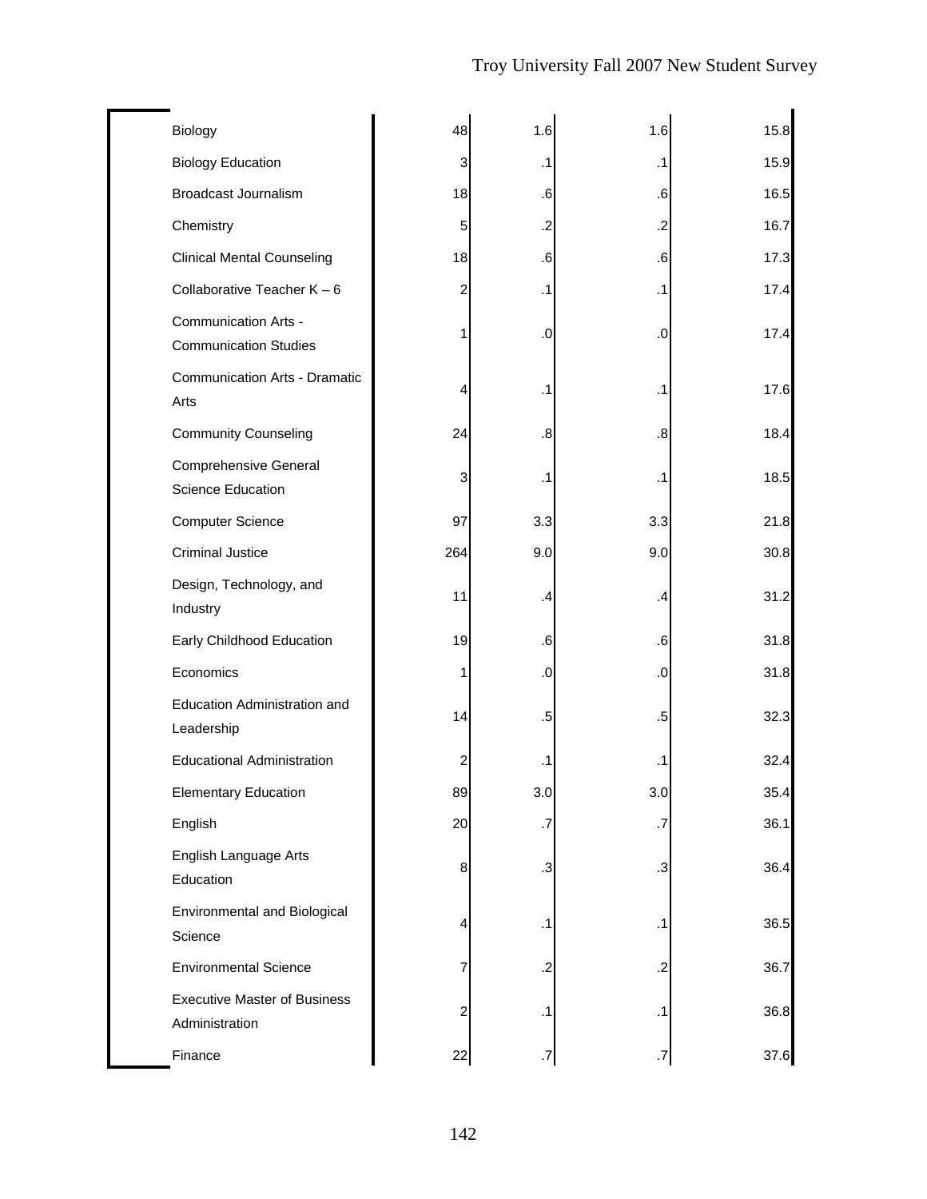| | | | | | |
|---|---|---|---|---|---|
| | Biology | 48 | 1.6 | 1.6 | 15.8 |
| | Biology Education | 3 | .1 | .1 | 15.9 |
| | Broadcast Journalism | 18 | .6 | .6 | 16.5 |
| | Chemistry | 5 | .2 | .2 | 16.7 |
| | Clinical Mental Counseling | 18 | .6 | .6 | 17.3 |
| | Collaborative Teacher K – 6 | 2 | .1 | .1 | 17.4 |
| | Communication Arts - Communication Studies | 1 | .0 | .0 | 17.4 |
| | Communication Arts - Dramatic Arts | 4 | .1 | .1 | 17.6 |
| | Community Counseling | 24 | .8 | .8 | 18.4 |
| | Comprehensive General Science Education | 3 | .1 | .1 | 18.5 |
| | Computer Science | 97 | 3.3 | 3.3 | 21.8 |
| | Criminal Justice | 264 | 9.0 | 9.0 | 30.8 |
| | Design, Technology, and Industry | 11 | .4 | .4 | 31.2 |
| | Early Childhood Education | 19 | .6 | .6 | 31.8 |
| | Economics | 1 | .0 | .0 | 31.8 |
| | Education Administration and Leadership | 14 | .5 | .5 | 32.3 |
| | Educational Administration | 2 | .1 | .1 | 32.4 |
| | Elementary Education | 89 | 3.0 | 3.0 | 35.4 |
| | English | 20 | .7 | .7 | 36.1 |
| | English Language Arts Education | 8 | .3 | .3 | 36.4 |
| | Environmental and Biological Science | 4 | .1 | .1 | 36.5 |
| | Environmental Science | 7 | .2 | .2 | 36.7 |
| | Executive Master of Business Administration | 2 | .1 | .1 | 36.8 |
| | Finance | 22 | .7 | .7 | 37.6 |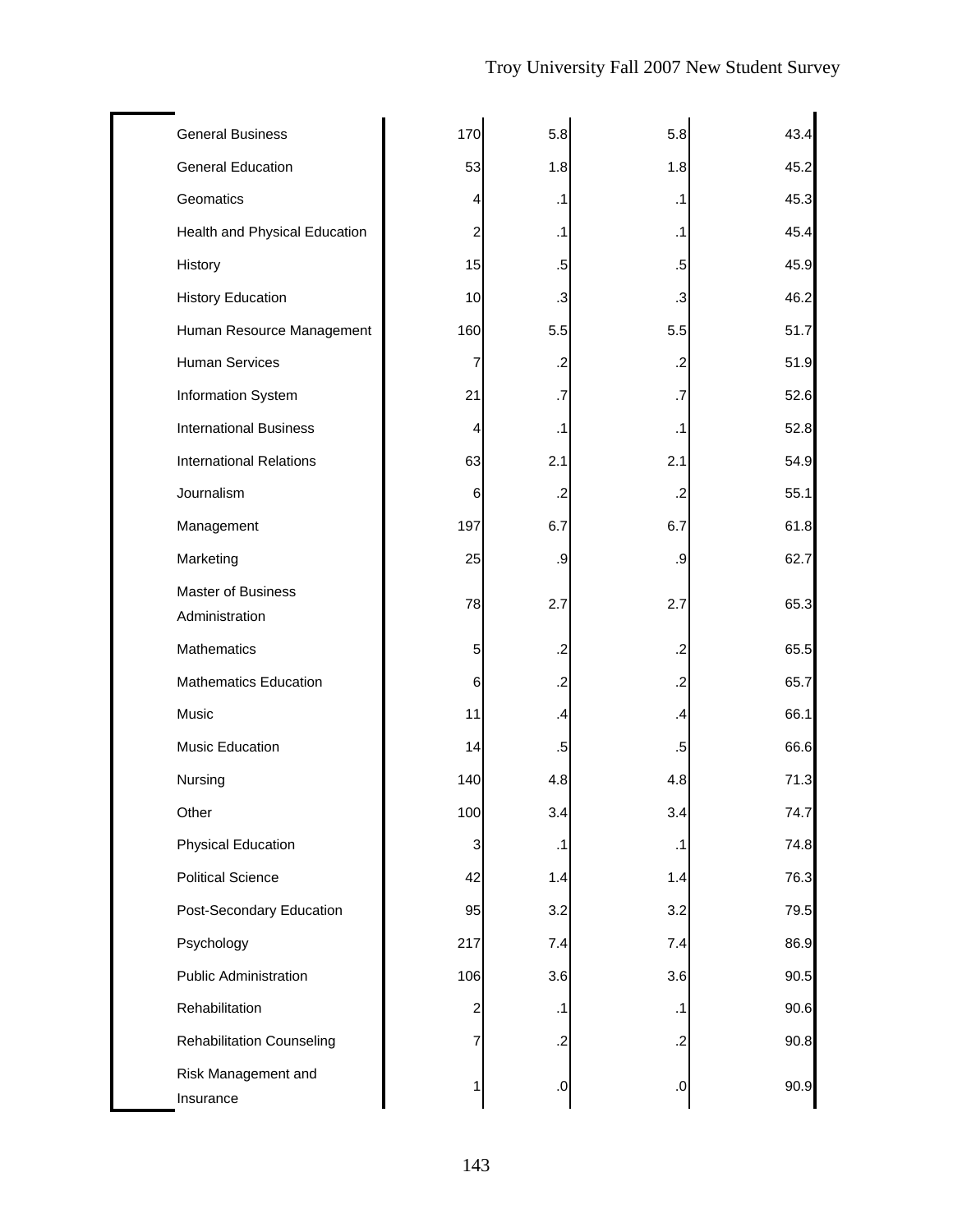| | | | | |
|---|---|---|---|---|
| General Business | 170 | 5.8 | 5.8 | 43.4 |
| General Education | 53 | 1.8 | 1.8 | 45.2 |
| Geomatics | 4 | .1 | .1 | 45.3 |
| Health and Physical Education | 2 | .1 | .1 | 45.4 |
| History | 15 | .5 | .5 | 45.9 |
| History Education | 10 | .3 | .3 | 46.2 |
| Human Resource Management | 160 | 5.5 | 5.5 | 51.7 |
| Human Services | 7 | .2 | .2 | 51.9 |
| Information System | 21 | .7 | .7 | 52.6 |
| International Business | 4 | .1 | .1 | 52.8 |
| International Relations | 63 | 2.1 | 2.1 | 54.9 |
| Journalism | 6 | .2 | .2 | 55.1 |
| Management | 197 | 6.7 | 6.7 | 61.8 |
| Marketing | 25 | .9 | .9 | 62.7 |
| Master of Business Administration | 78 | 2.7 | 2.7 | 65.3 |
| Mathematics | 5 | .2 | .2 | 65.5 |
| Mathematics Education | 6 | .2 | .2 | 65.7 |
| Music | 11 | .4 | .4 | 66.1 |
| Music Education | 14 | .5 | .5 | 66.6 |
| Nursing | 140 | 4.8 | 4.8 | 71.3 |
| Other | 100 | 3.4 | 3.4 | 74.7 |
| Physical Education | 3 | .1 | .1 | 74.8 |
| Political Science | 42 | 1.4 | 1.4 | 76.3 |
| Post-Secondary Education | 95 | 3.2 | 3.2 | 79.5 |
| Psychology | 217 | 7.4 | 7.4 | 86.9 |
| Public Administration | 106 | 3.6 | 3.6 | 90.5 |
| Rehabilitation | 2 | .1 | .1 | 90.6 |
| Rehabilitation Counseling | 7 | .2 | .2 | 90.8 |
| Risk Management and Insurance | 1 | .0 | .0 | 90.9 |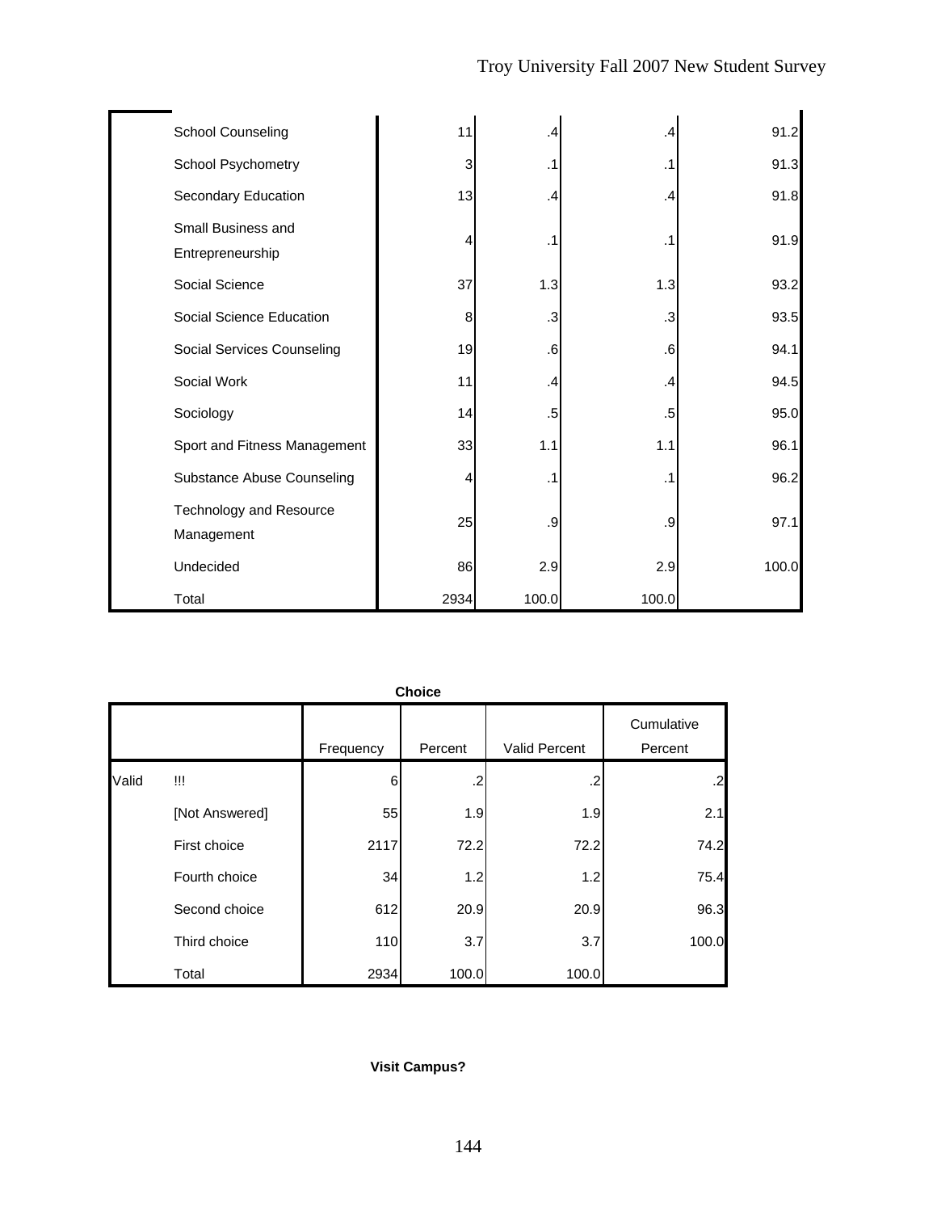| | | | | | |
|---|---|---|---|---|---|
| | School Counseling | 11 | .4 | .4 | 91.2 |
| | School Psychometry | 3 | .1 | .1 | 91.3 |
| | Secondary Education | 13 | .4 | .4 | 91.8 |
| | Small Business and Entrepreneurship | 4 | .1 | .1 | 91.9 |
| | Social Science | 37 | 1.3 | 1.3 | 93.2 |
| | Social Science Education | 8 | .3 | .3 | 93.5 |
| | Social Services Counseling | 19 | .6 | .6 | 94.1 |
| | Social Work | 11 | .4 | .4 | 94.5 |
| | Sociology | 14 | .5 | .5 | 95.0 |
| | Sport and Fitness Management | 33 | 1.1 | 1.1 | 96.1 |
| | Substance Abuse Counseling | 4 | .1 | .1 | 96.2 |
| | Technology and Resource Management | 25 | .9 | .9 | 97.1 |
| | Undecided | 86 | 2.9 | 2.9 | 100.0 |
| | Total | 2934 | 100.0 | 100.0 | |

**Choice**

| | | Frequency | Percent | Valid Percent | Cumulative Percent |
|---|---|---|---|---|---|
| Valid | !!! | 6 | .2 | .2 | .2 |
| | [Not Answered] | 55 | 1.9 | 1.9 | 2.1 |
| | First choice | 2117 | 72.2 | 72.2 | 74.2 |
| | Fourth choice | 34 | 1.2 | 1.2 | 75.4 |
| | Second choice | 612 | 20.9 | 20.9 | 96.3 |
| | Third choice | 110 | 3.7 | 3.7 | 100.0 |
| | Total | 2934 | 100.0 | 100.0 | |

**Visit Campus?**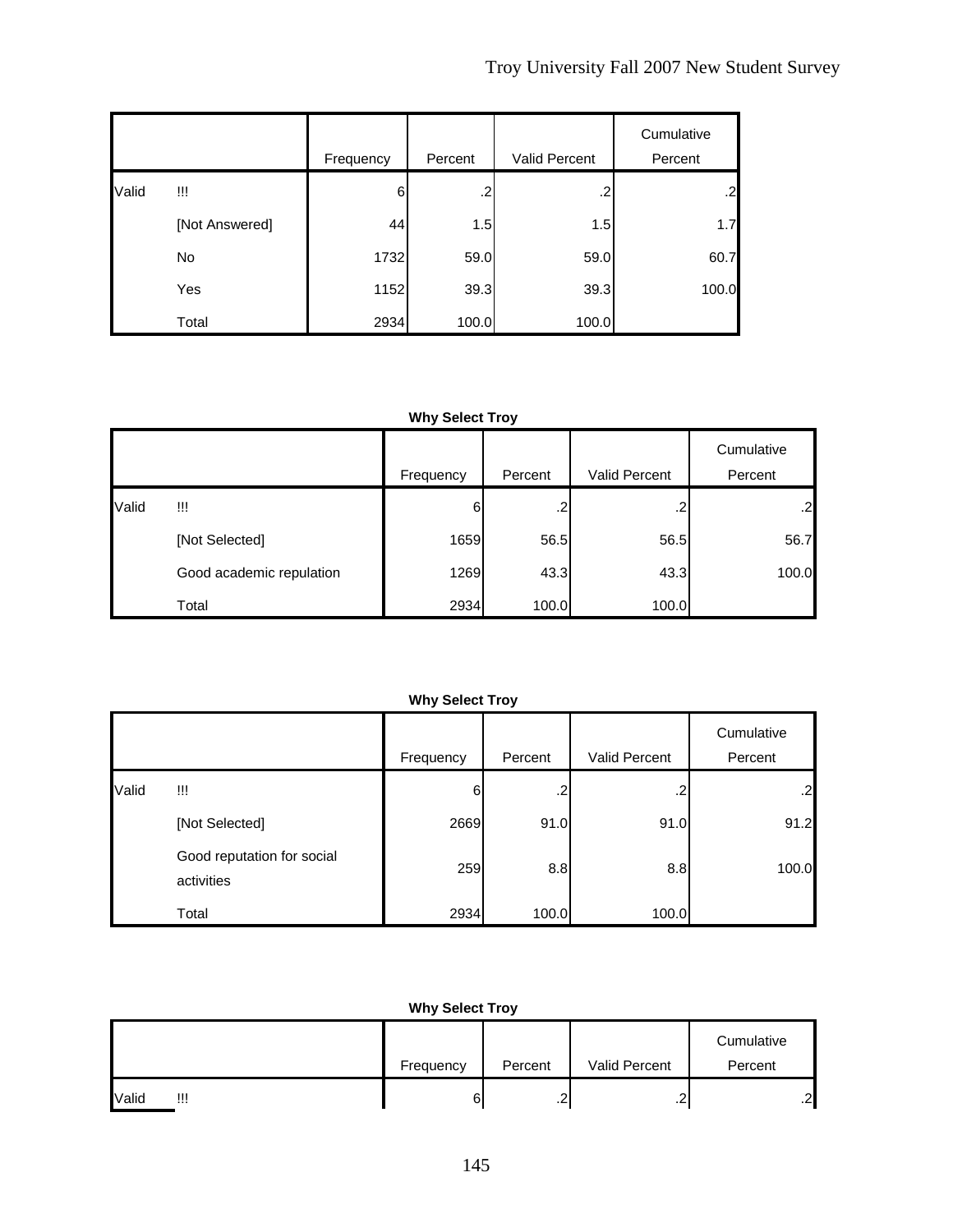| | | Frequency | Percent | Valid Percent | Cumulative Percent |
|---|---|---|---|---|---|
| Valid | !!! | 6 | .2 | .2 | .2 |
| | [Not Answered] | 44 | 1.5 | 1.5 | 1.7 |
| | No | 1732 | 59.0 | 59.0 | 60.7 |
| | Yes | 1152 | 39.3 | 39.3 | 100.0 |
| | Total | 2934 | 100.0 | 100.0 | |

**Why Select Troy**

| | | Frequency | Percent | Valid Percent | Cumulative Percent |
|---|---|---|---|---|---|
| Valid | !!! | 6 | .2 | .2 | .2 |
| | [Not Selected] | 1659 | 56.5 | 56.5 | 56.7 |
| | Good academic repulation | 1269 | 43.3 | 43.3 | 100.0 |
| | Total | 2934 | 100.0 | 100.0 | |

**Why Select Troy**

| | | Frequency | Percent | Valid Percent | Cumulative Percent |
|---|---|---|---|---|---|
| Valid | !!! | 6 | .2 | .2 | .2 |
| | [Not Selected] | 2669 | 91.0 | 91.0 | 91.2 |
| | Good reputation for social activities | 259 | 8.8 | 8.8 | 100.0 |
| | Total | 2934 | 100.0 | 100.0 | |

**Why Select Troy**

| | | Frequency | Percent | Valid Percent | Cumulative Percent |
|---|---|---|---|---|---|
| Valid | !!! | 6 | .2 | .2 | .2 |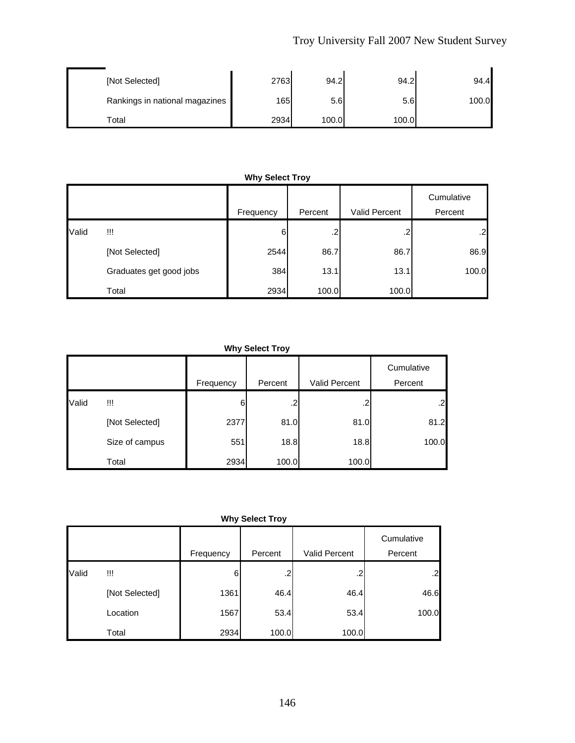| | | Frequency | Percent | Valid Percent | Cumulative Percent |
|---|---|---|---|---|---|
| | [Not Selected] | 2763 | 94.2 | 94.2 | 94.4 |
| | Rankings in national magazines | 165 | 5.6 | 5.6 | 100.0 |
| | Total | 2934 | 100.0 | 100.0 | |

**Why Select Troy**

| | | Frequency | Percent | Valid Percent | Cumulative Percent |
|---|---|---|---|---|---|
| Valid | !!! | 6 | .2 | .2 | .2 |
| | [Not Selected] | 2544 | 86.7 | 86.7 | 86.9 |
| | Graduates get good jobs | 384 | 13.1 | 13.1 | 100.0 |
| | Total | 2934 | 100.0 | 100.0 | |

**Why Select Troy**

| | | Frequency | Percent | Valid Percent | Cumulative Percent |
|---|---|---|---|---|---|
| Valid | !!! | 6 | .2 | .2 | .2 |
| | [Not Selected] | 2377 | 81.0 | 81.0 | 81.2 |
| | Size of campus | 551 | 18.8 | 18.8 | 100.0 |
| | Total | 2934 | 100.0 | 100.0 | |

**Why Select Troy**

| | | Frequency | Percent | Valid Percent | Cumulative Percent |
|---|---|---|---|---|---|
| Valid | !!! | 6 | .2 | .2 | .2 |
| | [Not Selected] | 1361 | 46.4 | 46.4 | 46.6 |
| | Location | 1567 | 53.4 | 53.4 | 100.0 |
| | Total | 2934 | 100.0 | 100.0 | |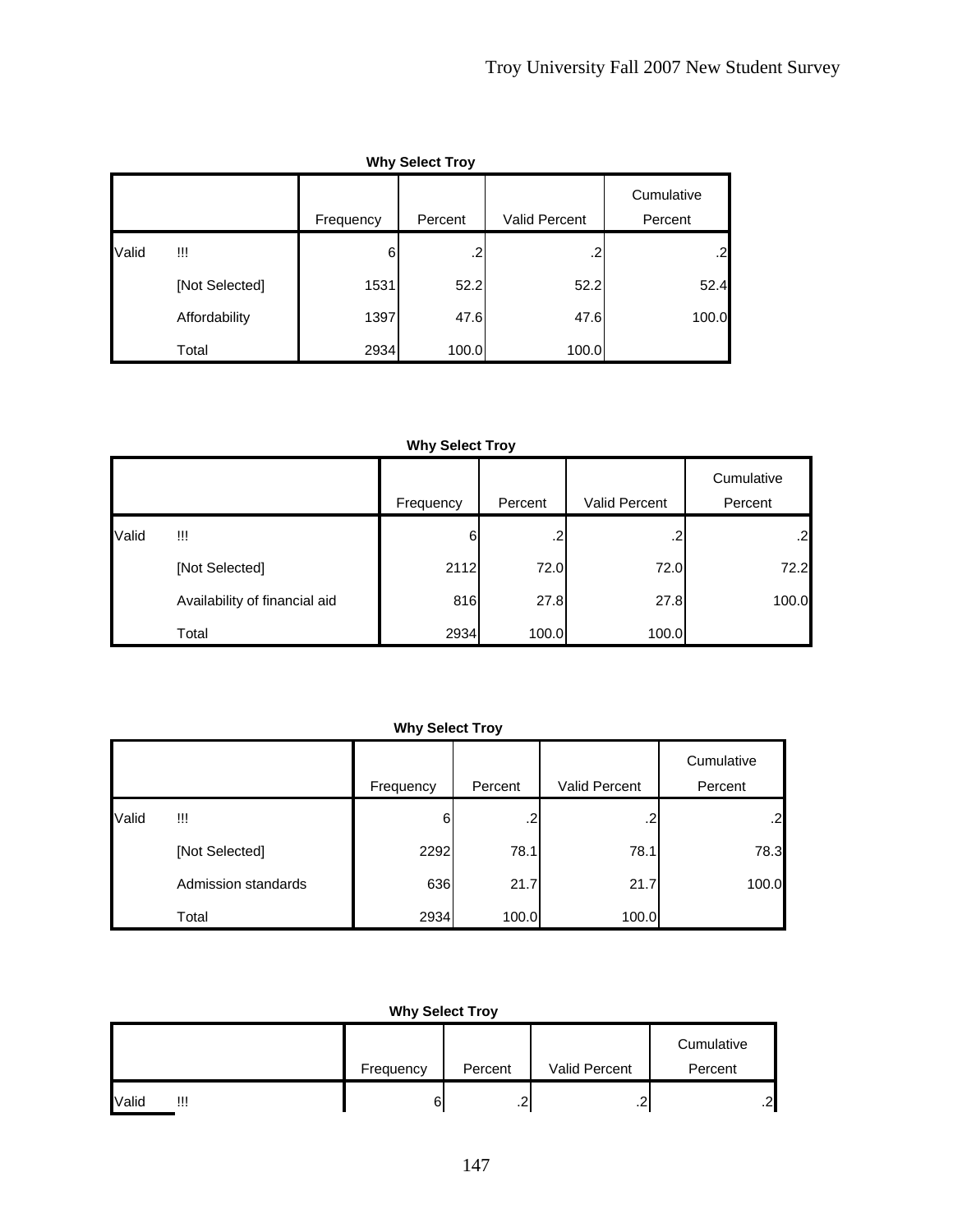**Why Select Troy**

| | | Frequency | Percent | Valid Percent | Cumulative Percent |
|---|---|---|---|---|---|
| Valid | !!! | 6 | .2 | .2 | .2 |
| | [Not Selected] | 1531 | 52.2 | 52.2 | 52.4 |
| | Affordability | 1397 | 47.6 | 47.6 | 100.0 |
| | Total | 2934 | 100.0 | 100.0 | |

**Why Select Troy**

| | | Frequency | Percent | Valid Percent | Cumulative Percent |
|---|---|---|---|---|---|
| Valid | !!! | 6 | .2 | .2 | .2 |
| | [Not Selected] | 2112 | 72.0 | 72.0 | 72.2 |
| | Availability of financial aid | 816 | 27.8 | 27.8 | 100.0 |
| | Total | 2934 | 100.0 | 100.0 | |

**Why Select Troy**

| | | Frequency | Percent | Valid Percent | Cumulative Percent |
|---|---|---|---|---|---|
| Valid | !!! | 6 | .2 | .2 | .2 |
| | [Not Selected] | 2292 | 78.1 | 78.1 | 78.3 |
| | Admission standards | 636 | 21.7 | 21.7 | 100.0 |
| | Total | 2934 | 100.0 | 100.0 | |

**Why Select Troy**

| | | Frequency | Percent | Valid Percent | Cumulative Percent |
|---|---|---|---|---|---|
| Valid | !!! | 6 | .2 | .2 | .2 |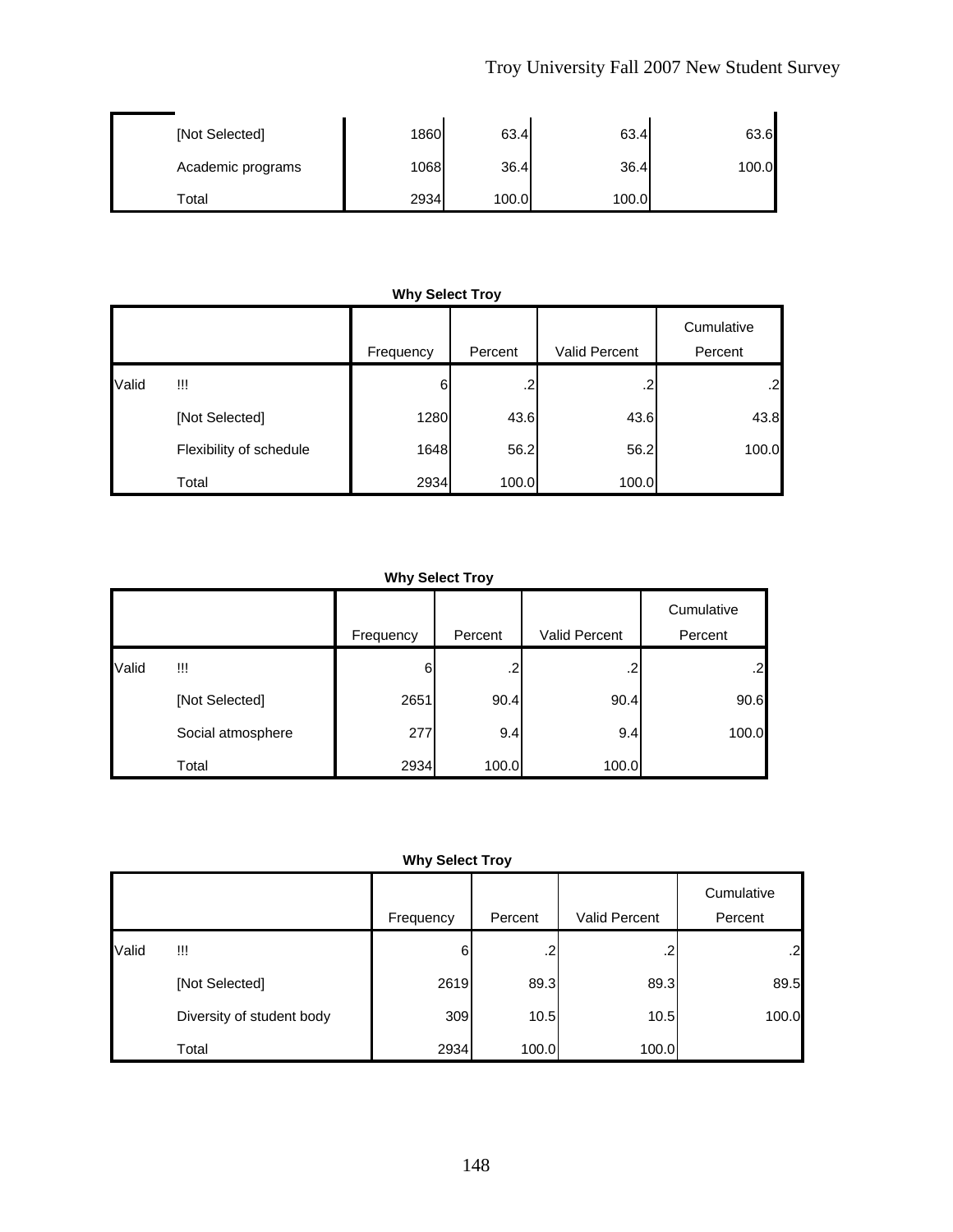| | | Frequency | Percent | Valid Percent | Cumulative Percent |
|---|---|---|---|---|---|
| | [Not Selected] | 1860 | 63.4 | 63.4 | 63.6 |
| | Academic programs | 1068 | 36.4 | 36.4 | 100.0 |
| | Total | 2934 | 100.0 | 100.0 | |

**Why Select Troy**

| | | Frequency | Percent | Valid Percent | Cumulative Percent |
|---|---|---|---|---|---|
| Valid | !!! | 6 | .2 | .2 | .2 |
| | [Not Selected] | 1280 | 43.6 | 43.6 | 43.8 |
| | Flexibility of schedule | 1648 | 56.2 | 56.2 | 100.0 |
| | Total | 2934 | 100.0 | 100.0 | |

**Why Select Troy**

| | | Frequency | Percent | Valid Percent | Cumulative Percent |
|---|---|---|---|---|---|
| Valid | !!! | 6 | .2 | .2 | .2 |
| | [Not Selected] | 2651 | 90.4 | 90.4 | 90.6 |
| | Social atmosphere | 277 | 9.4 | 9.4 | 100.0 |
| | Total | 2934 | 100.0 | 100.0 | |

**Why Select Troy**

| | | Frequency | Percent | Valid Percent | Cumulative Percent |
|---|---|---|---|---|---|
| Valid | !!! | 6 | .2 | .2 | .2 |
| | [Not Selected] | 2619 | 89.3 | 89.3 | 89.5 |
| | Diversity of student body | 309 | 10.5 | 10.5 | 100.0 |
| | Total | 2934 | 100.0 | 100.0 | |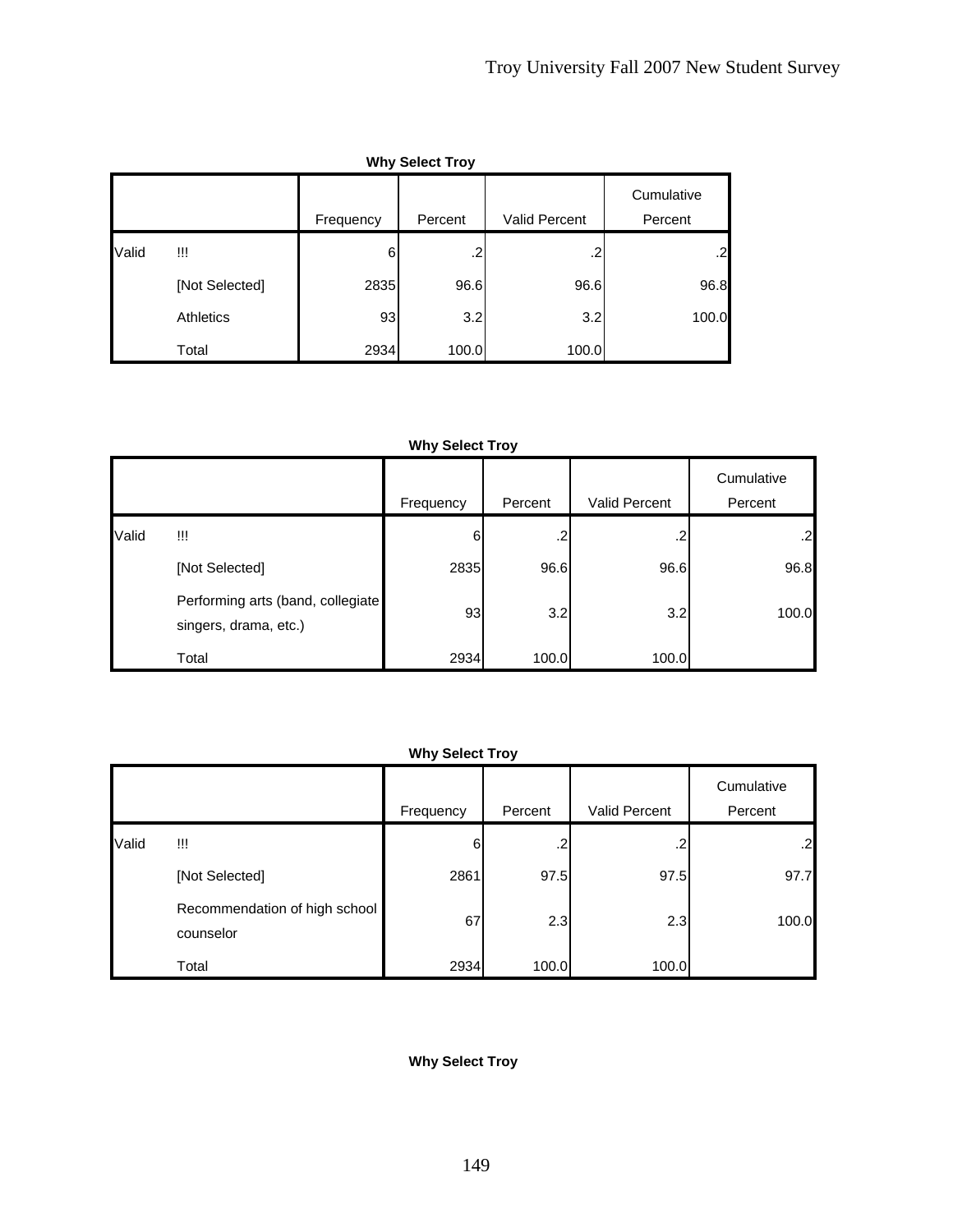**Why Select Troy**

| | | Frequency | Percent | Valid Percent | Cumulative Percent |
|---|---|---|---|---|---|
| Valid | !!! | 6 | .2 | .2 | .2 |
| | [Not Selected] | 2835 | 96.6 | 96.6 | 96.8 |
| | Athletics | 93 | 3.2 | 3.2 | 100.0 |
| | Total | 2934 | 100.0 | 100.0 | |

**Why Select Troy**

| | | Frequency | Percent | Valid Percent | Cumulative Percent |
|---|---|---|---|---|---|
| Valid | !!! | 6 | .2 | .2 | .2 |
| | [Not Selected] | 2835 | 96.6 | 96.6 | 96.8 |
| | Performing arts (band, collegiate singers, drama, etc.) | 93 | 3.2 | 3.2 | 100.0 |
| | Total | 2934 | 100.0 | 100.0 | |

**Why Select Troy**

| | | Frequency | Percent | Valid Percent | Cumulative Percent |
|---|---|---|---|---|---|
| Valid | !!! | 6 | .2 | .2 | .2 |
| | [Not Selected] | 2861 | 97.5 | 97.5 | 97.7 |
| | Recommendation of high school counselor | 67 | 2.3 | 2.3 | 100.0 |
| | Total | 2934 | 100.0 | 100.0 | |

**Why Select Troy**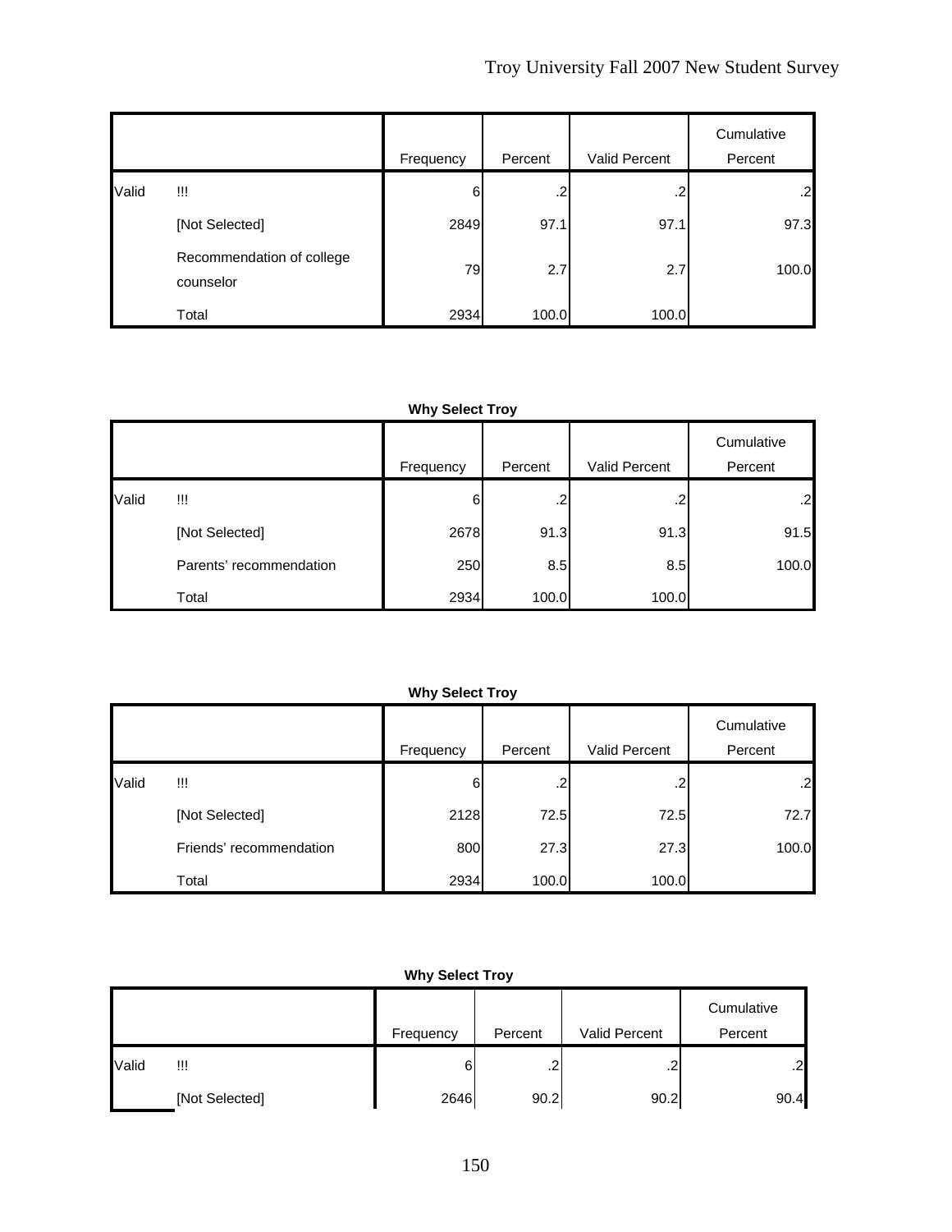| | | Frequency | Percent | Valid Percent | Cumulative Percent |
|---|---|---|---|---|---|
| Valid | !!! | 6 | .2 | .2 | .2 |
| | [Not Selected] | 2849 | 97.1 | 97.1 | 97.3 |
| | Recommendation of college counselor | 79 | 2.7 | 2.7 | 100.0 |
| | Total | 2934 | 100.0 | 100.0 | |

**Why Select Troy**

| | | Frequency | Percent | Valid Percent | Cumulative Percent |
|---|---|---|---|---|---|
| Valid | !!! | 6 | .2 | .2 | .2 |
| | [Not Selected] | 2678 | 91.3 | 91.3 | 91.5 |
| | Parents' recommendation | 250 | 8.5 | 8.5 | 100.0 |
| | Total | 2934 | 100.0 | 100.0 | |

**Why Select Troy**

| | | Frequency | Percent | Valid Percent | Cumulative Percent |
|---|---|---|---|---|---|
| Valid | !!! | 6 | .2 | .2 | .2 |
| | [Not Selected] | 2128 | 72.5 | 72.5 | 72.7 |
| | Friends' recommendation | 800 | 27.3 | 27.3 | 100.0 |
| | Total | 2934 | 100.0 | 100.0 | |

**Why Select Troy**

| | | Frequency | Percent | Valid Percent | Cumulative Percent |
|---|---|---|---|---|---|
| Valid | !!! | 6 | .2 | .2 | .2 |
| | [Not Selected] | 2646 | 90.2 | 90.2 | 90.4 |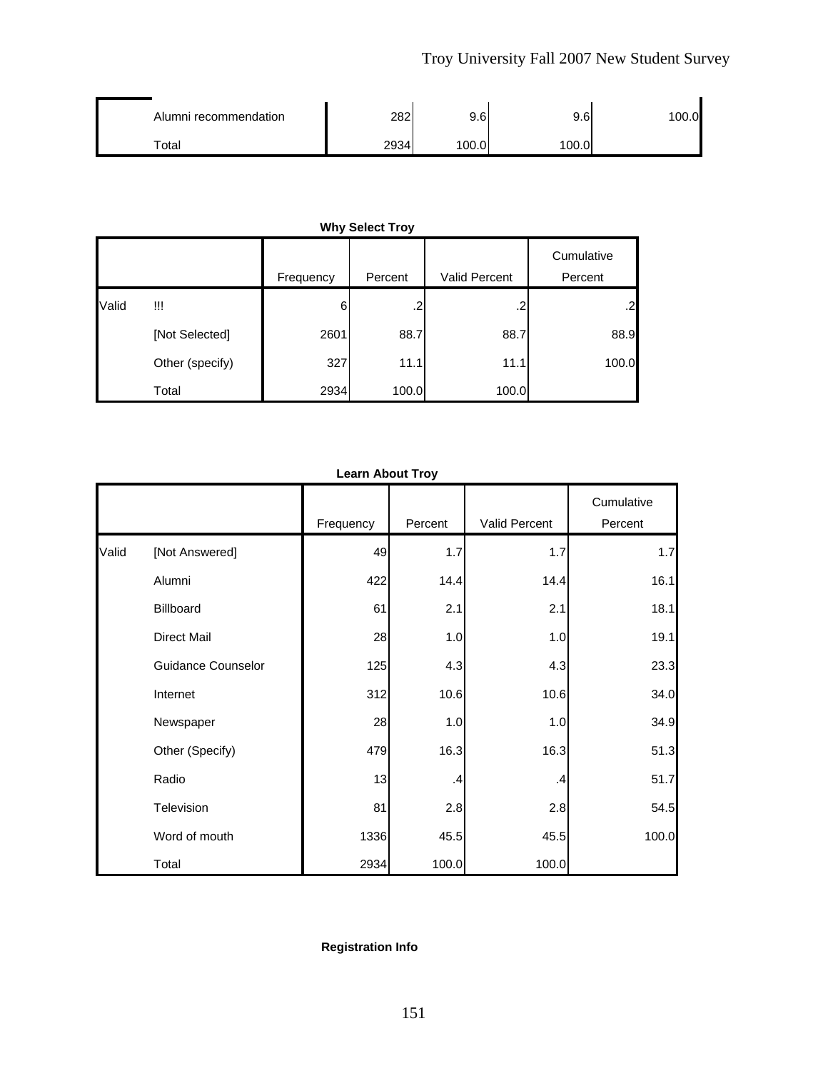| | | | | | |
|---|---|---|---|---|---|
| | Alumni recommendation | 282 | 9.6 | 9.6 | 100.0 |
| | Total | 2934 | 100.0 | 100.0 | |

**Why Select Troy**

| | | Frequency | Percent | Valid Percent | Cumulative Percent |
|---|---|---|---|---|---|
| Valid | !!! | 6 | .2 | .2 | .2 |
| | [Not Selected] | 2601 | 88.7 | 88.7 | 88.9 |
| | Other (specify) | 327 | 11.1 | 11.1 | 100.0 |
| | Total | 2934 | 100.0 | 100.0 | |

**Learn About Troy**

| | | Frequency | Percent | Valid Percent | Cumulative Percent |
|---|---|---|---|---|---|
| Valid | [Not Answered] | 49 | 1.7 | 1.7 | 1.7 |
| | Alumni | 422 | 14.4 | 14.4 | 16.1 |
| | Billboard | 61 | 2.1 | 2.1 | 18.1 |
| | Direct Mail | 28 | 1.0 | 1.0 | 19.1 |
| | Guidance Counselor | 125 | 4.3 | 4.3 | 23.3 |
| | Internet | 312 | 10.6 | 10.6 | 34.0 |
| | Newspaper | 28 | 1.0 | 1.0 | 34.9 |
| | Other (Specify) | 479 | 16.3 | 16.3 | 51.3 |
| | Radio | 13 | .4 | .4 | 51.7 |
| | Television | 81 | 2.8 | 2.8 | 54.5 |
| | Word of mouth | 1336 | 45.5 | 45.5 | 100.0 |
| | Total | 2934 | 100.0 | 100.0 | |

**Registration Info**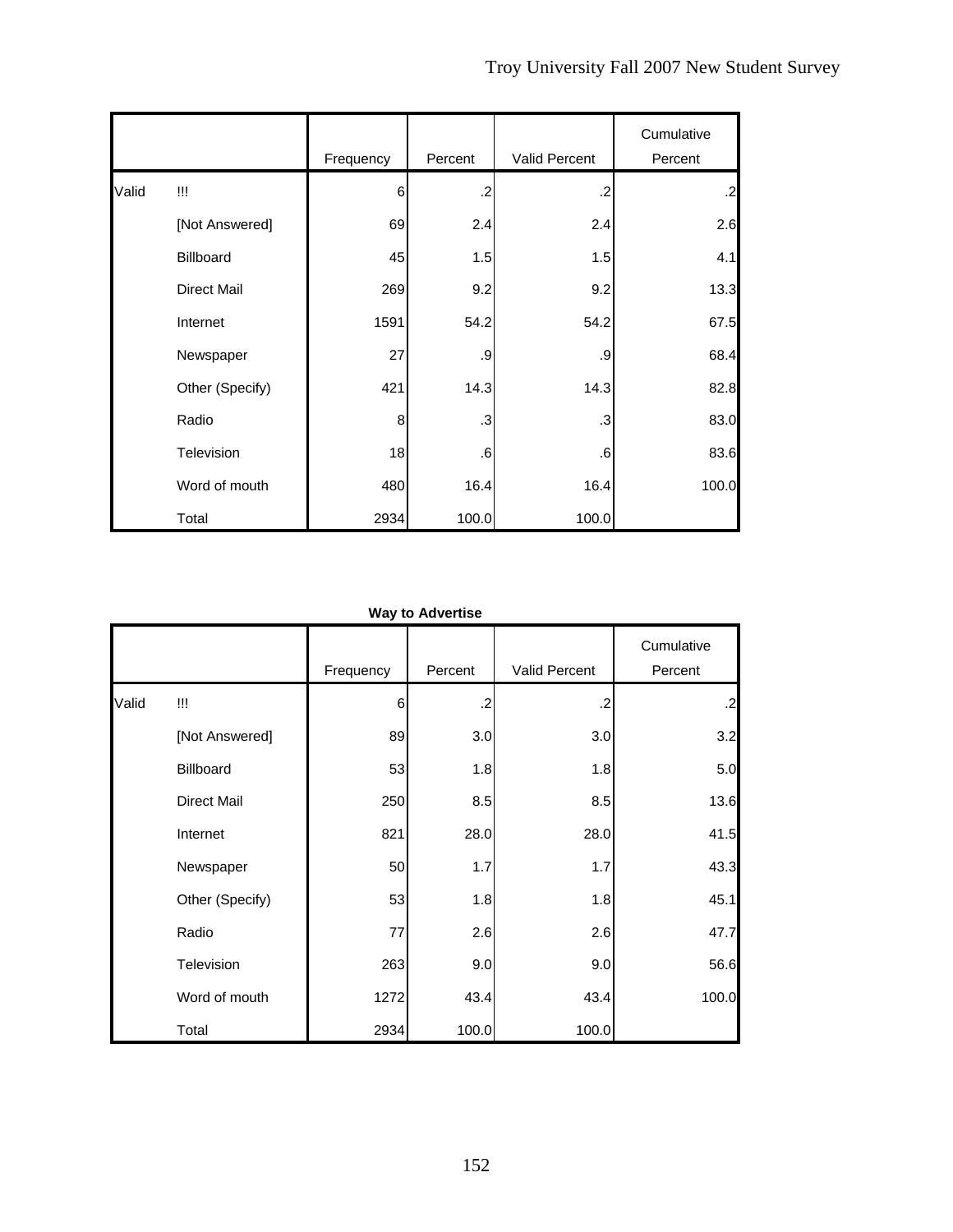| | | Frequency | Percent | Valid Percent | Cumulative Percent |
|---|---|---|---|---|---|
| Valid | !!! | 6 | .2 | .2 | .2 |
| | [Not Answered] | 69 | 2.4 | 2.4 | 2.6 |
| | Billboard | 45 | 1.5 | 1.5 | 4.1 |
| | Direct Mail | 269 | 9.2 | 9.2 | 13.3 |
| | Internet | 1591 | 54.2 | 54.2 | 67.5 |
| | Newspaper | 27 | .9 | .9 | 68.4 |
| | Other (Specify) | 421 | 14.3 | 14.3 | 82.8 |
| | Radio | 8 | .3 | .3 | 83.0 |
| | Television | 18 | .6 | .6 | 83.6 |
| | Word of mouth | 480 | 16.4 | 16.4 | 100.0 |
| | Total | 2934 | 100.0 | 100.0 | |

**Way to Advertise**

| | | Frequency | Percent | Valid Percent | Cumulative Percent |
|---|---|---|---|---|---|
| Valid | !!! | 6 | .2 | .2 | .2 |
| | [Not Answered] | 89 | 3.0 | 3.0 | 3.2 |
| | Billboard | 53 | 1.8 | 1.8 | 5.0 |
| | Direct Mail | 250 | 8.5 | 8.5 | 13.6 |
| | Internet | 821 | 28.0 | 28.0 | 41.5 |
| | Newspaper | 50 | 1.7 | 1.7 | 43.3 |
| | Other (Specify) | 53 | 1.8 | 1.8 | 45.1 |
| | Radio | 77 | 2.6 | 2.6 | 47.7 |
| | Television | 263 | 9.0 | 9.0 | 56.6 |
| | Word of mouth | 1272 | 43.4 | 43.4 | 100.0 |
| | Total | 2934 | 100.0 | 100.0 | |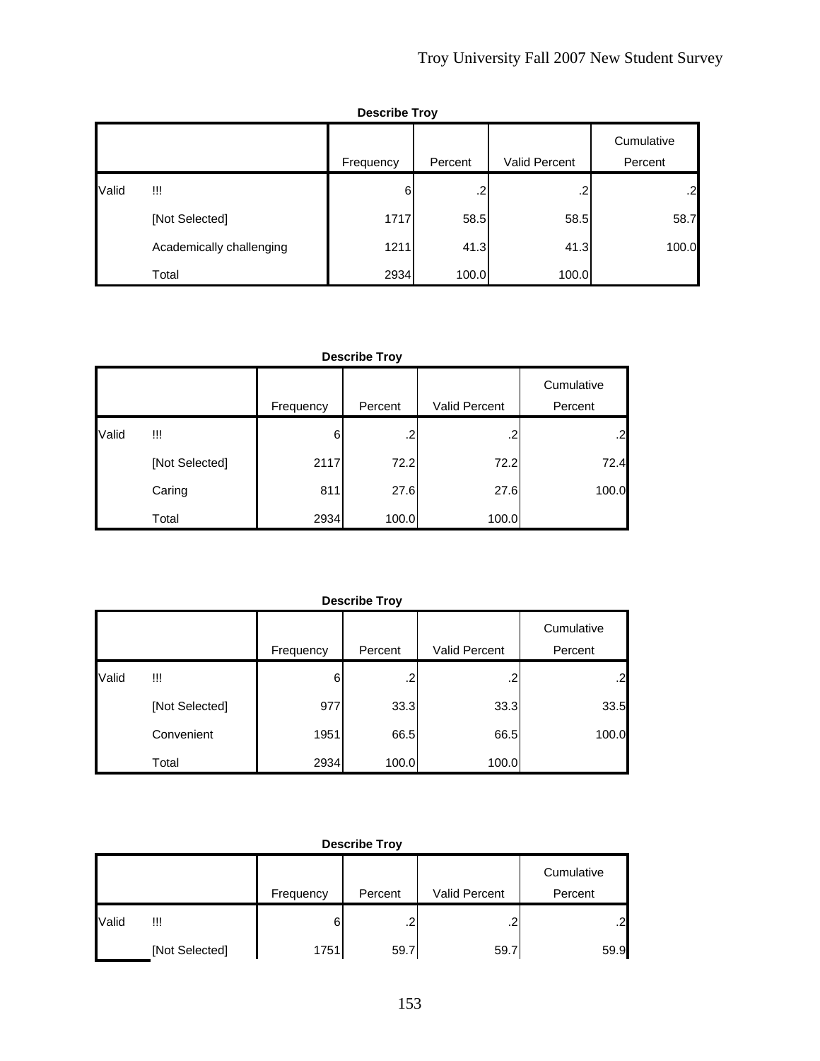**Describe Troy**

| | | Frequency | Percent | Valid Percent | Cumulative Percent |
|---|---|---|---|---|---|
| Valid | !!! | 6 | .2 | .2 | .2 |
| | [Not Selected] | 1717 | 58.5 | 58.5 | 58.7 |
| | Academically challenging | 1211 | 41.3 | 41.3 | 100.0 |
| | Total | 2934 | 100.0 | 100.0 | |

**Describe Troy**

| | | Frequency | Percent | Valid Percent | Cumulative Percent |
|---|---|---|---|---|---|
| Valid | !!! | 6 | .2 | .2 | .2 |
| | [Not Selected] | 2117 | 72.2 | 72.2 | 72.4 |
| | Caring | 811 | 27.6 | 27.6 | 100.0 |
| | Total | 2934 | 100.0 | 100.0 | |

**Describe Troy**

| | | Frequency | Percent | Valid Percent | Cumulative Percent |
|---|---|---|---|---|---|
| Valid | !!! | 6 | .2 | .2 | .2 |
| | [Not Selected] | 977 | 33.3 | 33.3 | 33.5 |
| | Convenient | 1951 | 66.5 | 66.5 | 100.0 |
| | Total | 2934 | 100.0 | 100.0 | |

**Describe Troy**

| | | Frequency | Percent | Valid Percent | Cumulative Percent |
|---|---|---|---|---|---|
| Valid | !!! | 6 | .2 | .2 | .2 |
| | [Not Selected] | 1751 | 59.7 | 59.7 | 59.9 |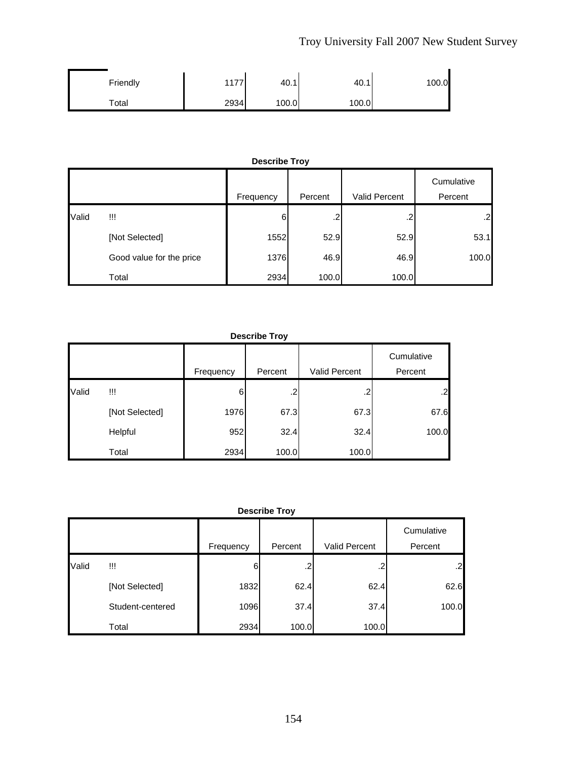| | | Frequency | Percent | Valid Percent | Cumulative Percent |
|---|---|---|---|---|---|
| | Friendly | 1177 | 40.1 | 40.1 | 100.0 |
| | Total | 2934 | 100.0 | 100.0 | |

**Describe Troy**

| | | Frequency | Percent | Valid Percent | Cumulative Percent |
|---|---|---|---|---|---|
| Valid | !!! | 6 | .2 | .2 | .2 |
| | [Not Selected] | 1552 | 52.9 | 52.9 | 53.1 |
| | Good value for the price | 1376 | 46.9 | 46.9 | 100.0 |
| | Total | 2934 | 100.0 | 100.0 | |

**Describe Troy**

| | | Frequency | Percent | Valid Percent | Cumulative Percent |
|---|---|---|---|---|---|
| Valid | !!! | 6 | .2 | .2 | .2 |
| | [Not Selected] | 1976 | 67.3 | 67.3 | 67.6 |
| | Helpful | 952 | 32.4 | 32.4 | 100.0 |
| | Total | 2934 | 100.0 | 100.0 | |

**Describe Troy**

| | | Frequency | Percent | Valid Percent | Cumulative Percent |
|---|---|---|---|---|---|
| Valid | !!! | 6 | .2 | .2 | .2 |
| | [Not Selected] | 1832 | 62.4 | 62.4 | 62.6 |
| | Student-centered | 1096 | 37.4 | 37.4 | 100.0 |
| | Total | 2934 | 100.0 | 100.0 | |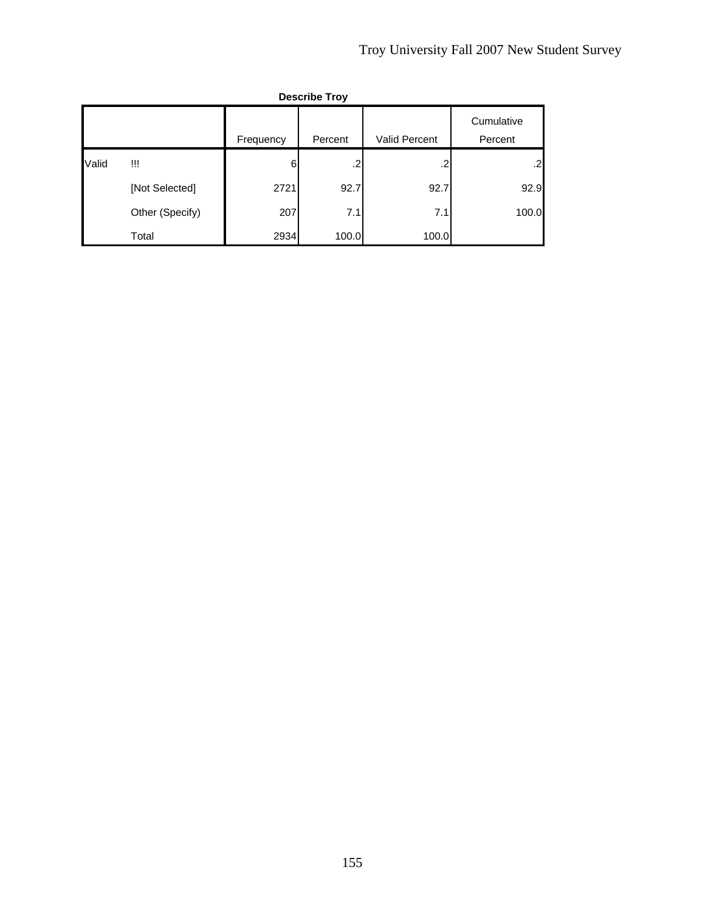**Describe Troy**

| | | Frequency | Percent | Valid Percent | Cumulative Percent |
|---|---|---|---|---|---|
| Valid | !!! | 6 | .2 | .2 | .2 |
| | [Not Selected] | 2721 | 92.7 | 92.7 | 92.9 |
| | Other (Specify) | 207 | 7.1 | 7.1 | 100.0 |
| | Total | 2934 | 100.0 | 100.0 | |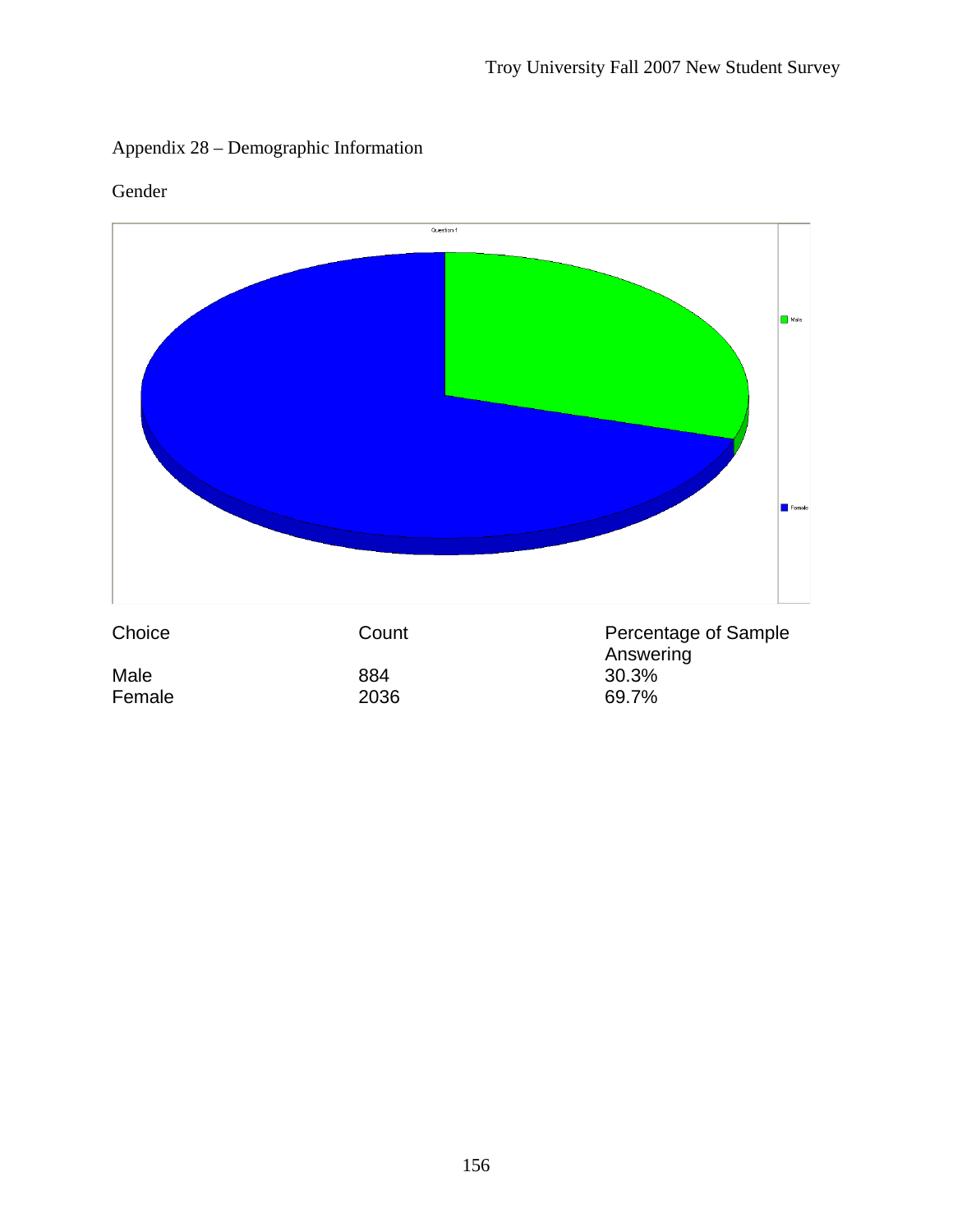Appendix 28 – Demographic Information

Gender

Question 1

Male

Female

| Choice | Count | Percentage of Sample Answering |
| --- | --- | --- |
| Male | 884 | 30.3% |
| Female | 2036 | 69.7% |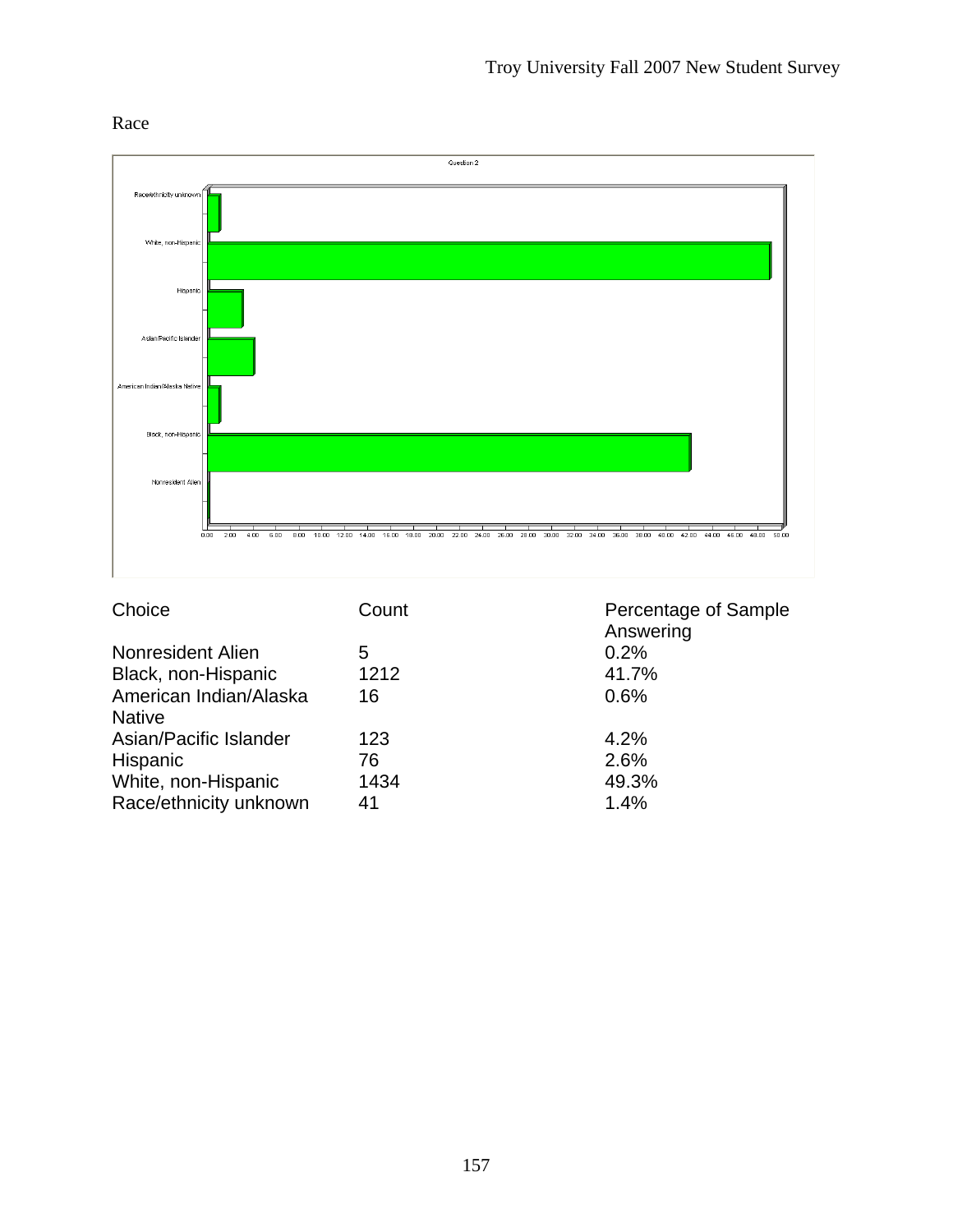Race

| Choice | Count | Percentage of Sample Answering |
|---|---|---|
| Nonresident Alien | 5 | 0.2% |
| Black, non-Hispanic | 1212 | 41.7% |
| American Indian/Alaska Native | 16 | 0.6% |
| Asian/Pacific Islander | 123 | 4.2% |
| Hispanic | 76 | 2.6% |
| White, non-Hispanic | 1434 | 49.3% |
| Race/ethnicity unknown | 41 | 1.4% |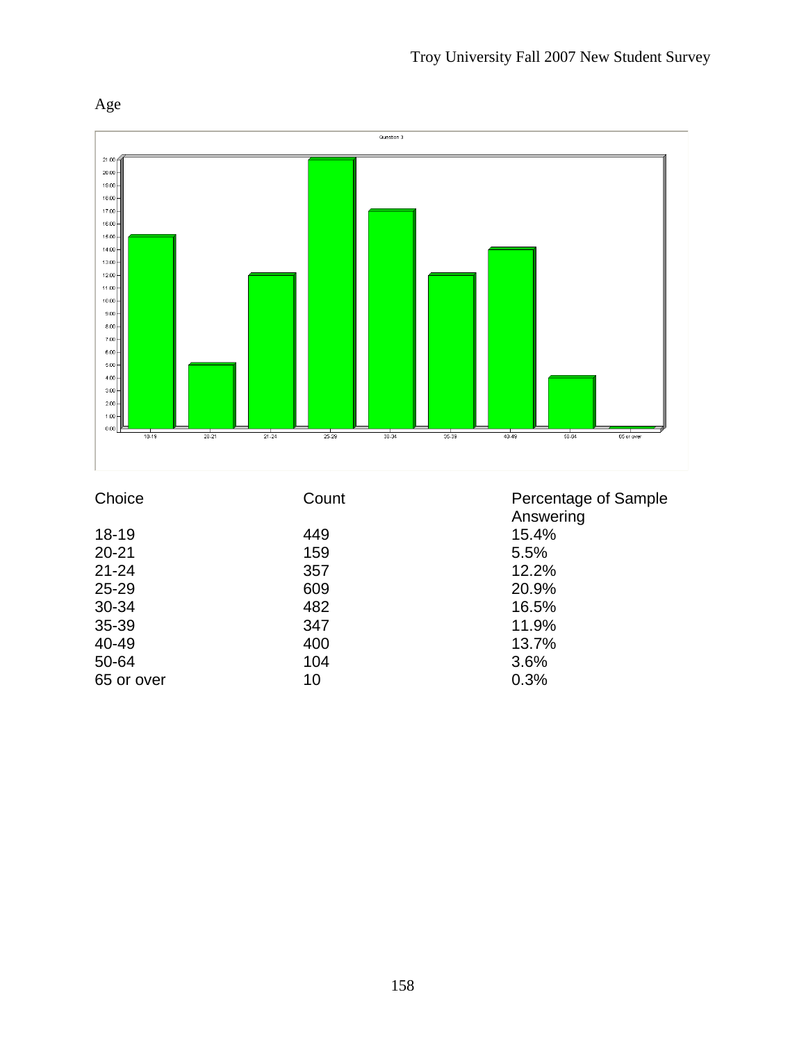Age

Question 3

21.00
20.00
19.00
18.00
17.00
16.00
15.00
14.00
13.00
12.00
11.00
10.00
9.00
8.00
7.00
6.00
5.00
4.00
3.00
2.00
1.00
0.00

18-19 20-21 21-24 25-29 30-34 35-39 40-49 50-64 65 or over

| Choice | Count | Percentage of Sample Answering |
|---|---|---|
| 18-19 | 449 | 15.4% |
| 20-21 | 159 | 5.5% |
| 21-24 | 357 | 12.2% |
| 25-29 | 609 | 20.9% |
| 30-34 | 482 | 16.5% |
| 35-39 | 347 | 11.9% |
| 40-49 | 400 | 13.7% |
| 50-64 | 104 | 3.6% |
| 65 or over | 10 | 0.3% |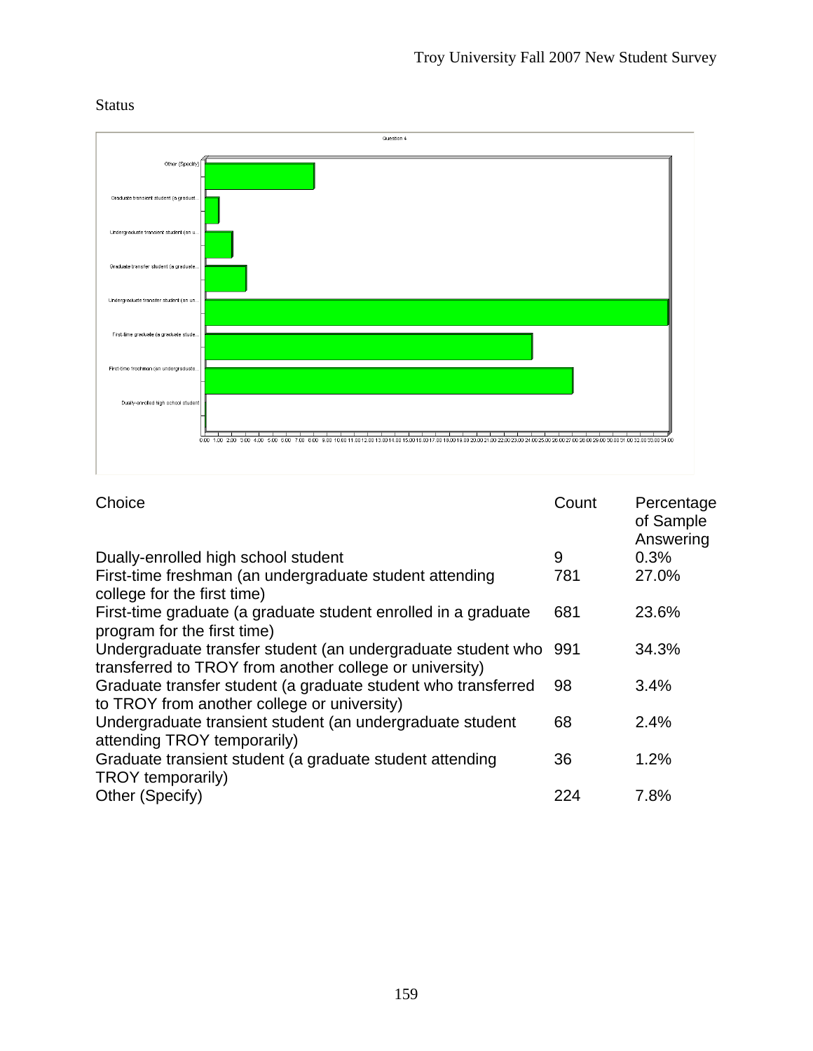Status

Question 4

Other (Specify)

Graduate transient student (a graduat...

Undergraduate transient student (an u...

Graduate transfer student (a graduate...

Undergraduate transfer student (an un...

First-time graduate (a graduate stude...

First-time freshman (an undergraduate...

Dually-enrolled high school student

0.00 1.00 2.00 3.00 4.00 5.00 6.00 7.00 8.00 9.00 10.00 11.00 12.00 13.00 14.00 15.00 16.00 17.00 18.00 19.00 20.00 21.00 22.00 23.00 24.00 25.00 26.00 27.00 28.00 29.00 30.00 31.00 32.00 33.00 34.00

| Choice | Count | Percentage of Sample Answering |
|---|---|---|
| Dually-enrolled high school student | 9 | 0.3% |
| First-time freshman (an undergraduate student attending college for the first time) | 781 | 27.0% |
| First-time graduate (a graduate student enrolled in a graduate program for the first time) | 681 | 23.6% |
| Undergraduate transfer student (an undergraduate student who transferred to TROY from another college or university) | 991 | 34.3% |
| Graduate transfer student (a graduate student who transferred to TROY from another college or university) | 98 | 3.4% |
| Undergraduate transient student (an undergraduate student attending TROY temporarily) | 68 | 2.4% |
| Graduate transient student (a graduate student attending TROY temporarily) | 36 | 1.2% |
| Other (Specify) | 224 | 7.8% |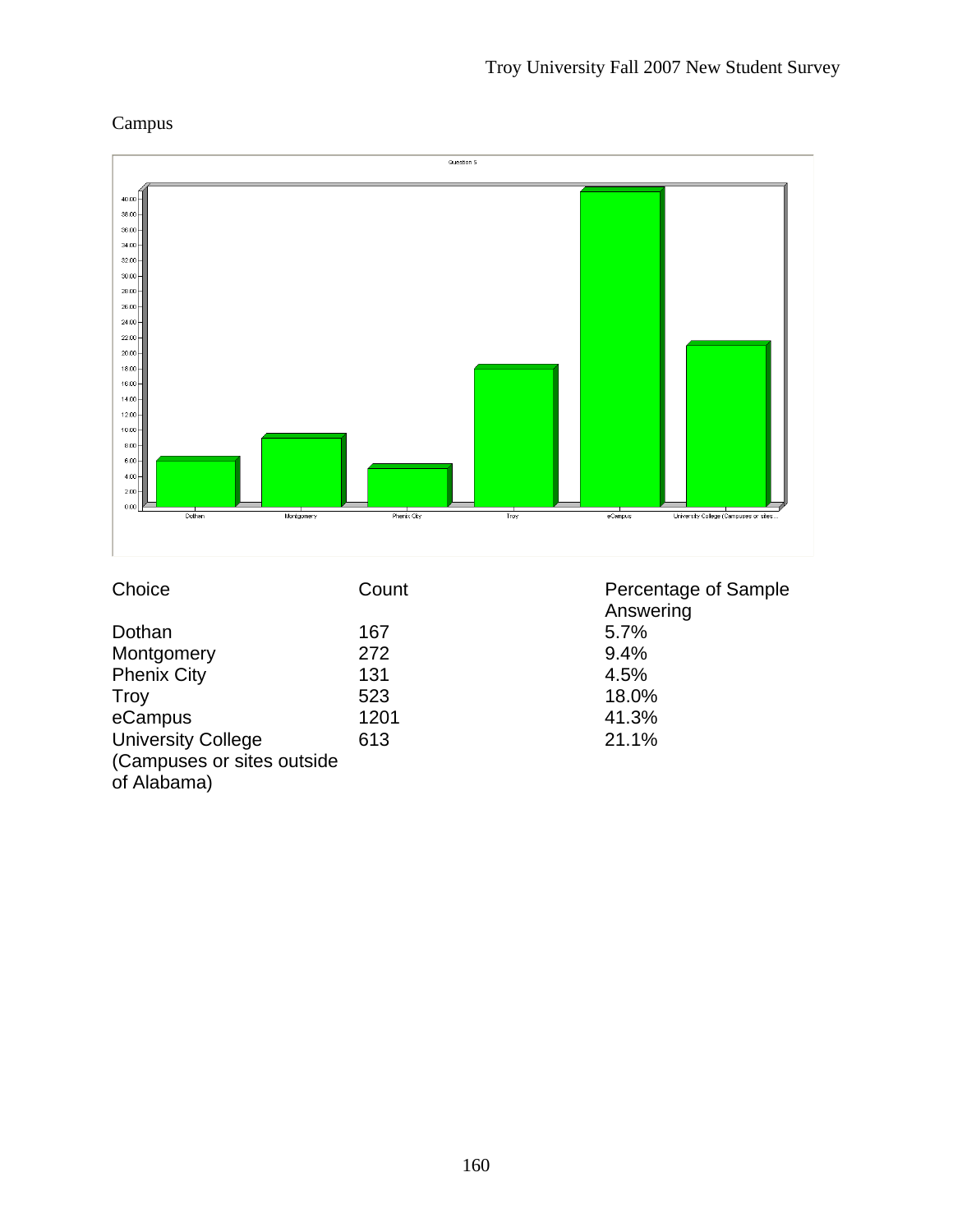Campus

Question 5

40.00
38.00
36.00
34.00
32.00
30.00
28.00
26.00
24.00
22.00
20.00
18.00
16.00
14.00
12.00
10.00
8.00
6.00
4.00
2.00
0.00

Dothan
Montgomery
Phenix City
Troy
eCampus
University College (Campuses or sites ...

| Choice | Count | Percentage of Sample Answering |
|---|---|---|
| Dothan | 167 | 5.7% |
| Montgomery | 272 | 9.4% |
| Phenix City | 131 | 4.5% |
| Troy | 523 | 18.0% |
| eCampus | 1201 | 41.3% |
| University College (Campuses or sites outside of Alabama) | 613 | 21.1% |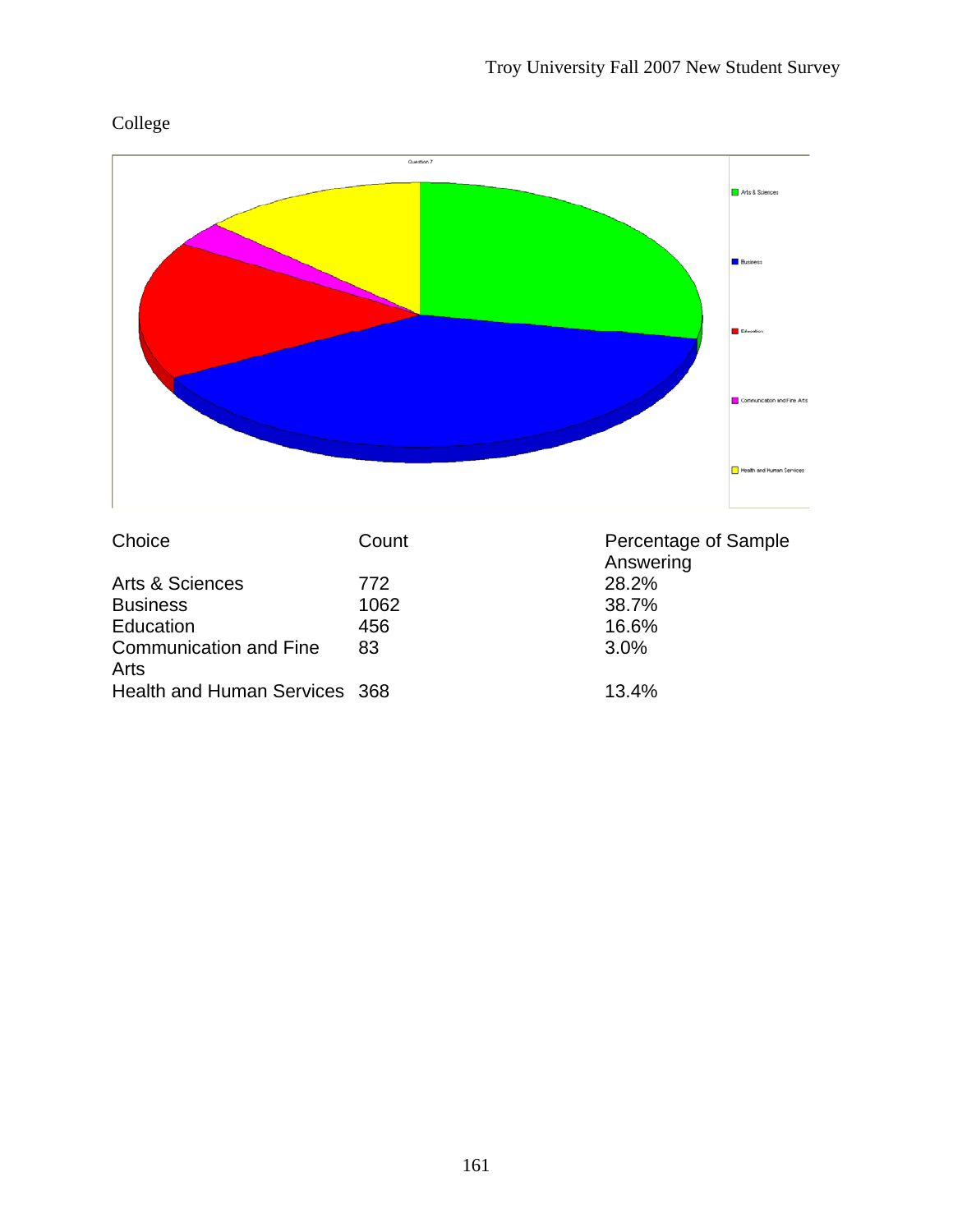College

Question 7

Arts & Sciences

Business

Education

Communication and Fine Arts

Health and Human Services

| Choice | Count | Percentage of Sample Answering |
|---|---|---|
| Arts & Sciences | 772 | 28.2% |
| Business | 1062 | 38.7% |
| Education | 456 | 16.6% |
| Communication and Fine Arts | 83 | 3.0% |
| Health and Human Services | 368 | 13.4% |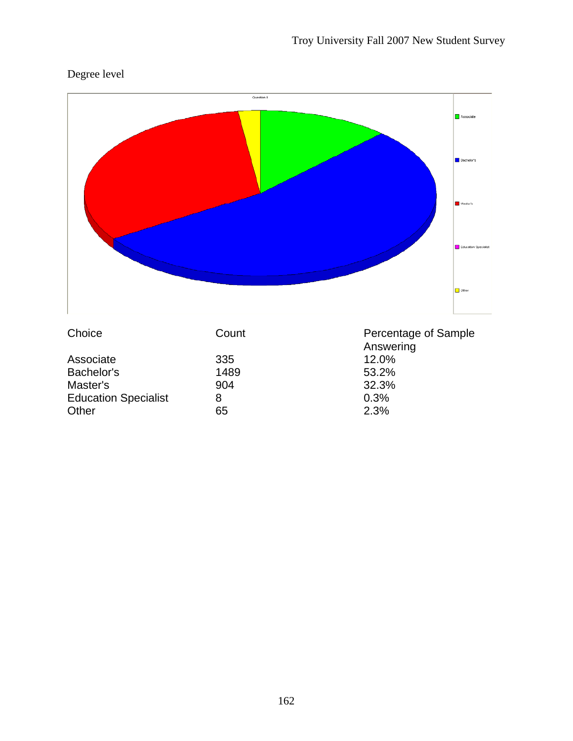Degree level

| Choice | Count | Percentage of Sample Answering |
|---|---|---|
| Associate | 335 | 12.0% |
| Bachelor's | 1489 | 53.2% |
| Master's | 904 | 32.3% |
| Education Specialist | 8 | 0.3% |
| Other | 65 | 2.3% |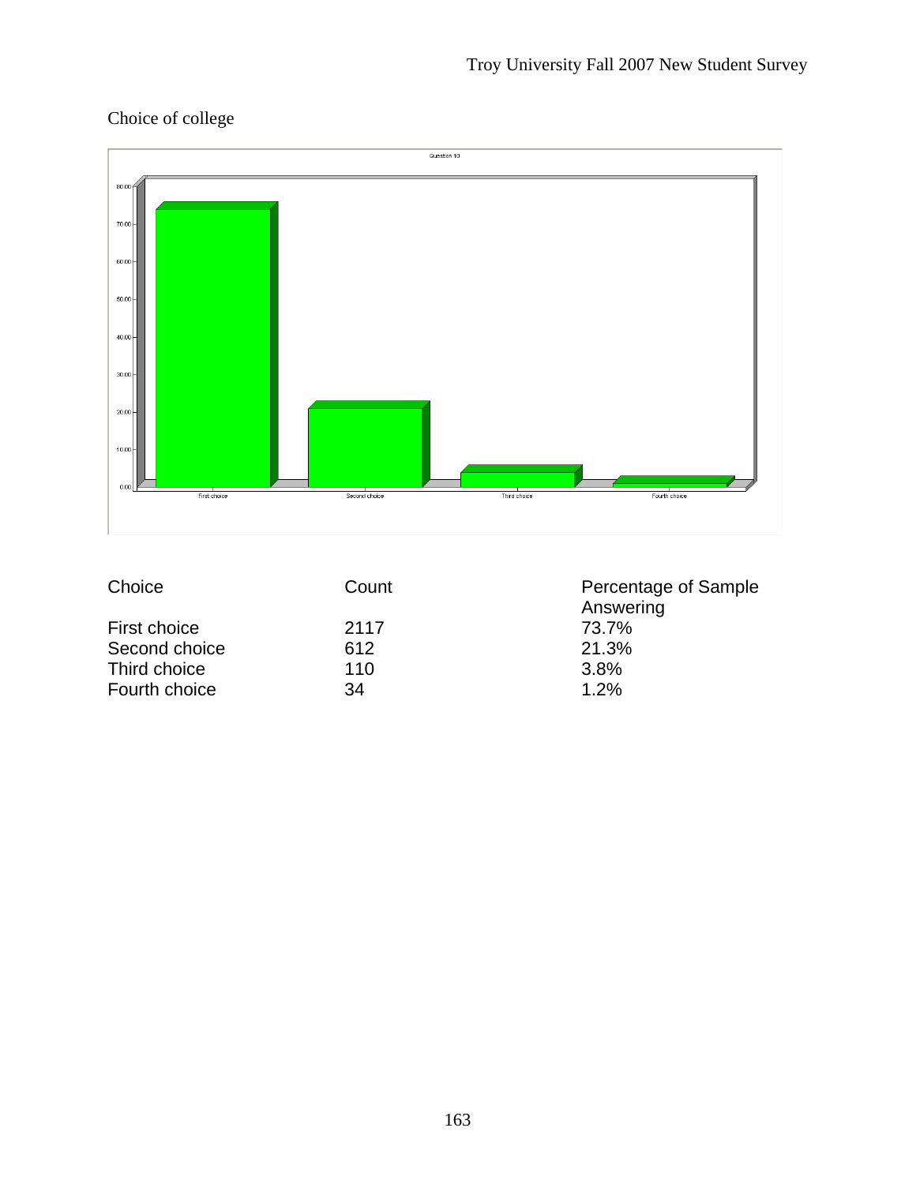Choice of college

Question 10

80.00
70.00
60.00
50.00
40.00
30.00
20.00
10.00
0.00

First choice
Second choice
Third choice
Fourth choice

| Choice | Count | Percentage of Sample Answering |
|---|---|---|
| First choice | 2117 | 73.7% |
| Second choice | 612 | 21.3% |
| Third choice | 110 | 3.8% |
| Fourth choice | 34 | 1.2% |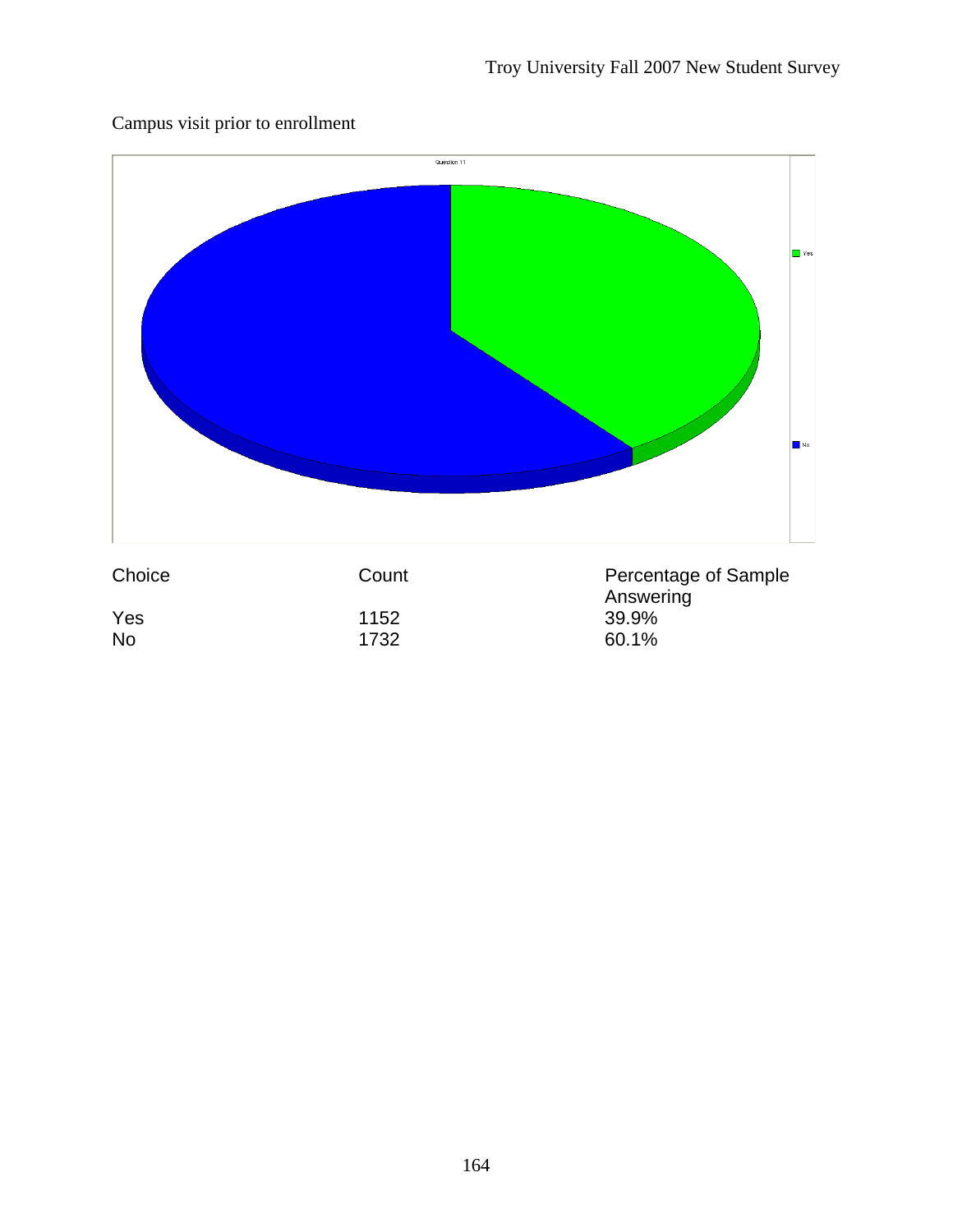Campus visit prior to enrollment

Question 11

Yes

No

| Choice | Count | Percentage of Sample Answering |
|---|---|---|
| Yes | 1152 | 39.9% |
| No | 1732 | 60.1% |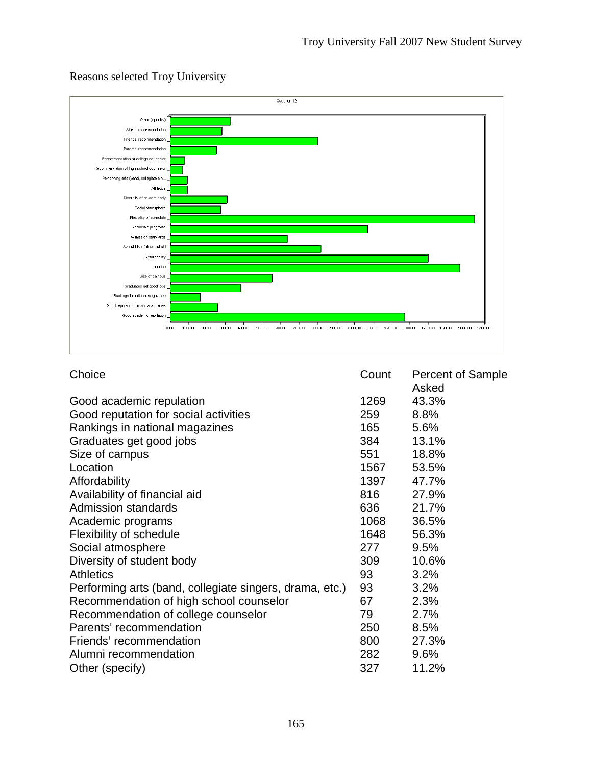Reasons selected Troy University

Question 12

Other (specify)
Alumni recommendation
Friends' recommendation
Parents' recommendation
Recommendation of college counselor
Recommendation of high school counselor
Performing arts (band, collegiate sin...
Athletics
Diversity of student body
Social atmosphere
Flexibility of schedule
Academic programs
Admission standards
Availability of financial aid
Affordability
Location
Size of campus
Graduates get good jobs
Rankings in national magazines
Good reputation for social activities
Good academic reputation

0.00 100.00 200.00 300.00 400.00 500.00 600.00 700.00 800.00 900.00 1000.00 1100.00 1200.00 1300.00 1400.00 1500.00 1600.00 1700.00

| Choice | Count | Percent of Sample Asked |
|---|---|---|
| Good academic repulation | 1269 | 43.3% |
| Good reputation for social activities | 259 | 8.8% |
| Rankings in national magazines | 165 | 5.6% |
| Graduates get good jobs | 384 | 13.1% |
| Size of campus | 551 | 18.8% |
| Location | 1567 | 53.5% |
| Affordability | 1397 | 47.7% |
| Availability of financial aid | 816 | 27.9% |
| Admission standards | 636 | 21.7% |
| Academic programs | 1068 | 36.5% |
| Flexibility of schedule | 1648 | 56.3% |
| Social atmosphere | 277 | 9.5% |
| Diversity of student body | 309 | 10.6% |
| Athletics | 93 | 3.2% |
| Performing arts (band, collegiate singers, drama, etc.) | 93 | 3.2% |
| Recommendation of high school counselor | 67 | 2.3% |
| Recommendation of college counselor | 79 | 2.7% |
| Parents' recommendation | 250 | 8.5% |
| Friends' recommendation | 800 | 27.3% |
| Alumni recommendation | 282 | 9.6% |
| Other (specify) | 327 | 11.2% |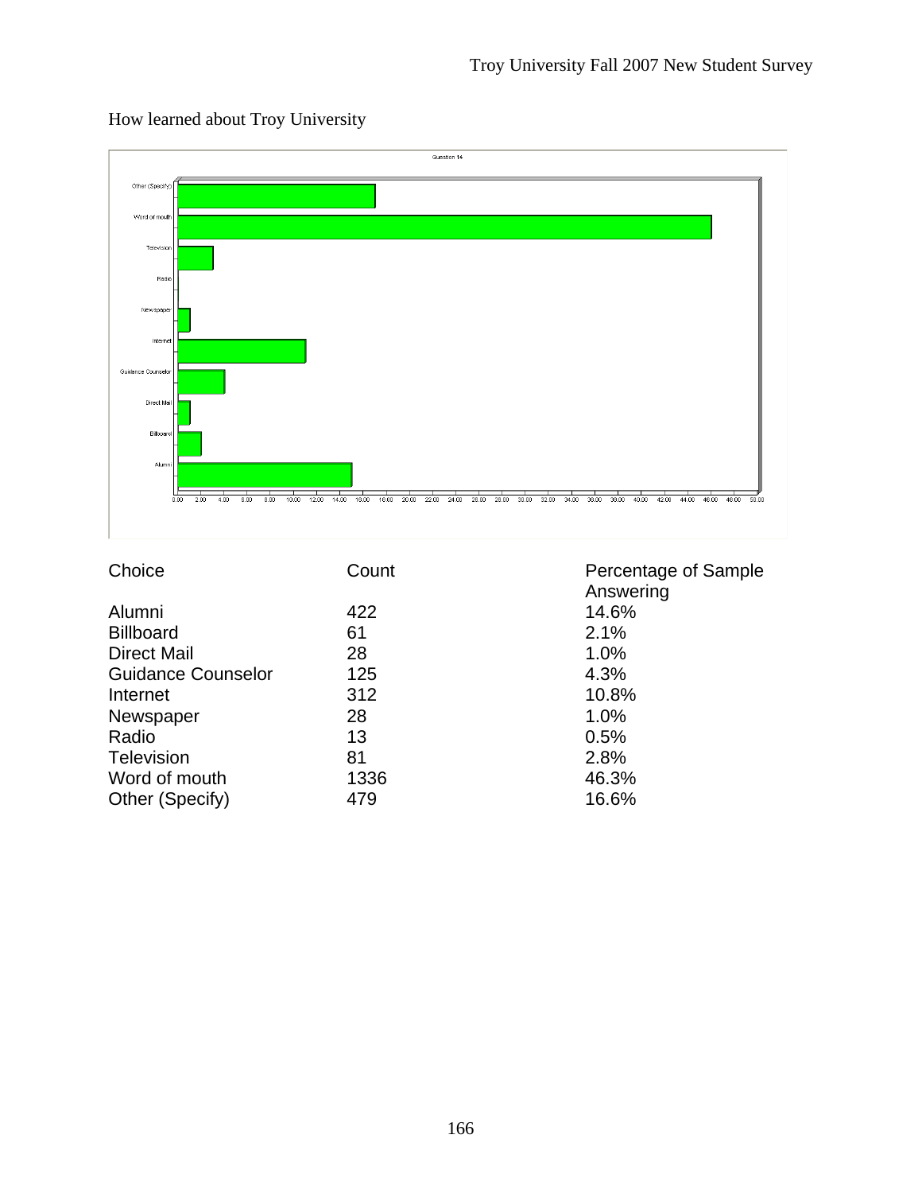How learned about Troy University

Question 14

Other (Specify)
Word of mouth
Television
Radio
Newspaper
Internet
Guidance Counselor
Direct Mail
Billboard
Alumni

0.00 2.00 4.00 6.00 8.00 10.00 12.00 14.00 16.00 18.00 20.00 22.00 24.00 26.00 28.00 30.00 32.00 34.00 36.00 38.00 40.00 42.00 44.00 46.00 48.00 50.00

| Choice | Count | Percentage of Sample Answering |
|---|---|---|
| Alumni | 422 | 14.6% |
| Billboard | 61 | 2.1% |
| Direct Mail | 28 | 1.0% |
| Guidance Counselor | 125 | 4.3% |
| Internet | 312 | 10.8% |
| Newspaper | 28 | 1.0% |
| Radio | 13 | 0.5% |
| Television | 81 | 2.8% |
| Word of mouth | 1336 | 46.3% |
| Other (Specify) | 479 | 16.6% |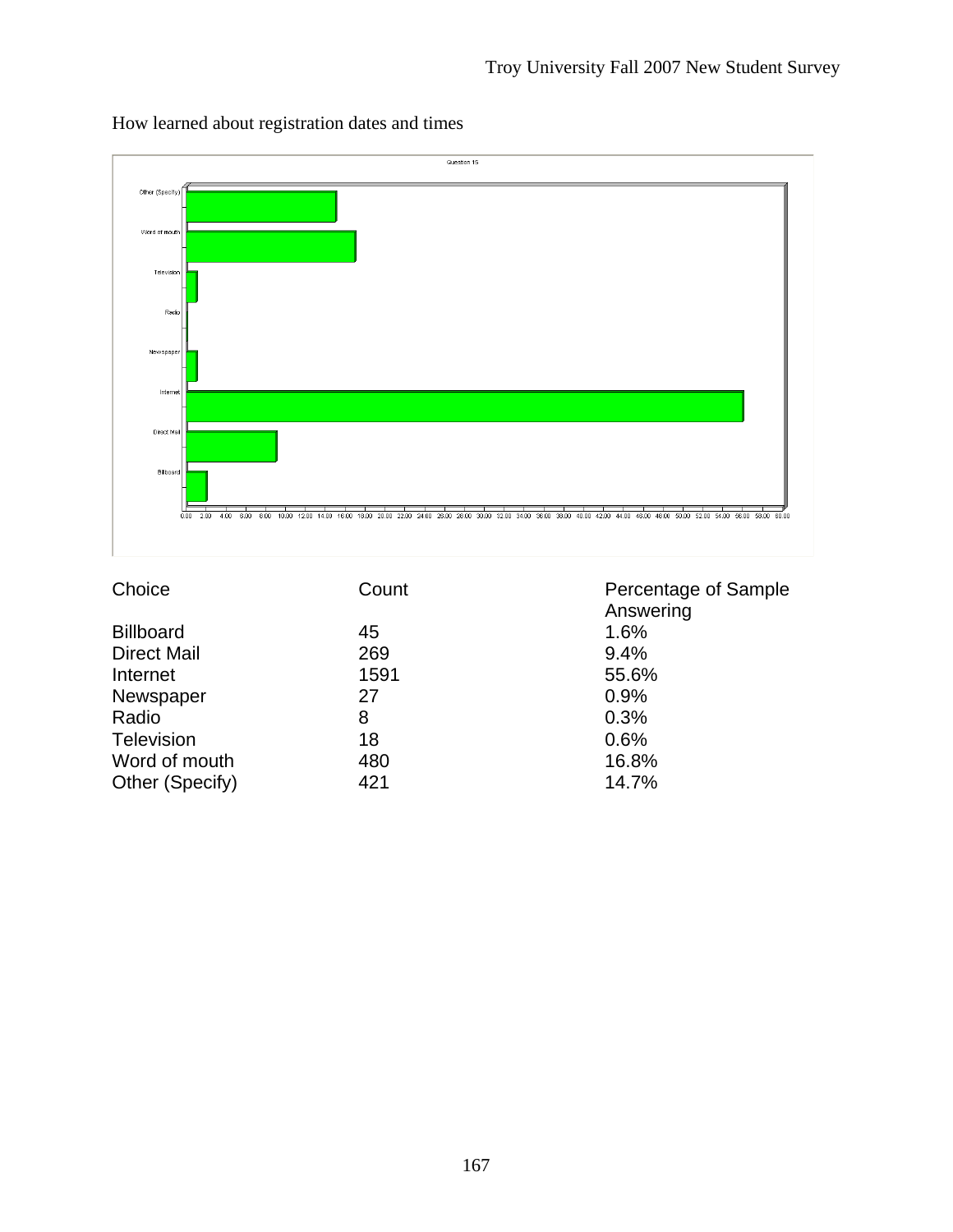How learned about registration dates and times

Question 15

Other (Specify)
Word of mouth
Television
Radio
Newspaper
Internet
Direct Mail
Billboard

0.00 2.00 4.00 6.00 8.00 10.00 12.00 14.00 16.00 18.00 20.00 22.00 24.00 26.00 28.00 30.00 32.00 34.00 36.00 38.00 40.00 42.00 44.00 46.00 48.00 50.00 52.00 54.00 56.00 58.00 60.00

| Choice | Count | Percentage of Sample Answering |
|---|---|---|
| Billboard | 45 | 1.6% |
| Direct Mail | 269 | 9.4% |
| Internet | 1591 | 55.6% |
| Newspaper | 27 | 0.9% |
| Radio | 8 | 0.3% |
| Television | 18 | 0.6% |
| Word of mouth | 480 | 16.8% |
| Other (Specify) | 421 | 14.7% |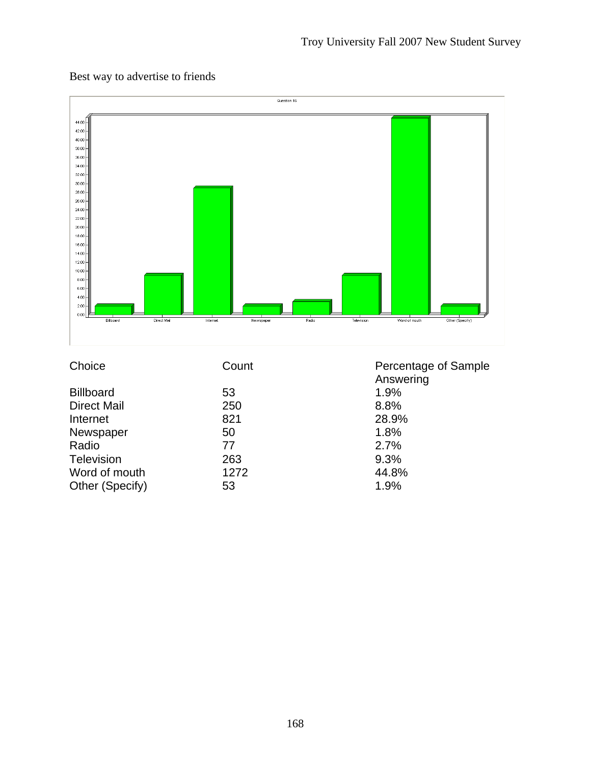Best way to advertise to friends

Question 16

44.00
42.00
40.00
38.00
36.00
34.00
32.00
30.00
28.00
26.00
24.00
22.00
20.00
18.00
16.00
14.00
12.00
10.00
8.00
6.00
4.00
2.00
0.00

Billboard Direct Mail Internet Newspaper Radio Television Word of mouth Other (Specify)

| Choice | Count | Percentage of Sample Answering |
|---|---|---|
| Billboard | 53 | 1.9% |
| Direct Mail | 250 | 8.8% |
| Internet | 821 | 28.9% |
| Newspaper | 50 | 1.8% |
| Radio | 77 | 2.7% |
| Television | 263 | 9.3% |
| Word of mouth | 1272 | 44.8% |
| Other (Specify) | 53 | 1.9% |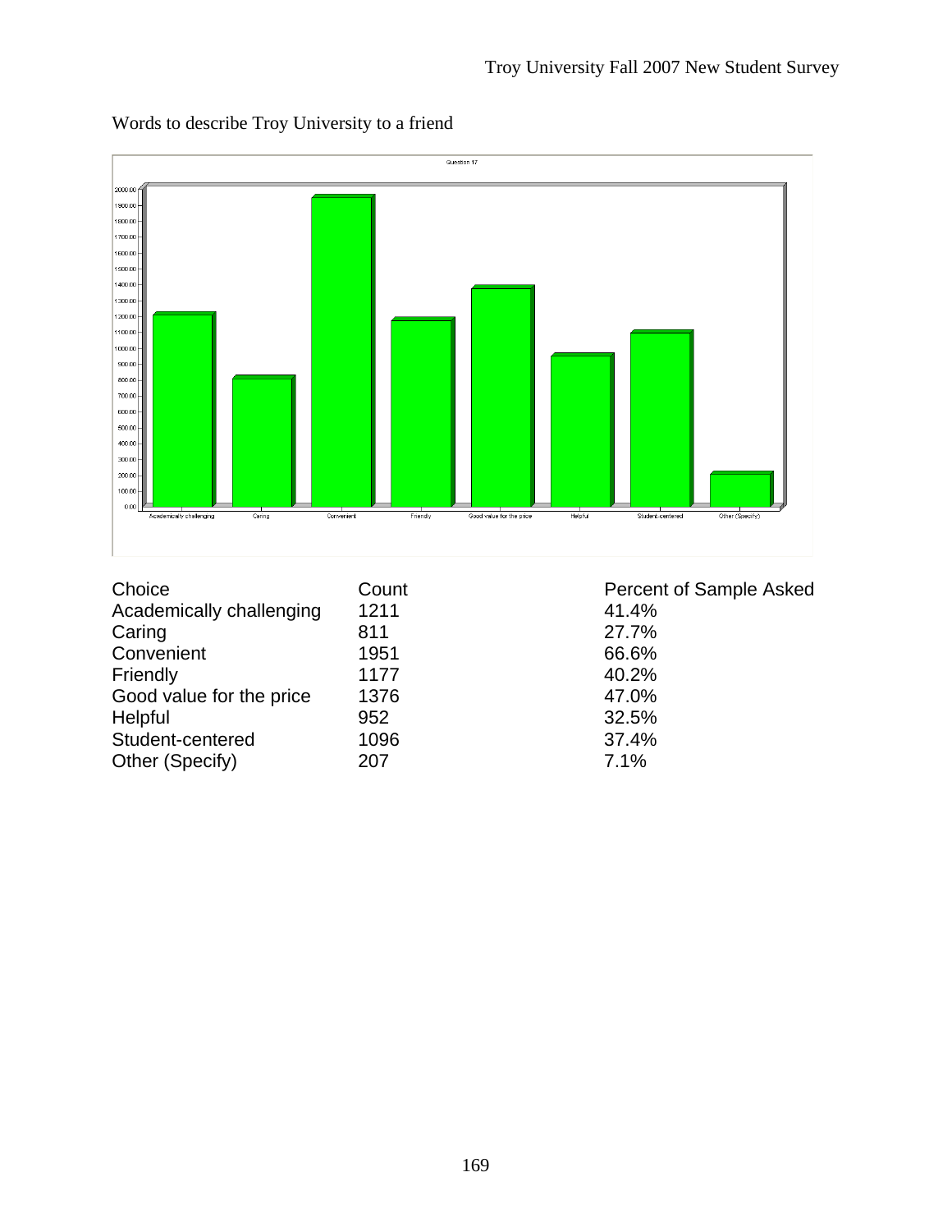Words to describe Troy University to a friend

Question 17

2000.00
1900.00
1800.00
1700.00
1600.00
1500.00
1400.00
1300.00
1200.00
1100.00
1000.00
900.00
800.00
700.00
600.00
500.00
400.00
300.00
200.00
100.00
0.00

Academically challenging
Caring
Convenient
Friendly
Good value for the price
Helpful
Student-centered
Other (Specify)

| Choice | Count | Percent of Sample Asked |
|---|---|---|
| Academically challenging | 1211 | 41.4% |
| Caring | 811 | 27.7% |
| Convenient | 1951 | 66.6% |
| Friendly | 1177 | 40.2% |
| Good value for the price | 1376 | 47.0% |
| Helpful | 952 | 32.5% |
| Student-centered | 1096 | 37.4% |
| Other (Specify) | 207 | 7.1% |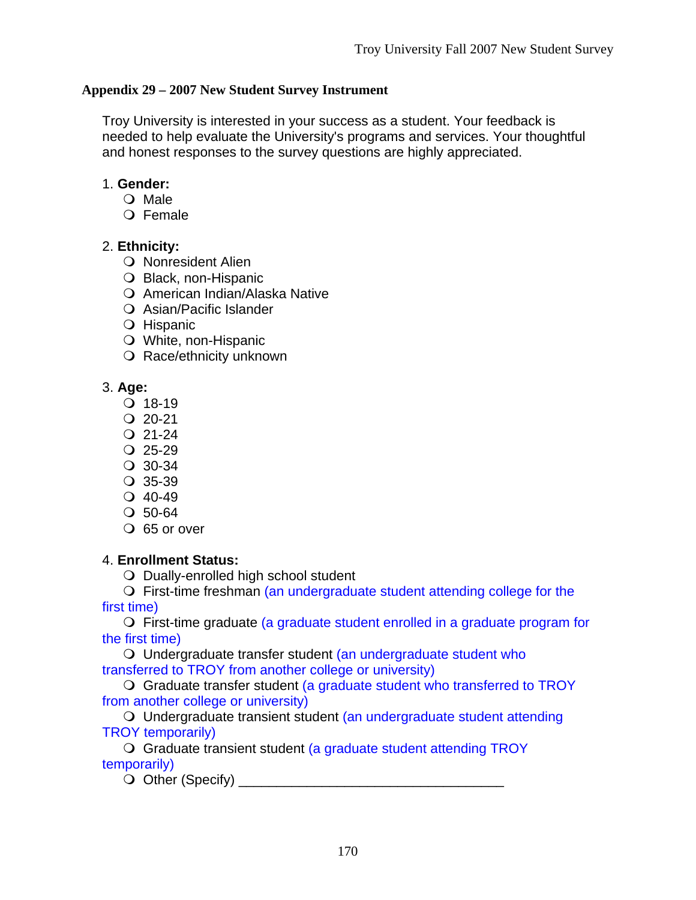**Appendix 29 – 2007 New Student Survey Instrument**

Troy University is interested in your success as a student. Your feedback is needed to help evaluate the University's programs and services. Your thoughtful and honest responses to the survey questions are highly appreciated.

1. **Gender:**
   - Male
   - Female

2. **Ethnicity:**
   - Nonresident Alien
   - Black, non-Hispanic
   - American Indian/Alaska Native
   - Asian/Pacific Islander
   - Hispanic
   - White, non-Hispanic
   - Race/ethnicity unknown

3. **Age:**
   - 18-19
   - 20-21
   - 21-24
   - 25-29
   - 30-34
   - 35-39
   - 40-49
   - 50-64
   - 65 or over

4. **Enrollment Status:**
   - Dually-enrolled high school student
   - First-time freshman (an undergraduate student attending college for the first time)
   - First-time graduate (a graduate student enrolled in a graduate program for the first time)
   - Undergraduate transfer student (an undergraduate student who transferred to TROY from another college or university)
   - Graduate transfer student (a graduate student who transferred to TROY from another college or university)
   - Undergraduate transient student (an undergraduate student attending TROY temporarily)
   - Graduate transient student (a graduate student attending TROY temporarily)
   - Other (Specify) ___________________________________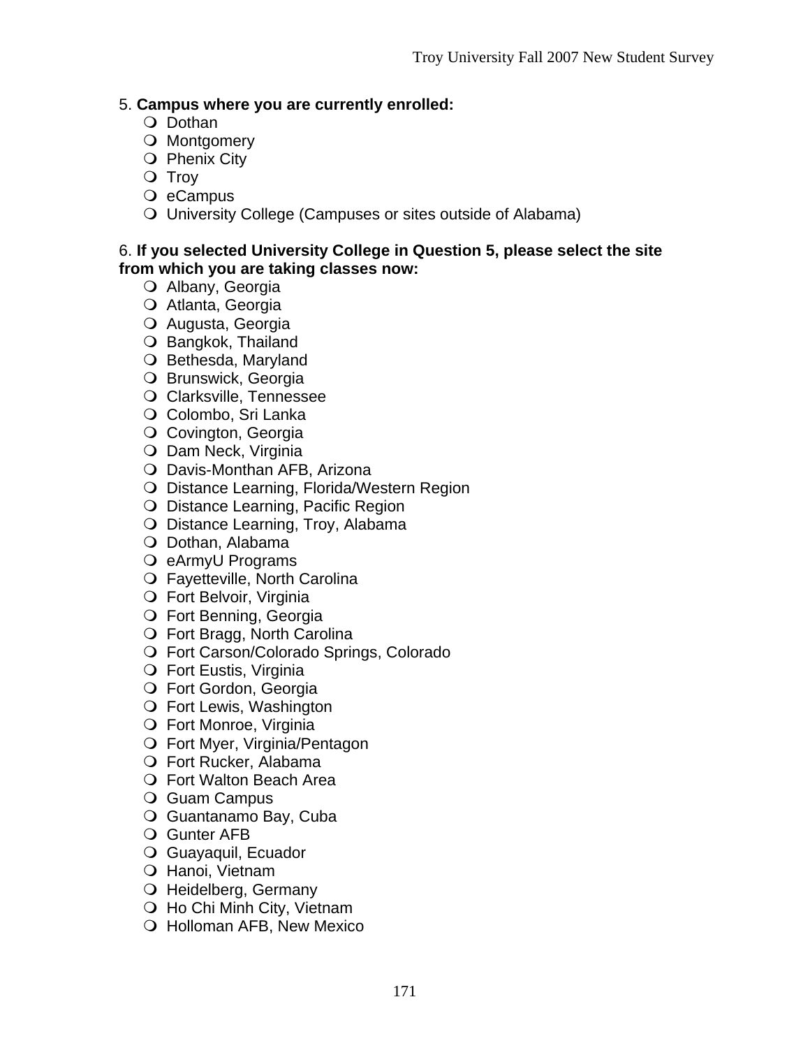5. **Campus where you are currently enrolled:**

- Dothan
- Montgomery
- Phenix City
- Troy
- eCampus
- University College (Campuses or sites outside of Alabama)

6. **If you selected University College in Question 5, please select the site from which you are taking classes now:**

- Albany, Georgia
- Atlanta, Georgia
- Augusta, Georgia
- Bangkok, Thailand
- Bethesda, Maryland
- Brunswick, Georgia
- Clarksville, Tennessee
- Colombo, Sri Lanka
- Covington, Georgia
- Dam Neck, Virginia
- Davis-Monthan AFB, Arizona
- Distance Learning, Florida/Western Region
- Distance Learning, Pacific Region
- Distance Learning, Troy, Alabama
- Dothan, Alabama
- eArmyU Programs
- Fayetteville, North Carolina
- Fort Belvoir, Virginia
- Fort Benning, Georgia
- Fort Bragg, North Carolina
- Fort Carson/Colorado Springs, Colorado
- Fort Eustis, Virginia
- Fort Gordon, Georgia
- Fort Lewis, Washington
- Fort Monroe, Virginia
- Fort Myer, Virginia/Pentagon
- Fort Rucker, Alabama
- Fort Walton Beach Area
- Guam Campus
- Guantanamo Bay, Cuba
- Gunter AFB
- Guayaquil, Ecuador
- Hanoi, Vietnam
- Heidelberg, Germany
- Ho Chi Minh City, Vietnam
- Holloman AFB, New Mexico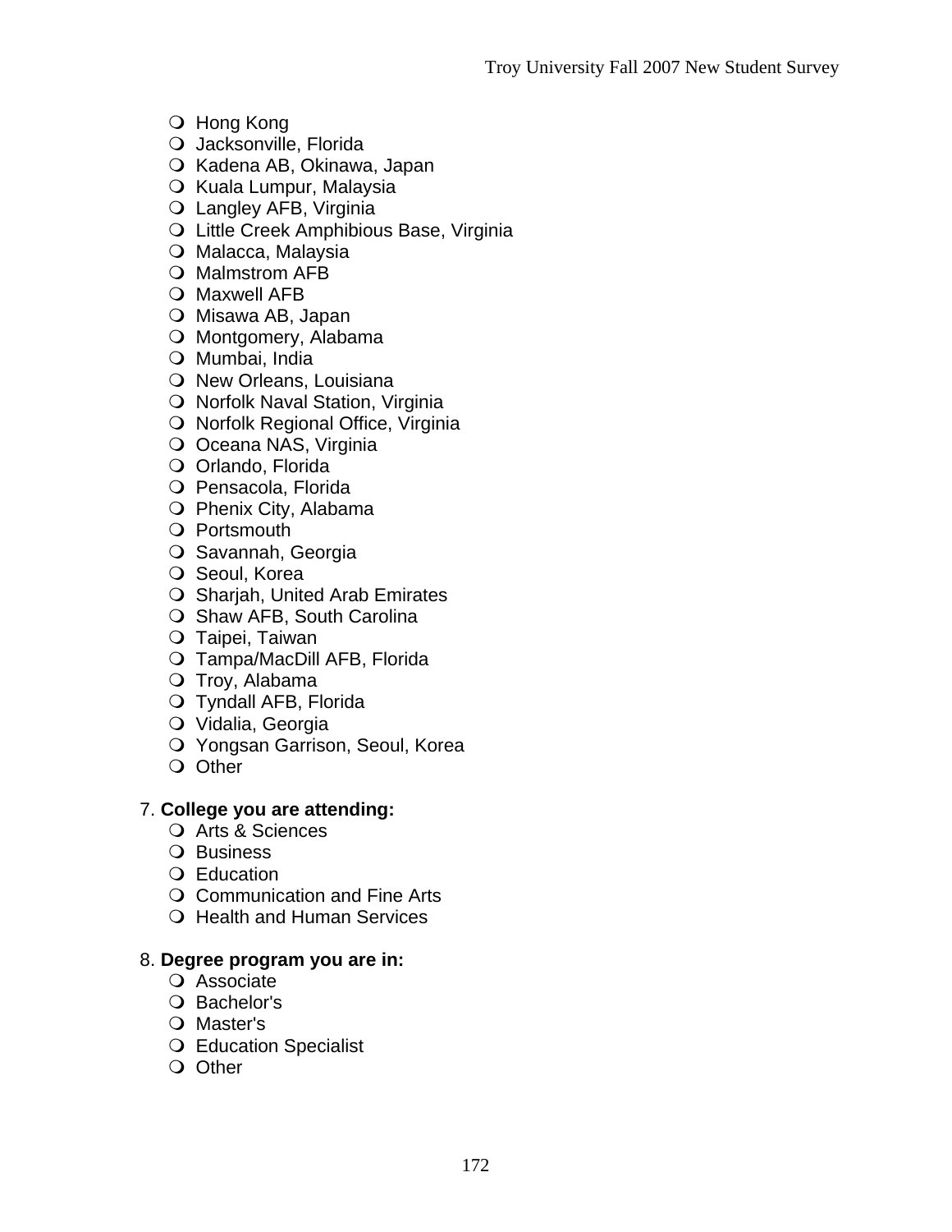- Hong Kong
- Jacksonville, Florida
- Kadena AB, Okinawa, Japan
- Kuala Lumpur, Malaysia
- Langley AFB, Virginia
- Little Creek Amphibious Base, Virginia
- Malacca, Malaysia
- Malmstrom AFB
- Maxwell AFB
- Misawa AB, Japan
- Montgomery, Alabama
- Mumbai, India
- New Orleans, Louisiana
- Norfolk Naval Station, Virginia
- Norfolk Regional Office, Virginia
- Oceana NAS, Virginia
- Orlando, Florida
- Pensacola, Florida
- Phenix City, Alabama
- Portsmouth
- Savannah, Georgia
- Seoul, Korea
- Sharjah, United Arab Emirates
- Shaw AFB, South Carolina
- Taipei, Taiwan
- Tampa/MacDill AFB, Florida
- Troy, Alabama
- Tyndall AFB, Florida
- Vidalia, Georgia
- Yongsan Garrison, Seoul, Korea
- Other

7. **College you are attending:**
   - Arts & Sciences
   - Business
   - Education
   - Communication and Fine Arts
   - Health and Human Services

8. **Degree program you are in:**
   - Associate
   - Bachelor's
   - Master's
   - Education Specialist
   - Other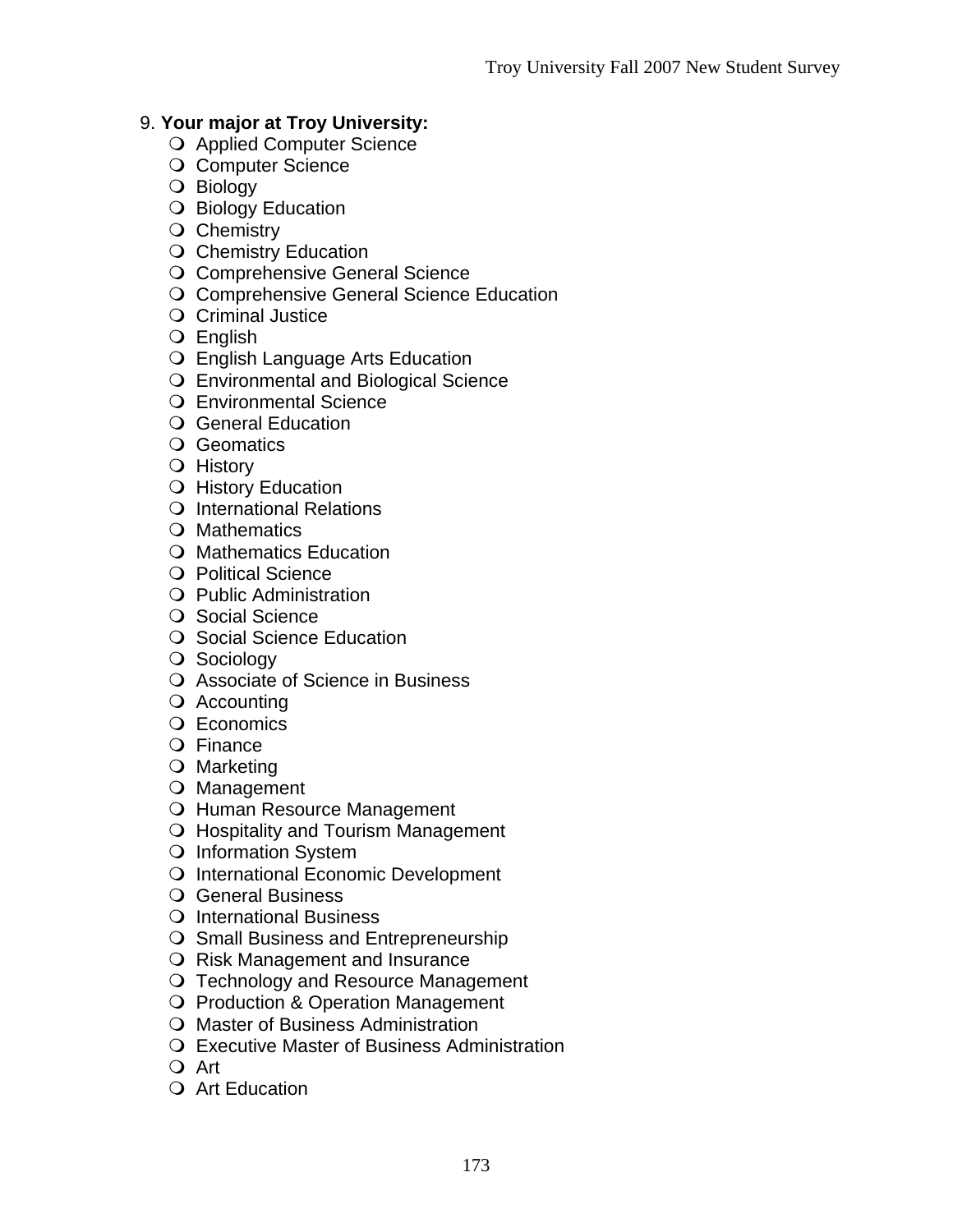9. **Your major at Troy University:**

- Applied Computer Science
- Computer Science
- Biology
- Biology Education
- Chemistry
- Chemistry Education
- Comprehensive General Science
- Comprehensive General Science Education
- Criminal Justice
- English
- English Language Arts Education
- Environmental and Biological Science
- Environmental Science
- General Education
- Geomatics
- History
- History Education
- International Relations
- Mathematics
- Mathematics Education
- Political Science
- Public Administration
- Social Science
- Social Science Education
- Sociology
- Associate of Science in Business
- Accounting
- Economics
- Finance
- Marketing
- Management
- Human Resource Management
- Hospitality and Tourism Management
- Information System
- International Economic Development
- General Business
- International Business
- Small Business and Entrepreneurship
- Risk Management and Insurance
- Technology and Resource Management
- Production & Operation Management
- Master of Business Administration
- Executive Master of Business Administration
- Art
- Art Education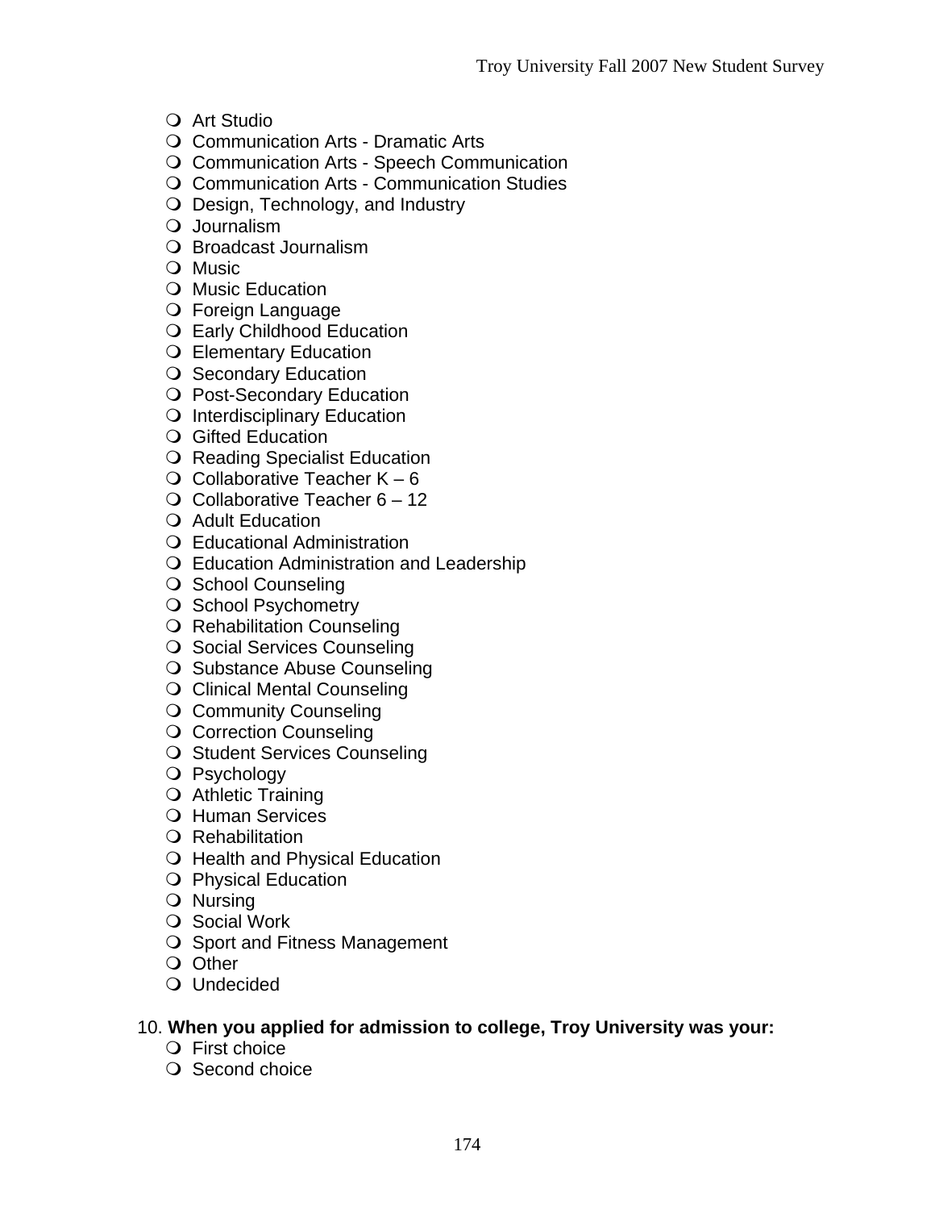- Art Studio
- Communication Arts - Dramatic Arts
- Communication Arts - Speech Communication
- Communication Arts - Communication Studies
- Design, Technology, and Industry
- Journalism
- Broadcast Journalism
- Music
- Music Education
- Foreign Language
- Early Childhood Education
- Elementary Education
- Secondary Education
- Post-Secondary Education
- Interdisciplinary Education
- Gifted Education
- Reading Specialist Education
- Collaborative Teacher K – 6
- Collaborative Teacher 6 – 12
- Adult Education
- Educational Administration
- Education Administration and Leadership
- School Counseling
- School Psychometry
- Rehabilitation Counseling
- Social Services Counseling
- Substance Abuse Counseling
- Clinical Mental Counseling
- Community Counseling
- Correction Counseling
- Student Services Counseling
- Psychology
- Athletic Training
- Human Services
- Rehabilitation
- Health and Physical Education
- Physical Education
- Nursing
- Social Work
- Sport and Fitness Management
- Other
- Undecided

10. **When you applied for admission to college, Troy University was your:**
    - First choice
    - Second choice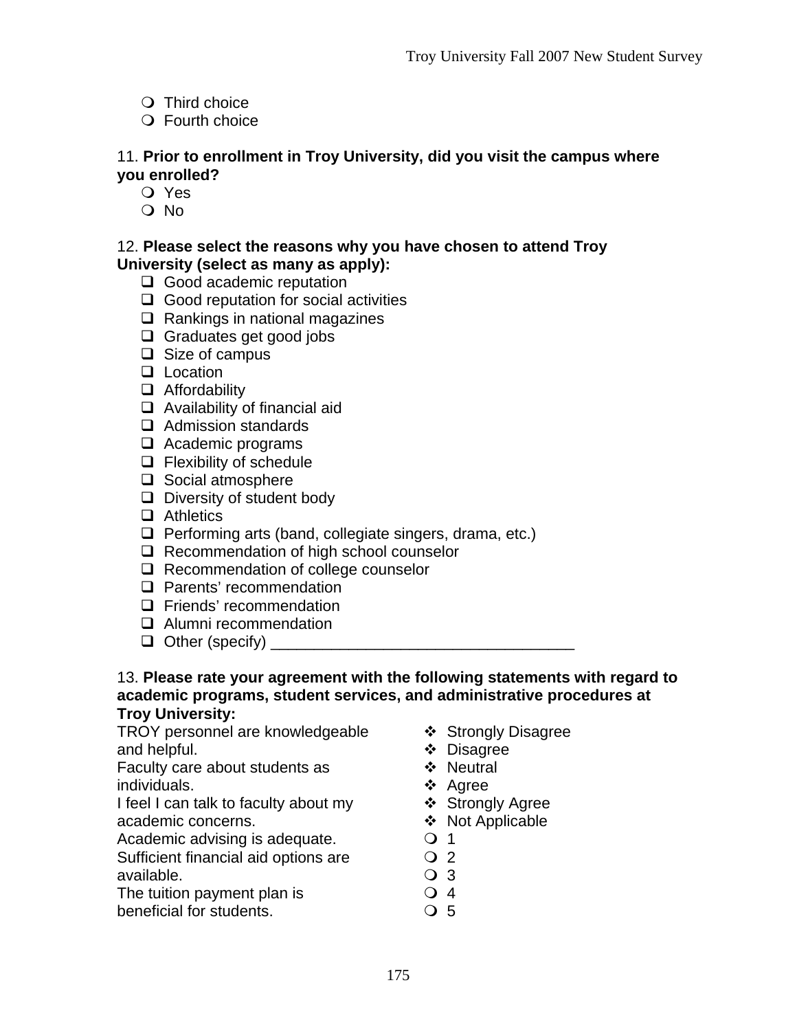- Third choice
- Fourth choice

11. **Prior to enrollment in Troy University, did you visit the campus where you enrolled?**
- Yes
- No

12. **Please select the reasons why you have chosen to attend Troy University (select as many as apply):**
- Good academic reputation
- Good reputation for social activities
- Rankings in national magazines
- Graduates get good jobs
- Size of campus
- Location
- Affordability
- Availability of financial aid
- Admission standards
- Academic programs
- Flexibility of schedule
- Social atmosphere
- Diversity of student body
- Athletics
- Performing arts (band, collegiate singers, drama, etc.)
- Recommendation of high school counselor
- Recommendation of college counselor
- Parents' recommendation
- Friends' recommendation
- Alumni recommendation
- Other (specify) ___________________________________

13. **Please rate your agreement with the following statements with regard to academic programs, student services, and administrative procedures at Troy University:**

TROY personnel are knowledgeable and helpful.
Faculty care about students as individuals.
I feel I can talk to faculty about my academic concerns.
Academic advising is adequate.
Sufficient financial aid options are available.
The tuition payment plan is beneficial for students.

- Strongly Disagree
- Disagree
- Neutral
- Agree
- Strongly Agree
- Not Applicable

- 1
- 2
- 3
- 4
- 5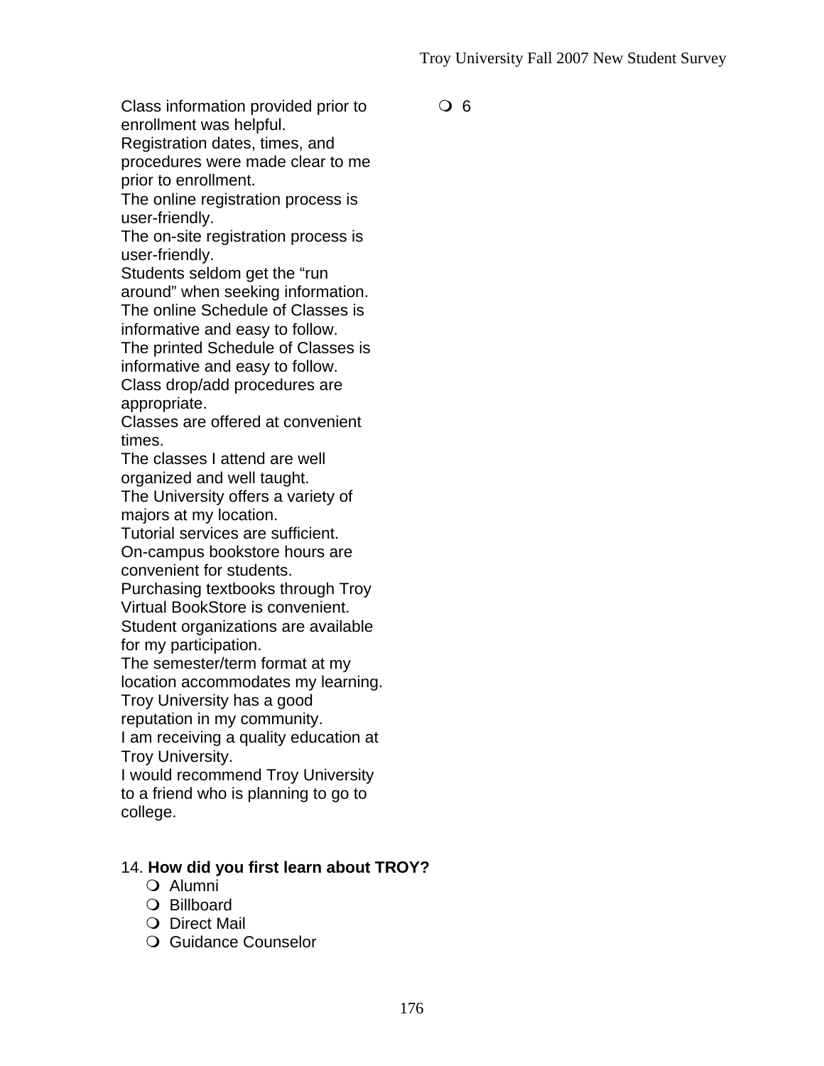Class information provided prior to enrollment was helpful.
Registration dates, times, and procedures were made clear to me prior to enrollment.
The online registration process is user-friendly.
The on-site registration process is user-friendly.
Students seldom get the “run around” when seeking information.
The online Schedule of Classes is informative and easy to follow.
The printed Schedule of Classes is informative and easy to follow.
Class drop/add procedures are appropriate.
Classes are offered at convenient times.
The classes I attend are well organized and well taught.
The University offers a variety of majors at my location.
Tutorial services are sufficient.
On-campus bookstore hours are convenient for students.
Purchasing textbooks through Troy Virtual BookStore is convenient.
Student organizations are available for my participation.
The semester/term format at my location accommodates my learning.
Troy University has a good reputation in my community.
I am receiving a quality education at Troy University.
I would recommend Troy University to a friend who is planning to go to college.

- ❍ 6

14. **How did you first learn about TROY?**
- ❍ Alumni
- ❍ Billboard
- ❍ Direct Mail
- ❍ Guidance Counselor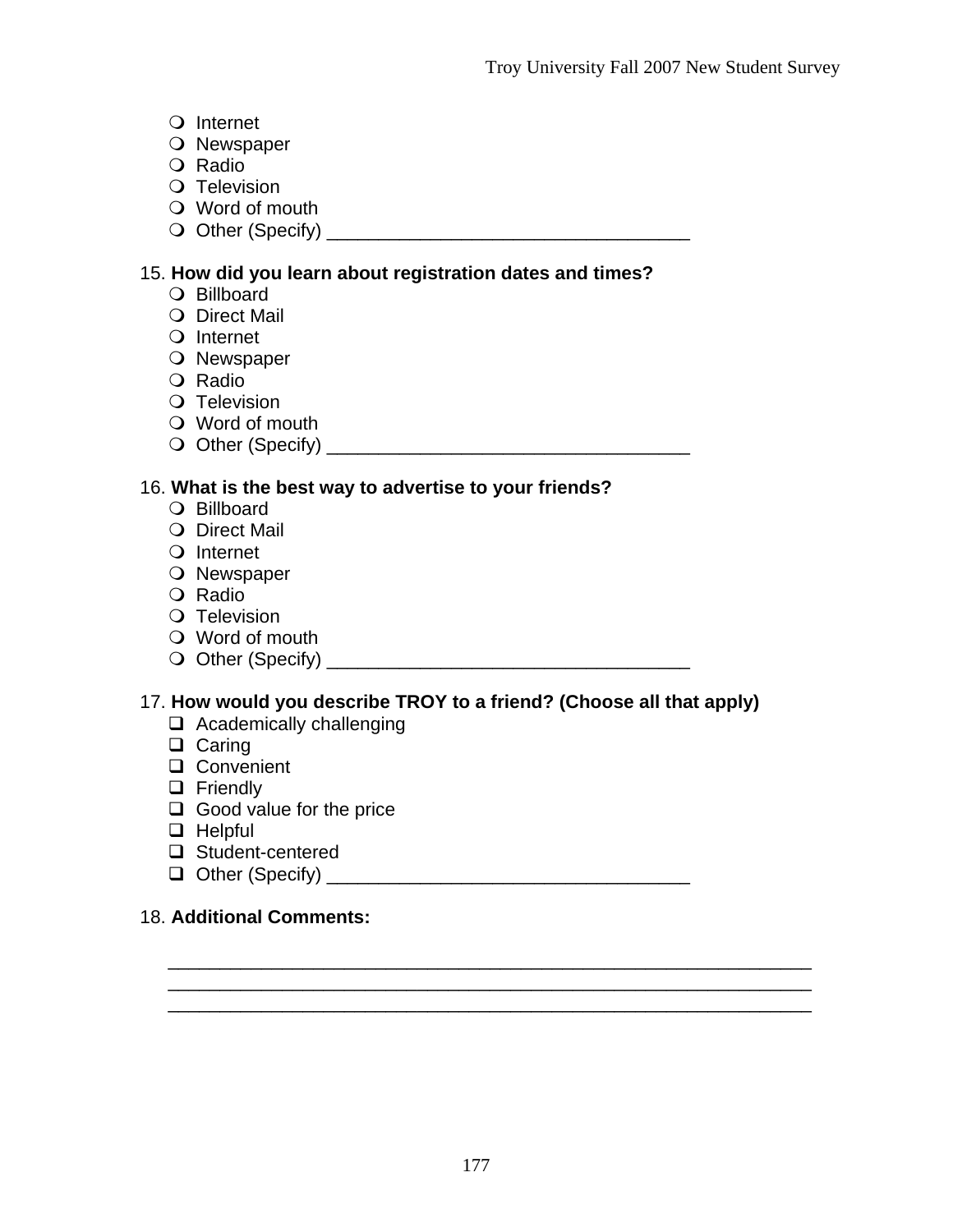- Internet
- Newspaper
- Radio
- Television
- Word of mouth
- Other (Specify) ___________________________________

15. **How did you learn about registration dates and times?**
   - Billboard
   - Direct Mail
   - Internet
   - Newspaper
   - Radio
   - Television
   - Word of mouth
   - Other (Specify) ___________________________________

16. **What is the best way to advertise to your friends?**
   - Billboard
   - Direct Mail
   - Internet
   - Newspaper
   - Radio
   - Television
   - Word of mouth
   - Other (Specify) ___________________________________

17. **How would you describe TROY to a friend? (Choose all that apply)**
   - [ ] Academically challenging
   - [ ] Caring
   - [ ] Convenient
   - [ ] Friendly
   - [ ] Good value for the price
   - [ ] Helpful
   - [ ] Student-centered
   - [ ] Other (Specify) ___________________________________

18. **Additional Comments:**

_______________________________________________________________
_______________________________________________________________
_______________________________________________________________